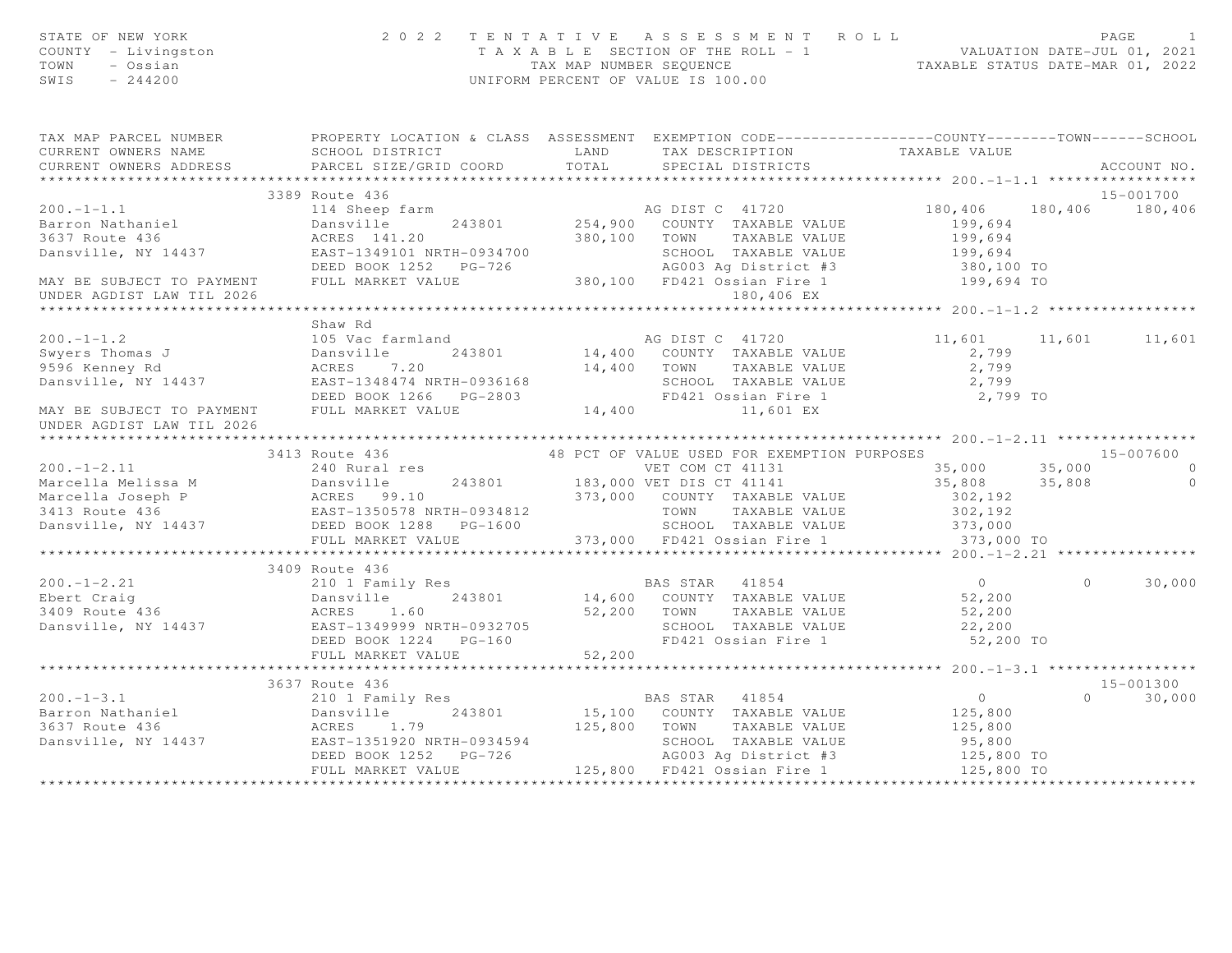STATE OF NEW YORK
COUNTY - Livingston
TOWN - Ossian
SWIS - 244200

# 2022 TENTATIVE ASSESSMENT ROLL

TAXABLE SECTION OF THE ROLL - 1
TAX MAP NUMBER SEQUENCE
UNIFORM PERCENT OF VALUE IS 100.00

VALUATION DATE-JUL 01, 2021
TAXABLE STATUS DATE-MAR 01, 2022

| TAX MAP PARCEL NUMBER / CURRENT OWNERS NAME / CURRENT OWNERS ADDRESS | PROPERTY LOCATION & CLASS / SCHOOL DISTRICT / PARCEL SIZE/GRID COORD | ASSESSMENT LAND / TOTAL | EXEMPTION CODE / TAX DESCRIPTION / SPECIAL DISTRICTS | COUNTY TAXABLE VALUE | TOWN | SCHOOL | ACCOUNT NO. |
|---|---|---|---|---|---|---|---|
| **200.-1-1.1** | 3389 Route 436 | | | | | | 15-001700 |
| 200.-1-1.1 | 114 Sheep farm | | AG DIST C 41720 | 180,406 | 180,406 | 180,406 | |
| Barron Nathaniel | Dansville 243801 | 254,900 | COUNTY TAXABLE VALUE | 199,694 | | | |
| 3637 Route 436 | ACRES 141.20 | 380,100 | TOWN TAXABLE VALUE | 199,694 | | | |
| Dansville, NY 14437 | EAST-1349101 NRTH-0934700 | | SCHOOL TAXABLE VALUE | 199,694 | | | |
| | DEED BOOK 1252 PG-726 | | AG003 Ag District #3 | 380,100 TO | | | |
| MAY BE SUBJECT TO PAYMENT | FULL MARKET VALUE | 380,100 | FD421 Ossian Fire 1 | 199,694 TO | | | |
| UNDER AGDIST LAW TIL 2026 | | | 180,406 EX | | | | |
| **200.-1-1.2** | Shaw Rd | | | | | | |
| 200.-1-1.2 | 105 Vac farmland | | AG DIST C 41720 | 11,601 | 11,601 | 11,601 | |
| Swyers Thomas J | Dansville 243801 | 14,400 | COUNTY TAXABLE VALUE | 2,799 | | | |
| 9596 Kenney Rd | ACRES 7.20 | 14,400 | TOWN TAXABLE VALUE | 2,799 | | | |
| Dansville, NY 14437 | EAST-1348474 NRTH-0936168 | | SCHOOL TAXABLE VALUE | 2,799 | | | |
| | DEED BOOK 1266 PG-2803 | | FD421 Ossian Fire 1 | 2,799 TO | | | |
| MAY BE SUBJECT TO PAYMENT | FULL MARKET VALUE | 14,400 | 11,601 EX | | | | |
| UNDER AGDIST LAW TIL 2026 | | | | | | | |
| **200.-1-2.11** | 3413 Route 436 | | 48 PCT OF VALUE USED FOR EXEMPTION PURPOSES | | | | 15-007600 |
| 200.-1-2.11 | 240 Rural res | | VET COM CT 41131 | 35,000 | 35,000 | 0 | |
| Marcella Melissa M | Dansville 243801 | 183,000 | VET DIS CT 41141 | 35,808 | 35,808 | 0 | |
| Marcella Joseph P | ACRES 99.10 | 373,000 | COUNTY TAXABLE VALUE | 302,192 | | | |
| 3413 Route 436 | EAST-1350578 NRTH-0934812 | | TOWN TAXABLE VALUE | 302,192 | | | |
| Dansville, NY 14437 | DEED BOOK 1288 PG-1600 | | SCHOOL TAXABLE VALUE | 373,000 | | | |
| | FULL MARKET VALUE | 373,000 | FD421 Ossian Fire 1 | 373,000 TO | | | |
| **200.-1-2.21** | 3409 Route 436 | | | | | | |
| 200.-1-2.21 | 210 1 Family Res | | BAS STAR 41854 | 0 | 0 | 30,000 | |
| Ebert Craig | Dansville 243801 | 14,600 | COUNTY TAXABLE VALUE | 52,200 | | | |
| 3409 Route 436 | ACRES 1.60 | 52,200 | TOWN TAXABLE VALUE | 52,200 | | | |
| Dansville, NY 14437 | EAST-1349999 NRTH-0932705 | | SCHOOL TAXABLE VALUE | 22,200 | | | |
| | DEED BOOK 1224 PG-160 | | FD421 Ossian Fire 1 | 52,200 TO | | | |
| | FULL MARKET VALUE | 52,200 | | | | | |
| **200.-1-3.1** | 3637 Route 436 | | | | | | 15-001300 |
| 200.-1-3.1 | 210 1 Family Res | | BAS STAR 41854 | 0 | 0 | 30,000 | |
| Barron Nathaniel | Dansville 243801 | 15,100 | COUNTY TAXABLE VALUE | 125,800 | | | |
| 3637 Route 436 | ACRES 1.79 | 125,800 | TOWN TAXABLE VALUE | 125,800 | | | |
| Dansville, NY 14437 | EAST-1351920 NRTH-0934594 | | SCHOOL TAXABLE VALUE | 95,800 | | | |
| | DEED BOOK 1252 PG-726 | | AG003 Ag District #3 | 125,800 TO | | | |
| | FULL MARKET VALUE | 125,800 | FD421 Ossian Fire 1 | 125,800 TO | | | |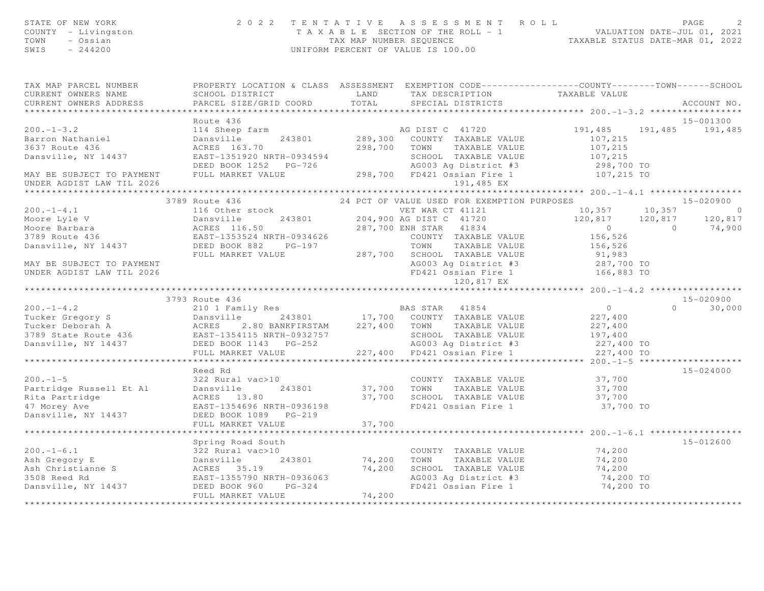STATE OF NEW YORK — 2022 TENTATIVE ASSESSMENT ROLL
COUNTY - Livingston — TAXABLE SECTION OF THE ROLL - 1 — VALUATION DATE-JUL 01, 2021
TOWN - Ossian — TAX MAP NUMBER SEQUENCE — TAXABLE STATUS DATE-MAR 01, 2022
SWIS - 244200 — UNIFORM PERCENT OF VALUE IS 100.00

| TAX MAP PARCEL NUMBER / CURRENT OWNERS NAME / CURRENT OWNERS ADDRESS | PROPERTY LOCATION & CLASS / SCHOOL DISTRICT / PARCEL SIZE/GRID COORD | ASSESSMENT LAND / TOTAL | EXEMPTION CODE / TAX DESCRIPTION / SPECIAL DISTRICTS | COUNTY TAXABLE VALUE | TOWN | SCHOOL | ACCOUNT NO. |
|---|---|---|---|---|---|---|---|
| **200.-1-3.2** | Route 436 | | | | | | 15-001300 |
| 200.-1-3.2 | 114 Sheep farm | | AG DIST C 41720 | 191,485 | 191,485 | 191,485 | |
| Barron Nathaniel | Dansville 243801 | 289,300 | COUNTY TAXABLE VALUE | 107,215 | | | |
| 3637 Route 436 | ACRES 163.70 | 298,700 | TOWN TAXABLE VALUE | 107,215 | | | |
| Dansville, NY 14437 | EAST-1351920 NRTH-0934594 | | SCHOOL TAXABLE VALUE | 107,215 | | | |
| | DEED BOOK 1252 PG-726 | | AG003 Ag District #3 | 298,700 TO | | | |
| MAY BE SUBJECT TO PAYMENT | FULL MARKET VALUE | 298,700 | FD421 Ossian Fire 1 | 107,215 TO | | | |
| UNDER AGDIST LAW TIL 2026 | | | 191,485 EX | | | | |
| **200.-1-4.1** | 3789 Route 436 | | 24 PCT OF VALUE USED FOR EXEMPTION PURPOSES | | | | 15-020900 |
| 200.-1-4.1 | 116 Other stock | | VET WAR CT 41121 | 10,357 | 10,357 | 0 | |
| Moore Lyle V | Dansville 243801 | 204,900 | AG DIST C 41720 | 120,817 | 120,817 | 120,817 | |
| Moore Barbara | ACRES 116.50 | 287,700 | ENH STAR 41834 | 0 | 0 | 74,900 | |
| 3789 Route 436 | EAST-1353524 NRTH-0934626 | | COUNTY TAXABLE VALUE | 156,526 | | | |
| Dansville, NY 14437 | DEED BOOK 882 PG-197 | | TOWN TAXABLE VALUE | 156,526 | | | |
| | FULL MARKET VALUE | 287,700 | SCHOOL TAXABLE VALUE | 91,983 | | | |
| MAY BE SUBJECT TO PAYMENT | | | AG003 Ag District #3 | 287,700 TO | | | |
| UNDER AGDIST LAW TIL 2026 | | | FD421 Ossian Fire 1 | 166,883 TO | | | |
| | | | 120,817 EX | | | | |
| **200.-1-4.2** | 3793 Route 436 | | | | | | 15-020900 |
| 200.-1-4.2 | 210 1 Family Res | | BAS STAR 41854 | 0 | 0 | 30,000 | |
| Tucker Gregory S | Dansville 243801 | 17,700 | COUNTY TAXABLE VALUE | 227,400 | | | |
| Tucker Deborah A | ACRES 2.80 BANKFIRSTAM | 227,400 | TOWN TAXABLE VALUE | 227,400 | | | |
| 3789 State Route 436 | EAST-1354115 NRTH-0932757 | | SCHOOL TAXABLE VALUE | 197,400 | | | |
| Dansville, NY 14437 | DEED BOOK 1143 PG-252 | | AG003 Ag District #3 | 227,400 TO | | | |
| | FULL MARKET VALUE | 227,400 | FD421 Ossian Fire 1 | 227,400 TO | | | |
| **200.-1-5** | Reed Rd | | | | | | 15-024000 |
| 200.-1-5 | 322 Rural vac>10 | | COUNTY TAXABLE VALUE | 37,700 | | | |
| Partridge Russell Et Al | Dansville 243801 | 37,700 | TOWN TAXABLE VALUE | 37,700 | | | |
| Rita Partridge | ACRES 13.80 | 37,700 | SCHOOL TAXABLE VALUE | 37,700 | | | |
| 47 Morey Ave | EAST-1354696 NRTH-0936198 | | FD421 Ossian Fire 1 | 37,700 TO | | | |
| Dansville, NY 14437 | DEED BOOK 1089 PG-219 | | | | | | |
| | FULL MARKET VALUE | 37,700 | | | | | |
| **200.-1-6.1** | Spring Road South | | | | | | 15-012600 |
| 200.-1-6.1 | 322 Rural vac>10 | | COUNTY TAXABLE VALUE | 74,200 | | | |
| Ash Gregory E | Dansville 243801 | 74,200 | TOWN TAXABLE VALUE | 74,200 | | | |
| Ash Christianne S | ACRES 35.19 | 74,200 | SCHOOL TAXABLE VALUE | 74,200 | | | |
| 3508 Reed Rd | EAST-1355790 NRTH-0936063 | | AG003 Ag District #3 | 74,200 TO | | | |
| Dansville, NY 14437 | DEED BOOK 960 PG-324 | | FD421 Ossian Fire 1 | 74,200 TO | | | |
| | FULL MARKET VALUE | 74,200 | | | | | |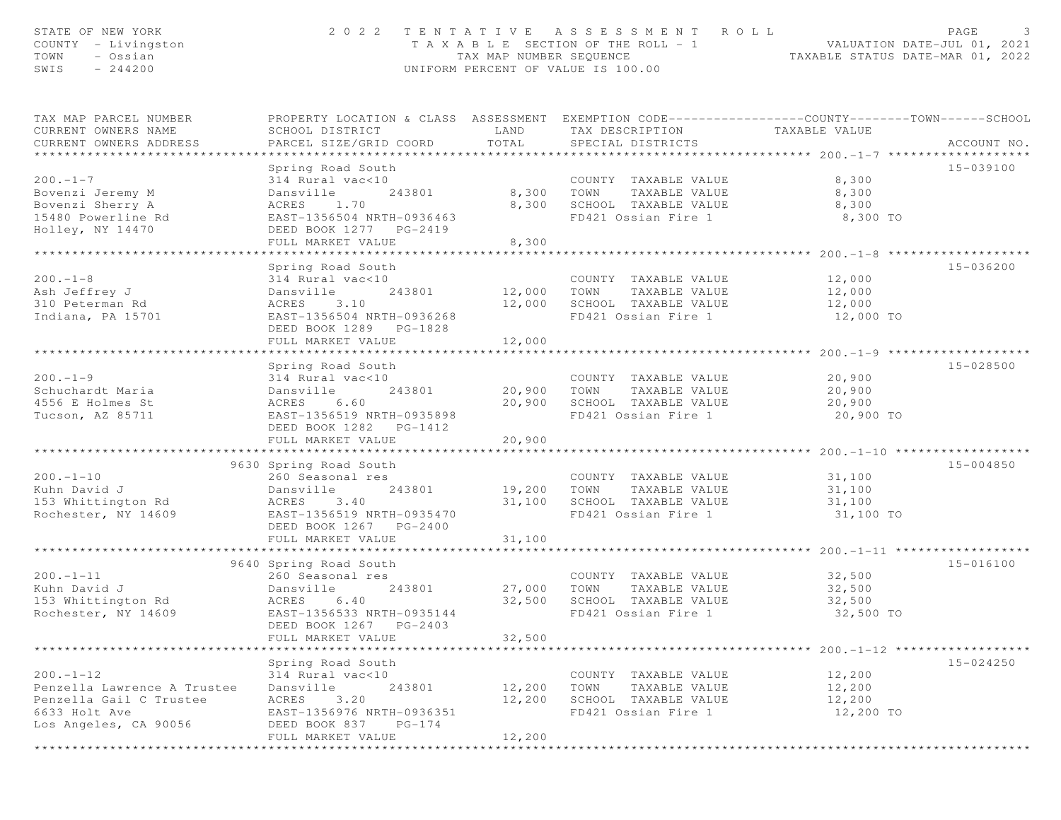STATE OF NEW YORK
COUNTY - Livingston
TOWN - Ossian
SWIS - 244200

# 2022 TENTATIVE ASSESSMENT ROLL

TAXABLE SECTION OF THE ROLL - 1
TAX MAP NUMBER SEQUENCE
UNIFORM PERCENT OF VALUE IS 100.00

VALUATION DATE-JUL 01, 2021
TAXABLE STATUS DATE-MAR 01, 2022

| TAX MAP PARCEL NUMBER / CURRENT OWNERS NAME / CURRENT OWNERS ADDRESS | PROPERTY LOCATION & CLASS / SCHOOL DISTRICT / PARCEL SIZE/GRID COORD | ASSESSMENT LAND / TOTAL | EXEMPTION CODE / TAX DESCRIPTION / SPECIAL DISTRICTS | COUNTY / TOWN / SCHOOL TAXABLE VALUE | ACCOUNT NO. |
|---|---|---|---|---|---|
| **200.-1-7** | Spring Road South | | | | 15-039100 |
| Bovenzi Jeremy M | 314 Rural vac<10 | | COUNTY TAXABLE VALUE | 8,300 | |
| Bovenzi Sherry A | Dansville 243801 | 8,300 | TOWN TAXABLE VALUE | 8,300 | |
| 15480 Powerline Rd | ACRES 1.70 | 8,300 | SCHOOL TAXABLE VALUE | 8,300 | |
| Holley, NY 14470 | EAST-1356504 NRTH-0936463 | | FD421 Ossian Fire 1 | 8,300 TO | |
| | DEED BOOK 1277 PG-2419 | | | | |
| | FULL MARKET VALUE | 8,300 | | | |
| **200.-1-8** | Spring Road South | | | | 15-036200 |
| Ash Jeffrey J | 314 Rural vac<10 | | COUNTY TAXABLE VALUE | 12,000 | |
| 310 Peterman Rd | Dansville 243801 | 12,000 | TOWN TAXABLE VALUE | 12,000 | |
| Indiana, PA 15701 | ACRES 3.10 | 12,000 | SCHOOL TAXABLE VALUE | 12,000 | |
| | EAST-1356504 NRTH-0936268 | | FD421 Ossian Fire 1 | 12,000 TO | |
| | DEED BOOK 1289 PG-1828 | | | | |
| | FULL MARKET VALUE | 12,000 | | | |
| **200.-1-9** | Spring Road South | | | | 15-028500 |
| Schuchardt Maria | 314 Rural vac<10 | | COUNTY TAXABLE VALUE | 20,900 | |
| 4556 E Holmes St | Dansville 243801 | 20,900 | TOWN TAXABLE VALUE | 20,900 | |
| Tucson, AZ 85711 | ACRES 6.60 | 20,900 | SCHOOL TAXABLE VALUE | 20,900 | |
| | EAST-1356519 NRTH-0935898 | | FD421 Ossian Fire 1 | 20,900 TO | |
| | DEED BOOK 1282 PG-1412 | | | | |
| | FULL MARKET VALUE | 20,900 | | | |
| **200.-1-10** | 9630 Spring Road South | | | | 15-004850 |
| Kuhn David J | 260 Seasonal res | | COUNTY TAXABLE VALUE | 31,100 | |
| 153 Whittington Rd | Dansville 243801 | 19,200 | TOWN TAXABLE VALUE | 31,100 | |
| Rochester, NY 14609 | ACRES 3.40 | 31,100 | SCHOOL TAXABLE VALUE | 31,100 | |
| | EAST-1356519 NRTH-0935470 | | FD421 Ossian Fire 1 | 31,100 TO | |
| | DEED BOOK 1267 PG-2400 | | | | |
| | FULL MARKET VALUE | 31,100 | | | |
| **200.-1-11** | 9640 Spring Road South | | | | 15-016100 |
| Kuhn David J | 260 Seasonal res | | COUNTY TAXABLE VALUE | 32,500 | |
| 153 Whittington Rd | Dansville 243801 | 27,000 | TOWN TAXABLE VALUE | 32,500 | |
| Rochester, NY 14609 | ACRES 6.40 | 32,500 | SCHOOL TAXABLE VALUE | 32,500 | |
| | EAST-1356533 NRTH-0935144 | | FD421 Ossian Fire 1 | 32,500 TO | |
| | DEED BOOK 1267 PG-2403 | | | | |
| | FULL MARKET VALUE | 32,500 | | | |
| **200.-1-12** | Spring Road South | | | | 15-024250 |
| Penzella Lawrence A Trustee | 314 Rural vac<10 | | COUNTY TAXABLE VALUE | 12,200 | |
| Penzella Gail C Trustee | Dansville 243801 | 12,200 | TOWN TAXABLE VALUE | 12,200 | |
| 6633 Holt Ave | ACRES 3.20 | 12,200 | SCHOOL TAXABLE VALUE | 12,200 | |
| Los Angeles, CA 90056 | EAST-1356976 NRTH-0936351 | | FD421 Ossian Fire 1 | 12,200 TO | |
| | DEED BOOK 837 PG-174 | | | | |
| | FULL MARKET VALUE | 12,200 | | | |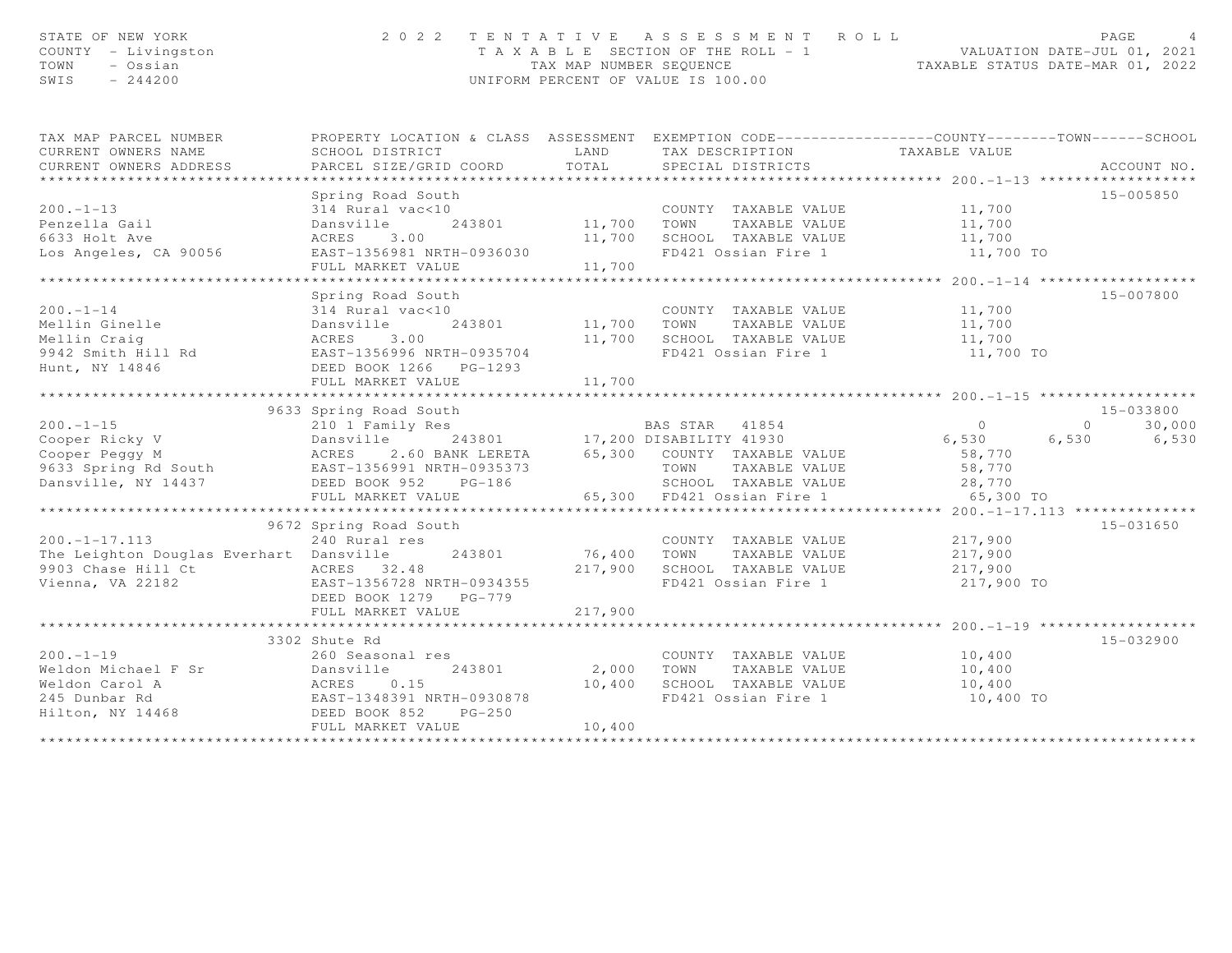STATE OF NEW YORK
COUNTY - Livingston
TOWN - Ossian
SWIS - 244200

2022 TENTATIVE ASSESSMENT ROLL
TAXABLE SECTION OF THE ROLL - 1
TAX MAP NUMBER SEQUENCE
UNIFORM PERCENT OF VALUE IS 100.00

VALUATION DATE-JUL 01, 2021
TAXABLE STATUS DATE-MAR 01, 2022

| TAX MAP PARCEL NUMBER / CURRENT OWNERS NAME / CURRENT OWNERS ADDRESS | PROPERTY LOCATION & CLASS / SCHOOL DISTRICT / PARCEL SIZE/GRID COORD | ASSESSMENT LAND | TOTAL | EXEMPTION CODE / TAX DESCRIPTION / SPECIAL DISTRICTS | COUNTY TAXABLE VALUE | TOWN | SCHOOL | ACCOUNT NO. |
|---|---|---|---|---|---|---|---|---|
| **200.-1-13** | Spring Road South | | | | | | | 15-005850 |
| 200.-1-13 | 314 Rural vac<10 | | | COUNTY TAXABLE VALUE | 11,700 | | | |
| Penzella Gail | Dansville 243801 | 11,700 | | TOWN TAXABLE VALUE | 11,700 | | | |
| 6633 Holt Ave | ACRES 3.00 | | 11,700 | SCHOOL TAXABLE VALUE | 11,700 | | | |
| Los Angeles, CA 90056 | EAST-1356981 NRTH-0936030 | | | FD421 Ossian Fire 1 | 11,700 TO | | | |
| | FULL MARKET VALUE | | 11,700 | | | | | |
| **200.-1-14** | Spring Road South | | | | | | | 15-007800 |
| 200.-1-14 | 314 Rural vac<10 | | | COUNTY TAXABLE VALUE | 11,700 | | | |
| Mellin Ginelle | Dansville 243801 | 11,700 | | TOWN TAXABLE VALUE | 11,700 | | | |
| Mellin Craig | ACRES 3.00 | | 11,700 | SCHOOL TAXABLE VALUE | 11,700 | | | |
| 9942 Smith Hill Rd | EAST-1356996 NRTH-0935704 | | | FD421 Ossian Fire 1 | 11,700 TO | | | |
| Hunt, NY 14846 | DEED BOOK 1266 PG-1293 | | | | | | | |
| | FULL MARKET VALUE | | 11,700 | | | | | |
| **200.-1-15** | 9633 Spring Road South | | | | | | | 15-033800 |
| 200.-1-15 | 210 1 Family Res | | | BAS STAR 41854 | 0 | 0 | 30,000 | |
| Cooper Ricky V | Dansville 243801 | 17,200 | | DISABILITY 41930 | 6,530 | 6,530 | 6,530 | |
| Cooper Peggy M | ACRES 2.60 BANK LERETA | | 65,300 | COUNTY TAXABLE VALUE | 58,770 | | | |
| 9633 Spring Rd South | EAST-1356991 NRTH-0935373 | | | TOWN TAXABLE VALUE | 58,770 | | | |
| Dansville, NY 14437 | DEED BOOK 952 PG-186 | | | SCHOOL TAXABLE VALUE | 28,770 | | | |
| | FULL MARKET VALUE | | 65,300 | FD421 Ossian Fire 1 | 65,300 TO | | | |
| **200.-1-17.113** | 9672 Spring Road South | | | | | | | 15-031650 |
| 200.-1-17.113 | 240 Rural res | | | COUNTY TAXABLE VALUE | 217,900 | | | |
| The Leighton Douglas Everhart | Dansville 243801 | 76,400 | | TOWN TAXABLE VALUE | 217,900 | | | |
| 9903 Chase Hill Ct | ACRES 32.48 | | 217,900 | SCHOOL TAXABLE VALUE | 217,900 | | | |
| Vienna, VA 22182 | EAST-1356728 NRTH-0934355 | | | FD421 Ossian Fire 1 | 217,900 TO | | | |
| | DEED BOOK 1279 PG-779 | | | | | | | |
| | FULL MARKET VALUE | | 217,900 | | | | | |
| **200.-1-19** | 3302 Shute Rd | | | | | | | 15-032900 |
| 200.-1-19 | 260 Seasonal res | | | COUNTY TAXABLE VALUE | 10,400 | | | |
| Weldon Michael F Sr | Dansville 243801 | 2,000 | | TOWN TAXABLE VALUE | 10,400 | | | |
| Weldon Carol A | ACRES 0.15 | | 10,400 | SCHOOL TAXABLE VALUE | 10,400 | | | |
| 245 Dunbar Rd | EAST-1348391 NRTH-0930878 | | | FD421 Ossian Fire 1 | 10,400 TO | | | |
| Hilton, NY 14468 | DEED BOOK 852 PG-250 | | | | | | | |
| | FULL MARKET VALUE | | 10,400 | | | | | |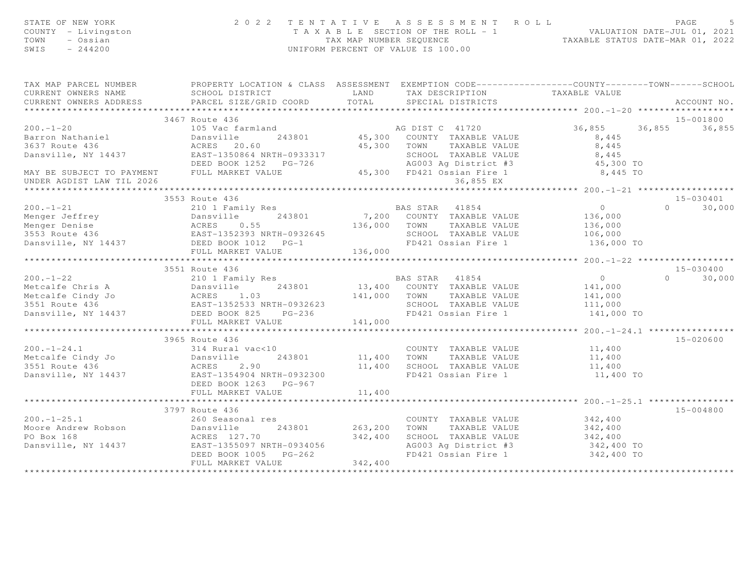STATE OF NEW YORK
COUNTY - Livingston
TOWN - Ossian
SWIS - 244200

2022 TENTATIVE ASSESSMENT ROLL
TAXABLE SECTION OF THE ROLL - 1
TAX MAP NUMBER SEQUENCE
UNIFORM PERCENT OF VALUE IS 100.00

VALUATION DATE-JUL 01, 2021
TAXABLE STATUS DATE-MAR 01, 2022

| TAX MAP PARCEL NUMBER / CURRENT OWNERS NAME / CURRENT OWNERS ADDRESS | PROPERTY LOCATION & CLASS / SCHOOL DISTRICT / PARCEL SIZE/GRID COORD | ASSESSMENT LAND | ASSESSMENT TOTAL | EXEMPTION CODE / TAX DESCRIPTION / SPECIAL DISTRICTS | COUNTY TAXABLE VALUE | TOWN | SCHOOL | ACCOUNT NO. |
|---|---|---|---|---|---|---|---|---|
| **200.-1-20** | 3467 Route 436 | | | | | | | 15-001800 |
| 200.-1-20 | 105 Vac farmland | | | AG DIST C 41720 | 36,855 | 36,855 | 36,855 | |
| Barron Nathaniel | Dansville 243801 | 45,300 | | COUNTY TAXABLE VALUE | 8,445 | | | |
| 3637 Route 436 | ACRES 20.60 | | 45,300 | TOWN TAXABLE VALUE | 8,445 | | | |
| Dansville, NY 14437 | EAST-1350864 NRTH-0933317 | | | SCHOOL TAXABLE VALUE | 8,445 | | | |
| | DEED BOOK 1252 PG-726 | | | AG003 Ag District #3 | 45,300 TO | | | |
| MAY BE SUBJECT TO PAYMENT | FULL MARKET VALUE | | 45,300 | FD421 Ossian Fire 1 | 8,445 TO | | | |
| UNDER AGDIST LAW TIL 2026 | | | | 36,855 EX | | | | |
| **200.-1-21** | 3553 Route 436 | | | | | | | 15-030401 |
| 200.-1-21 | 210 1 Family Res | | | BAS STAR 41854 | 0 | 0 | 30,000 | |
| Menger Jeffrey | Dansville 243801 | 7,200 | | COUNTY TAXABLE VALUE | 136,000 | | | |
| Menger Denise | ACRES 0.55 | | 136,000 | TOWN TAXABLE VALUE | 136,000 | | | |
| 3553 Route 436 | EAST-1352393 NRTH-0932645 | | | SCHOOL TAXABLE VALUE | 106,000 | | | |
| Dansville, NY 14437 | DEED BOOK 1012 PG-1 | | | FD421 Ossian Fire 1 | 136,000 TO | | | |
| | FULL MARKET VALUE | | 136,000 | | | | | |
| **200.-1-22** | 3551 Route 436 | | | | | | | 15-030400 |
| 200.-1-22 | 210 1 Family Res | | | BAS STAR 41854 | 0 | 0 | 30,000 | |
| Metcalfe Chris A | Dansville 243801 | 13,400 | | COUNTY TAXABLE VALUE | 141,000 | | | |
| Metcalfe Cindy Jo | ACRES 1.03 | | 141,000 | TOWN TAXABLE VALUE | 141,000 | | | |
| 3551 Route 436 | EAST-1352533 NRTH-0932623 | | | SCHOOL TAXABLE VALUE | 111,000 | | | |
| Dansville, NY 14437 | DEED BOOK 825 PG-236 | | | FD421 Ossian Fire 1 | 141,000 TO | | | |
| | FULL MARKET VALUE | | 141,000 | | | | | |
| **200.-1-24.1** | 3965 Route 436 | | | | | | | 15-020600 |
| 200.-1-24.1 | 314 Rural vac<10 | | | COUNTY TAXABLE VALUE | 11,400 | | | |
| Metcalfe Cindy Jo | Dansville 243801 | 11,400 | | TOWN TAXABLE VALUE | 11,400 | | | |
| 3551 Route 436 | ACRES 2.90 | | 11,400 | SCHOOL TAXABLE VALUE | 11,400 | | | |
| Dansville, NY 14437 | EAST-1354904 NRTH-0932300 | | | FD421 Ossian Fire 1 | 11,400 TO | | | |
| | DEED BOOK 1263 PG-967 | | | | | | | |
| | FULL MARKET VALUE | | 11,400 | | | | | |
| **200.-1-25.1** | 3797 Route 436 | | | | | | | 15-004800 |
| 200.-1-25.1 | 260 Seasonal res | | | COUNTY TAXABLE VALUE | 342,400 | | | |
| Moore Andrew Robson | Dansville 243801 | 263,200 | | TOWN TAXABLE VALUE | 342,400 | | | |
| PO Box 168 | ACRES 127.70 | | 342,400 | SCHOOL TAXABLE VALUE | 342,400 | | | |
| Dansville, NY 14437 | EAST-1355097 NRTH-0934056 | | | AG003 Ag District #3 | 342,400 TO | | | |
| | DEED BOOK 1005 PG-262 | | | FD421 Ossian Fire 1 | 342,400 TO | | | |
| | FULL MARKET VALUE | | 342,400 | | | | | |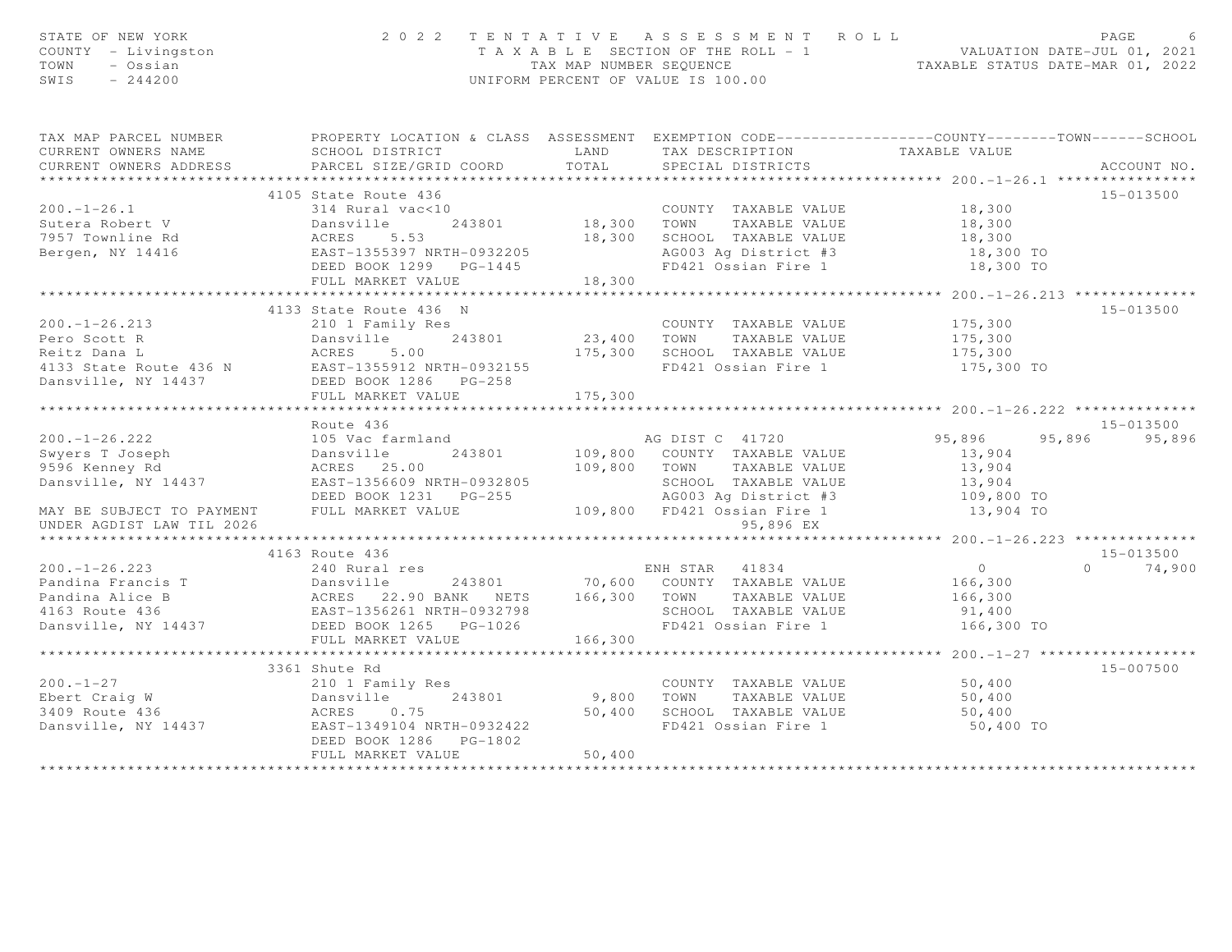STATE OF NEW YORK — 2022 TENTATIVE ASSESSMENT ROLL
COUNTY - Livingston — TAXABLE SECTION OF THE ROLL - 1 — VALUATION DATE-JUL 01, 2021
TOWN - Ossian — TAX MAP NUMBER SEQUENCE — TAXABLE STATUS DATE-MAR 01, 2022
SWIS - 244200 — UNIFORM PERCENT OF VALUE IS 100.00

| TAX MAP PARCEL NUMBER / CURRENT OWNERS NAME / CURRENT OWNERS ADDRESS | PROPERTY LOCATION & CLASS / SCHOOL DISTRICT / PARCEL SIZE/GRID COORD | ASSESSMENT LAND / TOTAL | EXEMPTION CODE / TAX DESCRIPTION / SPECIAL DISTRICTS | COUNTY TAXABLE VALUE | TOWN | SCHOOL | ACCOUNT NO. |
|---|---|---|---|---|---|---|---|
| **200.-1-26.1** | 4105 State Route 436 | | | | | | 15-013500 |
| 200.-1-26.1 | 314 Rural vac<10 | | COUNTY TAXABLE VALUE | 18,300 | | | |
| Sutera Robert V | Dansville 243801 | 18,300 | TOWN TAXABLE VALUE | 18,300 | | | |
| 7957 Townline Rd | ACRES 5.53 | 18,300 | SCHOOL TAXABLE VALUE | 18,300 | | | |
| Bergen, NY 14416 | EAST-1355397 NRTH-0932205 | | AG003 Ag District #3 | 18,300 TO | | | |
| | DEED BOOK 1299 PG-1445 | | FD421 Ossian Fire 1 | 18,300 TO | | | |
| | FULL MARKET VALUE | 18,300 | | | | | |
| **200.-1-26.213** | 4133 State Route 436 N | | | | | | 15-013500 |
| 200.-1-26.213 | 210 1 Family Res | | COUNTY TAXABLE VALUE | 175,300 | | | |
| Pero Scott R | Dansville 243801 | 23,400 | TOWN TAXABLE VALUE | 175,300 | | | |
| Reitz Dana L | ACRES 5.00 | 175,300 | SCHOOL TAXABLE VALUE | 175,300 | | | |
| 4133 State Route 436 N | EAST-1355912 NRTH-0932155 | | FD421 Ossian Fire 1 | 175,300 TO | | | |
| Dansville, NY 14437 | DEED BOOK 1286 PG-258 | | | | | | |
| | FULL MARKET VALUE | 175,300 | | | | | |
| **200.-1-26.222** | Route 436 | | | | | | 15-013500 |
| 200.-1-26.222 | 105 Vac farmland | | AG DIST C 41720 | 95,896 | 95,896 | 95,896 | |
| Swyers T Joseph | Dansville 243801 | 109,800 | COUNTY TAXABLE VALUE | 13,904 | | | |
| 9596 Kenney Rd | ACRES 25.00 | 109,800 | TOWN TAXABLE VALUE | 13,904 | | | |
| Dansville, NY 14437 | EAST-1356609 NRTH-0932805 | | SCHOOL TAXABLE VALUE | 13,904 | | | |
| | DEED BOOK 1231 PG-255 | | AG003 Ag District #3 | 109,800 TO | | | |
| MAY BE SUBJECT TO PAYMENT | FULL MARKET VALUE | 109,800 | FD421 Ossian Fire 1 | 13,904 TO | | | |
| UNDER AGDIST LAW TIL 2026 | | | 95,896 EX | | | | |
| **200.-1-26.223** | 4163 Route 436 | | | | | | 15-013500 |
| 200.-1-26.223 | 240 Rural res | | ENH STAR 41834 | 0 | 0 | 74,900 | |
| Pandina Francis T | Dansville 243801 | 70,600 | COUNTY TAXABLE VALUE | 166,300 | | | |
| Pandina Alice B | ACRES 22.90 BANK NETS | 166,300 | TOWN TAXABLE VALUE | 166,300 | | | |
| 4163 Route 436 | EAST-1356261 NRTH-0932798 | | SCHOOL TAXABLE VALUE | 91,400 | | | |
| Dansville, NY 14437 | DEED BOOK 1265 PG-1026 | | FD421 Ossian Fire 1 | 166,300 TO | | | |
| | FULL MARKET VALUE | 166,300 | | | | | |
| **200.-1-27** | 3361 Shute Rd | | | | | | 15-007500 |
| 200.-1-27 | 210 1 Family Res | | COUNTY TAXABLE VALUE | 50,400 | | | |
| Ebert Craig W | Dansville 243801 | 9,800 | TOWN TAXABLE VALUE | 50,400 | | | |
| 3409 Route 436 | ACRES 0.75 | 50,400 | SCHOOL TAXABLE VALUE | 50,400 | | | |
| Dansville, NY 14437 | EAST-1349104 NRTH-0932422 | | FD421 Ossian Fire 1 | 50,400 TO | | | |
| | DEED BOOK 1286 PG-1802 | | | | | | |
| | FULL MARKET VALUE | 50,400 | | | | | |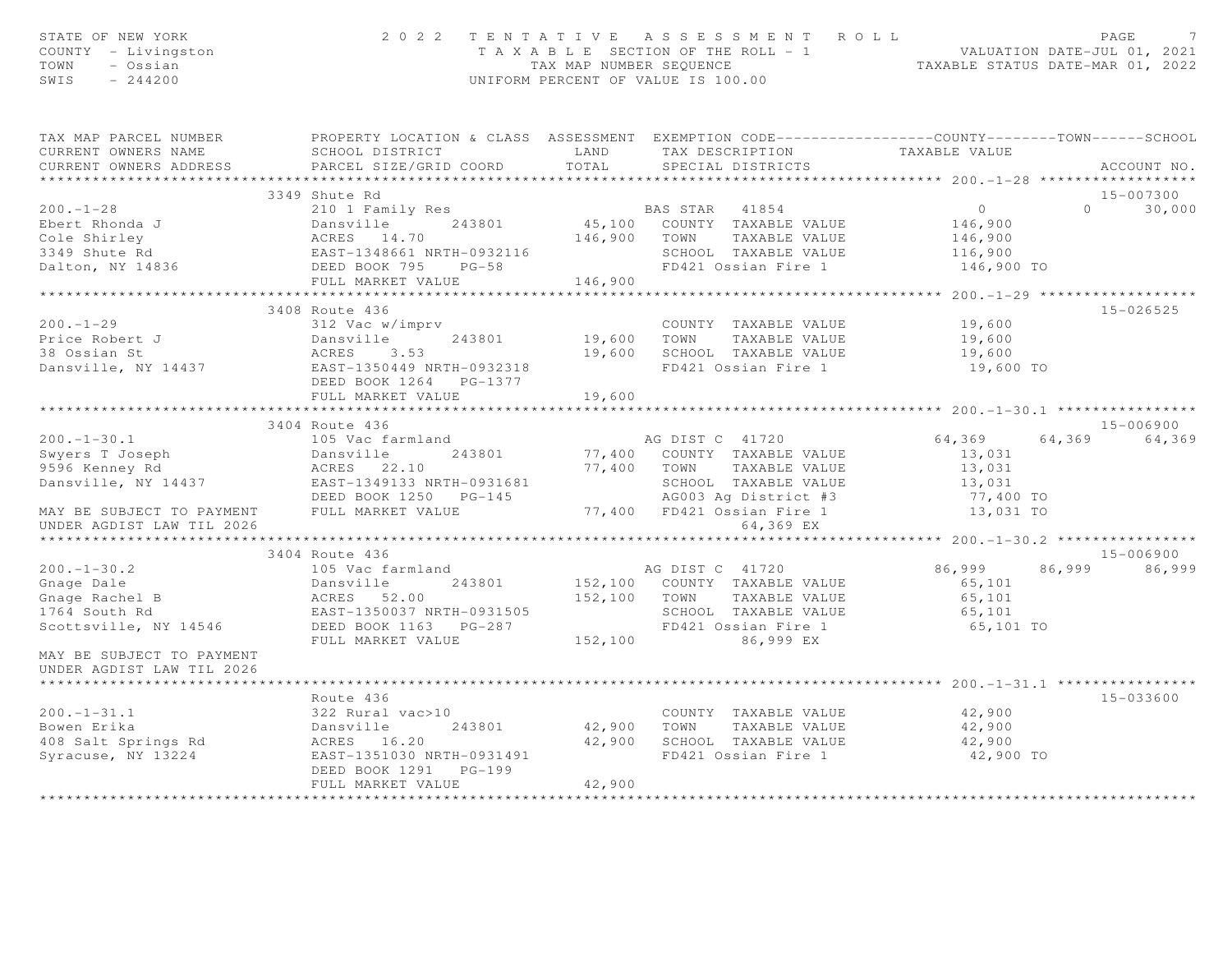STATE OF NEW YORK
COUNTY - Livingston
TOWN - Ossian
SWIS - 244200

# 2022 TENTATIVE ASSESSMENT ROLL

TAXABLE SECTION OF THE ROLL - 1
TAX MAP NUMBER SEQUENCE
UNIFORM PERCENT OF VALUE IS 100.00

VALUATION DATE-JUL 01, 2021
TAXABLE STATUS DATE-MAR 01, 2022

| TAX MAP PARCEL NUMBER / CURRENT OWNERS NAME / CURRENT OWNERS ADDRESS | PROPERTY LOCATION & CLASS / SCHOOL DISTRICT / PARCEL SIZE/GRID COORD | ASSESSMENT LAND | ASSESSMENT TOTAL | EXEMPTION CODE / TAX DESCRIPTION / SPECIAL DISTRICTS | COUNTY TAXABLE VALUE | TOWN | SCHOOL | ACCOUNT NO. |
|---|---|---|---|---|---|---|---|---|
| **200.-1-28** | 3349 Shute Rd | | | | | | | 15-007300 |
| 200.-1-28 | 210 1 Family Res | | | BAS STAR 41854 | 0 | 0 | 30,000 | |
| Ebert Rhonda J | Dansville 243801 | 45,100 | | COUNTY TAXABLE VALUE | 146,900 | | | |
| Cole Shirley | ACRES 14.70 | | 146,900 | TOWN TAXABLE VALUE | 146,900 | | | |
| 3349 Shute Rd | EAST-1348661 NRTH-0932116 | | | SCHOOL TAXABLE VALUE | 116,900 | | | |
| Dalton, NY 14836 | DEED BOOK 795 PG-58 | | | FD421 Ossian Fire 1 | 146,900 TO | | | |
| | FULL MARKET VALUE | | 146,900 | | | | | |
| **200.-1-29** | 3408 Route 436 | | | | | | | 15-026525 |
| 200.-1-29 | 312 Vac w/imprv | | | COUNTY TAXABLE VALUE | 19,600 | | | |
| Price Robert J | Dansville 243801 | 19,600 | | TOWN TAXABLE VALUE | 19,600 | | | |
| 38 Ossian St | ACRES 3.53 | | 19,600 | SCHOOL TAXABLE VALUE | 19,600 | | | |
| Dansville, NY 14437 | EAST-1350449 NRTH-0932318 | | | FD421 Ossian Fire 1 | 19,600 TO | | | |
| | DEED BOOK 1264 PG-1377 | | | | | | | |
| | FULL MARKET VALUE | | 19,600 | | | | | |
| **200.-1-30.1** | 3404 Route 436 | | | | | | | 15-006900 |
| 200.-1-30.1 | 105 Vac farmland | | | AG DIST C 41720 | 64,369 | 64,369 | 64,369 | |
| Swyers T Joseph | Dansville 243801 | 77,400 | | COUNTY TAXABLE VALUE | 13,031 | | | |
| 9596 Kenney Rd | ACRES 22.10 | | 77,400 | TOWN TAXABLE VALUE | 13,031 | | | |
| Dansville, NY 14437 | EAST-1349133 NRTH-0931681 | | | SCHOOL TAXABLE VALUE | 13,031 | | | |
| | DEED BOOK 1250 PG-145 | | | AG003 Ag District #3 | 77,400 TO | | | |
| MAY BE SUBJECT TO PAYMENT | FULL MARKET VALUE | | 77,400 | FD421 Ossian Fire 1 | 13,031 TO | | | |
| UNDER AGDIST LAW TIL 2026 | | | | 64,369 EX | | | | |
| **200.-1-30.2** | 3404 Route 436 | | | | | | | 15-006900 |
| 200.-1-30.2 | 105 Vac farmland | | | AG DIST C 41720 | 86,999 | 86,999 | 86,999 | |
| Gnage Dale | Dansville 243801 | 152,100 | | COUNTY TAXABLE VALUE | 65,101 | | | |
| Gnage Rachel B | ACRES 52.00 | | 152,100 | TOWN TAXABLE VALUE | 65,101 | | | |
| 1764 South Rd | EAST-1350037 NRTH-0931505 | | | SCHOOL TAXABLE VALUE | 65,101 | | | |
| Scottsville, NY 14546 | DEED BOOK 1163 PG-287 | | | FD421 Ossian Fire 1 | 65,101 TO | | | |
| | FULL MARKET VALUE | | 152,100 | 86,999 EX | | | | |
| MAY BE SUBJECT TO PAYMENT | | | | | | | | |
| UNDER AGDIST LAW TIL 2026 | | | | | | | | |
| **200.-1-31.1** | Route 436 | | | | | | | 15-033600 |
| 200.-1-31.1 | 322 Rural vac>10 | | | COUNTY TAXABLE VALUE | 42,900 | | | |
| Bowen Erika | Dansville 243801 | 42,900 | | TOWN TAXABLE VALUE | 42,900 | | | |
| 408 Salt Springs Rd | ACRES 16.20 | | 42,900 | SCHOOL TAXABLE VALUE | 42,900 | | | |
| Syracuse, NY 13224 | EAST-1351030 NRTH-0931491 | | | FD421 Ossian Fire 1 | 42,900 TO | | | |
| | DEED BOOK 1291 PG-199 | | | | | | | |
| | FULL MARKET VALUE | | 42,900 | | | | | |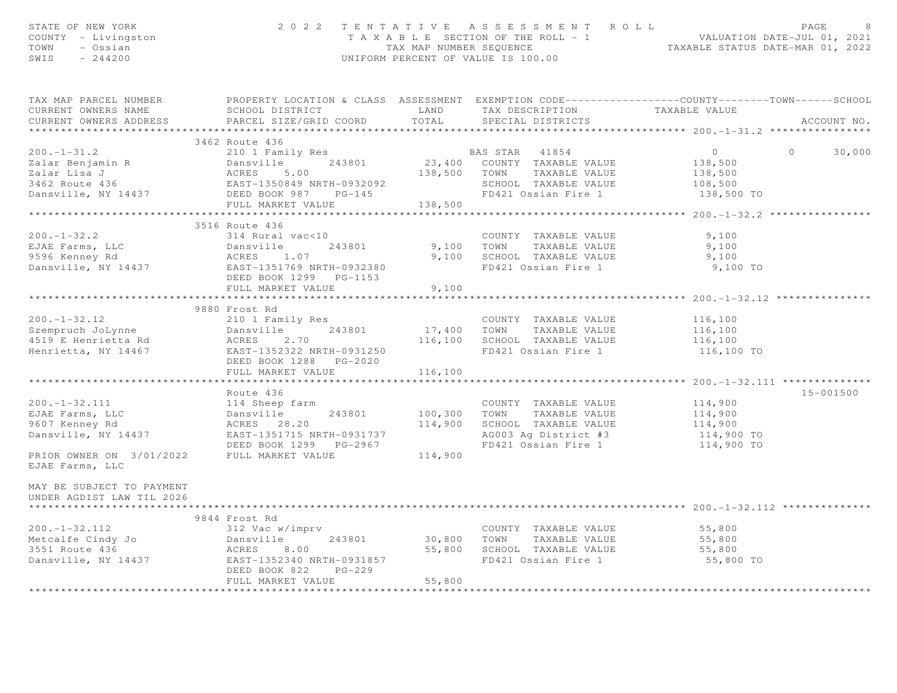STATE OF NEW YORK — 2022 TENTATIVE ASSESSMENT ROLL
COUNTY - Livingston — TAXABLE SECTION OF THE ROLL - 1 — VALUATION DATE-JUL 01, 2021
TOWN - Ossian — TAX MAP NUMBER SEQUENCE — TAXABLE STATUS DATE-MAR 01, 2022
SWIS - 244200 — UNIFORM PERCENT OF VALUE IS 100.00

| TAX MAP PARCEL NUMBER / CURRENT OWNERS NAME / CURRENT OWNERS ADDRESS | PROPERTY LOCATION & CLASS / SCHOOL DISTRICT / PARCEL SIZE/GRID COORD | ASSESSMENT LAND / TOTAL | EXEMPTION CODE / TAX DESCRIPTION / SPECIAL DISTRICTS | COUNTY | TOWN | SCHOOL | ACCOUNT NO. |
|---|---|---|---|---|---|---|---|
| **200.-1-31.2** | 3462 Route 436 | | | | | | |
| 200.-1-31.2 | 210 1 Family Res | | BAS STAR 41854 | 0 | 0 | 30,000 | |
| Zalar Benjamin R | Dansville 243801 | 23,400 | COUNTY TAXABLE VALUE | 138,500 | | | |
| Zalar Lisa J | ACRES 5.00 | 138,500 | TOWN TAXABLE VALUE | | 138,500 | | |
| 3462 Route 436 | EAST-1350849 NRTH-0932092 | | SCHOOL TAXABLE VALUE | | | 108,500 | |
| Dansville, NY 14437 | DEED BOOK 987 PG-145 | | FD421 Ossian Fire 1 | 138,500 TO | | | |
| | FULL MARKET VALUE | 138,500 | | | | | |
| **200.-1-32.2** | 3516 Route 436 | | | | | | |
| 200.-1-32.2 | 314 Rural vac<10 | | COUNTY TAXABLE VALUE | 9,100 | | | |
| EJAE Farms, LLC | Dansville 243801 | 9,100 | TOWN TAXABLE VALUE | | 9,100 | | |
| 9596 Kenney Rd | ACRES 1.07 | 9,100 | SCHOOL TAXABLE VALUE | | | 9,100 | |
| Dansville, NY 14437 | EAST-1351769 NRTH-0932380 | | FD421 Ossian Fire 1 | 9,100 TO | | | |
| | DEED BOOK 1299 PG-1153 | | | | | | |
| | FULL MARKET VALUE | 9,100 | | | | | |
| **200.-1-32.12** | 9880 Frost Rd | | | | | | |
| 200.-1-32.12 | 210 1 Family Res | | COUNTY TAXABLE VALUE | 116,100 | | | |
| Szempruch JoLynne | Dansville 243801 | 17,400 | TOWN TAXABLE VALUE | | 116,100 | | |
| 4519 E Henrietta Rd | ACRES 2.70 | 116,100 | SCHOOL TAXABLE VALUE | | | 116,100 | |
| Henrietta, NY 14467 | EAST-1352322 NRTH-0931250 | | FD421 Ossian Fire 1 | 116,100 TO | | | |
| | DEED BOOK 1288 PG-2020 | | | | | | |
| | FULL MARKET VALUE | 116,100 | | | | | |
| **200.-1-32.111** | Route 436 | | | | | | 15-001500 |
| 200.-1-32.111 | 114 Sheep farm | | COUNTY TAXABLE VALUE | 114,900 | | | |
| EJAE Farms, LLC | Dansville 243801 | 100,300 | TOWN TAXABLE VALUE | | 114,900 | | |
| 9607 Kenney Rd | ACRES 28.20 | 114,900 | SCHOOL TAXABLE VALUE | | | 114,900 | |
| Dansville, NY 14437 | EAST-1351715 NRTH-0931737 | | AG003 Ag District #3 | 114,900 TO | | | |
| | DEED BOOK 1299 PG-2967 | | FD421 Ossian Fire 1 | 114,900 TO | | | |
| PRIOR OWNER ON 3/01/2022 | FULL MARKET VALUE | 114,900 | | | | | |
| EJAE Farms, LLC | | | | | | | |
| MAY BE SUBJECT TO PAYMENT UNDER AGDIST LAW TIL 2026 | | | | | | | |
| **200.-1-32.112** | 9844 Frost Rd | | | | | | |
| 200.-1-32.112 | 312 Vac w/imprv | | COUNTY TAXABLE VALUE | 55,800 | | | |
| Metcalfe Cindy Jo | Dansville 243801 | 30,800 | TOWN TAXABLE VALUE | | 55,800 | | |
| 3551 Route 436 | ACRES 8.00 | 55,800 | SCHOOL TAXABLE VALUE | | | 55,800 | |
| Dansville, NY 14437 | EAST-1352340 NRTH-0931857 | | FD421 Ossian Fire 1 | 55,800 TO | | | |
| | DEED BOOK 822 PG-229 | | | | | | |
| | FULL MARKET VALUE | 55,800 | | | | | |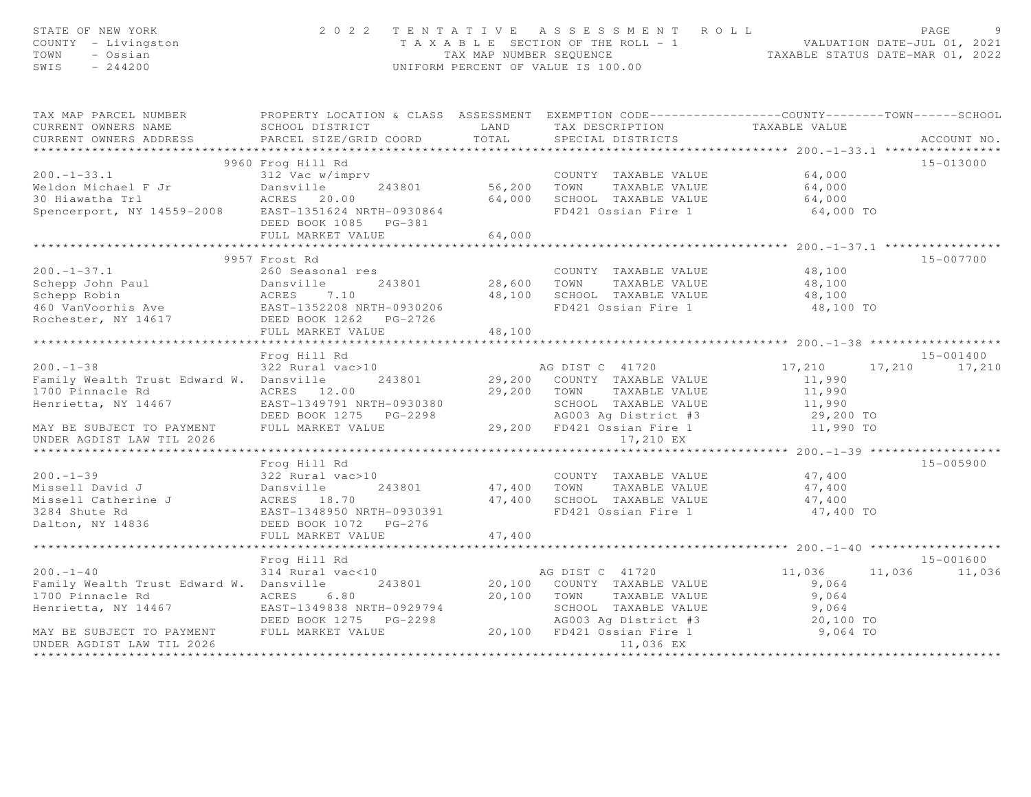STATE OF NEW YORK
COUNTY - Livingston
TOWN - Ossian
SWIS - 244200

2 0 2 2 T E N T A T I V E A S S E S S M E N T R O L L
T A X A B L E SECTION OF THE ROLL - 1
TAX MAP NUMBER SEQUENCE
UNIFORM PERCENT OF VALUE IS 100.00

VALUATION DATE-JUL 01, 2021
TAXABLE STATUS DATE-MAR 01, 2022

| TAX MAP PARCEL NUMBER / CURRENT OWNERS NAME / CURRENT OWNERS ADDRESS | PROPERTY LOCATION & CLASS / SCHOOL DISTRICT / PARCEL SIZE/GRID COORD | ASSESSMENT LAND | ASSESSMENT TOTAL | EXEMPTION CODE / TAX DESCRIPTION / SPECIAL DISTRICTS | COUNTY TAXABLE VALUE | TOWN | SCHOOL | ACCOUNT NO. |
|---|---|---|---|---|---|---|---|---|
| **200.-1-33.1** | 9960 Frog Hill Rd | | | | | | | 15-013000 |
| 200.-1-33.1 | 312 Vac w/imprv | | | COUNTY TAXABLE VALUE | 64,000 | | | |
| Weldon Michael F Jr | Dansville 243801 | 56,200 | | TOWN TAXABLE VALUE | 64,000 | | | |
| 30 Hiawatha Trl | ACRES 20.00 | | 64,000 | SCHOOL TAXABLE VALUE | 64,000 | | | |
| Spencerport, NY 14559-2008 | EAST-1351624 NRTH-0930864 | | | FD421 Ossian Fire 1 | 64,000 TO | | | |
| | DEED BOOK 1085 PG-381 | | | | | | | |
| | FULL MARKET VALUE | | 64,000 | | | | | |
| **200.-1-37.1** | 9957 Frost Rd | | | | | | | 15-007700 |
| 200.-1-37.1 | 260 Seasonal res | | | COUNTY TAXABLE VALUE | 48,100 | | | |
| Schepp John Paul | Dansville 243801 | 28,600 | | TOWN TAXABLE VALUE | 48,100 | | | |
| Schepp Robin | ACRES 7.10 | | 48,100 | SCHOOL TAXABLE VALUE | 48,100 | | | |
| 460 VanVoorhis Ave | EAST-1352208 NRTH-0930206 | | | FD421 Ossian Fire 1 | 48,100 TO | | | |
| Rochester, NY 14617 | DEED BOOK 1262 PG-2726 | | | | | | | |
| | FULL MARKET VALUE | | 48,100 | | | | | |
| **200.-1-38** | Frog Hill Rd | | | | | | | 15-001400 |
| 200.-1-38 | 322 Rural vac>10 | | | AG DIST C 41720 | 17,210 | 17,210 | 17,210 | |
| Family Wealth Trust Edward W. | Dansville 243801 | 29,200 | | COUNTY TAXABLE VALUE | 11,990 | | | |
| 1700 Pinnacle Rd | ACRES 12.00 | | 29,200 | TOWN TAXABLE VALUE | 11,990 | | | |
| Henrietta, NY 14467 | EAST-1349791 NRTH-0930380 | | | SCHOOL TAXABLE VALUE | 11,990 | | | |
| | DEED BOOK 1275 PG-2298 | | | AG003 Ag District #3 | 29,200 TO | | | |
| MAY BE SUBJECT TO PAYMENT | FULL MARKET VALUE | | 29,200 | FD421 Ossian Fire 1 | 11,990 TO | | | |
| UNDER AGDIST LAW TIL 2026 | | | | 17,210 EX | | | | |
| **200.-1-39** | Frog Hill Rd | | | | | | | 15-005900 |
| 200.-1-39 | 322 Rural vac>10 | | | COUNTY TAXABLE VALUE | 47,400 | | | |
| Missell David J | Dansville 243801 | 47,400 | | TOWN TAXABLE VALUE | 47,400 | | | |
| Missell Catherine J | ACRES 18.70 | | 47,400 | SCHOOL TAXABLE VALUE | 47,400 | | | |
| 3284 Shute Rd | EAST-1348950 NRTH-0930391 | | | FD421 Ossian Fire 1 | 47,400 TO | | | |
| Dalton, NY 14836 | DEED BOOK 1072 PG-276 | | | | | | | |
| | FULL MARKET VALUE | | 47,400 | | | | | |
| **200.-1-40** | Frog Hill Rd | | | | | | | 15-001600 |
| 200.-1-40 | 314 Rural vac<10 | | | AG DIST C 41720 | 11,036 | 11,036 | 11,036 | |
| Family Wealth Trust Edward W. | Dansville 243801 | 20,100 | | COUNTY TAXABLE VALUE | 9,064 | | | |
| 1700 Pinnacle Rd | ACRES 6.80 | | 20,100 | TOWN TAXABLE VALUE | 9,064 | | | |
| Henrietta, NY 14467 | EAST-1349838 NRTH-0929794 | | | SCHOOL TAXABLE VALUE | 9,064 | | | |
| | DEED BOOK 1275 PG-2298 | | | AG003 Ag District #3 | 20,100 TO | | | |
| MAY BE SUBJECT TO PAYMENT | FULL MARKET VALUE | | 20,100 | FD421 Ossian Fire 1 | 9,064 TO | | | |
| UNDER AGDIST LAW TIL 2026 | | | | 11,036 EX | | | | |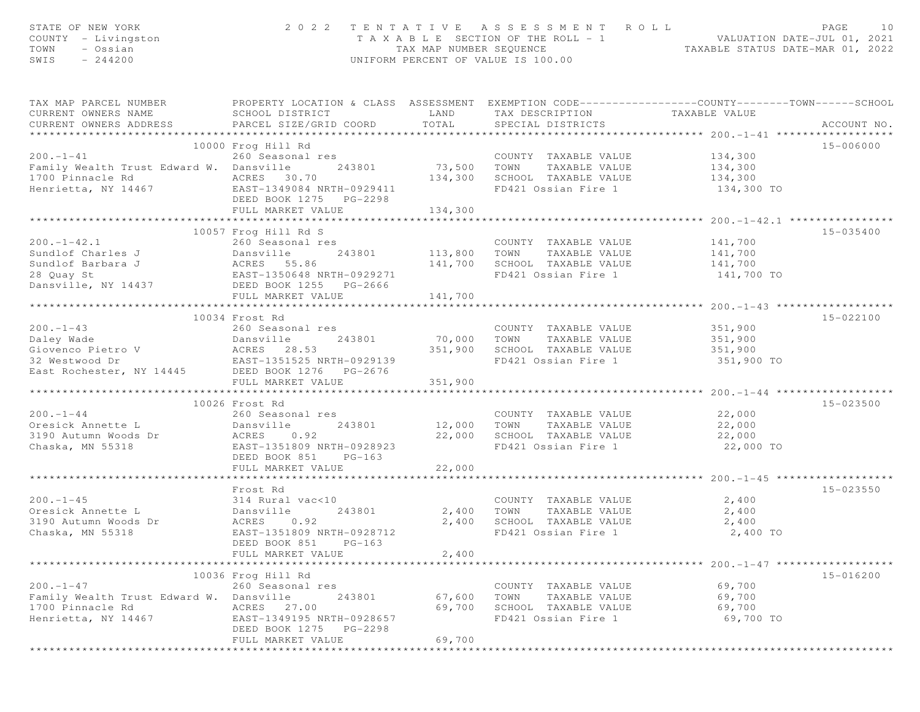STATE OF NEW YORK — 2022 TENTATIVE ASSESSMENT ROLL
COUNTY - Livingston — TAXABLE SECTION OF THE ROLL - 1 — VALUATION DATE-JUL 01, 2021
TOWN - Ossian — TAX MAP NUMBER SEQUENCE — TAXABLE STATUS DATE-MAR 01, 2022
SWIS - 244200 — UNIFORM PERCENT OF VALUE IS 100.00

| TAX MAP PARCEL NUMBER / CURRENT OWNERS NAME / CURRENT OWNERS ADDRESS | PROPERTY LOCATION & CLASS / SCHOOL DISTRICT / PARCEL SIZE/GRID COORD | ASSESSMENT LAND | TOTAL | EXEMPTION CODE / TAX DESCRIPTION / SPECIAL DISTRICTS | COUNTY / TOWN / SCHOOL TAXABLE VALUE | ACCOUNT NO. |
|---|---|---|---|---|---|---|
| **200.-1-41** | 10000 Frog Hill Rd | | | | | 15-006000 |
| | 260 Seasonal res | | | COUNTY TAXABLE VALUE | 134,300 | |
| Family Wealth Trust Edward W. | Dansville 243801 | 73,500 | | TOWN TAXABLE VALUE | 134,300 | |
| 1700 Pinnacle Rd | ACRES 30.70 | | 134,300 | SCHOOL TAXABLE VALUE | 134,300 | |
| Henrietta, NY 14467 | EAST-1349084 NRTH-0929411 | | | FD421 Ossian Fire 1 | 134,300 TO | |
| | DEED BOOK 1275 PG-2298 | | | | | |
| | FULL MARKET VALUE | | 134,300 | | | |
| **200.-1-42.1** | 10057 Frog Hill Rd S | | | | | 15-035400 |
| | 260 Seasonal res | | | COUNTY TAXABLE VALUE | 141,700 | |
| Sundlof Charles J | Dansville 243801 | 113,800 | | TOWN TAXABLE VALUE | 141,700 | |
| Sundlof Barbara J | ACRES 55.86 | | 141,700 | SCHOOL TAXABLE VALUE | 141,700 | |
| 28 Quay St | EAST-1350648 NRTH-0929271 | | | FD421 Ossian Fire 1 | 141,700 TO | |
| Dansville, NY 14437 | DEED BOOK 1255 PG-2666 | | | | | |
| | FULL MARKET VALUE | | 141,700 | | | |
| **200.-1-43** | 10034 Frost Rd | | | | | 15-022100 |
| | 260 Seasonal res | | | COUNTY TAXABLE VALUE | 351,900 | |
| Daley Wade | Dansville 243801 | 70,000 | | TOWN TAXABLE VALUE | 351,900 | |
| Giovenco Pietro V | ACRES 28.53 | | 351,900 | SCHOOL TAXABLE VALUE | 351,900 | |
| 32 Westwood Dr | EAST-1351525 NRTH-0929139 | | | FD421 Ossian Fire 1 | 351,900 TO | |
| East Rochester, NY 14445 | DEED BOOK 1276 PG-2676 | | | | | |
| | FULL MARKET VALUE | | 351,900 | | | |
| **200.-1-44** | 10026 Frost Rd | | | | | 15-023500 |
| | 260 Seasonal res | | | COUNTY TAXABLE VALUE | 22,000 | |
| Oresick Annette L | Dansville 243801 | 12,000 | | TOWN TAXABLE VALUE | 22,000 | |
| 3190 Autumn Woods Dr | ACRES 0.92 | | 22,000 | SCHOOL TAXABLE VALUE | 22,000 | |
| Chaska, MN 55318 | EAST-1351809 NRTH-0928923 | | | FD421 Ossian Fire 1 | 22,000 TO | |
| | DEED BOOK 851 PG-163 | | | | | |
| | FULL MARKET VALUE | | 22,000 | | | |
| **200.-1-45** | Frost Rd | | | | | 15-023550 |
| | 314 Rural vac<10 | | | COUNTY TAXABLE VALUE | 2,400 | |
| Oresick Annette L | Dansville 243801 | 2,400 | | TOWN TAXABLE VALUE | 2,400 | |
| 3190 Autumn Woods Dr | ACRES 0.92 | | 2,400 | SCHOOL TAXABLE VALUE | 2,400 | |
| Chaska, MN 55318 | EAST-1351809 NRTH-0928712 | | | FD421 Ossian Fire 1 | 2,400 TO | |
| | DEED BOOK 851 PG-163 | | | | | |
| | FULL MARKET VALUE | | 2,400 | | | |
| **200.-1-47** | 10036 Frog Hill Rd | | | | | 15-016200 |
| | 260 Seasonal res | | | COUNTY TAXABLE VALUE | 69,700 | |
| Family Wealth Trust Edward W. | Dansville 243801 | 67,600 | | TOWN TAXABLE VALUE | 69,700 | |
| 1700 Pinnacle Rd | ACRES 27.00 | | 69,700 | SCHOOL TAXABLE VALUE | 69,700 | |
| Henrietta, NY 14467 | EAST-1349195 NRTH-0928657 | | | FD421 Ossian Fire 1 | 69,700 TO | |
| | DEED BOOK 1275 PG-2298 | | | | | |
| | FULL MARKET VALUE | | 69,700 | | | |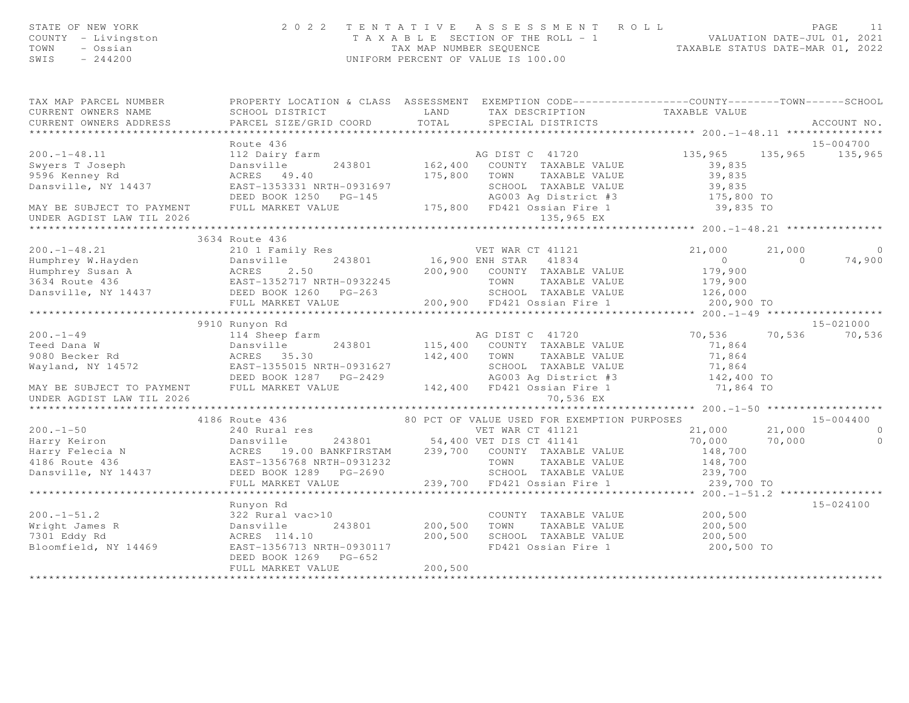STATE OF NEW YORK
COUNTY - Livingston
TOWN - Ossian
SWIS - 244200

# 2022 TENTATIVE ASSESSMENT ROLL

TAXABLE SECTION OF THE ROLL - 1
TAX MAP NUMBER SEQUENCE
UNIFORM PERCENT OF VALUE IS 100.00

VALUATION DATE-JUL 01, 2021
TAXABLE STATUS DATE-MAR 01, 2022

| TAX MAP PARCEL NUMBER / CURRENT OWNERS NAME / CURRENT OWNERS ADDRESS | PROPERTY LOCATION & CLASS / SCHOOL DISTRICT / PARCEL SIZE/GRID COORD | ASSESSMENT LAND / TOTAL | EXEMPTION CODE / TAX DESCRIPTION / SPECIAL DISTRICTS | COUNTY / TAXABLE VALUE | TOWN | SCHOOL | ACCOUNT NO. |
|---|---|---|---|---|---|---|---|
| **200.-1-48.11** | Route 436 | | | | | | 15-004700 |
| 200.-1-48.11 | 112 Dairy farm | | AG DIST C 41720 | 135,965 | 135,965 | 135,965 | |
| Swyers T Joseph | Dansville 243801 | 162,400 | COUNTY TAXABLE VALUE | 39,835 | | | |
| 9596 Kenney Rd | ACRES 49.40 | 175,800 | TOWN TAXABLE VALUE | 39,835 | | | |
| Dansville, NY 14437 | EAST-1353331 NRTH-0931697 | | SCHOOL TAXABLE VALUE | 39,835 | | | |
| | DEED BOOK 1250 PG-145 | | AG003 Ag District #3 | 175,800 TO | | | |
| MAY BE SUBJECT TO PAYMENT | FULL MARKET VALUE | 175,800 | FD421 Ossian Fire 1 | 39,835 TO | | | |
| UNDER AGDIST LAW TIL 2026 | | | 135,965 EX | | | | |
| **200.-1-48.21** | 3634 Route 436 | | | | | | |
| 200.-1-48.21 | 210 1 Family Res | | VET WAR CT 41121 | 21,000 | 21,000 | 0 | |
| Humphrey W.Hayden | Dansville 243801 | 16,900 | ENH STAR 41834 | 0 | 0 | 74,900 | |
| Humphrey Susan A | ACRES 2.50 | 200,900 | COUNTY TAXABLE VALUE | 179,900 | | | |
| 3634 Route 436 | EAST-1352717 NRTH-0932245 | | TOWN TAXABLE VALUE | 179,900 | | | |
| Dansville, NY 14437 | DEED BOOK 1260 PG-263 | | SCHOOL TAXABLE VALUE | 126,000 | | | |
| | FULL MARKET VALUE | 200,900 | FD421 Ossian Fire 1 | 200,900 TO | | | |
| **200.-1-49** | 9910 Runyon Rd | | | | | | 15-021000 |
| 200.-1-49 | 114 Sheep farm | | AG DIST C 41720 | 70,536 | 70,536 | 70,536 | |
| Teed Dana W | Dansville 243801 | 115,400 | COUNTY TAXABLE VALUE | 71,864 | | | |
| 9080 Becker Rd | ACRES 35.30 | 142,400 | TOWN TAXABLE VALUE | 71,864 | | | |
| Wayland, NY 14572 | EAST-1355015 NRTH-0931627 | | SCHOOL TAXABLE VALUE | 71,864 | | | |
| | DEED BOOK 1287 PG-2429 | | AG003 Ag District #3 | 142,400 TO | | | |
| MAY BE SUBJECT TO PAYMENT | FULL MARKET VALUE | 142,400 | FD421 Ossian Fire 1 | 71,864 TO | | | |
| UNDER AGDIST LAW TIL 2026 | | | 70,536 EX | | | | |
| **200.-1-50** | 4186 Route 436 | | 80 PCT OF VALUE USED FOR EXEMPTION PURPOSES | | | | 15-004400 |
| 200.-1-50 | 240 Rural res | | VET WAR CT 41121 | 21,000 | 21,000 | 0 | |
| Harry Keiron | Dansville 243801 | 54,400 | VET DIS CT 41141 | 70,000 | 70,000 | 0 | |
| Harry Felecia N | ACRES 19.00 BANKFIRSTAM | 239,700 | COUNTY TAXABLE VALUE | 148,700 | | | |
| 4186 Route 436 | EAST-1356768 NRTH-0931232 | | TOWN TAXABLE VALUE | 148,700 | | | |
| Dansville, NY 14437 | DEED BOOK 1289 PG-2690 | | SCHOOL TAXABLE VALUE | 239,700 | | | |
| | FULL MARKET VALUE | 239,700 | FD421 Ossian Fire 1 | 239,700 TO | | | |
| **200.-1-51.2** | Runyon Rd | | | | | | 15-024100 |
| 200.-1-51.2 | 322 Rural vac>10 | | COUNTY TAXABLE VALUE | 200,500 | | | |
| Wright James R | Dansville 243801 | 200,500 | TOWN TAXABLE VALUE | 200,500 | | | |
| 7301 Eddy Rd | ACRES 114.10 | 200,500 | SCHOOL TAXABLE VALUE | 200,500 | | | |
| Bloomfield, NY 14469 | EAST-1356713 NRTH-0930117 | | FD421 Ossian Fire 1 | 200,500 TO | | | |
| | DEED BOOK 1269 PG-652 | | | | | | |
| | FULL MARKET VALUE | 200,500 | | | | | |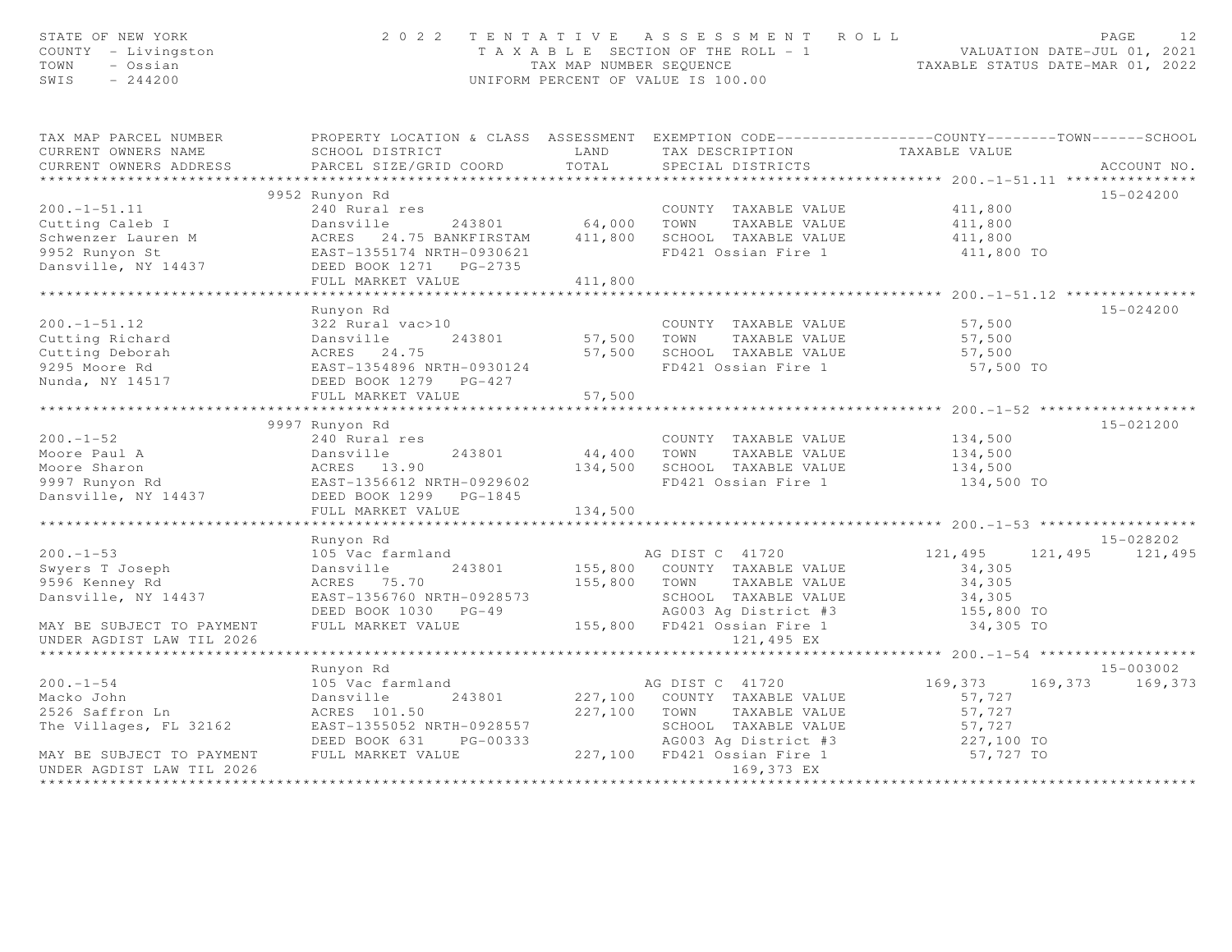STATE OF NEW YORK — 2022 TENTATIVE ASSESSMENT ROLL
COUNTY - Livingston — TAXABLE SECTION OF THE ROLL - 1 — VALUATION DATE-JUL 01, 2021
TOWN - Ossian — TAX MAP NUMBER SEQUENCE — TAXABLE STATUS DATE-MAR 01, 2022
SWIS - 244200 — UNIFORM PERCENT OF VALUE IS 100.00

| TAX MAP PARCEL NUMBER / CURRENT OWNERS NAME / CURRENT OWNERS ADDRESS | PROPERTY LOCATION & CLASS / SCHOOL DISTRICT / PARCEL SIZE/GRID COORD | ASSESSMENT LAND / TOTAL | EXEMPTION CODE / TAX DESCRIPTION / SPECIAL DISTRICTS | COUNTY TAXABLE VALUE | TOWN | SCHOOL | ACCOUNT NO. |
|---|---|---|---|---|---|---|---|
| **200.-1-51.11** | 9952 Runyon Rd | | | | | | 15-024200 |
| 200.-1-51.11 | 240 Rural res | | COUNTY TAXABLE VALUE | 411,800 | | | |
| Cutting Caleb I | Dansville 243801 | 64,000 | TOWN TAXABLE VALUE | 411,800 | | | |
| Schwenzer Lauren M | ACRES 24.75 BANKFIRSTAM | 411,800 | SCHOOL TAXABLE VALUE | 411,800 | | | |
| 9952 Runyon St | EAST-1355174 NRTH-0930621 | | FD421 Ossian Fire 1 | 411,800 TO | | | |
| Dansville, NY 14437 | DEED BOOK 1271 PG-2735 | | | | | | |
| | FULL MARKET VALUE | 411,800 | | | | | |
| **200.-1-51.12** | Runyon Rd | | | | | | 15-024200 |
| 200.-1-51.12 | 322 Rural vac>10 | | COUNTY TAXABLE VALUE | 57,500 | | | |
| Cutting Richard | Dansville 243801 | 57,500 | TOWN TAXABLE VALUE | 57,500 | | | |
| Cutting Deborah | ACRES 24.75 | 57,500 | SCHOOL TAXABLE VALUE | 57,500 | | | |
| 9295 Moore Rd | EAST-1354896 NRTH-0930124 | | FD421 Ossian Fire 1 | 57,500 TO | | | |
| Nunda, NY 14517 | DEED BOOK 1279 PG-427 | | | | | | |
| | FULL MARKET VALUE | 57,500 | | | | | |
| **200.-1-52** | 9997 Runyon Rd | | | | | | 15-021200 |
| 200.-1-52 | 240 Rural res | | COUNTY TAXABLE VALUE | 134,500 | | | |
| Moore Paul A | Dansville 243801 | 44,400 | TOWN TAXABLE VALUE | 134,500 | | | |
| Moore Sharon | ACRES 13.90 | 134,500 | SCHOOL TAXABLE VALUE | 134,500 | | | |
| 9997 Runyon Rd | EAST-1356612 NRTH-0929602 | | FD421 Ossian Fire 1 | 134,500 TO | | | |
| Dansville, NY 14437 | DEED BOOK 1299 PG-1845 | | | | | | |
| | FULL MARKET VALUE | 134,500 | | | | | |
| **200.-1-53** | Runyon Rd | | | | | | 15-028202 |
| 200.-1-53 | 105 Vac farmland | | AG DIST C 41720 | 121,495 | 121,495 | 121,495 | |
| Swyers T Joseph | Dansville 243801 | 155,800 | COUNTY TAXABLE VALUE | 34,305 | | | |
| 9596 Kenney Rd | ACRES 75.70 | 155,800 | TOWN TAXABLE VALUE | 34,305 | | | |
| Dansville, NY 14437 | EAST-1356760 NRTH-0928573 | | SCHOOL TAXABLE VALUE | 34,305 | | | |
| | DEED BOOK 1030 PG-49 | | AG003 Ag District #3 | 155,800 TO | | | |
| MAY BE SUBJECT TO PAYMENT | FULL MARKET VALUE | 155,800 | FD421 Ossian Fire 1 | 34,305 TO | | | |
| UNDER AGDIST LAW TIL 2026 | | | 121,495 EX | | | | |
| **200.-1-54** | Runyon Rd | | | | | | 15-003002 |
| 200.-1-54 | 105 Vac farmland | | AG DIST C 41720 | 169,373 | 169,373 | 169,373 | |
| Macko John | Dansville 243801 | 227,100 | COUNTY TAXABLE VALUE | 57,727 | | | |
| 2526 Saffron Ln | ACRES 101.50 | 227,100 | TOWN TAXABLE VALUE | 57,727 | | | |
| The Villages, FL 32162 | EAST-1355052 NRTH-0928557 | | SCHOOL TAXABLE VALUE | 57,727 | | | |
| | DEED BOOK 631 PG-00333 | | AG003 Ag District #3 | 227,100 TO | | | |
| MAY BE SUBJECT TO PAYMENT | FULL MARKET VALUE | 227,100 | FD421 Ossian Fire 1 | 57,727 TO | | | |
| UNDER AGDIST LAW TIL 2026 | | | 169,373 EX | | | | |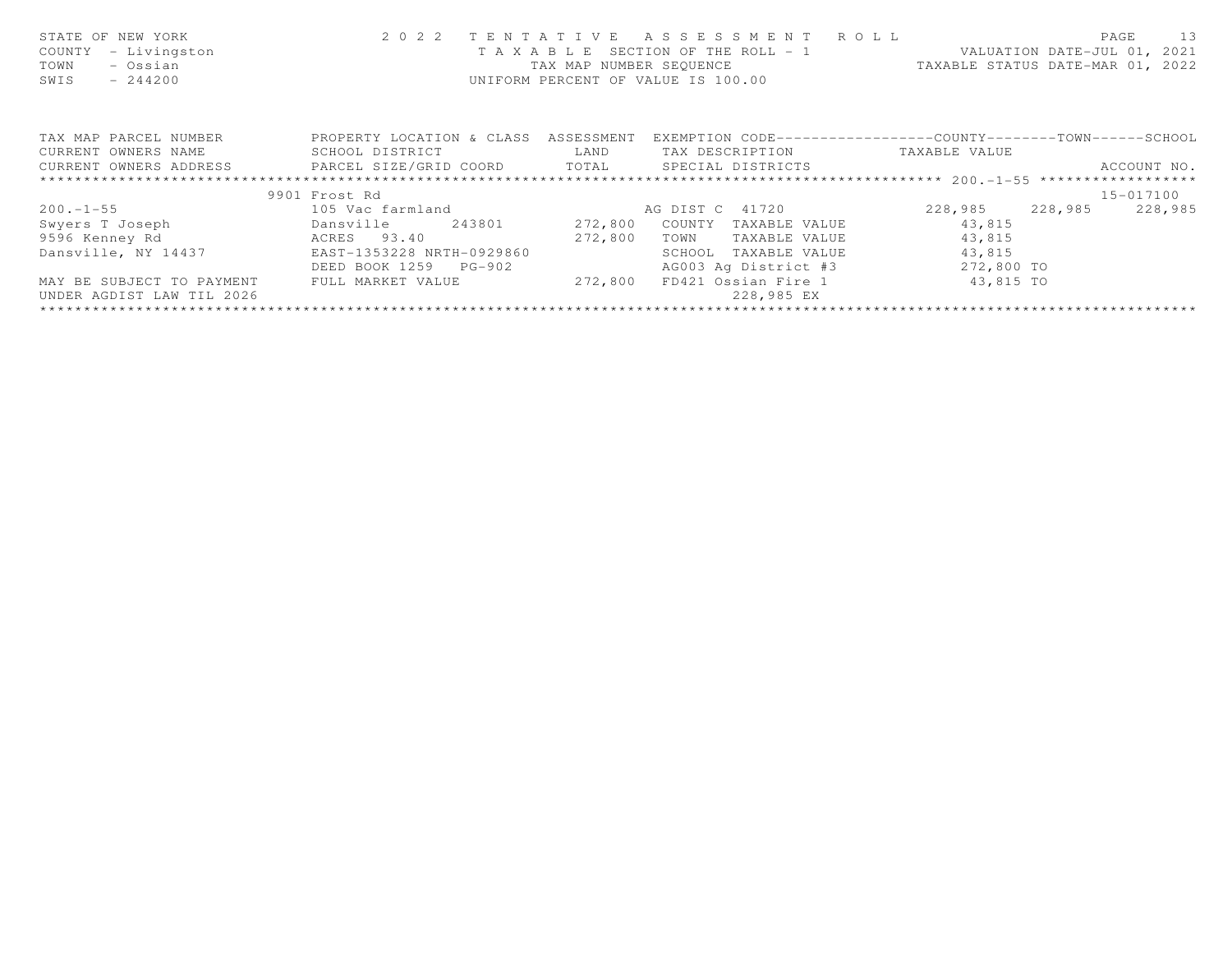STATE OF NEW YORK — 2022 TENTATIVE ASSESSMENT ROLL — PAGE 13
COUNTY - Livingston — TAXABLE SECTION OF THE ROLL - 1 — VALUATION DATE-JUL 01, 2021
TOWN - Ossian — TAX MAP NUMBER SEQUENCE — TAXABLE STATUS DATE-MAR 01, 2022
SWIS - 244200 — UNIFORM PERCENT OF VALUE IS 100.00

| TAX MAP PARCEL NUMBER / CURRENT OWNERS NAME / CURRENT OWNERS ADDRESS | PROPERTY LOCATION & CLASS / SCHOOL DISTRICT / PARCEL SIZE/GRID COORD | ASSESSMENT LAND / TOTAL | EXEMPTION CODE / TAX DESCRIPTION / SPECIAL DISTRICTS | COUNTY TAXABLE VALUE | TOWN | SCHOOL / ACCOUNT NO. |
|---|---|---|---|---|---|---|
| | 9901 Frost Rd | | | | | 15-017100 |
| 200.-1-55 | 105 Vac farmland | | AG DIST C 41720 | 228,985 | 228,985 | 228,985 |
| Swyers T Joseph | Dansville 243801 | 272,800 | COUNTY TAXABLE VALUE | 43,815 | | |
| 9596 Kenney Rd | ACRES 93.40 | 272,800 | TOWN TAXABLE VALUE | 43,815 | | |
| Dansville, NY 14437 | EAST-1353228 NRTH-0929860 | | SCHOOL TAXABLE VALUE | 43,815 | | |
| | DEED BOOK 1259 PG-902 | | AG003 Ag District #3 | 272,800 TO | | |
| MAY BE SUBJECT TO PAYMENT | FULL MARKET VALUE | 272,800 | FD421 Ossian Fire 1 | 43,815 TO | | |
| UNDER AGDIST LAW TIL 2026 | | | 228,985 EX | | | |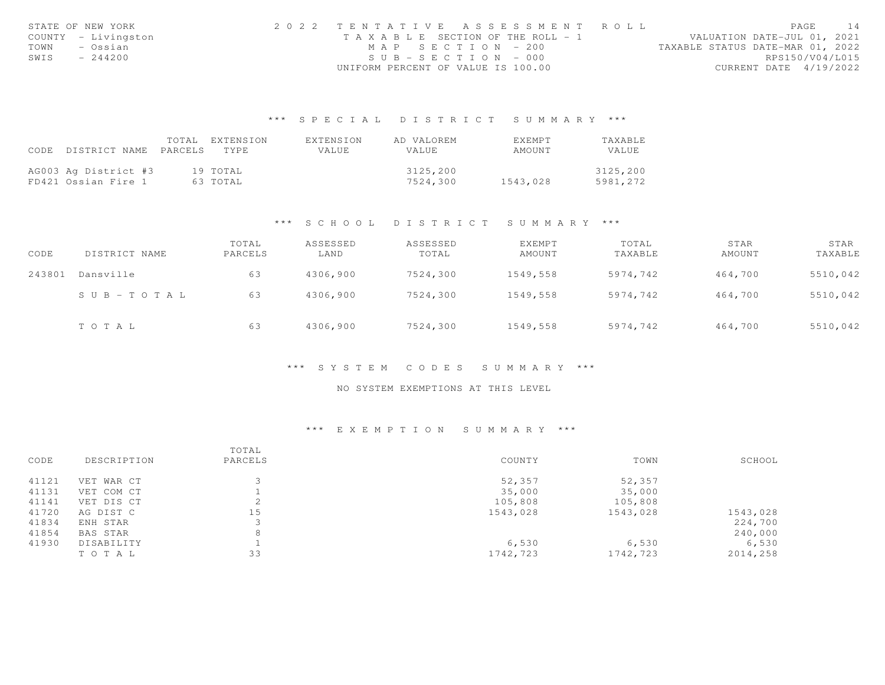STATE OF NEW YORK
COUNTY - Livingston
TOWN - Ossian
SWIS - 244200

2022 TENTATIVE ASSESSMENT ROLL
TAXABLE SECTION OF THE ROLL - 1
MAP SECTION - 200
SUB-SECTION - 000
UNIFORM PERCENT OF VALUE IS 100.00

VALUATION DATE-JUL 01, 2021
TAXABLE STATUS DATE-MAR 01, 2022
RPS150/V04/L015
CURRENT DATE 4/19/2022

## *** SPECIAL DISTRICT SUMMARY ***

| CODE DISTRICT NAME | TOTAL PARCELS | EXTENSION TYPE | EXTENSION VALUE | AD VALOREM VALUE | EXEMPT AMOUNT | TAXABLE VALUE |
|---|---|---|---|---|---|---|
| AG003 Ag District #3 | 19 | TOTAL | | 3125,200 | | 3125,200 |
| FD421 Ossian Fire 1 | 63 | TOTAL | | 7524,300 | 1543,028 | 5981,272 |

## *** SCHOOL DISTRICT SUMMARY ***

| CODE | DISTRICT NAME | TOTAL PARCELS | ASSESSED LAND | ASSESSED TOTAL | EXEMPT AMOUNT | TOTAL TAXABLE | STAR AMOUNT | STAR TAXABLE |
|---|---|---|---|---|---|---|---|---|
| 243801 | Dansville | 63 | 4306,900 | 7524,300 | 1549,558 | 5974,742 | 464,700 | 5510,042 |
| | SUB-TOTAL | 63 | 4306,900 | 7524,300 | 1549,558 | 5974,742 | 464,700 | 5510,042 |
| | TOTAL | 63 | 4306,900 | 7524,300 | 1549,558 | 5974,742 | 464,700 | 5510,042 |

## *** SYSTEM CODES SUMMARY ***

NO SYSTEM EXEMPTIONS AT THIS LEVEL

## *** EXEMPTION SUMMARY ***

| CODE | DESCRIPTION | TOTAL PARCELS | COUNTY | TOWN | SCHOOL |
|---|---|---|---|---|---|
| 41121 | VET WAR CT | 3 | 52,357 | 52,357 | |
| 41131 | VET COM CT | 1 | 35,000 | 35,000 | |
| 41141 | VET DIS CT | 2 | 105,808 | 105,808 | |
| 41720 | AG DIST C | 15 | 1543,028 | 1543,028 | 1543,028 |
| 41834 | ENH STAR | 3 | | | 224,700 |
| 41854 | BAS STAR | 8 | | | 240,000 |
| 41930 | DISABILITY | 1 | 6,530 | 6,530 | 6,530 |
| | TOTAL | 33 | 1742,723 | 1742,723 | 2014,258 |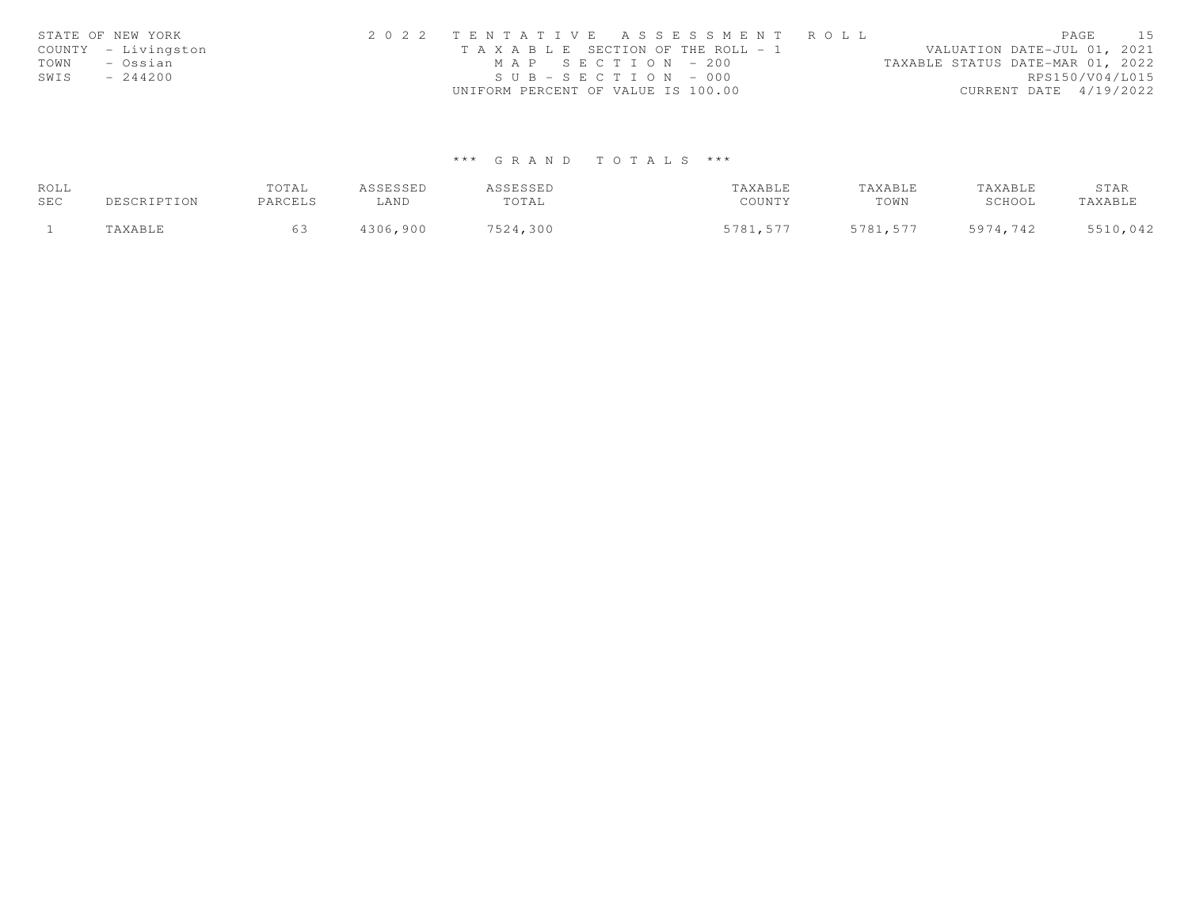STATE OF NEW YORK
COUNTY - Livingston
TOWN - Ossian
SWIS - 244200

2022 TENTATIVE ASSESSMENT ROLL
TAXABLE SECTION OF THE ROLL - 1
MAP SECTION - 200
SUB-SECTION - 000
UNIFORM PERCENT OF VALUE IS 100.00

VALUATION DATE-JUL 01, 2021
TAXABLE STATUS DATE-MAR 01, 2022
RPS150/V04/L015
CURRENT DATE 4/19/2022

*** GRAND TOTALS ***

| ROLL SEC | DESCRIPTION | TOTAL PARCELS | ASSESSED LAND | ASSESSED TOTAL | TAXABLE COUNTY | TAXABLE TOWN | TAXABLE SCHOOL | STAR TAXABLE |
|---|---|---|---|---|---|---|---|---|
| 1 | TAXABLE | 63 | 4306,900 | 7524,300 | 5781,577 | 5781,577 | 5974,742 | 5510,042 |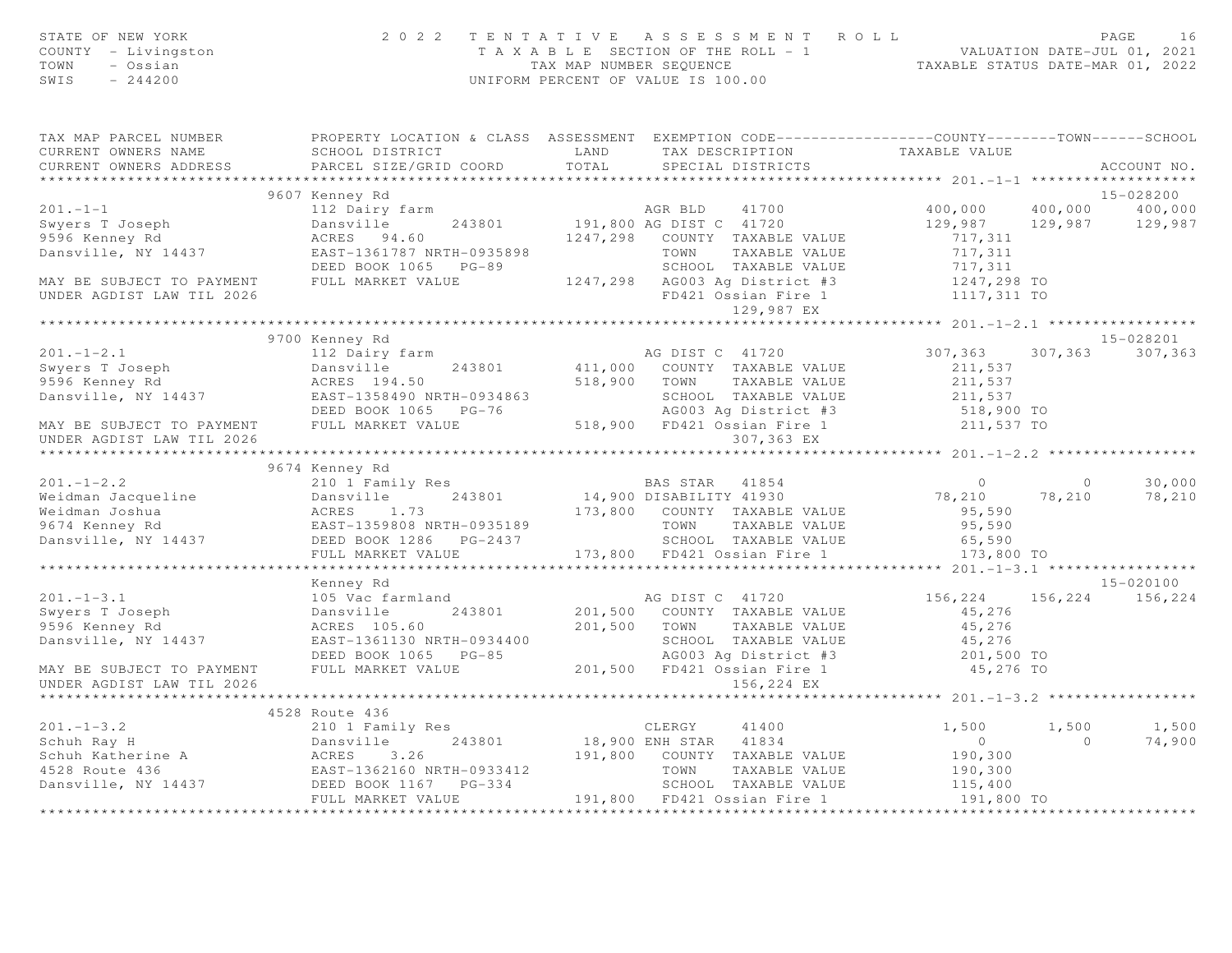STATE OF NEW YORK — 2022 TENTATIVE ASSESSMENT ROLL
COUNTY - Livingston — TAXABLE SECTION OF THE ROLL - 1 — VALUATION DATE-JUL 01, 2021
TOWN - Ossian — TAX MAP NUMBER SEQUENCE — TAXABLE STATUS DATE-MAR 01, 2022
SWIS - 244200 — UNIFORM PERCENT OF VALUE IS 100.00

```
TAX MAP PARCEL NUMBER          PROPERTY LOCATION & CLASS  ASSESSMENT  EXEMPTION CODE------------------COUNTY--------TOWN------SCHOOL
CURRENT OWNERS NAME            SCHOOL DISTRICT               LAND      TAX DESCRIPTION            TAXABLE VALUE
CURRENT OWNERS ADDRESS         PARCEL SIZE/GRID COORD        TOTAL     SPECIAL DISTRICTS                                    ACCOUNT NO.
******************************************************************************************************* 201.-1-1 *******************
                               9607 Kenney Rd                                                                                15-028200
201.-1-1                       112 Dairy farm                        AGR BLD     41700          400,000      400,000      400,000
Swyers T Joseph                Dansville        243801        191,800 AG DIST C  41720          129,987      129,987      129,987
9596 Kenney Rd                 ACRES   94.60                 1247,298    COUNTY  TAXABLE VALUE          717,311
Dansville, NY 14437            EAST-1361787 NRTH-0935898                 TOWN    TAXABLE VALUE          717,311
                               DEED BOOK 1065   PG-89                    SCHOOL  TAXABLE VALUE          717,311
MAY BE SUBJECT TO PAYMENT      FULL MARKET VALUE             1247,298    AG003 Ag District #3          1247,298 TO
UNDER AGDIST LAW TIL 2026                                                FD421 Ossian Fire 1           1117,311 TO
                                                                               129,987 EX
******************************************************************************************************* 201.-1-2.1 *****************
                               9700 Kenney Rd                                                                                15-028201
201.-1-2.1                     112 Dairy farm                        AG DIST C  41720           307,363      307,363      307,363
Swyers T Joseph                Dansville        243801        411,000    COUNTY  TAXABLE VALUE          211,537
9596 Kenney Rd                 ACRES  194.50                  518,900    TOWN    TAXABLE VALUE          211,537
Dansville, NY 14437            EAST-1358490 NRTH-0934863                 SCHOOL  TAXABLE VALUE          211,537
                               DEED BOOK 1065   PG-76                    AG003 Ag District #3           518,900 TO
MAY BE SUBJECT TO PAYMENT      FULL MARKET VALUE              518,900    FD421 Ossian Fire 1            211,537 TO
UNDER AGDIST LAW TIL 2026                                                      307,363 EX
******************************************************************************************************* 201.-1-2.2 *****************
                               9674 Kenney Rd
201.-1-2.2                     210 1 Family Res                      BAS STAR   41854                 0            0       30,000
Weidman Jacqueline             Dansville        243801         14,900 DISABILITY 41930           78,210       78,210       78,210
Weidman Joshua                 ACRES    1.73                  173,800    COUNTY  TAXABLE VALUE           95,590
9674 Kenney Rd                 EAST-1359808 NRTH-0935189                 TOWN    TAXABLE VALUE           95,590
Dansville, NY 14437            DEED BOOK 1286   PG-2437                  SCHOOL  TAXABLE VALUE           65,590
                               FULL MARKET VALUE              173,800    FD421 Ossian Fire 1            173,800 TO
******************************************************************************************************* 201.-1-3.1 *****************
                               Kenney Rd                                                                                     15-020100
201.-1-3.1                     105 Vac farmland                      AG DIST C  41720           156,224      156,224      156,224
Swyers T Joseph                Dansville        243801        201,500    COUNTY  TAXABLE VALUE           45,276
9596 Kenney Rd                 ACRES  105.60                  201,500    TOWN    TAXABLE VALUE           45,276
Dansville, NY 14437            EAST-1361130 NRTH-0934400                 SCHOOL  TAXABLE VALUE           45,276
                               DEED BOOK 1065   PG-85                    AG003 Ag District #3           201,500 TO
MAY BE SUBJECT TO PAYMENT      FULL MARKET VALUE              201,500    FD421 Ossian Fire 1             45,276 TO
UNDER AGDIST LAW TIL 2026                                                      156,224 EX
******************************************************************************************************* 201.-1-3.2 *****************
                               4528 Route 436
201.-1-3.2                     210 1 Family Res                      CLERGY     41400             1,500        1,500        1,500
Schuh Ray H                    Dansville        243801         18,900 ENH STAR   41834                 0            0       74,900
Schuh Katherine A              ACRES    3.26                  191,800    COUNTY  TAXABLE VALUE          190,300
4528 Route 436                 EAST-1362160 NRTH-0933412                 TOWN    TAXABLE VALUE          190,300
Dansville, NY 14437            DEED BOOK 1167   PG-334                   SCHOOL  TAXABLE VALUE          115,400
                               FULL MARKET VALUE              191,800    FD421 Ossian Fire 1            191,800 TO
************************************************************************************************************************************
```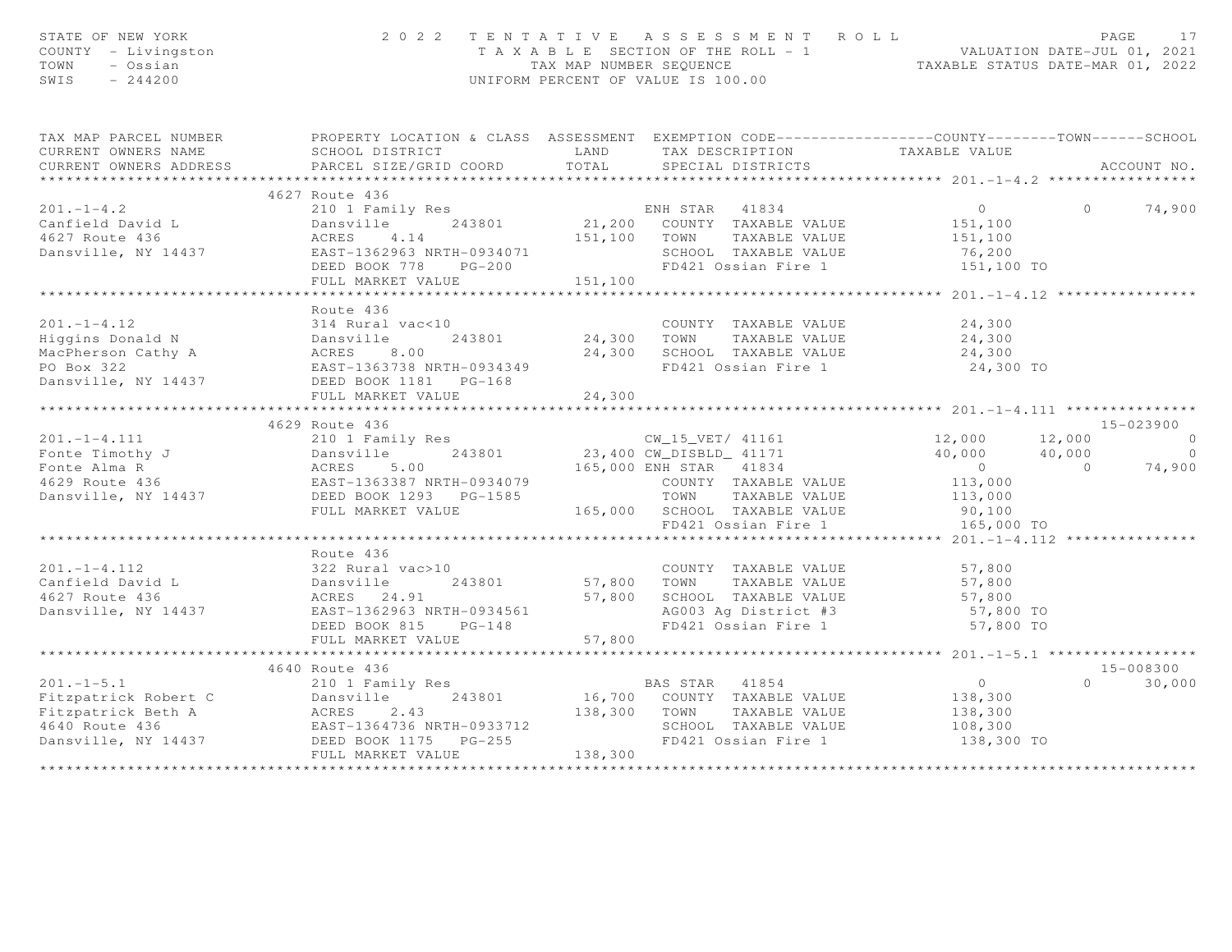STATE OF NEW YORK — 2022 TENTATIVE ASSESSMENT ROLL
COUNTY - Livingston — TAXABLE SECTION OF THE ROLL - 1 — VALUATION DATE-JUL 01, 2021
TOWN - Ossian — TAX MAP NUMBER SEQUENCE — TAXABLE STATUS DATE-MAR 01, 2022
SWIS - 244200 — UNIFORM PERCENT OF VALUE IS 100.00

| TAX MAP PARCEL NUMBER / CURRENT OWNERS NAME / CURRENT OWNERS ADDRESS | PROPERTY LOCATION & CLASS / SCHOOL DISTRICT / PARCEL SIZE/GRID COORD | ASSESSMENT LAND / TOTAL | EXEMPTION CODE / TAX DESCRIPTION / SPECIAL DISTRICTS | COUNTY | TOWN | SCHOOL | ACCOUNT NO. |
|---|---|---|---|---|---|---|---|
| | 4627 Route 436 | | | | | | |
| 201.-1-4.2 | 210 1 Family Res | | ENH STAR 41834 | 0 | 0 | 74,900 | |
| Canfield David L | Dansville 243801 | 21,200 | COUNTY TAXABLE VALUE | 151,100 | | | |
| 4627 Route 436 | ACRES 4.14 | 151,100 | TOWN TAXABLE VALUE | 151,100 | | | |
| Dansville, NY 14437 | EAST-1362963 NRTH-0934071 | | SCHOOL TAXABLE VALUE | 76,200 | | | |
| | DEED BOOK 778 PG-200 | | FD421 Ossian Fire 1 | 151,100 TO | | | |
| | FULL MARKET VALUE | 151,100 | | | | | |
| | Route 436 | | | | | | |
| 201.-1-4.12 | 314 Rural vac<10 | | COUNTY TAXABLE VALUE | 24,300 | | | |
| Higgins Donald N | Dansville 243801 | 24,300 | TOWN TAXABLE VALUE | 24,300 | | | |
| MacPherson Cathy A | ACRES 8.00 | 24,300 | SCHOOL TAXABLE VALUE | 24,300 | | | |
| PO Box 322 | EAST-1363738 NRTH-0934349 | | FD421 Ossian Fire 1 | 24,300 TO | | | |
| Dansville, NY 14437 | DEED BOOK 1181 PG-168 | | | | | | |
| | FULL MARKET VALUE | 24,300 | | | | | |
| | 4629 Route 436 | | | | | | 15-023900 |
| 201.-1-4.111 | 210 1 Family Res | | CW_15_VET/ 41161 | 12,000 | 12,000 | 0 | |
| Fonte Timothy J | Dansville 243801 | 23,400 | CW_DISBLD_ 41171 | 40,000 | 40,000 | 0 | |
| Fonte Alma R | ACRES 5.00 | 165,000 | ENH STAR 41834 | 0 | 0 | 74,900 | |
| 4629 Route 436 | EAST-1363387 NRTH-0934079 | | COUNTY TAXABLE VALUE | 113,000 | | | |
| Dansville, NY 14437 | DEED BOOK 1293 PG-1585 | | TOWN TAXABLE VALUE | 113,000 | | | |
| | FULL MARKET VALUE | 165,000 | SCHOOL TAXABLE VALUE | 90,100 | | | |
| | | | FD421 Ossian Fire 1 | 165,000 TO | | | |
| | Route 436 | | | | | | |
| 201.-1-4.112 | 322 Rural vac>10 | | COUNTY TAXABLE VALUE | 57,800 | | | |
| Canfield David L | Dansville 243801 | 57,800 | TOWN TAXABLE VALUE | 57,800 | | | |
| 4627 Route 436 | ACRES 24.91 | 57,800 | SCHOOL TAXABLE VALUE | 57,800 | | | |
| Dansville, NY 14437 | EAST-1362963 NRTH-0934561 | | AG003 Ag District #3 | 57,800 TO | | | |
| | DEED BOOK 815 PG-148 | | FD421 Ossian Fire 1 | 57,800 TO | | | |
| | FULL MARKET VALUE | 57,800 | | | | | |
| | 4640 Route 436 | | | | | | 15-008300 |
| 201.-1-5.1 | 210 1 Family Res | | BAS STAR 41854 | 0 | 0 | 30,000 | |
| Fitzpatrick Robert C | Dansville 243801 | 16,700 | COUNTY TAXABLE VALUE | 138,300 | | | |
| Fitzpatrick Beth A | ACRES 2.43 | 138,300 | TOWN TAXABLE VALUE | 138,300 | | | |
| 4640 Route 436 | EAST-1364736 NRTH-0933712 | | SCHOOL TAXABLE VALUE | 108,300 | | | |
| Dansville, NY 14437 | DEED BOOK 1175 PG-255 | | FD421 Ossian Fire 1 | 138,300 TO | | | |
| | FULL MARKET VALUE | 138,300 | | | | | |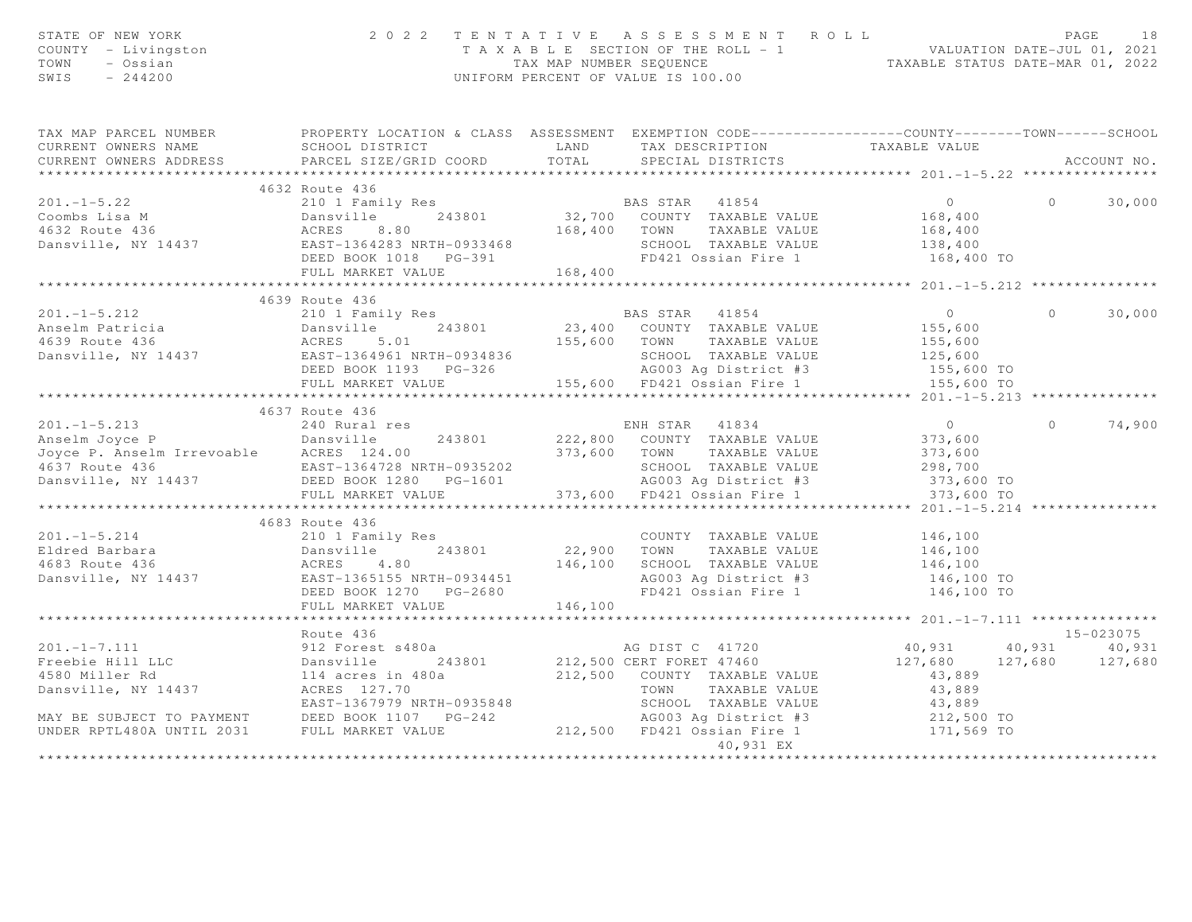STATE OF NEW YORK — 2022 TENTATIVE ASSESSMENT ROLL — PAGE 18
COUNTY - Livingston — TAXABLE SECTION OF THE ROLL - 1 — VALUATION DATE-JUL 01, 2021
TOWN - Ossian — TAX MAP NUMBER SEQUENCE — TAXABLE STATUS DATE-MAR 01, 2022
SWIS - 244200 — UNIFORM PERCENT OF VALUE IS 100.00

```
TAX MAP PARCEL NUMBER          PROPERTY LOCATION & CLASS  ASSESSMENT  EXEMPTION CODE------------------COUNTY--------TOWN------SCHOOL
CURRENT OWNERS NAME            SCHOOL DISTRICT               LAND      TAX DESCRIPTION            TAXABLE VALUE
CURRENT OWNERS ADDRESS         PARCEL SIZE/GRID COORD        TOTAL     SPECIAL DISTRICTS                                    ACCOUNT NO.
******************************************************************************************************* 201.-1-5.22 ****************
                             4632 Route 436
201.-1-5.22                  210 1 Family Res                   BAS STAR  41854                    0              0      30,000
Coombs Lisa M                Dansville      243801       32,700   COUNTY  TAXABLE VALUE          168,400
4632 Route 436               ACRES    8.80              168,400   TOWN    TAXABLE VALUE          168,400
Dansville, NY 14437          EAST-1364283 NRTH-0933468            SCHOOL  TAXABLE VALUE          138,400
                             DEED BOOK 1018   PG-391              FD421 Ossian Fire 1             168,400 TO
                             FULL MARKET VALUE          168,400
******************************************************************************************************* 201.-1-5.212 ***************
                             4639 Route 436
201.-1-5.212                 210 1 Family Res                   BAS STAR  41854                    0              0      30,000
Anselm Patricia              Dansville      243801       23,400   COUNTY  TAXABLE VALUE          155,600
4639 Route 436               ACRES    5.01              155,600   TOWN    TAXABLE VALUE          155,600
Dansville, NY 14437          EAST-1364961 NRTH-0934836            SCHOOL  TAXABLE VALUE          125,600
                             DEED BOOK 1193   PG-326              AG003 Ag District #3            155,600 TO
                             FULL MARKET VALUE          155,600   FD421 Ossian Fire 1             155,600 TO
******************************************************************************************************* 201.-1-5.213 ***************
                             4637 Route 436
201.-1-5.213                 240 Rural res                      ENH STAR  41834                    0              0      74,900
Anselm Joyce P               Dansville      243801      222,800   COUNTY  TAXABLE VALUE          373,600
Joyce P. Anselm Irrevoable   ACRES  124.00              373,600   TOWN    TAXABLE VALUE          373,600
4637 Route 436               EAST-1364728 NRTH-0935202            SCHOOL  TAXABLE VALUE          298,700
Dansville, NY 14437          DEED BOOK 1280   PG-1601             AG003 Ag District #3            373,600 TO
                             FULL MARKET VALUE          373,600   FD421 Ossian Fire 1             373,600 TO
******************************************************************************************************* 201.-1-5.214 ***************
                             4683 Route 436
201.-1-5.214                 210 1 Family Res                     COUNTY  TAXABLE VALUE          146,100
Eldred Barbara               Dansville      243801       22,900   TOWN    TAXABLE VALUE          146,100
4683 Route 436               ACRES    4.80              146,100   SCHOOL  TAXABLE VALUE          146,100
Dansville, NY 14437          EAST-1365155 NRTH-0934451            AG003 Ag District #3            146,100 TO
                             DEED BOOK 1270   PG-2680             FD421 Ossian Fire 1             146,100 TO
                             FULL MARKET VALUE          146,100
******************************************************************************************************* 201.-1-7.111 ***************
                             Route 436                                                                               15-023075
201.-1-7.111                 912 Forest s480a                   AG DIST C 41720               40,931       40,931      40,931
Freebie Hill LLC             Dansville      243801      212,500 CERT FORET 47460             127,680      127,680     127,680
4580 Miller Rd               114 acres in 480a          212,500   COUNTY  TAXABLE VALUE           43,889
Dansville, NY 14437          ACRES  127.70                        TOWN    TAXABLE VALUE           43,889
                             EAST-1367979 NRTH-0935848            SCHOOL  TAXABLE VALUE           43,889
MAY BE SUBJECT TO PAYMENT    DEED BOOK 1107   PG-242              AG003 Ag District #3            212,500 TO
UNDER RPTL480A UNTIL 2031    FULL MARKET VALUE          212,500   FD421 Ossian Fire 1             171,569 TO
                                                                         40,931 EX
************************************************************************************************************************************
```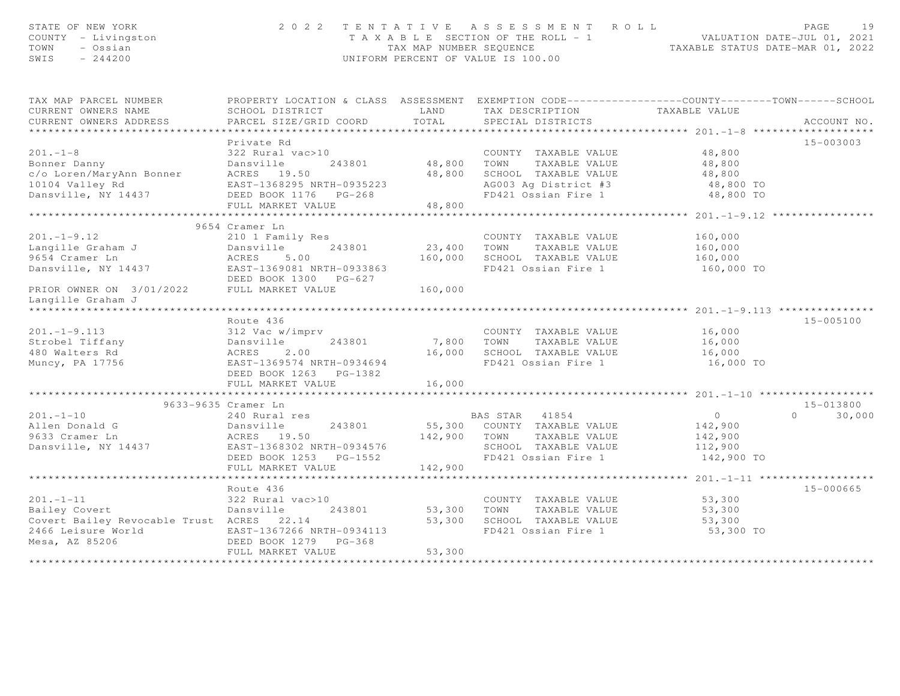STATE OF NEW YORK
COUNTY - Livingston
TOWN - Ossian
SWIS - 244200

2022 TENTATIVE ASSESSMENT ROLL
TAXABLE SECTION OF THE ROLL - 1
TAX MAP NUMBER SEQUENCE
UNIFORM PERCENT OF VALUE IS 100.00

VALUATION DATE-JUL 01, 2021
TAXABLE STATUS DATE-MAR 01, 2022

| TAX MAP PARCEL NUMBER / CURRENT OWNERS NAME / CURRENT OWNERS ADDRESS | PROPERTY LOCATION & CLASS / SCHOOL DISTRICT / PARCEL SIZE/GRID COORD | ASSESSMENT LAND / TOTAL | EXEMPTION CODE / TAX DESCRIPTION / SPECIAL DISTRICTS | COUNTY | TOWN | SCHOOL | ACCOUNT NO. |
|---|---|---|---|---|---|---|---|
| **201.-1-8** | Private Rd | | | | | | 15-003003 |
| 201.-1-8 | 322 Rural vac>10 | | COUNTY TAXABLE VALUE | 48,800 | | | |
| Bonner Danny | Dansville 243801 | 48,800 | TOWN TAXABLE VALUE | | 48,800 | | |
| c/o Loren/MaryAnn Bonner | ACRES 19.50 | 48,800 | SCHOOL TAXABLE VALUE | | | 48,800 | |
| 10104 Valley Rd | EAST-1368295 NRTH-0935223 | | AG003 Ag District #3 | 48,800 TO | | | |
| Dansville, NY 14437 | DEED BOOK 1176 PG-268 | | FD421 Ossian Fire 1 | 48,800 TO | | | |
| | FULL MARKET VALUE | 48,800 | | | | | |
| **201.-1-9.12** | 9654 Cramer Ln | | | | | | |
| 201.-1-9.12 | 210 1 Family Res | | COUNTY TAXABLE VALUE | 160,000 | | | |
| Langille Graham J | Dansville 243801 | 23,400 | TOWN TAXABLE VALUE | | 160,000 | | |
| 9654 Cramer Ln | ACRES 5.00 | 160,000 | SCHOOL TAXABLE VALUE | | | 160,000 | |
| Dansville, NY 14437 | EAST-1369081 NRTH-0933863 | | FD421 Ossian Fire 1 | 160,000 TO | | | |
| | DEED BOOK 1300 PG-627 | | | | | | |
| PRIOR OWNER ON 3/01/2022 | FULL MARKET VALUE | 160,000 | | | | | |
| Langille Graham J | | | | | | | |
| **201.-1-9.113** | Route 436 | | | | | | 15-005100 |
| 201.-1-9.113 | 312 Vac w/imprv | | COUNTY TAXABLE VALUE | 16,000 | | | |
| Strobel Tiffany | Dansville 243801 | 7,800 | TOWN TAXABLE VALUE | | 16,000 | | |
| 480 Walters Rd | ACRES 2.00 | 16,000 | SCHOOL TAXABLE VALUE | | | 16,000 | |
| Muncy, PA 17756 | EAST-1369574 NRTH-0934694 | | FD421 Ossian Fire 1 | 16,000 TO | | | |
| | DEED BOOK 1263 PG-1382 | | | | | | |
| | FULL MARKET VALUE | 16,000 | | | | | |
| **201.-1-10** | 9633-9635 Cramer Ln | | | | | | 15-013800 |
| 201.-1-10 | 240 Rural res | | BAS STAR 41854 | 0 | 0 | 30,000 | |
| Allen Donald G | Dansville 243801 | 55,300 | COUNTY TAXABLE VALUE | 142,900 | | | |
| 9633 Cramer Ln | ACRES 19.50 | 142,900 | TOWN TAXABLE VALUE | | 142,900 | | |
| Dansville, NY 14437 | EAST-1368302 NRTH-0934576 | | SCHOOL TAXABLE VALUE | | | 112,900 | |
| | DEED BOOK 1253 PG-1552 | | FD421 Ossian Fire 1 | 142,900 TO | | | |
| | FULL MARKET VALUE | 142,900 | | | | | |
| **201.-1-11** | Route 436 | | | | | | 15-000665 |
| 201.-1-11 | 322 Rural vac>10 | | COUNTY TAXABLE VALUE | 53,300 | | | |
| Bailey Covert | Dansville 243801 | 53,300 | TOWN TAXABLE VALUE | | 53,300 | | |
| Covert Bailey Revocable Trust | ACRES 22.14 | 53,300 | SCHOOL TAXABLE VALUE | | | 53,300 | |
| 2466 Leisure World | EAST-1367266 NRTH-0934113 | | FD421 Ossian Fire 1 | 53,300 TO | | | |
| Mesa, AZ 85206 | DEED BOOK 1279 PG-368 | | | | | | |
| | FULL MARKET VALUE | 53,300 | | | | | |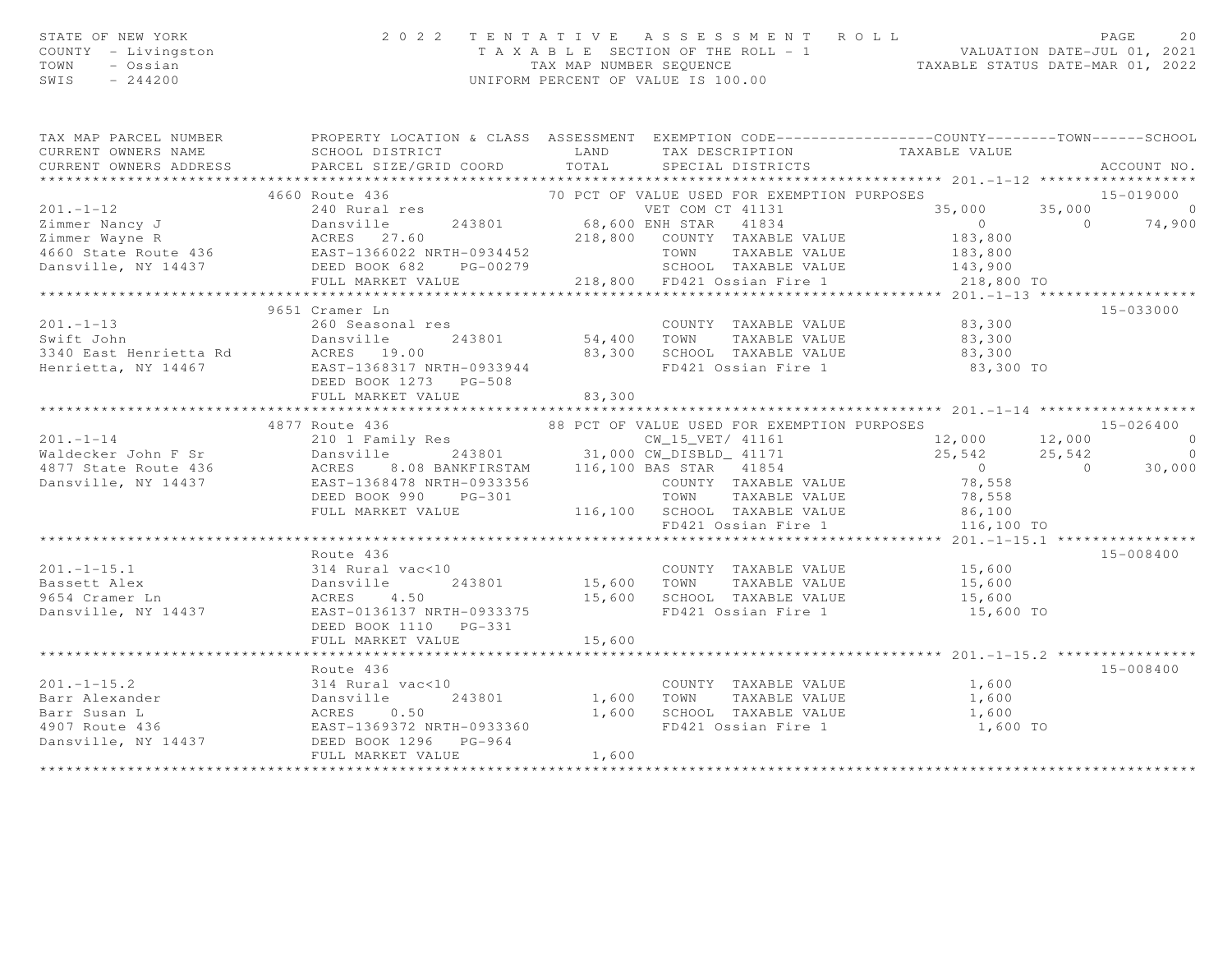STATE OF NEW YORK
COUNTY - Livingston
TOWN - Ossian
SWIS - 244200

2 0 2 2 T E N T A T I V E A S S E S S M E N T R O L L
T A X A B L E SECTION OF THE ROLL - 1
TAX MAP NUMBER SEQUENCE
UNIFORM PERCENT OF VALUE IS 100.00

VALUATION DATE-JUL 01, 2021
TAXABLE STATUS DATE-MAR 01, 2022

```
TAX MAP PARCEL NUMBER          PROPERTY LOCATION & CLASS  ASSESSMENT  EXEMPTION CODE------------------COUNTY--------TOWN------SCHOOL
CURRENT OWNERS NAME            SCHOOL DISTRICT              LAND      TAX DESCRIPTION            TAXABLE VALUE
CURRENT OWNERS ADDRESS         PARCEL SIZE/GRID COORD      TOTAL      SPECIAL DISTRICTS                                     ACCOUNT NO.
****************************************************************************************** 201.-1-12 ******************
                    4660 Route 436                          70 PCT OF VALUE USED FOR EXEMPTION PURPOSES                   15-019000
201.-1-12                      240 Rural res                          VET COM CT 41131            35,000     35,000           0
Zimmer Nancy J                 Dansville        243801       68,600 ENH STAR   41834                  0          0      74,900
Zimmer Wayne R                 ACRES  27.60                 218,800   COUNTY  TAXABLE VALUE         183,800
4660 State Route 436           EAST-1366022 NRTH-0934452              TOWN    TAXABLE VALUE         183,800
Dansville, NY 14437            DEED BOOK 682    PG-00279              SCHOOL  TAXABLE VALUE         143,900
                               FULL MARKET VALUE            218,800   FD421 Ossian Fire 1            218,800 TO
****************************************************************************************** 201.-1-13 ******************
                    9651 Cramer Ln                                                                                15-033000
201.-1-13                      260 Seasonal res                       COUNTY  TAXABLE VALUE          83,300
Swift John                     Dansville        243801       54,400   TOWN    TAXABLE VALUE          83,300
3340 East Henrietta Rd         ACRES  19.00                  83,300   SCHOOL  TAXABLE VALUE          83,300
Henrietta, NY 14467            EAST-1368317 NRTH-0933944              FD421 Ossian Fire 1             83,300 TO
                               DEED BOOK 1273   PG-508
                               FULL MARKET VALUE             83,300
****************************************************************************************** 201.-1-14 ******************
                    4877 Route 436                          88 PCT OF VALUE USED FOR EXEMPTION PURPOSES                   15-026400
201.-1-14                      210 1 Family Res                       CW_15_VET/ 41161            12,000     12,000           0
Waldecker John F Sr            Dansville        243801       31,000 CW_DISBLD_ 41171             25,542     25,542           0
4877 State Route 436           ACRES   8.08 BANKFIRSTAM     116,100 BAS STAR   41854                  0          0      30,000
Dansville, NY 14437            EAST-1368478 NRTH-0933356              COUNTY  TAXABLE VALUE          78,558
                               DEED BOOK 990    PG-301                TOWN    TAXABLE VALUE          78,558
                               FULL MARKET VALUE            116,100   SCHOOL  TAXABLE VALUE          86,100
                                                                      FD421 Ossian Fire 1            116,100 TO
****************************************************************************************** 201.-1-15.1 ****************
                         Route 436                                                                                15-008400
201.-1-15.1                    314 Rural vac<10                       COUNTY  TAXABLE VALUE          15,600
Bassett Alex                   Dansville        243801       15,600   TOWN    TAXABLE VALUE          15,600
9654 Cramer Ln                 ACRES   4.50                  15,600   SCHOOL  TAXABLE VALUE          15,600
Dansville, NY 14437            EAST-0136137 NRTH-0933375              FD421 Ossian Fire 1             15,600 TO
                               DEED BOOK 1110   PG-331
                               FULL MARKET VALUE             15,600
****************************************************************************************** 201.-1-15.2 ****************
                         Route 436                                                                                15-008400
201.-1-15.2                    314 Rural vac<10                       COUNTY  TAXABLE VALUE           1,600
Barr Alexander                 Dansville        243801        1,600   TOWN    TAXABLE VALUE           1,600
Barr Susan L                   ACRES   0.50                   1,600   SCHOOL  TAXABLE VALUE           1,600
4907 Route 436                 EAST-1369372 NRTH-0933360              FD421 Ossian Fire 1              1,600 TO
Dansville, NY 14437            DEED BOOK 1296   PG-964
                               FULL MARKET VALUE              1,600
************************************************************************************************************************
```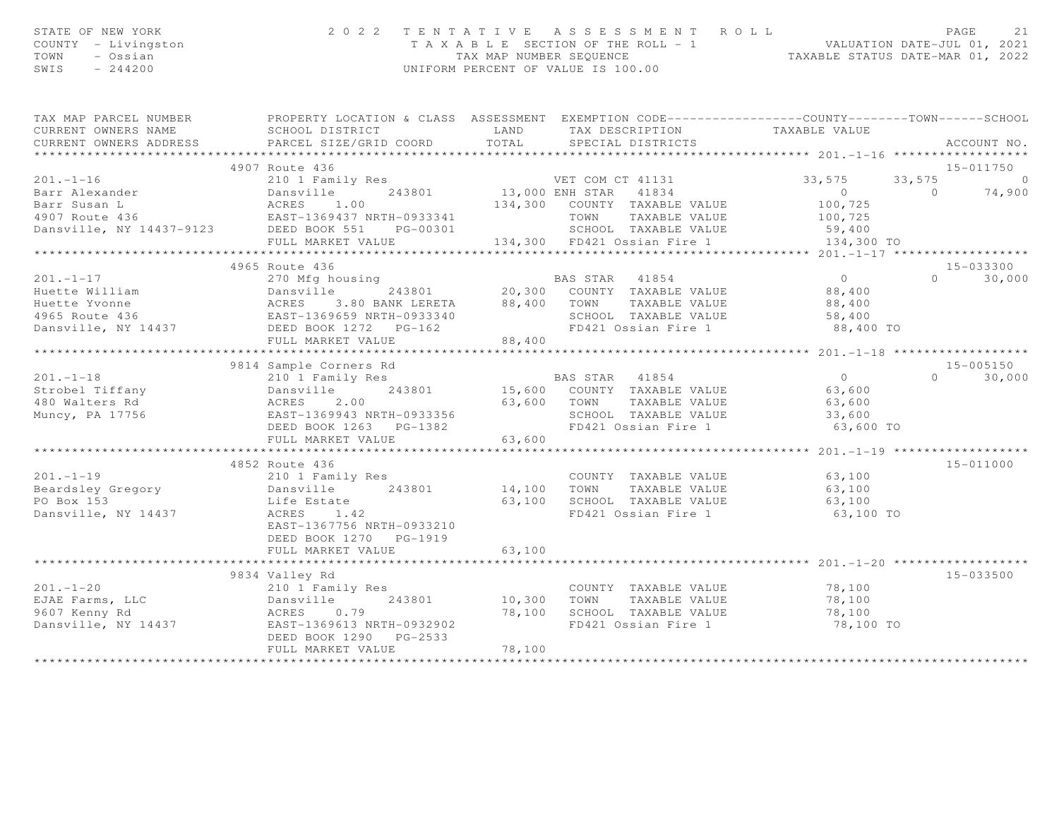STATE OF NEW YORK
COUNTY - Livingston
TOWN - Ossian
SWIS - 244200

# 2022 TENTATIVE ASSESSMENT ROLL

TAXABLE SECTION OF THE ROLL - 1
TAX MAP NUMBER SEQUENCE
UNIFORM PERCENT OF VALUE IS 100.00

VALUATION DATE-JUL 01, 2021
TAXABLE STATUS DATE-MAR 01, 2022

| TAX MAP PARCEL NUMBER / CURRENT OWNERS NAME / CURRENT OWNERS ADDRESS | PROPERTY LOCATION & CLASS / SCHOOL DISTRICT / PARCEL SIZE/GRID COORD | ASSESSMENT LAND / TOTAL | EXEMPTION CODE / TAX DESCRIPTION / SPECIAL DISTRICTS | COUNTY TAXABLE VALUE | TOWN | SCHOOL | ACCOUNT NO. |
|---|---|---|---|---|---|---|---|
| **201.-1-16** | 4907 Route 436 | | | | | | 15-011750 |
| 201.-1-16 | 210 1 Family Res | | VET COM CT 41131 | 33,575 | 33,575 | 0 | |
| Barr Alexander | Dansville 243801 | 13,000 | ENH STAR 41834 | 0 | 0 | 74,900 | |
| Barr Susan L | ACRES 1.00 | 134,300 | COUNTY TAXABLE VALUE | 100,725 | | | |
| 4907 Route 436 | EAST-1369437 NRTH-0933341 | | TOWN TAXABLE VALUE | 100,725 | | | |
| Dansville, NY 14437-9123 | DEED BOOK 551 PG-00301 | | SCHOOL TAXABLE VALUE | 59,400 | | | |
| | FULL MARKET VALUE | 134,300 | FD421 Ossian Fire 1 | 134,300 TO | | | |
| **201.-1-17** | 4965 Route 436 | | | | | | 15-033300 |
| 201.-1-17 | 270 Mfg housing | | BAS STAR 41854 | 0 | 0 | 30,000 | |
| Huette William | Dansville 243801 | 20,300 | COUNTY TAXABLE VALUE | 88,400 | | | |
| Huette Yvonne | ACRES 3.80 BANK LERETA | 88,400 | TOWN TAXABLE VALUE | 88,400 | | | |
| 4965 Route 436 | EAST-1369659 NRTH-0933340 | | SCHOOL TAXABLE VALUE | 58,400 | | | |
| Dansville, NY 14437 | DEED BOOK 1272 PG-162 | | FD421 Ossian Fire 1 | 88,400 TO | | | |
| | FULL MARKET VALUE | 88,400 | | | | | |
| **201.-1-18** | 9814 Sample Corners Rd | | | | | | 15-005150 |
| 201.-1-18 | 210 1 Family Res | | BAS STAR 41854 | 0 | 0 | 30,000 | |
| Strobel Tiffany | Dansville 243801 | 15,600 | COUNTY TAXABLE VALUE | 63,600 | | | |
| 480 Walters Rd | ACRES 2.00 | 63,600 | TOWN TAXABLE VALUE | 63,600 | | | |
| Muncy, PA 17756 | EAST-1369943 NRTH-0933356 | | SCHOOL TAXABLE VALUE | 33,600 | | | |
| | DEED BOOK 1263 PG-1382 | | FD421 Ossian Fire 1 | 63,600 TO | | | |
| | FULL MARKET VALUE | 63,600 | | | | | |
| **201.-1-19** | 4852 Route 436 | | | | | | 15-011000 |
| 201.-1-19 | 210 1 Family Res | | COUNTY TAXABLE VALUE | 63,100 | | | |
| Beardsley Gregory | Dansville 243801 | 14,100 | TOWN TAXABLE VALUE | 63,100 | | | |
| PO Box 153 | Life Estate | 63,100 | SCHOOL TAXABLE VALUE | 63,100 | | | |
| Dansville, NY 14437 | ACRES 1.42 | | FD421 Ossian Fire 1 | 63,100 TO | | | |
| | EAST-1367756 NRTH-0933210 | | | | | | |
| | DEED BOOK 1270 PG-1919 | | | | | | |
| | FULL MARKET VALUE | 63,100 | | | | | |
| **201.-1-20** | 9834 Valley Rd | | | | | | 15-033500 |
| 201.-1-20 | 210 1 Family Res | | COUNTY TAXABLE VALUE | 78,100 | | | |
| EJAE Farms, LLC | Dansville 243801 | 10,300 | TOWN TAXABLE VALUE | 78,100 | | | |
| 9607 Kenny Rd | ACRES 0.79 | 78,100 | SCHOOL TAXABLE VALUE | 78,100 | | | |
| Dansville, NY 14437 | EAST-1369613 NRTH-0932902 | | FD421 Ossian Fire 1 | 78,100 TO | | | |
| | DEED BOOK 1290 PG-2533 | | | | | | |
| | FULL MARKET VALUE | 78,100 | | | | | |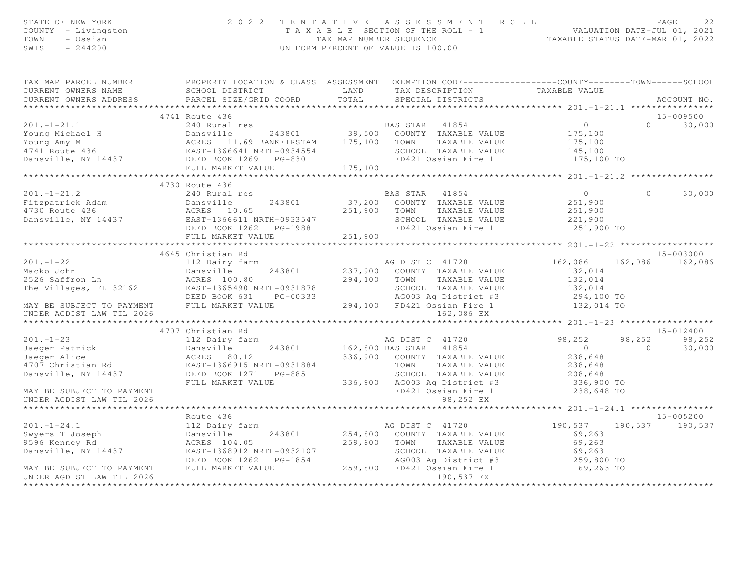STATE OF NEW YORK
COUNTY - Livingston
TOWN - Ossian
SWIS - 244200

2 0 2 2 T E N T A T I V E A S S E S S M E N T R O L L
T A X A B L E SECTION OF THE ROLL - 1
TAX MAP NUMBER SEQUENCE
UNIFORM PERCENT OF VALUE IS 100.00

VALUATION DATE-JUL 01, 2021
TAXABLE STATUS DATE-MAR 01, 2022

```
TAX MAP PARCEL NUMBER          PROPERTY LOCATION & CLASS  ASSESSMENT  EXEMPTION CODE------------------COUNTY--------TOWN------SCHOOL
CURRENT OWNERS NAME            SCHOOL DISTRICT               LAND      TAX DESCRIPTION            TAXABLE VALUE
CURRENT OWNERS ADDRESS         PARCEL SIZE/GRID COORD        TOTAL     SPECIAL DISTRICTS                                      ACCOUNT NO.
******************************************************************************************************* 201.-1-21.1 ****************
                          4741 Route 436                                                                                 15-009500
201.-1-21.1                    240 Rural res                           BAS STAR  41854                  0              0      30,000
Young Michael H                Dansville      243801       39,500   COUNTY  TAXABLE VALUE          175,100
Young Amy M                    ACRES   11.69 BANKFIRSTAM   175,100   TOWN    TAXABLE VALUE          175,100
4741 Route 436                 EAST-1366641 NRTH-0934554             SCHOOL  TAXABLE VALUE          145,100
Dansville, NY 14437            DEED BOOK 1269   PG-830               FD421 Ossian Fire 1             175,100 TO
                               FULL MARKET VALUE           175,100
******************************************************************************************************* 201.-1-21.2 ****************
                          4730 Route 436
201.-1-21.2                    240 Rural res                           BAS STAR  41854                  0              0      30,000
Fitzpatrick Adam               Dansville      243801       37,200   COUNTY  TAXABLE VALUE          251,900
4730 Route 436                 ACRES   10.65               251,900   TOWN    TAXABLE VALUE          251,900
Dansville, NY 14437            EAST-1366611 NRTH-0933547             SCHOOL  TAXABLE VALUE          221,900
                               DEED BOOK 1262   PG-1988              FD421 Ossian Fire 1             251,900 TO
                               FULL MARKET VALUE           251,900
******************************************************************************************************* 201.-1-22 ******************
                          4645 Christian Rd                                                                              15-003000
201.-1-22                      112 Dairy farm                          AG DIST C 41720              162,086        162,086    162,086
Macko John                     Dansville      243801      237,900   COUNTY  TAXABLE VALUE          132,014
2526 Saffron Ln                ACRES  100.80               294,100   TOWN    TAXABLE VALUE          132,014
The Villages, FL 32162         EAST-1365490 NRTH-0931878             SCHOOL  TAXABLE VALUE          132,014
                               DEED BOOK 631     PG-00333            AG003 Ag District #3            294,100 TO
MAY BE SUBJECT TO PAYMENT      FULL MARKET VALUE           294,100   FD421 Ossian Fire 1             132,014 TO
UNDER AGDIST LAW TIL 2026                                                      162,086 EX
******************************************************************************************************* 201.-1-23 ******************
                          4707 Christian Rd                                                                              15-012400
201.-1-23                      112 Dairy farm                          AG DIST C 41720               98,252         98,252     98,252
Jaeger Patrick                 Dansville      243801      162,800 BAS STAR  41854                   0              0      30,000
Jaeger Alice                   ACRES   80.12               336,900   COUNTY  TAXABLE VALUE          238,648
4707 Christian Rd              EAST-1366915 NRTH-0931884             TOWN    TAXABLE VALUE          238,648
Dansville, NY 14437            DEED BOOK 1271   PG-885               SCHOOL  TAXABLE VALUE          208,648
                               FULL MARKET VALUE           336,900   AG003 Ag District #3            336,900 TO
MAY BE SUBJECT TO PAYMENT                                            FD421 Ossian Fire 1             238,648 TO
UNDER AGDIST LAW TIL 2026                                                       98,252 EX
******************************************************************************************************* 201.-1-24.1 ****************
                               Route 436                                                                                 15-005200
201.-1-24.1                    112 Dairy farm                          AG DIST C 41720              190,537        190,537    190,537
Swyers T Joseph                Dansville      243801      254,800   COUNTY  TAXABLE VALUE           69,263
9596 Kenney Rd                 ACRES  104.05               259,800   TOWN    TAXABLE VALUE           69,263
Dansville, NY 14437            EAST-1368912 NRTH-0932107             SCHOOL  TAXABLE VALUE           69,263
                               DEED BOOK 1262   PG-1854              AG003 Ag District #3            259,800 TO
MAY BE SUBJECT TO PAYMENT      FULL MARKET VALUE           259,800   FD421 Ossian Fire 1              69,263 TO
UNDER AGDIST LAW TIL 2026                                                      190,537 EX
************************************************************************************************************************************
```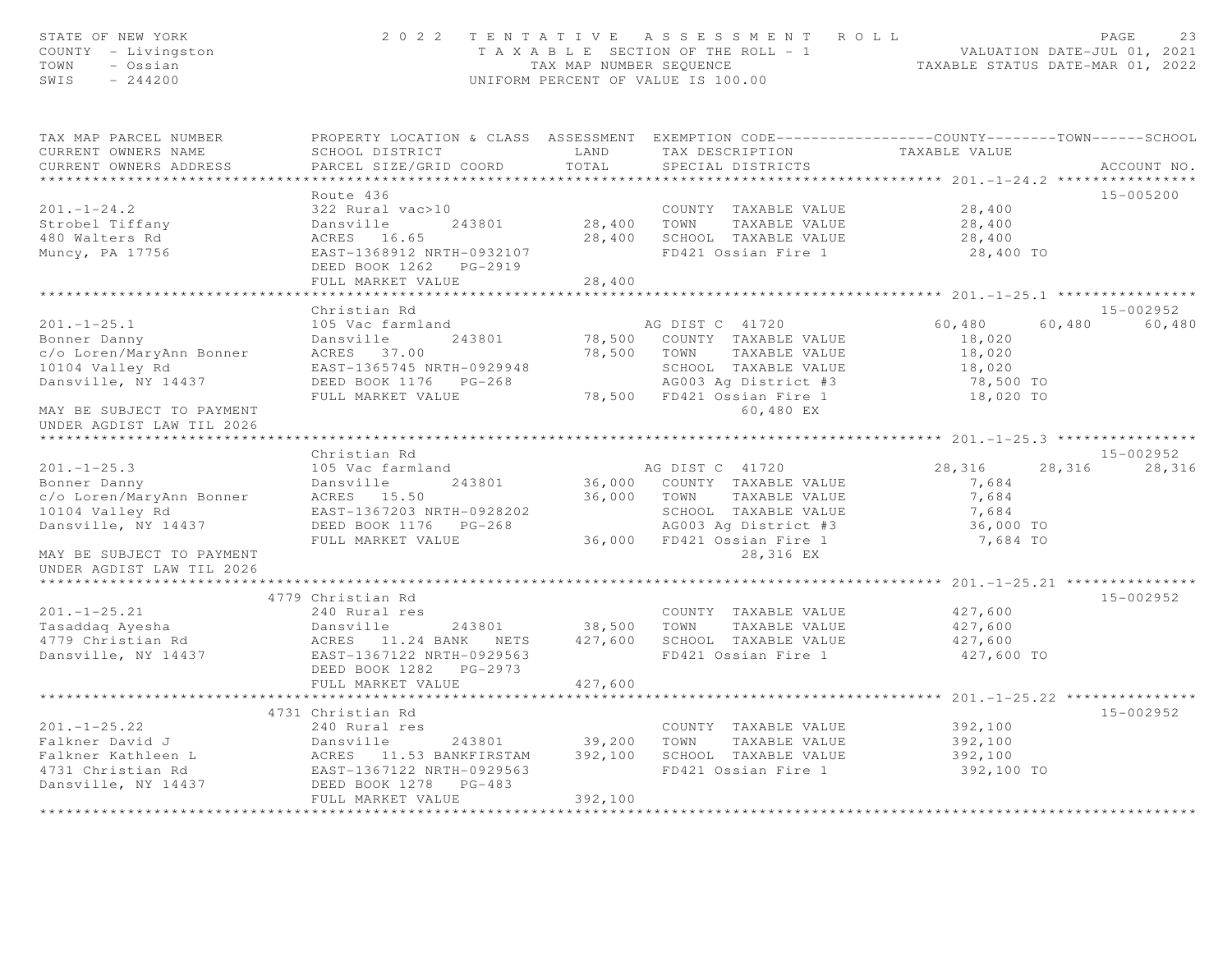STATE OF NEW YORK
COUNTY - Livingston
TOWN - Ossian
SWIS - 244200

2022 TENTATIVE ASSESSMENT ROLL
TAXABLE SECTION OF THE ROLL - 1
TAX MAP NUMBER SEQUENCE
UNIFORM PERCENT OF VALUE IS 100.00

VALUATION DATE-JUL 01, 2021
TAXABLE STATUS DATE-MAR 01, 2022

```
TAX MAP PARCEL NUMBER          PROPERTY LOCATION & CLASS  ASSESSMENT  EXEMPTION CODE------------------COUNTY--------TOWN------SCHOOL
CURRENT OWNERS NAME            SCHOOL DISTRICT               LAND      TAX DESCRIPTION            TAXABLE VALUE
CURRENT OWNERS ADDRESS         PARCEL SIZE/GRID COORD        TOTAL     SPECIAL DISTRICTS                                    ACCOUNT NO.
*********************************************************************************************** 201.-1-24.2 ****************
                               Route 436                                                                             15-005200
201.-1-24.2                    322 Rural vac>10                       COUNTY  TAXABLE VALUE          28,400
Strobel Tiffany                Dansville       243801      28,400     TOWN    TAXABLE VALUE          28,400
480 Walters Rd                 ACRES   16.65               28,400     SCHOOL  TAXABLE VALUE          28,400
Muncy, PA 17756                EAST-1368912 NRTH-0932107              FD421 Ossian Fire 1             28,400 TO
                               DEED BOOK 1262   PG-2919
                               FULL MARKET VALUE           28,400
*********************************************************************************************** 201.-1-25.1 ****************
                               Christian Rd                                                                          15-002952
201.-1-25.1                    105 Vac farmland                       AG DIST C  41720          60,480      60,480      60,480
Bonner Danny                   Dansville       243801      78,500     COUNTY  TAXABLE VALUE          18,020
c/o Loren/MaryAnn Bonner       ACRES   37.00               78,500     TOWN    TAXABLE VALUE          18,020
10104 Valley Rd                EAST-1365745 NRTH-0929948              SCHOOL  TAXABLE VALUE          18,020
Dansville, NY 14437            DEED BOOK 1176   PG-268                AG003 Ag District #3            78,500 TO
                               FULL MARKET VALUE           78,500     FD421 Ossian Fire 1             18,020 TO
MAY BE SUBJECT TO PAYMENT                                                  60,480 EX
UNDER AGDIST LAW TIL 2026
*********************************************************************************************** 201.-1-25.3 ****************
                               Christian Rd                                                                          15-002952
201.-1-25.3                    105 Vac farmland                       AG DIST C  41720          28,316      28,316      28,316
Bonner Danny                   Dansville       243801      36,000     COUNTY  TAXABLE VALUE           7,684
c/o Loren/MaryAnn Bonner       ACRES   15.50               36,000     TOWN    TAXABLE VALUE           7,684
10104 Valley Rd                EAST-1367203 NRTH-0928202              SCHOOL  TAXABLE VALUE           7,684
Dansville, NY 14437            DEED BOOK 1176   PG-268                AG003 Ag District #3            36,000 TO
                               FULL MARKET VALUE           36,000     FD421 Ossian Fire 1              7,684 TO
MAY BE SUBJECT TO PAYMENT                                                  28,316 EX
UNDER AGDIST LAW TIL 2026
*********************************************************************************************** 201.-1-25.21 ***************
                          4779 Christian Rd                                                                          15-002952
201.-1-25.21                   240 Rural res                          COUNTY  TAXABLE VALUE         427,600
Tasaddaq Ayesha                Dansville       243801      38,500     TOWN    TAXABLE VALUE         427,600
4779 Christian Rd              ACRES   11.24 BANK   NETS  427,600     SCHOOL  TAXABLE VALUE         427,600
Dansville, NY 14437            EAST-1367122 NRTH-0929563              FD421 Ossian Fire 1            427,600 TO
                               DEED BOOK 1282   PG-2973
                               FULL MARKET VALUE          427,600
*********************************************************************************************** 201.-1-25.22 ***************
                          4731 Christian Rd                                                                          15-002952
201.-1-25.22                   240 Rural res                          COUNTY  TAXABLE VALUE         392,100
Falkner David J                Dansville       243801      39,200     TOWN    TAXABLE VALUE         392,100
Falkner Kathleen L             ACRES   11.53 BANKFIRSTAM  392,100     SCHOOL  TAXABLE VALUE         392,100
4731 Christian Rd              EAST-1367122 NRTH-0929563              FD421 Ossian Fire 1            392,100 TO
Dansville, NY 14437            DEED BOOK 1278   PG-483
                               FULL MARKET VALUE          392,100
****************************************************************************************************************************
```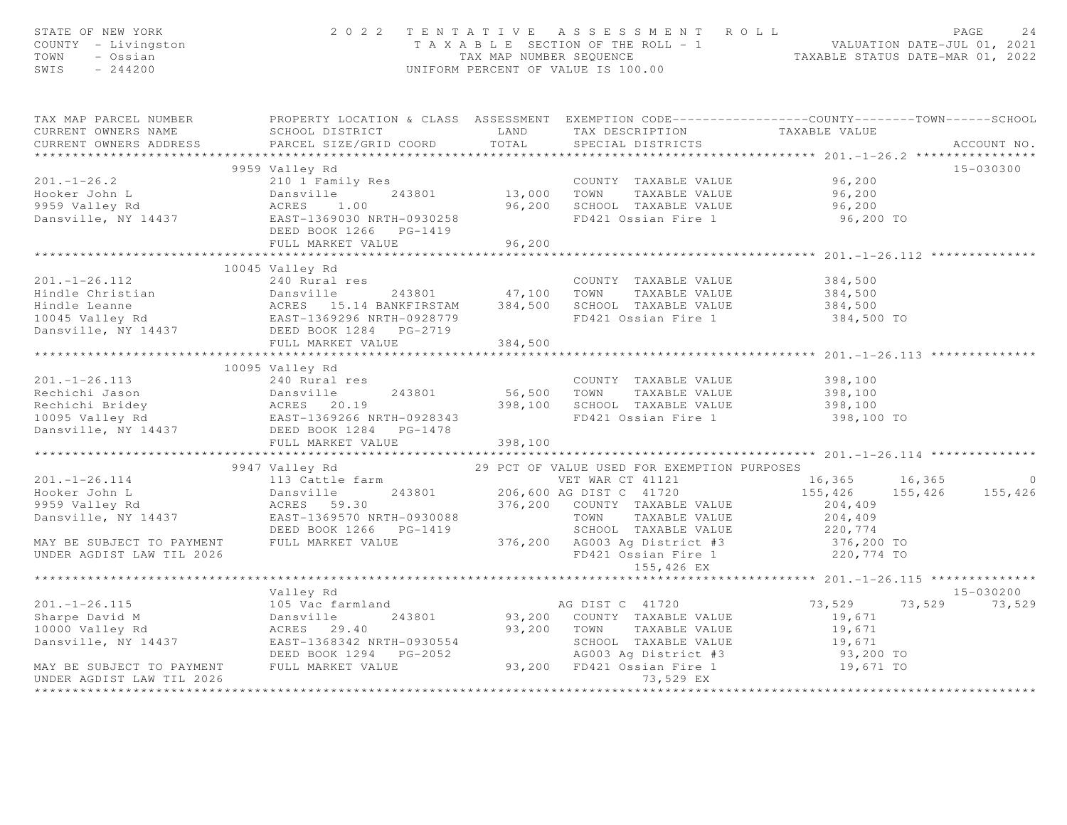STATE OF NEW YORK — COUNTY - Livingston — TOWN - Ossian — SWIS - 244200

# 2022 TENTATIVE ASSESSMENT ROLL

TAXABLE SECTION OF THE ROLL - 1 — TAX MAP NUMBER SEQUENCE — UNIFORM PERCENT OF VALUE IS 100.00

VALUATION DATE-JUL 01, 2021 — TAXABLE STATUS DATE-MAR 01, 2022

| TAX MAP PARCEL NUMBER / CURRENT OWNERS NAME / CURRENT OWNERS ADDRESS | PROPERTY LOCATION & CLASS / SCHOOL DISTRICT / PARCEL SIZE/GRID COORD | ASSESSMENT LAND / TOTAL | EXEMPTION CODE / TAX DESCRIPTION / SPECIAL DISTRICTS | COUNTY | TOWN | SCHOOL | ACCOUNT NO. |
|---|---|---|---|---|---|---|---|
| **201.-1-26.2** | 9959 Valley Rd | | | | | | 15-030300 |
| 201.-1-26.2 | 210 1 Family Res | | COUNTY TAXABLE VALUE | 96,200 | | | |
| Hooker John L | Dansville 243801 | 13,000 | TOWN TAXABLE VALUE | 96,200 | | | |
| 9959 Valley Rd | ACRES 1.00 | 96,200 | SCHOOL TAXABLE VALUE | 96,200 | | | |
| Dansville, NY 14437 | EAST-1369030 NRTH-0930258 | | FD421 Ossian Fire 1 | 96,200 TO | | | |
| | DEED BOOK 1266 PG-1419 | | | | | | |
| | FULL MARKET VALUE | 96,200 | | | | | |
| **201.-1-26.112** | 10045 Valley Rd | | | | | | |
| 201.-1-26.112 | 240 Rural res | | COUNTY TAXABLE VALUE | 384,500 | | | |
| Hindle Christian | Dansville 243801 | 47,100 | TOWN TAXABLE VALUE | 384,500 | | | |
| Hindle Leanne | ACRES 15.14 BANKFIRSTAM | 384,500 | SCHOOL TAXABLE VALUE | 384,500 | | | |
| 10045 Valley Rd | EAST-1369296 NRTH-0928779 | | FD421 Ossian Fire 1 | 384,500 TO | | | |
| Dansville, NY 14437 | DEED BOOK 1284 PG-2719 | | | | | | |
| | FULL MARKET VALUE | 384,500 | | | | | |
| **201.-1-26.113** | 10095 Valley Rd | | | | | | |
| 201.-1-26.113 | 240 Rural res | | COUNTY TAXABLE VALUE | 398,100 | | | |
| Rechichi Jason | Dansville 243801 | 56,500 | TOWN TAXABLE VALUE | 398,100 | | | |
| Rechichi Bridey | ACRES 20.19 | 398,100 | SCHOOL TAXABLE VALUE | 398,100 | | | |
| 10095 Valley Rd | EAST-1369266 NRTH-0928343 | | FD421 Ossian Fire 1 | 398,100 TO | | | |
| Dansville, NY 14437 | DEED BOOK 1284 PG-1478 | | | | | | |
| | FULL MARKET VALUE | 398,100 | | | | | |
| **201.-1-26.114** | 9947 Valley Rd | | 29 PCT OF VALUE USED FOR EXEMPTION PURPOSES | | | | |
| 201.-1-26.114 | 113 Cattle farm | | VET WAR CT 41121 | 16,365 | 16,365 | 0 | |
| Hooker John L | Dansville 243801 | 206,600 | AG DIST C 41720 | 155,426 | 155,426 | 155,426 | |
| 9959 Valley Rd | ACRES 59.30 | 376,200 | COUNTY TAXABLE VALUE | 204,409 | | | |
| Dansville, NY 14437 | EAST-1369570 NRTH-0930088 | | TOWN TAXABLE VALUE | 204,409 | | | |
| | DEED BOOK 1266 PG-1419 | | SCHOOL TAXABLE VALUE | 220,774 | | | |
| MAY BE SUBJECT TO PAYMENT | FULL MARKET VALUE | 376,200 | AG003 Ag District #3 | 376,200 TO | | | |
| UNDER AGDIST LAW TIL 2026 | | | FD421 Ossian Fire 1 | 220,774 TO | | | |
| | | | 155,426 EX | | | | |
| **201.-1-26.115** | Valley Rd | | | | | | 15-030200 |
| 201.-1-26.115 | 105 Vac farmland | | AG DIST C 41720 | 73,529 | 73,529 | 73,529 | |
| Sharpe David M | Dansville 243801 | 93,200 | COUNTY TAXABLE VALUE | 19,671 | | | |
| 10000 Valley Rd | ACRES 29.40 | 93,200 | TOWN TAXABLE VALUE | 19,671 | | | |
| Dansville, NY 14437 | EAST-1368342 NRTH-0930554 | | SCHOOL TAXABLE VALUE | 19,671 | | | |
| | DEED BOOK 1294 PG-2052 | | AG003 Ag District #3 | 93,200 TO | | | |
| MAY BE SUBJECT TO PAYMENT | FULL MARKET VALUE | 93,200 | FD421 Ossian Fire 1 | 19,671 TO | | | |
| UNDER AGDIST LAW TIL 2026 | | | 73,529 EX | | | | |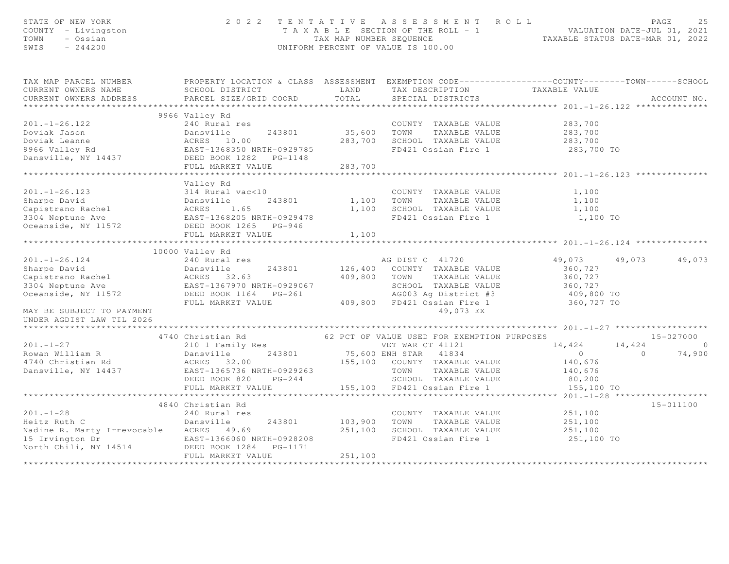STATE OF NEW YORK — 2022 TENTATIVE ASSESSMENT ROLL
COUNTY - Livingston — TAXABLE SECTION OF THE ROLL - 1 — VALUATION DATE-JUL 01, 2021
TOWN - Ossian — TAX MAP NUMBER SEQUENCE — TAXABLE STATUS DATE-MAR 01, 2022
SWIS - 244200 — UNIFORM PERCENT OF VALUE IS 100.00

| TAX MAP PARCEL NUMBER / CURRENT OWNERS NAME / CURRENT OWNERS ADDRESS | PROPERTY LOCATION & CLASS / SCHOOL DISTRICT / PARCEL SIZE/GRID COORD | ASSESSMENT LAND / TOTAL | EXEMPTION CODE / TAX DESCRIPTION / SPECIAL DISTRICTS | COUNTY TAXABLE VALUE | TOWN | SCHOOL | ACCOUNT NO. |
|---|---|---|---|---|---|---|---|
| **201.-1-26.122** | 9966 Valley Rd | | | | | | |
| 201.-1-26.122 | 240 Rural res | | COUNTY TAXABLE VALUE | 283,700 | | | |
| Doviak Jason | Dansville 243801 | 35,600 | TOWN TAXABLE VALUE | 283,700 | | | |
| Doviak Leanne | ACRES 10.00 | 283,700 | SCHOOL TAXABLE VALUE | 283,700 | | | |
| 9966 Valley Rd | EAST-1368350 NRTH-0929785 | | FD421 Ossian Fire 1 | 283,700 TO | | | |
| Dansville, NY 14437 | DEED BOOK 1282 PG-1148 | | | | | | |
| | FULL MARKET VALUE | 283,700 | | | | | |
| **201.-1-26.123** | Valley Rd | | | | | | |
| 201.-1-26.123 | 314 Rural vac<10 | | COUNTY TAXABLE VALUE | 1,100 | | | |
| Sharpe David | Dansville 243801 | 1,100 | TOWN TAXABLE VALUE | 1,100 | | | |
| Capistrano Rachel | ACRES 1.65 | 1,100 | SCHOOL TAXABLE VALUE | 1,100 | | | |
| 3304 Neptune Ave | EAST-1368205 NRTH-0929478 | | FD421 Ossian Fire 1 | 1,100 TO | | | |
| Oceanside, NY 11572 | DEED BOOK 1265 PG-946 | | | | | | |
| | FULL MARKET VALUE | 1,100 | | | | | |
| **201.-1-26.124** | 10000 Valley Rd | | | | | | |
| 201.-1-26.124 | 240 Rural res | | AG DIST C 41720 | 49,073 | 49,073 | 49,073 | |
| Sharpe David | Dansville 243801 | 126,400 | COUNTY TAXABLE VALUE | 360,727 | | | |
| Capistrano Rachel | ACRES 32.63 | 409,800 | TOWN TAXABLE VALUE | 360,727 | | | |
| 3304 Neptune Ave | EAST-1367970 NRTH-0929067 | | SCHOOL TAXABLE VALUE | 360,727 | | | |
| Oceanside, NY 11572 | DEED BOOK 1164 PG-261 | | AG003 Ag District #3 | 409,800 TO | | | |
| | FULL MARKET VALUE | 409,800 | FD421 Ossian Fire 1 | 360,727 TO | | | |
| MAY BE SUBJECT TO PAYMENT | | | 49,073 EX | | | | |
| UNDER AGDIST LAW TIL 2026 | | | | | | | |
| **201.-1-27** | 4740 Christian Rd | | 62 PCT OF VALUE USED FOR EXEMPTION PURPOSES | | | | 15-027000 |
| 201.-1-27 | 210 1 Family Res | | VET WAR CT 41121 | 14,424 | 14,424 | 0 | |
| Rowan William R | Dansville 243801 | 75,600 | ENH STAR 41834 | 0 | 0 | 74,900 | |
| 4740 Christian Rd | ACRES 32.00 | 155,100 | COUNTY TAXABLE VALUE | 140,676 | | | |
| Dansville, NY 14437 | EAST-1365736 NRTH-0929263 | | TOWN TAXABLE VALUE | 140,676 | | | |
| | DEED BOOK 820 PG-244 | | SCHOOL TAXABLE VALUE | 80,200 | | | |
| | FULL MARKET VALUE | 155,100 | FD421 Ossian Fire 1 | 155,100 TO | | | |
| **201.-1-28** | 4840 Christian Rd | | | | | | 15-011100 |
| 201.-1-28 | 240 Rural res | | COUNTY TAXABLE VALUE | 251,100 | | | |
| Heitz Ruth C | Dansville 243801 | 103,900 | TOWN TAXABLE VALUE | 251,100 | | | |
| Nadine R. Marty Irrevocable | ACRES 49.69 | 251,100 | SCHOOL TAXABLE VALUE | 251,100 | | | |
| 15 Irvington Dr | EAST-1366060 NRTH-0928208 | | FD421 Ossian Fire 1 | 251,100 TO | | | |
| North Chili, NY 14514 | DEED BOOK 1284 PG-1171 | | | | | | |
| | FULL MARKET VALUE | 251,100 | | | | | |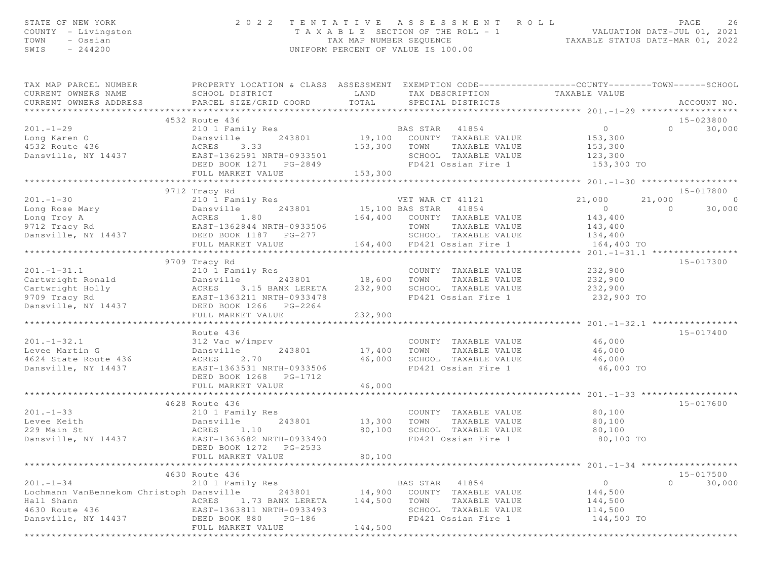STATE OF NEW YORK
COUNTY - Livingston
TOWN - Ossian
SWIS - 244200

2022 TENTATIVE ASSESSMENT ROLL
TAXABLE SECTION OF THE ROLL - 1
TAX MAP NUMBER SEQUENCE
UNIFORM PERCENT OF VALUE IS 100.00

VALUATION DATE-JUL 01, 2021
TAXABLE STATUS DATE-MAR 01, 2022

| TAX MAP PARCEL NUMBER / CURRENT OWNERS NAME / CURRENT OWNERS ADDRESS | PROPERTY LOCATION & CLASS / SCHOOL DISTRICT / PARCEL SIZE/GRID COORD | ASSESSMENT LAND | ASSESSMENT TOTAL | EXEMPTION CODE / TAX DESCRIPTION / SPECIAL DISTRICTS | COUNTY | TOWN | SCHOOL | ACCOUNT NO. |
|---|---|---|---|---|---|---|---|---|
| **201.-1-29** | 4532 Route 436 | | | | | | | 15-023800 |
| 201.-1-29 | 210 1 Family Res | | | BAS STAR 41854 | 0 | 0 | 30,000 | |
| Long Karen O | Dansville 243801 | 19,100 | | COUNTY TAXABLE VALUE | 153,300 | | | |
| 4532 Route 436 | ACRES 3.33 | | 153,300 | TOWN TAXABLE VALUE | | 153,300 | | |
| Dansville, NY 14437 | EAST-1362591 NRTH-0933501 | | | SCHOOL TAXABLE VALUE | | | 123,300 | |
| | DEED BOOK 1271 PG-2849 | | | FD421 Ossian Fire 1 | 153,300 TO | | | |
| | FULL MARKET VALUE | | 153,300 | | | | | |
| **201.-1-30** | 9712 Tracy Rd | | | | | | | 15-017800 |
| 201.-1-30 | 210 1 Family Res | | | VET WAR CT 41121 | 21,000 | 21,000 | 0 | |
| Long Rose Mary | Dansville 243801 | 15,100 | | BAS STAR 41854 | 0 | 0 | 30,000 | |
| Long Troy A | ACRES 1.80 | | 164,400 | COUNTY TAXABLE VALUE | 143,400 | | | |
| 9712 Tracy Rd | EAST-1362844 NRTH-0933506 | | | TOWN TAXABLE VALUE | | 143,400 | | |
| Dansville, NY 14437 | DEED BOOK 1187 PG-277 | | | SCHOOL TAXABLE VALUE | | | 134,400 | |
| | FULL MARKET VALUE | | 164,400 | FD421 Ossian Fire 1 | 164,400 TO | | | |
| **201.-1-31.1** | 9709 Tracy Rd | | | | | | | 15-017300 |
| 201.-1-31.1 | 210 1 Family Res | | | COUNTY TAXABLE VALUE | 232,900 | | | |
| Cartwright Ronald | Dansville 243801 | 18,600 | | TOWN TAXABLE VALUE | | 232,900 | | |
| Cartwright Holly | ACRES 3.15 BANK LERETA | | 232,900 | SCHOOL TAXABLE VALUE | | | 232,900 | |
| 9709 Tracy Rd | EAST-1363211 NRTH-0933478 | | | FD421 Ossian Fire 1 | 232,900 TO | | | |
| Dansville, NY 14437 | DEED BOOK 1266 PG-2264 | | | | | | | |
| | FULL MARKET VALUE | | 232,900 | | | | | |
| **201.-1-32.1** | Route 436 | | | | | | | 15-017400 |
| 201.-1-32.1 | 312 Vac w/imprv | | | COUNTY TAXABLE VALUE | 46,000 | | | |
| Levee Martin G | Dansville 243801 | 17,400 | | TOWN TAXABLE VALUE | | 46,000 | | |
| 4624 State Route 436 | ACRES 2.70 | | 46,000 | SCHOOL TAXABLE VALUE | | | 46,000 | |
| Dansville, NY 14437 | EAST-1363531 NRTH-0933506 | | | FD421 Ossian Fire 1 | 46,000 TO | | | |
| | DEED BOOK 1268 PG-1712 | | | | | | | |
| | FULL MARKET VALUE | | 46,000 | | | | | |
| **201.-1-33** | 4628 Route 436 | | | | | | | 15-017600 |
| 201.-1-33 | 210 1 Family Res | | | COUNTY TAXABLE VALUE | 80,100 | | | |
| Levee Keith | Dansville 243801 | 13,300 | | TOWN TAXABLE VALUE | | 80,100 | | |
| 229 Main St | ACRES 1.10 | | 80,100 | SCHOOL TAXABLE VALUE | | | 80,100 | |
| Dansville, NY 14437 | EAST-1363682 NRTH-0933490 | | | FD421 Ossian Fire 1 | 80,100 TO | | | |
| | DEED BOOK 1272 PG-2533 | | | | | | | |
| | FULL MARKET VALUE | | 80,100 | | | | | |
| **201.-1-34** | 4630 Route 436 | | | | | | | 15-017500 |
| 201.-1-34 | 210 1 Family Res | | | BAS STAR 41854 | 0 | 0 | 30,000 | |
| Lochmann VanBennekom Christoph | Dansville 243801 | 14,900 | | COUNTY TAXABLE VALUE | 144,500 | | | |
| Hall Shann | ACRES 1.73 BANK LERETA | | 144,500 | TOWN TAXABLE VALUE | | 144,500 | | |
| 4630 Route 436 | EAST-1363811 NRTH-0933493 | | | SCHOOL TAXABLE VALUE | | | 114,500 | |
| Dansville, NY 14437 | DEED BOOK 880 PG-186 | | | FD421 Ossian Fire 1 | 144,500 TO | | | |
| | FULL MARKET VALUE | | 144,500 | | | | | |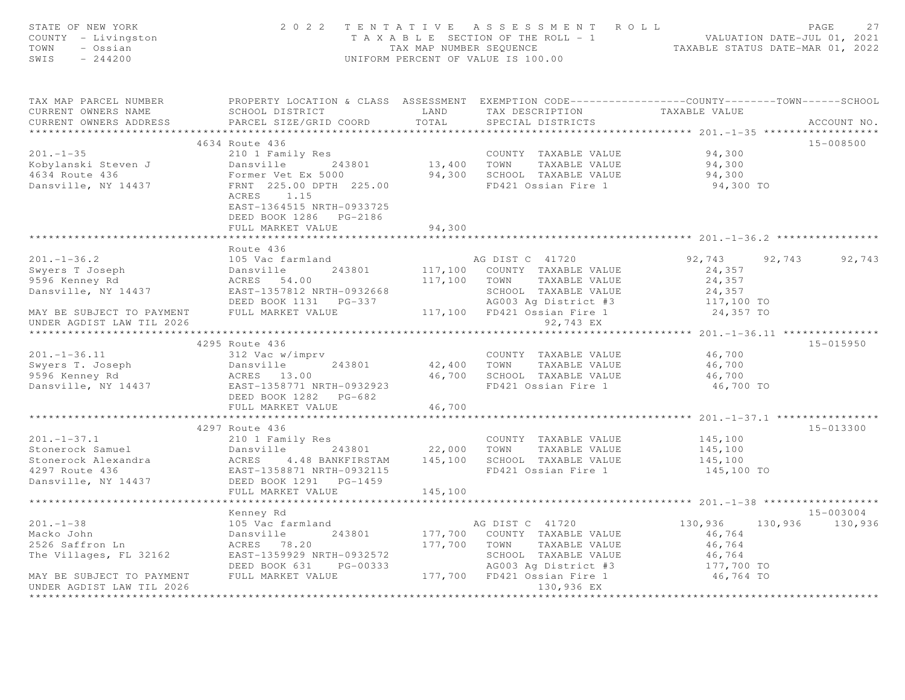STATE OF NEW YORK
COUNTY - Livingston
TOWN - Ossian
SWIS - 244200

2 0 2 2 T E N T A T I V E A S S E S S M E N T R O L L
T A X A B L E SECTION OF THE ROLL - 1
TAX MAP NUMBER SEQUENCE
UNIFORM PERCENT OF VALUE IS 100.00

VALUATION DATE-JUL 01, 2021
TAXABLE STATUS DATE-MAR 01, 2022

| TAX MAP PARCEL NUMBER / CURRENT OWNERS NAME / CURRENT OWNERS ADDRESS | PROPERTY LOCATION & CLASS / SCHOOL DISTRICT / PARCEL SIZE/GRID COORD | ASSESSMENT LAND / TOTAL | EXEMPTION CODE / TAX DESCRIPTION / SPECIAL DISTRICTS | COUNTY / TAXABLE VALUE | TOWN | SCHOOL | ACCOUNT NO. |
|---|---|---|---|---|---|---|---|
| **201.-1-35** | 4634 Route 436 | | | | | | 15-008500 |
| 201.-1-35 | 210 1 Family Res | | COUNTY TAXABLE VALUE | 94,300 | | | |
| Kobylanski Steven J | Dansville 243801 | 13,400 | TOWN TAXABLE VALUE | 94,300 | | | |
| 4634 Route 436 | Former Vet Ex 5000 | 94,300 | SCHOOL TAXABLE VALUE | 94,300 | | | |
| Dansville, NY 14437 | FRNT 225.00 DPTH 225.00 | | FD421 Ossian Fire 1 | 94,300 TO | | | |
| | ACRES 1.15 | | | | | | |
| | EAST-1364515 NRTH-0933725 | | | | | | |
| | DEED BOOK 1286 PG-2186 | | | | | | |
| | FULL MARKET VALUE | 94,300 | | | | | |
| **201.-1-36.2** | Route 436 | | | | | | |
| 201.-1-36.2 | 105 Vac farmland | | AG DIST C 41720 | 92,743 | 92,743 | 92,743 | |
| Swyers T Joseph | Dansville 243801 | 117,100 | COUNTY TAXABLE VALUE | 24,357 | | | |
| 9596 Kenney Rd | ACRES 54.00 | 117,100 | TOWN TAXABLE VALUE | 24,357 | | | |
| Dansville, NY 14437 | EAST-1357812 NRTH-0932668 | | SCHOOL TAXABLE VALUE | 24,357 | | | |
| | DEED BOOK 1131 PG-337 | | AG003 Ag District #3 | 117,100 TO | | | |
| MAY BE SUBJECT TO PAYMENT | FULL MARKET VALUE | 117,100 | FD421 Ossian Fire 1 | 24,357 TO | | | |
| UNDER AGDIST LAW TIL 2026 | | | 92,743 EX | | | | |
| **201.-1-36.11** | 4295 Route 436 | | | | | | 15-015950 |
| 201.-1-36.11 | 312 Vac w/imprv | | COUNTY TAXABLE VALUE | 46,700 | | | |
| Swyers T. Joseph | Dansville 243801 | 42,400 | TOWN TAXABLE VALUE | 46,700 | | | |
| 9596 Kenney Rd | ACRES 13.00 | 46,700 | SCHOOL TAXABLE VALUE | 46,700 | | | |
| Dansville, NY 14437 | EAST-1358771 NRTH-0932923 | | FD421 Ossian Fire 1 | 46,700 TO | | | |
| | DEED BOOK 1282 PG-682 | | | | | | |
| | FULL MARKET VALUE | 46,700 | | | | | |
| **201.-1-37.1** | 4297 Route 436 | | | | | | 15-013300 |
| 201.-1-37.1 | 210 1 Family Res | | COUNTY TAXABLE VALUE | 145,100 | | | |
| Stonerock Samuel | Dansville 243801 | 22,000 | TOWN TAXABLE VALUE | 145,100 | | | |
| Stonerock Alexandra | ACRES 4.48 BANKFIRSTAM | 145,100 | SCHOOL TAXABLE VALUE | 145,100 | | | |
| 4297 Route 436 | EAST-1358871 NRTH-0932115 | | FD421 Ossian Fire 1 | 145,100 TO | | | |
| Dansville, NY 14437 | DEED BOOK 1291 PG-1459 | | | | | | |
| | FULL MARKET VALUE | 145,100 | | | | | |
| **201.-1-38** | Kenney Rd | | | | | | 15-003004 |
| 201.-1-38 | 105 Vac farmland | | AG DIST C 41720 | 130,936 | 130,936 | 130,936 | |
| Macko John | Dansville 243801 | 177,700 | COUNTY TAXABLE VALUE | 46,764 | | | |
| 2526 Saffron Ln | ACRES 78.20 | 177,700 | TOWN TAXABLE VALUE | 46,764 | | | |
| The Villages, FL 32162 | EAST-1359929 NRTH-0932572 | | SCHOOL TAXABLE VALUE | 46,764 | | | |
| | DEED BOOK 631 PG-00333 | | AG003 Ag District #3 | 177,700 TO | | | |
| MAY BE SUBJECT TO PAYMENT | FULL MARKET VALUE | 177,700 | FD421 Ossian Fire 1 | 46,764 TO | | | |
| UNDER AGDIST LAW TIL 2026 | | | 130,936 EX | | | | |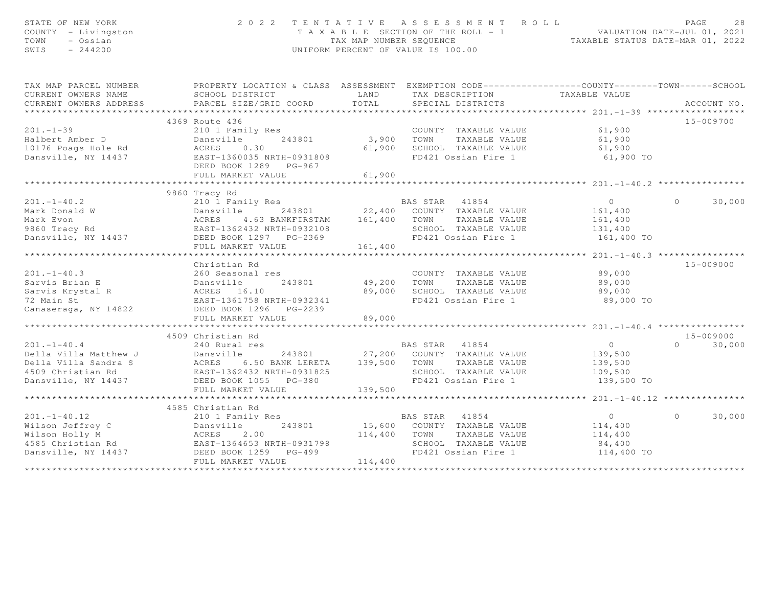STATE OF NEW YORK
COUNTY - Livingston
TOWN - Ossian
SWIS - 244200

2 0 2 2 T E N T A T I V E A S S E S S M E N T R O L L
T A X A B L E SECTION OF THE ROLL - 1
TAX MAP NUMBER SEQUENCE
UNIFORM PERCENT OF VALUE IS 100.00

VALUATION DATE-JUL 01, 2021
TAXABLE STATUS DATE-MAR 01, 2022

| TAX MAP PARCEL NUMBER / CURRENT OWNERS NAME / CURRENT OWNERS ADDRESS | PROPERTY LOCATION & CLASS / SCHOOL DISTRICT / PARCEL SIZE/GRID COORD | ASSESSMENT LAND / TOTAL | EXEMPTION CODE / TAX DESCRIPTION / SPECIAL DISTRICTS | COUNTY TAXABLE VALUE | TOWN | SCHOOL | ACCOUNT NO. |
|---|---|---|---|---|---|---|---|
| **201.-1-39** | 4369 Route 436 | | | | | | 15-009700 |
| 201.-1-39 | 210 1 Family Res | | COUNTY TAXABLE VALUE | 61,900 | | | |
| Halbert Amber D | Dansville 243801 | 3,900 | TOWN TAXABLE VALUE | 61,900 | | | |
| 10176 Poags Hole Rd | ACRES 0.30 | 61,900 | SCHOOL TAXABLE VALUE | 61,900 | | | |
| Dansville, NY 14437 | EAST-1360035 NRTH-0931808 | | FD421 Ossian Fire 1 | 61,900 TO | | | |
| | DEED BOOK 1289 PG-967 | | | | | | |
| | FULL MARKET VALUE | 61,900 | | | | | |
| **201.-1-40.2** | 9860 Tracy Rd | | | | | | |
| 201.-1-40.2 | 210 1 Family Res | | BAS STAR 41854 | 0 | 0 | 30,000 | |
| Mark Donald W | Dansville 243801 | 22,400 | COUNTY TAXABLE VALUE | 161,400 | | | |
| Mark Evon | ACRES 4.63 BANKFIRSTAM | 161,400 | TOWN TAXABLE VALUE | 161,400 | | | |
| 9860 Tracy Rd | EAST-1362432 NRTH-0932108 | | SCHOOL TAXABLE VALUE | 131,400 | | | |
| Dansville, NY 14437 | DEED BOOK 1297 PG-2369 | | FD421 Ossian Fire 1 | 161,400 TO | | | |
| | FULL MARKET VALUE | 161,400 | | | | | |
| **201.-1-40.3** | Christian Rd | | | | | | 15-009000 |
| 201.-1-40.3 | 260 Seasonal res | | COUNTY TAXABLE VALUE | 89,000 | | | |
| Sarvis Brian E | Dansville 243801 | 49,200 | TOWN TAXABLE VALUE | 89,000 | | | |
| Sarvis Krystal R | ACRES 16.10 | 89,000 | SCHOOL TAXABLE VALUE | 89,000 | | | |
| 72 Main St | EAST-1361758 NRTH-0932341 | | FD421 Ossian Fire 1 | 89,000 TO | | | |
| Canaseraga, NY 14822 | DEED BOOK 1296 PG-2239 | | | | | | |
| | FULL MARKET VALUE | 89,000 | | | | | |
| **201.-1-40.4** | 4509 Christian Rd | | | | | | 15-009000 |
| 201.-1-40.4 | 240 Rural res | | BAS STAR 41854 | 0 | 0 | 30,000 | |
| Della Villa Matthew J | Dansville 243801 | 27,200 | COUNTY TAXABLE VALUE | 139,500 | | | |
| Della Villa Sandra S | ACRES 6.50 BANK LERETA | 139,500 | TOWN TAXABLE VALUE | 139,500 | | | |
| 4509 Christian Rd | EAST-1362432 NRTH-0931825 | | SCHOOL TAXABLE VALUE | 109,500 | | | |
| Dansville, NY 14437 | DEED BOOK 1055 PG-380 | | FD421 Ossian Fire 1 | 139,500 TO | | | |
| | FULL MARKET VALUE | 139,500 | | | | | |
| **201.-1-40.12** | 4585 Christian Rd | | | | | | |
| 201.-1-40.12 | 210 1 Family Res | | BAS STAR 41854 | 0 | 0 | 30,000 | |
| Wilson Jeffrey C | Dansville 243801 | 15,600 | COUNTY TAXABLE VALUE | 114,400 | | | |
| Wilson Holly M | ACRES 2.00 | 114,400 | TOWN TAXABLE VALUE | 114,400 | | | |
| 4585 Christian Rd | EAST-1364653 NRTH-0931798 | | SCHOOL TAXABLE VALUE | 84,400 | | | |
| Dansville, NY 14437 | DEED BOOK 1259 PG-499 | | FD421 Ossian Fire 1 | 114,400 TO | | | |
| | FULL MARKET VALUE | 114,400 | | | | | |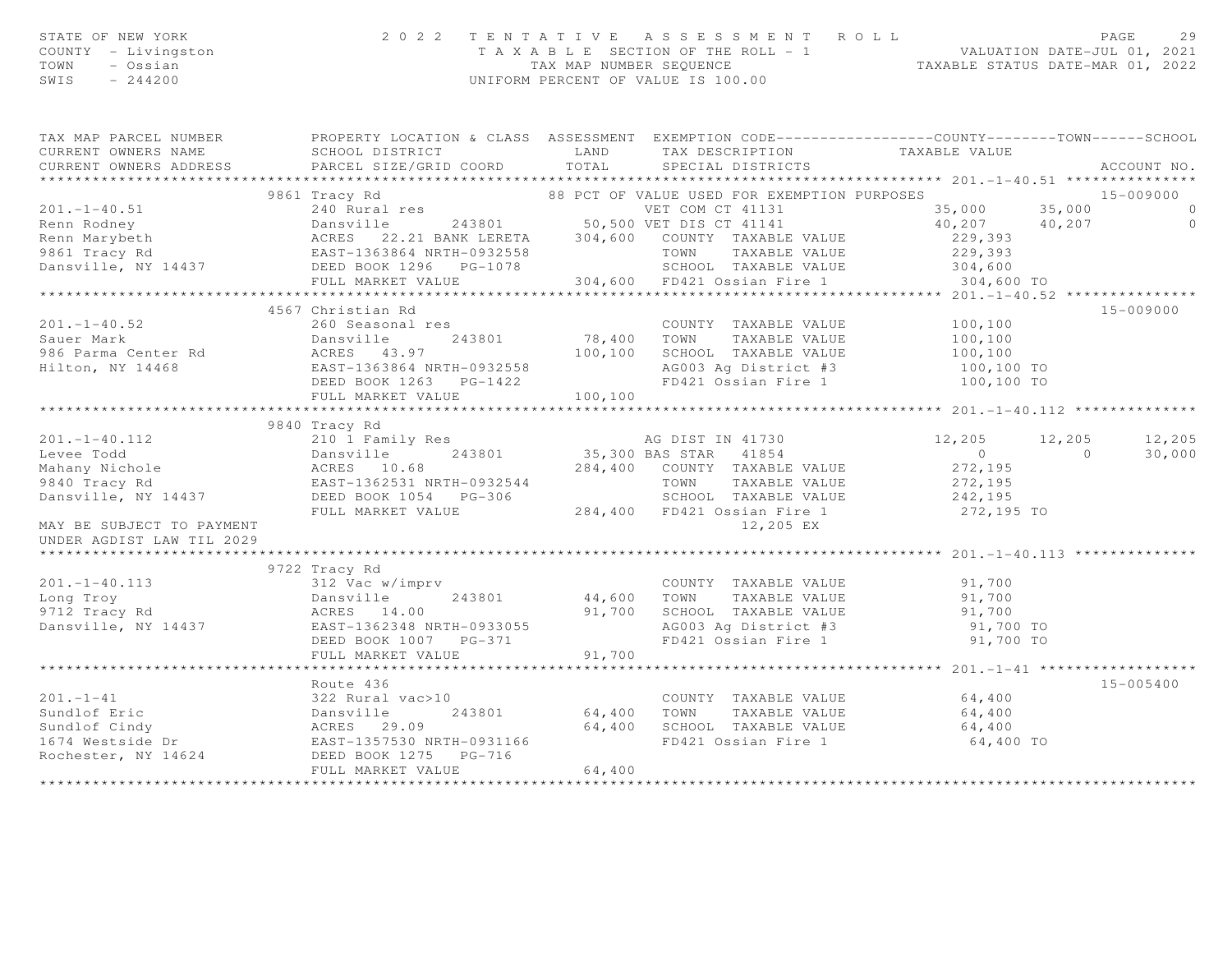STATE OF NEW YORK
COUNTY - Livingston
TOWN - Ossian
SWIS - 244200

2022 TENTATIVE ASSESSMENT ROLL
TAXABLE SECTION OF THE ROLL - 1
TAX MAP NUMBER SEQUENCE
UNIFORM PERCENT OF VALUE IS 100.00

VALUATION DATE-JUL 01, 2021
TAXABLE STATUS DATE-MAR 01, 2022

| TAX MAP PARCEL NUMBER / CURRENT OWNERS NAME / CURRENT OWNERS ADDRESS | PROPERTY LOCATION & CLASS / SCHOOL DISTRICT / PARCEL SIZE/GRID COORD | ASSESSMENT LAND / TOTAL | EXEMPTION CODE / TAX DESCRIPTION / SPECIAL DISTRICTS | COUNTY TAXABLE VALUE | TOWN | SCHOOL | ACCOUNT NO. |
|---|---|---|---|---|---|---|---|
| **201.-1-40.51** | 9861 Tracy Rd | | 88 PCT OF VALUE USED FOR EXEMPTION PURPOSES | | | | 15-009000 |
| 201.-1-40.51 | 240 Rural res | | VET COM CT 41131 | 35,000 | 35,000 | 0 | |
| Renn Rodney | Dansville 243801 | 50,500 | VET DIS CT 41141 | 40,207 | 40,207 | 0 | |
| Renn Marybeth | ACRES 22.21 BANK LERETA | 304,600 | COUNTY TAXABLE VALUE | 229,393 | | | |
| 9861 Tracy Rd | EAST-1363864 NRTH-0932558 | | TOWN TAXABLE VALUE | 229,393 | | | |
| Dansville, NY 14437 | DEED BOOK 1296 PG-1078 | | SCHOOL TAXABLE VALUE | 304,600 | | | |
| | FULL MARKET VALUE | 304,600 | FD421 Ossian Fire 1 | 304,600 TO | | | |
| **201.-1-40.52** | 4567 Christian Rd | | | | | | 15-009000 |
| 201.-1-40.52 | 260 Seasonal res | | COUNTY TAXABLE VALUE | 100,100 | | | |
| Sauer Mark | Dansville 243801 | 78,400 | TOWN TAXABLE VALUE | 100,100 | | | |
| 986 Parma Center Rd | ACRES 43.97 | 100,100 | SCHOOL TAXABLE VALUE | 100,100 | | | |
| Hilton, NY 14468 | EAST-1363864 NRTH-0932558 | | AG003 Ag District #3 | 100,100 TO | | | |
| | DEED BOOK 1263 PG-1422 | | FD421 Ossian Fire 1 | 100,100 TO | | | |
| | FULL MARKET VALUE | 100,100 | | | | | |
| **201.-1-40.112** | 9840 Tracy Rd | | | | | | |
| 201.-1-40.112 | 210 1 Family Res | | AG DIST IN 41730 | 12,205 | 12,205 | 12,205 | |
| Levee Todd | Dansville 243801 | 35,300 | BAS STAR 41854 | 0 | 0 | 30,000 | |
| Mahany Nichole | ACRES 10.68 | 284,400 | COUNTY TAXABLE VALUE | 272,195 | | | |
| 9840 Tracy Rd | EAST-1362531 NRTH-0932544 | | TOWN TAXABLE VALUE | 272,195 | | | |
| Dansville, NY 14437 | DEED BOOK 1054 PG-306 | | SCHOOL TAXABLE VALUE | 242,195 | | | |
| | FULL MARKET VALUE | 284,400 | FD421 Ossian Fire 1 | 272,195 TO | | | |
| MAY BE SUBJECT TO PAYMENT | | | 12,205 EX | | | | |
| UNDER AGDIST LAW TIL 2029 | | | | | | | |
| **201.-1-40.113** | 9722 Tracy Rd | | | | | | |
| 201.-1-40.113 | 312 Vac w/imprv | | COUNTY TAXABLE VALUE | 91,700 | | | |
| Long Troy | Dansville 243801 | 44,600 | TOWN TAXABLE VALUE | 91,700 | | | |
| 9712 Tracy Rd | ACRES 14.00 | 91,700 | SCHOOL TAXABLE VALUE | 91,700 | | | |
| Dansville, NY 14437 | EAST-1362348 NRTH-0933055 | | AG003 Ag District #3 | 91,700 TO | | | |
| | DEED BOOK 1007 PG-371 | | FD421 Ossian Fire 1 | 91,700 TO | | | |
| | FULL MARKET VALUE | 91,700 | | | | | |
| **201.-1-41** | Route 436 | | | | | | 15-005400 |
| 201.-1-41 | 322 Rural vac>10 | | COUNTY TAXABLE VALUE | 64,400 | | | |
| Sundlof Eric | Dansville 243801 | 64,400 | TOWN TAXABLE VALUE | 64,400 | | | |
| Sundlof Cindy | ACRES 29.09 | 64,400 | SCHOOL TAXABLE VALUE | 64,400 | | | |
| 1674 Westside Dr | EAST-1357530 NRTH-0931166 | | FD421 Ossian Fire 1 | 64,400 TO | | | |
| Rochester, NY 14624 | DEED BOOK 1275 PG-716 | | | | | | |
| | FULL MARKET VALUE | 64,400 | | | | | |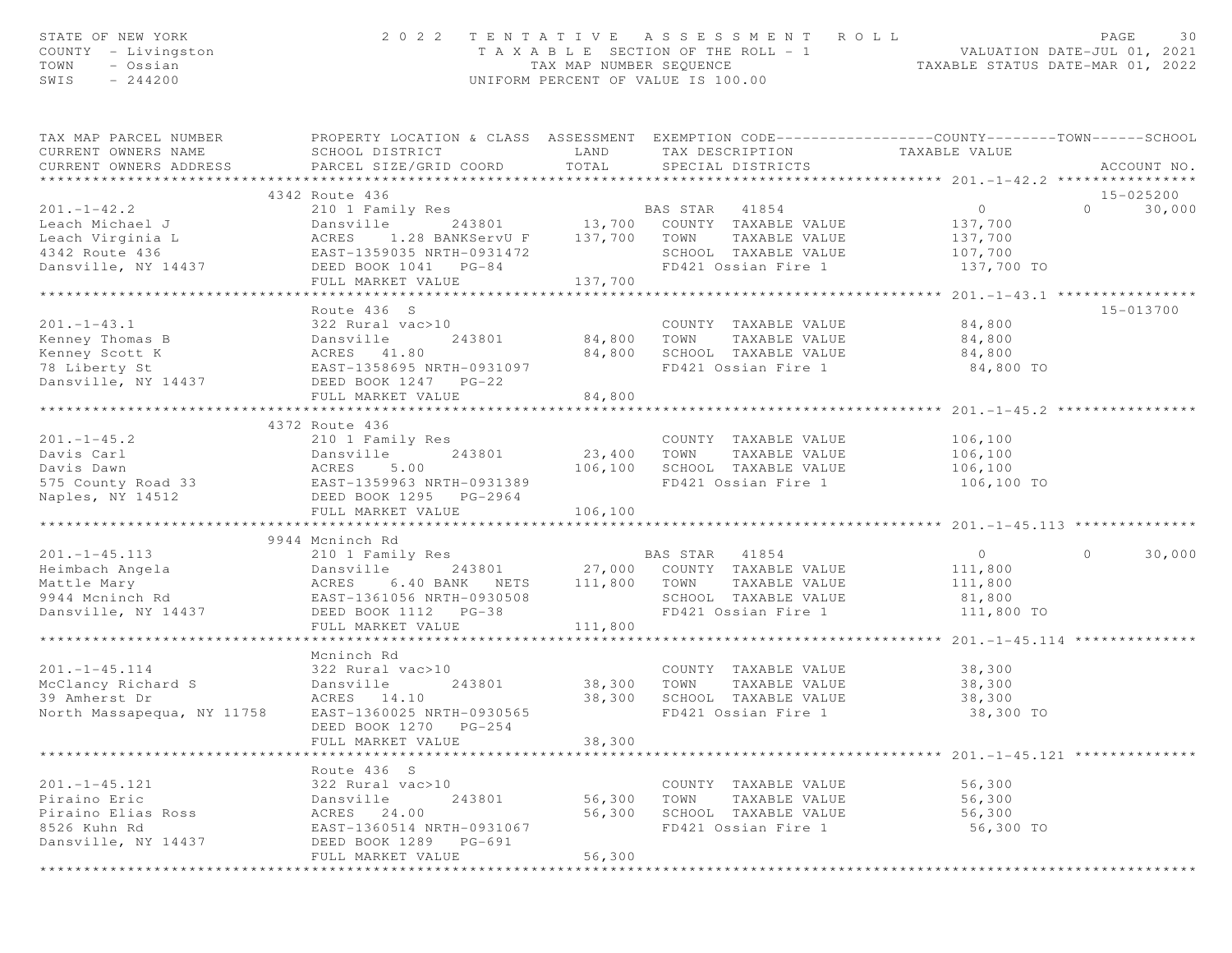STATE OF NEW YORK
COUNTY - Livingston
TOWN - Ossian
SWIS - 244200

2 0 2 2 T E N T A T I V E A S S E S S M E N T R O L L
T A X A B L E SECTION OF THE ROLL - 1
TAX MAP NUMBER SEQUENCE
UNIFORM PERCENT OF VALUE IS 100.00

VALUATION DATE-JUL 01, 2021
TAXABLE STATUS DATE-MAR 01, 2022

```
TAX MAP PARCEL NUMBER          PROPERTY LOCATION & CLASS  ASSESSMENT  EXEMPTION CODE------------------COUNTY--------TOWN------SCHOOL
CURRENT OWNERS NAME            SCHOOL DISTRICT               LAND      TAX DESCRIPTION            TAXABLE VALUE
CURRENT OWNERS ADDRESS         PARCEL SIZE/GRID COORD        TOTAL     SPECIAL DISTRICTS                                    ACCOUNT NO.
******************************************************************************************************* 201.-1-42.2 ****************
                               4342 Route 436                                                                                15-025200
201.-1-42.2                    210 1 Family Res                        BAS STAR   41854                  0             0      30,000
Leach Michael J                Dansville        243801       13,700   COUNTY  TAXABLE VALUE          137,700
Leach Virginia L               ACRES    1.28 BANKServU F    137,700   TOWN    TAXABLE VALUE          137,700
4342 Route 436                 EAST-1359035 NRTH-0931472               SCHOOL  TAXABLE VALUE          107,700
Dansville, NY 14437            DEED BOOK 1041   PG-84                  FD421 Ossian Fire 1             137,700 TO
                               FULL MARKET VALUE            137,700
******************************************************************************************************* 201.-1-43.1 ****************
                               Route 436  S                                                                                  15-013700
201.-1-43.1                    322 Rural vac>10                        COUNTY  TAXABLE VALUE           84,800
Kenney Thomas B                Dansville        243801       84,800   TOWN    TAXABLE VALUE           84,800
Kenney Scott K                 ACRES   41.80                 84,800   SCHOOL  TAXABLE VALUE           84,800
78 Liberty St                  EAST-1358695 NRTH-0931097               FD421 Ossian Fire 1              84,800 TO
Dansville, NY 14437            DEED BOOK 1247   PG-22
                               FULL MARKET VALUE             84,800
******************************************************************************************************* 201.-1-45.2 ****************
                               4372 Route 436
201.-1-45.2                    210 1 Family Res                        COUNTY  TAXABLE VALUE          106,100
Davis Carl                     Dansville        243801       23,400   TOWN    TAXABLE VALUE          106,100
Davis Dawn                     ACRES    5.00                106,100   SCHOOL  TAXABLE VALUE          106,100
575 County Road 33             EAST-1359963 NRTH-0931389               FD421 Ossian Fire 1             106,100 TO
Naples, NY 14512               DEED BOOK 1295   PG-2964
                               FULL MARKET VALUE            106,100
******************************************************************************************************* 201.-1-45.113 **************
                               9944 Mcninch Rd
201.-1-45.113                  210 1 Family Res                        BAS STAR   41854                  0             0      30,000
Heimbach Angela                Dansville        243801       27,000   COUNTY  TAXABLE VALUE          111,800
Mattle Mary                    ACRES    6.40 BANK   NETS    111,800   TOWN    TAXABLE VALUE          111,800
9944 Mcninch Rd                EAST-1361056 NRTH-0930508               SCHOOL  TAXABLE VALUE           81,800
Dansville, NY 14437            DEED BOOK 1112   PG-38                  FD421 Ossian Fire 1             111,800 TO
                               FULL MARKET VALUE            111,800
******************************************************************************************************* 201.-1-45.114 **************
                               Mcninch Rd
201.-1-45.114                  322 Rural vac>10                        COUNTY  TAXABLE VALUE           38,300
McClancy Richard S             Dansville        243801       38,300   TOWN    TAXABLE VALUE           38,300
39 Amherst Dr                  ACRES   14.10                 38,300   SCHOOL  TAXABLE VALUE           38,300
North Massapequa, NY 11758     EAST-1360025 NRTH-0930565               FD421 Ossian Fire 1              38,300 TO
                               DEED BOOK 1270   PG-254
                               FULL MARKET VALUE             38,300
******************************************************************************************************* 201.-1-45.121 **************
                               Route 436  S
201.-1-45.121                  322 Rural vac>10                        COUNTY  TAXABLE VALUE           56,300
Piraino Eric                   Dansville        243801       56,300   TOWN    TAXABLE VALUE           56,300
Piraino Elias Ross             ACRES   24.00                 56,300   SCHOOL  TAXABLE VALUE           56,300
8526 Kuhn Rd                   EAST-1360514 NRTH-0931067               FD421 Ossian Fire 1              56,300 TO
Dansville, NY 14437            DEED BOOK 1289   PG-691
                               FULL MARKET VALUE             56,300
************************************************************************************************************************************
```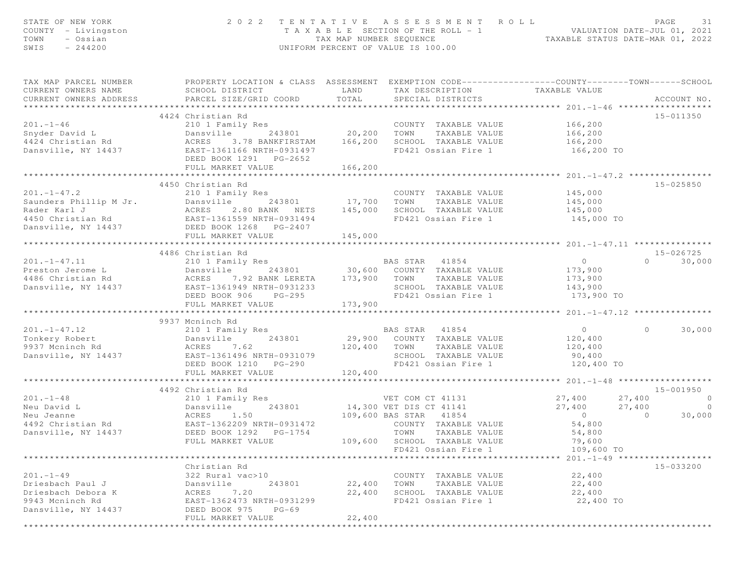STATE OF NEW YORK
COUNTY - Livingston
TOWN - Ossian
SWIS - 244200

# 2022 TENTATIVE ASSESSMENT ROLL

TAXABLE SECTION OF THE ROLL - 1
TAX MAP NUMBER SEQUENCE
UNIFORM PERCENT OF VALUE IS 100.00

VALUATION DATE-JUL 01, 2021
TAXABLE STATUS DATE-MAR 01, 2022

| TAX MAP PARCEL NUMBER / CURRENT OWNERS NAME / CURRENT OWNERS ADDRESS | PROPERTY LOCATION & CLASS / SCHOOL DISTRICT / PARCEL SIZE/GRID COORD | ASSESSMENT LAND | TOTAL | EXEMPTION CODE / TAX DESCRIPTION / SPECIAL DISTRICTS | COUNTY TAXABLE VALUE | TOWN | SCHOOL | ACCOUNT NO. |
|---|---|---|---|---|---|---|---|---|
| **201.-1-46** | 4424 Christian Rd | | | | | | | 15-011350 |
| | 210 1 Family Res | | | COUNTY TAXABLE VALUE | 166,200 | | | |
| Snyder David L | Dansville 243801 | 20,200 | | TOWN TAXABLE VALUE | 166,200 | | | |
| 4424 Christian Rd | ACRES 3.78 BANKFIRSTAM | | 166,200 | SCHOOL TAXABLE VALUE | 166,200 | | | |
| Dansville, NY 14437 | EAST-1361166 NRTH-0931497 | | | FD421 Ossian Fire 1 | 166,200 TO | | | |
| | DEED BOOK 1291 PG-2652 | | | | | | | |
| | FULL MARKET VALUE | | 166,200 | | | | | |
| **201.-1-47.2** | 4450 Christian Rd | | | | | | | 15-025850 |
| | 210 1 Family Res | | | COUNTY TAXABLE VALUE | 145,000 | | | |
| Saunders Phillip M Jr. | Dansville 243801 | 17,700 | | TOWN TAXABLE VALUE | 145,000 | | | |
| Rader Karl J | ACRES 2.80 BANK NETS | | 145,000 | SCHOOL TAXABLE VALUE | 145,000 | | | |
| 4450 Christian Rd | EAST-1361559 NRTH-0931494 | | | FD421 Ossian Fire 1 | 145,000 TO | | | |
| Dansville, NY 14437 | DEED BOOK 1268 PG-2407 | | | | | | | |
| | FULL MARKET VALUE | | 145,000 | | | | | |
| **201.-1-47.11** | 4486 Christian Rd | | | | | | | 15-026725 |
| | 210 1 Family Res | | | BAS STAR 41854 | 0 | 0 | 30,000 | |
| Preston Jerome L | Dansville 243801 | 30,600 | | COUNTY TAXABLE VALUE | 173,900 | | | |
| 4486 Christian Rd | ACRES 7.92 BANK LERETA | | 173,900 | TOWN TAXABLE VALUE | 173,900 | | | |
| Dansville, NY 14437 | EAST-1361949 NRTH-0931233 | | | SCHOOL TAXABLE VALUE | 143,900 | | | |
| | DEED BOOK 906 PG-295 | | | FD421 Ossian Fire 1 | 173,900 TO | | | |
| | FULL MARKET VALUE | | 173,900 | | | | | |
| **201.-1-47.12** | 9937 Mcninch Rd | | | | | | | |
| | 210 1 Family Res | | | BAS STAR 41854 | 0 | 0 | 30,000 | |
| Tonkery Robert | Dansville 243801 | 29,900 | | COUNTY TAXABLE VALUE | 120,400 | | | |
| 9937 Mcninch Rd | ACRES 7.62 | | 120,400 | TOWN TAXABLE VALUE | 120,400 | | | |
| Dansville, NY 14437 | EAST-1361496 NRTH-0931079 | | | SCHOOL TAXABLE VALUE | 90,400 | | | |
| | DEED BOOK 1210 PG-290 | | | FD421 Ossian Fire 1 | 120,400 TO | | | |
| | FULL MARKET VALUE | | 120,400 | | | | | |
| **201.-1-48** | 4492 Christian Rd | | | | | | | 15-001950 |
| | 210 1 Family Res | | | VET COM CT 41131 | 27,400 | 27,400 | 0 | |
| Neu David L | Dansville 243801 | 14,300 | | VET DIS CT 41141 | 27,400 | 27,400 | 0 | |
| Neu Jeanne | ACRES 1.50 | | 109,600 | BAS STAR 41854 | 0 | 0 | 30,000 | |
| 4492 Christian Rd | EAST-1362209 NRTH-0931472 | | | COUNTY TAXABLE VALUE | 54,800 | | | |
| Dansville, NY 14437 | DEED BOOK 1292 PG-1754 | | | TOWN TAXABLE VALUE | 54,800 | | | |
| | FULL MARKET VALUE | | 109,600 | SCHOOL TAXABLE VALUE | 79,600 | | | |
| | | | | FD421 Ossian Fire 1 | 109,600 TO | | | |
| **201.-1-49** | Christian Rd | | | | | | | 15-033200 |
| | 322 Rural vac>10 | | | COUNTY TAXABLE VALUE | 22,400 | | | |
| Driesbach Paul J | Dansville 243801 | 22,400 | | TOWN TAXABLE VALUE | 22,400 | | | |
| Driesbach Debora K | ACRES 7.20 | | 22,400 | SCHOOL TAXABLE VALUE | 22,400 | | | |
| 9943 Mcninch Rd | EAST-1362473 NRTH-0931299 | | | FD421 Ossian Fire 1 | 22,400 TO | | | |
| Dansville, NY 14437 | DEED BOOK 975 PG-69 | | | | | | | |
| | FULL MARKET VALUE | | 22,400 | | | | | |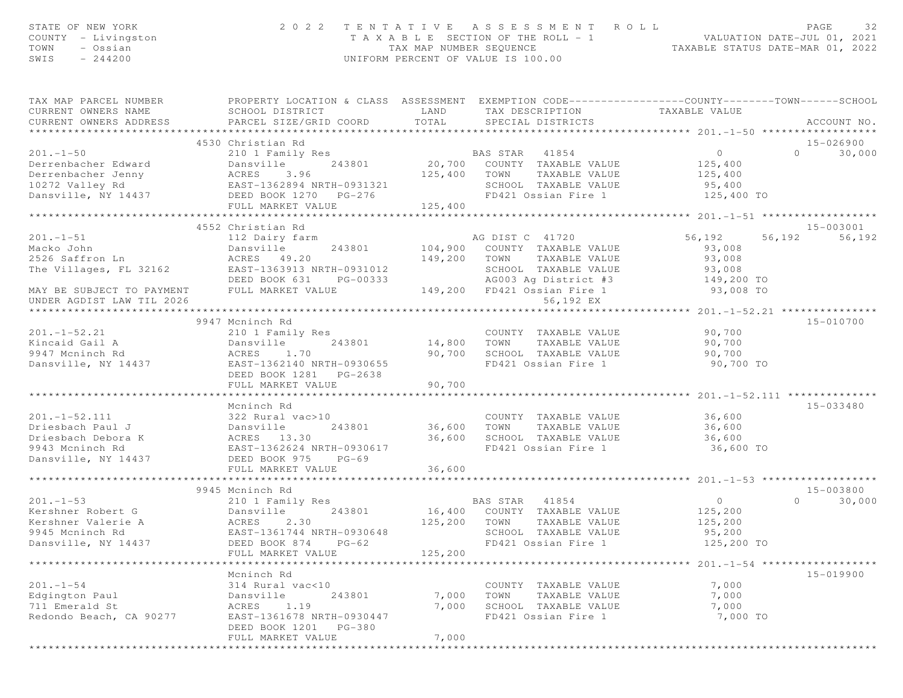STATE OF NEW YORK
COUNTY - Livingston
TOWN - Ossian
SWIS - 244200

2 0 2 2 T E N T A T I V E A S S E S S M E N T R O L L
T A X A B L E SECTION OF THE ROLL - 1
TAX MAP NUMBER SEQUENCE
UNIFORM PERCENT OF VALUE IS 100.00

VALUATION DATE-JUL 01, 2021
TAXABLE STATUS DATE-MAR 01, 2022

```
TAX MAP PARCEL NUMBER          PROPERTY LOCATION & CLASS  ASSESSMENT  EXEMPTION CODE------------------COUNTY--------TOWN------SCHOOL
CURRENT OWNERS NAME            SCHOOL DISTRICT               LAND      TAX DESCRIPTION            TAXABLE VALUE
CURRENT OWNERS ADDRESS         PARCEL SIZE/GRID COORD        TOTAL     SPECIAL DISTRICTS                                    ACCOUNT NO.
*********************************************************************************************** 201.-1-50 ******************
                               4530 Christian Rd                                                                       15-026900
201.-1-50                      210 1 Family Res                        BAS STAR   41854                0            0      30,000
Derrenbacher Edward            Dansville       243801        20,700    COUNTY  TAXABLE VALUE          125,400
Derrenbacher Jenny             ACRES    3.96                125,400    TOWN    TAXABLE VALUE          125,400
10272 Valley Rd                EAST-1362894 NRTH-0931321               SCHOOL  TAXABLE VALUE           95,400
Dansville, NY 14437            DEED BOOK 1270   PG-276                 FD421 Ossian Fire 1            125,400 TO
                               FULL MARKET VALUE            125,400
*********************************************************************************************** 201.-1-51 ******************
                               4552 Christian Rd                                                                       15-003001
201.-1-51                      112 Dairy farm                          AG DIST C  41720             56,192       56,192      56,192
Macko John                     Dansville       243801       104,900    COUNTY  TAXABLE VALUE           93,008
2526 Saffron Ln                ACRES   49.20                149,200    TOWN    TAXABLE VALUE           93,008
The Villages, FL 32162         EAST-1363913 NRTH-0931012               SCHOOL  TAXABLE VALUE           93,008
                               DEED BOOK 631    PG-00333               AG003 Ag District #3           149,200 TO
MAY BE SUBJECT TO PAYMENT      FULL MARKET VALUE            149,200    FD421 Ossian Fire 1             93,008 TO
UNDER AGDIST LAW TIL 2026                                                        56,192 EX
*********************************************************************************************** 201.-1-52.21 ***************
                               9947 Mcninch Rd                                                                         15-010700
201.-1-52.21                   210 1 Family Res                        COUNTY  TAXABLE VALUE           90,700
Kincaid Gail A                 Dansville       243801        14,800    TOWN    TAXABLE VALUE           90,700
9947 Mcninch Rd                ACRES    1.70                 90,700    SCHOOL  TAXABLE VALUE           90,700
Dansville, NY 14437            EAST-1362140 NRTH-0930655               FD421 Ossian Fire 1             90,700 TO
                               DEED BOOK 1281   PG-2638
                               FULL MARKET VALUE             90,700
*********************************************************************************************** 201.-1-52.111 **************
                               Mcninch Rd                                                                              15-033480
201.-1-52.111                  322 Rural vac>10                        COUNTY  TAXABLE VALUE           36,600
Driesbach Paul J               Dansville       243801        36,600    TOWN    TAXABLE VALUE           36,600
Driesbach Debora K             ACRES   13.30                 36,600    SCHOOL  TAXABLE VALUE           36,600
9943 Mcninch Rd                EAST-1362624 NRTH-0930617               FD421 Ossian Fire 1             36,600 TO
Dansville, NY 14437            DEED BOOK 975    PG-69
                               FULL MARKET VALUE             36,600
*********************************************************************************************** 201.-1-53 ******************
                               9945 Mcninch Rd                                                                         15-003800
201.-1-53                      210 1 Family Res                        BAS STAR   41854                0            0      30,000
Kershner Robert G              Dansville       243801        16,400    COUNTY  TAXABLE VALUE          125,200
Kershner Valerie A             ACRES    2.30                125,200    TOWN    TAXABLE VALUE          125,200
9945 Mcninch Rd                EAST-1361744 NRTH-0930648               SCHOOL  TAXABLE VALUE           95,200
Dansville, NY 14437            DEED BOOK 874    PG-62                  FD421 Ossian Fire 1            125,200 TO
                               FULL MARKET VALUE            125,200
*********************************************************************************************** 201.-1-54 ******************
                               Mcninch Rd                                                                              15-019900
201.-1-54                      314 Rural vac<10                        COUNTY  TAXABLE VALUE            7,000
Edgington Paul                 Dansville       243801         7,000    TOWN    TAXABLE VALUE            7,000
711 Emerald St                 ACRES    1.19                  7,000    SCHOOL  TAXABLE VALUE            7,000
Redondo Beach, CA 90277        EAST-1361678 NRTH-0930447               FD421 Ossian Fire 1              7,000 TO
                               DEED BOOK 1201   PG-380
                               FULL MARKET VALUE              7,000
********************************************************************************************************************************
```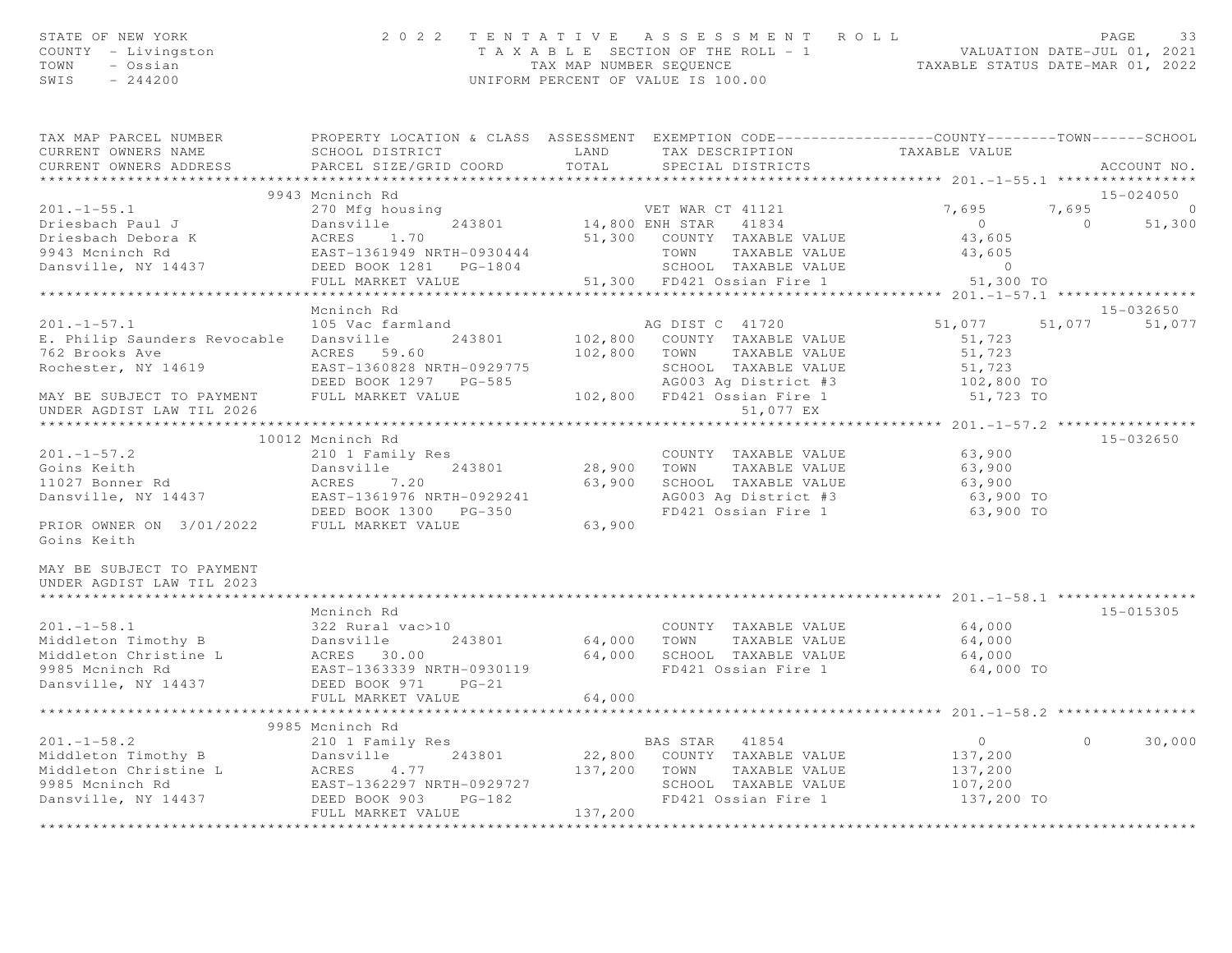STATE OF NEW YORK
COUNTY - Livingston
TOWN - Ossian
SWIS - 244200

2022 TENTATIVE ASSESSMENT ROLL
TAXABLE SECTION OF THE ROLL - 1
TAX MAP NUMBER SEQUENCE
UNIFORM PERCENT OF VALUE IS 100.00

VALUATION DATE-JUL 01, 2021
TAXABLE STATUS DATE-MAR 01, 2022

| TAX MAP PARCEL NUMBER / CURRENT OWNERS NAME / CURRENT OWNERS ADDRESS | PROPERTY LOCATION & CLASS / SCHOOL DISTRICT / PARCEL SIZE/GRID COORD | ASSESSMENT LAND / TOTAL | EXEMPTION CODE / TAX DESCRIPTION / SPECIAL DISTRICTS | COUNTY | TOWN | SCHOOL | ACCOUNT NO. |
|---|---|---|---|---|---|---|---|
| **201.-1-55.1** | 9943 Mcninch Rd | | | | | | 15-024050 |
| 201.-1-55.1 | 270 Mfg housing | | VET WAR CT 41121 | 7,695 | 7,695 | 0 | |
| Driesbach Paul J | Dansville 243801 | 14,800 | ENH STAR 41834 | 0 | 0 | 51,300 | |
| Driesbach Debora K | ACRES 1.70 | 51,300 | COUNTY TAXABLE VALUE | 43,605 | | | |
| 9943 Mcninch Rd | EAST-1361949 NRTH-0930444 | | TOWN TAXABLE VALUE | 43,605 | | | |
| Dansville, NY 14437 | DEED BOOK 1281 PG-1804 | | SCHOOL TAXABLE VALUE | 0 | | | |
| | FULL MARKET VALUE | 51,300 | FD421 Ossian Fire 1 | 51,300 TO | | | |
| **201.-1-57.1** | Mcninch Rd | | | | | | 15-032650 |
| 201.-1-57.1 | 105 Vac farmland | | AG DIST C 41720 | 51,077 | 51,077 | 51,077 | |
| E. Philip Saunders Revocable | Dansville 243801 | 102,800 | COUNTY TAXABLE VALUE | 51,723 | | | |
| 762 Brooks Ave | ACRES 59.60 | 102,800 | TOWN TAXABLE VALUE | 51,723 | | | |
| Rochester, NY 14619 | EAST-1360828 NRTH-0929775 | | SCHOOL TAXABLE VALUE | 51,723 | | | |
| | DEED BOOK 1297 PG-585 | | AG003 Ag District #3 | 102,800 TO | | | |
| MAY BE SUBJECT TO PAYMENT | FULL MARKET VALUE | 102,800 | FD421 Ossian Fire 1 | 51,723 TO | | | |
| UNDER AGDIST LAW TIL 2026 | | | 51,077 EX | | | | |
| **201.-1-57.2** | 10012 Mcninch Rd | | | | | | 15-032650 |
| 201.-1-57.2 | 210 1 Family Res | | COUNTY TAXABLE VALUE | 63,900 | | | |
| Goins Keith | Dansville 243801 | 28,900 | TOWN TAXABLE VALUE | 63,900 | | | |
| 11027 Bonner Rd | ACRES 7.20 | 63,900 | SCHOOL TAXABLE VALUE | 63,900 | | | |
| Dansville, NY 14437 | EAST-1361976 NRTH-0929241 | | AG003 Ag District #3 | 63,900 TO | | | |
| | DEED BOOK 1300 PG-350 | | FD421 Ossian Fire 1 | 63,900 TO | | | |
| PRIOR OWNER ON 3/01/2022 | FULL MARKET VALUE | 63,900 | | | | | |
| Goins Keith | | | | | | | |
| MAY BE SUBJECT TO PAYMENT | | | | | | | |
| UNDER AGDIST LAW TIL 2023 | | | | | | | |
| **201.-1-58.1** | Mcninch Rd | | | | | | 15-015305 |
| 201.-1-58.1 | 322 Rural vac>10 | | COUNTY TAXABLE VALUE | 64,000 | | | |
| Middleton Timothy B | Dansville 243801 | 64,000 | TOWN TAXABLE VALUE | 64,000 | | | |
| Middleton Christine L | ACRES 30.00 | 64,000 | SCHOOL TAXABLE VALUE | 64,000 | | | |
| 9985 Mcninch Rd | EAST-1363339 NRTH-0930119 | | FD421 Ossian Fire 1 | 64,000 TO | | | |
| Dansville, NY 14437 | DEED BOOK 971 PG-21 | | | | | | |
| | FULL MARKET VALUE | 64,000 | | | | | |
| **201.-1-58.2** | 9985 Mcninch Rd | | | | | | |
| 201.-1-58.2 | 210 1 Family Res | | BAS STAR 41854 | 0 | 0 | 30,000 | |
| Middleton Timothy B | Dansville 243801 | 22,800 | COUNTY TAXABLE VALUE | 137,200 | | | |
| Middleton Christine L | ACRES 4.77 | 137,200 | TOWN TAXABLE VALUE | 137,200 | | | |
| 9985 Mcninch Rd | EAST-1362297 NRTH-0929727 | | SCHOOL TAXABLE VALUE | 107,200 | | | |
| Dansville, NY 14437 | DEED BOOK 903 PG-182 | | FD421 Ossian Fire 1 | 137,200 TO | | | |
| | FULL MARKET VALUE | 137,200 | | | | | |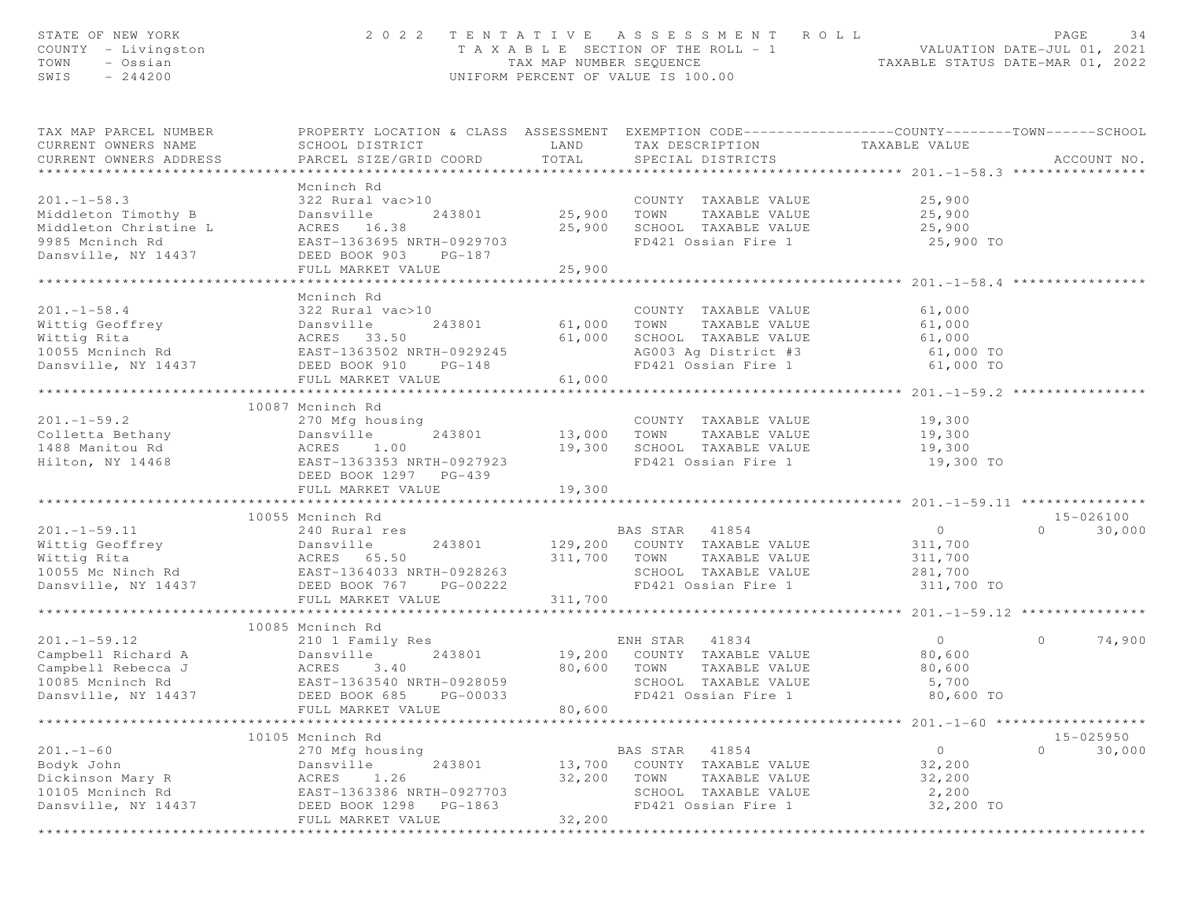STATE OF NEW YORK
COUNTY - Livingston
TOWN - Ossian
SWIS - 244200

# 2022 TENTATIVE ASSESSMENT ROLL

TAXABLE SECTION OF THE ROLL - 1
TAX MAP NUMBER SEQUENCE
UNIFORM PERCENT OF VALUE IS 100.00

VALUATION DATE-JUL 01, 2021
TAXABLE STATUS DATE-MAR 01, 2022

| TAX MAP PARCEL NUMBER / CURRENT OWNERS NAME / CURRENT OWNERS ADDRESS | PROPERTY LOCATION & CLASS / SCHOOL DISTRICT / PARCEL SIZE/GRID COORD | ASSESSMENT LAND / TOTAL | EXEMPTION CODE / TAX DESCRIPTION / SPECIAL DISTRICTS | COUNTY TAXABLE VALUE | TOWN | SCHOOL | ACCOUNT NO. |
|---|---|---|---|---|---|---|---|
| **201.-1-58.3** | Mcninch Rd | | | | | | |
| 201.-1-58.3 | 322 Rural vac>10 | | COUNTY TAXABLE VALUE | 25,900 | | | |
| Middleton Timothy B | Dansville 243801 | 25,900 | TOWN TAXABLE VALUE | 25,900 | | | |
| Middleton Christine L | ACRES 16.38 | 25,900 | SCHOOL TAXABLE VALUE | 25,900 | | | |
| 9985 Mcninch Rd | EAST-1363695 NRTH-0929703 | | FD421 Ossian Fire 1 | 25,900 TO | | | |
| Dansville, NY 14437 | DEED BOOK 903 PG-187 | | | | | | |
| | FULL MARKET VALUE | 25,900 | | | | | |
| **201.-1-58.4** | Mcninch Rd | | | | | | |
| 201.-1-58.4 | 322 Rural vac>10 | | COUNTY TAXABLE VALUE | 61,000 | | | |
| Wittig Geoffrey | Dansville 243801 | 61,000 | TOWN TAXABLE VALUE | 61,000 | | | |
| Wittig Rita | ACRES 33.50 | 61,000 | SCHOOL TAXABLE VALUE | 61,000 | | | |
| 10055 Mcninch Rd | EAST-1363502 NRTH-0929245 | | AG003 Ag District #3 | 61,000 TO | | | |
| Dansville, NY 14437 | DEED BOOK 910 PG-148 | | FD421 Ossian Fire 1 | 61,000 TO | | | |
| | FULL MARKET VALUE | 61,000 | | | | | |
| **201.-1-59.2** | 10087 Mcninch Rd | | | | | | |
| 201.-1-59.2 | 270 Mfg housing | | COUNTY TAXABLE VALUE | 19,300 | | | |
| Colletta Bethany | Dansville 243801 | 13,000 | TOWN TAXABLE VALUE | 19,300 | | | |
| 1488 Manitou Rd | ACRES 1.00 | 19,300 | SCHOOL TAXABLE VALUE | 19,300 | | | |
| Hilton, NY 14468 | EAST-1363353 NRTH-0927923 | | FD421 Ossian Fire 1 | 19,300 TO | | | |
| | DEED BOOK 1297 PG-439 | | | | | | |
| | FULL MARKET VALUE | 19,300 | | | | | |
| **201.-1-59.11** | 10055 Mcninch Rd | | | | | | 15-026100 |
| 201.-1-59.11 | 240 Rural res | | BAS STAR 41854 | 0 | 0 | 30,000 | |
| Wittig Geoffrey | Dansville 243801 | 129,200 | COUNTY TAXABLE VALUE | 311,700 | | | |
| Wittig Rita | ACRES 65.50 | 311,700 | TOWN TAXABLE VALUE | 311,700 | | | |
| 10055 Mc Ninch Rd | EAST-1364033 NRTH-0928263 | | SCHOOL TAXABLE VALUE | 281,700 | | | |
| Dansville, NY 14437 | DEED BOOK 767 PG-00222 | | FD421 Ossian Fire 1 | 311,700 TO | | | |
| | FULL MARKET VALUE | 311,700 | | | | | |
| **201.-1-59.12** | 10085 Mcninch Rd | | | | | | |
| 201.-1-59.12 | 210 1 Family Res | | ENH STAR 41834 | 0 | 0 | 74,900 | |
| Campbell Richard A | Dansville 243801 | 19,200 | COUNTY TAXABLE VALUE | 80,600 | | | |
| Campbell Rebecca J | ACRES 3.40 | 80,600 | TOWN TAXABLE VALUE | 80,600 | | | |
| 10085 Mcninch Rd | EAST-1363540 NRTH-0928059 | | SCHOOL TAXABLE VALUE | 5,700 | | | |
| Dansville, NY 14437 | DEED BOOK 685 PG-00033 | | FD421 Ossian Fire 1 | 80,600 TO | | | |
| | FULL MARKET VALUE | 80,600 | | | | | |
| **201.-1-60** | 10105 Mcninch Rd | | | | | | 15-025950 |
| 201.-1-60 | 270 Mfg housing | | BAS STAR 41854 | 0 | 0 | 30,000 | |
| Bodyk John | Dansville 243801 | 13,700 | COUNTY TAXABLE VALUE | 32,200 | | | |
| Dickinson Mary R | ACRES 1.26 | 32,200 | TOWN TAXABLE VALUE | 32,200 | | | |
| 10105 Mcninch Rd | EAST-1363386 NRTH-0927703 | | SCHOOL TAXABLE VALUE | 2,200 | | | |
| Dansville, NY 14437 | DEED BOOK 1298 PG-1863 | | FD421 Ossian Fire 1 | 32,200 TO | | | |
| | FULL MARKET VALUE | 32,200 | | | | | |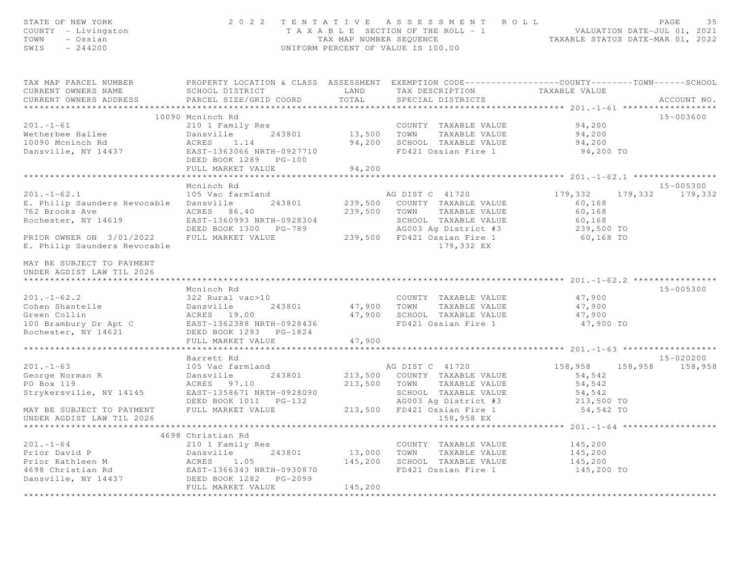STATE OF NEW YORK — 2022 TENTATIVE ASSESSMENT ROLL
COUNTY - Livingston — TAXABLE SECTION OF THE ROLL - 1 — VALUATION DATE-JUL 01, 2021
TOWN - Ossian — TAX MAP NUMBER SEQUENCE — TAXABLE STATUS DATE-MAR 01, 2022
SWIS - 244200 — UNIFORM PERCENT OF VALUE IS 100.00

```
TAX MAP PARCEL NUMBER          PROPERTY LOCATION & CLASS  ASSESSMENT  EXEMPTION CODE------------------COUNTY--------TOWN------SCHOOL
CURRENT OWNERS NAME            SCHOOL DISTRICT               LAND      TAX DESCRIPTION            TAXABLE VALUE
CURRENT OWNERS ADDRESS         PARCEL SIZE/GRID COORD       TOTAL      SPECIAL DISTRICTS                                       ACCOUNT NO.
****************************************************************************************************** 201.-1-61 ******************
                          10090 Mcninch Rd                                                                                 15-003600
201.-1-61                      210 1 Family Res                        COUNTY  TAXABLE VALUE            94,200
Wetherbee Hailee               Dansville      243801       13,500   TOWN    TAXABLE VALUE            94,200
10090 Mcninch Rd               ACRES    1.14               94,200   SCHOOL  TAXABLE VALUE            94,200
Dansville, NY 14437            EAST-1363066 NRTH-0927710             FD421 Ossian Fire 1               94,200 TO
                               DEED BOOK 1289   PG-100
                               FULL MARKET VALUE            94,200
****************************************************************************************************** 201.-1-62.1 ****************
                               Mcninch Rd                                                                                  15-005300
201.-1-62.1                    105 Vac farmland                     AG DIST C  41720              179,332    179,332     179,332
E. Philip Saunders Revocable   Dansville      243801      239,500   COUNTY  TAXABLE VALUE            60,168
762 Brooks Ave                 ACRES   86.40              239,500   TOWN    TAXABLE VALUE            60,168
Rochester, NY 14619            EAST-1360993 NRTH-0928304             SCHOOL  TAXABLE VALUE            60,168
                               DEED BOOK 1300   PG-789               AG003 Ag District #3             239,500 TO
PRIOR OWNER ON 3/01/2022       FULL MARKET VALUE           239,500   FD421 Ossian Fire 1               60,168 TO
E. Philip Saunders Revocable                                                179,332 EX

MAY BE SUBJECT TO PAYMENT
UNDER AGDIST LAW TIL 2026
****************************************************************************************************** 201.-1-62.2 ****************
                               Mcninch Rd                                                                                  15-005300
201.-1-62.2                    322 Rural vac>10                        COUNTY  TAXABLE VALUE            47,900
Cohen Shantelle                Dansville      243801       47,900   TOWN    TAXABLE VALUE            47,900
Green Collin                   ACRES   19.00               47,900   SCHOOL  TAXABLE VALUE            47,900
100 Brambury Dr Apt C          EAST-1362388 NRTH-0928436             FD421 Ossian Fire 1               47,900 TO
Rochester, NY 14621            DEED BOOK 1293   PG-1824
                               FULL MARKET VALUE            47,900
****************************************************************************************************** 201.-1-63 ******************
                               Barrett Rd                                                                                  15-020200
201.-1-63                      105 Vac farmland                     AG DIST C  41720              158,958    158,958     158,958
George Norman R                Dansville      243801      213,500   COUNTY  TAXABLE VALUE            54,542
PO Box 119                     ACRES   97.10              213,500   TOWN    TAXABLE VALUE            54,542
Strykersville, NY 14145        EAST-1358671 NRTH-0928090             SCHOOL  TAXABLE VALUE            54,542
                               DEED BOOK 1011   PG-132               AG003 Ag District #3             213,500 TO
MAY BE SUBJECT TO PAYMENT      FULL MARKET VALUE           213,500   FD421 Ossian Fire 1               54,542 TO
UNDER AGDIST LAW TIL 2026                                                   158,958 EX
****************************************************************************************************** 201.-1-64 ******************
                           4698 Christian Rd
201.-1-64                      210 1 Family Res                        COUNTY  TAXABLE VALUE           145,200
Prior David P                  Dansville      243801       13,000   TOWN    TAXABLE VALUE           145,200
Prior Kathleen M               ACRES    1.05              145,200   SCHOOL  TAXABLE VALUE           145,200
4698 Christian Rd              EAST-1366343 NRTH-0930870             FD421 Ossian Fire 1              145,200 TO
Dansville, NY 14437            DEED BOOK 1282   PG-2099
                               FULL MARKET VALUE           145,200
************************************************************************************************************************************
```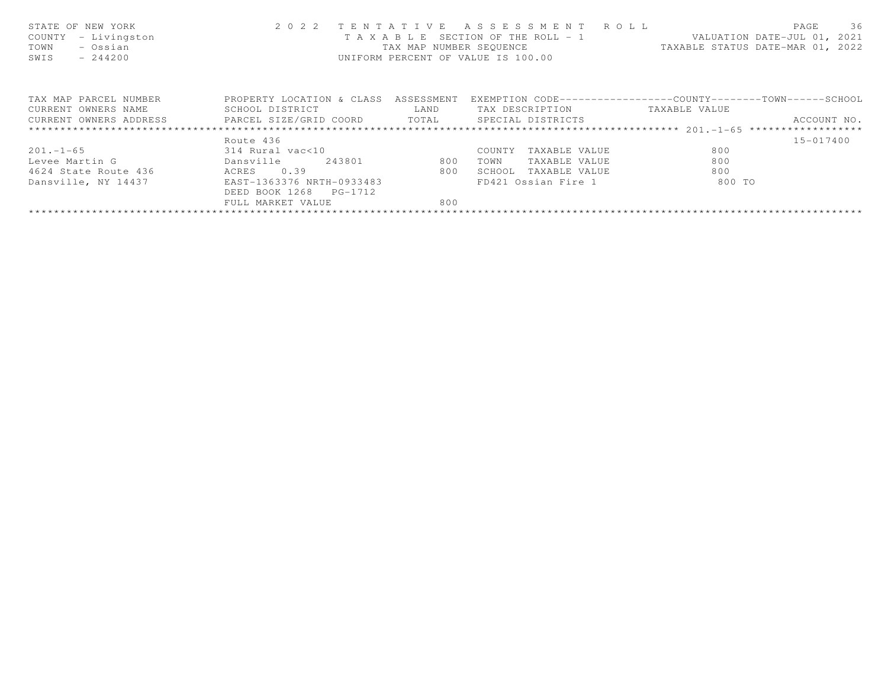STATE OF NEW YORK
COUNTY - Livingston
TOWN - Ossian
SWIS - 244200

2 0 2 2 T E N T A T I V E A S S E S S M E N T R O L L
T A X A B L E SECTION OF THE ROLL - 1
TAX MAP NUMBER SEQUENCE
UNIFORM PERCENT OF VALUE IS 100.00

VALUATION DATE-JUL 01, 2021
TAXABLE STATUS DATE-MAR 01, 2022

| TAX MAP PARCEL NUMBER / CURRENT OWNERS NAME / CURRENT OWNERS ADDRESS | PROPERTY LOCATION & CLASS / SCHOOL DISTRICT / PARCEL SIZE/GRID COORD | ASSESSMENT LAND / TOTAL | EXEMPTION CODE / TAX DESCRIPTION / SPECIAL DISTRICTS | COUNTY TOWN SCHOOL TAXABLE VALUE | ACCOUNT NO. |
|---|---|---|---|---|---|
| 201.-1-65 | Route 436 | | | | 15-017400 |
| | 314 Rural vac<10 | | COUNTY TAXABLE VALUE | 800 | |
| Levee Martin G | Dansville 243801 | 800 | TOWN TAXABLE VALUE | 800 | |
| 4624 State Route 436 | ACRES 0.39 | 800 | SCHOOL TAXABLE VALUE | 800 | |
| Dansville, NY 14437 | EAST-1363376 NRTH-0933483 | | FD421 Ossian Fire 1 | 800 TO | |
| | DEED BOOK 1268 PG-1712 | | | | |
| | FULL MARKET VALUE | 800 | | | |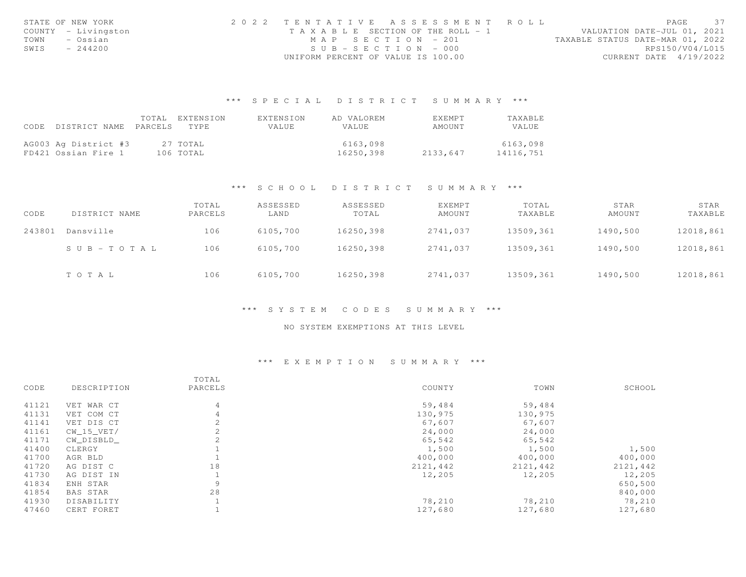STATE OF NEW YORK
COUNTY - Livingston
TOWN - Ossian
SWIS - 244200

2 0 2 2 TENTATIVE ASSESSMENT ROLL
TAXABLE SECTION OF THE ROLL - 1
MAP SECTION - 201
SUB-SECTION - 000
UNIFORM PERCENT OF VALUE IS 100.00

VALUATION DATE-JUL 01, 2021
TAXABLE STATUS DATE-MAR 01, 2022
RPS150/V04/L015
CURRENT DATE 4/19/2022

### *** SPECIAL DISTRICT SUMMARY ***

| CODE | DISTRICT NAME | TOTAL PARCELS | EXTENSION TYPE | EXTENSION VALUE | AD VALOREM VALUE | EXEMPT AMOUNT | TAXABLE VALUE |
|---|---|---|---|---|---|---|---|
| AG003 | Ag District #3 | 27 | TOTAL | | 6163,098 | | 6163,098 |
| FD421 | Ossian Fire 1 | 106 | TOTAL | | 16250,398 | 2133,647 | 14116,751 |

### *** SCHOOL DISTRICT SUMMARY ***

| CODE | DISTRICT NAME | TOTAL PARCELS | ASSESSED LAND | ASSESSED TOTAL | EXEMPT AMOUNT | TOTAL TAXABLE | STAR AMOUNT | STAR TAXABLE |
|---|---|---|---|---|---|---|---|---|
| 243801 | Dansville | 106 | 6105,700 | 16250,398 | 2741,037 | 13509,361 | 1490,500 | 12018,861 |
| | SUB-TOTAL | 106 | 6105,700 | 16250,398 | 2741,037 | 13509,361 | 1490,500 | 12018,861 |
| | TOTAL | 106 | 6105,700 | 16250,398 | 2741,037 | 13509,361 | 1490,500 | 12018,861 |

### *** SYSTEM CODES SUMMARY ***

NO SYSTEM EXEMPTIONS AT THIS LEVEL

### *** EXEMPTION SUMMARY ***

| CODE | DESCRIPTION | TOTAL PARCELS | COUNTY | TOWN | SCHOOL |
|---|---|---|---|---|---|
| 41121 | VET WAR CT | 4 | 59,484 | 59,484 | |
| 41131 | VET COM CT | 4 | 130,975 | 130,975 | |
| 41141 | VET DIS CT | 2 | 67,607 | 67,607 | |
| 41161 | CW_15_VET/ | 2 | 24,000 | 24,000 | |
| 41171 | CW_DISBLD_ | 2 | 65,542 | 65,542 | |
| 41400 | CLERGY | 1 | 1,500 | 1,500 | 1,500 |
| 41700 | AGR BLD | 1 | 400,000 | 400,000 | 400,000 |
| 41720 | AG DIST C | 18 | 2121,442 | 2121,442 | 2121,442 |
| 41730 | AG DIST IN | 1 | 12,205 | 12,205 | 12,205 |
| 41834 | ENH STAR | 9 | | | 650,500 |
| 41854 | BAS STAR | 28 | | | 840,000 |
| 41930 | DISABILITY | 1 | 78,210 | 78,210 | 78,210 |
| 47460 | CERT FORET | 1 | 127,680 | 127,680 | 127,680 |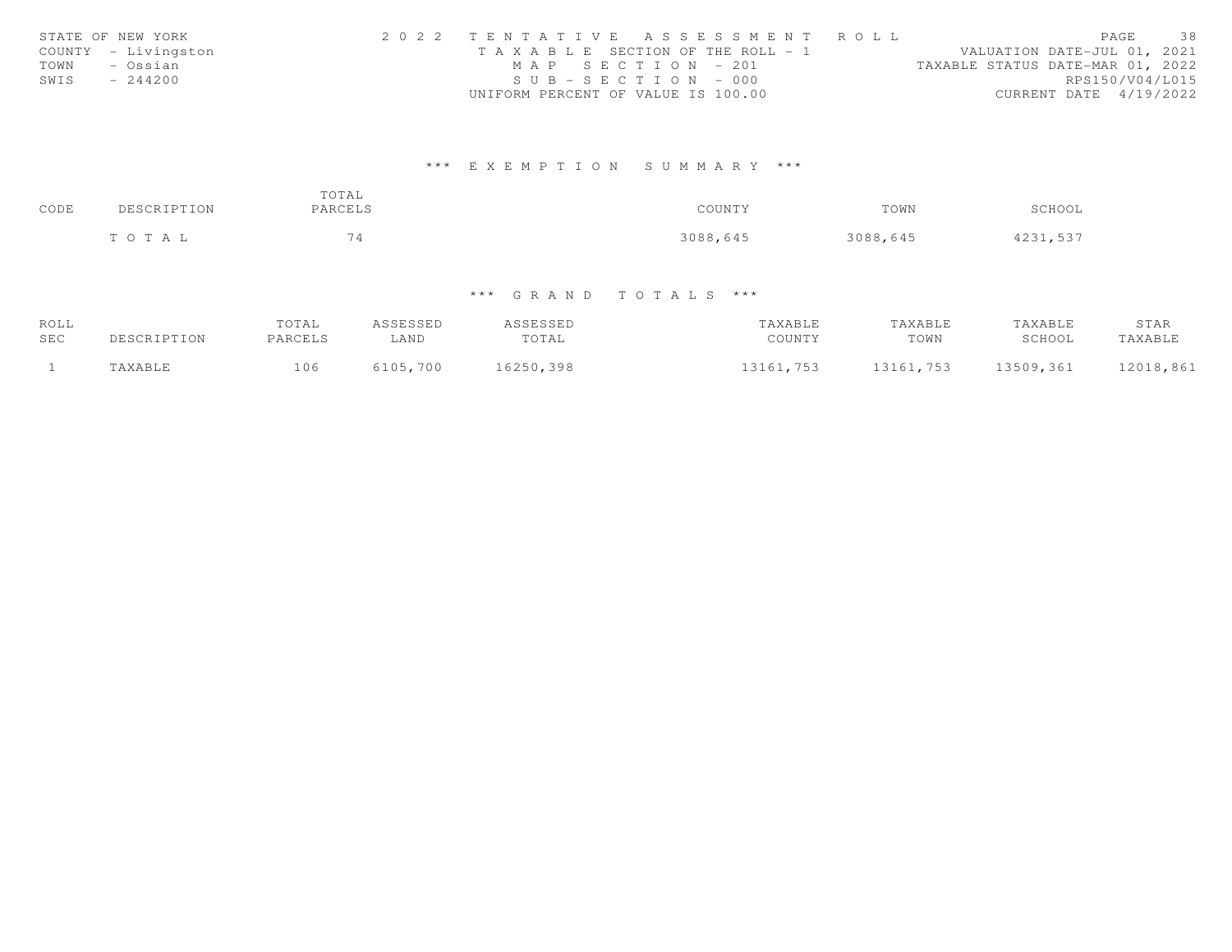STATE OF NEW YORK — 2022 TENTATIVE ASSESSMENT ROLL — PAGE 38
COUNTY - Livingston — TAXABLE SECTION OF THE ROLL - 1 — VALUATION DATE-JUL 01, 2021
TOWN - Ossian — MAP SECTION - 201 — TAXABLE STATUS DATE-MAR 01, 2022
SWIS - 244200 — SUB-SECTION - 000 — RPS150/V04/L015
UNIFORM PERCENT OF VALUE IS 100.00 — CURRENT DATE 4/19/2022

### *** EXEMPTION SUMMARY ***

| CODE | DESCRIPTION | TOTAL PARCELS | COUNTY | TOWN | SCHOOL |
|---|---|---|---|---|---|
| | T O T A L | 74 | 3088,645 | 3088,645 | 4231,537 |

### *** GRAND TOTALS ***

| ROLL SEC | DESCRIPTION | TOTAL PARCELS | ASSESSED LAND | ASSESSED TOTAL | TAXABLE COUNTY | TAXABLE TOWN | TAXABLE SCHOOL | STAR TAXABLE |
|---|---|---|---|---|---|---|---|---|
| 1 | TAXABLE | 106 | 6105,700 | 16250,398 | 13161,753 | 13161,753 | 13509,361 | 12018,861 |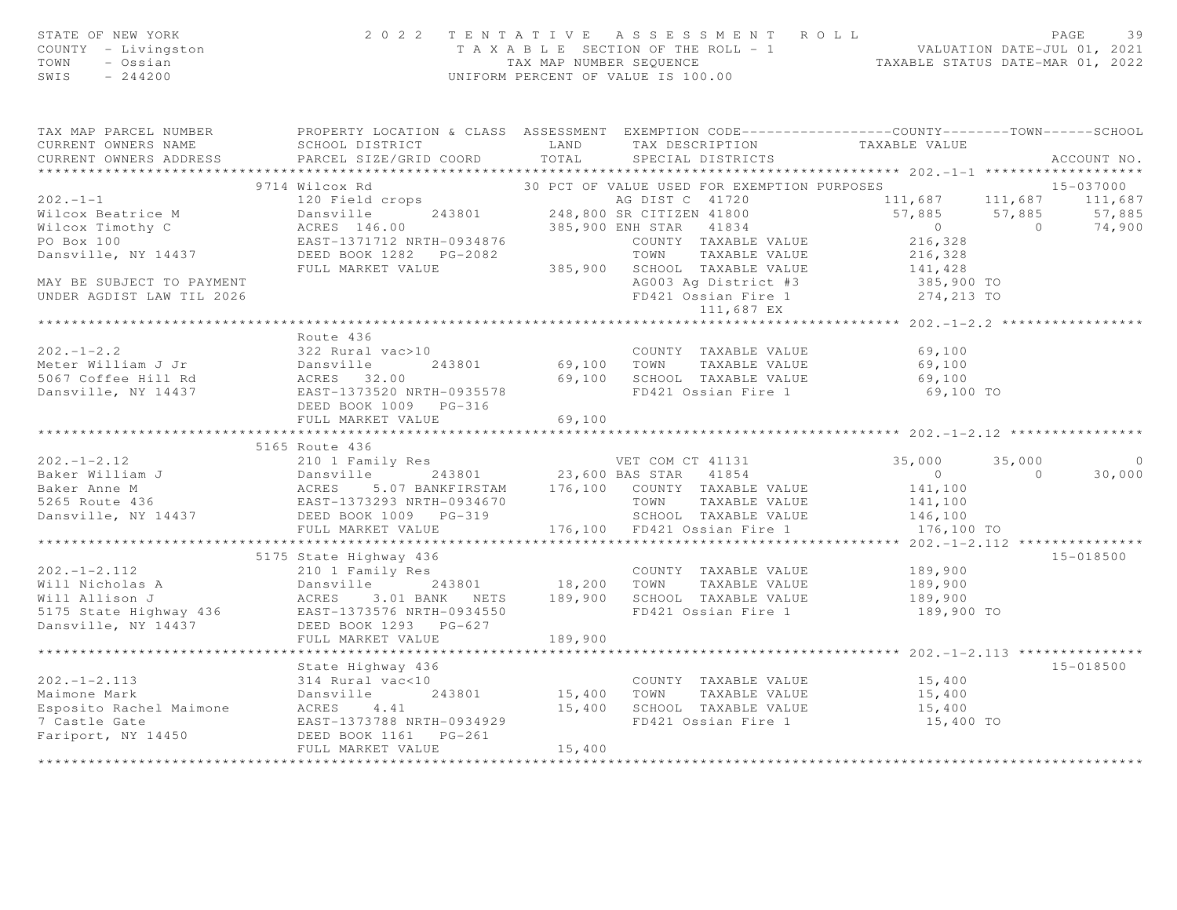STATE OF NEW YORK
COUNTY - Livingston
TOWN - Ossian
SWIS - 244200

2022 TENTATIVE ASSESSMENT ROLL
TAXABLE SECTION OF THE ROLL - 1
TAX MAP NUMBER SEQUENCE
UNIFORM PERCENT OF VALUE IS 100.00

VALUATION DATE-JUL 01, 2021
TAXABLE STATUS DATE-MAR 01, 2022

```
TAX MAP PARCEL NUMBER          PROPERTY LOCATION & CLASS  ASSESSMENT  EXEMPTION CODE------------------COUNTY--------TOWN------SCHOOL
CURRENT OWNERS NAME            SCHOOL DISTRICT             LAND       TAX DESCRIPTION            TAXABLE VALUE
CURRENT OWNERS ADDRESS         PARCEL SIZE/GRID COORD      TOTAL      SPECIAL DISTRICTS                                      ACCOUNT NO.
******************************************************************************************************* 202.-1-1 ********************
                    9714 Wilcox Rd                        30 PCT OF VALUE USED FOR EXEMPTION PURPOSES                        15-037000
202.-1-1                       120 Field crops                   AG DIST C  41720           111,687     111,687     111,687
Wilcox Beatrice M              Dansville       243801     248,800 SR CITIZEN 41800           57,885      57,885      57,885
Wilcox Timothy C               ACRES 146.00               385,900 ENH STAR   41834                0           0      74,900
PO Box 100                     EAST-1371712 NRTH-0934876          COUNTY  TAXABLE VALUE       216,328
Dansville, NY 14437            DEED BOOK 1282   PG-2082           TOWN    TAXABLE VALUE       216,328
                               FULL MARKET VALUE          385,900 SCHOOL  TAXABLE VALUE       141,428
MAY BE SUBJECT TO PAYMENT                                         AG003 Ag District #3         385,900 TO
UNDER AGDIST LAW TIL 2026                                         FD421 Ossian Fire 1          274,213 TO
                                                                        111,687 EX
******************************************************************************************************* 202.-1-2.2 ******************
                    Route 436
202.-1-2.2                     322 Rural vac>10                   COUNTY  TAXABLE VALUE        69,100
Meter William J Jr             Dansville       243801      69,100 TOWN    TAXABLE VALUE        69,100
5067 Coffee Hill Rd            ACRES  32.00                69,100 SCHOOL  TAXABLE VALUE        69,100
Dansville, NY 14437            EAST-1373520 NRTH-0935578          FD421 Ossian Fire 1           69,100 TO
                               DEED BOOK 1009   PG-316
                               FULL MARKET VALUE           69,100
******************************************************************************************************* 202.-1-2.12 *****************
                    5165 Route 436
202.-1-2.12                    210 1 Family Res                   VET COM CT 41131            35,000      35,000           0
Baker William J                Dansville       243801      23,600 BAS STAR   41854                 0           0      30,000
Baker Anne M                   ACRES   5.07 BANKFIRSTAM   176,100 COUNTY  TAXABLE VALUE       141,100
5265 Route 436                 EAST-1373293 NRTH-0934670          TOWN    TAXABLE VALUE       141,100
Dansville, NY 14437            DEED BOOK 1009   PG-319            SCHOOL  TAXABLE VALUE       146,100
                               FULL MARKET VALUE          176,100 FD421 Ossian Fire 1          176,100 TO
******************************************************************************************************* 202.-1-2.112 ****************
                    5175 State Highway 436                                                                           15-018500
202.-1-2.112                   210 1 Family Res                   COUNTY  TAXABLE VALUE       189,900
Will Nicholas A                Dansville       243801      18,200 TOWN    TAXABLE VALUE       189,900
Will Allison J                 ACRES   3.01 BANK   NETS   189,900 SCHOOL  TAXABLE VALUE       189,900
5175 State Highway 436         EAST-1373576 NRTH-0934550          FD421 Ossian Fire 1          189,900 TO
Dansville, NY 14437            DEED BOOK 1293   PG-627
                               FULL MARKET VALUE          189,900
******************************************************************************************************* 202.-1-2.113 ****************
                    State Highway 436                                                                                15-018500
202.-1-2.113                   314 Rural vac<10                   COUNTY  TAXABLE VALUE        15,400
Maimone Mark                   Dansville       243801      15,400 TOWN    TAXABLE VALUE        15,400
Esposito Rachel Maimone        ACRES   4.41                15,400 SCHOOL  TAXABLE VALUE        15,400
7 Castle Gate                  EAST-1373788 NRTH-0934929          FD421 Ossian Fire 1           15,400 TO
Fariport, NY 14450             DEED BOOK 1161   PG-261
                               FULL MARKET VALUE           15,400
*************************************************************************************************************************************
```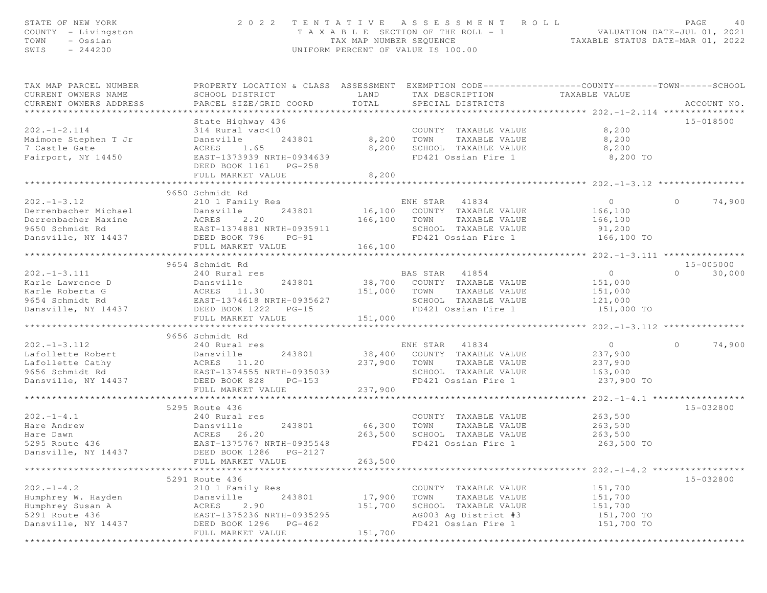STATE OF NEW YORK — 2022 TENTATIVE ASSESSMENT ROLL
COUNTY - Livingston — TAXABLE SECTION OF THE ROLL - 1 — VALUATION DATE-JUL 01, 2021
TOWN - Ossian — TAX MAP NUMBER SEQUENCE — TAXABLE STATUS DATE-MAR 01, 2022
SWIS - 244200 — UNIFORM PERCENT OF VALUE IS 100.00

| TAX MAP PARCEL NUMBER / CURRENT OWNERS NAME / CURRENT OWNERS ADDRESS | PROPERTY LOCATION & CLASS / SCHOOL DISTRICT / PARCEL SIZE/GRID COORD | ASSESSMENT LAND / TOTAL | EXEMPTION CODE / TAX DESCRIPTION / SPECIAL DISTRICTS | COUNTY | TOWN | SCHOOL | ACCOUNT NO. |
|---|---|---|---|---|---|---|---|
| **202.-1-2.114** | State Highway 436 | | | | | | 15-018500 |
| 202.-1-2.114 | 314 Rural vac<10 | | COUNTY TAXABLE VALUE | 8,200 | | | |
| Maimone Stephen T Jr | Dansville 243801 | 8,200 | TOWN TAXABLE VALUE | | 8,200 | | |
| 7 Castle Gate | ACRES 1.65 | 8,200 | SCHOOL TAXABLE VALUE | | | 8,200 | |
| Fairport, NY 14450 | EAST-1373939 NRTH-0934639 | | FD421 Ossian Fire 1 | 8,200 TO | | | |
| | DEED BOOK 1161 PG-258 | | | | | | |
| | FULL MARKET VALUE | 8,200 | | | | | |
| **202.-1-3.12** | 9650 Schmidt Rd | | | | | | |
| 202.-1-3.12 | 210 1 Family Res | | ENH STAR 41834 | 0 | 0 | 74,900 | |
| Derrenbacher Michael | Dansville 243801 | 16,100 | COUNTY TAXABLE VALUE | 166,100 | | | |
| Derrenbacher Maxine | ACRES 2.20 | 166,100 | TOWN TAXABLE VALUE | | 166,100 | | |
| 9650 Schmidt Rd | EAST-1374881 NRTH-0935911 | | SCHOOL TAXABLE VALUE | | | 91,200 | |
| Dansville, NY 14437 | DEED BOOK 796 PG-91 | | FD421 Ossian Fire 1 | 166,100 TO | | | |
| | FULL MARKET VALUE | 166,100 | | | | | |
| **202.-1-3.111** | 9654 Schmidt Rd | | | | | | 15-005000 |
| 202.-1-3.111 | 240 Rural res | | BAS STAR 41854 | 0 | 0 | 30,000 | |
| Karle Lawrence D | Dansville 243801 | 38,700 | COUNTY TAXABLE VALUE | 151,000 | | | |
| Karle Roberta G | ACRES 11.30 | 151,000 | TOWN TAXABLE VALUE | | 151,000 | | |
| 9654 Schmidt Rd | EAST-1374618 NRTH-0935627 | | SCHOOL TAXABLE VALUE | | | 121,000 | |
| Dansville, NY 14437 | DEED BOOK 1222 PG-15 | | FD421 Ossian Fire 1 | 151,000 TO | | | |
| | FULL MARKET VALUE | 151,000 | | | | | |
| **202.-1-3.112** | 9656 Schmidt Rd | | | | | | |
| 202.-1-3.112 | 240 Rural res | | ENH STAR 41834 | 0 | 0 | 74,900 | |
| Lafollette Robert | Dansville 243801 | 38,400 | COUNTY TAXABLE VALUE | 237,900 | | | |
| Lafollette Cathy | ACRES 11.20 | 237,900 | TOWN TAXABLE VALUE | | 237,900 | | |
| 9656 Schmidt Rd | EAST-1374555 NRTH-0935039 | | SCHOOL TAXABLE VALUE | | | 163,000 | |
| Dansville, NY 14437 | DEED BOOK 828 PG-153 | | FD421 Ossian Fire 1 | 237,900 TO | | | |
| | FULL MARKET VALUE | 237,900 | | | | | |
| **202.-1-4.1** | 5295 Route 436 | | | | | | 15-032800 |
| 202.-1-4.1 | 240 Rural res | | COUNTY TAXABLE VALUE | 263,500 | | | |
| Hare Andrew | Dansville 243801 | 66,300 | TOWN TAXABLE VALUE | | 263,500 | | |
| Hare Dawn | ACRES 26.20 | 263,500 | SCHOOL TAXABLE VALUE | | | 263,500 | |
| 5295 Route 436 | EAST-1375767 NRTH-0935548 | | FD421 Ossian Fire 1 | 263,500 TO | | | |
| Dansville, NY 14437 | DEED BOOK 1286 PG-2127 | | | | | | |
| | FULL MARKET VALUE | 263,500 | | | | | |
| **202.-1-4.2** | 5291 Route 436 | | | | | | 15-032800 |
| 202.-1-4.2 | 210 1 Family Res | | COUNTY TAXABLE VALUE | 151,700 | | | |
| Humphrey W. Hayden | Dansville 243801 | 17,900 | TOWN TAXABLE VALUE | | 151,700 | | |
| Humphrey Susan A | ACRES 2.90 | 151,700 | SCHOOL TAXABLE VALUE | | | 151,700 | |
| 5291 Route 436 | EAST-1375236 NRTH-0935295 | | AG003 Ag District #3 | 151,700 TO | | | |
| Dansville, NY 14437 | DEED BOOK 1296 PG-462 | | FD421 Ossian Fire 1 | 151,700 TO | | | |
| | FULL MARKET VALUE | 151,700 | | | | | |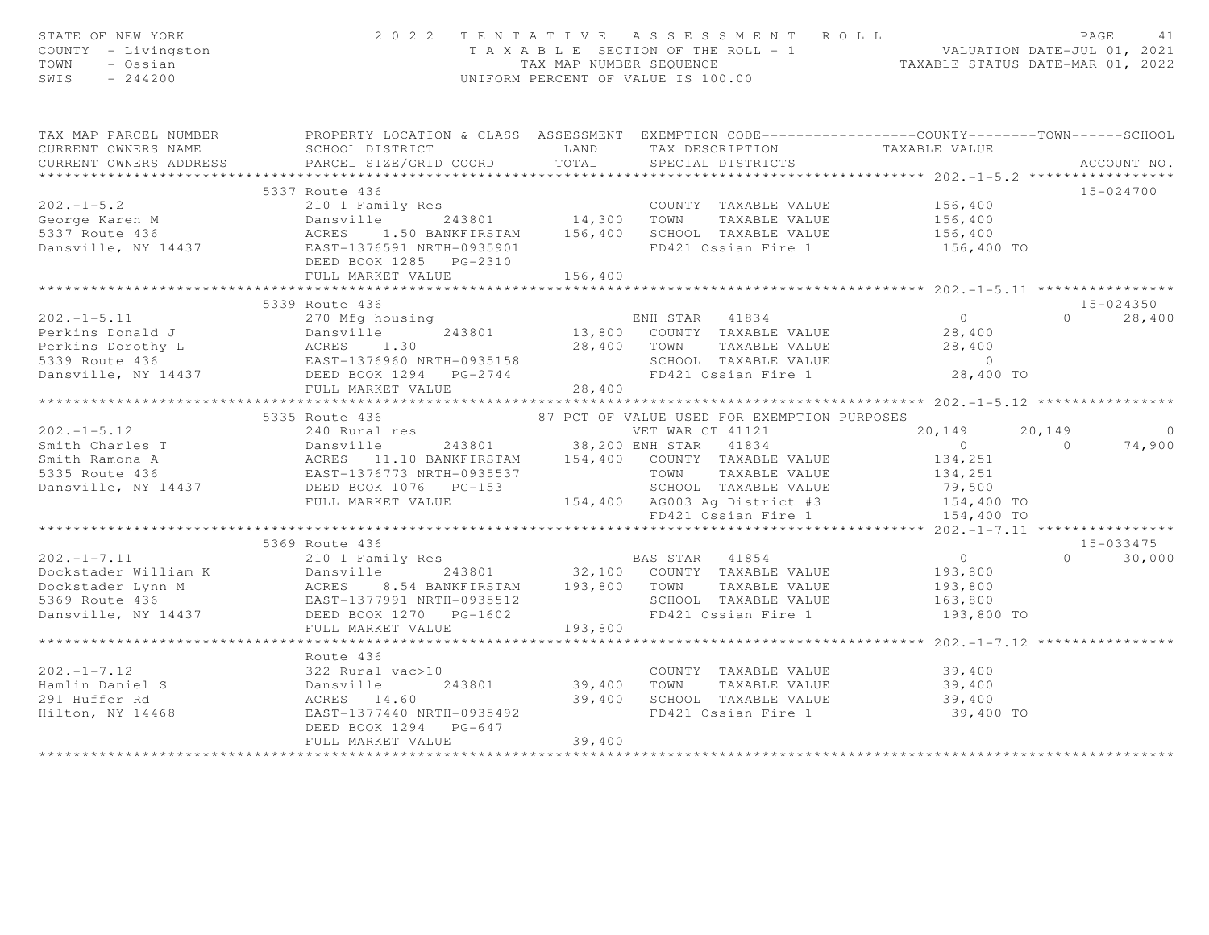STATE OF NEW YORK
COUNTY - Livingston
TOWN - Ossian
SWIS - 244200

# 2022 TENTATIVE ASSESSMENT ROLL

TAXABLE SECTION OF THE ROLL - 1
TAX MAP NUMBER SEQUENCE
UNIFORM PERCENT OF VALUE IS 100.00

VALUATION DATE-JUL 01, 2021
TAXABLE STATUS DATE-MAR 01, 2022

| TAX MAP PARCEL NUMBER / CURRENT OWNERS NAME / CURRENT OWNERS ADDRESS | PROPERTY LOCATION & CLASS / SCHOOL DISTRICT / PARCEL SIZE/GRID COORD | ASSESSMENT LAND / TOTAL | EXEMPTION CODE / TAX DESCRIPTION / SPECIAL DISTRICTS | COUNTY TAXABLE VALUE | TOWN | SCHOOL | ACCOUNT NO. |
|---|---|---|---|---|---|---|---|
| **202.-1-5.2** | 5337 Route 436 | | | | | | 15-024700 |
| 202.-1-5.2 | 210 1 Family Res | | COUNTY TAXABLE VALUE | 156,400 | | | |
| George Karen M | Dansville 243801 | 14,300 | TOWN TAXABLE VALUE | 156,400 | | | |
| 5337 Route 436 | ACRES 1.50 BANKFIRSTAM | 156,400 | SCHOOL TAXABLE VALUE | 156,400 | | | |
| Dansville, NY 14437 | EAST-1376591 NRTH-0935901 | | FD421 Ossian Fire 1 | 156,400 TO | | | |
| | DEED BOOK 1285 PG-2310 | | | | | | |
| | FULL MARKET VALUE | 156,400 | | | | | |
| **202.-1-5.11** | 5339 Route 436 | | | | | | 15-024350 |
| 202.-1-5.11 | 270 Mfg housing | | ENH STAR 41834 | 0 | 0 | 28,400 | |
| Perkins Donald J | Dansville 243801 | 13,800 | COUNTY TAXABLE VALUE | 28,400 | | | |
| Perkins Dorothy L | ACRES 1.30 | 28,400 | TOWN TAXABLE VALUE | 28,400 | | | |
| 5339 Route 436 | EAST-1376960 NRTH-0935158 | | SCHOOL TAXABLE VALUE | 0 | | | |
| Dansville, NY 14437 | DEED BOOK 1294 PG-2744 | | FD421 Ossian Fire 1 | 28,400 TO | | | |
| | FULL MARKET VALUE | 28,400 | | | | | |
| **202.-1-5.12** | 5335 Route 436 | | 87 PCT OF VALUE USED FOR EXEMPTION PURPOSES | | | | |
| 202.-1-5.12 | 240 Rural res | | VET WAR CT 41121 | 20,149 | 20,149 | 0 | |
| Smith Charles T | Dansville 243801 | 38,200 | ENH STAR 41834 | 0 | 0 | 74,900 | |
| Smith Ramona A | ACRES 11.10 BANKFIRSTAM | 154,400 | COUNTY TAXABLE VALUE | 134,251 | | | |
| 5335 Route 436 | EAST-1376773 NRTH-0935537 | | TOWN TAXABLE VALUE | 134,251 | | | |
| Dansville, NY 14437 | DEED BOOK 1076 PG-153 | | SCHOOL TAXABLE VALUE | 79,500 | | | |
| | FULL MARKET VALUE | 154,400 | AG003 Ag District #3 | 154,400 TO | | | |
| | | | FD421 Ossian Fire 1 | 154,400 TO | | | |
| **202.-1-7.11** | 5369 Route 436 | | | | | | 15-033475 |
| 202.-1-7.11 | 210 1 Family Res | | BAS STAR 41854 | 0 | 0 | 30,000 | |
| Dockstader William K | Dansville 243801 | 32,100 | COUNTY TAXABLE VALUE | 193,800 | | | |
| Dockstader Lynn M | ACRES 8.54 BANKFIRSTAM | 193,800 | TOWN TAXABLE VALUE | 193,800 | | | |
| 5369 Route 436 | EAST-1377991 NRTH-0935512 | | SCHOOL TAXABLE VALUE | 163,800 | | | |
| Dansville, NY 14437 | DEED BOOK 1270 PG-1602 | | FD421 Ossian Fire 1 | 193,800 TO | | | |
| | FULL MARKET VALUE | 193,800 | | | | | |
| **202.-1-7.12** | Route 436 | | | | | | |
| 202.-1-7.12 | 322 Rural vac>10 | | COUNTY TAXABLE VALUE | 39,400 | | | |
| Hamlin Daniel S | Dansville 243801 | 39,400 | TOWN TAXABLE VALUE | 39,400 | | | |
| 291 Huffer Rd | ACRES 14.60 | 39,400 | SCHOOL TAXABLE VALUE | 39,400 | | | |
| Hilton, NY 14468 | EAST-1377440 NRTH-0935492 | | FD421 Ossian Fire 1 | 39,400 TO | | | |
| | DEED BOOK 1294 PG-647 | | | | | | |
| | FULL MARKET VALUE | 39,400 | | | | | |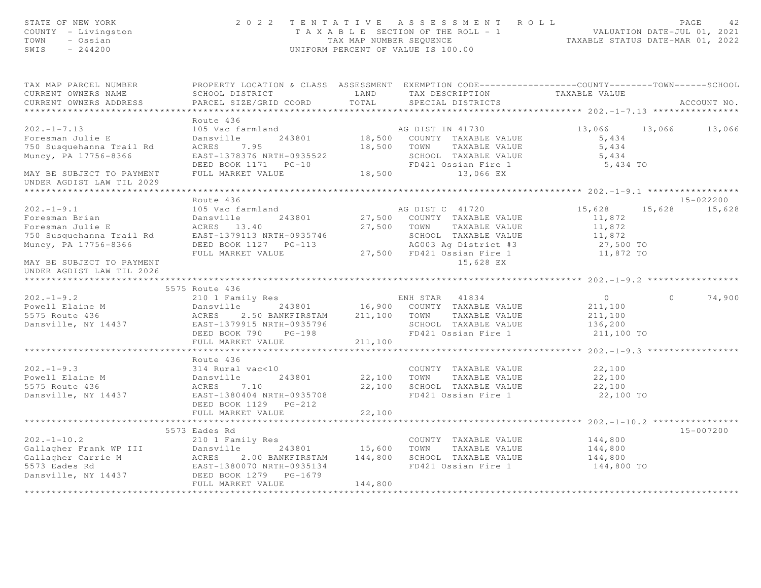STATE OF NEW YORK
COUNTY - Livingston
TOWN - Ossian
SWIS - 244200

2022 TENTATIVE ASSESSMENT ROLL
TAXABLE SECTION OF THE ROLL - 1
TAX MAP NUMBER SEQUENCE
UNIFORM PERCENT OF VALUE IS 100.00

VALUATION DATE-JUL 01, 2021
TAXABLE STATUS DATE-MAR 01, 2022

| TAX MAP PARCEL NUMBER / CURRENT OWNERS NAME / CURRENT OWNERS ADDRESS | PROPERTY LOCATION & CLASS / SCHOOL DISTRICT / PARCEL SIZE/GRID COORD | ASSESSMENT LAND / TOTAL | EXEMPTION CODE / TAX DESCRIPTION / SPECIAL DISTRICTS | COUNTY TAXABLE VALUE | TOWN | SCHOOL | ACCOUNT NO. |
|---|---|---|---|---|---|---|---|
| **202.-1-7.13** | Route 436 | | | | | | |
| 202.-1-7.13 | 105 Vac farmland | | AG DIST IN 41730 | 13,066 | 13,066 | 13,066 | |
| Foresman Julie E | Dansville 243801 | 18,500 | COUNTY TAXABLE VALUE | 5,434 | | | |
| 750 Susquehanna Trail Rd | ACRES 7.95 | 18,500 | TOWN TAXABLE VALUE | 5,434 | | | |
| Muncy, PA 17756-8366 | EAST-1378376 NRTH-0935522 | | SCHOOL TAXABLE VALUE | 5,434 | | | |
| | DEED BOOK 1171 PG-10 | | FD421 Ossian Fire 1 | 5,434 TO | | | |
| MAY BE SUBJECT TO PAYMENT UNDER AGDIST LAW TIL 2029 | FULL MARKET VALUE | 18,500 | 13,066 EX | | | | |
| **202.-1-9.1** | Route 436 | | | | | | 15-022200 |
| 202.-1-9.1 | 105 Vac farmland | | AG DIST C 41720 | 15,628 | 15,628 | 15,628 | |
| Foresman Brian | Dansville 243801 | 27,500 | COUNTY TAXABLE VALUE | 11,872 | | | |
| Foresman Julie E | ACRES 13.40 | 27,500 | TOWN TAXABLE VALUE | 11,872 | | | |
| 750 Susquehanna Trail Rd | EAST-1379113 NRTH-0935746 | | SCHOOL TAXABLE VALUE | 11,872 | | | |
| Muncy, PA 17756-8366 | DEED BOOK 1127 PG-113 | | AG003 Ag District #3 | 27,500 TO | | | |
| | FULL MARKET VALUE | 27,500 | FD421 Ossian Fire 1 | 11,872 TO | | | |
| MAY BE SUBJECT TO PAYMENT UNDER AGDIST LAW TIL 2026 | | | 15,628 EX | | | | |
| **202.-1-9.2** | 5575 Route 436 | | | | | | |
| 202.-1-9.2 | 210 1 Family Res | | ENH STAR 41834 | 0 | 0 | 74,900 | |
| Powell Elaine M | Dansville 243801 | 16,900 | COUNTY TAXABLE VALUE | 211,100 | | | |
| 5575 Route 436 | ACRES 2.50 BANKFIRSTAM | 211,100 | TOWN TAXABLE VALUE | 211,100 | | | |
| Dansville, NY 14437 | EAST-1379915 NRTH-0935796 | | SCHOOL TAXABLE VALUE | 136,200 | | | |
| | DEED BOOK 790 PG-198 | | FD421 Ossian Fire 1 | 211,100 TO | | | |
| | FULL MARKET VALUE | 211,100 | | | | | |
| **202.-1-9.3** | Route 436 | | | | | | |
| 202.-1-9.3 | 314 Rural vac<10 | | COUNTY TAXABLE VALUE | 22,100 | | | |
| Powell Elaine M | Dansville 243801 | 22,100 | TOWN TAXABLE VALUE | 22,100 | | | |
| 5575 Route 436 | ACRES 7.10 | 22,100 | SCHOOL TAXABLE VALUE | 22,100 | | | |
| Dansville, NY 14437 | EAST-1380404 NRTH-0935708 | | FD421 Ossian Fire 1 | 22,100 TO | | | |
| | DEED BOOK 1129 PG-212 | | | | | | |
| | FULL MARKET VALUE | 22,100 | | | | | |
| **202.-1-10.2** | 5573 Eades Rd | | | | | | 15-007200 |
| 202.-1-10.2 | 210 1 Family Res | | COUNTY TAXABLE VALUE | 144,800 | | | |
| Gallagher Frank WP III | Dansville 243801 | 15,600 | TOWN TAXABLE VALUE | 144,800 | | | |
| Gallagher Carrie M | ACRES 2.00 BANKFIRSTAM | 144,800 | SCHOOL TAXABLE VALUE | 144,800 | | | |
| 5573 Eades Rd | EAST-1380070 NRTH-0935134 | | FD421 Ossian Fire 1 | 144,800 TO | | | |
| Dansville, NY 14437 | DEED BOOK 1279 PG-1679 | | | | | | |
| | FULL MARKET VALUE | 144,800 | | | | | |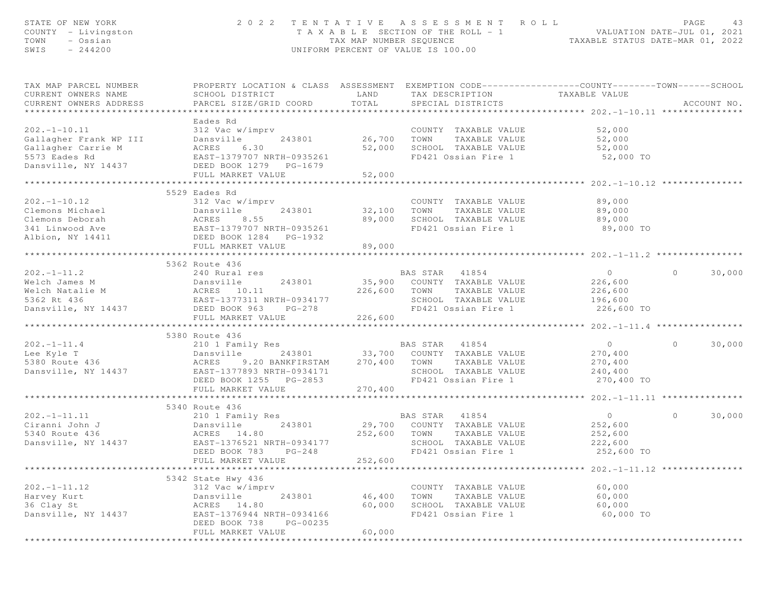STATE OF NEW YORK
COUNTY - Livingston
TOWN - Ossian
SWIS - 244200

2022 TENTATIVE ASSESSMENT ROLL
TAXABLE SECTION OF THE ROLL - 1
TAX MAP NUMBER SEQUENCE
UNIFORM PERCENT OF VALUE IS 100.00

VALUATION DATE-JUL 01, 2021
TAXABLE STATUS DATE-MAR 01, 2022

| TAX MAP PARCEL NUMBER / CURRENT OWNERS NAME / CURRENT OWNERS ADDRESS | PROPERTY LOCATION & CLASS / SCHOOL DISTRICT / PARCEL SIZE/GRID COORD | ASSESSMENT LAND / TOTAL | EXEMPTION CODE / TAX DESCRIPTION / SPECIAL DISTRICTS | COUNTY TAXABLE VALUE | TOWN | SCHOOL |
|---|---|---|---|---|---|---|
| **202.-1-10.11** | Eades Rd | | | | | |
| 202.-1-10.11 | 312 Vac w/imprv | | COUNTY TAXABLE VALUE | 52,000 | | |
| Gallagher Frank WP III | Dansville 243801 | 26,700 | TOWN TAXABLE VALUE | 52,000 | | |
| Gallagher Carrie M | ACRES 6.30 | 52,000 | SCHOOL TAXABLE VALUE | 52,000 | | |
| 5573 Eades Rd | EAST-1379707 NRTH-0935261 | | FD421 Ossian Fire 1 | 52,000 TO | | |
| Dansville, NY 14437 | DEED BOOK 1279 PG-1679 | | | | | |
| | FULL MARKET VALUE | 52,000 | | | | |
| **202.-1-10.12** | 5529 Eades Rd | | | | | |
| 202.-1-10.12 | 312 Vac w/imprv | | COUNTY TAXABLE VALUE | 89,000 | | |
| Clemons Michael | Dansville 243801 | 32,100 | TOWN TAXABLE VALUE | 89,000 | | |
| Clemons Deborah | ACRES 8.55 | 89,000 | SCHOOL TAXABLE VALUE | 89,000 | | |
| 341 Linwood Ave | EAST-1379707 NRTH-0935261 | | FD421 Ossian Fire 1 | 89,000 TO | | |
| Albion, NY 14411 | DEED BOOK 1284 PG-1932 | | | | | |
| | FULL MARKET VALUE | 89,000 | | | | |
| **202.-1-11.2** | 5362 Route 436 | | | | | |
| 202.-1-11.2 | 240 Rural res | | BAS STAR 41854 | 0 | 0 | 30,000 |
| Welch James M | Dansville 243801 | 35,900 | COUNTY TAXABLE VALUE | 226,600 | | |
| Welch Natalie M | ACRES 10.11 | 226,600 | TOWN TAXABLE VALUE | 226,600 | | |
| 5362 Rt 436 | EAST-1377311 NRTH-0934177 | | SCHOOL TAXABLE VALUE | 196,600 | | |
| Dansville, NY 14437 | DEED BOOK 963 PG-278 | | FD421 Ossian Fire 1 | 226,600 TO | | |
| | FULL MARKET VALUE | 226,600 | | | | |
| **202.-1-11.4** | 5380 Route 436 | | | | | |
| 202.-1-11.4 | 210 1 Family Res | | BAS STAR 41854 | 0 | 0 | 30,000 |
| Lee Kyle T | Dansville 243801 | 33,700 | COUNTY TAXABLE VALUE | 270,400 | | |
| 5380 Route 436 | ACRES 9.20 BANKFIRSTAM | 270,400 | TOWN TAXABLE VALUE | 270,400 | | |
| Dansville, NY 14437 | EAST-1377893 NRTH-0934171 | | SCHOOL TAXABLE VALUE | 240,400 | | |
| | DEED BOOK 1255 PG-2853 | | FD421 Ossian Fire 1 | 270,400 TO | | |
| | FULL MARKET VALUE | 270,400 | | | | |
| **202.-1-11.11** | 5340 Route 436 | | | | | |
| 202.-1-11.11 | 210 1 Family Res | | BAS STAR 41854 | 0 | 0 | 30,000 |
| Ciranni John J | Dansville 243801 | 29,700 | COUNTY TAXABLE VALUE | 252,600 | | |
| 5340 Route 436 | ACRES 14.80 | 252,600 | TOWN TAXABLE VALUE | 252,600 | | |
| Dansville, NY 14437 | EAST-1376521 NRTH-0934177 | | SCHOOL TAXABLE VALUE | 222,600 | | |
| | DEED BOOK 783 PG-248 | | FD421 Ossian Fire 1 | 252,600 TO | | |
| | FULL MARKET VALUE | 252,600 | | | | |
| **202.-1-11.12** | 5342 State Hwy 436 | | | | | |
| 202.-1-11.12 | 312 Vac w/imprv | | COUNTY TAXABLE VALUE | 60,000 | | |
| Harvey Kurt | Dansville 243801 | 46,400 | TOWN TAXABLE VALUE | 60,000 | | |
| 36 Clay St | ACRES 14.80 | 60,000 | SCHOOL TAXABLE VALUE | 60,000 | | |
| Dansville, NY 14437 | EAST-1376944 NRTH-0934166 | | FD421 Ossian Fire 1 | 60,000 TO | | |
| | DEED BOOK 738 PG-00235 | | | | | |
| | FULL MARKET VALUE | 60,000 | | | | |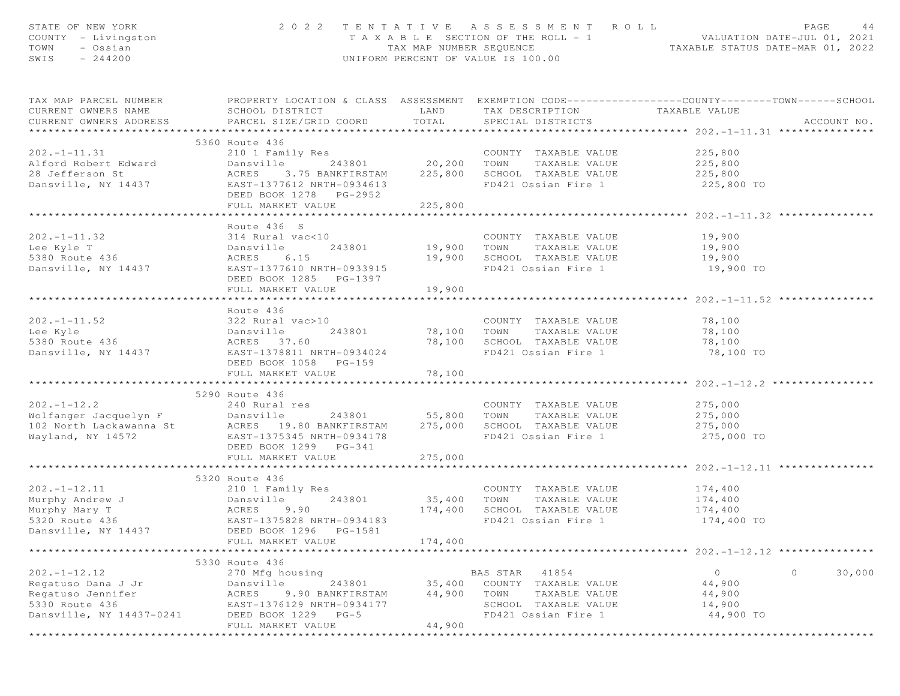STATE OF NEW YORK — 2022 TENTATIVE ASSESSMENT ROLL
COUNTY - Livingston — TAXABLE SECTION OF THE ROLL - 1 — VALUATION DATE-JUL 01, 2021
TOWN - Ossian — TAX MAP NUMBER SEQUENCE — TAXABLE STATUS DATE-MAR 01, 2022
SWIS - 244200 — UNIFORM PERCENT OF VALUE IS 100.00

| TAX MAP PARCEL NUMBER / CURRENT OWNERS NAME / CURRENT OWNERS ADDRESS | PROPERTY LOCATION & CLASS / SCHOOL DISTRICT / PARCEL SIZE/GRID COORD | ASSESSMENT LAND / TOTAL | EXEMPTION CODE / TAX DESCRIPTION / SPECIAL DISTRICTS | COUNTY / TAXABLE VALUE | TOWN | SCHOOL / ACCOUNT NO. |
|---|---|---|---|---|---|---|
| **202.-1-11.31** | 5360 Route 436 | | | | | |
| 202.-1-11.31 | 210 1 Family Res | | COUNTY TAXABLE VALUE | 225,800 | | |
| Alford Robert Edward | Dansville 243801 | 20,200 | TOWN TAXABLE VALUE | 225,800 | | |
| 28 Jefferson St | ACRES 3.75 BANKFIRSTAM | 225,800 | SCHOOL TAXABLE VALUE | 225,800 | | |
| Dansville, NY 14437 | EAST-1377612 NRTH-0934613 | | FD421 Ossian Fire 1 | 225,800 TO | | |
| | DEED BOOK 1278 PG-2952 | | | | | |
| | FULL MARKET VALUE | 225,800 | | | | |
| **202.-1-11.32** | Route 436 S | | | | | |
| 202.-1-11.32 | 314 Rural vac<10 | | COUNTY TAXABLE VALUE | 19,900 | | |
| Lee Kyle T | Dansville 243801 | 19,900 | TOWN TAXABLE VALUE | 19,900 | | |
| 5380 Route 436 | ACRES 6.15 | 19,900 | SCHOOL TAXABLE VALUE | 19,900 | | |
| Dansville, NY 14437 | EAST-1377610 NRTH-0933915 | | FD421 Ossian Fire 1 | 19,900 TO | | |
| | DEED BOOK 1285 PG-1397 | | | | | |
| | FULL MARKET VALUE | 19,900 | | | | |
| **202.-1-11.52** | Route 436 | | | | | |
| 202.-1-11.52 | 322 Rural vac>10 | | COUNTY TAXABLE VALUE | 78,100 | | |
| Lee Kyle | Dansville 243801 | 78,100 | TOWN TAXABLE VALUE | 78,100 | | |
| 5380 Route 436 | ACRES 37.60 | 78,100 | SCHOOL TAXABLE VALUE | 78,100 | | |
| Dansville, NY 14437 | EAST-1378811 NRTH-0934024 | | FD421 Ossian Fire 1 | 78,100 TO | | |
| | DEED BOOK 1058 PG-159 | | | | | |
| | FULL MARKET VALUE | 78,100 | | | | |
| **202.-1-12.2** | 5290 Route 436 | | | | | |
| 202.-1-12.2 | 240 Rural res | | COUNTY TAXABLE VALUE | 275,000 | | |
| Wolfanger Jacquelyn F | Dansville 243801 | 55,800 | TOWN TAXABLE VALUE | 275,000 | | |
| 102 North Lackawanna St | ACRES 19.80 BANKFIRSTAM | 275,000 | SCHOOL TAXABLE VALUE | 275,000 | | |
| Wayland, NY 14572 | EAST-1375345 NRTH-0934178 | | FD421 Ossian Fire 1 | 275,000 TO | | |
| | DEED BOOK 1299 PG-341 | | | | | |
| | FULL MARKET VALUE | 275,000 | | | | |
| **202.-1-12.11** | 5320 Route 436 | | | | | |
| 202.-1-12.11 | 210 1 Family Res | | COUNTY TAXABLE VALUE | 174,400 | | |
| Murphy Andrew J | Dansville 243801 | 35,400 | TOWN TAXABLE VALUE | 174,400 | | |
| Murphy Mary T | ACRES 9.90 | 174,400 | SCHOOL TAXABLE VALUE | 174,400 | | |
| 5320 Route 436 | EAST-1375828 NRTH-0934183 | | FD421 Ossian Fire 1 | 174,400 TO | | |
| Dansville, NY 14437 | DEED BOOK 1296 PG-1581 | | | | | |
| | FULL MARKET VALUE | 174,400 | | | | |
| **202.-1-12.12** | 5330 Route 436 | | | | | |
| 202.-1-12.12 | 270 Mfg housing | | BAS STAR 41854 | 0 | 0 | 30,000 |
| Regatuso Dana J Jr | Dansville 243801 | 35,400 | COUNTY TAXABLE VALUE | 44,900 | | |
| Regatuso Jennifer | ACRES 9.90 BANKFIRSTAM | 44,900 | TOWN TAXABLE VALUE | 44,900 | | |
| 5330 Route 436 | EAST-1376129 NRTH-0934177 | | SCHOOL TAXABLE VALUE | 14,900 | | |
| Dansville, NY 14437-0241 | DEED BOOK 1229 PG-5 | | FD421 Ossian Fire 1 | 44,900 TO | | |
| | FULL MARKET VALUE | 44,900 | | | | |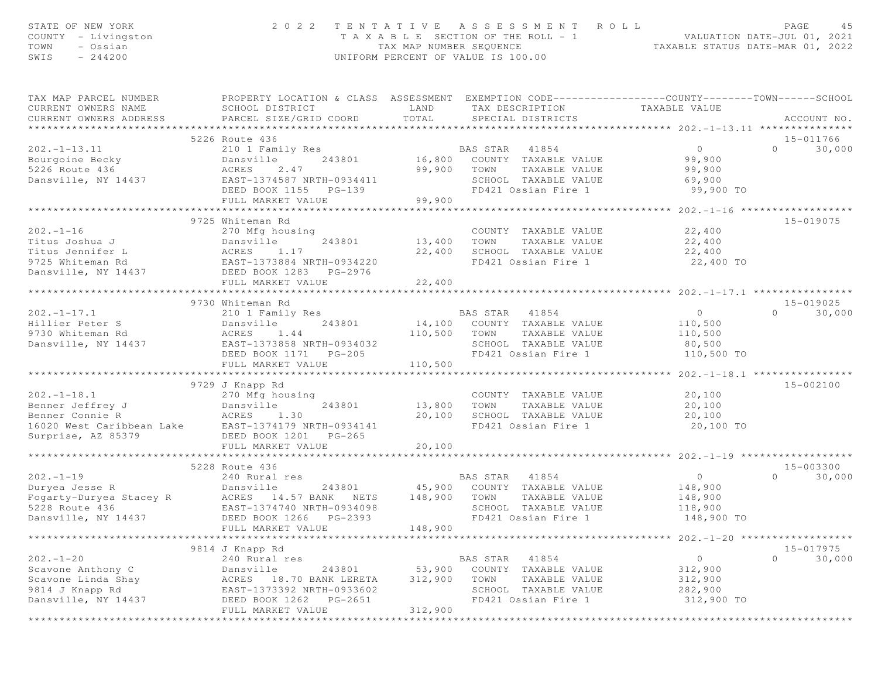STATE OF NEW YORK
COUNTY - Livingston
TOWN - Ossian
SWIS - 244200

2022 TENTATIVE ASSESSMENT ROLL
TAXABLE SECTION OF THE ROLL - 1
TAX MAP NUMBER SEQUENCE
UNIFORM PERCENT OF VALUE IS 100.00

VALUATION DATE-JUL 01, 2021
TAXABLE STATUS DATE-MAR 01, 2022

| TAX MAP PARCEL NUMBER / CURRENT OWNERS NAME / CURRENT OWNERS ADDRESS | PROPERTY LOCATION & CLASS / SCHOOL DISTRICT / PARCEL SIZE/GRID COORD | ASSESSMENT LAND / TOTAL | EXEMPTION CODE / TAX DESCRIPTION / SPECIAL DISTRICTS | TAXABLE VALUE (COUNTY / TOWN / SCHOOL) | ACCOUNT NO. |
|---|---|---|---|---|---|
| **202.-1-13.11** | 5226 Route 436 | | | | 15-011766 |
| 202.-1-13.11 | 210 1 Family Res | | BAS STAR 41854 | 0 0 30,000 | |
| Bourgoine Becky | Dansville 243801 | 16,800 | COUNTY TAXABLE VALUE | 99,900 | |
| 5226 Route 436 | ACRES 2.47 | 99,900 | TOWN TAXABLE VALUE | 99,900 | |
| Dansville, NY 14437 | EAST-1374587 NRTH-0934411 | | SCHOOL TAXABLE VALUE | 69,900 | |
| | DEED BOOK 1155 PG-139 | | FD421 Ossian Fire 1 | 99,900 TO | |
| | FULL MARKET VALUE | 99,900 | | | |
| **202.-1-16** | 9725 Whiteman Rd | | | | 15-019075 |
| 202.-1-16 | 270 Mfg housing | | COUNTY TAXABLE VALUE | 22,400 | |
| Titus Joshua J | Dansville 243801 | 13,400 | TOWN TAXABLE VALUE | 22,400 | |
| Titus Jennifer L | ACRES 1.17 | 22,400 | SCHOOL TAXABLE VALUE | 22,400 | |
| 9725 Whiteman Rd | EAST-1373884 NRTH-0934220 | | FD421 Ossian Fire 1 | 22,400 TO | |
| Dansville, NY 14437 | DEED BOOK 1283 PG-2976 | | | | |
| | FULL MARKET VALUE | 22,400 | | | |
| **202.-1-17.1** | 9730 Whiteman Rd | | | | 15-019025 |
| 202.-1-17.1 | 210 1 Family Res | | BAS STAR 41854 | 0 0 30,000 | |
| Hillier Peter S | Dansville 243801 | 14,100 | COUNTY TAXABLE VALUE | 110,500 | |
| 9730 Whiteman Rd | ACRES 1.44 | 110,500 | TOWN TAXABLE VALUE | 110,500 | |
| Dansville, NY 14437 | EAST-1373858 NRTH-0934032 | | SCHOOL TAXABLE VALUE | 80,500 | |
| | DEED BOOK 1171 PG-205 | | FD421 Ossian Fire 1 | 110,500 TO | |
| | FULL MARKET VALUE | 110,500 | | | |
| **202.-1-18.1** | 9729 J Knapp Rd | | | | 15-002100 |
| 202.-1-18.1 | 270 Mfg housing | | COUNTY TAXABLE VALUE | 20,100 | |
| Benner Jeffrey J | Dansville 243801 | 13,800 | TOWN TAXABLE VALUE | 20,100 | |
| Benner Connie R | ACRES 1.30 | 20,100 | SCHOOL TAXABLE VALUE | 20,100 | |
| 16020 West Caribbean Lake | EAST-1374179 NRTH-0934141 | | FD421 Ossian Fire 1 | 20,100 TO | |
| Surprise, AZ 85379 | DEED BOOK 1201 PG-265 | | | | |
| | FULL MARKET VALUE | 20,100 | | | |
| **202.-1-19** | 5228 Route 436 | | | | 15-003300 |
| 202.-1-19 | 240 Rural res | | BAS STAR 41854 | 0 0 30,000 | |
| Duryea Jesse R | Dansville 243801 | 45,900 | COUNTY TAXABLE VALUE | 148,900 | |
| Fogarty-Duryea Stacey R | ACRES 14.57 BANK NETS | 148,900 | TOWN TAXABLE VALUE | 148,900 | |
| 5228 Route 436 | EAST-1374740 NRTH-0934098 | | SCHOOL TAXABLE VALUE | 118,900 | |
| Dansville, NY 14437 | DEED BOOK 1266 PG-2393 | | FD421 Ossian Fire 1 | 148,900 TO | |
| | FULL MARKET VALUE | 148,900 | | | |
| **202.-1-20** | 9814 J Knapp Rd | | | | 15-017975 |
| 202.-1-20 | 240 Rural res | | BAS STAR 41854 | 0 0 30,000 | |
| Scavone Anthony C | Dansville 243801 | 53,900 | COUNTY TAXABLE VALUE | 312,900 | |
| Scavone Linda Shay | ACRES 18.70 BANK LERETA | 312,900 | TOWN TAXABLE VALUE | 312,900 | |
| 9814 J Knapp Rd | EAST-1373392 NRTH-0933602 | | SCHOOL TAXABLE VALUE | 282,900 | |
| Dansville, NY 14437 | DEED BOOK 1262 PG-2651 | | FD421 Ossian Fire 1 | 312,900 TO | |
| | FULL MARKET VALUE | 312,900 | | | |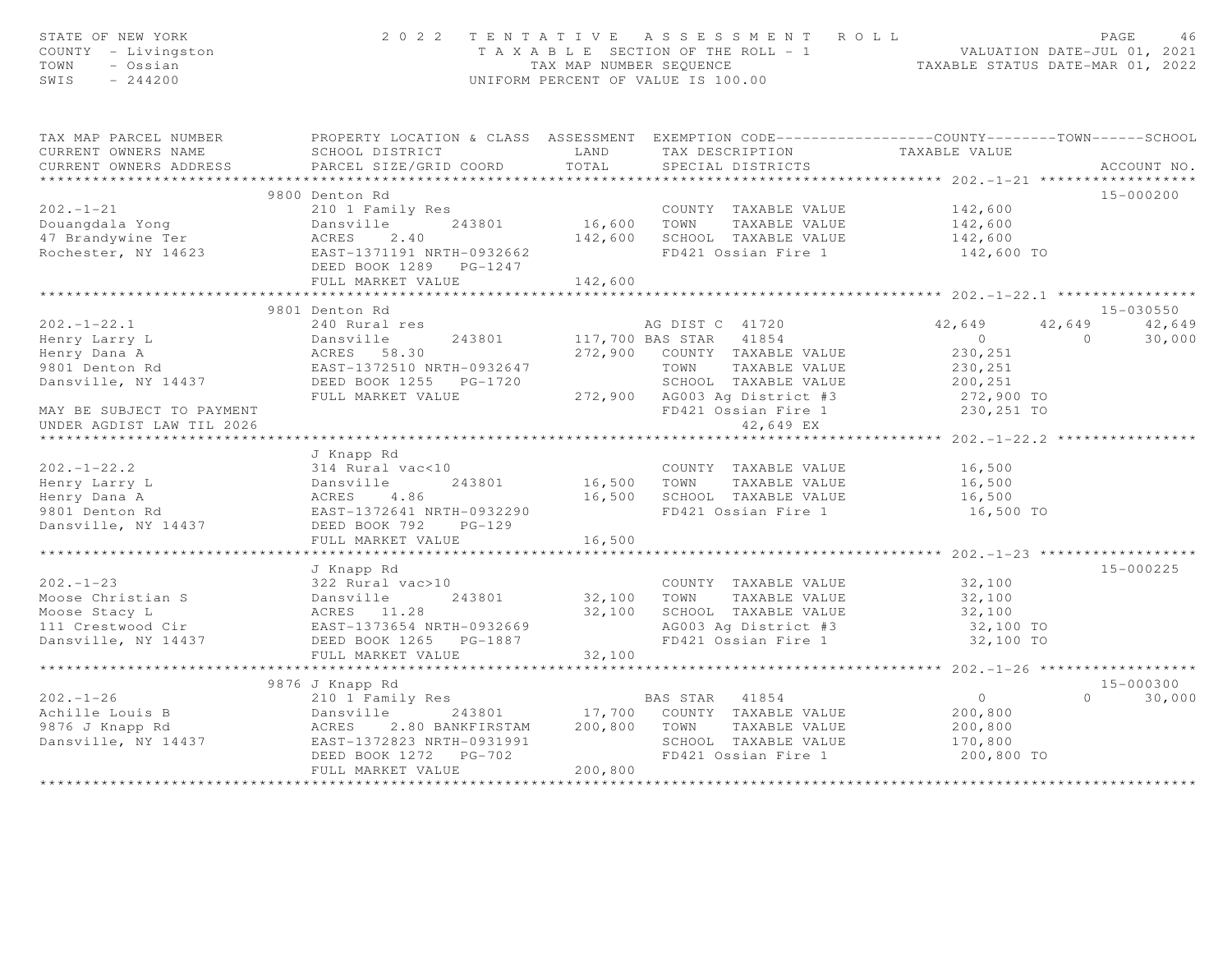STATE OF NEW YORK
COUNTY - Livingston
TOWN - Ossian
SWIS - 244200

2022 TENTATIVE ASSESSMENT ROLL
TAXABLE SECTION OF THE ROLL - 1
TAX MAP NUMBER SEQUENCE
UNIFORM PERCENT OF VALUE IS 100.00

VALUATION DATE-JUL 01, 2021
TAXABLE STATUS DATE-MAR 01, 2022

| TAX MAP PARCEL NUMBER / CURRENT OWNERS NAME / CURRENT OWNERS ADDRESS | PROPERTY LOCATION & CLASS / SCHOOL DISTRICT / PARCEL SIZE/GRID COORD | ASSESSMENT LAND / TOTAL | EXEMPTION CODE / TAX DESCRIPTION / SPECIAL DISTRICTS | COUNTY TAXABLE VALUE | TOWN | SCHOOL | ACCOUNT NO. |
|---|---|---|---|---|---|---|---|
| **202.-1-21** | 9800 Denton Rd | | | | | | 15-000200 |
| Douangdala Yong | 210 1 Family Res | | COUNTY TAXABLE VALUE | 142,600 | | | |
| 47 Brandywine Ter | Dansville 243801 | 16,600 | TOWN TAXABLE VALUE | 142,600 | | | |
| Rochester, NY 14623 | ACRES 2.40 | 142,600 | SCHOOL TAXABLE VALUE | 142,600 | | | |
| | EAST-1371191 NRTH-0932662 | | FD421 Ossian Fire 1 | 142,600 TO | | | |
| | DEED BOOK 1289 PG-1247 | | | | | | |
| | FULL MARKET VALUE | 142,600 | | | | | |
| **202.-1-22.1** | 9801 Denton Rd | | | | | | 15-030550 |
| Henry Larry L | 240 Rural res | | AG DIST C 41720 | 42,649 | 42,649 | 42,649 | |
| Henry Dana A | Dansville 243801 | 117,700 | BAS STAR 41854 | 0 | 0 | 30,000 | |
| 9801 Denton Rd | ACRES 58.30 | 272,900 | COUNTY TAXABLE VALUE | 230,251 | | | |
| Dansville, NY 14437 | EAST-1372510 NRTH-0932647 | | TOWN TAXABLE VALUE | 230,251 | | | |
| | DEED BOOK 1255 PG-1720 | | SCHOOL TAXABLE VALUE | 200,251 | | | |
| | FULL MARKET VALUE | 272,900 | AG003 Ag District #3 | 272,900 TO | | | |
| MAY BE SUBJECT TO PAYMENT | | | FD421 Ossian Fire 1 | 230,251 TO | | | |
| UNDER AGDIST LAW TIL 2026 | | | 42,649 EX | | | | |
| **202.-1-22.2** | J Knapp Rd | | | | | | |
| Henry Larry L | 314 Rural vac<10 | | COUNTY TAXABLE VALUE | 16,500 | | | |
| Henry Dana A | Dansville 243801 | 16,500 | TOWN TAXABLE VALUE | 16,500 | | | |
| 9801 Denton Rd | ACRES 4.86 | 16,500 | SCHOOL TAXABLE VALUE | 16,500 | | | |
| Dansville, NY 14437 | EAST-1372641 NRTH-0932290 | | FD421 Ossian Fire 1 | 16,500 TO | | | |
| | DEED BOOK 792 PG-129 | | | | | | |
| | FULL MARKET VALUE | 16,500 | | | | | |
| **202.-1-23** | J Knapp Rd | | | | | | 15-000225 |
| Moose Christian S | 322 Rural vac>10 | | COUNTY TAXABLE VALUE | 32,100 | | | |
| Moose Stacy L | Dansville 243801 | 32,100 | TOWN TAXABLE VALUE | 32,100 | | | |
| 111 Crestwood Cir | ACRES 11.28 | 32,100 | SCHOOL TAXABLE VALUE | 32,100 | | | |
| Dansville, NY 14437 | EAST-1373654 NRTH-0932669 | | AG003 Ag District #3 | 32,100 TO | | | |
| | DEED BOOK 1265 PG-1887 | | FD421 Ossian Fire 1 | 32,100 TO | | | |
| | FULL MARKET VALUE | 32,100 | | | | | |
| **202.-1-26** | 9876 J Knapp Rd | | | | | | 15-000300 |
| Achille Louis B | 210 1 Family Res | | BAS STAR 41854 | 0 | 0 | 30,000 | |
| 9876 J Knapp Rd | Dansville 243801 | 17,700 | COUNTY TAXABLE VALUE | 200,800 | | | |
| Dansville, NY 14437 | ACRES 2.80 BANKFIRSTAM | 200,800 | TOWN TAXABLE VALUE | 200,800 | | | |
| | EAST-1372823 NRTH-0931991 | | SCHOOL TAXABLE VALUE | 170,800 | | | |
| | DEED BOOK 1272 PG-702 | | FD421 Ossian Fire 1 | 200,800 TO | | | |
| | FULL MARKET VALUE | 200,800 | | | | | |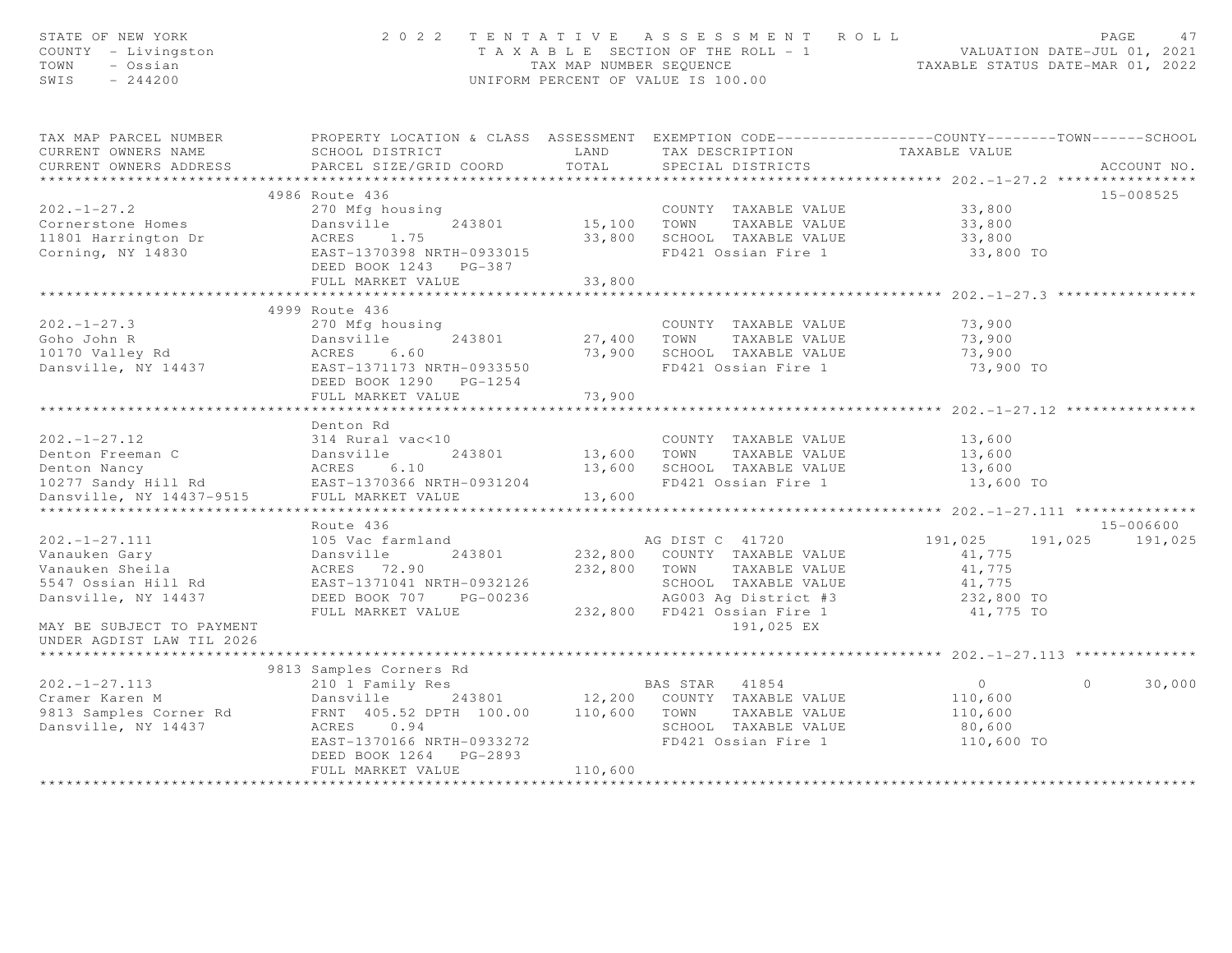STATE OF NEW YORK
COUNTY - Livingston
TOWN - Ossian
SWIS - 244200

# 2022 TENTATIVE ASSESSMENT ROLL

TAXABLE SECTION OF THE ROLL - 1
TAX MAP NUMBER SEQUENCE
UNIFORM PERCENT OF VALUE IS 100.00

VALUATION DATE-JUL 01, 2021
TAXABLE STATUS DATE-MAR 01, 2022

| TAX MAP PARCEL NUMBER / CURRENT OWNERS NAME / CURRENT OWNERS ADDRESS | PROPERTY LOCATION & CLASS / SCHOOL DISTRICT / PARCEL SIZE/GRID COORD | ASSESSMENT LAND / TOTAL | EXEMPTION CODE / TAX DESCRIPTION / SPECIAL DISTRICTS | COUNTY TAXABLE VALUE | TOWN | SCHOOL | ACCOUNT NO. |
|---|---|---|---|---|---|---|---|
| **202.-1-27.2** | 4986 Route 436 | | | | | | 15-008525 |
| 202.-1-27.2 | 270 Mfg housing | | COUNTY TAXABLE VALUE | 33,800 | | | |
| Cornerstone Homes | Dansville 243801 | 15,100 | TOWN TAXABLE VALUE | 33,800 | | | |
| 11801 Harrington Dr | ACRES 1.75 | 33,800 | SCHOOL TAXABLE VALUE | 33,800 | | | |
| Corning, NY 14830 | EAST-1370398 NRTH-0933015 | | FD421 Ossian Fire 1 | 33,800 TO | | | |
| | DEED BOOK 1243 PG-387 | | | | | | |
| | FULL MARKET VALUE | 33,800 | | | | | |
| **202.-1-27.3** | 4999 Route 436 | | | | | | |
| 202.-1-27.3 | 270 Mfg housing | | COUNTY TAXABLE VALUE | 73,900 | | | |
| Goho John R | Dansville 243801 | 27,400 | TOWN TAXABLE VALUE | 73,900 | | | |
| 10170 Valley Rd | ACRES 6.60 | 73,900 | SCHOOL TAXABLE VALUE | 73,900 | | | |
| Dansville, NY 14437 | EAST-1371173 NRTH-0933550 | | FD421 Ossian Fire 1 | 73,900 TO | | | |
| | DEED BOOK 1290 PG-1254 | | | | | | |
| | FULL MARKET VALUE | 73,900 | | | | | |
| **202.-1-27.12** | Denton Rd | | | | | | |
| 202.-1-27.12 | 314 Rural vac<10 | | COUNTY TAXABLE VALUE | 13,600 | | | |
| Denton Freeman C | Dansville 243801 | 13,600 | TOWN TAXABLE VALUE | 13,600 | | | |
| Denton Nancy | ACRES 6.10 | 13,600 | SCHOOL TAXABLE VALUE | 13,600 | | | |
| 10277 Sandy Hill Rd | EAST-1370366 NRTH-0931204 | | FD421 Ossian Fire 1 | 13,600 TO | | | |
| Dansville, NY 14437-9515 | FULL MARKET VALUE | 13,600 | | | | | |
| **202.-1-27.111** | Route 436 | | | | | | 15-006600 |
| 202.-1-27.111 | 105 Vac farmland | | AG DIST C 41720 | 191,025 | 191,025 | 191,025 | |
| Vanauken Gary | Dansville 243801 | 232,800 | COUNTY TAXABLE VALUE | 41,775 | | | |
| Vanauken Sheila | ACRES 72.90 | 232,800 | TOWN TAXABLE VALUE | 41,775 | | | |
| 5547 Ossian Hill Rd | EAST-1371041 NRTH-0932126 | | SCHOOL TAXABLE VALUE | 41,775 | | | |
| Dansville, NY 14437 | DEED BOOK 707 PG-00236 | | AG003 Ag District #3 | 232,800 TO | | | |
| | FULL MARKET VALUE | 232,800 | FD421 Ossian Fire 1 | 41,775 TO | | | |
| MAY BE SUBJECT TO PAYMENT | | | 191,025 EX | | | | |
| UNDER AGDIST LAW TIL 2026 | | | | | | | |
| **202.-1-27.113** | 9813 Samples Corners Rd | | | | | | |
| 202.-1-27.113 | 210 1 Family Res | | BAS STAR 41854 | 0 | 0 | 30,000 | |
| Cramer Karen M | Dansville 243801 | 12,200 | COUNTY TAXABLE VALUE | 110,600 | | | |
| 9813 Samples Corner Rd | FRNT 405.52 DPTH 100.00 | 110,600 | TOWN TAXABLE VALUE | 110,600 | | | |
| Dansville, NY 14437 | ACRES 0.94 | | SCHOOL TAXABLE VALUE | 80,600 | | | |
| | EAST-1370166 NRTH-0933272 | | FD421 Ossian Fire 1 | 110,600 TO | | | |
| | DEED BOOK 1264 PG-2893 | | | | | | |
| | FULL MARKET VALUE | 110,600 | | | | | |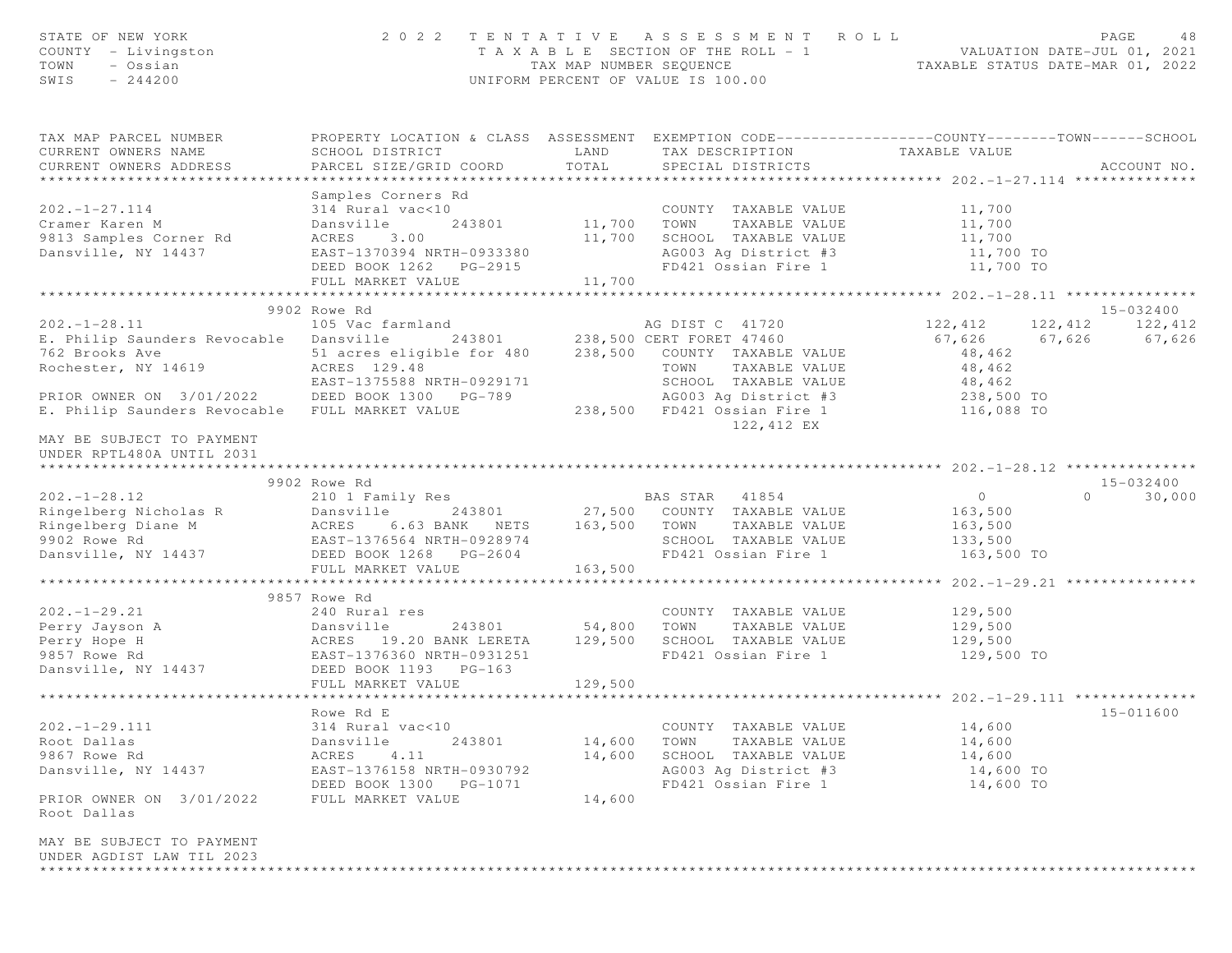STATE OF NEW YORK — 2022 TENTATIVE ASSESSMENT ROLL
COUNTY - Livingston — TAXABLE SECTION OF THE ROLL - 1 — VALUATION DATE-JUL 01, 2021
TOWN - Ossian — TAX MAP NUMBER SEQUENCE — TAXABLE STATUS DATE-MAR 01, 2022
SWIS - 244200 — UNIFORM PERCENT OF VALUE IS 100.00

| TAX MAP PARCEL NUMBER / CURRENT OWNERS NAME / CURRENT OWNERS ADDRESS | PROPERTY LOCATION & CLASS / SCHOOL DISTRICT / PARCEL SIZE/GRID COORD | ASSESSMENT LAND / TOTAL | EXEMPTION CODE / TAX DESCRIPTION / SPECIAL DISTRICTS | COUNTY TAXABLE VALUE | TOWN | SCHOOL | ACCOUNT NO. |
|---|---|---|---|---|---|---|---|
| **202.-1-27.114** | Samples Corners Rd | | | | | | |
| 202.-1-27.114 | 314 Rural vac<10 | | COUNTY TAXABLE VALUE | 11,700 | | | |
| Cramer Karen M | Dansville 243801 | 11,700 | TOWN TAXABLE VALUE | 11,700 | | | |
| 9813 Samples Corner Rd | ACRES 3.00 | 11,700 | SCHOOL TAXABLE VALUE | 11,700 | | | |
| Dansville, NY 14437 | EAST-1370394 NRTH-0933380 | | AG003 Ag District #3 | 11,700 TO | | | |
| | DEED BOOK 1262 PG-2915 | | FD421 Ossian Fire 1 | 11,700 TO | | | |
| | FULL MARKET VALUE | 11,700 | | | | | |
| **202.-1-28.11** | 9902 Rowe Rd | | | | | | 15-032400 |
| 202.-1-28.11 | 105 Vac farmland | | AG DIST C 41720 | 122,412 | 122,412 | 122,412 | |
| E. Philip Saunders Revocable | Dansville 243801 | 238,500 | CERT FORET 47460 | 67,626 | 67,626 | 67,626 | |
| 762 Brooks Ave | 51 acres eligible for 480 | 238,500 | COUNTY TAXABLE VALUE | 48,462 | | | |
| Rochester, NY 14619 | ACRES 129.48 | | TOWN TAXABLE VALUE | 48,462 | | | |
| | EAST-1375588 NRTH-0929171 | | SCHOOL TAXABLE VALUE | 48,462 | | | |
| PRIOR OWNER ON 3/01/2022 | DEED BOOK 1300 PG-789 | | AG003 Ag District #3 | 238,500 TO | | | |
| E. Philip Saunders Revocable | FULL MARKET VALUE | 238,500 | FD421 Ossian Fire 1 | 116,088 TO | | | |
| | | | 122,412 EX | | | | |
| MAY BE SUBJECT TO PAYMENT UNDER RPTL480A UNTIL 2031 | | | | | | | |
| **202.-1-28.12** | 9902 Rowe Rd | | | | | | 15-032400 |
| 202.-1-28.12 | 210 1 Family Res | | BAS STAR 41854 | 0 | 0 | 30,000 | |
| Ringelberg Nicholas R | Dansville 243801 | 27,500 | COUNTY TAXABLE VALUE | 163,500 | | | |
| Ringelberg Diane M | ACRES 6.63 BANK NETS | 163,500 | TOWN TAXABLE VALUE | 163,500 | | | |
| 9902 Rowe Rd | EAST-1376564 NRTH-0928974 | | SCHOOL TAXABLE VALUE | 133,500 | | | |
| Dansville, NY 14437 | DEED BOOK 1268 PG-2604 | | FD421 Ossian Fire 1 | 163,500 TO | | | |
| | FULL MARKET VALUE | 163,500 | | | | | |
| **202.-1-29.21** | 9857 Rowe Rd | | | | | | |
| 202.-1-29.21 | 240 Rural res | | COUNTY TAXABLE VALUE | 129,500 | | | |
| Perry Jayson A | Dansville 243801 | 54,800 | TOWN TAXABLE VALUE | 129,500 | | | |
| Perry Hope H | ACRES 19.20 BANK LERETA | 129,500 | SCHOOL TAXABLE VALUE | 129,500 | | | |
| 9857 Rowe Rd | EAST-1376360 NRTH-0931251 | | FD421 Ossian Fire 1 | 129,500 TO | | | |
| Dansville, NY 14437 | DEED BOOK 1193 PG-163 | | | | | | |
| | FULL MARKET VALUE | 129,500 | | | | | |
| **202.-1-29.111** | Rowe Rd E | | | | | | 15-011600 |
| 202.-1-29.111 | 314 Rural vac<10 | | COUNTY TAXABLE VALUE | 14,600 | | | |
| Root Dallas | Dansville 243801 | 14,600 | TOWN TAXABLE VALUE | 14,600 | | | |
| 9867 Rowe Rd | ACRES 4.11 | 14,600 | SCHOOL TAXABLE VALUE | 14,600 | | | |
| Dansville, NY 14437 | EAST-1376158 NRTH-0930792 | | AG003 Ag District #3 | 14,600 TO | | | |
| | DEED BOOK 1300 PG-1071 | | FD421 Ossian Fire 1 | 14,600 TO | | | |
| PRIOR OWNER ON 3/01/2022 | FULL MARKET VALUE | 14,600 | | | | | |
| Root Dallas | | | | | | | |
| MAY BE SUBJECT TO PAYMENT UNDER AGDIST LAW TIL 2023 | | | | | | | |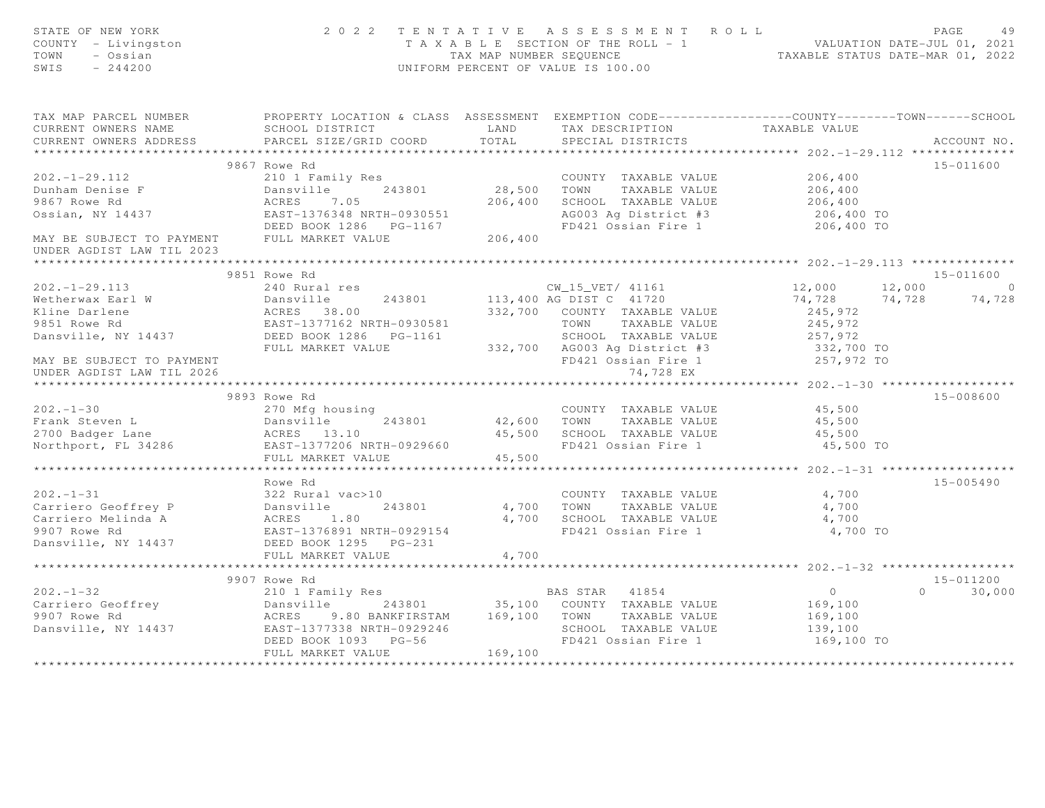STATE OF NEW YORK — 2022 TENTATIVE ASSESSMENT ROLL
COUNTY - Livingston — TAXABLE SECTION OF THE ROLL - 1 — VALUATION DATE-JUL 01, 2021
TOWN - Ossian — TAX MAP NUMBER SEQUENCE — TAXABLE STATUS DATE-MAR 01, 2022
SWIS - 244200 — UNIFORM PERCENT OF VALUE IS 100.00

| TAX MAP PARCEL NUMBER / CURRENT OWNERS NAME / CURRENT OWNERS ADDRESS | PROPERTY LOCATION & CLASS / SCHOOL DISTRICT / PARCEL SIZE/GRID COORD | ASSESSMENT LAND / TOTAL | EXEMPTION CODE / TAX DESCRIPTION / SPECIAL DISTRICTS | COUNTY TAXABLE VALUE | TOWN | SCHOOL | ACCOUNT NO. |
|---|---|---|---|---|---|---|---|
| **202.-1-29.112** | 9867 Rowe Rd | | | | | | 15-011600 |
| 202.-1-29.112 | 210 1 Family Res | | COUNTY TAXABLE VALUE | 206,400 | | | |
| Dunham Denise F | Dansville 243801 | 28,500 | TOWN TAXABLE VALUE | 206,400 | | | |
| 9867 Rowe Rd | ACRES 7.05 | 206,400 | SCHOOL TAXABLE VALUE | 206,400 | | | |
| Ossian, NY 14437 | EAST-1376348 NRTH-0930551 | | AG003 Ag District #3 | 206,400 TO | | | |
| | DEED BOOK 1286 PG-1167 | | FD421 Ossian Fire 1 | 206,400 TO | | | |
| MAY BE SUBJECT TO PAYMENT UNDER AGDIST LAW TIL 2023 | FULL MARKET VALUE | 206,400 | | | | | |
| **202.-1-29.113** | 9851 Rowe Rd | | | | | | 15-011600 |
| 202.-1-29.113 | 240 Rural res | | CW_15_VET/ 41161 | 12,000 | 12,000 | 0 | |
| Wetherwax Earl W | Dansville 243801 | 113,400 | AG DIST C 41720 | 74,728 | 74,728 | 74,728 | |
| Kline Darlene | ACRES 38.00 | 332,700 | COUNTY TAXABLE VALUE | 245,972 | | | |
| 9851 Rowe Rd | EAST-1377162 NRTH-0930581 | | TOWN TAXABLE VALUE | 245,972 | | | |
| Dansville, NY 14437 | DEED BOOK 1286 PG-1161 | | SCHOOL TAXABLE VALUE | 257,972 | | | |
| | FULL MARKET VALUE | 332,700 | AG003 Ag District #3 | 332,700 TO | | | |
| MAY BE SUBJECT TO PAYMENT | | | FD421 Ossian Fire 1 | 257,972 TO | | | |
| UNDER AGDIST LAW TIL 2026 | | | 74,728 EX | | | | |
| **202.-1-30** | 9893 Rowe Rd | | | | | | 15-008600 |
| 202.-1-30 | 270 Mfg housing | | COUNTY TAXABLE VALUE | 45,500 | | | |
| Frank Steven L | Dansville 243801 | 42,600 | TOWN TAXABLE VALUE | 45,500 | | | |
| 2700 Badger Lane | ACRES 13.10 | 45,500 | SCHOOL TAXABLE VALUE | 45,500 | | | |
| Northport, FL 34286 | EAST-1377206 NRTH-0929660 | | FD421 Ossian Fire 1 | 45,500 TO | | | |
| | FULL MARKET VALUE | 45,500 | | | | | |
| **202.-1-31** | Rowe Rd | | | | | | 15-005490 |
| 202.-1-31 | 322 Rural vac>10 | | COUNTY TAXABLE VALUE | 4,700 | | | |
| Carriero Geoffrey P | Dansville 243801 | 4,700 | TOWN TAXABLE VALUE | 4,700 | | | |
| Carriero Melinda A | ACRES 1.80 | 4,700 | SCHOOL TAXABLE VALUE | 4,700 | | | |
| 9907 Rowe Rd | EAST-1376891 NRTH-0929154 | | FD421 Ossian Fire 1 | 4,700 TO | | | |
| Dansville, NY 14437 | DEED BOOK 1295 PG-231 | | | | | | |
| | FULL MARKET VALUE | 4,700 | | | | | |
| **202.-1-32** | 9907 Rowe Rd | | | | | | 15-011200 |
| 202.-1-32 | 210 1 Family Res | | BAS STAR 41854 | 0 | 0 | 30,000 | |
| Carriero Geoffrey | Dansville 243801 | 35,100 | COUNTY TAXABLE VALUE | 169,100 | | | |
| 9907 Rowe Rd | ACRES 9.80 BANKFIRSTAM | 169,100 | TOWN TAXABLE VALUE | 169,100 | | | |
| Dansville, NY 14437 | EAST-1377338 NRTH-0929246 | | SCHOOL TAXABLE VALUE | 139,100 | | | |
| | DEED BOOK 1093 PG-56 | | FD421 Ossian Fire 1 | 169,100 TO | | | |
| | FULL MARKET VALUE | 169,100 | | | | | |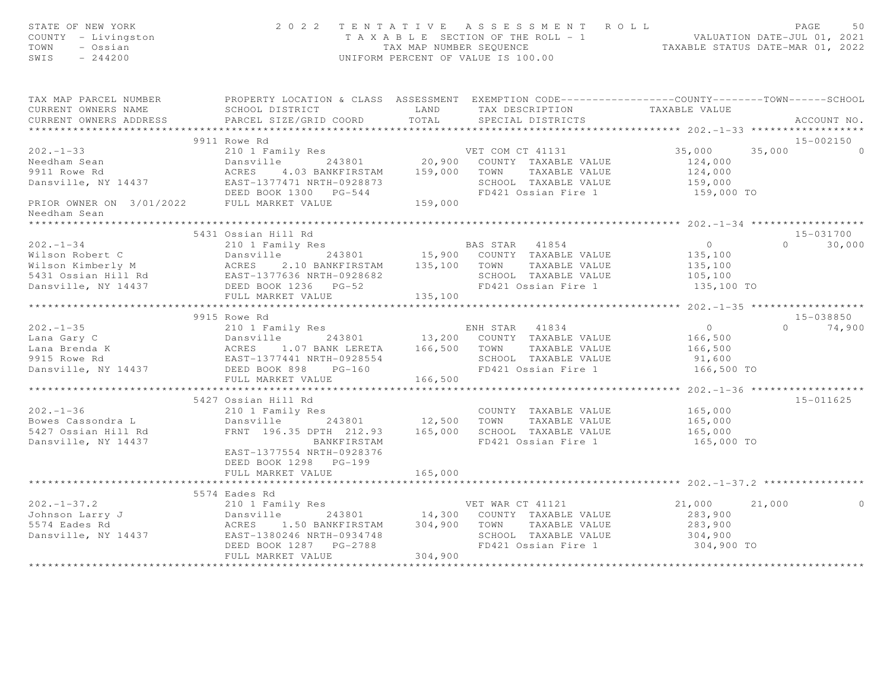STATE OF NEW YORK — 2022 TENTATIVE ASSESSMENT ROLL — PAGE 50
COUNTY - Livingston — TAXABLE SECTION OF THE ROLL - 1 — VALUATION DATE-JUL 01, 2021
TOWN - Ossian — TAX MAP NUMBER SEQUENCE — TAXABLE STATUS DATE-MAR 01, 2022
SWIS - 244200 — UNIFORM PERCENT OF VALUE IS 100.00

| TAX MAP PARCEL NUMBER / CURRENT OWNERS NAME / CURRENT OWNERS ADDRESS | PROPERTY LOCATION & CLASS / SCHOOL DISTRICT / PARCEL SIZE/GRID COORD | ASSESSMENT LAND / TOTAL | EXEMPTION CODE / TAX DESCRIPTION / SPECIAL DISTRICTS | COUNTY TAXABLE VALUE | TOWN | SCHOOL | ACCOUNT NO. |
|---|---|---|---|---|---|---|---|
| **202.-1-33** | 9911 Rowe Rd | | | | | | 15-002150 |
| 202.-1-33 | 210 1 Family Res | | VET COM CT 41131 | 35,000 | 35,000 | 0 | |
| Needham Sean | Dansville 243801 | 20,900 | COUNTY TAXABLE VALUE | 124,000 | | | |
| 9911 Rowe Rd | ACRES 4.03 BANKFIRSTAM | 159,000 | TOWN TAXABLE VALUE | 124,000 | | | |
| Dansville, NY 14437 | EAST-1377471 NRTH-0928873 | | SCHOOL TAXABLE VALUE | 159,000 | | | |
| | DEED BOOK 1300 PG-544 | | FD421 Ossian Fire 1 | 159,000 TO | | | |
| PRIOR OWNER ON 3/01/2022 | FULL MARKET VALUE | 159,000 | | | | | |
| Needham Sean | | | | | | | |
| **202.-1-34** | 5431 Ossian Hill Rd | | | | | | 15-031700 |
| 202.-1-34 | 210 1 Family Res | | BAS STAR 41854 | 0 | 0 | 30,000 | |
| Wilson Robert C | Dansville 243801 | 15,900 | COUNTY TAXABLE VALUE | 135,100 | | | |
| Wilson Kimberly M | ACRES 2.10 BANKFIRSTAM | 135,100 | TOWN TAXABLE VALUE | 135,100 | | | |
| 5431 Ossian Hill Rd | EAST-1377636 NRTH-0928682 | | SCHOOL TAXABLE VALUE | 105,100 | | | |
| Dansville, NY 14437 | DEED BOOK 1236 PG-52 | | FD421 Ossian Fire 1 | 135,100 TO | | | |
| | FULL MARKET VALUE | 135,100 | | | | | |
| **202.-1-35** | 9915 Rowe Rd | | | | | | 15-038850 |
| 202.-1-35 | 210 1 Family Res | | ENH STAR 41834 | 0 | 0 | 74,900 | |
| Lana Gary C | Dansville 243801 | 13,200 | COUNTY TAXABLE VALUE | 166,500 | | | |
| Lana Brenda K | ACRES 1.07 BANK LERETA | 166,500 | TOWN TAXABLE VALUE | 166,500 | | | |
| 9915 Rowe Rd | EAST-1377441 NRTH-0928554 | | SCHOOL TAXABLE VALUE | 91,600 | | | |
| Dansville, NY 14437 | DEED BOOK 898 PG-160 | | FD421 Ossian Fire 1 | 166,500 TO | | | |
| | FULL MARKET VALUE | 166,500 | | | | | |
| **202.-1-36** | 5427 Ossian Hill Rd | | | | | | 15-011625 |
| 202.-1-36 | 210 1 Family Res | | COUNTY TAXABLE VALUE | 165,000 | | | |
| Bowes Cassondra L | Dansville 243801 | 12,500 | TOWN TAXABLE VALUE | 165,000 | | | |
| 5427 Ossian Hill Rd | FRNT 196.35 DPTH 212.93 | 165,000 | SCHOOL TAXABLE VALUE | 165,000 | | | |
| Dansville, NY 14437 | BANKFIRSTAM | | FD421 Ossian Fire 1 | 165,000 TO | | | |
| | EAST-1377554 NRTH-0928376 | | | | | | |
| | DEED BOOK 1298 PG-199 | | | | | | |
| | FULL MARKET VALUE | 165,000 | | | | | |
| **202.-1-37.2** | 5574 Eades Rd | | | | | | |
| 202.-1-37.2 | 210 1 Family Res | | VET WAR CT 41121 | 21,000 | 21,000 | 0 | |
| Johnson Larry J | Dansville 243801 | 14,300 | COUNTY TAXABLE VALUE | 283,900 | | | |
| 5574 Eades Rd | ACRES 1.50 BANKFIRSTAM | 304,900 | TOWN TAXABLE VALUE | 283,900 | | | |
| Dansville, NY 14437 | EAST-1380246 NRTH-0934748 | | SCHOOL TAXABLE VALUE | 304,900 | | | |
| | DEED BOOK 1287 PG-2788 | | FD421 Ossian Fire 1 | 304,900 TO | | | |
| | FULL MARKET VALUE | 304,900 | | | | | |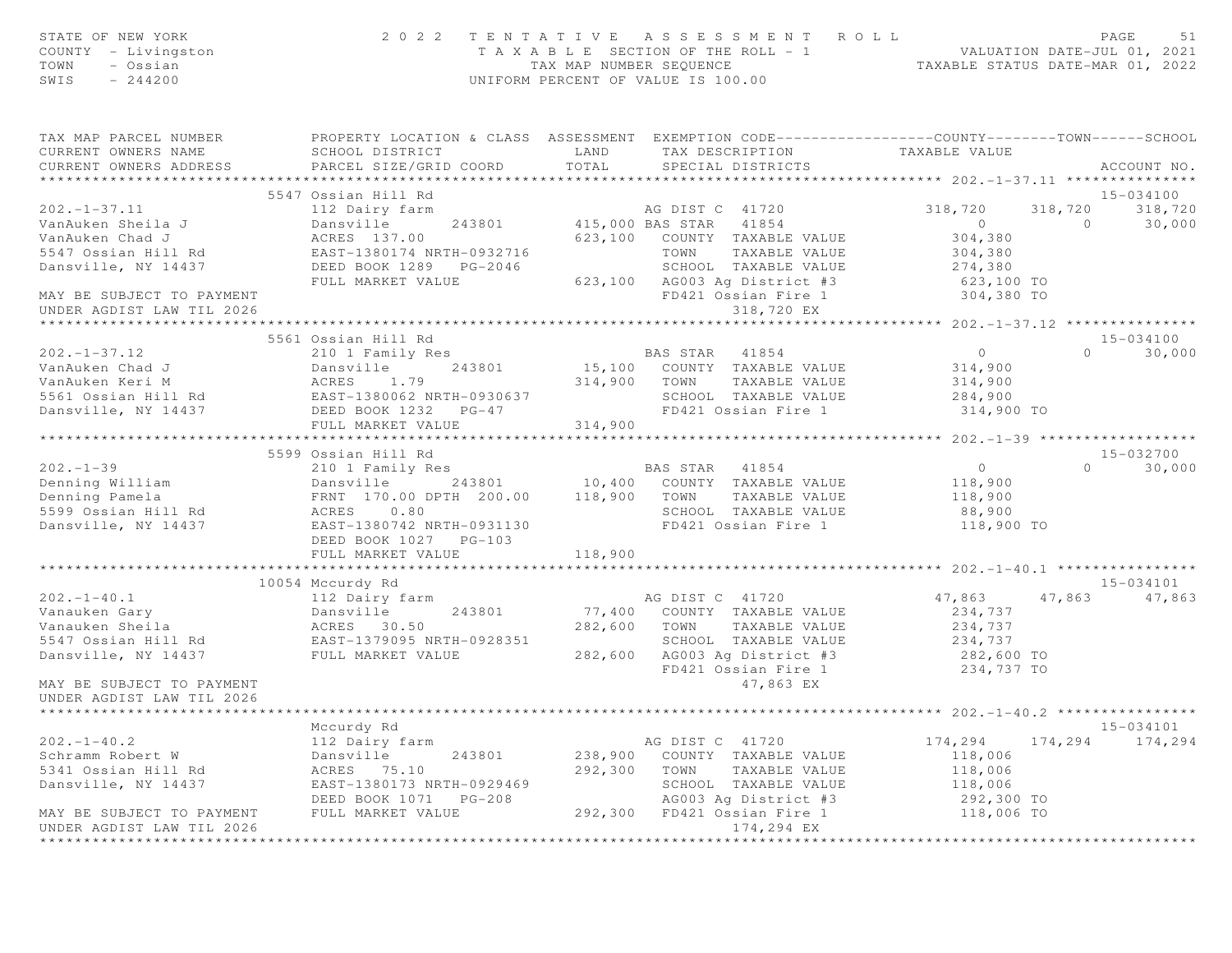STATE OF NEW YORK — 2022 TENTATIVE ASSESSMENT ROLL — PAGE 51
COUNTY - Livingston — TAXABLE SECTION OF THE ROLL - 1 — VALUATION DATE-JUL 01, 2021
TOWN - Ossian — TAX MAP NUMBER SEQUENCE — TAXABLE STATUS DATE-MAR 01, 2022
SWIS - 244200 — UNIFORM PERCENT OF VALUE IS 100.00

| TAX MAP PARCEL NUMBER / CURRENT OWNERS NAME / CURRENT OWNERS ADDRESS | PROPERTY LOCATION & CLASS / SCHOOL DISTRICT / PARCEL SIZE/GRID COORD | ASSESSMENT LAND / TOTAL | EXEMPTION CODE / TAX DESCRIPTION / SPECIAL DISTRICTS | COUNTY TAXABLE VALUE | TOWN | SCHOOL / ACCOUNT NO. |
|---|---|---|---|---|---|---|
| **202.-1-37.11** | 5547 Ossian Hill Rd | | | | | 15-034100 |
| 202.-1-37.11 | 112 Dairy farm | | AG DIST C 41720 | 318,720 | 318,720 | 318,720 |
| VanAuken Sheila J | Dansville 243801 | 415,000 | BAS STAR 41854 | 0 | 0 | 30,000 |
| VanAuken Chad J | ACRES 137.00 | 623,100 | COUNTY TAXABLE VALUE | 304,380 | | |
| 5547 Ossian Hill Rd | EAST-1380174 NRTH-0932716 | | TOWN TAXABLE VALUE | 304,380 | | |
| Dansville, NY 14437 | DEED BOOK 1289 PG-2046 | | SCHOOL TAXABLE VALUE | 274,380 | | |
| | FULL MARKET VALUE | 623,100 | AG003 Ag District #3 | 623,100 TO | | |
| MAY BE SUBJECT TO PAYMENT | | | FD421 Ossian Fire 1 | 304,380 TO | | |
| UNDER AGDIST LAW TIL 2026 | | | 318,720 EX | | | |
| **202.-1-37.12** | 5561 Ossian Hill Rd | | | | | 15-034100 |
| 202.-1-37.12 | 210 1 Family Res | | BAS STAR 41854 | 0 | 0 | 30,000 |
| VanAuken Chad J | Dansville 243801 | 15,100 | COUNTY TAXABLE VALUE | 314,900 | | |
| VanAuken Keri M | ACRES 1.79 | 314,900 | TOWN TAXABLE VALUE | 314,900 | | |
| 5561 Ossian Hill Rd | EAST-1380062 NRTH-0930637 | | SCHOOL TAXABLE VALUE | 284,900 | | |
| Dansville, NY 14437 | DEED BOOK 1232 PG-47 | | FD421 Ossian Fire 1 | 314,900 TO | | |
| | FULL MARKET VALUE | 314,900 | | | | |
| **202.-1-39** | 5599 Ossian Hill Rd | | | | | 15-032700 |
| 202.-1-39 | 210 1 Family Res | | BAS STAR 41854 | 0 | 0 | 30,000 |
| Denning William | Dansville 243801 | 10,400 | COUNTY TAXABLE VALUE | 118,900 | | |
| Denning Pamela | FRNT 170.00 DPTH 200.00 | 118,900 | TOWN TAXABLE VALUE | 118,900 | | |
| 5599 Ossian Hill Rd | ACRES 0.80 | | SCHOOL TAXABLE VALUE | 88,900 | | |
| Dansville, NY 14437 | EAST-1380742 NRTH-0931130 | | FD421 Ossian Fire 1 | 118,900 TO | | |
| | DEED BOOK 1027 PG-103 | | | | | |
| | FULL MARKET VALUE | 118,900 | | | | |
| **202.-1-40.1** | 10054 Mccurdy Rd | | | | | 15-034101 |
| 202.-1-40.1 | 112 Dairy farm | | AG DIST C 41720 | 47,863 | 47,863 | 47,863 |
| Vanauken Gary | Dansville 243801 | 77,400 | COUNTY TAXABLE VALUE | 234,737 | | |
| Vanauken Sheila | ACRES 30.50 | 282,600 | TOWN TAXABLE VALUE | 234,737 | | |
| 5547 Ossian Hill Rd | EAST-1379095 NRTH-0928351 | | SCHOOL TAXABLE VALUE | 234,737 | | |
| Dansville, NY 14437 | FULL MARKET VALUE | 282,600 | AG003 Ag District #3 | 282,600 TO | | |
| | | | FD421 Ossian Fire 1 | 234,737 TO | | |
| MAY BE SUBJECT TO PAYMENT | | | 47,863 EX | | | |
| UNDER AGDIST LAW TIL 2026 | | | | | | |
| **202.-1-40.2** | Mccurdy Rd | | | | | 15-034101 |
| 202.-1-40.2 | 112 Dairy farm | | AG DIST C 41720 | 174,294 | 174,294 | 174,294 |
| Schramm Robert W | Dansville 243801 | 238,900 | COUNTY TAXABLE VALUE | 118,006 | | |
| 5341 Ossian Hill Rd | ACRES 75.10 | 292,300 | TOWN TAXABLE VALUE | 118,006 | | |
| Dansville, NY 14437 | EAST-1380173 NRTH-0929469 | | SCHOOL TAXABLE VALUE | 118,006 | | |
| | DEED BOOK 1071 PG-208 | | AG003 Ag District #3 | 292,300 TO | | |
| MAY BE SUBJECT TO PAYMENT | FULL MARKET VALUE | 292,300 | FD421 Ossian Fire 1 | 118,006 TO | | |
| UNDER AGDIST LAW TIL 2026 | | | 174,294 EX | | | |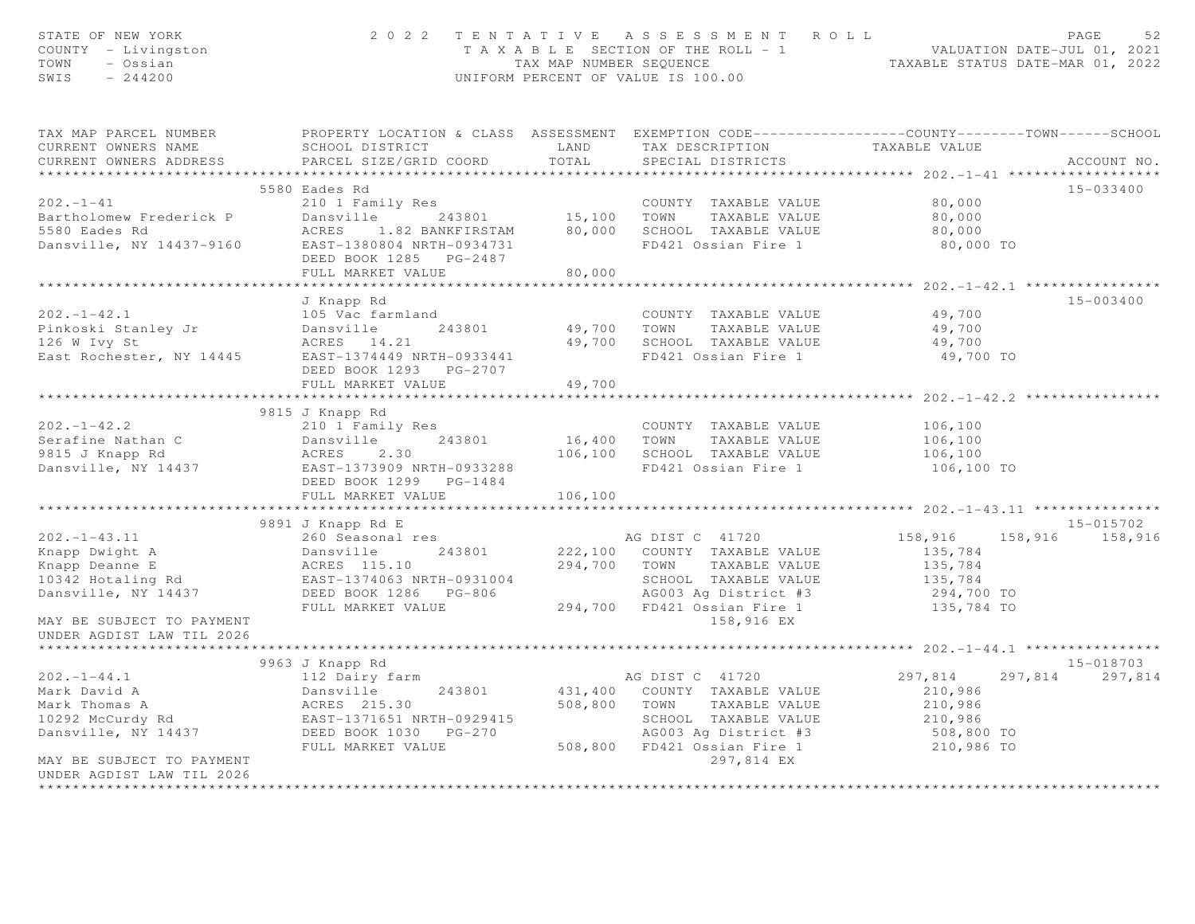STATE OF NEW YORK
COUNTY - Livingston
TOWN - Ossian
SWIS - 244200

2022 TENTATIVE ASSESSMENT ROLL
TAXABLE SECTION OF THE ROLL - 1
TAX MAP NUMBER SEQUENCE
UNIFORM PERCENT OF VALUE IS 100.00

VALUATION DATE-JUL 01, 2021
TAXABLE STATUS DATE-MAR 01, 2022

```
TAX MAP PARCEL NUMBER          PROPERTY LOCATION & CLASS  ASSESSMENT  EXEMPTION CODE------------------COUNTY--------TOWN------SCHOOL
CURRENT OWNERS NAME            SCHOOL DISTRICT               LAND      TAX DESCRIPTION            TAXABLE VALUE
CURRENT OWNERS ADDRESS         PARCEL SIZE/GRID COORD        TOTAL     SPECIAL DISTRICTS                                    ACCOUNT NO.
******************************************************************************************************* 202.-1-41 ******************
                           5580 Eades Rd                                                                                  15-033400
202.-1-41                      210 1 Family Res                          COUNTY  TAXABLE VALUE           80,000
Bartholomew Frederick P        Dansville       243801         15,100     TOWN    TAXABLE VALUE           80,000
5580 Eades Rd                  ACRES    1.82 BANKFIRSTAM      80,000     SCHOOL  TAXABLE VALUE           80,000
Dansville, NY 14437-9160       EAST-1380804 NRTH-0934731                 FD421 Ossian Fire 1              80,000 TO
                               DEED BOOK 1285   PG-2487
                               FULL MARKET VALUE              80,000
******************************************************************************************************* 202.-1-42.1 ****************
                               J Knapp Rd                                                                                 15-003400
202.-1-42.1                    105 Vac farmland                          COUNTY  TAXABLE VALUE           49,700
Pinkoski Stanley Jr            Dansville       243801         49,700     TOWN    TAXABLE VALUE           49,700
126 W Ivy St                   ACRES   14.21                  49,700     SCHOOL  TAXABLE VALUE           49,700
East Rochester, NY 14445       EAST-1374449 NRTH-0933441                 FD421 Ossian Fire 1              49,700 TO
                               DEED BOOK 1293   PG-2707
                               FULL MARKET VALUE              49,700
******************************************************************************************************* 202.-1-42.2 ****************
                           9815 J Knapp Rd
202.-1-42.2                    210 1 Family Res                          COUNTY  TAXABLE VALUE          106,100
Serafine Nathan C              Dansville       243801         16,400     TOWN    TAXABLE VALUE          106,100
9815 J Knapp Rd                ACRES    2.30                 106,100     SCHOOL  TAXABLE VALUE          106,100
Dansville, NY 14437            EAST-1373909 NRTH-0933288                 FD421 Ossian Fire 1             106,100 TO
                               DEED BOOK 1299   PG-1484
                               FULL MARKET VALUE             106,100
******************************************************************************************************* 202.-1-43.11 ***************
                           9891 J Knapp Rd E                                                                              15-015702
202.-1-43.11                   260 Seasonal res                         AG DIST C  41720             158,916     158,916     158,916
Knapp Dwight A                 Dansville       243801        222,100     COUNTY  TAXABLE VALUE          135,784
Knapp Deanne E                 ACRES  115.10                 294,700     TOWN    TAXABLE VALUE          135,784
10342 Hotaling Rd              EAST-1374063 NRTH-0931004                 SCHOOL  TAXABLE VALUE          135,784
Dansville, NY 14437            DEED BOOK 1286   PG-806                   AG003 Ag District #3            294,700 TO
                               FULL MARKET VALUE             294,700     FD421 Ossian Fire 1             135,784 TO
MAY BE SUBJECT TO PAYMENT                                                       158,916 EX
UNDER AGDIST LAW TIL 2026
******************************************************************************************************* 202.-1-44.1 ****************
                           9963 J Knapp Rd                                                                                15-018703
202.-1-44.1                    112 Dairy farm                           AG DIST C  41720             297,814     297,814     297,814
Mark David A                   Dansville       243801        431,400     COUNTY  TAXABLE VALUE          210,986
Mark Thomas A                  ACRES  215.30                 508,800     TOWN    TAXABLE VALUE          210,986
10292 McCurdy Rd               EAST-1371651 NRTH-0929415                 SCHOOL  TAXABLE VALUE          210,986
Dansville, NY 14437            DEED BOOK 1030   PG-270                   AG003 Ag District #3            508,800 TO
                               FULL MARKET VALUE             508,800     FD421 Ossian Fire 1             210,986 TO
MAY BE SUBJECT TO PAYMENT                                                       297,814 EX
UNDER AGDIST LAW TIL 2026
************************************************************************************************************************************
```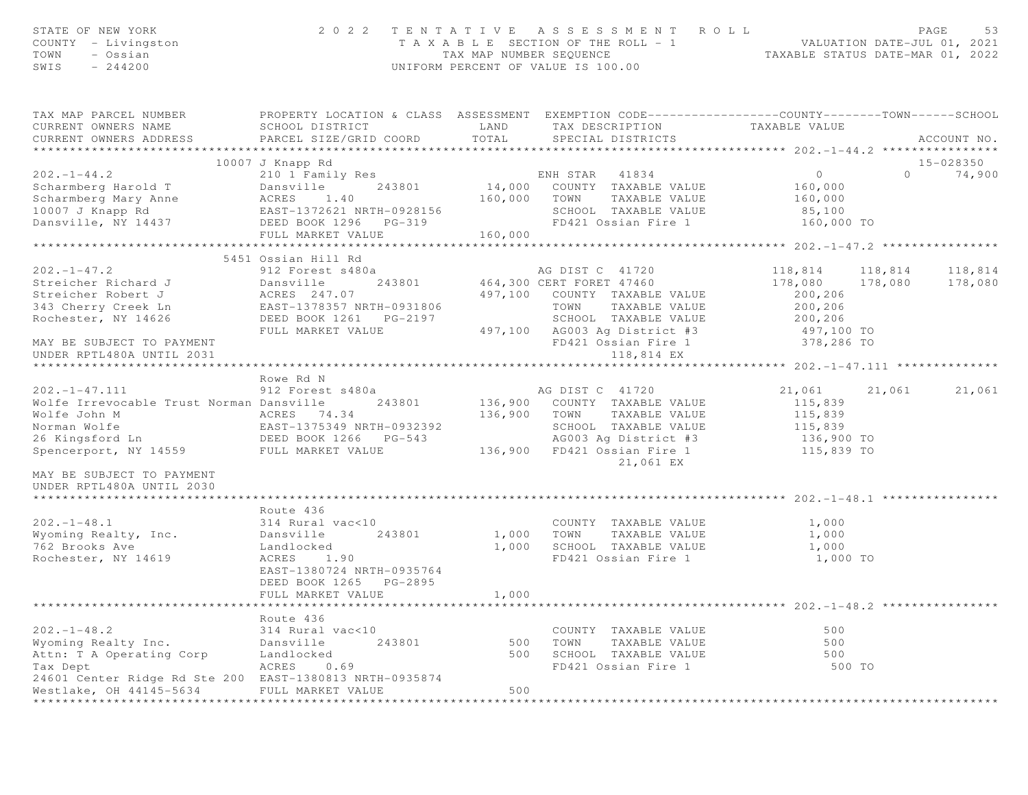STATE OF NEW YORK
COUNTY - Livingston
TOWN - Ossian
SWIS - 244200

2022 TENTATIVE ASSESSMENT ROLL
TAXABLE SECTION OF THE ROLL - 1
TAX MAP NUMBER SEQUENCE
UNIFORM PERCENT OF VALUE IS 100.00

VALUATION DATE-JUL 01, 2021
TAXABLE STATUS DATE-MAR 01, 2022

| TAX MAP PARCEL NUMBER / CURRENT OWNERS NAME / CURRENT OWNERS ADDRESS | PROPERTY LOCATION & CLASS / SCHOOL DISTRICT / PARCEL SIZE/GRID COORD | ASSESSMENT LAND / TOTAL | EXEMPTION CODE / TAX DESCRIPTION / SPECIAL DISTRICTS | COUNTY TAXABLE VALUE | TOWN | SCHOOL / ACCOUNT NO. |
|---|---|---|---|---|---|---|
| **202.-1-44.2** | 10007 J Knapp Rd | | | | | 15-028350 |
| 202.-1-44.2 | 210 1 Family Res | | ENH STAR 41834 | 0 | 0 | 74,900 |
| Scharmberg Harold T | Dansville 243801 | 14,000 | COUNTY TAXABLE VALUE | 160,000 | | |
| Scharmberg Mary Anne | ACRES 1.40 | 160,000 | TOWN TAXABLE VALUE | 160,000 | | |
| 10007 J Knapp Rd | EAST-1372621 NRTH-0928156 | | SCHOOL TAXABLE VALUE | 85,100 | | |
| Dansville, NY 14437 | DEED BOOK 1296 PG-319 | | FD421 Ossian Fire 1 | 160,000 TO | | |
| | FULL MARKET VALUE | 160,000 | | | | |
| **202.-1-47.2** | 5451 Ossian Hill Rd | | | | | |
| 202.-1-47.2 | 912 Forest s480a | | AG DIST C 41720 | 118,814 | 118,814 | 118,814 |
| Streicher Richard J | Dansville 243801 | 464,300 | CERT FORET 47460 | 178,080 | 178,080 | 178,080 |
| Streicher Robert J | ACRES 247.07 | 497,100 | COUNTY TAXABLE VALUE | 200,206 | | |
| 343 Cherry Creek Ln | EAST-1378357 NRTH-0931806 | | TOWN TAXABLE VALUE | 200,206 | | |
| Rochester, NY 14626 | DEED BOOK 1261 PG-2197 | | SCHOOL TAXABLE VALUE | 200,206 | | |
| | FULL MARKET VALUE | 497,100 | AG003 Ag District #3 | 497,100 TO | | |
| MAY BE SUBJECT TO PAYMENT | | | FD421 Ossian Fire 1 | 378,286 TO | | |
| UNDER RPTL480A UNTIL 2031 | | | 118,814 EX | | | |
| **202.-1-47.111** | Rowe Rd N | | | | | |
| 202.-1-47.111 | 912 Forest s480a | | AG DIST C 41720 | 21,061 | 21,061 | 21,061 |
| Wolfe Irrevocable Trust Norman | Dansville 243801 | 136,900 | COUNTY TAXABLE VALUE | 115,839 | | |
| Wolfe John M | ACRES 74.34 | 136,900 | TOWN TAXABLE VALUE | 115,839 | | |
| Norman Wolfe | EAST-1375349 NRTH-0932392 | | SCHOOL TAXABLE VALUE | 115,839 | | |
| 26 Kingsford Ln | DEED BOOK 1266 PG-543 | | AG003 Ag District #3 | 136,900 TO | | |
| Spencerport, NY 14559 | FULL MARKET VALUE | 136,900 | FD421 Ossian Fire 1 | 115,839 TO | | |
| | | | 21,061 EX | | | |
| MAY BE SUBJECT TO PAYMENT | | | | | | |
| UNDER RPTL480A UNTIL 2030 | | | | | | |
| **202.-1-48.1** | Route 436 | | | | | |
| 202.-1-48.1 | 314 Rural vac<10 | | COUNTY TAXABLE VALUE | 1,000 | | |
| Wyoming Realty, Inc. | Dansville 243801 | 1,000 | TOWN TAXABLE VALUE | 1,000 | | |
| 762 Brooks Ave | Landlocked | 1,000 | SCHOOL TAXABLE VALUE | 1,000 | | |
| Rochester, NY 14619 | ACRES 1.90 | | FD421 Ossian Fire 1 | 1,000 TO | | |
| | EAST-1380724 NRTH-0935764 | | | | | |
| | DEED BOOK 1265 PG-2895 | | | | | |
| | FULL MARKET VALUE | 1,000 | | | | |
| **202.-1-48.2** | Route 436 | | | | | |
| 202.-1-48.2 | 314 Rural vac<10 | | COUNTY TAXABLE VALUE | 500 | | |
| Wyoming Realty Inc. | Dansville 243801 | 500 | TOWN TAXABLE VALUE | 500 | | |
| Attn: T A Operating Corp | Landlocked | 500 | SCHOOL TAXABLE VALUE | 500 | | |
| Tax Dept | ACRES 0.69 | | FD421 Ossian Fire 1 | 500 TO | | |
| 24601 Center Ridge Rd Ste 200 | EAST-1380813 NRTH-0935874 | | | | | |
| Westlake, OH 44145-5634 | FULL MARKET VALUE | 500 | | | | |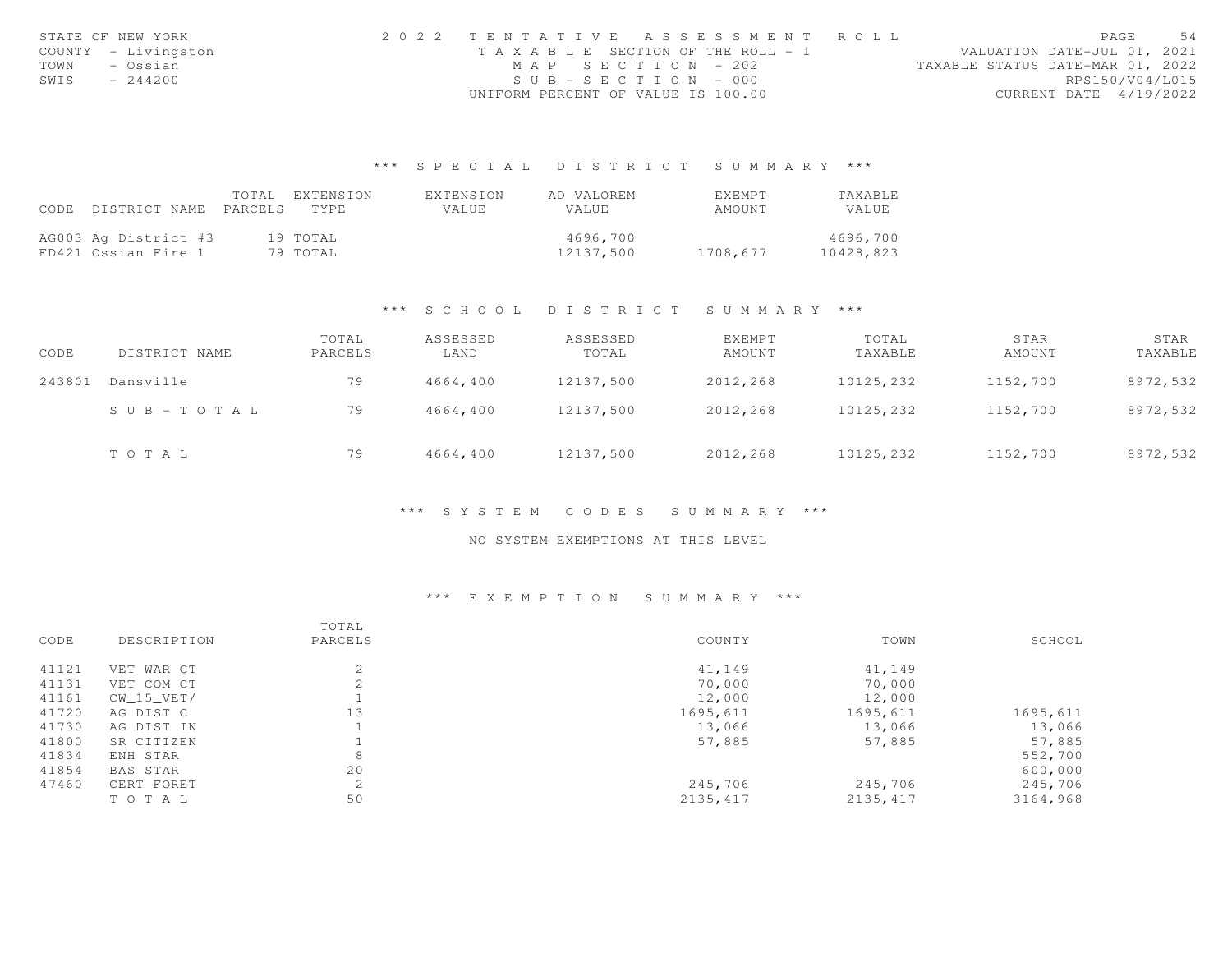STATE OF NEW YORK
COUNTY - Livingston
TOWN - Ossian
SWIS - 244200

2022 TENTATIVE ASSESSMENT ROLL
TAXABLE SECTION OF THE ROLL - 1
MAP SECTION - 202
SUB-SECTION - 000
UNIFORM PERCENT OF VALUE IS 100.00

VALUATION DATE-JUL 01, 2021
TAXABLE STATUS DATE-MAR 01, 2022
RPS150/V04/L015
CURRENT DATE 4/19/2022

## *** SPECIAL DISTRICT SUMMARY ***

| CODE | DISTRICT NAME | TOTAL PARCELS | EXTENSION TYPE | EXTENSION VALUE | AD VALOREM VALUE | EXEMPT AMOUNT | TAXABLE VALUE |
|---|---|---|---|---|---|---|---|
| AG003 | Ag District #3 | 19 | TOTAL | | 4696,700 | | 4696,700 |
| FD421 | Ossian Fire 1 | 79 | TOTAL | | 12137,500 | 1708,677 | 10428,823 |

## *** SCHOOL DISTRICT SUMMARY ***

| CODE | DISTRICT NAME | TOTAL PARCELS | ASSESSED LAND | ASSESSED TOTAL | EXEMPT AMOUNT | TOTAL TAXABLE | STAR AMOUNT | STAR TAXABLE |
|---|---|---|---|---|---|---|---|---|
| 243801 | Dansville | 79 | 4664,400 | 12137,500 | 2012,268 | 10125,232 | 1152,700 | 8972,532 |
| | SUB-TOTAL | 79 | 4664,400 | 12137,500 | 2012,268 | 10125,232 | 1152,700 | 8972,532 |
| | TOTAL | 79 | 4664,400 | 12137,500 | 2012,268 | 10125,232 | 1152,700 | 8972,532 |

## *** SYSTEM CODES SUMMARY ***

NO SYSTEM EXEMPTIONS AT THIS LEVEL

## *** EXEMPTION SUMMARY ***

| CODE | DESCRIPTION | TOTAL PARCELS | COUNTY | TOWN | SCHOOL |
|---|---|---|---|---|---|
| 41121 | VET WAR CT | 2 | 41,149 | 41,149 | |
| 41131 | VET COM CT | 2 | 70,000 | 70,000 | |
| 41161 | CW_15_VET/ | 1 | 12,000 | 12,000 | |
| 41720 | AG DIST C | 13 | 1695,611 | 1695,611 | 1695,611 |
| 41730 | AG DIST IN | 1 | 13,066 | 13,066 | 13,066 |
| 41800 | SR CITIZEN | 1 | 57,885 | 57,885 | 57,885 |
| 41834 | ENH STAR | 8 | | | 552,700 |
| 41854 | BAS STAR | 20 | | | 600,000 |
| 47460 | CERT FORET | 2 | 245,706 | 245,706 | 245,706 |
| | TOTAL | 50 | 2135,417 | 2135,417 | 3164,968 |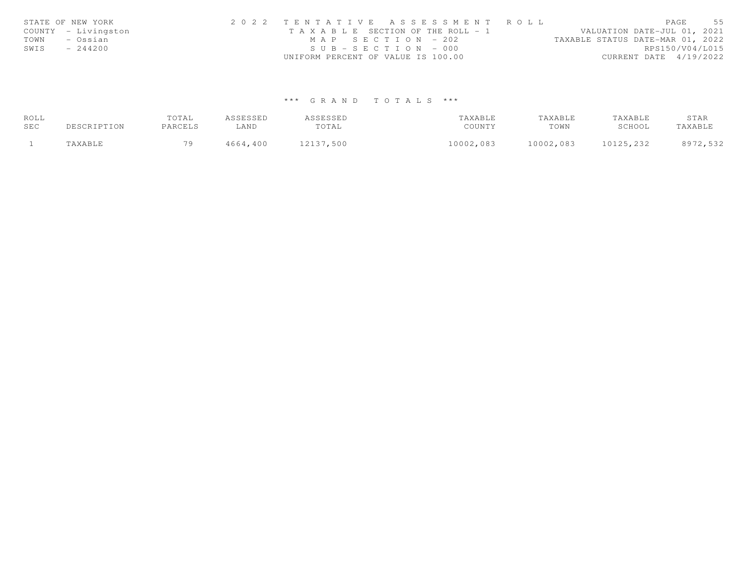STATE OF NEW YORK
COUNTY - Livingston
TOWN - Ossian
SWIS - 244200

2 0 2 2 T E N T A T I V E A S S E S S M E N T R O L L
T A X A B L E SECTION OF THE ROLL - 1
M A P S E C T I O N - 202
S U B - S E C T I O N - 000
UNIFORM PERCENT OF VALUE IS 100.00

VALUATION DATE-JUL 01, 2021
TAXABLE STATUS DATE-MAR 01, 2022
RPS150/V04/L015
CURRENT DATE 4/19/2022

*** G R A N D T O T A L S ***

| ROLL SEC | DESCRIPTION | TOTAL PARCELS | ASSESSED LAND | ASSESSED TOTAL | TAXABLE COUNTY | TAXABLE TOWN | TAXABLE SCHOOL | STAR TAXABLE |
|---|---|---|---|---|---|---|---|---|
| 1 | TAXABLE | 79 | 4664,400 | 12137,500 | 10002,083 | 10002,083 | 10125,232 | 8972,532 |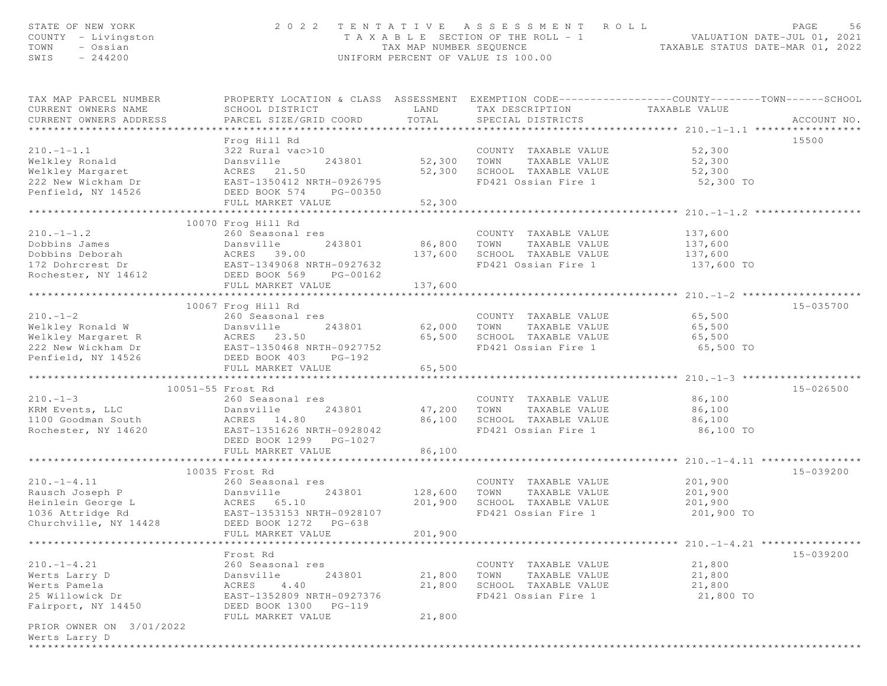STATE OF NEW YORK
COUNTY - Livingston
TOWN - Ossian
SWIS - 244200

# 2022 TENTATIVE ASSESSMENT ROLL

TAXABLE SECTION OF THE ROLL - 1
TAX MAP NUMBER SEQUENCE
UNIFORM PERCENT OF VALUE IS 100.00

VALUATION DATE-JUL 01, 2021
TAXABLE STATUS DATE-MAR 01, 2022

| TAX MAP PARCEL NUMBER / CURRENT OWNERS NAME / CURRENT OWNERS ADDRESS | PROPERTY LOCATION & CLASS / SCHOOL DISTRICT / PARCEL SIZE/GRID COORD | ASSESSMENT LAND / TOTAL | EXEMPTION CODE / TAX DESCRIPTION / SPECIAL DISTRICTS | TAXABLE VALUE | ACCOUNT NO. |
|---|---|---|---|---|---|
| **210.-1-1.1** | Frog Hill Rd | | | | 15500 |
| 210.-1-1.1 | 322 Rural vac>10 | | COUNTY TAXABLE VALUE | 52,300 | |
| Welkley Ronald | Dansville 243801 | 52,300 | TOWN TAXABLE VALUE | 52,300 | |
| Welkley Margaret | ACRES 21.50 | 52,300 | SCHOOL TAXABLE VALUE | 52,300 | |
| 222 New Wickham Dr | EAST-1350412 NRTH-0926795 | | FD421 Ossian Fire 1 | 52,300 TO | |
| Penfield, NY 14526 | DEED BOOK 574 PG-00350 | | | | |
| | FULL MARKET VALUE | 52,300 | | | |
| **210.-1-1.2** | 10070 Frog Hill Rd | | | | |
| 210.-1-1.2 | 260 Seasonal res | | COUNTY TAXABLE VALUE | 137,600 | |
| Dobbins James | Dansville 243801 | 86,800 | TOWN TAXABLE VALUE | 137,600 | |
| Dobbins Deborah | ACRES 39.00 | 137,600 | SCHOOL TAXABLE VALUE | 137,600 | |
| 172 Dohrcrest Dr | EAST-1349068 NRTH-0927632 | | FD421 Ossian Fire 1 | 137,600 TO | |
| Rochester, NY 14612 | DEED BOOK 569 PG-00162 | | | | |
| | FULL MARKET VALUE | 137,600 | | | |
| **210.-1-2** | 10067 Frog Hill Rd | | | | 15-035700 |
| 210.-1-2 | 260 Seasonal res | | COUNTY TAXABLE VALUE | 65,500 | |
| Welkley Ronald W | Dansville 243801 | 62,000 | TOWN TAXABLE VALUE | 65,500 | |
| Welkley Margaret R | ACRES 23.50 | 65,500 | SCHOOL TAXABLE VALUE | 65,500 | |
| 222 New Wickham Dr | EAST-1350468 NRTH-0927752 | | FD421 Ossian Fire 1 | 65,500 TO | |
| Penfield, NY 14526 | DEED BOOK 403 PG-192 | | | | |
| | FULL MARKET VALUE | 65,500 | | | |
| **210.-1-3** | 10051-55 Frost Rd | | | | 15-026500 |
| 210.-1-3 | 260 Seasonal res | | COUNTY TAXABLE VALUE | 86,100 | |
| KRM Events, LLC | Dansville 243801 | 47,200 | TOWN TAXABLE VALUE | 86,100 | |
| 1100 Goodman South | ACRES 14.80 | 86,100 | SCHOOL TAXABLE VALUE | 86,100 | |
| Rochester, NY 14620 | EAST-1351626 NRTH-0928042 | | FD421 Ossian Fire 1 | 86,100 TO | |
| | DEED BOOK 1299 PG-1027 | | | | |
| | FULL MARKET VALUE | 86,100 | | | |
| **210.-1-4.11** | 10035 Frost Rd | | | | 15-039200 |
| 210.-1-4.11 | 260 Seasonal res | | COUNTY TAXABLE VALUE | 201,900 | |
| Rausch Joseph P | Dansville 243801 | 128,600 | TOWN TAXABLE VALUE | 201,900 | |
| Heinlein George L | ACRES 65.10 | 201,900 | SCHOOL TAXABLE VALUE | 201,900 | |
| 1036 Attridge Rd | EAST-1353153 NRTH-0928107 | | FD421 Ossian Fire 1 | 201,900 TO | |
| Churchville, NY 14428 | DEED BOOK 1272 PG-638 | | | | |
| | FULL MARKET VALUE | 201,900 | | | |
| **210.-1-4.21** | Frost Rd | | | | 15-039200 |
| 210.-1-4.21 | 260 Seasonal res | | COUNTY TAXABLE VALUE | 21,800 | |
| Werts Larry D | Dansville 243801 | 21,800 | TOWN TAXABLE VALUE | 21,800 | |
| Werts Pamela | ACRES 4.40 | 21,800 | SCHOOL TAXABLE VALUE | 21,800 | |
| 25 Willowick Dr | EAST-1352809 NRTH-0927376 | | FD421 Ossian Fire 1 | 21,800 TO | |
| Fairport, NY 14450 | DEED BOOK 1300 PG-119 | | | | |
| | FULL MARKET VALUE | 21,800 | | | |
| PRIOR OWNER ON 3/01/2022 | | | | | |
| Werts Larry D | | | | | |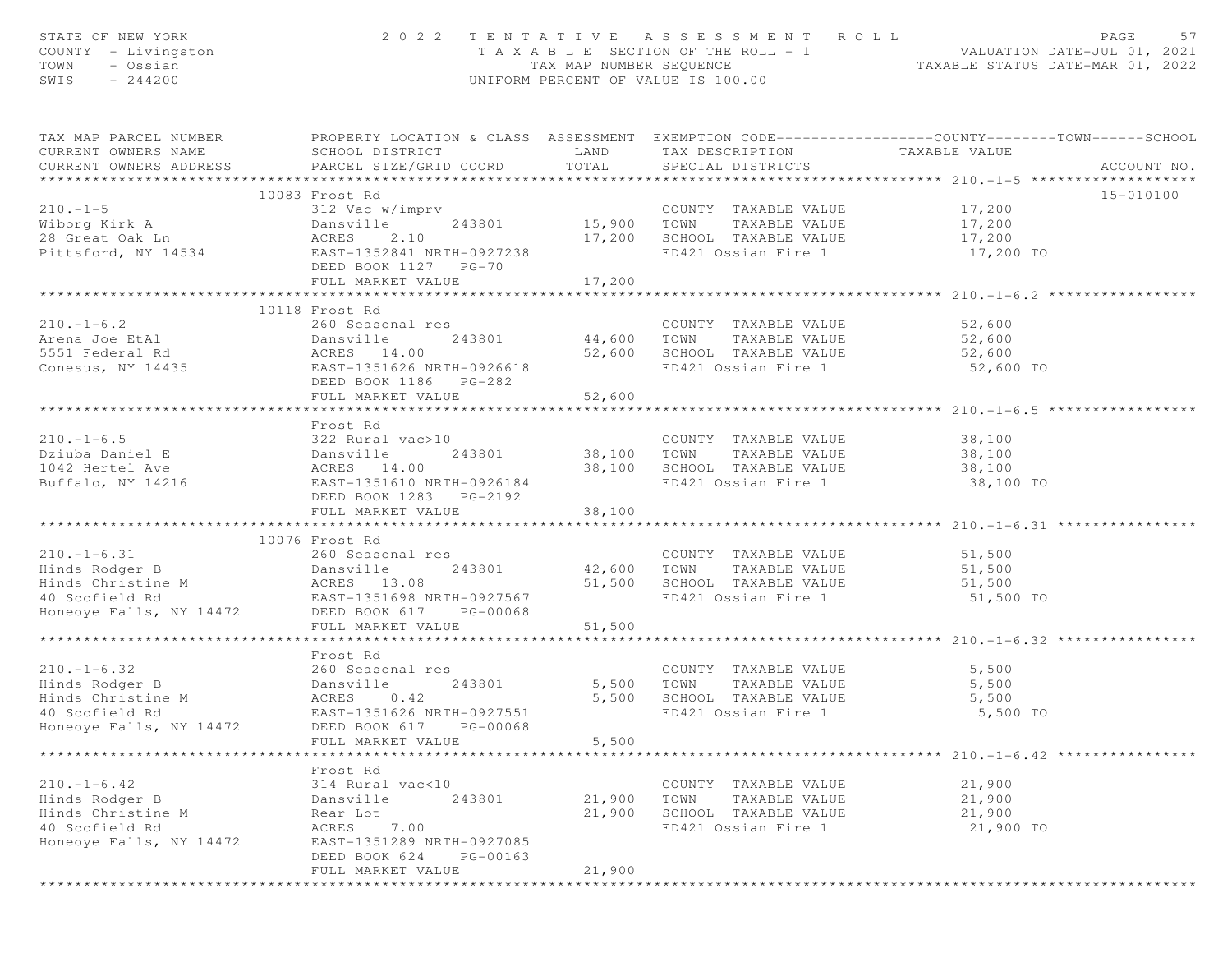STATE OF NEW YORK — 2022 TENTATIVE ASSESSMENT ROLL
COUNTY - Livingston — TAXABLE SECTION OF THE ROLL - 1 — VALUATION DATE-JUL 01, 2021
TOWN - Ossian — TAX MAP NUMBER SEQUENCE — TAXABLE STATUS DATE-MAR 01, 2022
SWIS - 244200 — UNIFORM PERCENT OF VALUE IS 100.00

| TAX MAP PARCEL NUMBER / CURRENT OWNERS NAME / CURRENT OWNERS ADDRESS | PROPERTY LOCATION & CLASS / SCHOOL DISTRICT / PARCEL SIZE/GRID COORD | ASSESSMENT LAND | ASSESSMENT TOTAL | EXEMPTION CODE / TAX DESCRIPTION / SPECIAL DISTRICTS | TAXABLE VALUE (COUNTY / TOWN / SCHOOL) | ACCOUNT NO. |
|---|---|---|---|---|---|---|
| **210.-1-5** | 10083 Frost Rd | | | | | 15-010100 |
| 210.-1-5 | 312 Vac w/imprv | | | COUNTY TAXABLE VALUE | 17,200 | |
| Wiborg Kirk A | Dansville 243801 | 15,900 | | TOWN TAXABLE VALUE | 17,200 | |
| 28 Great Oak Ln | ACRES 2.10 | | 17,200 | SCHOOL TAXABLE VALUE | 17,200 | |
| Pittsford, NY 14534 | EAST-1352841 NRTH-0927238 | | | FD421 Ossian Fire 1 | 17,200 TO | |
| | DEED BOOK 1127 PG-70 | | | | | |
| | FULL MARKET VALUE | | 17,200 | | | |
| **210.-1-6.2** | 10118 Frost Rd | | | | | |
| 210.-1-6.2 | 260 Seasonal res | | | COUNTY TAXABLE VALUE | 52,600 | |
| Arena Joe EtAl | Dansville 243801 | 44,600 | | TOWN TAXABLE VALUE | 52,600 | |
| 5551 Federal Rd | ACRES 14.00 | | 52,600 | SCHOOL TAXABLE VALUE | 52,600 | |
| Conesus, NY 14435 | EAST-1351626 NRTH-0926618 | | | FD421 Ossian Fire 1 | 52,600 TO | |
| | DEED BOOK 1186 PG-282 | | | | | |
| | FULL MARKET VALUE | | 52,600 | | | |
| **210.-1-6.5** | Frost Rd | | | | | |
| 210.-1-6.5 | 322 Rural vac>10 | | | COUNTY TAXABLE VALUE | 38,100 | |
| Dziuba Daniel E | Dansville 243801 | 38,100 | | TOWN TAXABLE VALUE | 38,100 | |
| 1042 Hertel Ave | ACRES 14.00 | | 38,100 | SCHOOL TAXABLE VALUE | 38,100 | |
| Buffalo, NY 14216 | EAST-1351610 NRTH-0926184 | | | FD421 Ossian Fire 1 | 38,100 TO | |
| | DEED BOOK 1283 PG-2192 | | | | | |
| | FULL MARKET VALUE | | 38,100 | | | |
| **210.-1-6.31** | 10076 Frost Rd | | | | | |
| 210.-1-6.31 | 260 Seasonal res | | | COUNTY TAXABLE VALUE | 51,500 | |
| Hinds Rodger B | Dansville 243801 | 42,600 | | TOWN TAXABLE VALUE | 51,500 | |
| Hinds Christine M | ACRES 13.08 | | 51,500 | SCHOOL TAXABLE VALUE | 51,500 | |
| 40 Scofield Rd | EAST-1351698 NRTH-0927567 | | | FD421 Ossian Fire 1 | 51,500 TO | |
| Honeoye Falls, NY 14472 | DEED BOOK 617 PG-00068 | | | | | |
| | FULL MARKET VALUE | | 51,500 | | | |
| **210.-1-6.32** | Frost Rd | | | | | |
| 210.-1-6.32 | 260 Seasonal res | | | COUNTY TAXABLE VALUE | 5,500 | |
| Hinds Rodger B | Dansville 243801 | 5,500 | | TOWN TAXABLE VALUE | 5,500 | |
| Hinds Christine M | ACRES 0.42 | | 5,500 | SCHOOL TAXABLE VALUE | 5,500 | |
| 40 Scofield Rd | EAST-1351626 NRTH-0927551 | | | FD421 Ossian Fire 1 | 5,500 TO | |
| Honeoye Falls, NY 14472 | DEED BOOK 617 PG-00068 | | | | | |
| | FULL MARKET VALUE | | 5,500 | | | |
| **210.-1-6.42** | Frost Rd | | | | | |
| 210.-1-6.42 | 314 Rural vac<10 | | | COUNTY TAXABLE VALUE | 21,900 | |
| Hinds Rodger B | Dansville 243801 | 21,900 | | TOWN TAXABLE VALUE | 21,900 | |
| Hinds Christine M | Rear Lot | | 21,900 | SCHOOL TAXABLE VALUE | 21,900 | |
| 40 Scofield Rd | ACRES 7.00 | | | FD421 Ossian Fire 1 | 21,900 TO | |
| Honeoye Falls, NY 14472 | EAST-1351289 NRTH-0927085 | | | | | |
| | DEED BOOK 624 PG-00163 | | | | | |
| | FULL MARKET VALUE | | 21,900 | | | |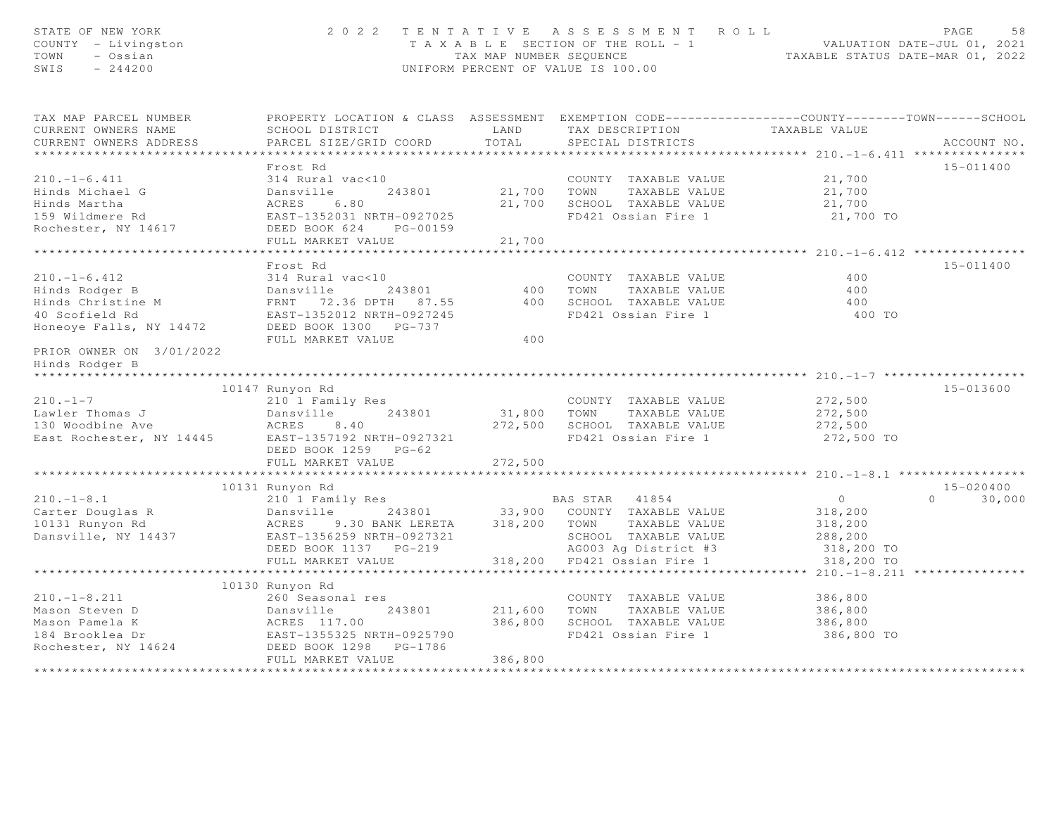STATE OF NEW YORK — 2022 TENTATIVE ASSESSMENT ROLL
COUNTY - Livingston — TAXABLE SECTION OF THE ROLL - 1 — VALUATION DATE-JUL 01, 2021
TOWN - Ossian — TAX MAP NUMBER SEQUENCE — TAXABLE STATUS DATE-MAR 01, 2022
SWIS - 244200 — UNIFORM PERCENT OF VALUE IS 100.00

| TAX MAP PARCEL NUMBER / CURRENT OWNERS NAME / CURRENT OWNERS ADDRESS | PROPERTY LOCATION & CLASS / SCHOOL DISTRICT / PARCEL SIZE/GRID COORD | ASSESSMENT LAND | ASSESSMENT TOTAL | EXEMPTION CODE / TAX DESCRIPTION / SPECIAL DISTRICTS | COUNTY TAXABLE VALUE | TOWN | SCHOOL | ACCOUNT NO. |
|---|---|---|---|---|---|---|---|---|
| **210.-1-6.411** | Frost Rd | | | | | | | 15-011400 |
| Hinds Michael G | 314 Rural vac<10 | | | COUNTY TAXABLE VALUE | 21,700 | | | |
| Hinds Martha | Dansville 243801 | 21,700 | | TOWN TAXABLE VALUE | 21,700 | | | |
| 159 Wildmere Rd | ACRES 6.80 | | 21,700 | SCHOOL TAXABLE VALUE | 21,700 | | | |
| Rochester, NY 14617 | EAST-1352031 NRTH-0927025 | | | FD421 Ossian Fire 1 | 21,700 TO | | | |
| | DEED BOOK 624 PG-00159 | | | | | | | |
| | FULL MARKET VALUE | | 21,700 | | | | | |
| **210.-1-6.412** | Frost Rd | | | | | | | 15-011400 |
| Hinds Rodger B | 314 Rural vac<10 | | | COUNTY TAXABLE VALUE | 400 | | | |
| Hinds Christine M | Dansville 243801 | 400 | | TOWN TAXABLE VALUE | 400 | | | |
| 40 Scofield Rd | FRNT 72.36 DPTH 87.55 | | 400 | SCHOOL TAXABLE VALUE | 400 | | | |
| Honeoye Falls, NY 14472 | EAST-1352012 NRTH-0927245 | | | FD421 Ossian Fire 1 | 400 TO | | | |
| | DEED BOOK 1300 PG-737 | | | | | | | |
| | FULL MARKET VALUE | | 400 | | | | | |
| PRIOR OWNER ON 3/01/2022 | | | | | | | | |
| Hinds Rodger B | | | | | | | | |
| **210.-1-7** | 10147 Runyon Rd | | | | | | | 15-013600 |
| Lawler Thomas J | 210 1 Family Res | | | COUNTY TAXABLE VALUE | 272,500 | | | |
| 130 Woodbine Ave | Dansville 243801 | 31,800 | | TOWN TAXABLE VALUE | 272,500 | | | |
| East Rochester, NY 14445 | ACRES 8.40 | | 272,500 | SCHOOL TAXABLE VALUE | 272,500 | | | |
| | EAST-1357192 NRTH-0927321 | | | FD421 Ossian Fire 1 | 272,500 TO | | | |
| | DEED BOOK 1259 PG-62 | | | | | | | |
| | FULL MARKET VALUE | | 272,500 | | | | | |
| **210.-1-8.1** | 10131 Runyon Rd | | | | | | | 15-020400 |
| Carter Douglas R | 210 1 Family Res | | | BAS STAR 41854 | 0 | 0 | 30,000 | |
| 10131 Runyon Rd | Dansville 243801 | 33,900 | | COUNTY TAXABLE VALUE | 318,200 | | | |
| Dansville, NY 14437 | ACRES 9.30 BANK LERETA | | 318,200 | TOWN TAXABLE VALUE | 318,200 | | | |
| | EAST-1356259 NRTH-0927321 | | | SCHOOL TAXABLE VALUE | 288,200 | | | |
| | DEED BOOK 1137 PG-219 | | | AG003 Ag District #3 | 318,200 TO | | | |
| | FULL MARKET VALUE | | 318,200 | FD421 Ossian Fire 1 | 318,200 TO | | | |
| **210.-1-8.211** | 10130 Runyon Rd | | | | | | | |
| Mason Steven D | 260 Seasonal res | | | COUNTY TAXABLE VALUE | 386,800 | | | |
| Mason Pamela K | Dansville 243801 | 211,600 | | TOWN TAXABLE VALUE | 386,800 | | | |
| 184 Brooklea Dr | ACRES 117.00 | | 386,800 | SCHOOL TAXABLE VALUE | 386,800 | | | |
| Rochester, NY 14624 | EAST-1355325 NRTH-0925790 | | | FD421 Ossian Fire 1 | 386,800 TO | | | |
| | DEED BOOK 1298 PG-1786 | | | | | | | |
| | FULL MARKET VALUE | | 386,800 | | | | | |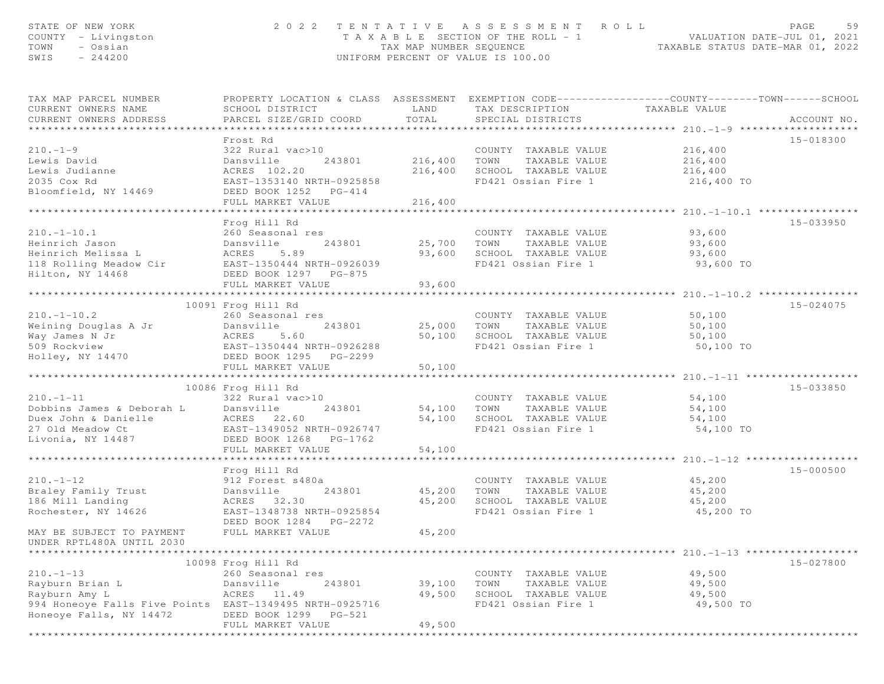STATE OF NEW YORK
COUNTY - Livingston
TOWN - Ossian
SWIS - 244200

# 2022 TENTATIVE ASSESSMENT ROLL

TAXABLE SECTION OF THE ROLL - 1
TAX MAP NUMBER SEQUENCE
UNIFORM PERCENT OF VALUE IS 100.00

VALUATION DATE-JUL 01, 2021
TAXABLE STATUS DATE-MAR 01, 2022

| TAX MAP PARCEL NUMBER / CURRENT OWNERS NAME / CURRENT OWNERS ADDRESS | PROPERTY LOCATION & CLASS / SCHOOL DISTRICT / PARCEL SIZE/GRID COORD | ASSESSMENT LAND / TOTAL | EXEMPTION CODE / TAX DESCRIPTION / SPECIAL DISTRICTS | TAXABLE VALUE (COUNTY--------TOWN------SCHOOL) | ACCOUNT NO. |
|---|---|---|---|---|---|
| **210.-1-9** | Frost Rd | | | | 15-018300 |
| 210.-1-9 | 322 Rural vac>10 | | COUNTY TAXABLE VALUE | 216,400 | |
| Lewis David | Dansville 243801 | 216,400 | TOWN TAXABLE VALUE | 216,400 | |
| Lewis Judianne | ACRES 102.20 | 216,400 | SCHOOL TAXABLE VALUE | 216,400 | |
| 2035 Cox Rd | EAST-1353140 NRTH-0925858 | | FD421 Ossian Fire 1 | 216,400 TO | |
| Bloomfield, NY 14469 | DEED BOOK 1252 PG-414 | | | | |
| | FULL MARKET VALUE | 216,400 | | | |
| **210.-1-10.1** | Frog Hill Rd | | | | 15-033950 |
| 210.-1-10.1 | 260 Seasonal res | | COUNTY TAXABLE VALUE | 93,600 | |
| Heinrich Jason | Dansville 243801 | 25,700 | TOWN TAXABLE VALUE | 93,600 | |
| Heinrich Melissa L | ACRES 5.89 | 93,600 | SCHOOL TAXABLE VALUE | 93,600 | |
| 118 Rolling Meadow Cir | EAST-1350444 NRTH-0926039 | | FD421 Ossian Fire 1 | 93,600 TO | |
| Hilton, NY 14468 | DEED BOOK 1297 PG-875 | | | | |
| | FULL MARKET VALUE | 93,600 | | | |
| **210.-1-10.2** | 10091 Frog Hill Rd | | | | 15-024075 |
| 210.-1-10.2 | 260 Seasonal res | | COUNTY TAXABLE VALUE | 50,100 | |
| Weining Douglas A Jr | Dansville 243801 | 25,000 | TOWN TAXABLE VALUE | 50,100 | |
| Way James N Jr | ACRES 5.60 | 50,100 | SCHOOL TAXABLE VALUE | 50,100 | |
| 509 Rockview | EAST-1350444 NRTH-0926288 | | FD421 Ossian Fire 1 | 50,100 TO | |
| Holley, NY 14470 | DEED BOOK 1295 PG-2299 | | | | |
| | FULL MARKET VALUE | 50,100 | | | |
| **210.-1-11** | 10086 Frog Hill Rd | | | | 15-033850 |
| 210.-1-11 | 322 Rural vac>10 | | COUNTY TAXABLE VALUE | 54,100 | |
| Dobbins James & Deborah L | Dansville 243801 | 54,100 | TOWN TAXABLE VALUE | 54,100 | |
| Duex John & Danielle | ACRES 22.60 | 54,100 | SCHOOL TAXABLE VALUE | 54,100 | |
| 27 Old Meadow Ct | EAST-1349052 NRTH-0926747 | | FD421 Ossian Fire 1 | 54,100 TO | |
| Livonia, NY 14487 | DEED BOOK 1268 PG-1762 | | | | |
| | FULL MARKET VALUE | 54,100 | | | |
| **210.-1-12** | Frog Hill Rd | | | | 15-000500 |
| 210.-1-12 | 912 Forest s480a | | COUNTY TAXABLE VALUE | 45,200 | |
| Braley Family Trust | Dansville 243801 | 45,200 | TOWN TAXABLE VALUE | 45,200 | |
| 186 Mill Landing | ACRES 32.30 | 45,200 | SCHOOL TAXABLE VALUE | 45,200 | |
| Rochester, NY 14626 | EAST-1348738 NRTH-0925854 | | FD421 Ossian Fire 1 | 45,200 TO | |
| | DEED BOOK 1284 PG-2272 | | | | |
| MAY BE SUBJECT TO PAYMENT | FULL MARKET VALUE | 45,200 | | | |
| UNDER RPTL480A UNTIL 2030 | | | | | |
| **210.-1-13** | 10098 Frog Hill Rd | | | | 15-027800 |
| 210.-1-13 | 260 Seasonal res | | COUNTY TAXABLE VALUE | 49,500 | |
| Rayburn Brian L | Dansville 243801 | 39,100 | TOWN TAXABLE VALUE | 49,500 | |
| Rayburn Amy L | ACRES 11.49 | 49,500 | SCHOOL TAXABLE VALUE | 49,500 | |
| 994 Honeoye Falls Five Points | EAST-1349495 NRTH-0925716 | | FD421 Ossian Fire 1 | 49,500 TO | |
| Honeoye Falls, NY 14472 | DEED BOOK 1299 PG-521 | | | | |
| | FULL MARKET VALUE | 49,500 | | | |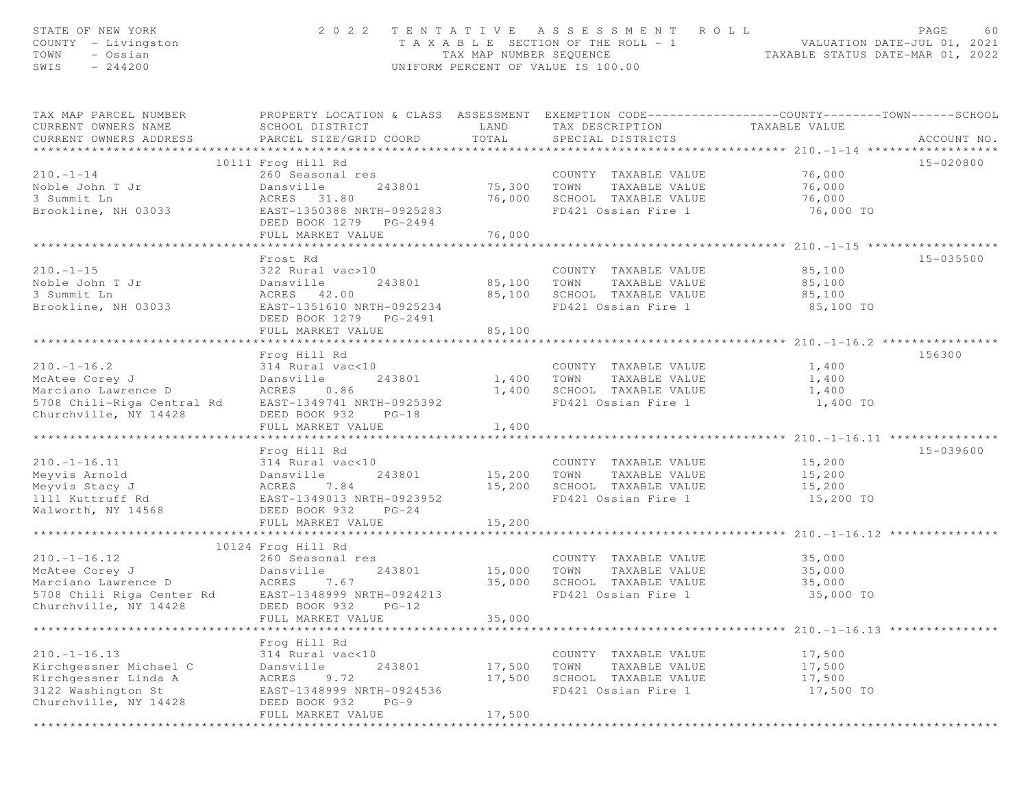STATE OF NEW YORK
COUNTY - Livingston
TOWN - Ossian
SWIS - 244200

2 0 2 2 T E N T A T I V E A S S E S S M E N T R O L L
T A X A B L E SECTION OF THE ROLL - 1
TAX MAP NUMBER SEQUENCE
UNIFORM PERCENT OF VALUE IS 100.00

VALUATION DATE-JUL 01, 2021
TAXABLE STATUS DATE-MAR 01, 2022

| TAX MAP PARCEL NUMBER / CURRENT OWNERS NAME / CURRENT OWNERS ADDRESS | PROPERTY LOCATION & CLASS / SCHOOL DISTRICT / PARCEL SIZE/GRID COORD | ASSESSMENT LAND / TOTAL | EXEMPTION CODE / TAX DESCRIPTION / SPECIAL DISTRICTS | COUNTY--------TOWN------SCHOOL TAXABLE VALUE | ACCOUNT NO. |
|---|---|---|---|---|---|
| **210.-1-14** | 10111 Frog Hill Rd | | | | 15-020800 |
| 210.-1-14 | 260 Seasonal res | | COUNTY TAXABLE VALUE | 76,000 | |
| Noble John T Jr | Dansville 243801 | 75,300 | TOWN TAXABLE VALUE | 76,000 | |
| 3 Summit Ln | ACRES 31.80 | 76,000 | SCHOOL TAXABLE VALUE | 76,000 | |
| Brookline, NH 03033 | EAST-1350388 NRTH-0925283 | | FD421 Ossian Fire 1 | 76,000 TO | |
| | DEED BOOK 1279 PG-2494 | | | | |
| | FULL MARKET VALUE | 76,000 | | | |
| **210.-1-15** | Frost Rd | | | | 15-035500 |
| 210.-1-15 | 322 Rural vac>10 | | COUNTY TAXABLE VALUE | 85,100 | |
| Noble John T Jr | Dansville 243801 | 85,100 | TOWN TAXABLE VALUE | 85,100 | |
| 3 Summit Ln | ACRES 42.00 | 85,100 | SCHOOL TAXABLE VALUE | 85,100 | |
| Brookline, NH 03033 | EAST-1351610 NRTH-0925234 | | FD421 Ossian Fire 1 | 85,100 TO | |
| | DEED BOOK 1279 PG-2491 | | | | |
| | FULL MARKET VALUE | 85,100 | | | |
| **210.-1-16.2** | Frog Hill Rd | | | | 156300 |
| 210.-1-16.2 | 314 Rural vac<10 | | COUNTY TAXABLE VALUE | 1,400 | |
| McAtee Corey J | Dansville 243801 | 1,400 | TOWN TAXABLE VALUE | 1,400 | |
| Marciano Lawrence D | ACRES 0.86 | 1,400 | SCHOOL TAXABLE VALUE | 1,400 | |
| 5708 Chili-Riga Central Rd | EAST-1349741 NRTH-0925392 | | FD421 Ossian Fire 1 | 1,400 TO | |
| Churchville, NY 14428 | DEED BOOK 932 PG-18 | | | | |
| | FULL MARKET VALUE | 1,400 | | | |
| **210.-1-16.11** | Frog Hill Rd | | | | 15-039600 |
| 210.-1-16.11 | 314 Rural vac<10 | | COUNTY TAXABLE VALUE | 15,200 | |
| Meyvis Arnold | Dansville 243801 | 15,200 | TOWN TAXABLE VALUE | 15,200 | |
| Meyvis Stacy J | ACRES 7.84 | 15,200 | SCHOOL TAXABLE VALUE | 15,200 | |
| 1111 Kuttruff Rd | EAST-1349013 NRTH-0923952 | | FD421 Ossian Fire 1 | 15,200 TO | |
| Walworth, NY 14568 | DEED BOOK 932 PG-24 | | | | |
| | FULL MARKET VALUE | 15,200 | | | |
| **210.-1-16.12** | 10124 Frog Hill Rd | | | | |
| 210.-1-16.12 | 260 Seasonal res | | COUNTY TAXABLE VALUE | 35,000 | |
| McAtee Corey J | Dansville 243801 | 15,000 | TOWN TAXABLE VALUE | 35,000 | |
| Marciano Lawrence D | ACRES 7.67 | 35,000 | SCHOOL TAXABLE VALUE | 35,000 | |
| 5708 Chili Riga Center Rd | EAST-1348999 NRTH-0924213 | | FD421 Ossian Fire 1 | 35,000 TO | |
| Churchville, NY 14428 | DEED BOOK 932 PG-12 | | | | |
| | FULL MARKET VALUE | 35,000 | | | |
| **210.-1-16.13** | Frog Hill Rd | | | | |
| 210.-1-16.13 | 314 Rural vac<10 | | COUNTY TAXABLE VALUE | 17,500 | |
| Kirchgessner Michael C | Dansville 243801 | 17,500 | TOWN TAXABLE VALUE | 17,500 | |
| Kirchgessner Linda A | ACRES 9.72 | 17,500 | SCHOOL TAXABLE VALUE | 17,500 | |
| 3122 Washington St | EAST-1348999 NRTH-0924536 | | FD421 Ossian Fire 1 | 17,500 TO | |
| Churchville, NY 14428 | DEED BOOK 932 PG-9 | | | | |
| | FULL MARKET VALUE | 17,500 | | | |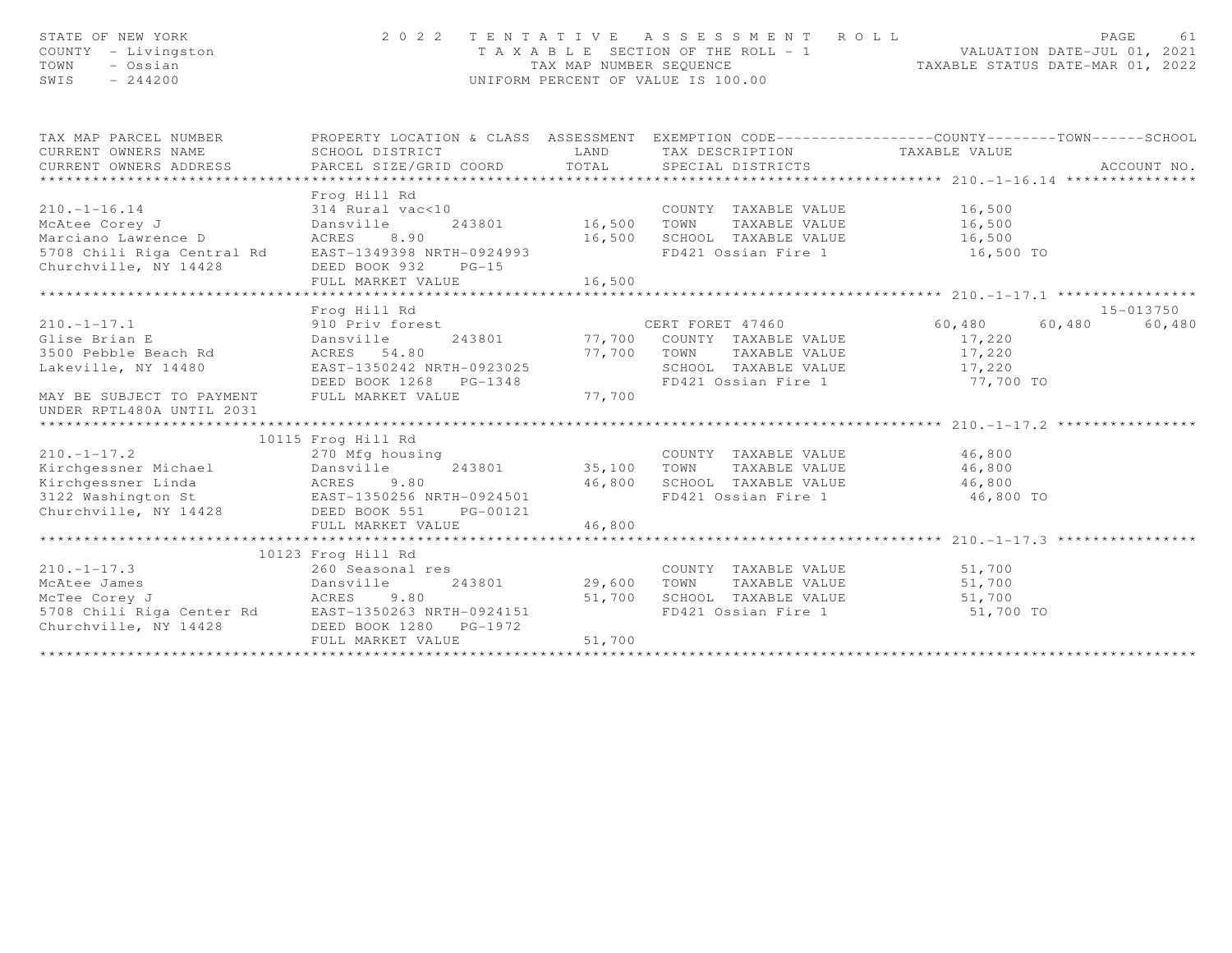STATE OF NEW YORK
COUNTY - Livingston
TOWN - Ossian
SWIS - 244200

2 0 2 2 T E N T A T I V E A S S E S S M E N T R O L L
T A X A B L E SECTION OF THE ROLL - 1
TAX MAP NUMBER SEQUENCE
UNIFORM PERCENT OF VALUE IS 100.00

VALUATION DATE-JUL 01, 2021
TAXABLE STATUS DATE-MAR 01, 2022

| TAX MAP PARCEL NUMBER / CURRENT OWNERS NAME / CURRENT OWNERS ADDRESS | PROPERTY LOCATION & CLASS / SCHOOL DISTRICT / PARCEL SIZE/GRID COORD | ASSESSMENT LAND / TOTAL | EXEMPTION CODE / TAX DESCRIPTION / SPECIAL DISTRICTS | COUNTY TAXABLE VALUE | TOWN | SCHOOL | ACCOUNT NO. |
|---|---|---|---|---|---|---|---|
| **210.-1-16.14** | Frog Hill Rd | | | | | | |
| 210.-1-16.14 | 314 Rural vac<10 | | COUNTY TAXABLE VALUE | 16,500 | | | |
| McAtee Corey J | Dansville 243801 | 16,500 | TOWN TAXABLE VALUE | 16,500 | | | |
| Marciano Lawrence D | ACRES 8.90 | 16,500 | SCHOOL TAXABLE VALUE | 16,500 | | | |
| 5708 Chili Riga Central Rd | EAST-1349398 NRTH-0924993 | | FD421 Ossian Fire 1 | 16,500 TO | | | |
| Churchville, NY 14428 | DEED BOOK 932 PG-15 | | | | | | |
| | FULL MARKET VALUE | 16,500 | | | | | |
| **210.-1-17.1** | Frog Hill Rd | | | | | | 15-013750 |
| 210.-1-17.1 | 910 Priv forest | | CERT FORET 47460 | 60,480 | 60,480 | 60,480 | |
| Glise Brian E | Dansville 243801 | 77,700 | COUNTY TAXABLE VALUE | 17,220 | | | |
| 3500 Pebble Beach Rd | ACRES 54.80 | 77,700 | TOWN TAXABLE VALUE | 17,220 | | | |
| Lakeville, NY 14480 | EAST-1350242 NRTH-0923025 | | SCHOOL TAXABLE VALUE | 17,220 | | | |
| | DEED BOOK 1268 PG-1348 | | FD421 Ossian Fire 1 | 77,700 TO | | | |
| MAY BE SUBJECT TO PAYMENT UNDER RPTL480A UNTIL 2031 | FULL MARKET VALUE | 77,700 | | | | | |
| **210.-1-17.2** | 10115 Frog Hill Rd | | | | | | |
| 210.-1-17.2 | 270 Mfg housing | | COUNTY TAXABLE VALUE | 46,800 | | | |
| Kirchgessner Michael | Dansville 243801 | 35,100 | TOWN TAXABLE VALUE | 46,800 | | | |
| Kirchgessner Linda | ACRES 9.80 | 46,800 | SCHOOL TAXABLE VALUE | 46,800 | | | |
| 3122 Washington St | EAST-1350256 NRTH-0924501 | | FD421 Ossian Fire 1 | 46,800 TO | | | |
| Churchville, NY 14428 | DEED BOOK 551 PG-00121 | | | | | | |
| | FULL MARKET VALUE | 46,800 | | | | | |
| **210.-1-17.3** | 10123 Frog Hill Rd | | | | | | |
| 210.-1-17.3 | 260 Seasonal res | | COUNTY TAXABLE VALUE | 51,700 | | | |
| McAtee James | Dansville 243801 | 29,600 | TOWN TAXABLE VALUE | 51,700 | | | |
| McTee Corey J | ACRES 9.80 | 51,700 | SCHOOL TAXABLE VALUE | 51,700 | | | |
| 5708 Chili Riga Center Rd | EAST-1350263 NRTH-0924151 | | FD421 Ossian Fire 1 | 51,700 TO | | | |
| Churchville, NY 14428 | DEED BOOK 1280 PG-1972 | | | | | | |
| | FULL MARKET VALUE | 51,700 | | | | | |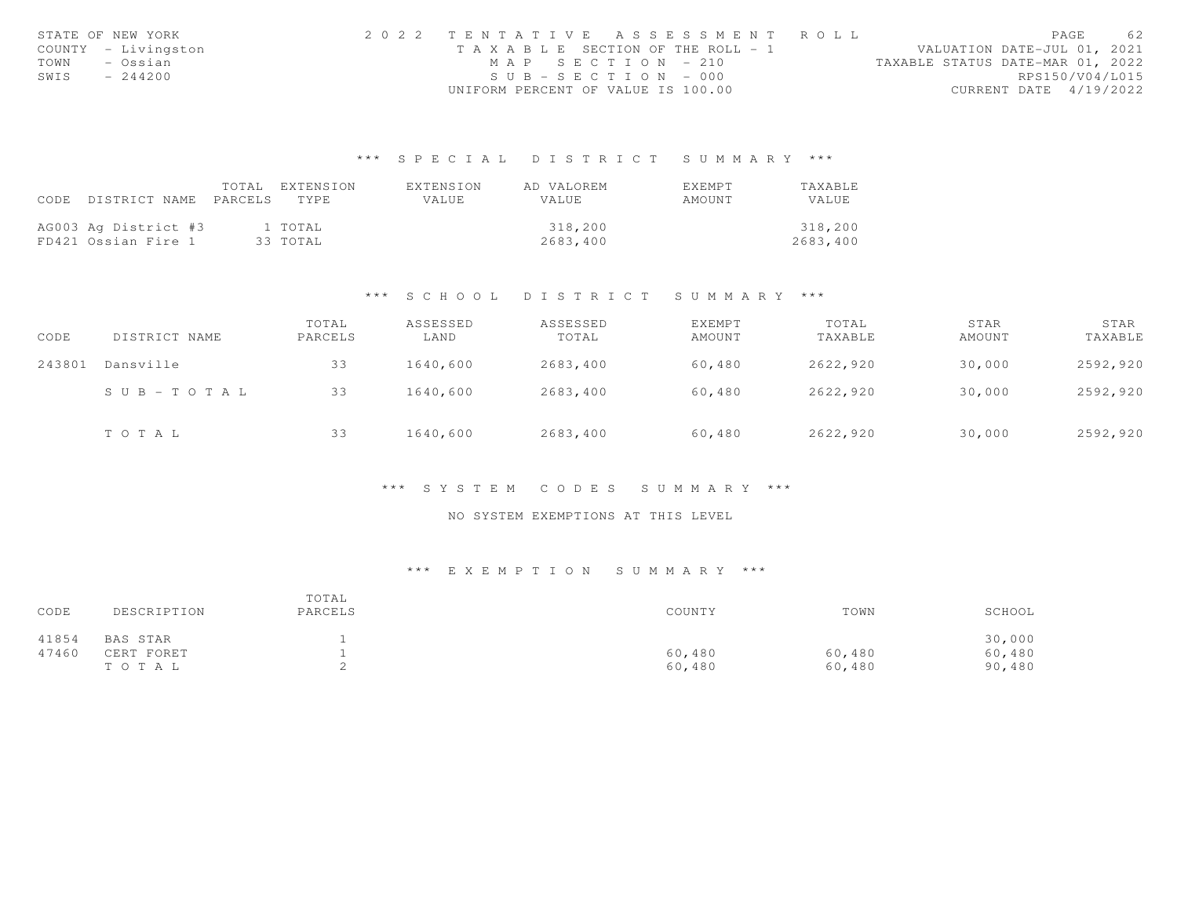STATE OF NEW YORK
COUNTY - Livingston
TOWN - Ossian
SWIS - 244200

2022 TENTATIVE ASSESSMENT ROLL
TAXABLE SECTION OF THE ROLL - 1
MAP SECTION - 210
SUB-SECTION - 000
UNIFORM PERCENT OF VALUE IS 100.00

VALUATION DATE-JUL 01, 2021
TAXABLE STATUS DATE-MAR 01, 2022
RPS150/V04/L015
CURRENT DATE 4/19/2022

## *** SPECIAL DISTRICT SUMMARY ***

| CODE | DISTRICT NAME | TOTAL PARCELS | EXTENSION TYPE | EXTENSION VALUE | AD VALOREM VALUE | EXEMPT AMOUNT | TAXABLE VALUE |
|---|---|---|---|---|---|---|---|
| AG003 | Ag District #3 | 1 | TOTAL | | 318,200 | | 318,200 |
| FD421 | Ossian Fire 1 | 33 | TOTAL | | 2683,400 | | 2683,400 |

## *** SCHOOL DISTRICT SUMMARY ***

| CODE | DISTRICT NAME | TOTAL PARCELS | ASSESSED LAND | ASSESSED TOTAL | EXEMPT AMOUNT | TOTAL TAXABLE | STAR AMOUNT | STAR TAXABLE |
|---|---|---|---|---|---|---|---|---|
| 243801 | Dansville | 33 | 1640,600 | 2683,400 | 60,480 | 2622,920 | 30,000 | 2592,920 |
| | SUB-TOTAL | 33 | 1640,600 | 2683,400 | 60,480 | 2622,920 | 30,000 | 2592,920 |
| | TOTAL | 33 | 1640,600 | 2683,400 | 60,480 | 2622,920 | 30,000 | 2592,920 |

## *** SYSTEM CODES SUMMARY ***

NO SYSTEM EXEMPTIONS AT THIS LEVEL

## *** EXEMPTION SUMMARY ***

| CODE | DESCRIPTION | TOTAL PARCELS | COUNTY | TOWN | SCHOOL |
|---|---|---|---|---|---|
| 41854 | BAS STAR | 1 | | | 30,000 |
| 47460 | CERT FORET | 1 | 60,480 | 60,480 | 60,480 |
| | TOTAL | 2 | 60,480 | 60,480 | 90,480 |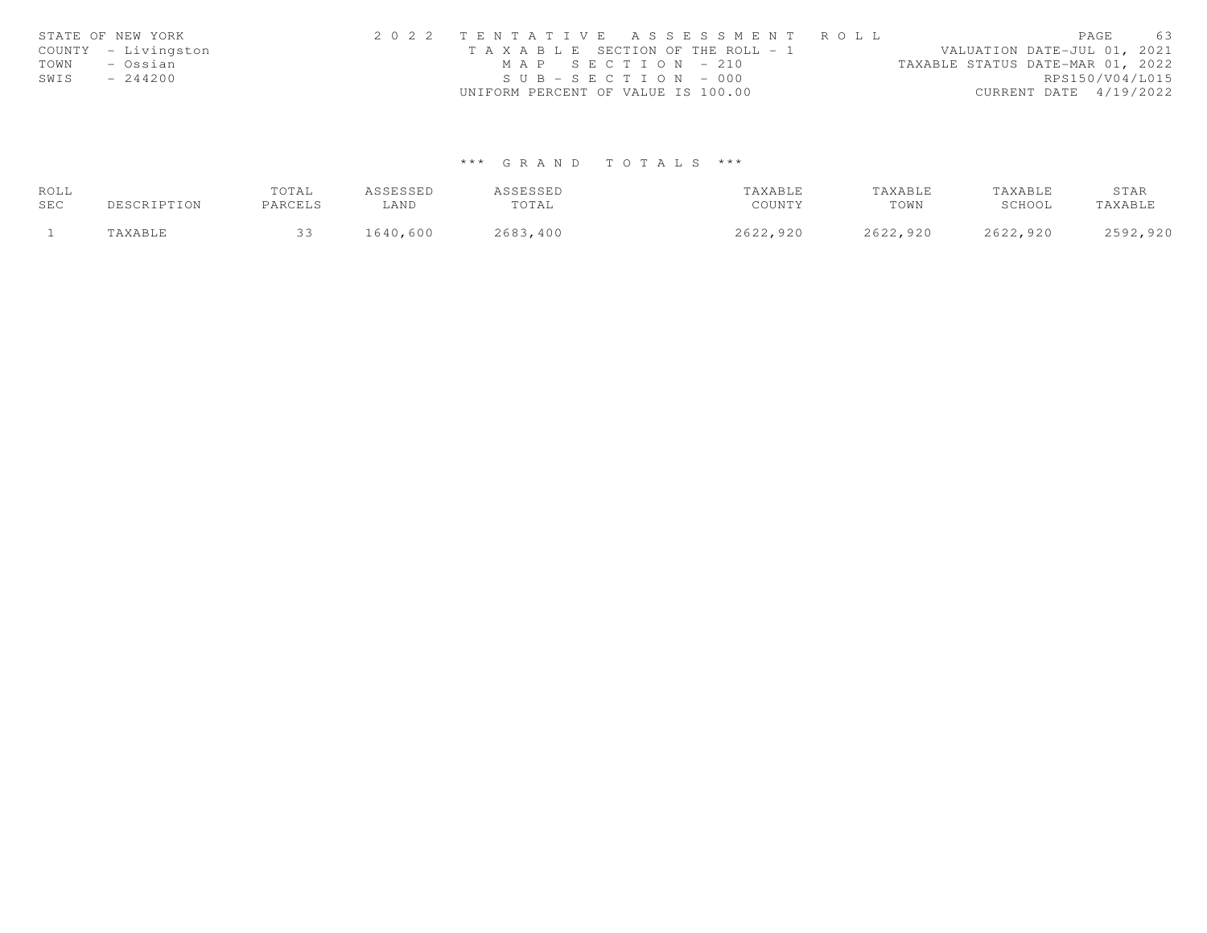STATE OF NEW YORK
COUNTY - Livingston
TOWN - Ossian
SWIS - 244200

2 0 2 2 T E N T A T I V E A S S E S S M E N T R O L L
T A X A B L E SECTION OF THE ROLL - 1
M A P S E C T I O N - 210
S U B - S E C T I O N - 000
UNIFORM PERCENT OF VALUE IS 100.00

VALUATION DATE-JUL 01, 2021
TAXABLE STATUS DATE-MAR 01, 2022
RPS150/V04/L015
CURRENT DATE 4/19/2022

*** G R A N D T O T A L S ***

| ROLL SEC | DESCRIPTION | TOTAL PARCELS | ASSESSED LAND | ASSESSED TOTAL | TAXABLE COUNTY | TAXABLE TOWN | TAXABLE SCHOOL | STAR TAXABLE |
|---|---|---|---|---|---|---|---|---|
| 1 | TAXABLE | 33 | 1640,600 | 2683,400 | 2622,920 | 2622,920 | 2622,920 | 2592,920 |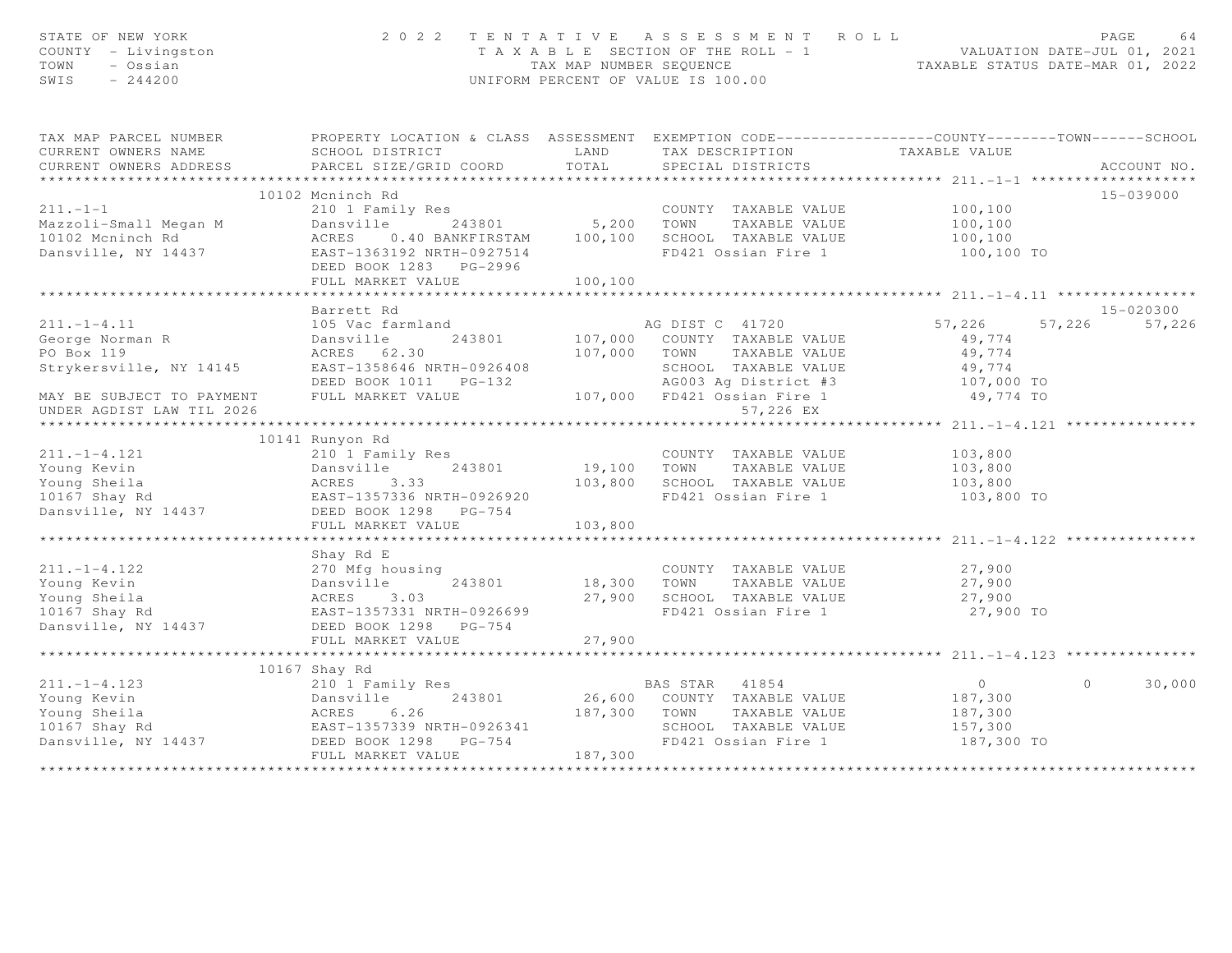STATE OF NEW YORK — 2022 TENTATIVE ASSESSMENT ROLL
COUNTY - Livingston — TAXABLE SECTION OF THE ROLL - 1 — VALUATION DATE-JUL 01, 2021
TOWN - Ossian — TAX MAP NUMBER SEQUENCE — TAXABLE STATUS DATE-MAR 01, 2022
SWIS - 244200 — UNIFORM PERCENT OF VALUE IS 100.00

| TAX MAP PARCEL NUMBER / CURRENT OWNERS NAME / CURRENT OWNERS ADDRESS | PROPERTY LOCATION & CLASS / SCHOOL DISTRICT / PARCEL SIZE/GRID COORD | ASSESSMENT LAND / TOTAL | EXEMPTION CODE / TAX DESCRIPTION / SPECIAL DISTRICTS | COUNTY TAXABLE VALUE | TOWN | SCHOOL | ACCOUNT NO. |
|---|---|---|---|---|---|---|---|
| **211.-1-1** | 10102 Mcninch Rd | | | | | | 15-039000 |
| 211.-1-1 | 210 1 Family Res | | COUNTY TAXABLE VALUE | 100,100 | | | |
| Mazzoli-Small Megan M | Dansville 243801 | 5,200 | TOWN TAXABLE VALUE | 100,100 | | | |
| 10102 Mcninch Rd | ACRES 0.40 BANKFIRSTAM | 100,100 | SCHOOL TAXABLE VALUE | 100,100 | | | |
| Dansville, NY 14437 | EAST-1363192 NRTH-0927514 | | FD421 Ossian Fire 1 | 100,100 TO | | | |
| | DEED BOOK 1283 PG-2996 | | | | | | |
| | FULL MARKET VALUE | 100,100 | | | | | |
| **211.-1-4.11** | Barrett Rd | | | | | | 15-020300 |
| 211.-1-4.11 | 105 Vac farmland | | AG DIST C 41720 | 57,226 | 57,226 | 57,226 | |
| George Norman R | Dansville 243801 | 107,000 | COUNTY TAXABLE VALUE | 49,774 | | | |
| PO Box 119 | ACRES 62.30 | 107,000 | TOWN TAXABLE VALUE | 49,774 | | | |
| Strykersville, NY 14145 | EAST-1358646 NRTH-0926408 | | SCHOOL TAXABLE VALUE | 49,774 | | | |
| | DEED BOOK 1011 PG-132 | | AG003 Ag District #3 | 107,000 TO | | | |
| MAY BE SUBJECT TO PAYMENT | FULL MARKET VALUE | 107,000 | FD421 Ossian Fire 1 | 49,774 TO | | | |
| UNDER AGDIST LAW TIL 2026 | | | 57,226 EX | | | | |
| **211.-1-4.121** | 10141 Runyon Rd | | | | | | |
| 211.-1-4.121 | 210 1 Family Res | | COUNTY TAXABLE VALUE | 103,800 | | | |
| Young Kevin | Dansville 243801 | 19,100 | TOWN TAXABLE VALUE | 103,800 | | | |
| Young Sheila | ACRES 3.33 | 103,800 | SCHOOL TAXABLE VALUE | 103,800 | | | |
| 10167 Shay Rd | EAST-1357336 NRTH-0926920 | | FD421 Ossian Fire 1 | 103,800 TO | | | |
| Dansville, NY 14437 | DEED BOOK 1298 PG-754 | | | | | | |
| | FULL MARKET VALUE | 103,800 | | | | | |
| **211.-1-4.122** | Shay Rd E | | | | | | |
| 211.-1-4.122 | 270 Mfg housing | | COUNTY TAXABLE VALUE | 27,900 | | | |
| Young Kevin | Dansville 243801 | 18,300 | TOWN TAXABLE VALUE | 27,900 | | | |
| Young Sheila | ACRES 3.03 | 27,900 | SCHOOL TAXABLE VALUE | 27,900 | | | |
| 10167 Shay Rd | EAST-1357331 NRTH-0926699 | | FD421 Ossian Fire 1 | 27,900 TO | | | |
| Dansville, NY 14437 | DEED BOOK 1298 PG-754 | | | | | | |
| | FULL MARKET VALUE | 27,900 | | | | | |
| **211.-1-4.123** | 10167 Shay Rd | | | | | | |
| 211.-1-4.123 | 210 1 Family Res | | BAS STAR 41854 | 0 | 0 | 30,000 | |
| Young Kevin | Dansville 243801 | 26,600 | COUNTY TAXABLE VALUE | 187,300 | | | |
| Young Sheila | ACRES 6.26 | 187,300 | TOWN TAXABLE VALUE | 187,300 | | | |
| 10167 Shay Rd | EAST-1357339 NRTH-0926341 | | SCHOOL TAXABLE VALUE | 157,300 | | | |
| Dansville, NY 14437 | DEED BOOK 1298 PG-754 | | FD421 Ossian Fire 1 | 187,300 TO | | | |
| | FULL MARKET VALUE | 187,300 | | | | | |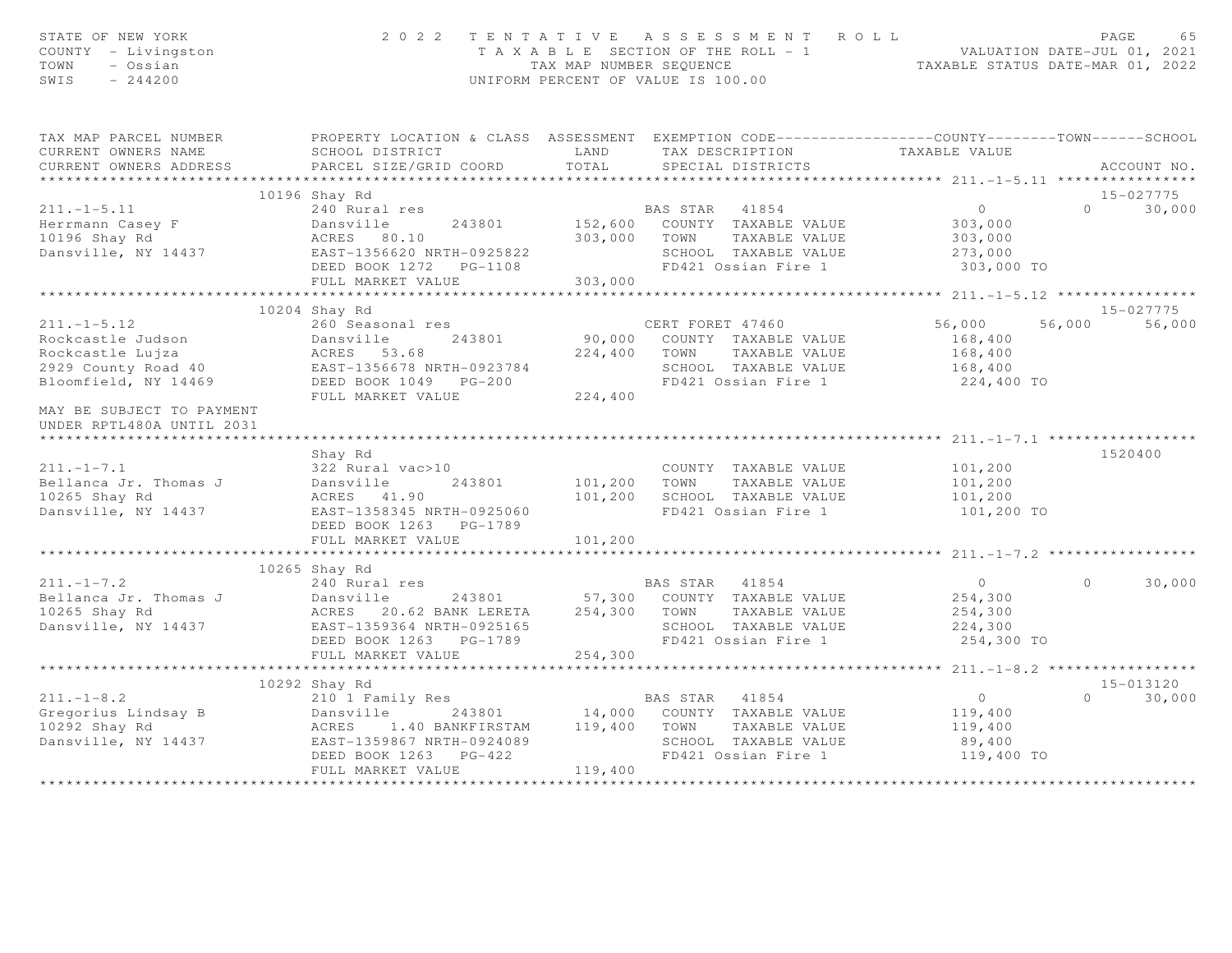STATE OF NEW YORK
COUNTY - Livingston
TOWN - Ossian
SWIS - 244200

2 0 2 2 T E N T A T I V E A S S E S S M E N T R O L L
T A X A B L E SECTION OF THE ROLL - 1
TAX MAP NUMBER SEQUENCE
UNIFORM PERCENT OF VALUE IS 100.00

VALUATION DATE-JUL 01, 2021
TAXABLE STATUS DATE-MAR 01, 2022

| TAX MAP PARCEL NUMBER / CURRENT OWNERS NAME / CURRENT OWNERS ADDRESS | PROPERTY LOCATION & CLASS / SCHOOL DISTRICT / PARCEL SIZE/GRID COORD | ASSESSMENT LAND / TOTAL | EXEMPTION CODE / TAX DESCRIPTION / SPECIAL DISTRICTS | COUNTY TAXABLE VALUE | TOWN | SCHOOL / ACCOUNT NO. |
|---|---|---|---|---|---|---|
| **211.-1-5.11** | 10196 Shay Rd | | | | | 15-027775 |
| 211.-1-5.11 | 240 Rural res | | BAS STAR 41854 | 0 | 0 | 30,000 |
| Herrmann Casey F | Dansville 243801 | 152,600 | COUNTY TAXABLE VALUE | 303,000 | | |
| 10196 Shay Rd | ACRES 80.10 | 303,000 | TOWN TAXABLE VALUE | 303,000 | | |
| Dansville, NY 14437 | EAST-1356620 NRTH-0925822 | | SCHOOL TAXABLE VALUE | 273,000 | | |
| | DEED BOOK 1272 PG-1108 | | FD421 Ossian Fire 1 | 303,000 TO | | |
| | FULL MARKET VALUE | 303,000 | | | | |
| **211.-1-5.12** | 10204 Shay Rd | | | | | 15-027775 |
| 211.-1-5.12 | 260 Seasonal res | | CERT FORET 47460 | 56,000 | 56,000 | 56,000 |
| Rockcastle Judson | Dansville 243801 | 90,000 | COUNTY TAXABLE VALUE | 168,400 | | |
| Rockcastle Lujza | ACRES 53.68 | 224,400 | TOWN TAXABLE VALUE | 168,400 | | |
| 2929 County Road 40 | EAST-1356678 NRTH-0923784 | | SCHOOL TAXABLE VALUE | 168,400 | | |
| Bloomfield, NY 14469 | DEED BOOK 1049 PG-200 | | FD421 Ossian Fire 1 | 224,400 TO | | |
| | FULL MARKET VALUE | 224,400 | | | | |
| MAY BE SUBJECT TO PAYMENT UNDER RPTL480A UNTIL 2031 | | | | | | |
| **211.-1-7.1** | Shay Rd | | | | | 1520400 |
| 211.-1-7.1 | 322 Rural vac>10 | | COUNTY TAXABLE VALUE | 101,200 | | |
| Bellanca Jr. Thomas J | Dansville 243801 | 101,200 | TOWN TAXABLE VALUE | 101,200 | | |
| 10265 Shay Rd | ACRES 41.90 | 101,200 | SCHOOL TAXABLE VALUE | 101,200 | | |
| Dansville, NY 14437 | EAST-1358345 NRTH-0925060 | | FD421 Ossian Fire 1 | 101,200 TO | | |
| | DEED BOOK 1263 PG-1789 | | | | | |
| | FULL MARKET VALUE | 101,200 | | | | |
| **211.-1-7.2** | 10265 Shay Rd | | | | | |
| 211.-1-7.2 | 240 Rural res | | BAS STAR 41854 | 0 | 0 | 30,000 |
| Bellanca Jr. Thomas J | Dansville 243801 | 57,300 | COUNTY TAXABLE VALUE | 254,300 | | |
| 10265 Shay Rd | ACRES 20.62 BANK LERETA | 254,300 | TOWN TAXABLE VALUE | 254,300 | | |
| Dansville, NY 14437 | EAST-1359364 NRTH-0925165 | | SCHOOL TAXABLE VALUE | 224,300 | | |
| | DEED BOOK 1263 PG-1789 | | FD421 Ossian Fire 1 | 254,300 TO | | |
| | FULL MARKET VALUE | 254,300 | | | | |
| **211.-1-8.2** | 10292 Shay Rd | | | | | 15-013120 |
| 211.-1-8.2 | 210 1 Family Res | | BAS STAR 41854 | 0 | 0 | 30,000 |
| Gregorius Lindsay B | Dansville 243801 | 14,000 | COUNTY TAXABLE VALUE | 119,400 | | |
| 10292 Shay Rd | ACRES 1.40 BANKFIRSTAM | 119,400 | TOWN TAXABLE VALUE | 119,400 | | |
| Dansville, NY 14437 | EAST-1359867 NRTH-0924089 | | SCHOOL TAXABLE VALUE | 89,400 | | |
| | DEED BOOK 1263 PG-422 | | FD421 Ossian Fire 1 | 119,400 TO | | |
| | FULL MARKET VALUE | 119,400 | | | | |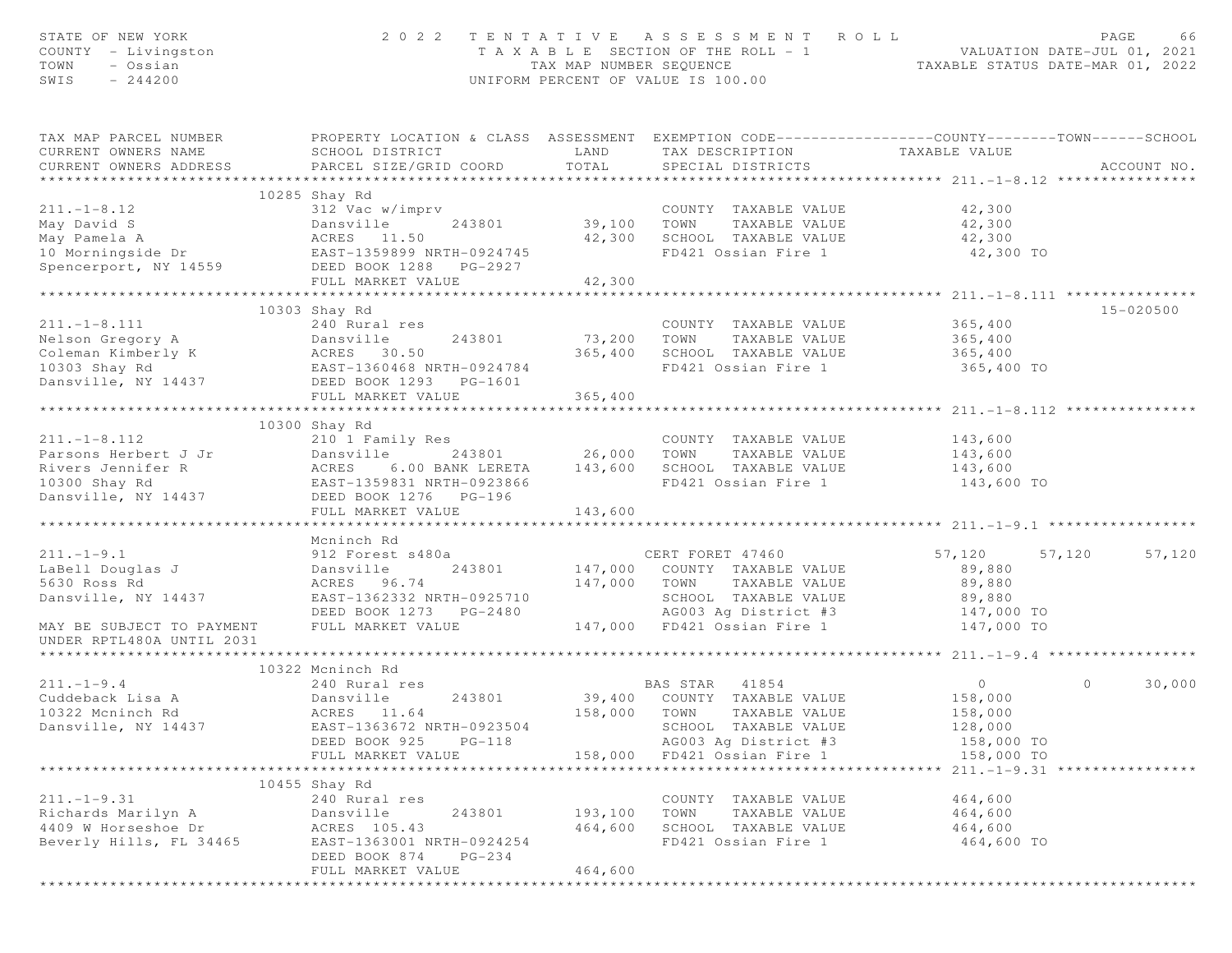STATE OF NEW YORK
COUNTY - Livingston
TOWN - Ossian
SWIS - 244200

2022 TENTATIVE ASSESSMENT ROLL
TAXABLE SECTION OF THE ROLL - 1
TAX MAP NUMBER SEQUENCE
UNIFORM PERCENT OF VALUE IS 100.00

VALUATION DATE-JUL 01, 2021
TAXABLE STATUS DATE-MAR 01, 2022

```
TAX MAP PARCEL NUMBER          PROPERTY LOCATION & CLASS  ASSESSMENT  EXEMPTION CODE------------------COUNTY--------TOWN------SCHOOL
CURRENT OWNERS NAME            SCHOOL DISTRICT               LAND      TAX DESCRIPTION            TAXABLE VALUE
CURRENT OWNERS ADDRESS         PARCEL SIZE/GRID COORD       TOTAL      SPECIAL DISTRICTS                                   ACCOUNT NO.
******************************************************************************************************* 211.-1-8.12 ****************
                          10285 Shay Rd
211.-1-8.12                    312 Vac w/imprv                          COUNTY  TAXABLE VALUE           42,300
May David S                    Dansville        243801       39,100   TOWN    TAXABLE VALUE           42,300
May Pamela A                   ACRES   11.50                  42,300   SCHOOL  TAXABLE VALUE           42,300
10 Morningside Dr              EAST-1359899 NRTH-0924745               FD421 Ossian Fire 1              42,300 TO
Spencerport, NY 14559          DEED BOOK 1288   PG-2927
                               FULL MARKET VALUE              42,300
******************************************************************************************************* 211.-1-8.111 ***************
                          10303 Shay Rd                                                                                15-020500
211.-1-8.111                   240 Rural res                            COUNTY  TAXABLE VALUE          365,400
Nelson Gregory A               Dansville        243801       73,200   TOWN    TAXABLE VALUE          365,400
Coleman Kimberly K             ACRES   30.50                 365,400   SCHOOL  TAXABLE VALUE          365,400
10303 Shay Rd                  EAST-1360468 NRTH-0924784               FD421 Ossian Fire 1             365,400 TO
Dansville, NY 14437            DEED BOOK 1293   PG-1601
                               FULL MARKET VALUE             365,400
******************************************************************************************************* 211.-1-8.112 ***************
                          10300 Shay Rd
211.-1-8.112                   210 1 Family Res                         COUNTY  TAXABLE VALUE          143,600
Parsons Herbert J Jr           Dansville        243801       26,000   TOWN    TAXABLE VALUE          143,600
Rivers Jennifer R              ACRES    6.00 BANK LERETA     143,600   SCHOOL  TAXABLE VALUE          143,600
10300 Shay Rd                  EAST-1359831 NRTH-0923866               FD421 Ossian Fire 1             143,600 TO
Dansville, NY 14437            DEED BOOK 1276   PG-196
                               FULL MARKET VALUE             143,600
******************************************************************************************************* 211.-1-9.1 *****************
                               Mcninch Rd
211.-1-9.1                     912 Forest s480a                  CERT FORET 47460                57,120       57,120      57,120
LaBell Douglas J               Dansville        243801      147,000   COUNTY  TAXABLE VALUE           89,880
5630 Ross Rd                   ACRES   96.74                 147,000   TOWN    TAXABLE VALUE           89,880
Dansville, NY 14437            EAST-1362332 NRTH-0925710               SCHOOL  TAXABLE VALUE           89,880
                               DEED BOOK 1273   PG-2480                AG003 Ag District #3            147,000 TO
MAY BE SUBJECT TO PAYMENT      FULL MARKET VALUE             147,000   FD421 Ossian Fire 1             147,000 TO
UNDER RPTL480A UNTIL 2031
******************************************************************************************************* 211.-1-9.4 *****************
                          10322 Mcninch Rd
211.-1-9.4                     240 Rural res                     BAS STAR   41854                     0            0      30,000
Cuddeback Lisa A               Dansville        243801       39,400   COUNTY  TAXABLE VALUE          158,000
10322 Mcninch Rd               ACRES   11.64                 158,000   TOWN    TAXABLE VALUE          158,000
Dansville, NY 14437            EAST-1363672 NRTH-0923504               SCHOOL  TAXABLE VALUE          128,000
                               DEED BOOK 925    PG-118                 AG003 Ag District #3            158,000 TO
                               FULL MARKET VALUE             158,000   FD421 Ossian Fire 1             158,000 TO
******************************************************************************************************* 211.-1-9.31 ****************
                          10455 Shay Rd
211.-1-9.31                    240 Rural res                            COUNTY  TAXABLE VALUE          464,600
Richards Marilyn A             Dansville        243801      193,100   TOWN    TAXABLE VALUE          464,600
4409 W Horseshoe Dr            ACRES  105.43                 464,600   SCHOOL  TAXABLE VALUE          464,600
Beverly Hills, FL 34465        EAST-1363001 NRTH-0924254               FD421 Ossian Fire 1             464,600 TO
                               DEED BOOK 874    PG-234
                               FULL MARKET VALUE             464,600
************************************************************************************************************************************
```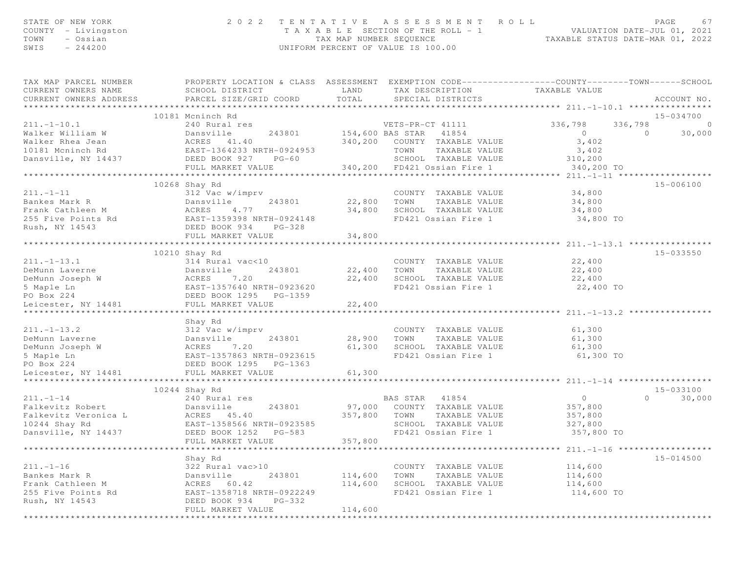STATE OF NEW YORK — 2022 TENTATIVE ASSESSMENT ROLL
COUNTY - Livingston — TAXABLE SECTION OF THE ROLL - 1 — VALUATION DATE-JUL 01, 2021
TOWN - Ossian — TAX MAP NUMBER SEQUENCE — TAXABLE STATUS DATE-MAR 01, 2022
SWIS - 244200 — UNIFORM PERCENT OF VALUE IS 100.00

| TAX MAP PARCEL NUMBER / CURRENT OWNERS NAME / CURRENT OWNERS ADDRESS | PROPERTY LOCATION & CLASS / SCHOOL DISTRICT / PARCEL SIZE/GRID COORD | ASSESSMENT LAND / TOTAL | EXEMPTION CODE / TAX DESCRIPTION / SPECIAL DISTRICTS | COUNTY | TOWN | SCHOOL | ACCOUNT NO. |
|---|---|---|---|---|---|---|---|
| **211.-1-10.1** | 10181 Mcninch Rd | | | | | | 15-034700 |
| 211.-1-10.1 | 240 Rural res | | VETS-PR-CT 41111 | 336,798 | 336,798 | 0 | |
| Walker William W | Dansville 243801 | 154,600 | BAS STAR 41854 | 0 | 0 | 30,000 | |
| Walker Rhea Jean | ACRES 41.40 | 340,200 | COUNTY TAXABLE VALUE | 3,402 | | | |
| 10181 Mcninch Rd | EAST-1364233 NRTH-0924953 | | TOWN TAXABLE VALUE | | 3,402 | | |
| Dansville, NY 14437 | DEED BOOK 927 PG-60 | | SCHOOL TAXABLE VALUE | | | 310,200 | |
| | FULL MARKET VALUE | 340,200 | FD421 Ossian Fire 1 | 340,200 TO | | | |
| **211.-1-11** | 10268 Shay Rd | | | | | | 15-006100 |
| 211.-1-11 | 312 Vac w/imprv | | COUNTY TAXABLE VALUE | 34,800 | | | |
| Bankes Mark R | Dansville 243801 | 22,800 | TOWN TAXABLE VALUE | | 34,800 | | |
| Frank Cathleen M | ACRES 4.77 | 34,800 | SCHOOL TAXABLE VALUE | | | 34,800 | |
| 255 Five Points Rd | EAST-1359398 NRTH-0924148 | | FD421 Ossian Fire 1 | 34,800 TO | | | |
| Rush, NY 14543 | DEED BOOK 934 PG-328 | | | | | | |
| | FULL MARKET VALUE | 34,800 | | | | | |
| **211.-1-13.1** | 10210 Shay Rd | | | | | | 15-033550 |
| 211.-1-13.1 | 314 Rural vac<10 | | COUNTY TAXABLE VALUE | 22,400 | | | |
| DeMunn Laverne | Dansville 243801 | 22,400 | TOWN TAXABLE VALUE | | 22,400 | | |
| DeMunn Joseph W | ACRES 7.20 | 22,400 | SCHOOL TAXABLE VALUE | | | 22,400 | |
| 5 Maple Ln | EAST-1357640 NRTH-0923620 | | FD421 Ossian Fire 1 | 22,400 TO | | | |
| PO Box 224 | DEED BOOK 1295 PG-1359 | | | | | | |
| Leicester, NY 14481 | FULL MARKET VALUE | 22,400 | | | | | |
| **211.-1-13.2** | Shay Rd | | | | | | |
| 211.-1-13.2 | 312 Vac w/imprv | | COUNTY TAXABLE VALUE | 61,300 | | | |
| DeMunn Laverne | Dansville 243801 | 28,900 | TOWN TAXABLE VALUE | | 61,300 | | |
| DeMunn Joseph W | ACRES 7.20 | 61,300 | SCHOOL TAXABLE VALUE | | | 61,300 | |
| 5 Maple Ln | EAST-1357863 NRTH-0923615 | | FD421 Ossian Fire 1 | 61,300 TO | | | |
| PO Box 224 | DEED BOOK 1295 PG-1363 | | | | | | |
| Leicester, NY 14481 | FULL MARKET VALUE | 61,300 | | | | | |
| **211.-1-14** | 10244 Shay Rd | | | | | | 15-033100 |
| 211.-1-14 | 240 Rural res | | BAS STAR 41854 | 0 | 0 | 30,000 | |
| Falkevitz Robert | Dansville 243801 | 97,000 | COUNTY TAXABLE VALUE | 357,800 | | | |
| Falkevitz Veronica L | ACRES 45.40 | 357,800 | TOWN TAXABLE VALUE | | 357,800 | | |
| 10244 Shay Rd | EAST-1358566 NRTH-0923585 | | SCHOOL TAXABLE VALUE | | | 327,800 | |
| Dansville, NY 14437 | DEED BOOK 1252 PG-583 | | FD421 Ossian Fire 1 | 357,800 TO | | | |
| | FULL MARKET VALUE | 357,800 | | | | | |
| **211.-1-16** | Shay Rd | | | | | | 15-014500 |
| 211.-1-16 | 322 Rural vac>10 | | COUNTY TAXABLE VALUE | 114,600 | | | |
| Bankes Mark R | Dansville 243801 | 114,600 | TOWN TAXABLE VALUE | | 114,600 | | |
| Frank Cathleen M | ACRES 60.42 | 114,600 | SCHOOL TAXABLE VALUE | | | 114,600 | |
| 255 Five Points Rd | EAST-1358718 NRTH-0922249 | | FD421 Ossian Fire 1 | 114,600 TO | | | |
| Rush, NY 14543 | DEED BOOK 934 PG-332 | | | | | | |
| | FULL MARKET VALUE | 114,600 | | | | | |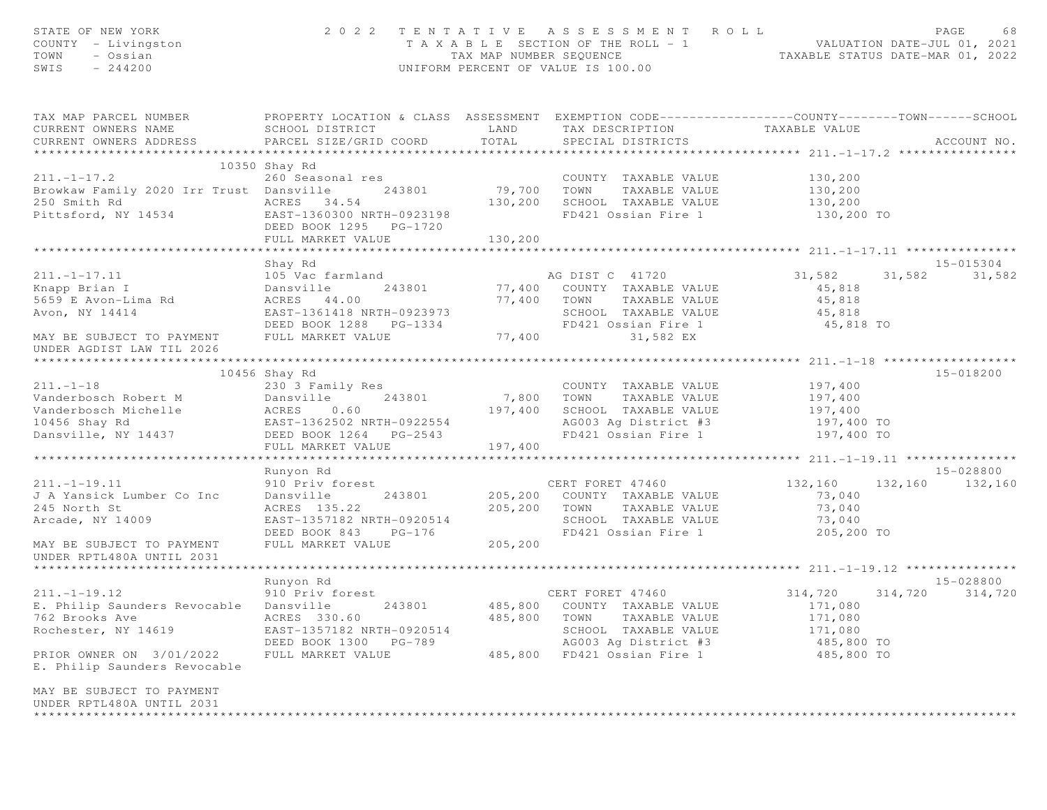```
STATE OF NEW YORK              2 0 2 2   T E N T A T I V E   A S S E S S M E N T   R O L L                    PAGE    68
COUNTY  - Livingston                  T A X A B L E  SECTION OF THE ROLL - 1              VALUATION DATE-JUL 01, 2021
TOWN    - Ossian                          TAX MAP NUMBER SEQUENCE                   TAXABLE STATUS DATE-MAR 01, 2022
SWIS    - 244200                      UNIFORM PERCENT OF VALUE IS 100.00

TAX MAP PARCEL NUMBER          PROPERTY LOCATION & CLASS  ASSESSMENT  EXEMPTION CODE------------------COUNTY--------TOWN------SCHOOL
CURRENT OWNERS NAME            SCHOOL DISTRICT               LAND      TAX DESCRIPTION            TAXABLE VALUE
CURRENT OWNERS ADDRESS         PARCEL SIZE/GRID COORD       TOTAL      SPECIAL DISTRICTS                                    ACCOUNT NO.
******************************************************************************************************* 211.-1-17.2 ****************
                       10350 Shay Rd
211.-1-17.2                    260 Seasonal res                         COUNTY  TAXABLE VALUE            130,200
Browkaw Family 2020 Irr Trust  Dansville       243801        79,700    TOWN    TAXABLE VALUE            130,200
250 Smith Rd                   ACRES   34.54                130,200    SCHOOL  TAXABLE VALUE            130,200
Pittsford, NY 14534            EAST-1360300 NRTH-0923198               FD421 Ossian Fire 1               130,200 TO
                               DEED BOOK 1295   PG-1720
                               FULL MARKET VALUE            130,200
******************************************************************************************************* 211.-1-17.11 ***************
                               Shay Rd                                                                               15-015304
211.-1-17.11                   105 Vac farmland                        AG DIST C  41720             31,582      31,582      31,582
Knapp Brian I                  Dansville       243801        77,400    COUNTY  TAXABLE VALUE             45,818
5659 E Avon-Lima Rd            ACRES   44.00                 77,400    TOWN    TAXABLE VALUE             45,818
Avon, NY 14414                 EAST-1361418 NRTH-0923973               SCHOOL  TAXABLE VALUE             45,818
                               DEED BOOK 1288   PG-1334                FD421 Ossian Fire 1                45,818 TO
MAY BE SUBJECT TO PAYMENT      FULL MARKET VALUE             77,400              31,582 EX
UNDER AGDIST LAW TIL 2026
******************************************************************************************************* 211.-1-18 ******************
                       10456 Shay Rd                                                                                 15-018200
211.-1-18                      230 3 Family Res                         COUNTY  TAXABLE VALUE            197,400
Vanderbosch Robert M           Dansville       243801         7,800    TOWN    TAXABLE VALUE            197,400
Vanderbosch Michelle           ACRES    0.60                197,400    SCHOOL  TAXABLE VALUE            197,400
10456 Shay Rd                  EAST-1362502 NRTH-0922554               AG003 Ag District #3              197,400 TO
Dansville, NY 14437            DEED BOOK 1264   PG-2543                FD421 Ossian Fire 1               197,400 TO
                               FULL MARKET VALUE            197,400
******************************************************************************************************* 211.-1-19.11 ***************
                               Runyon Rd                                                                             15-028800
211.-1-19.11                   910 Priv forest                         CERT FORET 47460            132,160     132,160     132,160
J A Yansick Lumber Co Inc      Dansville       243801       205,200    COUNTY  TAXABLE VALUE             73,040
245 North St                   ACRES  135.22                205,200    TOWN    TAXABLE VALUE             73,040
Arcade, NY 14009               EAST-1357182 NRTH-0920514               SCHOOL  TAXABLE VALUE             73,040
                               DEED BOOK 843    PG-176                 FD421 Ossian Fire 1               205,200 TO
MAY BE SUBJECT TO PAYMENT      FULL MARKET VALUE            205,200
UNDER RPTL480A UNTIL 2031
******************************************************************************************************* 211.-1-19.12 ***************
                               Runyon Rd                                                                             15-028800
211.-1-19.12                   910 Priv forest                         CERT FORET 47460            314,720     314,720     314,720
E. Philip Saunders Revocable   Dansville       243801       485,800    COUNTY  TAXABLE VALUE            171,080
762 Brooks Ave                 ACRES  330.60                485,800    TOWN    TAXABLE VALUE            171,080
Rochester, NY 14619            EAST-1357182 NRTH-0920514               SCHOOL  TAXABLE VALUE            171,080
                               DEED BOOK 1300   PG-789                 AG003 Ag District #3              485,800 TO
PRIOR OWNER ON  3/01/2022      FULL MARKET VALUE            485,800    FD421 Ossian Fire 1               485,800 TO
E. Philip Saunders Revocable

MAY BE SUBJECT TO PAYMENT
UNDER RPTL480A UNTIL 2031
************************************************************************************************************************************
```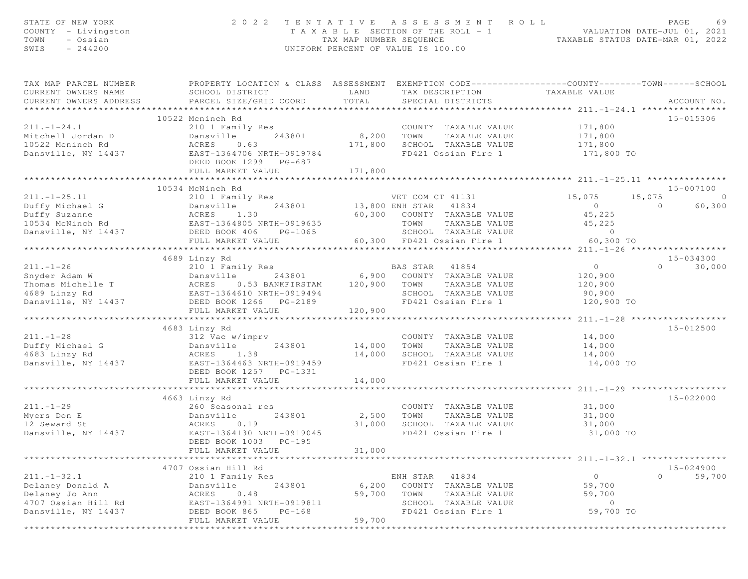STATE OF NEW YORK — 2022 TENTATIVE ASSESSMENT ROLL
COUNTY - Livingston — TAXABLE SECTION OF THE ROLL - 1 — VALUATION DATE-JUL 01, 2021
TOWN - Ossian — TAX MAP NUMBER SEQUENCE — TAXABLE STATUS DATE-MAR 01, 2022
SWIS - 244200 — UNIFORM PERCENT OF VALUE IS 100.00

| TAX MAP PARCEL NUMBER / CURRENT OWNERS NAME / CURRENT OWNERS ADDRESS | PROPERTY LOCATION & CLASS / SCHOOL DISTRICT / PARCEL SIZE/GRID COORD | ASSESSMENT LAND / TOTAL | EXEMPTION CODE / TAX DESCRIPTION / SPECIAL DISTRICTS | COUNTY TAXABLE VALUE | TOWN | SCHOOL | ACCOUNT NO. |
|---|---|---|---|---|---|---|---|
| **211.-1-24.1** | 10522 Mcninch Rd | | | | | | 15-015306 |
| 211.-1-24.1 | 210 1 Family Res | | COUNTY TAXABLE VALUE | 171,800 | | | |
| Mitchell Jordan D | Dansville 243801 | 8,200 | TOWN TAXABLE VALUE | 171,800 | | | |
| 10522 Mcninch Rd | ACRES 0.63 | 171,800 | SCHOOL TAXABLE VALUE | 171,800 | | | |
| Dansville, NY 14437 | EAST-1364706 NRTH-0919784 | | FD421 Ossian Fire 1 | 171,800 TO | | | |
| | DEED BOOK 1299 PG-687 | | | | | | |
| | FULL MARKET VALUE | 171,800 | | | | | |
| **211.-1-25.11** | 10534 McNinch Rd | | | | | | 15-007100 |
| 211.-1-25.11 | 210 1 Family Res | | VET COM CT 41131 | 15,075 | 15,075 | 0 | |
| Duffy Michael G | Dansville 243801 | 13,800 | ENH STAR 41834 | 0 | 0 | 60,300 | |
| Duffy Suzanne | ACRES 1.30 | 60,300 | COUNTY TAXABLE VALUE | 45,225 | | | |
| 10534 McNinch Rd | EAST-1364805 NRTH-0919635 | | TOWN TAXABLE VALUE | 45,225 | | | |
| Dansville, NY 14437 | DEED BOOK 406 PG-1065 | | SCHOOL TAXABLE VALUE | 0 | | | |
| | FULL MARKET VALUE | 60,300 | FD421 Ossian Fire 1 | 60,300 TO | | | |
| **211.-1-26** | 4689 Linzy Rd | | | | | | 15-034300 |
| 211.-1-26 | 210 1 Family Res | | BAS STAR 41854 | 0 | 0 | 30,000 | |
| Snyder Adam W | Dansville 243801 | 6,900 | COUNTY TAXABLE VALUE | 120,900 | | | |
| Thomas Michelle T | ACRES 0.53 BANKFIRSTAM | 120,900 | TOWN TAXABLE VALUE | 120,900 | | | |
| 4689 Linzy Rd | EAST-1364610 NRTH-0919494 | | SCHOOL TAXABLE VALUE | 90,900 | | | |
| Dansville, NY 14437 | DEED BOOK 1266 PG-2189 | | FD421 Ossian Fire 1 | 120,900 TO | | | |
| | FULL MARKET VALUE | 120,900 | | | | | |
| **211.-1-28** | 4683 Linzy Rd | | | | | | 15-012500 |
| 211.-1-28 | 312 Vac w/imprv | | COUNTY TAXABLE VALUE | 14,000 | | | |
| Duffy Michael G | Dansville 243801 | 14,000 | TOWN TAXABLE VALUE | 14,000 | | | |
| 4683 Linzy Rd | ACRES 1.38 | 14,000 | SCHOOL TAXABLE VALUE | 14,000 | | | |
| Dansville, NY 14437 | EAST-1364463 NRTH-0919459 | | FD421 Ossian Fire 1 | 14,000 TO | | | |
| | DEED BOOK 1257 PG-1331 | | | | | | |
| | FULL MARKET VALUE | 14,000 | | | | | |
| **211.-1-29** | 4663 Linzy Rd | | | | | | 15-022000 |
| 211.-1-29 | 260 Seasonal res | | COUNTY TAXABLE VALUE | 31,000 | | | |
| Myers Don E | Dansville 243801 | 2,500 | TOWN TAXABLE VALUE | 31,000 | | | |
| 12 Seward St | ACRES 0.19 | 31,000 | SCHOOL TAXABLE VALUE | 31,000 | | | |
| Dansville, NY 14437 | EAST-1364130 NRTH-0919045 | | FD421 Ossian Fire 1 | 31,000 TO | | | |
| | DEED BOOK 1003 PG-195 | | | | | | |
| | FULL MARKET VALUE | 31,000 | | | | | |
| **211.-1-32.1** | 4707 Ossian Hill Rd | | | | | | 15-024900 |
| 211.-1-32.1 | 210 1 Family Res | | ENH STAR 41834 | 0 | 0 | 59,700 | |
| Delaney Donald A | Dansville 243801 | 6,200 | COUNTY TAXABLE VALUE | 59,700 | | | |
| Delaney Jo Ann | ACRES 0.48 | 59,700 | TOWN TAXABLE VALUE | 59,700 | | | |
| 4707 Ossian Hill Rd | EAST-1364991 NRTH-0919811 | | SCHOOL TAXABLE VALUE | 0 | | | |
| Dansville, NY 14437 | DEED BOOK 865 PG-168 | | FD421 Ossian Fire 1 | 59,700 TO | | | |
| | FULL MARKET VALUE | 59,700 | | | | | |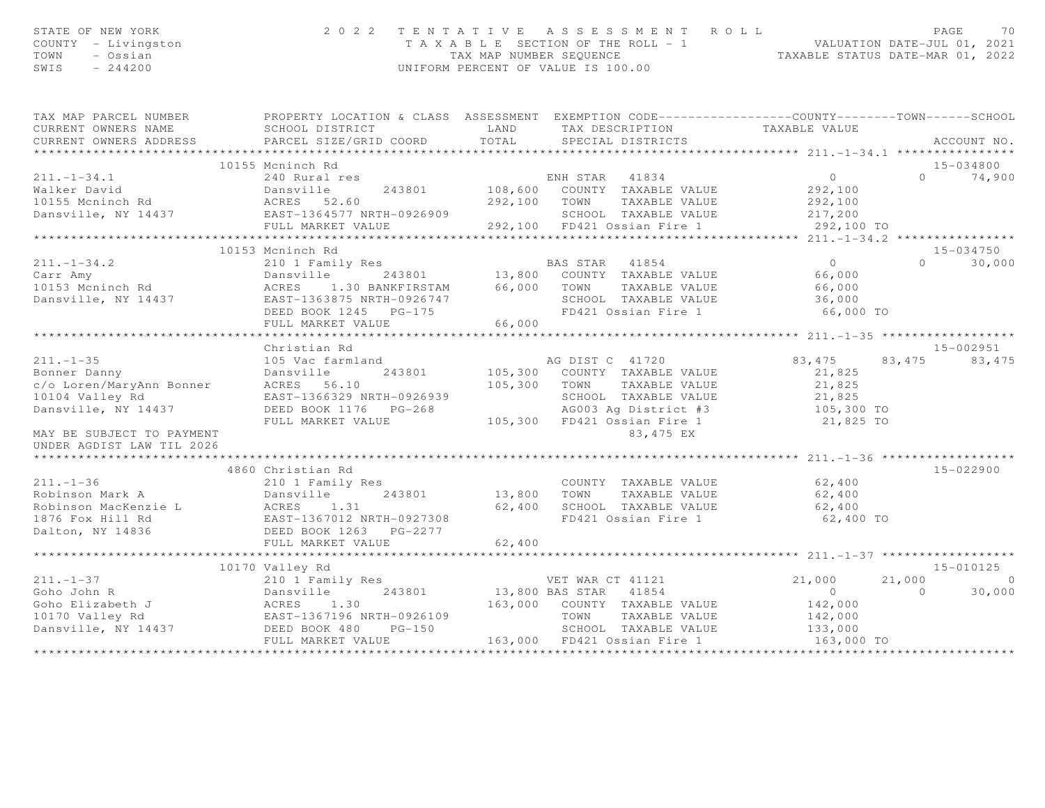STATE OF NEW YORK
COUNTY - Livingston
TOWN - Ossian
SWIS - 244200

# 2022 TENTATIVE ASSESSMENT ROLL

TAXABLE SECTION OF THE ROLL - 1
TAX MAP NUMBER SEQUENCE
UNIFORM PERCENT OF VALUE IS 100.00

VALUATION DATE-JUL 01, 2021
TAXABLE STATUS DATE-MAR 01, 2022

```
TAX MAP PARCEL NUMBER          PROPERTY LOCATION & CLASS  ASSESSMENT  EXEMPTION CODE------------------COUNTY--------TOWN------SCHOOL
CURRENT OWNERS NAME            SCHOOL DISTRICT               LAND      TAX DESCRIPTION            TAXABLE VALUE
CURRENT OWNERS ADDRESS         PARCEL SIZE/GRID COORD       TOTAL      SPECIAL DISTRICTS                                    ACCOUNT NO.
******************************************************************************************************* 211.-1-34.1 ****************
                          10155 Mcninch Rd                                                                                15-034800
211.-1-34.1                    240 Rural res                          ENH STAR   41834               0              0       74,900
Walker David                   Dansville       243801        108,600   COUNTY  TAXABLE VALUE          292,100
10155 Mcninch Rd               ACRES   52.60                 292,100   TOWN    TAXABLE VALUE          292,100
Dansville, NY 14437            EAST-1364577 NRTH-0926909               SCHOOL  TAXABLE VALUE          217,200
                               FULL MARKET VALUE             292,100   FD421 Ossian Fire 1             292,100 TO
******************************************************************************************************* 211.-1-34.2 ****************
                          10153 Mcninch Rd                                                                                15-034750
211.-1-34.2                    210 1 Family Res                       BAS STAR   41854               0              0       30,000
Carr Amy                       Dansville       243801         13,800   COUNTY  TAXABLE VALUE           66,000
10153 Mcninch Rd               ACRES    1.30 BANKFIRSTAM      66,000   TOWN    TAXABLE VALUE           66,000
Dansville, NY 14437            EAST-1363875 NRTH-0926747               SCHOOL  TAXABLE VALUE           36,000
                               DEED BOOK 1245   PG-175                 FD421 Ossian Fire 1              66,000 TO
                               FULL MARKET VALUE              66,000
******************************************************************************************************* 211.-1-35 ******************
                               Christian Rd                                                                               15-002951
211.-1-35                      105 Vac farmland                       AG DIST C  41720          83,475         83,475       83,475
Bonner Danny                   Dansville       243801        105,300   COUNTY  TAXABLE VALUE           21,825
c/o Loren/MaryAnn Bonner       ACRES   56.10                 105,300   TOWN    TAXABLE VALUE           21,825
10104 Valley Rd                EAST-1366329 NRTH-0926939               SCHOOL  TAXABLE VALUE           21,825
Dansville, NY 14437            DEED BOOK 1176   PG-268                 AG003 Ag District #3            105,300 TO
                               FULL MARKET VALUE             105,300   FD421 Ossian Fire 1              21,825 TO
MAY BE SUBJECT TO PAYMENT                                                        83,475 EX
UNDER AGDIST LAW TIL 2026
******************************************************************************************************* 211.-1-36 ******************
                          4860 Christian Rd                                                                               15-022900
211.-1-36                      210 1 Family Res                        COUNTY  TAXABLE VALUE           62,400
Robinson Mark A                Dansville       243801         13,800   TOWN    TAXABLE VALUE           62,400
Robinson MacKenzie L           ACRES    1.31                  62,400   SCHOOL  TAXABLE VALUE           62,400
1876 Fox Hill Rd               EAST-1367012 NRTH-0927308               FD421 Ossian Fire 1              62,400 TO
Dalton, NY 14836               DEED BOOK 1263   PG-2277
                               FULL MARKET VALUE              62,400
******************************************************************************************************* 211.-1-37 ******************
                          10170 Valley Rd                                                                                 15-010125
211.-1-37                      210 1 Family Res                       VET WAR CT 41121          21,000         21,000            0
Goho John R                    Dansville       243801         13,800 BAS STAR   41854               0              0       30,000
Goho Elizabeth J               ACRES    1.30                 163,000   COUNTY  TAXABLE VALUE          142,000
10170 Valley Rd                EAST-1367196 NRTH-0926109               TOWN    TAXABLE VALUE          142,000
Dansville, NY 14437            DEED BOOK 480    PG-150                 SCHOOL  TAXABLE VALUE          133,000
                               FULL MARKET VALUE             163,000   FD421 Ossian Fire 1             163,000 TO
************************************************************************************************************************************
```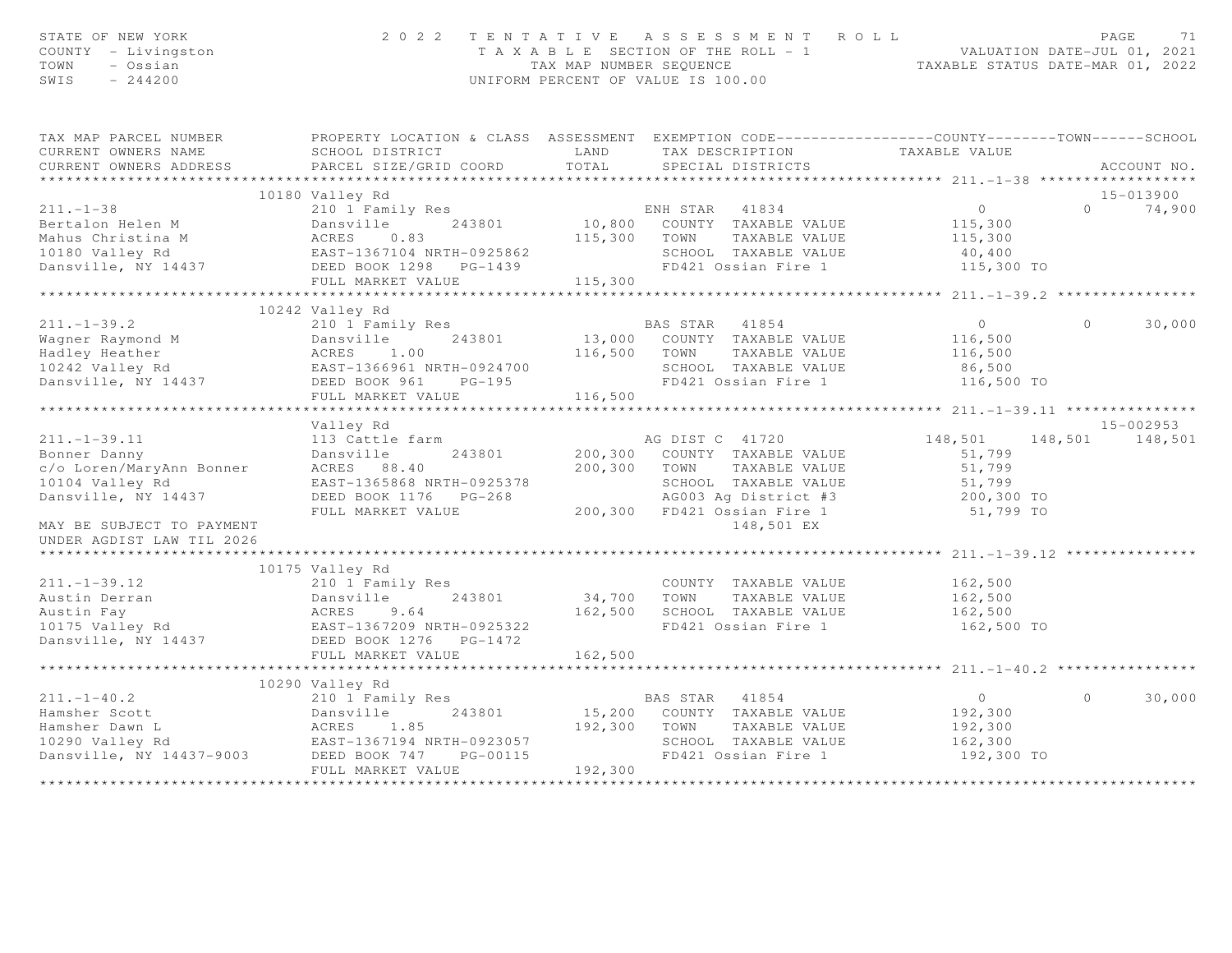STATE OF NEW YORK — 2022 TENTATIVE ASSESSMENT ROLL
COUNTY - Livingston — TAXABLE SECTION OF THE ROLL - 1 — VALUATION DATE-JUL 01, 2021
TOWN - Ossian — TAX MAP NUMBER SEQUENCE — TAXABLE STATUS DATE-MAR 01, 2022
SWIS - 244200 — UNIFORM PERCENT OF VALUE IS 100.00

| TAX MAP PARCEL NUMBER / CURRENT OWNERS NAME / CURRENT OWNERS ADDRESS | PROPERTY LOCATION & CLASS / SCHOOL DISTRICT / PARCEL SIZE/GRID COORD | ASSESSMENT LAND / TOTAL | EXEMPTION CODE / TAX DESCRIPTION / SPECIAL DISTRICTS | COUNTY TAXABLE VALUE | TOWN | SCHOOL | ACCOUNT NO. |
|---|---|---|---|---|---|---|---|
| **211.-1-38** | 10180 Valley Rd | | | | | | 15-013900 |
| 211.-1-38 | 210 1 Family Res | | ENH STAR 41834 | 0 | 0 | 74,900 | |
| Bertalon Helen M | Dansville 243801 | 10,800 | COUNTY TAXABLE VALUE | 115,300 | | | |
| Mahus Christina M | ACRES 0.83 | 115,300 | TOWN TAXABLE VALUE | 115,300 | | | |
| 10180 Valley Rd | EAST-1367104 NRTH-0925862 | | SCHOOL TAXABLE VALUE | 40,400 | | | |
| Dansville, NY 14437 | DEED BOOK 1298 PG-1439 | | FD421 Ossian Fire 1 | 115,300 TO | | | |
| | FULL MARKET VALUE | 115,300 | | | | | |
| **211.-1-39.2** | 10242 Valley Rd | | | | | | |
| 211.-1-39.2 | 210 1 Family Res | | BAS STAR 41854 | 0 | 0 | 30,000 | |
| Wagner Raymond M | Dansville 243801 | 13,000 | COUNTY TAXABLE VALUE | 116,500 | | | |
| Hadley Heather | ACRES 1.00 | 116,500 | TOWN TAXABLE VALUE | 116,500 | | | |
| 10242 Valley Rd | EAST-1366961 NRTH-0924700 | | SCHOOL TAXABLE VALUE | 86,500 | | | |
| Dansville, NY 14437 | DEED BOOK 961 PG-195 | | FD421 Ossian Fire 1 | 116,500 TO | | | |
| | FULL MARKET VALUE | 116,500 | | | | | |
| **211.-1-39.11** | Valley Rd | | | | | | 15-002953 |
| 211.-1-39.11 | 113 Cattle farm | | AG DIST C 41720 | 148,501 | 148,501 | 148,501 | |
| Bonner Danny | Dansville 243801 | 200,300 | COUNTY TAXABLE VALUE | 51,799 | | | |
| c/o Loren/MaryAnn Bonner | ACRES 88.40 | 200,300 | TOWN TAXABLE VALUE | 51,799 | | | |
| 10104 Valley Rd | EAST-1365868 NRTH-0925378 | | SCHOOL TAXABLE VALUE | 51,799 | | | |
| Dansville, NY 14437 | DEED BOOK 1176 PG-268 | | AG003 Ag District #3 | 200,300 TO | | | |
| | FULL MARKET VALUE | 200,300 | FD421 Ossian Fire 1 | 51,799 TO | | | |
| MAY BE SUBJECT TO PAYMENT | | | 148,501 EX | | | | |
| UNDER AGDIST LAW TIL 2026 | | | | | | | |
| **211.-1-39.12** | 10175 Valley Rd | | | | | | |
| 211.-1-39.12 | 210 1 Family Res | | COUNTY TAXABLE VALUE | 162,500 | | | |
| Austin Derran | Dansville 243801 | 34,700 | TOWN TAXABLE VALUE | 162,500 | | | |
| Austin Fay | ACRES 9.64 | 162,500 | SCHOOL TAXABLE VALUE | 162,500 | | | |
| 10175 Valley Rd | EAST-1367209 NRTH-0925322 | | FD421 Ossian Fire 1 | 162,500 TO | | | |
| Dansville, NY 14437 | DEED BOOK 1276 PG-1472 | | | | | | |
| | FULL MARKET VALUE | 162,500 | | | | | |
| **211.-1-40.2** | 10290 Valley Rd | | | | | | |
| 211.-1-40.2 | 210 1 Family Res | | BAS STAR 41854 | 0 | 0 | 30,000 | |
| Hamsher Scott | Dansville 243801 | 15,200 | COUNTY TAXABLE VALUE | 192,300 | | | |
| Hamsher Dawn L | ACRES 1.85 | 192,300 | TOWN TAXABLE VALUE | 192,300 | | | |
| 10290 Valley Rd | EAST-1367194 NRTH-0923057 | | SCHOOL TAXABLE VALUE | 162,300 | | | |
| Dansville, NY 14437-9003 | DEED BOOK 747 PG-00115 | | FD421 Ossian Fire 1 | 192,300 TO | | | |
| | FULL MARKET VALUE | 192,300 | | | | | |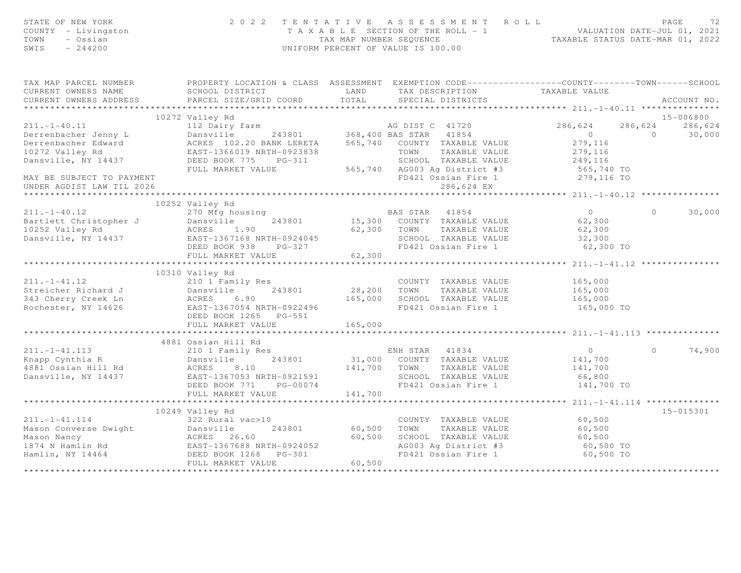STATE OF NEW YORK
COUNTY - Livingston
TOWN - Ossian
SWIS - 244200

2 0 2 2 T E N T A T I V E A S S E S S M E N T R O L L
T A X A B L E SECTION OF THE ROLL - 1
TAX MAP NUMBER SEQUENCE
UNIFORM PERCENT OF VALUE IS 100.00

VALUATION DATE-JUL 01, 2021
TAXABLE STATUS DATE-MAR 01, 2022

| TAX MAP PARCEL NUMBER / CURRENT OWNERS NAME / CURRENT OWNERS ADDRESS | PROPERTY LOCATION & CLASS / SCHOOL DISTRICT / PARCEL SIZE/GRID COORD | ASSESSMENT LAND / TOTAL | EXEMPTION CODE / TAX DESCRIPTION / SPECIAL DISTRICTS | COUNTY TAXABLE VALUE | TOWN | SCHOOL | ACCOUNT NO. |
|---|---|---|---|---|---|---|---|
| **211.-1-40.11** | 10272 Valley Rd | | | | | | 15-006800 |
| 211.-1-40.11 | 112 Dairy farm | | AG DIST C 41720 | 286,624 | 286,624 | 286,624 | |
| Derrenbacher Jenny L | Dansville 243801 | 368,400 | BAS STAR 41854 | 0 | 0 | 30,000 | |
| Derrenbacher Edward | ACRES 102.20 BANK LERETA | 565,740 | COUNTY TAXABLE VALUE | 279,116 | | | |
| 10272 Valley Rd | EAST-1366019 NRTH-0923838 | | TOWN TAXABLE VALUE | 279,116 | | | |
| Dansville, NY 14437 | DEED BOOK 775 PG-311 | | SCHOOL TAXABLE VALUE | 249,116 | | | |
| | FULL MARKET VALUE | 565,740 | AG003 Ag District #3 | 565,740 TO | | | |
| MAY BE SUBJECT TO PAYMENT | | | FD421 Ossian Fire 1 | 279,116 TO | | | |
| UNDER AGDIST LAW TIL 2026 | | | 286,624 EX | | | | |
| **211.-1-40.12** | 10252 Valley Rd | | | | | | |
| 211.-1-40.12 | 270 Mfg housing | | BAS STAR 41854 | 0 | 0 | 30,000 | |
| Bartlett Christopher J | Dansville 243801 | 15,300 | COUNTY TAXABLE VALUE | 62,300 | | | |
| 10252 Valley Rd | ACRES 1.90 | 62,300 | TOWN TAXABLE VALUE | 62,300 | | | |
| Dansville, NY 14437 | EAST-1367168 NRTH-0924045 | | SCHOOL TAXABLE VALUE | 32,300 | | | |
| | DEED BOOK 938 PG-327 | | FD421 Ossian Fire 1 | 62,300 TO | | | |
| | FULL MARKET VALUE | 62,300 | | | | | |
| **211.-1-41.12** | 10310 Valley Rd | | | | | | |
| 211.-1-41.12 | 210 1 Family Res | | COUNTY TAXABLE VALUE | 165,000 | | | |
| Streicher Richard J | Dansville 243801 | 28,200 | TOWN TAXABLE VALUE | 165,000 | | | |
| 343 Cherry Creek Ln | ACRES 6.90 | 165,000 | SCHOOL TAXABLE VALUE | 165,000 | | | |
| Rochester, NY 14626 | EAST-1367054 NRTH-0922496 | | FD421 Ossian Fire 1 | 165,000 TO | | | |
| | DEED BOOK 1265 PG-551 | | | | | | |
| | FULL MARKET VALUE | 165,000 | | | | | |
| **211.-1-41.113** | 4881 Ossian Hill Rd | | | | | | |
| 211.-1-41.113 | 210 1 Family Res | | ENH STAR 41834 | 0 | 0 | 74,900 | |
| Knapp Cynthia R | Dansville 243801 | 31,000 | COUNTY TAXABLE VALUE | 141,700 | | | |
| 4881 Ossian Hill Rd | ACRES 8.10 | 141,700 | TOWN TAXABLE VALUE | 141,700 | | | |
| Dansville, NY 14437 | EAST-1367053 NRTH-0921591 | | SCHOOL TAXABLE VALUE | 66,800 | | | |
| | DEED BOOK 771 PG-00074 | | FD421 Ossian Fire 1 | 141,700 TO | | | |
| | FULL MARKET VALUE | 141,700 | | | | | |
| **211.-1-41.114** | 10249 Valley Rd | | | | | | 15-015301 |
| 211.-1-41.114 | 322 Rural vac>10 | | COUNTY TAXABLE VALUE | 60,500 | | | |
| Mason Converse Dwight | Dansville 243801 | 60,500 | TOWN TAXABLE VALUE | 60,500 | | | |
| Mason Nancy | ACRES 26.60 | 60,500 | SCHOOL TAXABLE VALUE | 60,500 | | | |
| 1874 N Hamlin Rd | EAST-1367688 NRTH-0924052 | | AG003 Ag District #3 | 60,500 TO | | | |
| Hamlin, NY 14464 | DEED BOOK 1268 PG-301 | | FD421 Ossian Fire 1 | 60,500 TO | | | |
| | FULL MARKET VALUE | 60,500 | | | | | |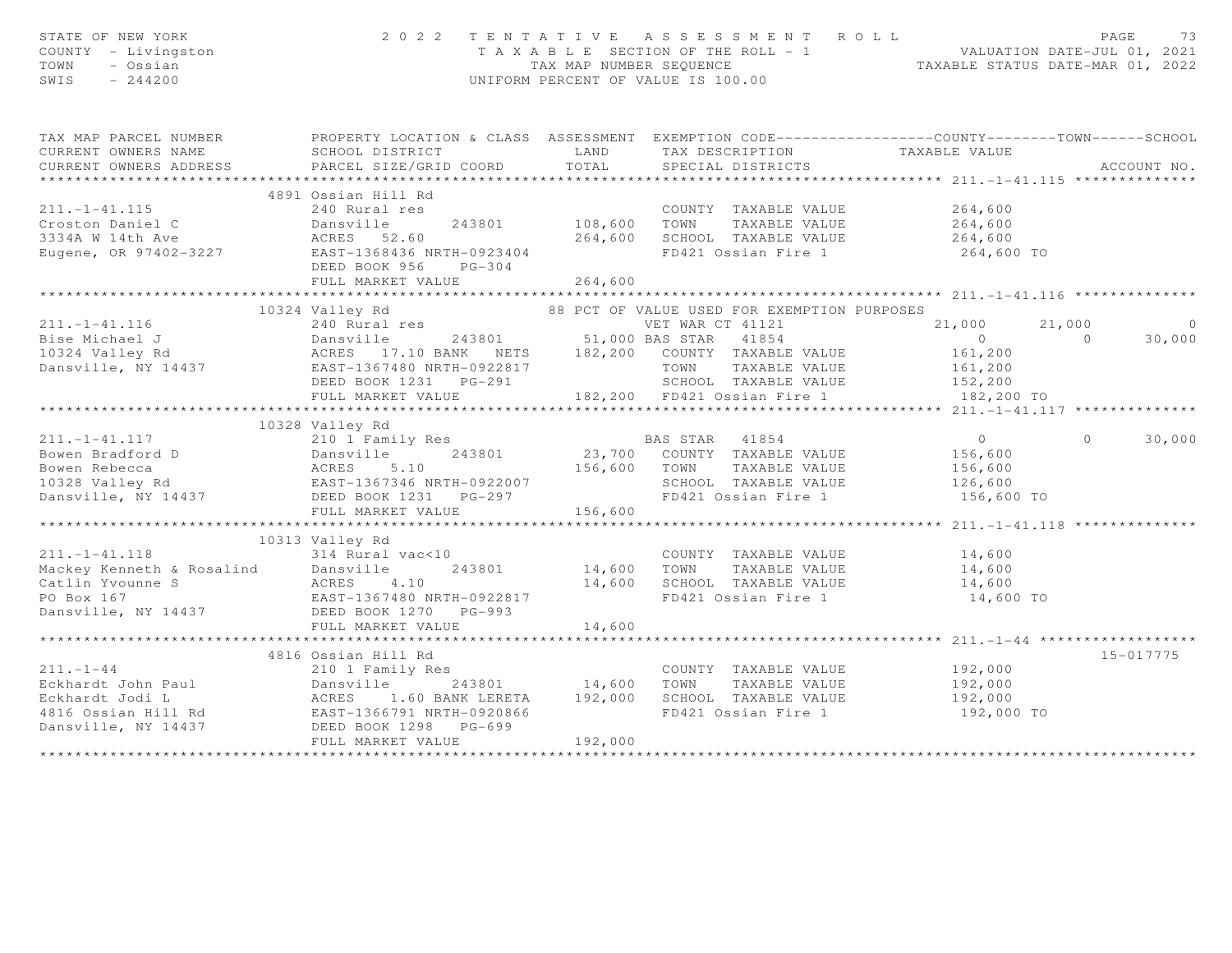STATE OF NEW YORK — 2022 TENTATIVE ASSESSMENT ROLL — TAXABLE SECTION OF THE ROLL - 1
COUNTY - Livingston — TAX MAP NUMBER SEQUENCE — VALUATION DATE-JUL 01, 2021
TOWN - Ossian — UNIFORM PERCENT OF VALUE IS 100.00 — TAXABLE STATUS DATE-MAR 01, 2022
SWIS - 244200

| TAX MAP PARCEL NUMBER / CURRENT OWNERS NAME / CURRENT OWNERS ADDRESS | PROPERTY LOCATION & CLASS / SCHOOL DISTRICT / PARCEL SIZE/GRID COORD | ASSESSMENT LAND / TOTAL | EXEMPTION CODE / TAX DESCRIPTION / SPECIAL DISTRICTS | COUNTY TAXABLE VALUE | TOWN | SCHOOL | ACCOUNT NO. |
|---|---|---|---|---|---|---|---|
| **211.-1-41.115** | 4891 Ossian Hill Rd | | | | | | |
| 211.-1-41.115 | 240 Rural res | | COUNTY TAXABLE VALUE | 264,600 | | | |
| Croston Daniel C | Dansville 243801 | 108,600 | TOWN TAXABLE VALUE | 264,600 | | | |
| 3334A W 14th Ave | ACRES 52.60 | 264,600 | SCHOOL TAXABLE VALUE | 264,600 | | | |
| Eugene, OR 97402-3227 | EAST-1368436 NRTH-0923404 | | FD421 Ossian Fire 1 | 264,600 TO | | | |
| | DEED BOOK 956 PG-304 | | | | | | |
| | FULL MARKET VALUE | 264,600 | | | | | |
| **211.-1-41.116** | 10324 Valley Rd | | 88 PCT OF VALUE USED FOR EXEMPTION PURPOSES | | | | |
| 211.-1-41.116 | 240 Rural res | | VET WAR CT 41121 | 21,000 | 21,000 | 0 | |
| Bise Michael J | Dansville 243801 | 51,000 | BAS STAR 41854 | 0 | 0 | 30,000 | |
| 10324 Valley Rd | ACRES 17.10 BANK NETS | 182,200 | COUNTY TAXABLE VALUE | 161,200 | | | |
| Dansville, NY 14437 | EAST-1367480 NRTH-0922817 | | TOWN TAXABLE VALUE | 161,200 | | | |
| | DEED BOOK 1231 PG-291 | | SCHOOL TAXABLE VALUE | 152,200 | | | |
| | FULL MARKET VALUE | 182,200 | FD421 Ossian Fire 1 | 182,200 TO | | | |
| **211.-1-41.117** | 10328 Valley Rd | | | | | | |
| 211.-1-41.117 | 210 1 Family Res | | BAS STAR 41854 | 0 | 0 | 30,000 | |
| Bowen Bradford D | Dansville 243801 | 23,700 | COUNTY TAXABLE VALUE | 156,600 | | | |
| Bowen Rebecca | ACRES 5.10 | 156,600 | TOWN TAXABLE VALUE | 156,600 | | | |
| 10328 Valley Rd | EAST-1367346 NRTH-0922007 | | SCHOOL TAXABLE VALUE | 126,600 | | | |
| Dansville, NY 14437 | DEED BOOK 1231 PG-297 | | FD421 Ossian Fire 1 | 156,600 TO | | | |
| | FULL MARKET VALUE | 156,600 | | | | | |
| **211.-1-41.118** | 10313 Valley Rd | | | | | | |
| 211.-1-41.118 | 314 Rural vac<10 | | COUNTY TAXABLE VALUE | 14,600 | | | |
| Mackey Kenneth & Rosalind | Dansville 243801 | 14,600 | TOWN TAXABLE VALUE | 14,600 | | | |
| Catlin Yvounne S | ACRES 4.10 | 14,600 | SCHOOL TAXABLE VALUE | 14,600 | | | |
| PO Box 167 | EAST-1367480 NRTH-0922817 | | FD421 Ossian Fire 1 | 14,600 TO | | | |
| Dansville, NY 14437 | DEED BOOK 1270 PG-993 | | | | | | |
| | FULL MARKET VALUE | 14,600 | | | | | |
| **211.-1-44** | 4816 Ossian Hill Rd | | | | | | 15-017775 |
| 211.-1-44 | 210 1 Family Res | | COUNTY TAXABLE VALUE | 192,000 | | | |
| Eckhardt John Paul | Dansville 243801 | 14,600 | TOWN TAXABLE VALUE | 192,000 | | | |
| Eckhardt Jodi L | ACRES 1.60 BANK LERETA | 192,000 | SCHOOL TAXABLE VALUE | 192,000 | | | |
| 4816 Ossian Hill Rd | EAST-1366791 NRTH-0920866 | | FD421 Ossian Fire 1 | 192,000 TO | | | |
| Dansville, NY 14437 | DEED BOOK 1298 PG-699 | | | | | | |
| | FULL MARKET VALUE | 192,000 | | | | | |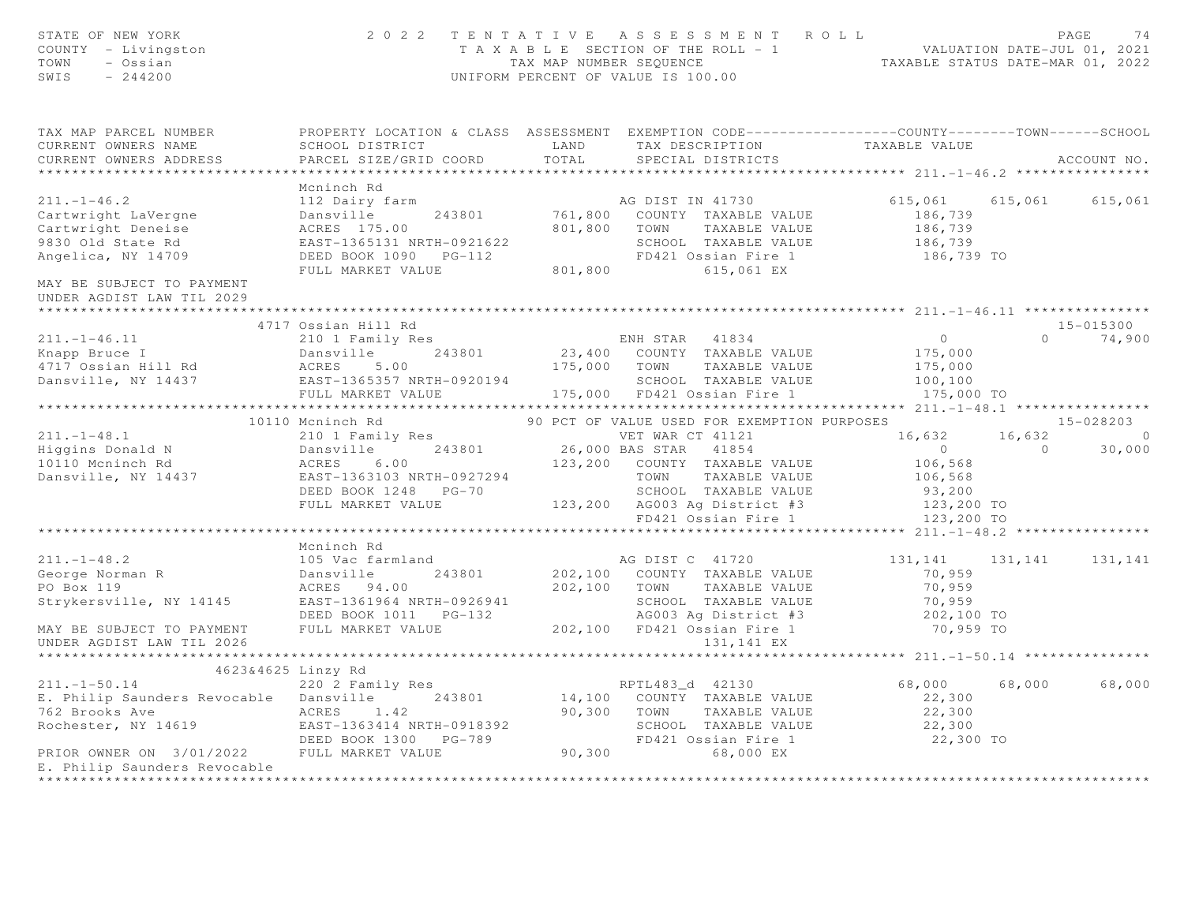STATE OF NEW YORK — 2022 TENTATIVE ASSESSMENT ROLL
COUNTY - Livingston — TAXABLE SECTION OF THE ROLL - 1 — VALUATION DATE-JUL 01, 2021
TOWN - Ossian — TAX MAP NUMBER SEQUENCE — TAXABLE STATUS DATE-MAR 01, 2022
SWIS - 244200 — UNIFORM PERCENT OF VALUE IS 100.00

```
TAX MAP PARCEL NUMBER          PROPERTY LOCATION & CLASS  ASSESSMENT  EXEMPTION CODE------------------COUNTY--------TOWN------SCHOOL
CURRENT OWNERS NAME            SCHOOL DISTRICT               LAND      TAX DESCRIPTION            TAXABLE VALUE
CURRENT OWNERS ADDRESS         PARCEL SIZE/GRID COORD        TOTAL     SPECIAL DISTRICTS                                      ACCOUNT NO.
******************************************************************************************************* 211.-1-46.2 ****************
                               Mcninch Rd
211.-1-46.2                    112 Dairy farm                          AG DIST IN 41730            615,061    615,061     615,061
Cartwright LaVergne            Dansville       243801       761,800    COUNTY  TAXABLE VALUE         186,739
Cartwright Deneise             ACRES  175.00                801,800    TOWN    TAXABLE VALUE         186,739
9830 Old State Rd              EAST-1365131 NRTH-0921622               SCHOOL  TAXABLE VALUE         186,739
Angelica, NY 14709             DEED BOOK 1090   PG-112                 FD421 Ossian Fire 1           186,739 TO
                               FULL MARKET VALUE            801,800          615,061 EX
MAY BE SUBJECT TO PAYMENT
UNDER AGDIST LAW TIL 2029
******************************************************************************************************* 211.-1-46.11 ***************
                          4717 Ossian Hill Rd                                                                         15-015300
211.-1-46.11                   210 1 Family Res                        ENH STAR   41834                 0          0      74,900
Knapp Bruce I                  Dansville       243801        23,400    COUNTY  TAXABLE VALUE         175,000
4717 Ossian Hill Rd            ACRES    5.00                175,000    TOWN    TAXABLE VALUE         175,000
Dansville, NY 14437            EAST-1365357 NRTH-0920194               SCHOOL  TAXABLE VALUE         100,100
                               FULL MARKET VALUE            175,000    FD421 Ossian Fire 1           175,000 TO
******************************************************************************************************* 211.-1-48.1 ****************
                         10110 Mcninch Rd                   90 PCT OF VALUE USED FOR EXEMPTION PURPOSES                15-028203
211.-1-48.1                    210 1 Family Res                        VET WAR CT 41121             16,632     16,632           0
Higgins Donald N               Dansville       243801        26,000 BAS STAR   41854                0          0      30,000
10110 Mcninch Rd               ACRES    6.00                123,200    COUNTY  TAXABLE VALUE         106,568
Dansville, NY 14437            EAST-1363103 NRTH-0927294               TOWN    TAXABLE VALUE         106,568
                               DEED BOOK 1248   PG-70                  SCHOOL  TAXABLE VALUE          93,200
                               FULL MARKET VALUE            123,200    AG003 Ag District #3          123,200 TO
                                                                       FD421 Ossian Fire 1           123,200 TO
******************************************************************************************************* 211.-1-48.2 ****************
                               Mcninch Rd
211.-1-48.2                    105 Vac farmland                        AG DIST C  41720            131,141    131,141     131,141
George Norman R                Dansville       243801       202,100    COUNTY  TAXABLE VALUE          70,959
PO Box 119                     ACRES   94.00                202,100    TOWN    TAXABLE VALUE          70,959
Strykersville, NY 14145        EAST-1361964 NRTH-0926941               SCHOOL  TAXABLE VALUE          70,959
                               DEED BOOK 1011   PG-132                 AG003 Ag District #3          202,100 TO
MAY BE SUBJECT TO PAYMENT      FULL MARKET VALUE            202,100    FD421 Ossian Fire 1            70,959 TO
UNDER AGDIST LAW TIL 2026                                                    131,141 EX
******************************************************************************************************* 211.-1-50.14 ***************
                     4623&4625 Linzy Rd
211.-1-50.14                   220 2 Family Res                        RPTL483_d  42130             68,000     68,000      68,000
E. Philip Saunders Revocable   Dansville       243801        14,100    COUNTY  TAXABLE VALUE          22,300
762 Brooks Ave                 ACRES    1.42                 90,300    TOWN    TAXABLE VALUE          22,300
Rochester, NY 14619            EAST-1363414 NRTH-0918392               SCHOOL  TAXABLE VALUE          22,300
                               DEED BOOK 1300   PG-789                 FD421 Ossian Fire 1            22,300 TO
PRIOR OWNER ON 3/01/2022       FULL MARKET VALUE             90,300           68,000 EX
E. Philip Saunders Revocable
************************************************************************************************************************************
```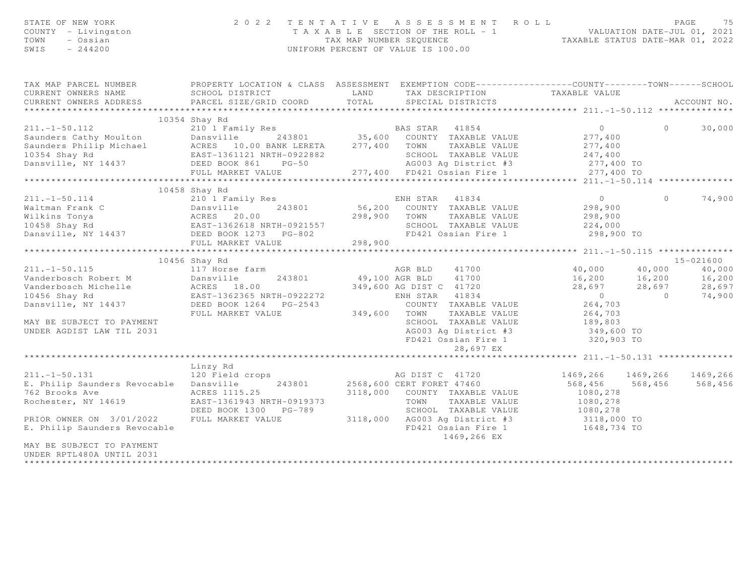STATE OF NEW YORK
COUNTY - Livingston
TOWN - Ossian
SWIS - 244200

# 2022 TENTATIVE ASSESSMENT ROLL

TAXABLE SECTION OF THE ROLL - 1
TAX MAP NUMBER SEQUENCE
UNIFORM PERCENT OF VALUE IS 100.00

VALUATION DATE-JUL 01, 2021
TAXABLE STATUS DATE-MAR 01, 2022

```
TAX MAP PARCEL NUMBER          PROPERTY LOCATION & CLASS  ASSESSMENT  EXEMPTION CODE------------------COUNTY--------TOWN------SCHOOL
CURRENT OWNERS NAME            SCHOOL DISTRICT               LAND      TAX DESCRIPTION            TAXABLE VALUE
CURRENT OWNERS ADDRESS         PARCEL SIZE/GRID COORD        TOTAL     SPECIAL DISTRICTS                                  ACCOUNT NO.
******************************************************************************************************* 211.-1-50.112 **************
                    10354 Shay Rd
211.-1-50.112                  210 1 Family Res                     BAS STAR   41854                 0             0       30,000
Saunders Cathy Moulton         Dansville        243801       35,600   COUNTY  TAXABLE VALUE         277,400
Saunders Philip Michael        ACRES  10.00 BANK LERETA     277,400   TOWN    TAXABLE VALUE         277,400
10354 Shay Rd                  EAST-1361121 NRTH-0922882              SCHOOL  TAXABLE VALUE         247,400
Dansville, NY 14437            DEED BOOK 861    PG-50                 AG003 Ag District #3          277,400 TO
                               FULL MARKET VALUE            277,400   FD421 Ossian Fire 1           277,400 TO
******************************************************************************************************* 211.-1-50.114 **************
                    10458 Shay Rd
211.-1-50.114                  210 1 Family Res                     ENH STAR   41834                 0             0       74,900
Waltman Frank C                Dansville        243801       56,200   COUNTY  TAXABLE VALUE         298,900
Wilkins Tonya                  ACRES  20.00                 298,900   TOWN    TAXABLE VALUE         298,900
10458 Shay Rd                  EAST-1362618 NRTH-0921557              SCHOOL  TAXABLE VALUE         224,000
Dansville, NY 14437            DEED BOOK 1273   PG-802                FD421 Ossian Fire 1           298,900 TO
                               FULL MARKET VALUE            298,900
******************************************************************************************************* 211.-1-50.115 **************
                    10456 Shay Rd                                                                                    15-021600
211.-1-50.115                  117 Horse farm                       AGR BLD    41700            40,000        40,000       40,000
Vanderbosch Robert M           Dansville        243801       49,100 AGR BLD    41700            16,200        16,200       16,200
Vanderbosch Michelle           ACRES  18.00                 349,600 AG DIST C  41720            28,697        28,697       28,697
10456 Shay Rd                  EAST-1362365 NRTH-0922272            ENH STAR   41834                 0             0       74,900
Dansville, NY 14437            DEED BOOK 1264   PG-2543               COUNTY  TAXABLE VALUE         264,703
                               FULL MARKET VALUE            349,600   TOWN    TAXABLE VALUE         264,703
MAY BE SUBJECT TO PAYMENT                                             SCHOOL  TAXABLE VALUE         189,803
UNDER AGDIST LAW TIL 2031                                             AG003 Ag District #3          349,600 TO
                                                                      FD421 Ossian Fire 1           320,903 TO
                                                                            28,697 EX
******************************************************************************************************* 211.-1-50.131 **************
                               Linzy Rd
211.-1-50.131                  120 Field crops                      AG DIST C  41720          1469,266      1469,266     1469,266
E. Philip Saunders Revocable   Dansville        243801     2568,600 CERT FORET 47460           568,456       568,456      568,456
762 Brooks Ave                 ACRES 1115.25               3118,000   COUNTY  TAXABLE VALUE        1080,278
Rochester, NY 14619            EAST-1361943 NRTH-0919373              TOWN    TAXABLE VALUE        1080,278
                               DEED BOOK 1300   PG-789                SCHOOL  TAXABLE VALUE        1080,278
PRIOR OWNER ON 3/01/2022       FULL MARKET VALUE           3118,000   AG003 Ag District #3         3118,000 TO
E. Philip Saunders Revocable                                          FD421 Ossian Fire 1          1648,734 TO
                                                                          1469,266 EX
MAY BE SUBJECT TO PAYMENT
UNDER RPTL480A UNTIL 2031
************************************************************************************************************************************
```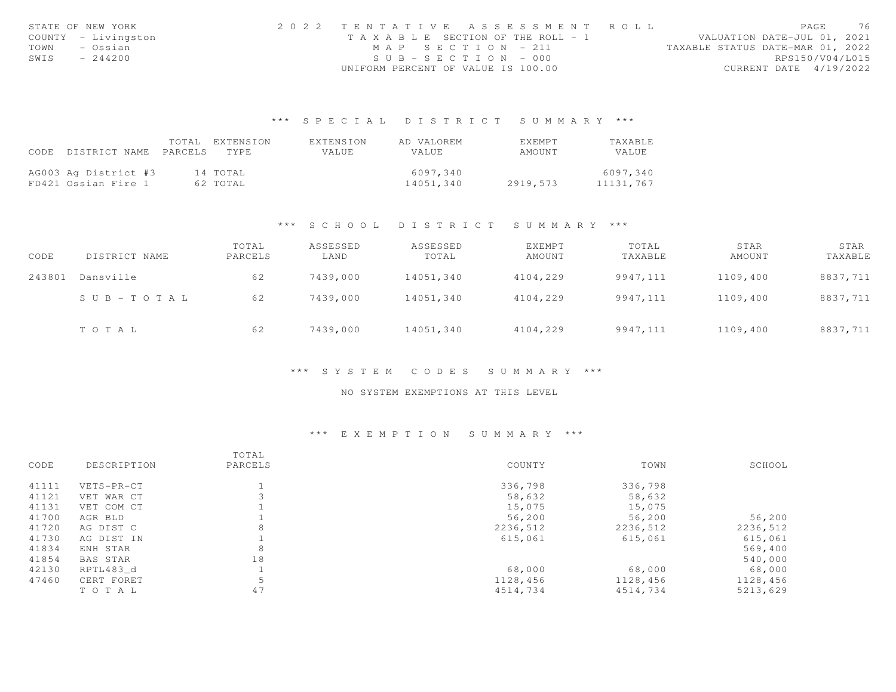STATE OF NEW YORK
COUNTY - Livingston
TOWN - Ossian
SWIS - 244200

2022 TENTATIVE ASSESSMENT ROLL
TAXABLE SECTION OF THE ROLL - 1
MAP SECTION - 211
SUB-SECTION - 000
UNIFORM PERCENT OF VALUE IS 100.00

VALUATION DATE-JUL 01, 2021
TAXABLE STATUS DATE-MAR 01, 2022
RPS150/V04/L015
CURRENT DATE 4/19/2022

## *** SPECIAL DISTRICT SUMMARY ***

| CODE | DISTRICT NAME | TOTAL PARCELS | EXTENSION TYPE | EXTENSION VALUE | AD VALOREM VALUE | EXEMPT AMOUNT | TAXABLE VALUE |
|---|---|---|---|---|---|---|---|
| AG003 | Ag District #3 | 14 | TOTAL | | 6097,340 | | 6097,340 |
| FD421 | Ossian Fire 1 | 62 | TOTAL | | 14051,340 | 2919,573 | 11131,767 |

## *** SCHOOL DISTRICT SUMMARY ***

| CODE | DISTRICT NAME | TOTAL PARCELS | ASSESSED LAND | ASSESSED TOTAL | EXEMPT AMOUNT | TOTAL TAXABLE | STAR AMOUNT | STAR TAXABLE |
|---|---|---|---|---|---|---|---|---|
| 243801 | Dansville | 62 | 7439,000 | 14051,340 | 4104,229 | 9947,111 | 1109,400 | 8837,711 |
| | SUB-TOTAL | 62 | 7439,000 | 14051,340 | 4104,229 | 9947,111 | 1109,400 | 8837,711 |
| | TOTAL | 62 | 7439,000 | 14051,340 | 4104,229 | 9947,111 | 1109,400 | 8837,711 |

## *** SYSTEM CODES SUMMARY ***

NO SYSTEM EXEMPTIONS AT THIS LEVEL

## *** EXEMPTION SUMMARY ***

| CODE | DESCRIPTION | TOTAL PARCELS | COUNTY | TOWN | SCHOOL |
|---|---|---|---|---|---|
| 41111 | VETS-PR-CT | 1 | 336,798 | 336,798 | |
| 41121 | VET WAR CT | 3 | 58,632 | 58,632 | |
| 41131 | VET COM CT | 1 | 15,075 | 15,075 | |
| 41700 | AGR BLD | 1 | 56,200 | 56,200 | 56,200 |
| 41720 | AG DIST C | 8 | 2236,512 | 2236,512 | 2236,512 |
| 41730 | AG DIST IN | 1 | 615,061 | 615,061 | 615,061 |
| 41834 | ENH STAR | 8 | | | 569,400 |
| 41854 | BAS STAR | 18 | | | 540,000 |
| 42130 | RPTL483_d | 1 | 68,000 | 68,000 | 68,000 |
| 47460 | CERT FORET | 5 | 1128,456 | 1128,456 | 1128,456 |
| | TOTAL | 47 | 4514,734 | 4514,734 | 5213,629 |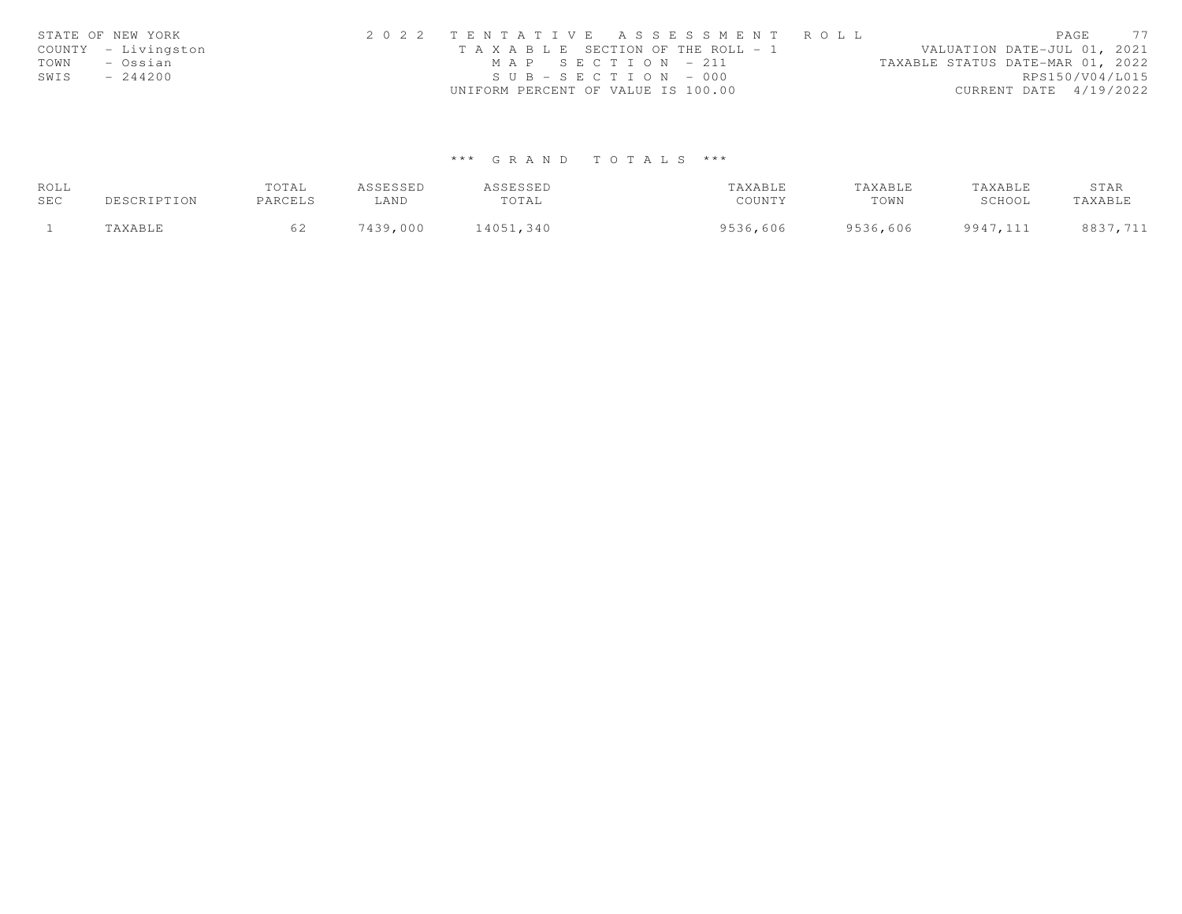STATE OF NEW YORK
COUNTY - Livingston
TOWN - Ossian
SWIS - 244200

2 0 2 2 T E N T A T I V E A S S E S S M E N T R O L L
T A X A B L E SECTION OF THE ROLL - 1
M A P S E C T I O N - 211
S U B - S E C T I O N - 000
UNIFORM PERCENT OF VALUE IS 100.00

VALUATION DATE-JUL 01, 2021
TAXABLE STATUS DATE-MAR 01, 2022
RPS150/V04/L015
CURRENT DATE 4/19/2022

### *** G R A N D T O T A L S ***

| ROLL SEC | DESCRIPTION | TOTAL PARCELS | ASSESSED LAND | ASSESSED TOTAL | TAXABLE COUNTY | TAXABLE TOWN | TAXABLE SCHOOL | STAR TAXABLE |
|---|---|---|---|---|---|---|---|---|
| 1 | TAXABLE | 62 | 7439,000 | 14051,340 | 9536,606 | 9536,606 | 9947,111 | 8837,711 |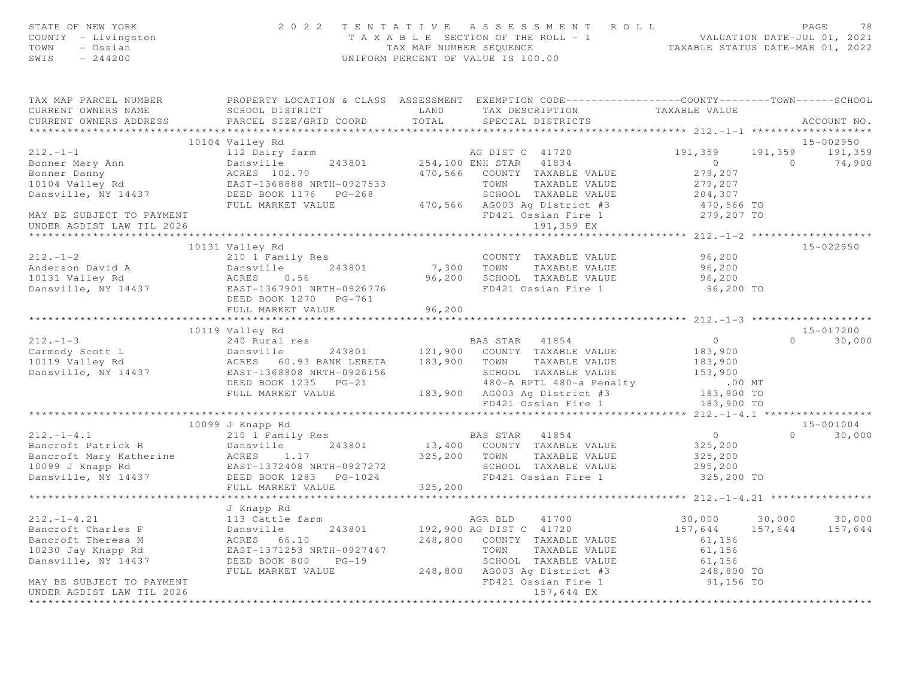STATE OF NEW YORK — 2022 TENTATIVE ASSESSMENT ROLL
COUNTY - Livingston — TAXABLE SECTION OF THE ROLL - 1 — VALUATION DATE-JUL 01, 2021
TOWN - Ossian — TAX MAP NUMBER SEQUENCE — TAXABLE STATUS DATE-MAR 01, 2022
SWIS - 244200 — UNIFORM PERCENT OF VALUE IS 100.00

| TAX MAP PARCEL NUMBER / CURRENT OWNERS NAME / CURRENT OWNERS ADDRESS | PROPERTY LOCATION & CLASS / SCHOOL DISTRICT / PARCEL SIZE/GRID COORD | ASSESSMENT LAND / TOTAL | EXEMPTION CODE / TAX DESCRIPTION / SPECIAL DISTRICTS | COUNTY TAXABLE VALUE | TOWN | SCHOOL | ACCOUNT NO. |
|---|---|---|---|---|---|---|---|
| | 10104 Valley Rd | | | | | | 15-002950 |
| 212.-1-1 | 112 Dairy farm | | AG DIST C 41720 | 191,359 | 191,359 | 191,359 | |
| Bonner Mary Ann | Dansville 243801 | 254,100 | ENH STAR 41834 | 0 | 0 | 74,900 | |
| Bonner Danny | ACRES 102.70 | 470,566 | COUNTY TAXABLE VALUE | 279,207 | | | |
| 10104 Valley Rd | EAST-1368888 NRTH-0927533 | | TOWN TAXABLE VALUE | 279,207 | | | |
| Dansville, NY 14437 | DEED BOOK 1176 PG-268 | | SCHOOL TAXABLE VALUE | 204,307 | | | |
| | FULL MARKET VALUE | 470,566 | AG003 Ag District #3 | 470,566 TO | | | |
| MAY BE SUBJECT TO PAYMENT | | | FD421 Ossian Fire 1 | 279,207 TO | | | |
| UNDER AGDIST LAW TIL 2026 | | | 191,359 EX | | | | |
| | 10131 Valley Rd | | | | | | 15-022950 |
| 212.-1-2 | 210 1 Family Res | | COUNTY TAXABLE VALUE | 96,200 | | | |
| Anderson David A | Dansville 243801 | 7,300 | TOWN TAXABLE VALUE | 96,200 | | | |
| 10131 Valley Rd | ACRES 0.56 | 96,200 | SCHOOL TAXABLE VALUE | 96,200 | | | |
| Dansville, NY 14437 | EAST-1367901 NRTH-0926776 | | FD421 Ossian Fire 1 | 96,200 TO | | | |
| | DEED BOOK 1270 PG-761 | | | | | | |
| | FULL MARKET VALUE | 96,200 | | | | | |
| | 10119 Valley Rd | | | | | | 15-017200 |
| 212.-1-3 | 240 Rural res | | BAS STAR 41854 | 0 | 0 | 30,000 | |
| Carmody Scott L | Dansville 243801 | 121,900 | COUNTY TAXABLE VALUE | 183,900 | | | |
| 10119 Valley Rd | ACRES 60.93 BANK LERETA | 183,900 | TOWN TAXABLE VALUE | 183,900 | | | |
| Dansville, NY 14437 | EAST-1368808 NRTH-0926156 | | SCHOOL TAXABLE VALUE | 153,900 | | | |
| | DEED BOOK 1235 PG-21 | | 480-A RPTL 480-a Penalty | .00 MT | | | |
| | FULL MARKET VALUE | 183,900 | AG003 Ag District #3 | 183,900 TO | | | |
| | | | FD421 Ossian Fire 1 | 183,900 TO | | | |
| | 10099 J Knapp Rd | | | | | | 15-001004 |
| 212.-1-4.1 | 210 1 Family Res | | BAS STAR 41854 | 0 | 0 | 30,000 | |
| Bancroft Patrick R | Dansville 243801 | 13,400 | COUNTY TAXABLE VALUE | 325,200 | | | |
| Bancroft Mary Katherine | ACRES 1.17 | 325,200 | TOWN TAXABLE VALUE | 325,200 | | | |
| 10099 J Knapp Rd | EAST-1372408 NRTH-0927272 | | SCHOOL TAXABLE VALUE | 295,200 | | | |
| Dansville, NY 14437 | DEED BOOK 1283 PG-1024 | | FD421 Ossian Fire 1 | 325,200 TO | | | |
| | FULL MARKET VALUE | 325,200 | | | | | |
| | J Knapp Rd | | | | | | |
| 212.-1-4.21 | 113 Cattle farm | | AGR BLD 41700 | 30,000 | 30,000 | 30,000 | |
| Bancroft Charles F | Dansville 243801 | 192,900 | AG DIST C 41720 | 157,644 | 157,644 | 157,644 | |
| Bancroft Theresa M | ACRES 66.10 | 248,800 | COUNTY TAXABLE VALUE | 61,156 | | | |
| 10230 Jay Knapp Rd | EAST-1371253 NRTH-0927447 | | TOWN TAXABLE VALUE | 61,156 | | | |
| Dansville, NY 14437 | DEED BOOK 800 PG-19 | | SCHOOL TAXABLE VALUE | 61,156 | | | |
| | FULL MARKET VALUE | 248,800 | AG003 Ag District #3 | 248,800 TO | | | |
| MAY BE SUBJECT TO PAYMENT | | | FD421 Ossian Fire 1 | 91,156 TO | | | |
| UNDER AGDIST LAW TIL 2026 | | | 157,644 EX | | | | |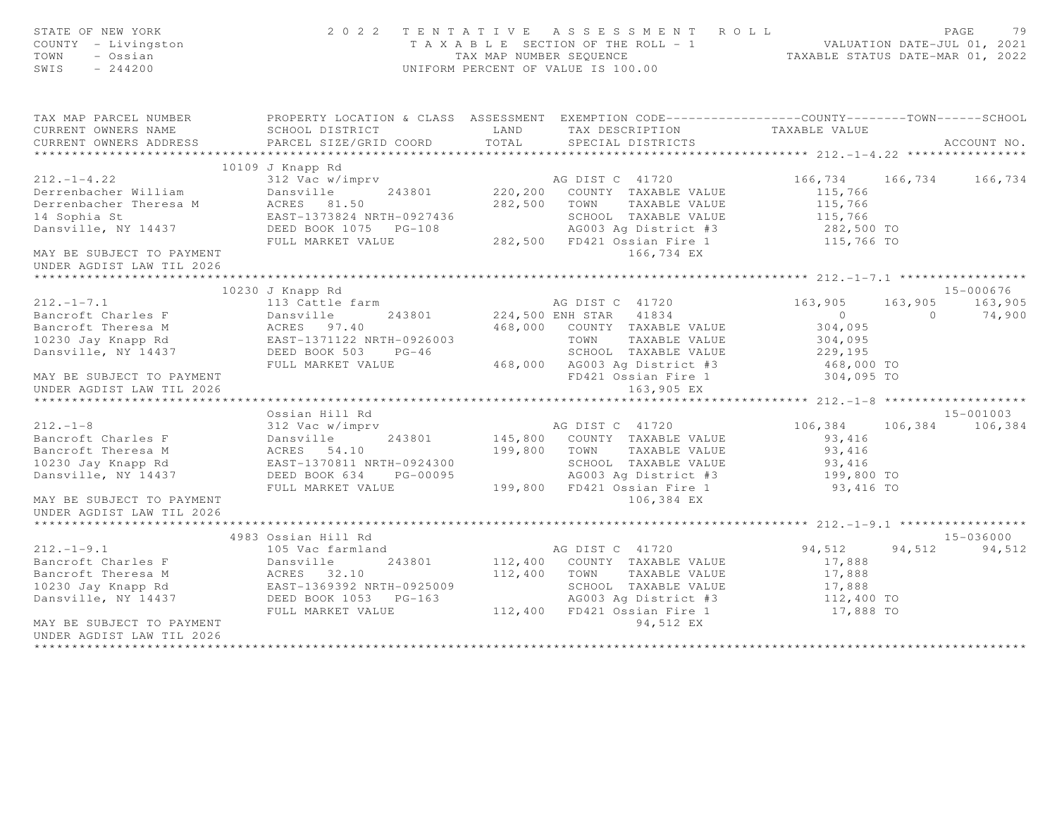STATE OF NEW YORK
COUNTY - Livingston
TOWN - Ossian
SWIS - 244200

2022 TENTATIVE ASSESSMENT ROLL
TAXABLE SECTION OF THE ROLL - 1
TAX MAP NUMBER SEQUENCE
UNIFORM PERCENT OF VALUE IS 100.00

VALUATION DATE-JUL 01, 2021
TAXABLE STATUS DATE-MAR 01, 2022

```
TAX MAP PARCEL NUMBER          PROPERTY LOCATION & CLASS  ASSESSMENT  EXEMPTION CODE------------------COUNTY--------TOWN------SCHOOL
CURRENT OWNERS NAME            SCHOOL DISTRICT               LAND      TAX DESCRIPTION            TAXABLE VALUE
CURRENT OWNERS ADDRESS         PARCEL SIZE/GRID COORD        TOTAL     SPECIAL DISTRICTS                                       ACCOUNT NO.
******************************************************************************************************* 212.-1-4.22 ****************
                          10109 J Knapp Rd
212.-1-4.22                    312 Vac w/imprv                        AG DIST C  41720           166,734    166,734    166,734
Derrenbacher William           Dansville       243801       220,200   COUNTY  TAXABLE VALUE        115,766
Derrenbacher Theresa M         ACRES   81.50                282,500   TOWN    TAXABLE VALUE        115,766
14 Sophia St                   EAST-1373824 NRTH-0927436              SCHOOL  TAXABLE VALUE        115,766
Dansville, NY 14437            DEED BOOK 1075   PG-108                AG003 Ag District #3          282,500 TO
                               FULL MARKET VALUE            282,500   FD421 Ossian Fire 1           115,766 TO
MAY BE SUBJECT TO PAYMENT                                                   166,734 EX
UNDER AGDIST LAW TIL 2026
******************************************************************************************************* 212.-1-7.1 *****************
                          10230 J Knapp Rd                                                                             15-000676
212.-1-7.1                     113 Cattle farm                        AG DIST C  41720           163,905    163,905    163,905
Bancroft Charles F             Dansville       243801       224,500 ENH STAR   41834                  0          0     74,900
Bancroft Theresa M             ACRES   97.40                468,000   COUNTY  TAXABLE VALUE        304,095
10230 Jay Knapp Rd             EAST-1371122 NRTH-0926003              TOWN    TAXABLE VALUE        304,095
Dansville, NY 14437            DEED BOOK 503    PG-46                 SCHOOL  TAXABLE VALUE        229,195
                               FULL MARKET VALUE            468,000   AG003 Ag District #3          468,000 TO
MAY BE SUBJECT TO PAYMENT                                             FD421 Ossian Fire 1           304,095 TO
UNDER AGDIST LAW TIL 2026                                                   163,905 EX
******************************************************************************************************* 212.-1-8 *******************
                               Ossian Hill Rd                                                                          15-001003
212.-1-8                       312 Vac w/imprv                        AG DIST C  41720           106,384    106,384    106,384
Bancroft Charles F             Dansville       243801       145,800   COUNTY  TAXABLE VALUE         93,416
Bancroft Theresa M             ACRES   54.10                199,800   TOWN    TAXABLE VALUE         93,416
10230 Jay Knapp Rd             EAST-1370811 NRTH-0924300              SCHOOL  TAXABLE VALUE         93,416
Dansville, NY 14437            DEED BOOK 634    PG-00095              AG003 Ag District #3          199,800 TO
                               FULL MARKET VALUE            199,800   FD421 Ossian Fire 1            93,416 TO
MAY BE SUBJECT TO PAYMENT                                                   106,384 EX
UNDER AGDIST LAW TIL 2026
******************************************************************************************************* 212.-1-9.1 *****************
                           4983 Ossian Hill Rd                                                                         15-036000
212.-1-9.1                     105 Vac farmland                       AG DIST C  41720            94,512     94,512     94,512
Bancroft Charles F             Dansville       243801       112,400   COUNTY  TAXABLE VALUE         17,888
Bancroft Theresa M             ACRES   32.10                112,400   TOWN    TAXABLE VALUE         17,888
10230 Jay Knapp Rd             EAST-1369392 NRTH-0925009              SCHOOL  TAXABLE VALUE         17,888
Dansville, NY 14437            DEED BOOK 1053   PG-163                AG003 Ag District #3          112,400 TO
                               FULL MARKET VALUE            112,400   FD421 Ossian Fire 1            17,888 TO
MAY BE SUBJECT TO PAYMENT                                                    94,512 EX
UNDER AGDIST LAW TIL 2026
************************************************************************************************************************************
```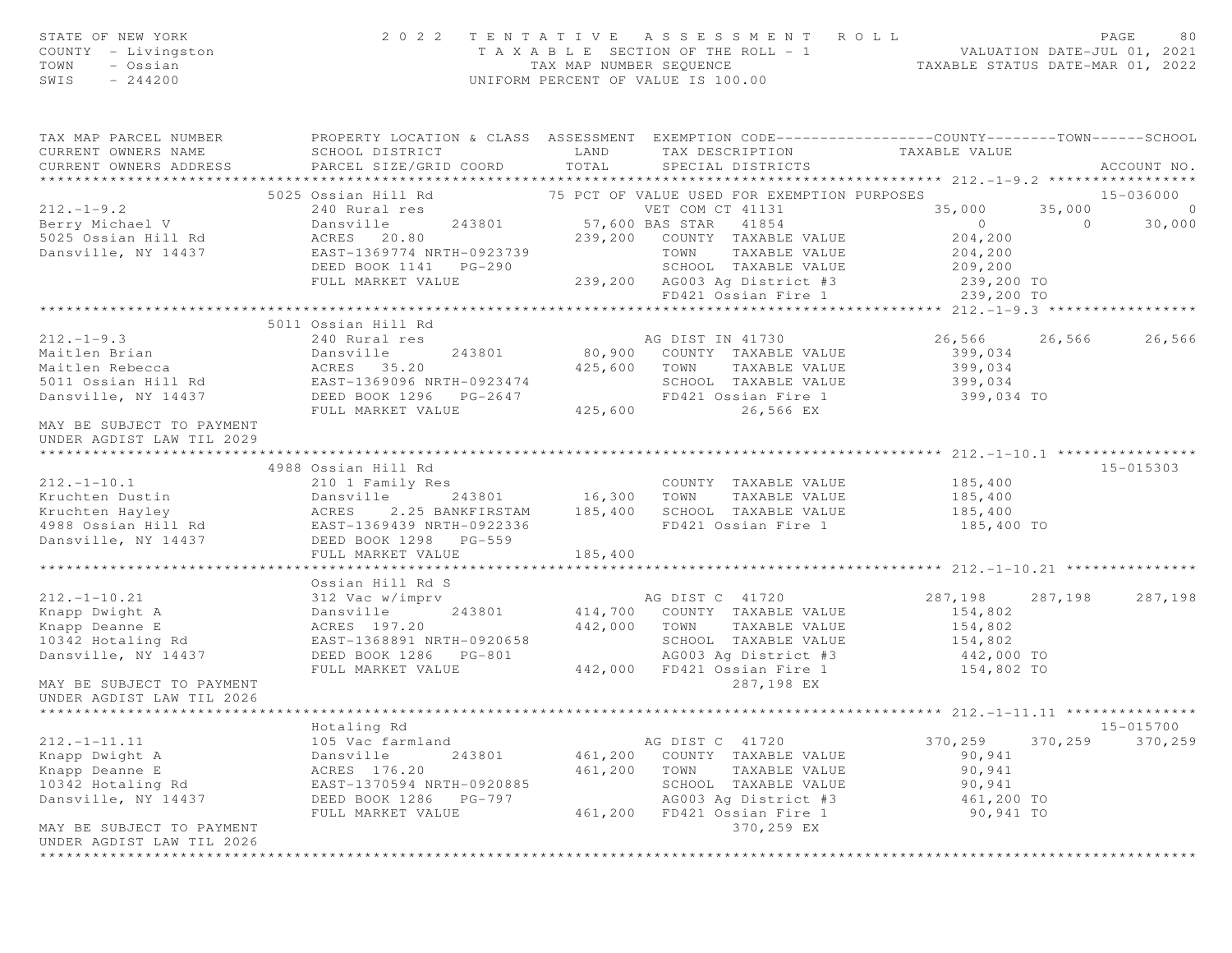STATE OF NEW YORK — COUNTY - Livingston — TOWN - Ossian — SWIS - 244200

2 0 2 2 T E N T A T I V E A S S E S S M E N T R O L L
T A X A B L E SECTION OF THE ROLL - 1
TAX MAP NUMBER SEQUENCE
UNIFORM PERCENT OF VALUE IS 100.00

VALUATION DATE-JUL 01, 2021
TAXABLE STATUS DATE-MAR 01, 2022

```
TAX MAP PARCEL NUMBER          PROPERTY LOCATION & CLASS  ASSESSMENT  EXEMPTION CODE------------------COUNTY--------TOWN------SCHOOL
CURRENT OWNERS NAME            SCHOOL DISTRICT               LAND      TAX DESCRIPTION            TAXABLE VALUE
CURRENT OWNERS ADDRESS         PARCEL SIZE/GRID COORD       TOTAL      SPECIAL DISTRICTS                                      ACCOUNT NO.
******************************************************************************************************* 212.-1-9.2 *****************
                               5025 Ossian Hill Rd              75 PCT OF VALUE USED FOR EXEMPTION PURPOSES                    15-036000
212.-1-9.2                     240 Rural res                       VET COM CT 41131             35,000      35,000            0
Berry Michael V                Dansville       243801        57,600 BAS STAR   41854                  0           0       30,000
5025 Ossian Hill Rd            ACRES   20.80                239,200   COUNTY  TAXABLE VALUE          204,200
Dansville, NY 14437            EAST-1369774 NRTH-0923739              TOWN    TAXABLE VALUE          204,200
                               DEED BOOK 1141   PG-290                SCHOOL  TAXABLE VALUE          209,200
                               FULL MARKET VALUE            239,200   AG003 Ag District #3           239,200 TO
                                                                      FD421 Ossian Fire 1            239,200 TO
******************************************************************************************************* 212.-1-9.3 *****************
                               5011 Ossian Hill Rd
212.-1-9.3                     240 Rural res                      AG DIST IN 41730             26,566      26,566       26,566
Maitlen Brian                  Dansville       243801        80,900   COUNTY  TAXABLE VALUE          399,034
Maitlen Rebecca                ACRES   35.20                425,600   TOWN    TAXABLE VALUE          399,034
5011 Ossian Hill Rd            EAST-1369096 NRTH-0923474              SCHOOL  TAXABLE VALUE          399,034
Dansville, NY 14437            DEED BOOK 1296   PG-2647               FD421 Ossian Fire 1            399,034 TO
                               FULL MARKET VALUE            425,600             26,566 EX
MAY BE SUBJECT TO PAYMENT
UNDER AGDIST LAW TIL 2029
******************************************************************************************************* 212.-1-10.1 ****************
                               4988 Ossian Hill Rd                                                                      15-015303
212.-1-10.1                    210 1 Family Res                       COUNTY  TAXABLE VALUE          185,400
Kruchten Dustin                Dansville       243801        16,300   TOWN    TAXABLE VALUE          185,400
Kruchten Hayley                ACRES    2.25 BANKFIRSTAM    185,400   SCHOOL  TAXABLE VALUE          185,400
4988 Ossian Hill Rd            EAST-1369439 NRTH-0922336              FD421 Ossian Fire 1            185,400 TO
Dansville, NY 14437            DEED BOOK 1298   PG-559
                               FULL MARKET VALUE            185,400
******************************************************************************************************* 212.-1-10.21 ***************
                               Ossian Hill Rd S
212.-1-10.21                   312 Vac w/imprv                    AG DIST C  41720             287,198     287,198      287,198
Knapp Dwight A                 Dansville       243801       414,700   COUNTY  TAXABLE VALUE          154,802
Knapp Deanne E                 ACRES  197.20                442,000   TOWN    TAXABLE VALUE          154,802
10342 Hotaling Rd              EAST-1368891 NRTH-0920658              SCHOOL  TAXABLE VALUE          154,802
Dansville, NY 14437            DEED BOOK 1286   PG-801                AG003 Ag District #3           442,000 TO
                               FULL MARKET VALUE            442,000   FD421 Ossian Fire 1            154,802 TO
MAY BE SUBJECT TO PAYMENT                                                       287,198 EX
UNDER AGDIST LAW TIL 2026
******************************************************************************************************* 212.-1-11.11 ***************
                               Hotaling Rd                                                                              15-015700
212.-1-11.11                   105 Vac farmland                   AG DIST C  41720             370,259     370,259      370,259
Knapp Dwight A                 Dansville       243801       461,200   COUNTY  TAXABLE VALUE           90,941
Knapp Deanne E                 ACRES  176.20                461,200   TOWN    TAXABLE VALUE           90,941
10342 Hotaling Rd              EAST-1370594 NRTH-0920885              SCHOOL  TAXABLE VALUE           90,941
Dansville, NY 14437            DEED BOOK 1286   PG-797                AG003 Ag District #3           461,200 TO
                               FULL MARKET VALUE            461,200   FD421 Ossian Fire 1             90,941 TO
MAY BE SUBJECT TO PAYMENT                                                       370,259 EX
UNDER AGDIST LAW TIL 2026
************************************************************************************************************************************
```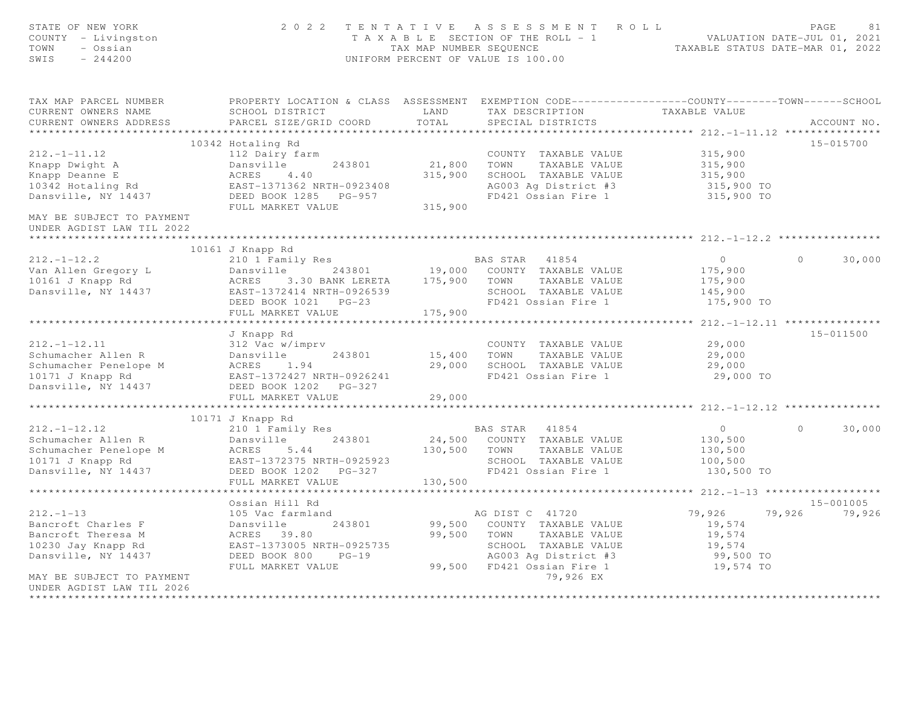STATE OF NEW YORK
COUNTY - Livingston
TOWN - Ossian
SWIS - 244200

2022 TENTATIVE ASSESSMENT ROLL
TAXABLE SECTION OF THE ROLL - 1
TAX MAP NUMBER SEQUENCE
UNIFORM PERCENT OF VALUE IS 100.00

VALUATION DATE-JUL 01, 2021
TAXABLE STATUS DATE-MAR 01, 2022

```
TAX MAP PARCEL NUMBER          PROPERTY LOCATION & CLASS  ASSESSMENT  EXEMPTION CODE------------------COUNTY--------TOWN------SCHOOL
CURRENT OWNERS NAME            SCHOOL DISTRICT               LAND      TAX DESCRIPTION            TAXABLE VALUE
CURRENT OWNERS ADDRESS         PARCEL SIZE/GRID COORD        TOTAL     SPECIAL DISTRICTS                                      ACCOUNT NO.
****************************************************************************************************** 212.-1-11.12 ***************
                        10342 Hotaling Rd                                                                                     15-015700
212.-1-11.12                   112 Dairy farm                          COUNTY  TAXABLE VALUE          315,900
Knapp Dwight A                 Dansville        243801       21,800    TOWN    TAXABLE VALUE          315,900
Knapp Deanne E                 ACRES    4.40               315,900     SCHOOL  TAXABLE VALUE          315,900
10342 Hotaling Rd              EAST-1371362 NRTH-0923408               AG003 Ag District #3            315,900 TO
Dansville, NY 14437            DEED BOOK 1285   PG-957                 FD421 Ossian Fire 1             315,900 TO
                               FULL MARKET VALUE           315,900
MAY BE SUBJECT TO PAYMENT
UNDER AGDIST LAW TIL 2022
****************************************************************************************************** 212.-1-12.2 ****************
                        10161 J Knapp Rd
212.-1-12.2                    210 1 Family Res                    BAS STAR   41854                 0             0        30,000
Van Allen Gregory L            Dansville        243801       19,000    COUNTY  TAXABLE VALUE          175,900
10161 J Knapp Rd               ACRES    3.30 BANK LERETA    175,900    TOWN    TAXABLE VALUE          175,900
Dansville, NY 14437            EAST-1372414 NRTH-0926539               SCHOOL  TAXABLE VALUE          145,900
                               DEED BOOK 1021   PG-23                  FD421 Ossian Fire 1             175,900 TO
                               FULL MARKET VALUE           175,900
****************************************************************************************************** 212.-1-12.11 ***************
                               J Knapp Rd                                                                                     15-011500
212.-1-12.11                   312 Vac w/imprv                         COUNTY  TAXABLE VALUE           29,000
Schumacher Allen R             Dansville        243801       15,400    TOWN    TAXABLE VALUE           29,000
Schumacher Penelope M          ACRES    1.94                29,000     SCHOOL  TAXABLE VALUE           29,000
10171 J Knapp Rd               EAST-1372427 NRTH-0926241               FD421 Ossian Fire 1              29,000 TO
Dansville, NY 14437            DEED BOOK 1202   PG-327
                               FULL MARKET VALUE            29,000
****************************************************************************************************** 212.-1-12.12 ***************
                        10171 J Knapp Rd
212.-1-12.12                   210 1 Family Res                    BAS STAR   41854                 0             0        30,000
Schumacher Allen R             Dansville        243801       24,500    COUNTY  TAXABLE VALUE          130,500
Schumacher Penelope M          ACRES    5.44               130,500     TOWN    TAXABLE VALUE          130,500
10171 J Knapp Rd               EAST-1372375 NRTH-0925923               SCHOOL  TAXABLE VALUE          100,500
Dansville, NY 14437            DEED BOOK 1202   PG-327                 FD421 Ossian Fire 1             130,500 TO
                               FULL MARKET VALUE           130,500
****************************************************************************************************** 212.-1-13 ******************
                               Ossian Hill Rd                                                                                 15-001005
212.-1-13                      105 Vac farmland                    AG DIST C  41720            79,926        79,926        79,926
Bancroft Charles F             Dansville        243801       99,500    COUNTY  TAXABLE VALUE           19,574
Bancroft Theresa M             ACRES   39.80                99,500     TOWN    TAXABLE VALUE           19,574
10230 Jay Knapp Rd             EAST-1373005 NRTH-0925735               SCHOOL  TAXABLE VALUE           19,574
Dansville, NY 14437            DEED BOOK 800    PG-19                  AG003 Ag District #3             99,500 TO
                               FULL MARKET VALUE            99,500     FD421 Ossian Fire 1              19,574 TO
MAY BE SUBJECT TO PAYMENT                                                         79,926 EX
UNDER AGDIST LAW TIL 2026
************************************************************************************************************************************
```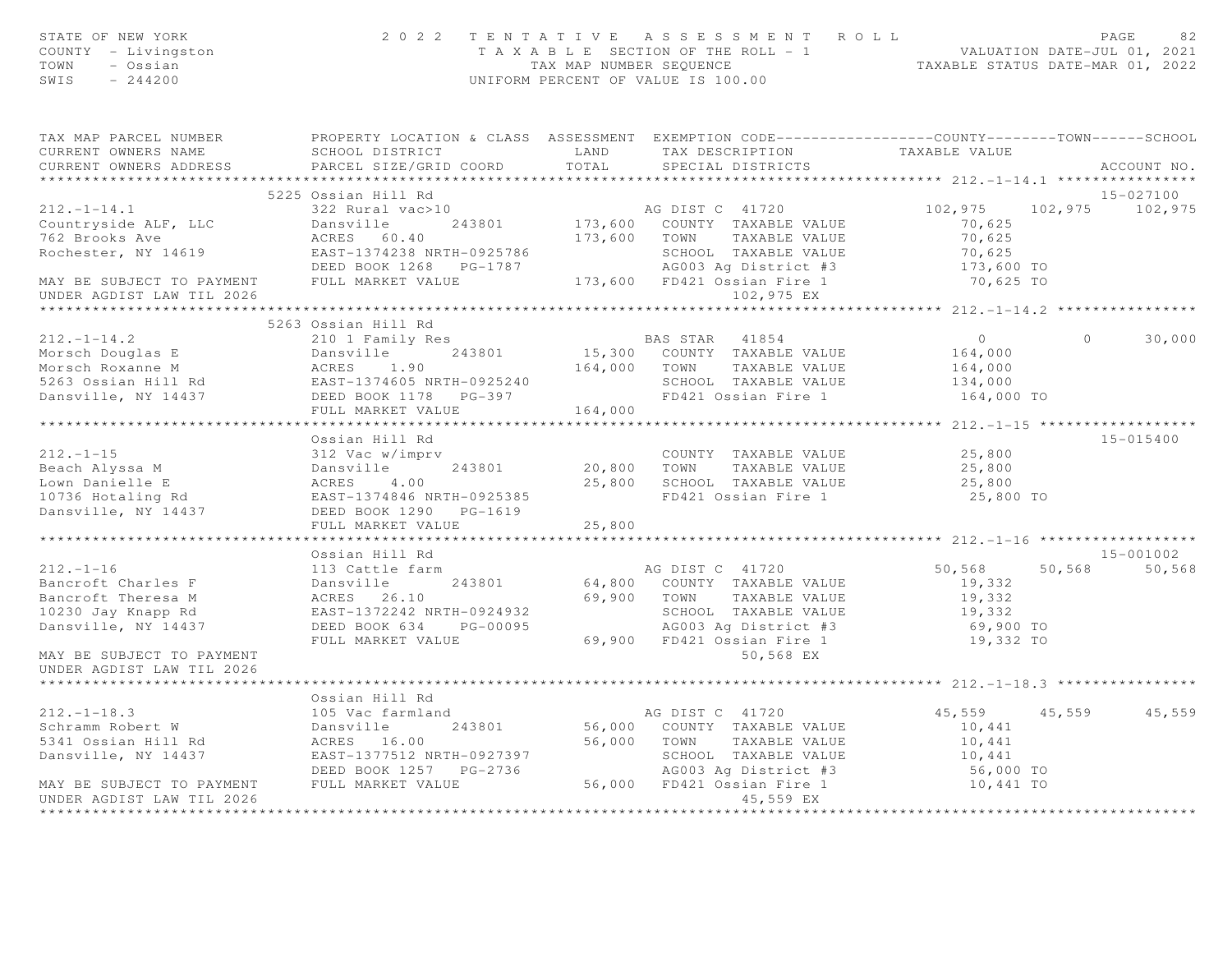STATE OF NEW YORK — 2022 TENTATIVE ASSESSMENT ROLL
COUNTY - Livingston — TAXABLE SECTION OF THE ROLL - 1 — VALUATION DATE-JUL 01, 2021
TOWN - Ossian — TAX MAP NUMBER SEQUENCE — TAXABLE STATUS DATE-MAR 01, 2022
SWIS - 244200 — UNIFORM PERCENT OF VALUE IS 100.00

| TAX MAP PARCEL NUMBER / CURRENT OWNERS NAME / CURRENT OWNERS ADDRESS | PROPERTY LOCATION & CLASS / SCHOOL DISTRICT / PARCEL SIZE/GRID COORD | ASSESSMENT LAND | ASSESSMENT TOTAL | EXEMPTION CODE / TAX DESCRIPTION / SPECIAL DISTRICTS | COUNTY TAXABLE VALUE | TOWN | SCHOOL | ACCOUNT NO. |
|---|---|---|---|---|---|---|---|---|
| **212.-1-14.1** | 5225 Ossian Hill Rd | | | | | | | 15-027100 |
| 212.-1-14.1 | 322 Rural vac>10 | | | AG DIST C 41720 | 102,975 | 102,975 | 102,975 | |
| Countryside ALF, LLC | Dansville 243801 | 173,600 | | COUNTY TAXABLE VALUE | 70,625 | | | |
| 762 Brooks Ave | ACRES 60.40 | | 173,600 | TOWN TAXABLE VALUE | 70,625 | | | |
| Rochester, NY 14619 | EAST-1374238 NRTH-0925786 | | | SCHOOL TAXABLE VALUE | 70,625 | | | |
| | DEED BOOK 1268 PG-1787 | | | AG003 Ag District #3 | 173,600 TO | | | |
| MAY BE SUBJECT TO PAYMENT | FULL MARKET VALUE | | 173,600 | FD421 Ossian Fire 1 | 70,625 TO | | | |
| UNDER AGDIST LAW TIL 2026 | | | | 102,975 EX | | | | |
| **212.-1-14.2** | 5263 Ossian Hill Rd | | | | | | | |
| 212.-1-14.2 | 210 1 Family Res | | | BAS STAR 41854 | 0 | 0 | 30,000 | |
| Morsch Douglas E | Dansville 243801 | 15,300 | | COUNTY TAXABLE VALUE | 164,000 | | | |
| Morsch Roxanne M | ACRES 1.90 | | 164,000 | TOWN TAXABLE VALUE | 164,000 | | | |
| 5263 Ossian Hill Rd | EAST-1374605 NRTH-0925240 | | | SCHOOL TAXABLE VALUE | 134,000 | | | |
| Dansville, NY 14437 | DEED BOOK 1178 PG-397 | | | FD421 Ossian Fire 1 | 164,000 TO | | | |
| | FULL MARKET VALUE | | 164,000 | | | | | |
| **212.-1-15** | Ossian Hill Rd | | | | | | | 15-015400 |
| 212.-1-15 | 312 Vac w/imprv | | | COUNTY TAXABLE VALUE | 25,800 | | | |
| Beach Alyssa M | Dansville 243801 | 20,800 | | TOWN TAXABLE VALUE | 25,800 | | | |
| Lown Danielle E | ACRES 4.00 | | 25,800 | SCHOOL TAXABLE VALUE | 25,800 | | | |
| 10736 Hotaling Rd | EAST-1374846 NRTH-0925385 | | | FD421 Ossian Fire 1 | 25,800 TO | | | |
| Dansville, NY 14437 | DEED BOOK 1290 PG-1619 | | | | | | | |
| | FULL MARKET VALUE | | 25,800 | | | | | |
| **212.-1-16** | Ossian Hill Rd | | | | | | | 15-001002 |
| 212.-1-16 | 113 Cattle farm | | | AG DIST C 41720 | 50,568 | 50,568 | 50,568 | |
| Bancroft Charles F | Dansville 243801 | 64,800 | | COUNTY TAXABLE VALUE | 19,332 | | | |
| Bancroft Theresa M | ACRES 26.10 | | 69,900 | TOWN TAXABLE VALUE | 19,332 | | | |
| 10230 Jay Knapp Rd | EAST-1372242 NRTH-0924932 | | | SCHOOL TAXABLE VALUE | 19,332 | | | |
| Dansville, NY 14437 | DEED BOOK 634 PG-00095 | | | AG003 Ag District #3 | 69,900 TO | | | |
| | FULL MARKET VALUE | | 69,900 | FD421 Ossian Fire 1 | 19,332 TO | | | |
| MAY BE SUBJECT TO PAYMENT | | | | 50,568 EX | | | | |
| UNDER AGDIST LAW TIL 2026 | | | | | | | | |
| **212.-1-18.3** | Ossian Hill Rd | | | | | | | |
| 212.-1-18.3 | 105 Vac farmland | | | AG DIST C 41720 | 45,559 | 45,559 | 45,559 | |
| Schramm Robert W | Dansville 243801 | 56,000 | | COUNTY TAXABLE VALUE | 10,441 | | | |
| 5341 Ossian Hill Rd | ACRES 16.00 | | 56,000 | TOWN TAXABLE VALUE | 10,441 | | | |
| Dansville, NY 14437 | EAST-1377512 NRTH-0927397 | | | SCHOOL TAXABLE VALUE | 10,441 | | | |
| | DEED BOOK 1257 PG-2736 | | | AG003 Ag District #3 | 56,000 TO | | | |
| MAY BE SUBJECT TO PAYMENT | FULL MARKET VALUE | | 56,000 | FD421 Ossian Fire 1 | 10,441 TO | | | |
| UNDER AGDIST LAW TIL 2026 | | | | 45,559 EX | | | | |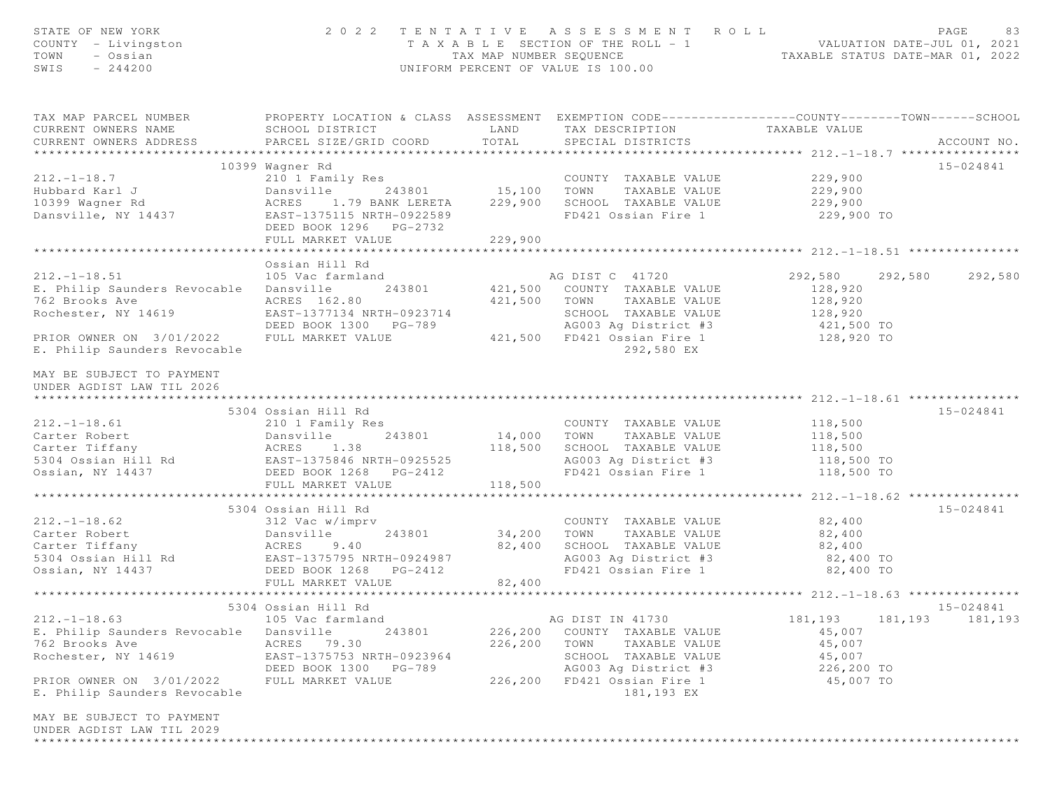STATE OF NEW YORK
COUNTY - Livingston
TOWN - Ossian
SWIS - 244200

2022 TENTATIVE ASSESSMENT ROLL
TAXABLE SECTION OF THE ROLL - 1
TAX MAP NUMBER SEQUENCE
UNIFORM PERCENT OF VALUE IS 100.00

VALUATION DATE-JUL 01, 2021
TAXABLE STATUS DATE-MAR 01, 2022

```
TAX MAP PARCEL NUMBER          PROPERTY LOCATION & CLASS  ASSESSMENT  EXEMPTION CODE------------------COUNTY--------TOWN------SCHOOL
CURRENT OWNERS NAME            SCHOOL DISTRICT               LAND      TAX DESCRIPTION            TAXABLE VALUE
CURRENT OWNERS ADDRESS         PARCEL SIZE/GRID COORD        TOTAL     SPECIAL DISTRICTS                                     ACCOUNT NO.
******************************************************************************************************* 212.-1-18.7 ****************
                              10399 Wagner Rd                                                                                15-024841
212.-1-18.7                    210 1 Family Res                         COUNTY  TAXABLE VALUE           229,900
Hubbard Karl J                 Dansville         243801       15,100    TOWN    TAXABLE VALUE           229,900
10399 Wagner Rd                ACRES     1.79 BANK LERETA    229,900    SCHOOL  TAXABLE VALUE           229,900
Dansville, NY 14437            EAST-1375115 NRTH-0922589                FD421 Ossian Fire 1              229,900 TO
                               DEED BOOK 1296   PG-2732
                               FULL MARKET VALUE             229,900
******************************************************************************************************* 212.-1-18.51 ***************
                               Ossian Hill Rd
212.-1-18.51                   105 Vac farmland                        AG DIST C  41720               292,580    292,580     292,580
E. Philip Saunders Revocable   Dansville         243801      421,500    COUNTY  TAXABLE VALUE           128,920
762 Brooks Ave                 ACRES  162.80                 421,500    TOWN    TAXABLE VALUE           128,920
Rochester, NY 14619            EAST-1377134 NRTH-0923714                SCHOOL  TAXABLE VALUE           128,920
                               DEED BOOK 1300   PG-789                  AG003 Ag District #3             421,500 TO
PRIOR OWNER ON 3/01/2022       FULL MARKET VALUE             421,500    FD421 Ossian Fire 1              128,920 TO
E. Philip Saunders Revocable                                                      292,580 EX

MAY BE SUBJECT TO PAYMENT
UNDER AGDIST LAW TIL 2026
******************************************************************************************************* 212.-1-18.61 ***************
                               5304 Ossian Hill Rd                                                                           15-024841
212.-1-18.61                   210 1 Family Res                         COUNTY  TAXABLE VALUE           118,500
Carter Robert                  Dansville         243801       14,000    TOWN    TAXABLE VALUE           118,500
Carter Tiffany                 ACRES     1.38                118,500    SCHOOL  TAXABLE VALUE           118,500
5304 Ossian Hill Rd            EAST-1375846 NRTH-0925525                AG003 Ag District #3             118,500 TO
Ossian, NY 14437               DEED BOOK 1268   PG-2412                 FD421 Ossian Fire 1              118,500 TO
                               FULL MARKET VALUE             118,500
******************************************************************************************************* 212.-1-18.62 ***************
                               5304 Ossian Hill Rd                                                                           15-024841
212.-1-18.62                   312 Vac w/imprv                          COUNTY  TAXABLE VALUE            82,400
Carter Robert                  Dansville         243801       34,200    TOWN    TAXABLE VALUE            82,400
Carter Tiffany                 ACRES     9.40                 82,400    SCHOOL  TAXABLE VALUE            82,400
5304 Ossian Hill Rd            EAST-1375795 NRTH-0924987                AG003 Ag District #3              82,400 TO
Ossian, NY 14437               DEED BOOK 1268   PG-2412                 FD421 Ossian Fire 1               82,400 TO
                               FULL MARKET VALUE              82,400
******************************************************************************************************* 212.-1-18.63 ***************
                               5304 Ossian Hill Rd                                                                           15-024841
212.-1-18.63                   105 Vac farmland                        AG DIST IN 41730               181,193    181,193     181,193
E. Philip Saunders Revocable   Dansville         243801      226,200    COUNTY  TAXABLE VALUE            45,007
762 Brooks Ave                 ACRES   79.30                 226,200    TOWN    TAXABLE VALUE            45,007
Rochester, NY 14619            EAST-1375753 NRTH-0923964                SCHOOL  TAXABLE VALUE            45,007
                               DEED BOOK 1300   PG-789                  AG003 Ag District #3             226,200 TO
PRIOR OWNER ON 3/01/2022       FULL MARKET VALUE             226,200    FD421 Ossian Fire 1               45,007 TO
E. Philip Saunders Revocable                                                      181,193 EX

MAY BE SUBJECT TO PAYMENT
UNDER AGDIST LAW TIL 2029
************************************************************************************************************************************
```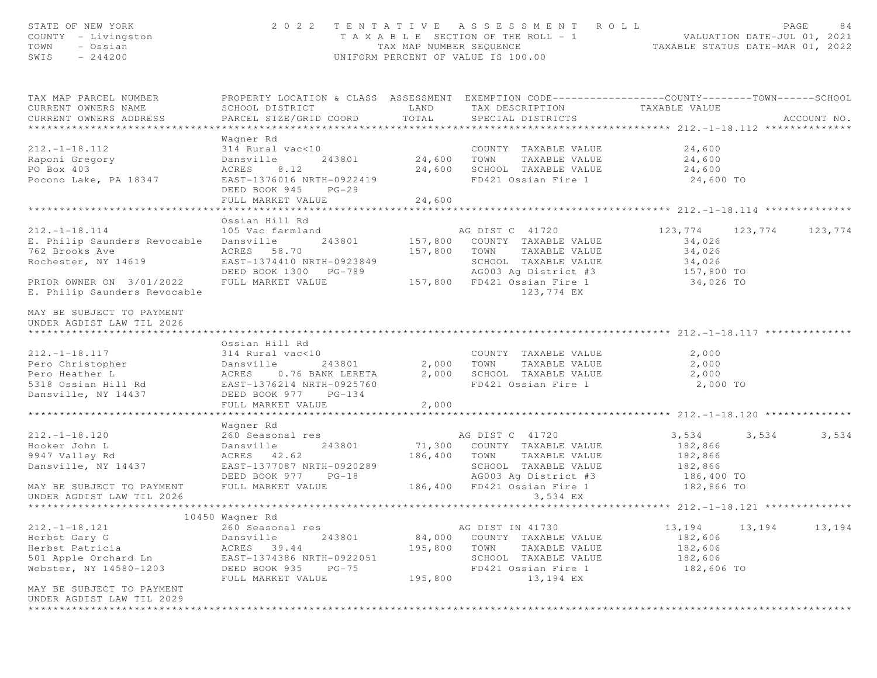STATE OF NEW YORK — 2022 TENTATIVE ASSESSMENT ROLL
COUNTY - Livingston — TAXABLE SECTION OF THE ROLL - 1 — VALUATION DATE-JUL 01, 2021
TOWN - Ossian — TAX MAP NUMBER SEQUENCE — TAXABLE STATUS DATE-MAR 01, 2022
SWIS - 244200 — UNIFORM PERCENT OF VALUE IS 100.00

| TAX MAP PARCEL NUMBER / CURRENT OWNERS NAME / CURRENT OWNERS ADDRESS | PROPERTY LOCATION & CLASS / SCHOOL DISTRICT / PARCEL SIZE/GRID COORD | ASSESSMENT LAND / TOTAL | EXEMPTION CODE / TAX DESCRIPTION / SPECIAL DISTRICTS | COUNTY TAXABLE VALUE | TOWN | SCHOOL |
|---|---|---|---|---|---|---|
| **212.-1-18.112** | Wagner Rd | | | | | |
| 212.-1-18.112 | 314 Rural vac<10 | | COUNTY TAXABLE VALUE | 24,600 | | |
| Raponi Gregory | Dansville 243801 | 24,600 | TOWN TAXABLE VALUE | 24,600 | | |
| PO Box 403 | ACRES 8.12 | 24,600 | SCHOOL TAXABLE VALUE | 24,600 | | |
| Pocono Lake, PA 18347 | EAST-1376016 NRTH-0922419 | | FD421 Ossian Fire 1 | 24,600 TO | | |
| | DEED BOOK 945 PG-29 | | | | | |
| | FULL MARKET VALUE | 24,600 | | | | |
| **212.-1-18.114** | Ossian Hill Rd | | | | | |
| 212.-1-18.114 | 105 Vac farmland | | AG DIST C 41720 | 123,774 | 123,774 | 123,774 |
| E. Philip Saunders Revocable | Dansville 243801 | 157,800 | COUNTY TAXABLE VALUE | 34,026 | | |
| 762 Brooks Ave | ACRES 58.70 | 157,800 | TOWN TAXABLE VALUE | 34,026 | | |
| Rochester, NY 14619 | EAST-1374410 NRTH-0923849 | | SCHOOL TAXABLE VALUE | 34,026 | | |
| | DEED BOOK 1300 PG-789 | | AG003 Ag District #3 | 157,800 TO | | |
| PRIOR OWNER ON 3/01/2022 | FULL MARKET VALUE | 157,800 | FD421 Ossian Fire 1 | 34,026 TO | | |
| E. Philip Saunders Revocable | | | 123,774 EX | | | |
| MAY BE SUBJECT TO PAYMENT UNDER AGDIST LAW TIL 2026 | | | | | | |
| **212.-1-18.117** | Ossian Hill Rd | | | | | |
| 212.-1-18.117 | 314 Rural vac<10 | | COUNTY TAXABLE VALUE | 2,000 | | |
| Pero Christopher | Dansville 243801 | 2,000 | TOWN TAXABLE VALUE | 2,000 | | |
| Pero Heather L | ACRES 0.76 BANK LERETA | 2,000 | SCHOOL TAXABLE VALUE | 2,000 | | |
| 5318 Ossian Hill Rd | EAST-1376214 NRTH-0925760 | | FD421 Ossian Fire 1 | 2,000 TO | | |
| Dansville, NY 14437 | DEED BOOK 977 PG-134 | | | | | |
| | FULL MARKET VALUE | 2,000 | | | | |
| **212.-1-18.120** | Wagner Rd | | | | | |
| 212.-1-18.120 | 260 Seasonal res | | AG DIST C 41720 | 3,534 | 3,534 | 3,534 |
| Hooker John L | Dansville 243801 | 71,300 | COUNTY TAXABLE VALUE | 182,866 | | |
| 9947 Valley Rd | ACRES 42.62 | 186,400 | TOWN TAXABLE VALUE | 182,866 | | |
| Dansville, NY 14437 | EAST-1377087 NRTH-0920289 | | SCHOOL TAXABLE VALUE | 182,866 | | |
| | DEED BOOK 977 PG-18 | | AG003 Ag District #3 | 186,400 TO | | |
| MAY BE SUBJECT TO PAYMENT | FULL MARKET VALUE | 186,400 | FD421 Ossian Fire 1 | 182,866 TO | | |
| UNDER AGDIST LAW TIL 2026 | | | 3,534 EX | | | |
| **212.-1-18.121** | 10450 Wagner Rd | | | | | |
| 212.-1-18.121 | 260 Seasonal res | | AG DIST IN 41730 | 13,194 | 13,194 | 13,194 |
| Herbst Gary G | Dansville 243801 | 84,000 | COUNTY TAXABLE VALUE | 182,606 | | |
| Herbst Patricia | ACRES 39.44 | 195,800 | TOWN TAXABLE VALUE | 182,606 | | |
| 501 Apple Orchard Ln | EAST-1374386 NRTH-0922051 | | SCHOOL TAXABLE VALUE | 182,606 | | |
| Webster, NY 14580-1203 | DEED BOOK 935 PG-75 | | FD421 Ossian Fire 1 | 182,606 TO | | |
| | FULL MARKET VALUE | 195,800 | 13,194 EX | | | |
| MAY BE SUBJECT TO PAYMENT UNDER AGDIST LAW TIL 2029 | | | | | | |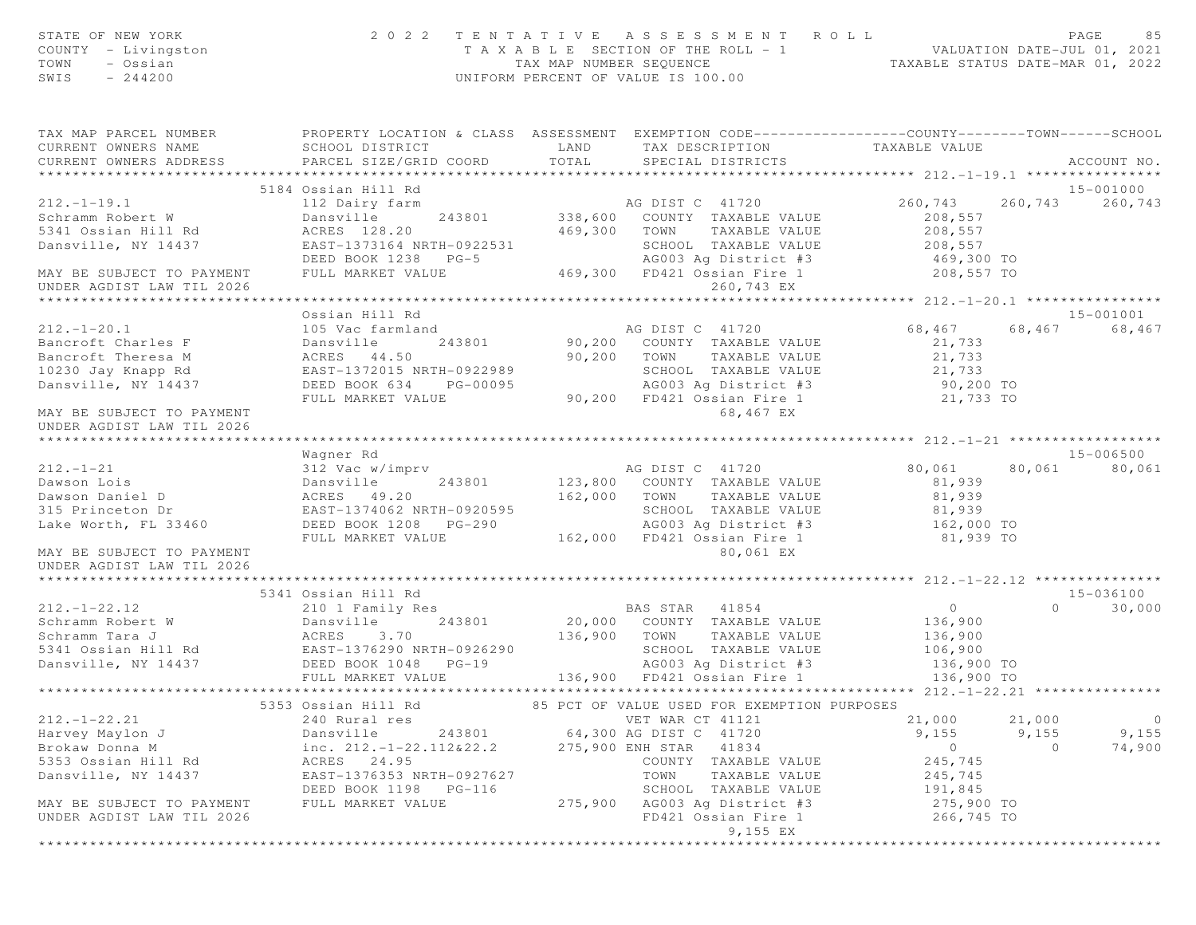STATE OF NEW YORK
COUNTY - Livingston
TOWN - Ossian
SWIS - 244200

2022 TENTATIVE ASSESSMENT ROLL
TAXABLE SECTION OF THE ROLL - 1
TAX MAP NUMBER SEQUENCE
UNIFORM PERCENT OF VALUE IS 100.00

VALUATION DATE-JUL 01, 2021
TAXABLE STATUS DATE-MAR 01, 2022

| TAX MAP PARCEL NUMBER / CURRENT OWNERS NAME / CURRENT OWNERS ADDRESS | PROPERTY LOCATION & CLASS / SCHOOL DISTRICT / PARCEL SIZE/GRID COORD | ASSESSMENT LAND / TOTAL | EXEMPTION CODE / TAX DESCRIPTION / SPECIAL DISTRICTS | COUNTY | TOWN | SCHOOL | ACCOUNT NO. |
|---|---|---|---|---|---|---|---|
| **212.-1-19.1** | 5184 Ossian Hill Rd | | | | | | 15-001000 |
| 212.-1-19.1 | 112 Dairy farm | | AG DIST C 41720 | 260,743 | 260,743 | 260,743 | |
| Schramm Robert W | Dansville 243801 | 338,600 | COUNTY TAXABLE VALUE | 208,557 | | | |
| 5341 Ossian Hill Rd | ACRES 128.20 | 469,300 | TOWN TAXABLE VALUE | 208,557 | | | |
| Dansville, NY 14437 | EAST-1373164 NRTH-0922531 | | SCHOOL TAXABLE VALUE | 208,557 | | | |
| | DEED BOOK 1238 PG-5 | | AG003 Ag District #3 | 469,300 TO | | | |
| MAY BE SUBJECT TO PAYMENT | FULL MARKET VALUE | 469,300 | FD421 Ossian Fire 1 | 208,557 TO | | | |
| UNDER AGDIST LAW TIL 2026 | | | 260,743 EX | | | | |
| **212.-1-20.1** | Ossian Hill Rd | | | | | | 15-001001 |
| 212.-1-20.1 | 105 Vac farmland | | AG DIST C 41720 | 68,467 | 68,467 | 68,467 | |
| Bancroft Charles F | Dansville 243801 | 90,200 | COUNTY TAXABLE VALUE | 21,733 | | | |
| Bancroft Theresa M | ACRES 44.50 | 90,200 | TOWN TAXABLE VALUE | 21,733 | | | |
| 10230 Jay Knapp Rd | EAST-1372015 NRTH-0922989 | | SCHOOL TAXABLE VALUE | 21,733 | | | |
| Dansville, NY 14437 | DEED BOOK 634 PG-00095 | | AG003 Ag District #3 | 90,200 TO | | | |
| | FULL MARKET VALUE | 90,200 | FD421 Ossian Fire 1 | 21,733 TO | | | |
| MAY BE SUBJECT TO PAYMENT | | | 68,467 EX | | | | |
| UNDER AGDIST LAW TIL 2026 | | | | | | | |
| **212.-1-21** | Wagner Rd | | | | | | 15-006500 |
| 212.-1-21 | 312 Vac w/imprv | | AG DIST C 41720 | 80,061 | 80,061 | 80,061 | |
| Dawson Lois | Dansville 243801 | 123,800 | COUNTY TAXABLE VALUE | 81,939 | | | |
| Dawson Daniel D | ACRES 49.20 | 162,000 | TOWN TAXABLE VALUE | 81,939 | | | |
| 315 Princeton Dr | EAST-1374062 NRTH-0920595 | | SCHOOL TAXABLE VALUE | 81,939 | | | |
| Lake Worth, FL 33460 | DEED BOOK 1208 PG-290 | | AG003 Ag District #3 | 162,000 TO | | | |
| | FULL MARKET VALUE | 162,000 | FD421 Ossian Fire 1 | 81,939 TO | | | |
| MAY BE SUBJECT TO PAYMENT | | | 80,061 EX | | | | |
| UNDER AGDIST LAW TIL 2026 | | | | | | | |
| **212.-1-22.12** | 5341 Ossian Hill Rd | | | | | | 15-036100 |
| 212.-1-22.12 | 210 1 Family Res | | BAS STAR 41854 | 0 | 0 | 30,000 | |
| Schramm Robert W | Dansville 243801 | 20,000 | COUNTY TAXABLE VALUE | 136,900 | | | |
| Schramm Tara J | ACRES 3.70 | 136,900 | TOWN TAXABLE VALUE | 136,900 | | | |
| 5341 Ossian Hill Rd | EAST-1376290 NRTH-0926290 | | SCHOOL TAXABLE VALUE | 106,900 | | | |
| Dansville, NY 14437 | DEED BOOK 1048 PG-19 | | AG003 Ag District #3 | 136,900 TO | | | |
| | FULL MARKET VALUE | 136,900 | FD421 Ossian Fire 1 | 136,900 TO | | | |
| **212.-1-22.21** | 5353 Ossian Hill Rd | | 85 PCT OF VALUE USED FOR EXEMPTION PURPOSES | | | | |
| 212.-1-22.21 | 240 Rural res | | VET WAR CT 41121 | 21,000 | 21,000 | 0 | |
| Harvey Maylon J | Dansville 243801 | 64,300 | AG DIST C 41720 | 9,155 | 9,155 | 9,155 | |
| Brokaw Donna M | inc. 212.-1-22.112&22.2 | 275,900 | ENH STAR 41834 | 0 | 0 | 74,900 | |
| 5353 Ossian Hill Rd | ACRES 24.95 | | COUNTY TAXABLE VALUE | 245,745 | | | |
| Dansville, NY 14437 | EAST-1376353 NRTH-0927627 | | TOWN TAXABLE VALUE | 245,745 | | | |
| | DEED BOOK 1198 PG-116 | | SCHOOL TAXABLE VALUE | 191,845 | | | |
| MAY BE SUBJECT TO PAYMENT | FULL MARKET VALUE | 275,900 | AG003 Ag District #3 | 275,900 TO | | | |
| UNDER AGDIST LAW TIL 2026 | | | FD421 Ossian Fire 1 | 266,745 TO | | | |
| | | | 9,155 EX | | | | |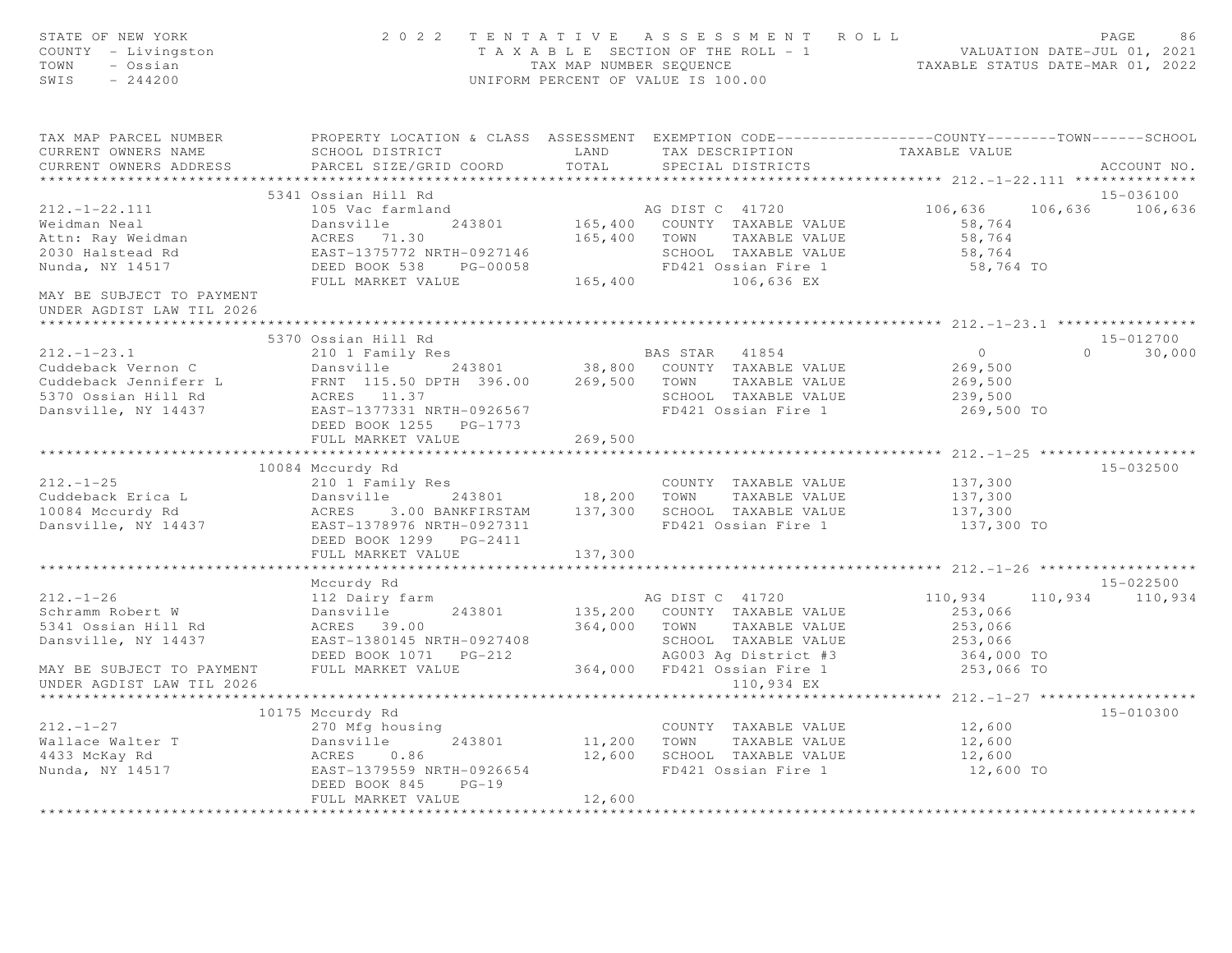STATE OF NEW YORK
COUNTY - Livingston
TOWN - Ossian
SWIS - 244200

2022 TENTATIVE ASSESSMENT ROLL
TAXABLE SECTION OF THE ROLL - 1
TAX MAP NUMBER SEQUENCE
UNIFORM PERCENT OF VALUE IS 100.00

VALUATION DATE-JUL 01, 2021
TAXABLE STATUS DATE-MAR 01, 2022

```
TAX MAP PARCEL NUMBER          PROPERTY LOCATION & CLASS  ASSESSMENT  EXEMPTION CODE------------------COUNTY--------TOWN------SCHOOL
CURRENT OWNERS NAME            SCHOOL DISTRICT              LAND      TAX DESCRIPTION            TAXABLE VALUE
CURRENT OWNERS ADDRESS         PARCEL SIZE/GRID COORD       TOTAL     SPECIAL DISTRICTS                                      ACCOUNT NO.
******************************************************************************************************* 212.-1-22.111 **************
                          5341 Ossian Hill Rd                                                                               15-036100
212.-1-22.111                  105 Vac farmland                        AG DIST C  41720            106,636    106,636    106,636
Weidman Neal                   Dansville       243801      165,400   COUNTY  TAXABLE VALUE          58,764
Attn: Ray Weidman              ACRES   71.30               165,400   TOWN    TAXABLE VALUE          58,764
2030 Halstead Rd               EAST-1375772 NRTH-0927146              SCHOOL  TAXABLE VALUE          58,764
Nunda, NY 14517                DEED BOOK 538     PG-00058             FD421 Ossian Fire 1              58,764 TO
                               FULL MARKET VALUE           165,400              106,636 EX
MAY BE SUBJECT TO PAYMENT
UNDER AGDIST LAW TIL 2026
******************************************************************************************************* 212.-1-23.1 ****************
                          5370 Ossian Hill Rd                                                                               15-012700
212.-1-23.1                    210 1 Family Res                        BAS STAR   41854                  0          0     30,000
Cuddeback Vernon C             Dansville       243801       38,800   COUNTY  TAXABLE VALUE         269,500
Cuddeback Jenniferr L          FRNT 115.50 DPTH 396.00     269,500   TOWN    TAXABLE VALUE         269,500
5370 Ossian Hill Rd            ACRES   11.37                          SCHOOL  TAXABLE VALUE         239,500
Dansville, NY 14437            EAST-1377331 NRTH-0926567              FD421 Ossian Fire 1             269,500 TO
                               DEED BOOK 1255    PG-1773
                               FULL MARKET VALUE           269,500
******************************************************************************************************* 212.-1-25 ******************
                         10084 Mccurdy Rd                                                                                   15-032500
212.-1-25                      210 1 Family Res                        COUNTY  TAXABLE VALUE         137,300
Cuddeback Erica L              Dansville       243801       18,200   TOWN    TAXABLE VALUE         137,300
10084 Mccurdy Rd               ACRES    3.00 BANKFIRSTAM   137,300   SCHOOL  TAXABLE VALUE         137,300
Dansville, NY 14437            EAST-1378976 NRTH-0927311              FD421 Ossian Fire 1             137,300 TO
                               DEED BOOK 1299    PG-2411
                               FULL MARKET VALUE           137,300
******************************************************************************************************* 212.-1-26 ******************
                               Mccurdy Rd                                                                                   15-022500
212.-1-26                      112 Dairy farm                          AG DIST C  41720            110,934    110,934    110,934
Schramm Robert W               Dansville       243801      135,200   COUNTY  TAXABLE VALUE         253,066
5341 Ossian Hill Rd            ACRES   39.00               364,000   TOWN    TAXABLE VALUE         253,066
Dansville, NY 14437            EAST-1380145 NRTH-0927408              SCHOOL  TAXABLE VALUE         253,066
                               DEED BOOK 1071    PG-212               AG003 Ag District #3            364,000 TO
MAY BE SUBJECT TO PAYMENT      FULL MARKET VALUE           364,000   FD421 Ossian Fire 1             253,066 TO
UNDER AGDIST LAW TIL 2026                                                        110,934 EX
******************************************************************************************************* 212.-1-27 ******************
                         10175 Mccurdy Rd                                                                                   15-010300
212.-1-27                      270 Mfg housing                         COUNTY  TAXABLE VALUE          12,600
Wallace Walter T               Dansville       243801       11,200   TOWN    TAXABLE VALUE          12,600
4433 McKay Rd                  ACRES    0.86                12,600   SCHOOL  TAXABLE VALUE          12,600
Nunda, NY 14517                EAST-1379559 NRTH-0926654              FD421 Ossian Fire 1              12,600 TO
                               DEED BOOK 845     PG-19
                               FULL MARKET VALUE            12,600
************************************************************************************************************************************
```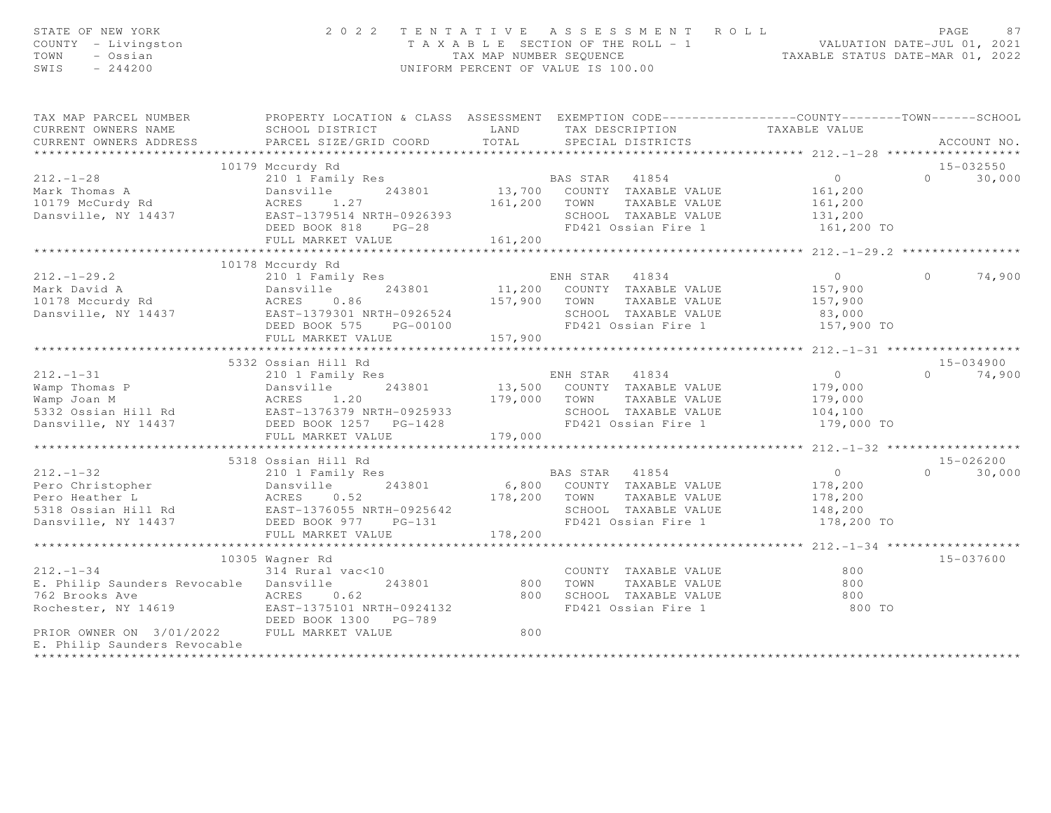STATE OF NEW YORK
COUNTY - Livingston
TOWN - Ossian
SWIS - 244200

2022 TENTATIVE ASSESSMENT ROLL
TAXABLE SECTION OF THE ROLL - 1
TAX MAP NUMBER SEQUENCE
UNIFORM PERCENT OF VALUE IS 100.00

VALUATION DATE-JUL 01, 2021
TAXABLE STATUS DATE-MAR 01, 2022

| TAX MAP PARCEL NUMBER / CURRENT OWNERS NAME / CURRENT OWNERS ADDRESS | PROPERTY LOCATION & CLASS / SCHOOL DISTRICT / PARCEL SIZE/GRID COORD | ASSESSMENT LAND / TOTAL | EXEMPTION CODE / TAX DESCRIPTION / SPECIAL DISTRICTS | COUNTY / TAXABLE VALUE | TOWN | SCHOOL | ACCOUNT NO. |
|---|---|---|---|---|---|---|---|
| **212.-1-28** | 10179 Mccurdy Rd | | | | | | 15-032550 |
| 212.-1-28 | 210 1 Family Res | | BAS STAR 41854 | 0 | 0 | 30,000 | |
| Mark Thomas A | Dansville 243801 | 13,700 | COUNTY TAXABLE VALUE | 161,200 | | | |
| 10179 McCurdy Rd | ACRES 1.27 | 161,200 | TOWN TAXABLE VALUE | 161,200 | | | |
| Dansville, NY 14437 | EAST-1379514 NRTH-0926393 | | SCHOOL TAXABLE VALUE | 131,200 | | | |
| | DEED BOOK 818 PG-28 | | FD421 Ossian Fire 1 | 161,200 TO | | | |
| | FULL MARKET VALUE | 161,200 | | | | | |
| **212.-1-29.2** | 10178 Mccurdy Rd | | | | | | |
| 212.-1-29.2 | 210 1 Family Res | | ENH STAR 41834 | 0 | 0 | 74,900 | |
| Mark David A | Dansville 243801 | 11,200 | COUNTY TAXABLE VALUE | 157,900 | | | |
| 10178 Mccurdy Rd | ACRES 0.86 | 157,900 | TOWN TAXABLE VALUE | 157,900 | | | |
| Dansville, NY 14437 | EAST-1379301 NRTH-0926524 | | SCHOOL TAXABLE VALUE | 83,000 | | | |
| | DEED BOOK 575 PG-00100 | | FD421 Ossian Fire 1 | 157,900 TO | | | |
| | FULL MARKET VALUE | 157,900 | | | | | |
| **212.-1-31** | 5332 Ossian Hill Rd | | | | | | 15-034900 |
| 212.-1-31 | 210 1 Family Res | | ENH STAR 41834 | 0 | 0 | 74,900 | |
| Wamp Thomas P | Dansville 243801 | 13,500 | COUNTY TAXABLE VALUE | 179,000 | | | |
| Wamp Joan M | ACRES 1.20 | 179,000 | TOWN TAXABLE VALUE | 179,000 | | | |
| 5332 Ossian Hill Rd | EAST-1376379 NRTH-0925933 | | SCHOOL TAXABLE VALUE | 104,100 | | | |
| Dansville, NY 14437 | DEED BOOK 1257 PG-1428 | | FD421 Ossian Fire 1 | 179,000 TO | | | |
| | FULL MARKET VALUE | 179,000 | | | | | |
| **212.-1-32** | 5318 Ossian Hill Rd | | | | | | 15-026200 |
| 212.-1-32 | 210 1 Family Res | | BAS STAR 41854 | 0 | 0 | 30,000 | |
| Pero Christopher | Dansville 243801 | 6,800 | COUNTY TAXABLE VALUE | 178,200 | | | |
| Pero Heather L | ACRES 0.52 | 178,200 | TOWN TAXABLE VALUE | 178,200 | | | |
| 5318 Ossian Hill Rd | EAST-1376055 NRTH-0925642 | | SCHOOL TAXABLE VALUE | 148,200 | | | |
| Dansville, NY 14437 | DEED BOOK 977 PG-131 | | FD421 Ossian Fire 1 | 178,200 TO | | | |
| | FULL MARKET VALUE | 178,200 | | | | | |
| **212.-1-34** | 10305 Wagner Rd | | | | | | 15-037600 |
| 212.-1-34 | 314 Rural vac<10 | | COUNTY TAXABLE VALUE | 800 | | | |
| E. Philip Saunders Revocable | Dansville 243801 | 800 | TOWN TAXABLE VALUE | 800 | | | |
| 762 Brooks Ave | ACRES 0.62 | 800 | SCHOOL TAXABLE VALUE | 800 | | | |
| Rochester, NY 14619 | EAST-1375101 NRTH-0924132 | | FD421 Ossian Fire 1 | 800 TO | | | |
| | DEED BOOK 1300 PG-789 | | | | | | |
| PRIOR OWNER ON 3/01/2022 | FULL MARKET VALUE | 800 | | | | | |
| E. Philip Saunders Revocable | | | | | | | |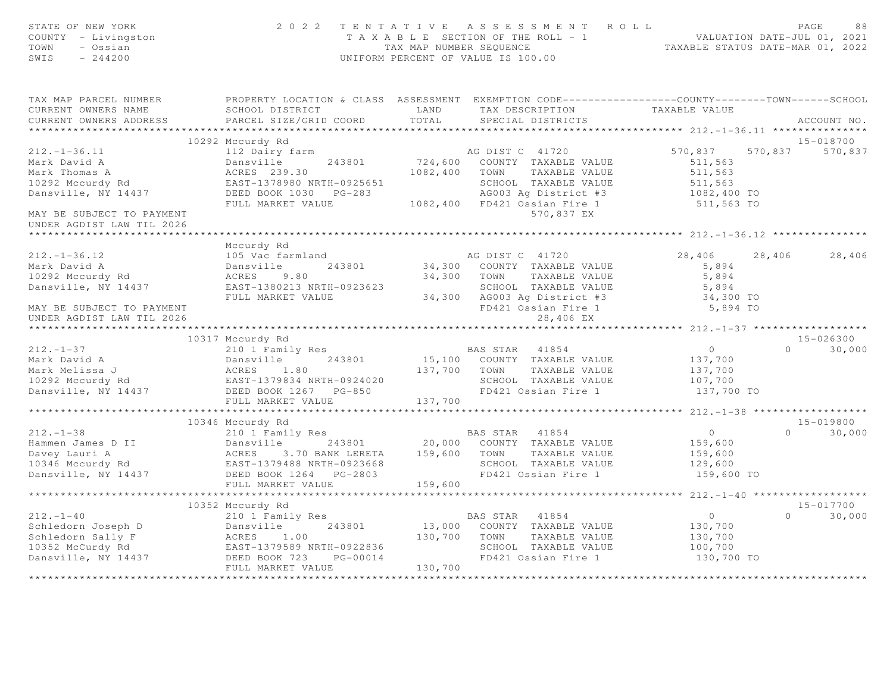STATE OF NEW YORK | COUNTY - Livingston | TOWN - Ossian | SWIS - 244200

2022 TENTATIVE ASSESSMENT ROLL
TAXABLE SECTION OF THE ROLL - 1
TAX MAP NUMBER SEQUENCE
UNIFORM PERCENT OF VALUE IS 100.00

VALUATION DATE-JUL 01, 2021
TAXABLE STATUS DATE-MAR 01, 2022

| TAX MAP PARCEL NUMBER / CURRENT OWNERS NAME / CURRENT OWNERS ADDRESS | PROPERTY LOCATION & CLASS / SCHOOL DISTRICT / PARCEL SIZE/GRID COORD | ASSESSMENT LAND / TOTAL | EXEMPTION CODE / TAX DESCRIPTION / SPECIAL DISTRICTS | COUNTY TAXABLE VALUE | TOWN | SCHOOL | ACCOUNT NO. |
|---|---|---|---|---|---|---|---|
| **212.-1-36.11** | 10292 Mccurdy Rd | | | | | | 15-018700 |
| 212.-1-36.11 | 112 Dairy farm | | AG DIST C 41720 | 570,837 | 570,837 | 570,837 | |
| Mark David A | Dansville 243801 | 724,600 | COUNTY TAXABLE VALUE | 511,563 | | | |
| Mark Thomas A | ACRES 239.30 | 1082,400 | TOWN TAXABLE VALUE | 511,563 | | | |
| 10292 Mccurdy Rd | EAST-1378980 NRTH-0925651 | | SCHOOL TAXABLE VALUE | 511,563 | | | |
| Dansville, NY 14437 | DEED BOOK 1030 PG-283 | | AG003 Ag District #3 | 1082,400 TO | | | |
| | FULL MARKET VALUE | 1082,400 | FD421 Ossian Fire 1 | 511,563 TO | | | |
| MAY BE SUBJECT TO PAYMENT | | | 570,837 EX | | | | |
| UNDER AGDIST LAW TIL 2026 | | | | | | | |
| **212.-1-36.12** | Mccurdy Rd | | | | | | |
| 212.-1-36.12 | 105 Vac farmland | | AG DIST C 41720 | 28,406 | 28,406 | 28,406 | |
| Mark David A | Dansville 243801 | 34,300 | COUNTY TAXABLE VALUE | 5,894 | | | |
| 10292 Mccurdy Rd | ACRES 9.80 | 34,300 | TOWN TAXABLE VALUE | 5,894 | | | |
| Dansville, NY 14437 | EAST-1380213 NRTH-0923623 | | SCHOOL TAXABLE VALUE | 5,894 | | | |
| | FULL MARKET VALUE | 34,300 | AG003 Ag District #3 | 34,300 TO | | | |
| MAY BE SUBJECT TO PAYMENT | | | FD421 Ossian Fire 1 | 5,894 TO | | | |
| UNDER AGDIST LAW TIL 2026 | | | 28,406 EX | | | | |
| **212.-1-37** | 10317 Mccurdy Rd | | | | | | 15-026300 |
| 212.-1-37 | 210 1 Family Res | | BAS STAR 41854 | 0 | 0 | 30,000 | |
| Mark David A | Dansville 243801 | 15,100 | COUNTY TAXABLE VALUE | 137,700 | | | |
| Mark Melissa J | ACRES 1.80 | 137,700 | TOWN TAXABLE VALUE | 137,700 | | | |
| 10292 Mccurdy Rd | EAST-1379834 NRTH-0924020 | | SCHOOL TAXABLE VALUE | 107,700 | | | |
| Dansville, NY 14437 | DEED BOOK 1267 PG-850 | | FD421 Ossian Fire 1 | 137,700 TO | | | |
| | FULL MARKET VALUE | 137,700 | | | | | |
| **212.-1-38** | 10346 Mccurdy Rd | | | | | | 15-019800 |
| 212.-1-38 | 210 1 Family Res | | BAS STAR 41854 | 0 | 0 | 30,000 | |
| Hammen James D II | Dansville 243801 | 20,000 | COUNTY TAXABLE VALUE | 159,600 | | | |
| Davey Lauri A | ACRES 3.70 BANK LERETA | 159,600 | TOWN TAXABLE VALUE | 159,600 | | | |
| 10346 Mccurdy Rd | EAST-1379488 NRTH-0923668 | | SCHOOL TAXABLE VALUE | 129,600 | | | |
| Dansville, NY 14437 | DEED BOOK 1264 PG-2803 | | FD421 Ossian Fire 1 | 159,600 TO | | | |
| | FULL MARKET VALUE | 159,600 | | | | | |
| **212.-1-40** | 10352 Mccurdy Rd | | | | | | 15-017700 |
| 212.-1-40 | 210 1 Family Res | | BAS STAR 41854 | 0 | 0 | 30,000 | |
| Schledorn Joseph D | Dansville 243801 | 13,000 | COUNTY TAXABLE VALUE | 130,700 | | | |
| Schledorn Sally F | ACRES 1.00 | 130,700 | TOWN TAXABLE VALUE | 130,700 | | | |
| 10352 McCurdy Rd | EAST-1379589 NRTH-0922836 | | SCHOOL TAXABLE VALUE | 100,700 | | | |
| Dansville, NY 14437 | DEED BOOK 723 PG-00014 | | FD421 Ossian Fire 1 | 130,700 TO | | | |
| | FULL MARKET VALUE | 130,700 | | | | | |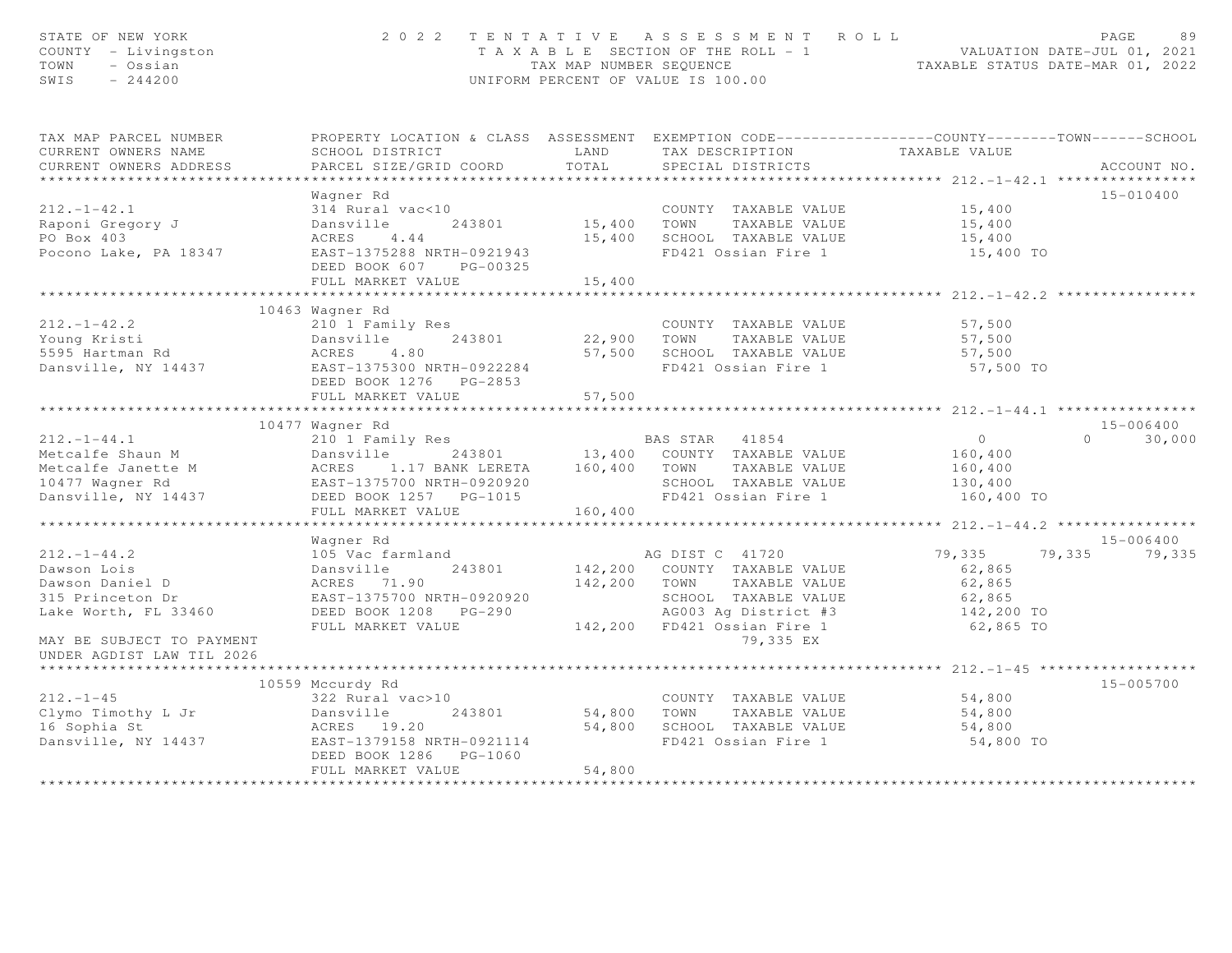STATE OF NEW YORK
COUNTY - Livingston
TOWN - Ossian
SWIS - 244200

2022 TENTATIVE ASSESSMENT ROLL
TAXABLE SECTION OF THE ROLL - 1
TAX MAP NUMBER SEQUENCE
UNIFORM PERCENT OF VALUE IS 100.00

VALUATION DATE-JUL 01, 2021
TAXABLE STATUS DATE-MAR 01, 2022

| TAX MAP PARCEL NUMBER / CURRENT OWNERS NAME / CURRENT OWNERS ADDRESS | PROPERTY LOCATION & CLASS / SCHOOL DISTRICT / PARCEL SIZE/GRID COORD | ASSESSMENT LAND | ASSESSMENT TOTAL | EXEMPTION CODE / TAX DESCRIPTION / SPECIAL DISTRICTS | COUNTY TAXABLE VALUE | TOWN | SCHOOL | ACCOUNT NO. |
|---|---|---|---|---|---|---|---|---|
| **212.-1-42.1** | Wagner Rd | | | | | | | 15-010400 |
| 212.-1-42.1 | 314 Rural vac<10 | | | COUNTY TAXABLE VALUE | 15,400 | | | |
| Raponi Gregory J | Dansville 243801 | 15,400 | | TOWN TAXABLE VALUE | 15,400 | | | |
| PO Box 403 | ACRES 4.44 | | 15,400 | SCHOOL TAXABLE VALUE | 15,400 | | | |
| Pocono Lake, PA 18347 | EAST-1375288 NRTH-0921943 | | | FD421 Ossian Fire 1 | 15,400 TO | | | |
| | DEED BOOK 607 PG-00325 | | | | | | | |
| | FULL MARKET VALUE | | 15,400 | | | | | |
| **212.-1-42.2** | 10463 Wagner Rd | | | | | | | |
| 212.-1-42.2 | 210 1 Family Res | | | COUNTY TAXABLE VALUE | 57,500 | | | |
| Young Kristi | Dansville 243801 | 22,900 | | TOWN TAXABLE VALUE | 57,500 | | | |
| 5595 Hartman Rd | ACRES 4.80 | | 57,500 | SCHOOL TAXABLE VALUE | 57,500 | | | |
| Dansville, NY 14437 | EAST-1375300 NRTH-0922284 | | | FD421 Ossian Fire 1 | 57,500 TO | | | |
| | DEED BOOK 1276 PG-2853 | | | | | | | |
| | FULL MARKET VALUE | | 57,500 | | | | | |
| **212.-1-44.1** | 10477 Wagner Rd | | | | | | | 15-006400 |
| 212.-1-44.1 | 210 1 Family Res | | | BAS STAR 41854 | 0 | 0 | 30,000 | |
| Metcalfe Shaun M | Dansville 243801 | 13,400 | | COUNTY TAXABLE VALUE | 160,400 | | | |
| Metcalfe Janette M | ACRES 1.17 BANK LERETA | | 160,400 | TOWN TAXABLE VALUE | 160,400 | | | |
| 10477 Wagner Rd | EAST-1375700 NRTH-0920920 | | | SCHOOL TAXABLE VALUE | 130,400 | | | |
| Dansville, NY 14437 | DEED BOOK 1257 PG-1015 | | | FD421 Ossian Fire 1 | 160,400 TO | | | |
| | FULL MARKET VALUE | | 160,400 | | | | | |
| **212.-1-44.2** | Wagner Rd | | | | | | | 15-006400 |
| 212.-1-44.2 | 105 Vac farmland | | | AG DIST C 41720 | 79,335 | 79,335 | 79,335 | |
| Dawson Lois | Dansville 243801 | 142,200 | | COUNTY TAXABLE VALUE | 62,865 | | | |
| Dawson Daniel D | ACRES 71.90 | | 142,200 | TOWN TAXABLE VALUE | 62,865 | | | |
| 315 Princeton Dr | EAST-1375700 NRTH-0920920 | | | SCHOOL TAXABLE VALUE | 62,865 | | | |
| Lake Worth, FL 33460 | DEED BOOK 1208 PG-290 | | | AG003 Ag District #3 | 142,200 TO | | | |
| | FULL MARKET VALUE | | 142,200 | FD421 Ossian Fire 1 | 62,865 TO | | | |
| MAY BE SUBJECT TO PAYMENT | | | | 79,335 EX | | | | |
| UNDER AGDIST LAW TIL 2026 | | | | | | | | |
| **212.-1-45** | 10559 Mccurdy Rd | | | | | | | 15-005700 |
| 212.-1-45 | 322 Rural vac>10 | | | COUNTY TAXABLE VALUE | 54,800 | | | |
| Clymo Timothy L Jr | Dansville 243801 | 54,800 | | TOWN TAXABLE VALUE | 54,800 | | | |
| 16 Sophia St | ACRES 19.20 | | 54,800 | SCHOOL TAXABLE VALUE | 54,800 | | | |
| Dansville, NY 14437 | EAST-1379158 NRTH-0921114 | | | FD421 Ossian Fire 1 | 54,800 TO | | | |
| | DEED BOOK 1286 PG-1060 | | | | | | | |
| | FULL MARKET VALUE | | 54,800 | | | | | |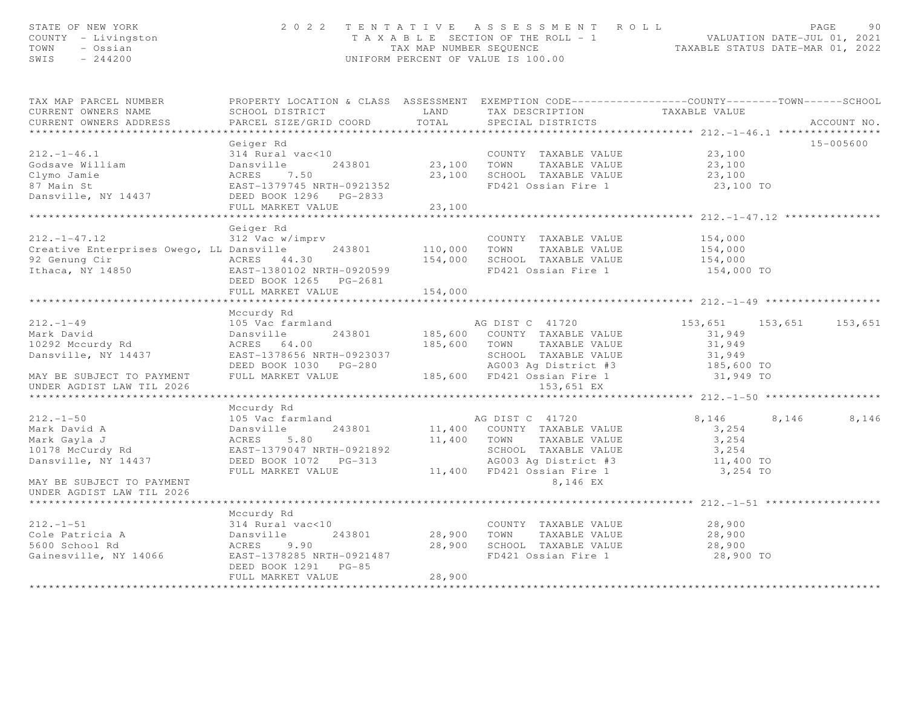STATE OF NEW YORK
COUNTY - Livingston
TOWN - Ossian
SWIS - 244200

2022 TENTATIVE ASSESSMENT ROLL
TAXABLE SECTION OF THE ROLL - 1
TAX MAP NUMBER SEQUENCE
UNIFORM PERCENT OF VALUE IS 100.00

VALUATION DATE-JUL 01, 2021
TAXABLE STATUS DATE-MAR 01, 2022

| TAX MAP PARCEL NUMBER / CURRENT OWNERS NAME / CURRENT OWNERS ADDRESS | PROPERTY LOCATION & CLASS / SCHOOL DISTRICT / PARCEL SIZE/GRID COORD | ASSESSMENT LAND / TOTAL | EXEMPTION CODE / TAX DESCRIPTION / SPECIAL DISTRICTS | COUNTY | TOWN | SCHOOL | ACCOUNT NO. |
|---|---|---|---|---|---|---|---|
| **212.-1-46.1** | Geiger Rd | | | | | | 15-005600 |
| 212.-1-46.1 | 314 Rural vac<10 | | COUNTY TAXABLE VALUE | 23,100 | | | |
| Godsave William | Dansville 243801 | 23,100 | TOWN TAXABLE VALUE | 23,100 | | | |
| Clymo Jamie | ACRES 7.50 | 23,100 | SCHOOL TAXABLE VALUE | 23,100 | | | |
| 87 Main St | EAST-1379745 NRTH-0921352 | | FD421 Ossian Fire 1 | 23,100 TO | | | |
| Dansville, NY 14437 | DEED BOOK 1296 PG-2833 | | | | | | |
| | FULL MARKET VALUE | 23,100 | | | | | |
| **212.-1-47.12** | Geiger Rd | | | | | | |
| 212.-1-47.12 | 312 Vac w/imprv | | COUNTY TAXABLE VALUE | 154,000 | | | |
| Creative Enterprises Owego, LL | Dansville 243801 | 110,000 | TOWN TAXABLE VALUE | 154,000 | | | |
| 92 Genung Cir | ACRES 44.30 | 154,000 | SCHOOL TAXABLE VALUE | 154,000 | | | |
| Ithaca, NY 14850 | EAST-1380102 NRTH-0920599 | | FD421 Ossian Fire 1 | 154,000 TO | | | |
| | DEED BOOK 1265 PG-2681 | | | | | | |
| | FULL MARKET VALUE | 154,000 | | | | | |
| **212.-1-49** | Mccurdy Rd | | | | | | |
| 212.-1-49 | 105 Vac farmland | | AG DIST C 41720 | 153,651 | 153,651 | 153,651 | |
| Mark David | Dansville 243801 | 185,600 | COUNTY TAXABLE VALUE | 31,949 | | | |
| 10292 Mccurdy Rd | ACRES 64.00 | 185,600 | TOWN TAXABLE VALUE | 31,949 | | | |
| Dansville, NY 14437 | EAST-1378656 NRTH-0923037 | | SCHOOL TAXABLE VALUE | 31,949 | | | |
| | DEED BOOK 1030 PG-280 | | AG003 Ag District #3 | 185,600 TO | | | |
| MAY BE SUBJECT TO PAYMENT | FULL MARKET VALUE | 185,600 | FD421 Ossian Fire 1 | 31,949 TO | | | |
| UNDER AGDIST LAW TIL 2026 | | | 153,651 EX | | | | |
| **212.-1-50** | Mccurdy Rd | | | | | | |
| 212.-1-50 | 105 Vac farmland | | AG DIST C 41720 | 8,146 | 8,146 | 8,146 | |
| Mark David A | Dansville 243801 | 11,400 | COUNTY TAXABLE VALUE | 3,254 | | | |
| Mark Gayla J | ACRES 5.80 | 11,400 | TOWN TAXABLE VALUE | 3,254 | | | |
| 10178 McCurdy Rd | EAST-1379047 NRTH-0921892 | | SCHOOL TAXABLE VALUE | 3,254 | | | |
| Dansville, NY 14437 | DEED BOOK 1072 PG-313 | | AG003 Ag District #3 | 11,400 TO | | | |
| | FULL MARKET VALUE | 11,400 | FD421 Ossian Fire 1 | 3,254 TO | | | |
| MAY BE SUBJECT TO PAYMENT | | | 8,146 EX | | | | |
| UNDER AGDIST LAW TIL 2026 | | | | | | | |
| **212.-1-51** | Mccurdy Rd | | | | | | |
| 212.-1-51 | 314 Rural vac<10 | | COUNTY TAXABLE VALUE | 28,900 | | | |
| Cole Patricia A | Dansville 243801 | 28,900 | TOWN TAXABLE VALUE | 28,900 | | | |
| 5600 School Rd | ACRES 9.90 | 28,900 | SCHOOL TAXABLE VALUE | 28,900 | | | |
| Gainesville, NY 14066 | EAST-1378285 NRTH-0921487 | | FD421 Ossian Fire 1 | 28,900 TO | | | |
| | DEED BOOK 1291 PG-85 | | | | | | |
| | FULL MARKET VALUE | 28,900 | | | | | |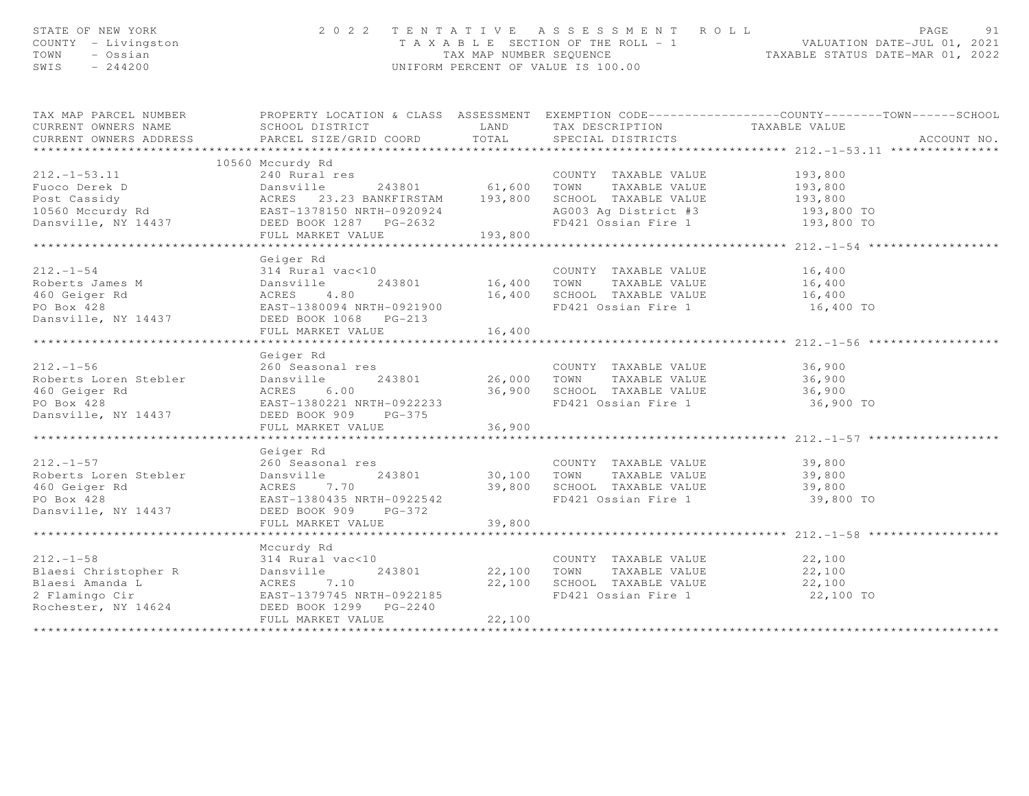STATE OF NEW YORK
COUNTY - Livingston
TOWN - Ossian
SWIS - 244200

# 2022 TENTATIVE ASSESSMENT ROLL

TAXABLE SECTION OF THE ROLL - 1
TAX MAP NUMBER SEQUENCE
UNIFORM PERCENT OF VALUE IS 100.00

VALUATION DATE-JUL 01, 2021
TAXABLE STATUS DATE-MAR 01, 2022

| TAX MAP PARCEL NUMBER / CURRENT OWNERS NAME / CURRENT OWNERS ADDRESS | PROPERTY LOCATION & CLASS / SCHOOL DISTRICT / PARCEL SIZE/GRID COORD | ASSESSMENT LAND / TOTAL | EXEMPTION CODE / TAX DESCRIPTION / SPECIAL DISTRICTS | COUNTY / TOWN / SCHOOL TAXABLE VALUE | ACCOUNT NO. |
|---|---|---|---|---|---|
| **212.-1-53.11** | 10560 Mccurdy Rd | | | | |
| 212.-1-53.11 | 240 Rural res | | COUNTY TAXABLE VALUE | 193,800 | |
| Fuoco Derek D | Dansville 243801 | 61,600 | TOWN TAXABLE VALUE | 193,800 | |
| Post Cassidy | ACRES 23.23 BANKFIRSTAM | 193,800 | SCHOOL TAXABLE VALUE | 193,800 | |
| 10560 Mccurdy Rd | EAST-1378150 NRTH-0920924 | | AG003 Ag District #3 | 193,800 TO | |
| Dansville, NY 14437 | DEED BOOK 1287 PG-2632 | | FD421 Ossian Fire 1 | 193,800 TO | |
| | FULL MARKET VALUE | 193,800 | | | |
| **212.-1-54** | Geiger Rd | | | | |
| 212.-1-54 | 314 Rural vac<10 | | COUNTY TAXABLE VALUE | 16,400 | |
| Roberts James M | Dansville 243801 | 16,400 | TOWN TAXABLE VALUE | 16,400 | |
| 460 Geiger Rd | ACRES 4.80 | 16,400 | SCHOOL TAXABLE VALUE | 16,400 | |
| PO Box 428 | EAST-1380094 NRTH-0921900 | | FD421 Ossian Fire 1 | 16,400 TO | |
| Dansville, NY 14437 | DEED BOOK 1068 PG-213 | | | | |
| | FULL MARKET VALUE | 16,400 | | | |
| **212.-1-56** | Geiger Rd | | | | |
| 212.-1-56 | 260 Seasonal res | | COUNTY TAXABLE VALUE | 36,900 | |
| Roberts Loren Stebler | Dansville 243801 | 26,000 | TOWN TAXABLE VALUE | 36,900 | |
| 460 Geiger Rd | ACRES 6.00 | 36,900 | SCHOOL TAXABLE VALUE | 36,900 | |
| PO Box 428 | EAST-1380221 NRTH-0922233 | | FD421 Ossian Fire 1 | 36,900 TO | |
| Dansville, NY 14437 | DEED BOOK 909 PG-375 | | | | |
| | FULL MARKET VALUE | 36,900 | | | |
| **212.-1-57** | Geiger Rd | | | | |
| 212.-1-57 | 260 Seasonal res | | COUNTY TAXABLE VALUE | 39,800 | |
| Roberts Loren Stebler | Dansville 243801 | 30,100 | TOWN TAXABLE VALUE | 39,800 | |
| 460 Geiger Rd | ACRES 7.70 | 39,800 | SCHOOL TAXABLE VALUE | 39,800 | |
| PO Box 428 | EAST-1380435 NRTH-0922542 | | FD421 Ossian Fire 1 | 39,800 TO | |
| Dansville, NY 14437 | DEED BOOK 909 PG-372 | | | | |
| | FULL MARKET VALUE | 39,800 | | | |
| **212.-1-58** | Mccurdy Rd | | | | |
| 212.-1-58 | 314 Rural vac<10 | | COUNTY TAXABLE VALUE | 22,100 | |
| Blaesi Christopher R | Dansville 243801 | 22,100 | TOWN TAXABLE VALUE | 22,100 | |
| Blaesi Amanda L | ACRES 7.10 | 22,100 | SCHOOL TAXABLE VALUE | 22,100 | |
| 2 Flamingo Cir | EAST-1379745 NRTH-0922185 | | FD421 Ossian Fire 1 | 22,100 TO | |
| Rochester, NY 14624 | DEED BOOK 1299 PG-2240 | | | | |
| | FULL MARKET VALUE | 22,100 | | | |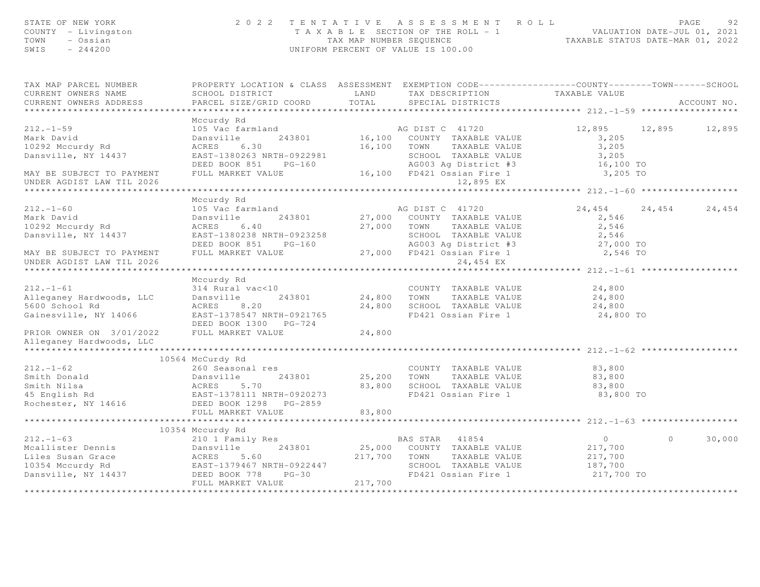STATE OF NEW YORK
COUNTY - Livingston
TOWN - Ossian
SWIS - 244200

# 2022 TENTATIVE ASSESSMENT ROLL

TAXABLE SECTION OF THE ROLL - 1
TAX MAP NUMBER SEQUENCE
UNIFORM PERCENT OF VALUE IS 100.00

VALUATION DATE-JUL 01, 2021
TAXABLE STATUS DATE-MAR 01, 2022

| TAX MAP PARCEL NUMBER / CURRENT OWNERS NAME / CURRENT OWNERS ADDRESS | PROPERTY LOCATION & CLASS / SCHOOL DISTRICT / PARCEL SIZE/GRID COORD | ASSESSMENT LAND | ASSESSMENT TOTAL | EXEMPTION CODE / TAX DESCRIPTION / SPECIAL DISTRICTS | COUNTY TAXABLE VALUE | TOWN | SCHOOL | ACCOUNT NO. |
|---|---|---|---|---|---|---|---|---|
| **212.-1-59** | Mccurdy Rd | | | | | | | |
| 212.-1-59 | 105 Vac farmland | | | AG DIST C 41720 | 12,895 | 12,895 | 12,895 | |
| Mark David | Dansville 243801 | 16,100 | | COUNTY TAXABLE VALUE | 3,205 | | | |
| 10292 Mccurdy Rd | ACRES 6.30 | | 16,100 | TOWN TAXABLE VALUE | 3,205 | | | |
| Dansville, NY 14437 | EAST-1380263 NRTH-0922981 | | | SCHOOL TAXABLE VALUE | 3,205 | | | |
| | DEED BOOK 851 PG-160 | | | AG003 Ag District #3 | 16,100 TO | | | |
| MAY BE SUBJECT TO PAYMENT | FULL MARKET VALUE | | 16,100 | FD421 Ossian Fire 1 | 3,205 TO | | | |
| UNDER AGDIST LAW TIL 2026 | | | | 12,895 EX | | | | |
| **212.-1-60** | Mccurdy Rd | | | | | | | |
| 212.-1-60 | 105 Vac farmland | | | AG DIST C 41720 | 24,454 | 24,454 | 24,454 | |
| Mark David | Dansville 243801 | 27,000 | | COUNTY TAXABLE VALUE | 2,546 | | | |
| 10292 Mccurdy Rd | ACRES 6.40 | | 27,000 | TOWN TAXABLE VALUE | 2,546 | | | |
| Dansville, NY 14437 | EAST-1380238 NRTH-0923258 | | | SCHOOL TAXABLE VALUE | 2,546 | | | |
| | DEED BOOK 851 PG-160 | | | AG003 Ag District #3 | 27,000 TO | | | |
| MAY BE SUBJECT TO PAYMENT | FULL MARKET VALUE | | 27,000 | FD421 Ossian Fire 1 | 2,546 TO | | | |
| UNDER AGDIST LAW TIL 2026 | | | | 24,454 EX | | | | |
| **212.-1-61** | Mccurdy Rd | | | | | | | |
| 212.-1-61 | 314 Rural vac<10 | | | COUNTY TAXABLE VALUE | 24,800 | | | |
| Alleganey Hardwoods, LLC | Dansville 243801 | 24,800 | | TOWN TAXABLE VALUE | 24,800 | | | |
| 5600 School Rd | ACRES 8.20 | | 24,800 | SCHOOL TAXABLE VALUE | 24,800 | | | |
| Gainesville, NY 14066 | EAST-1378547 NRTH-0921765 | | | FD421 Ossian Fire 1 | 24,800 TO | | | |
| | DEED BOOK 1300 PG-724 | | | | | | | |
| PRIOR OWNER ON 3/01/2022 | FULL MARKET VALUE | | 24,800 | | | | | |
| Alleganey Hardwoods, LLC | | | | | | | | |
| **212.-1-62** | 10564 McCurdy Rd | | | | | | | |
| 212.-1-62 | 260 Seasonal res | | | COUNTY TAXABLE VALUE | 83,800 | | | |
| Smith Donald | Dansville 243801 | 25,200 | | TOWN TAXABLE VALUE | 83,800 | | | |
| Smith Nilsa | ACRES 5.70 | | 83,800 | SCHOOL TAXABLE VALUE | 83,800 | | | |
| 45 English Rd | EAST-1378111 NRTH-0920273 | | | FD421 Ossian Fire 1 | 83,800 TO | | | |
| Rochester, NY 14616 | DEED BOOK 1298 PG-2859 | | | | | | | |
| | FULL MARKET VALUE | | 83,800 | | | | | |
| **212.-1-63** | 10354 Mccurdy Rd | | | | | | | |
| 212.-1-63 | 210 1 Family Res | | | BAS STAR 41854 | 0 | 0 | 30,000 | |
| Mcallister Dennis | Dansville 243801 | 25,000 | | COUNTY TAXABLE VALUE | 217,700 | | | |
| Liles Susan Grace | ACRES 5.60 | | 217,700 | TOWN TAXABLE VALUE | 217,700 | | | |
| 10354 Mccurdy Rd | EAST-1379467 NRTH-0922447 | | | SCHOOL TAXABLE VALUE | 187,700 | | | |
| Dansville, NY 14437 | DEED BOOK 778 PG-30 | | | FD421 Ossian Fire 1 | 217,700 TO | | | |
| | FULL MARKET VALUE | | 217,700 | | | | | |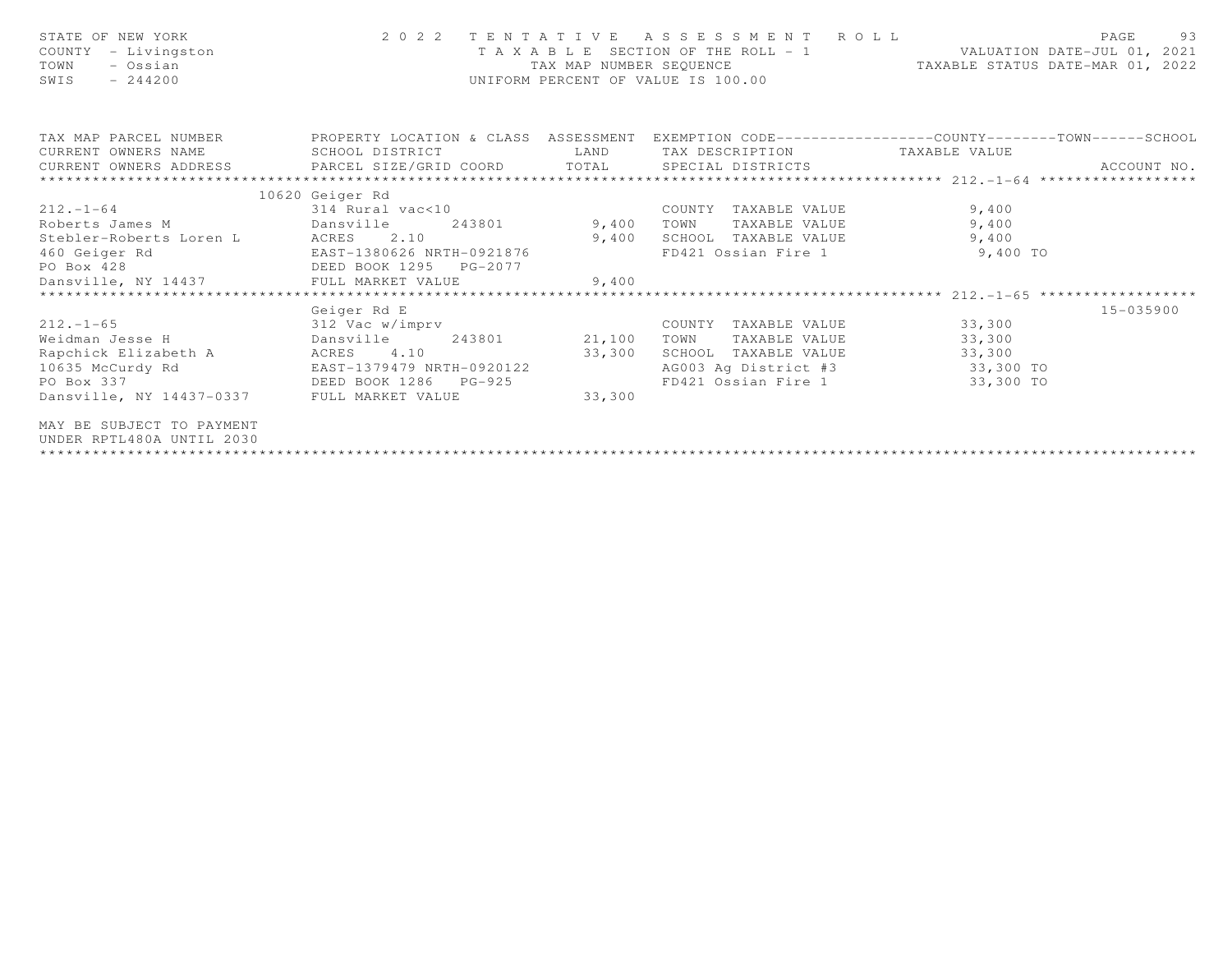STATE OF NEW YORK
COUNTY - Livingston
TOWN - Ossian
SWIS - 244200

2022 TENTATIVE ASSESSMENT ROLL
TAXABLE SECTION OF THE ROLL - 1
TAX MAP NUMBER SEQUENCE
UNIFORM PERCENT OF VALUE IS 100.00

VALUATION DATE-JUL 01, 2021
TAXABLE STATUS DATE-MAR 01, 2022

| TAX MAP PARCEL NUMBER<br>CURRENT OWNERS NAME<br>CURRENT OWNERS ADDRESS | PROPERTY LOCATION & CLASS<br>SCHOOL DISTRICT<br>PARCEL SIZE/GRID COORD | ASSESSMENT<br>LAND<br>TOTAL | EXEMPTION CODE<br>TAX DESCRIPTION<br>SPECIAL DISTRICTS | COUNTY--------TOWN------SCHOOL<br>TAXABLE VALUE | ACCOUNT NO. |
|---|---|---|---|---|---|
| **212.-1-64** | 10620 Geiger Rd | | | | |
| 212.-1-64 | 314 Rural vac<10 | | COUNTY TAXABLE VALUE | 9,400 | |
| Roberts James M | Dansville 243801 | 9,400 | TOWN TAXABLE VALUE | 9,400 | |
| Stebler-Roberts Loren L | ACRES 2.10 | 9,400 | SCHOOL TAXABLE VALUE | 9,400 | |
| 460 Geiger Rd | EAST-1380626 NRTH-0921876 | | FD421 Ossian Fire 1 | 9,400 TO | |
| PO Box 428 | DEED BOOK 1295 PG-2077 | | | | |
| Dansville, NY 14437 | FULL MARKET VALUE | 9,400 | | | |
| **212.-1-65** | Geiger Rd E | | | | 15-035900 |
| 212.-1-65 | 312 Vac w/imprv | | COUNTY TAXABLE VALUE | 33,300 | |
| Weidman Jesse H | Dansville 243801 | 21,100 | TOWN TAXABLE VALUE | 33,300 | |
| Rapchick Elizabeth A | ACRES 4.10 | 33,300 | SCHOOL TAXABLE VALUE | 33,300 | |
| 10635 McCurdy Rd | EAST-1379479 NRTH-0920122 | | AG003 Ag District #3 | 33,300 TO | |
| PO Box 337 | DEED BOOK 1286 PG-925 | | FD421 Ossian Fire 1 | 33,300 TO | |
| Dansville, NY 14437-0337 | FULL MARKET VALUE | 33,300 | | | |
| MAY BE SUBJECT TO PAYMENT UNDER RPTL480A UNTIL 2030 | | | | | |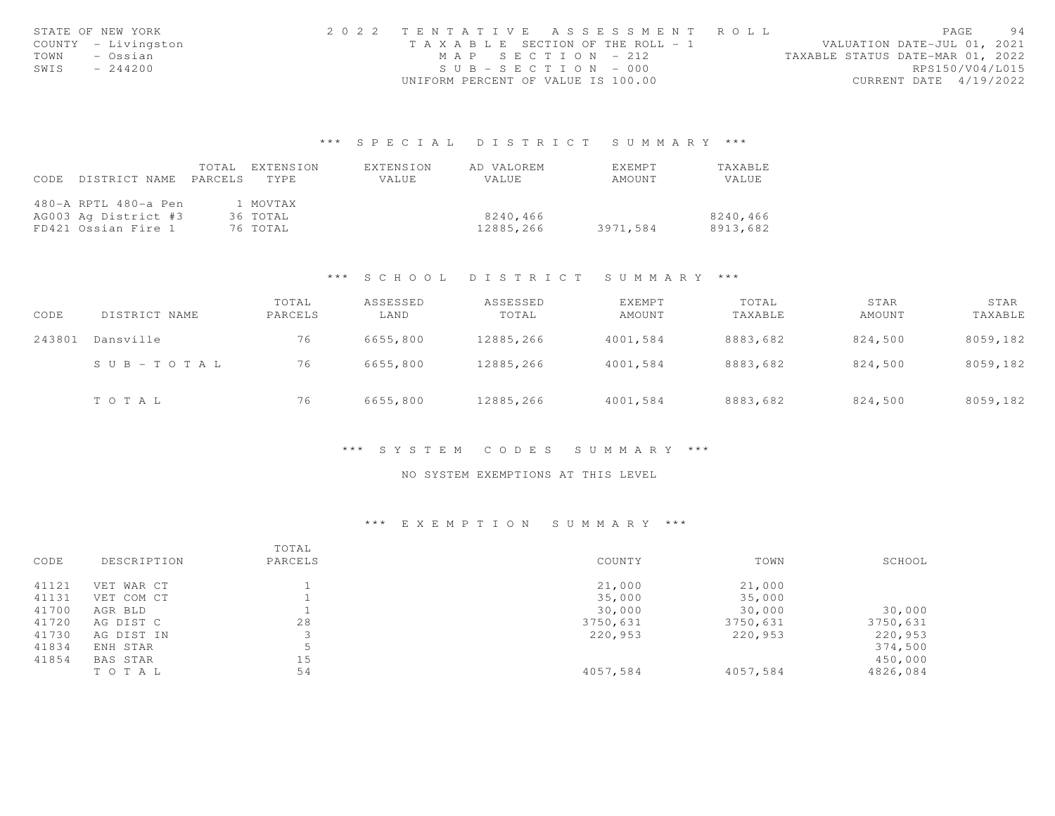STATE OF NEW YORK
COUNTY - Livingston
TOWN - Ossian
SWIS - 244200

2022 TENTATIVE ASSESSMENT ROLL
TAXABLE SECTION OF THE ROLL - 1
MAP SECTION - 212
SUB-SECTION - 000
UNIFORM PERCENT OF VALUE IS 100.00

VALUATION DATE-JUL 01, 2021
TAXABLE STATUS DATE-MAR 01, 2022
RPS150/V04/L015
CURRENT DATE 4/19/2022

## *** SPECIAL DISTRICT SUMMARY ***

| CODE DISTRICT NAME | TOTAL PARCELS | EXTENSION TYPE | EXTENSION VALUE | AD VALOREM VALUE | EXEMPT AMOUNT | TAXABLE VALUE |
|---|---|---|---|---|---|---|
| 480-A RPTL 480-a Pen | 1 | MOVTAX | | | | |
| AG003 Ag District #3 | 36 | TOTAL | | 8240,466 | | 8240,466 |
| FD421 Ossian Fire 1 | 76 | TOTAL | | 12885,266 | 3971,584 | 8913,682 |

## *** SCHOOL DISTRICT SUMMARY ***

| CODE | DISTRICT NAME | TOTAL PARCELS | ASSESSED LAND | ASSESSED TOTAL | EXEMPT AMOUNT | TOTAL TAXABLE | STAR AMOUNT | STAR TAXABLE |
|---|---|---|---|---|---|---|---|---|
| 243801 | Dansville | 76 | 6655,800 | 12885,266 | 4001,584 | 8883,682 | 824,500 | 8059,182 |
| | SUB-TOTAL | 76 | 6655,800 | 12885,266 | 4001,584 | 8883,682 | 824,500 | 8059,182 |
| | TOTAL | 76 | 6655,800 | 12885,266 | 4001,584 | 8883,682 | 824,500 | 8059,182 |

## *** SYSTEM CODES SUMMARY ***

NO SYSTEM EXEMPTIONS AT THIS LEVEL

## *** EXEMPTION SUMMARY ***

| CODE | DESCRIPTION | TOTAL PARCELS | COUNTY | TOWN | SCHOOL |
|---|---|---|---|---|---|
| 41121 | VET WAR CT | 1 | 21,000 | 21,000 | |
| 41131 | VET COM CT | 1 | 35,000 | 35,000 | |
| 41700 | AGR BLD | 1 | 30,000 | 30,000 | 30,000 |
| 41720 | AG DIST C | 28 | 3750,631 | 3750,631 | 3750,631 |
| 41730 | AG DIST IN | 3 | 220,953 | 220,953 | 220,953 |
| 41834 | ENH STAR | 5 | | | 374,500 |
| 41854 | BAS STAR | 15 | | | 450,000 |
| | TOTAL | 54 | 4057,584 | 4057,584 | 4826,084 |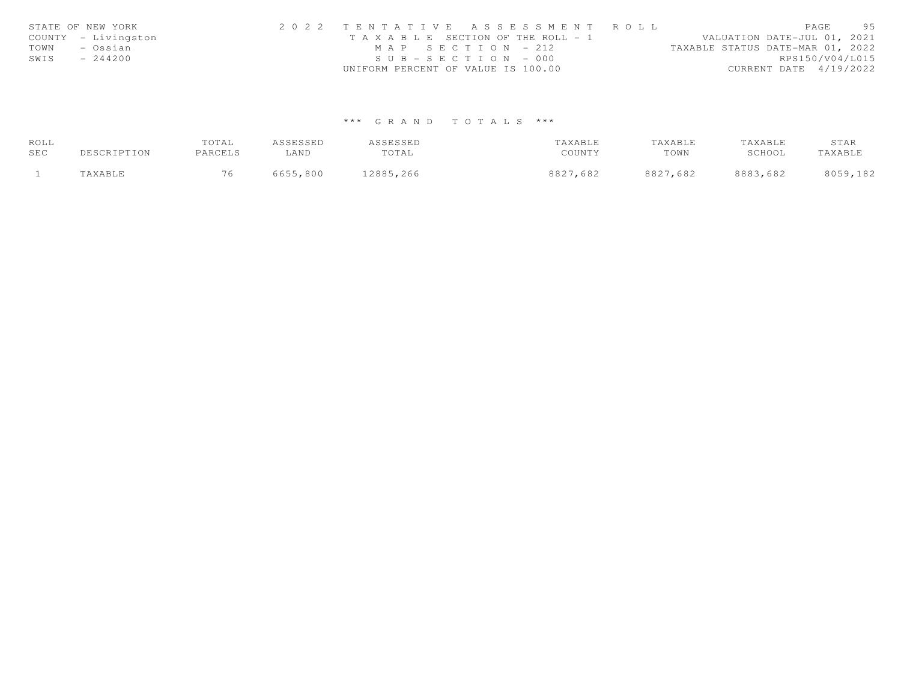STATE OF NEW YORK 
COUNTY - Livingston 
TOWN - Ossian 
SWIS - 244200

2 0 2 2 T E N T A T I V E A S S E S S M E N T R O L L 
T A X A B L E SECTION OF THE ROLL - 1 
M A P S E C T I O N - 212 
S U B - S E C T I O N - 000 
UNIFORM PERCENT OF VALUE IS 100.00

VALUATION DATE-JUL 01, 2021 
TAXABLE STATUS DATE-MAR 01, 2022 
RPS150/V04/L015 
CURRENT DATE 4/19/2022

*** G R A N D T O T A L S ***

| ROLL SEC | DESCRIPTION | TOTAL PARCELS | ASSESSED LAND | ASSESSED TOTAL | TAXABLE COUNTY | TAXABLE TOWN | TAXABLE SCHOOL | STAR TAXABLE |
|---|---|---|---|---|---|---|---|---|
| 1 | TAXABLE | 76 | 6655,800 | 12885,266 | 8827,682 | 8827,682 | 8883,682 | 8059,182 |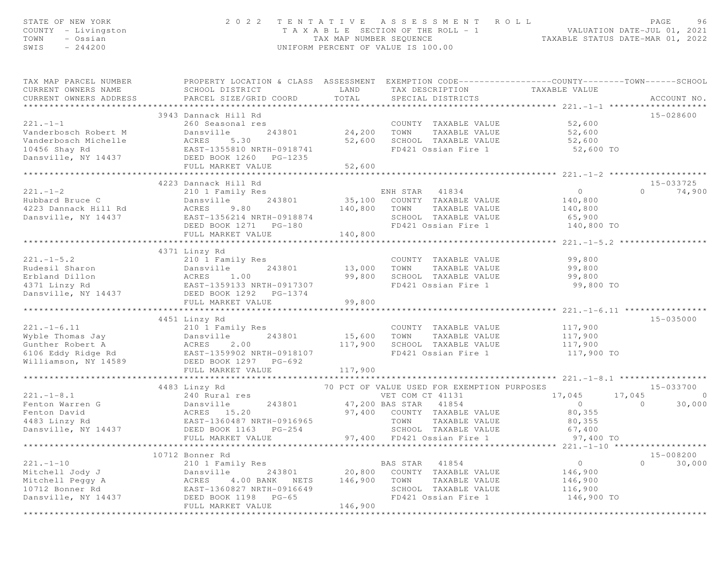STATE OF NEW YORK — 2022 TENTATIVE ASSESSMENT ROLL
COUNTY - Livingston — TAXABLE SECTION OF THE ROLL - 1 — VALUATION DATE-JUL 01, 2021
TOWN - Ossian — TAX MAP NUMBER SEQUENCE — TAXABLE STATUS DATE-MAR 01, 2022
SWIS - 244200 — UNIFORM PERCENT OF VALUE IS 100.00

```
TAX MAP PARCEL NUMBER          PROPERTY LOCATION & CLASS  ASSESSMENT  EXEMPTION CODE------------------COUNTY--------TOWN------SCHOOL
CURRENT OWNERS NAME            SCHOOL DISTRICT               LAND      TAX DESCRIPTION            TAXABLE VALUE
CURRENT OWNERS ADDRESS         PARCEL SIZE/GRID COORD        TOTAL     SPECIAL DISTRICTS                                    ACCOUNT NO.
****************************************************************************************************** 221.-1-1 *******************
                          3943 Dannack Hill Rd                                                                              15-028600
221.-1-1                       260 Seasonal res                       COUNTY  TAXABLE VALUE             52,600
Vanderbosch Robert M           Dansville        243801       24,200   TOWN    TAXABLE VALUE             52,600
Vanderbosch Michelle           ACRES    5.30                 52,600   SCHOOL  TAXABLE VALUE             52,600
10456 Shay Rd                  EAST-1355810 NRTH-0918741              FD421 Ossian Fire 1                52,600 TO
Dansville, NY 14437            DEED BOOK 1260   PG-1235
                               FULL MARKET VALUE             52,600
****************************************************************************************************** 221.-1-2 *******************
                          4223 Dannack Hill Rd                                                                              15-033725
221.-1-2                       210 1 Family Res                   ENH STAR   41834                   0             0     74,900
Hubbard Bruce C                Dansville        243801       35,100   COUNTY  TAXABLE VALUE            140,800
4223 Dannack Hill Rd           ACRES    9.80                140,800   TOWN    TAXABLE VALUE            140,800
Dansville, NY 14437            EAST-1356214 NRTH-0918874              SCHOOL  TAXABLE VALUE             65,900
                               DEED BOOK 1271   PG-180                FD421 Ossian Fire 1               140,800 TO
                               FULL MARKET VALUE            140,800
****************************************************************************************************** 221.-1-5.2 *****************
                          4371 Linzy Rd
221.-1-5.2                     210 1 Family Res                       COUNTY  TAXABLE VALUE             99,800
Rudesil Sharon                 Dansville        243801       13,000   TOWN    TAXABLE VALUE             99,800
Erbland Dillon                 ACRES    1.00                 99,800   SCHOOL  TAXABLE VALUE             99,800
4371 Linzy Rd                  EAST-1359133 NRTH-0917307              FD421 Ossian Fire 1                99,800 TO
Dansville, NY 14437            DEED BOOK 1292   PG-1374
                               FULL MARKET VALUE             99,800
****************************************************************************************************** 221.-1-6.11 ****************
                          4451 Linzy Rd                                                                                     15-035000
221.-1-6.11                    210 1 Family Res                       COUNTY  TAXABLE VALUE            117,900
Wyble Thomas Jay               Dansville        243801       15,600   TOWN    TAXABLE VALUE            117,900
Gunther Robert A               ACRES    2.00                117,900   SCHOOL  TAXABLE VALUE            117,900
6106 Eddy Ridge Rd             EAST-1359902 NRTH-0918107              FD421 Ossian Fire 1               117,900 TO
Williamson, NY 14589           DEED BOOK 1297   PG-692
                               FULL MARKET VALUE            117,900
****************************************************************************************************** 221.-1-8.1 *****************
                          4483 Linzy Rd                  70 PCT OF VALUE USED FOR EXEMPTION PURPOSES                        15-033700
221.-1-8.1                     240 Rural res                          VET COM CT 41131          17,045        17,045             0
Fenton Warren G                Dansville        243801       47,200 BAS STAR   41854                 0             0     30,000
Fenton David                   ACRES   15.20                 97,400   COUNTY  TAXABLE VALUE             80,355
4483 Linzy Rd                  EAST-1360487 NRTH-0916965              TOWN    TAXABLE VALUE             80,355
Dansville, NY 14437            DEED BOOK 1163   PG-254                SCHOOL  TAXABLE VALUE             67,400
                               FULL MARKET VALUE             97,400   FD421 Ossian Fire 1                97,400 TO
****************************************************************************************************** 221.-1-10 ******************
                         10712 Bonner Rd                                                                                    15-008200
221.-1-10                      210 1 Family Res                   BAS STAR   41854                   0             0     30,000
Mitchell Jody J                Dansville        243801       20,800   COUNTY  TAXABLE VALUE            146,900
Mitchell Peggy A               ACRES    4.00 BANK   NETS    146,900   TOWN    TAXABLE VALUE            146,900
10712 Bonner Rd                EAST-1360827 NRTH-0916649              SCHOOL  TAXABLE VALUE            116,900
Dansville, NY 14437            DEED BOOK 1198   PG-65                 FD421 Ossian Fire 1               146,900 TO
                               FULL MARKET VALUE            146,900
************************************************************************************************************************************
```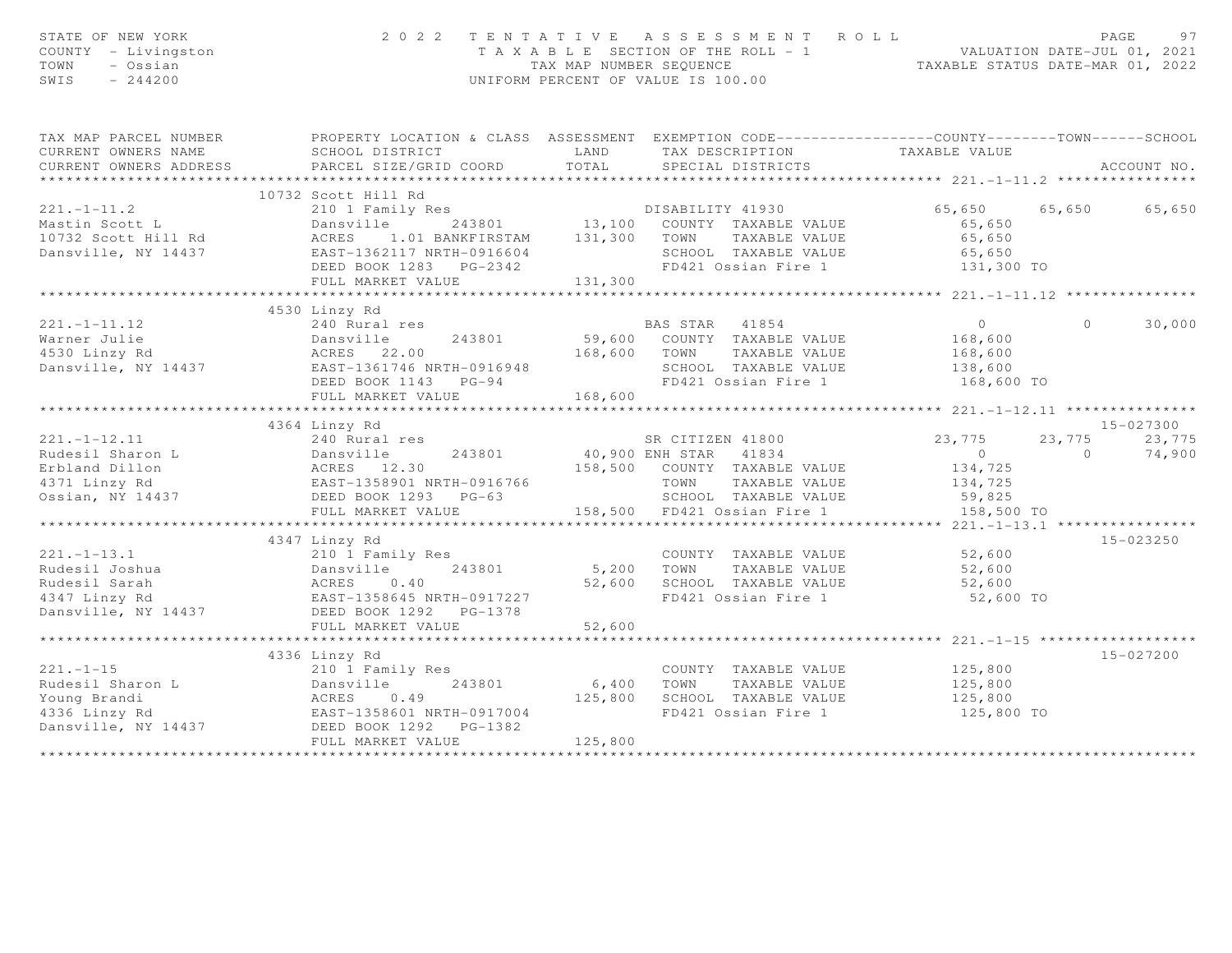STATE OF NEW YORK
COUNTY - Livingston
TOWN - Ossian
SWIS - 244200

# 2022 TENTATIVE ASSESSMENT ROLL

TAXABLE SECTION OF THE ROLL - 1
TAX MAP NUMBER SEQUENCE
UNIFORM PERCENT OF VALUE IS 100.00

VALUATION DATE-JUL 01, 2021
TAXABLE STATUS DATE-MAR 01, 2022

| TAX MAP PARCEL NUMBER / CURRENT OWNERS NAME / CURRENT OWNERS ADDRESS | PROPERTY LOCATION & CLASS / SCHOOL DISTRICT / PARCEL SIZE/GRID COORD | ASSESSMENT LAND / TOTAL | EXEMPTION CODE / TAX DESCRIPTION / SPECIAL DISTRICTS | COUNTY TAXABLE VALUE | TOWN | SCHOOL | ACCOUNT NO. |
|---|---|---|---|---|---|---|---|
| **221.-1-11.2** | 10732 Scott Hill Rd | | | | | | |
| 221.-1-11.2 | 210 1 Family Res | | DISABILITY 41930 | 65,650 | 65,650 | 65,650 | |
| Mastin Scott L | Dansville 243801 | 13,100 | COUNTY TAXABLE VALUE | 65,650 | | | |
| 10732 Scott Hill Rd | ACRES 1.01 BANKFIRSTAM | 131,300 | TOWN TAXABLE VALUE | 65,650 | | | |
| Dansville, NY 14437 | EAST-1362117 NRTH-0916604 | | SCHOOL TAXABLE VALUE | 65,650 | | | |
| | DEED BOOK 1283 PG-2342 | | FD421 Ossian Fire 1 | 131,300 TO | | | |
| | FULL MARKET VALUE | 131,300 | | | | | |
| **221.-1-11.12** | 4530 Linzy Rd | | | | | | |
| 221.-1-11.12 | 240 Rural res | | BAS STAR 41854 | 0 | 0 | 30,000 | |
| Warner Julie | Dansville 243801 | 59,600 | COUNTY TAXABLE VALUE | 168,600 | | | |
| 4530 Linzy Rd | ACRES 22.00 | 168,600 | TOWN TAXABLE VALUE | 168,600 | | | |
| Dansville, NY 14437 | EAST-1361746 NRTH-0916948 | | SCHOOL TAXABLE VALUE | 138,600 | | | |
| | DEED BOOK 1143 PG-94 | | FD421 Ossian Fire 1 | 168,600 TO | | | |
| | FULL MARKET VALUE | 168,600 | | | | | |
| **221.-1-12.11** | 4364 Linzy Rd | | | | | | 15-027300 |
| 221.-1-12.11 | 240 Rural res | | SR CITIZEN 41800 | 23,775 | 23,775 | 23,775 | |
| Rudesil Sharon L | Dansville 243801 | 40,900 | ENH STAR 41834 | 0 | 0 | 74,900 | |
| Erbland Dillon | ACRES 12.30 | 158,500 | COUNTY TAXABLE VALUE | 134,725 | | | |
| 4371 Linzy Rd | EAST-1358901 NRTH-0916766 | | TOWN TAXABLE VALUE | 134,725 | | | |
| Ossian, NY 14437 | DEED BOOK 1293 PG-63 | | SCHOOL TAXABLE VALUE | 59,825 | | | |
| | FULL MARKET VALUE | 158,500 | FD421 Ossian Fire 1 | 158,500 TO | | | |
| **221.-1-13.1** | 4347 Linzy Rd | | | | | | 15-023250 |
| 221.-1-13.1 | 210 1 Family Res | | COUNTY TAXABLE VALUE | 52,600 | | | |
| Rudesil Joshua | Dansville 243801 | 5,200 | TOWN TAXABLE VALUE | 52,600 | | | |
| Rudesil Sarah | ACRES 0.40 | 52,600 | SCHOOL TAXABLE VALUE | 52,600 | | | |
| 4347 Linzy Rd | EAST-1358645 NRTH-0917227 | | FD421 Ossian Fire 1 | 52,600 TO | | | |
| Dansville, NY 14437 | DEED BOOK 1292 PG-1378 | | | | | | |
| | FULL MARKET VALUE | 52,600 | | | | | |
| **221.-1-15** | 4336 Linzy Rd | | | | | | 15-027200 |
| 221.-1-15 | 210 1 Family Res | | COUNTY TAXABLE VALUE | 125,800 | | | |
| Rudesil Sharon L | Dansville 243801 | 6,400 | TOWN TAXABLE VALUE | 125,800 | | | |
| Young Brandi | ACRES 0.49 | 125,800 | SCHOOL TAXABLE VALUE | 125,800 | | | |
| 4336 Linzy Rd | EAST-1358601 NRTH-0917004 | | FD421 Ossian Fire 1 | 125,800 TO | | | |
| Dansville, NY 14437 | DEED BOOK 1292 PG-1382 | | | | | | |
| | FULL MARKET VALUE | 125,800 | | | | | |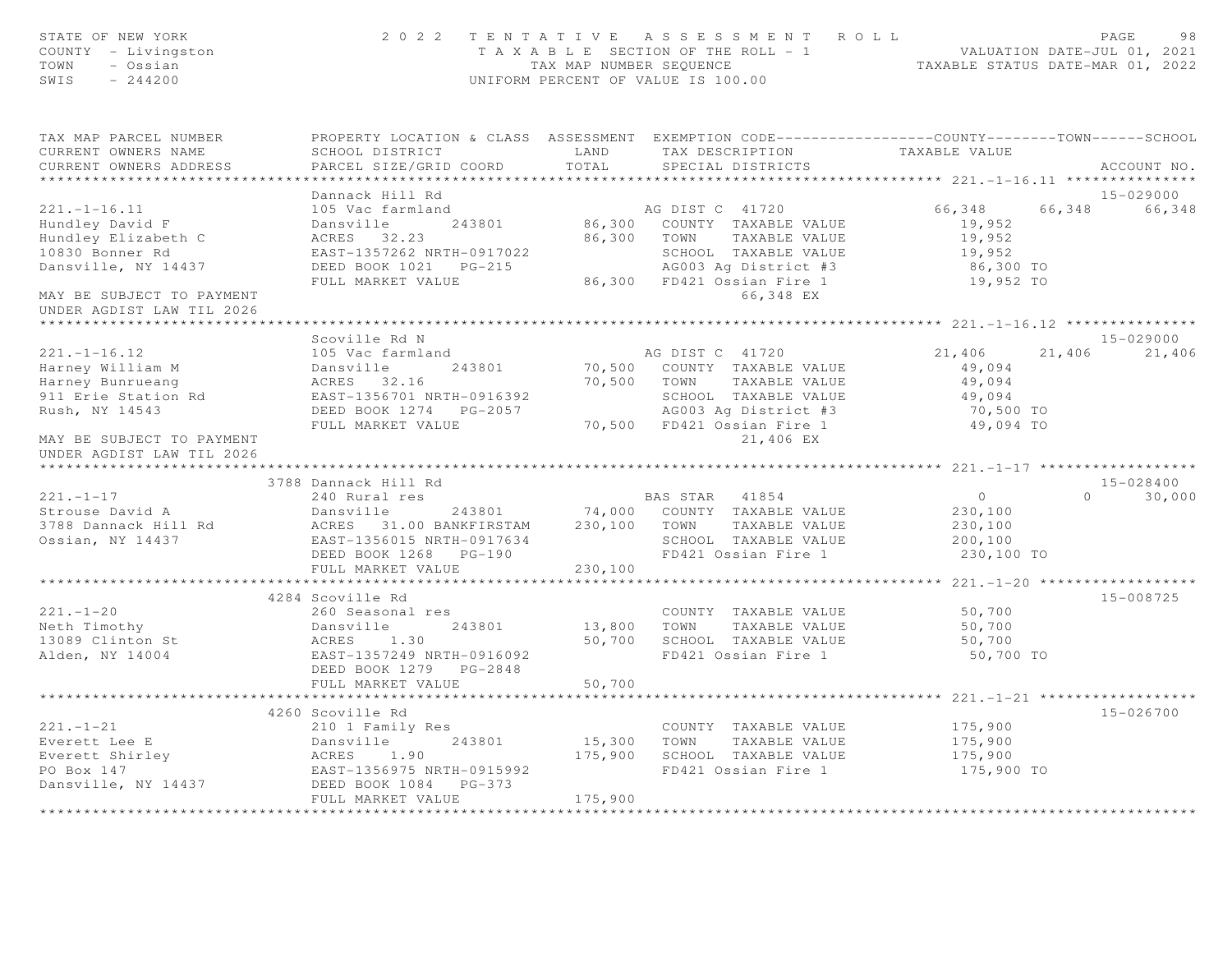STATE OF NEW YORK
COUNTY - Livingston
TOWN - Ossian
SWIS - 244200

2022 TENTATIVE ASSESSMENT ROLL
TAXABLE SECTION OF THE ROLL - 1
TAX MAP NUMBER SEQUENCE
UNIFORM PERCENT OF VALUE IS 100.00

VALUATION DATE-JUL 01, 2021
TAXABLE STATUS DATE-MAR 01, 2022

| TAX MAP PARCEL NUMBER / CURRENT OWNERS NAME / CURRENT OWNERS ADDRESS | PROPERTY LOCATION & CLASS / SCHOOL DISTRICT / PARCEL SIZE/GRID COORD | ASSESSMENT LAND / TOTAL | EXEMPTION CODE / TAX DESCRIPTION / SPECIAL DISTRICTS | COUNTY | TOWN | SCHOOL | ACCOUNT NO. |
|---|---|---|---|---|---|---|---|
| **221.-1-16.11** | Dannack Hill Rd | | | | | | 15-029000 |
| 221.-1-16.11 | 105 Vac farmland | | AG DIST C 41720 | 66,348 | 66,348 | 66,348 | |
| Hundley David F | Dansville 243801 | 86,300 | COUNTY TAXABLE VALUE | 19,952 | | | |
| Hundley Elizabeth C | ACRES 32.23 | 86,300 | TOWN TAXABLE VALUE | 19,952 | | | |
| 10830 Bonner Rd | EAST-1357262 NRTH-0917022 | | SCHOOL TAXABLE VALUE | 19,952 | | | |
| Dansville, NY 14437 | DEED BOOK 1021 PG-215 | | AG003 Ag District #3 | 86,300 TO | | | |
| | FULL MARKET VALUE | 86,300 | FD421 Ossian Fire 1 | 19,952 TO | | | |
| MAY BE SUBJECT TO PAYMENT | | | 66,348 EX | | | | |
| UNDER AGDIST LAW TIL 2026 | | | | | | | |
| **221.-1-16.12** | Scoville Rd N | | | | | | 15-029000 |
| 221.-1-16.12 | 105 Vac farmland | | AG DIST C 41720 | 21,406 | 21,406 | 21,406 | |
| Harney William M | Dansville 243801 | 70,500 | COUNTY TAXABLE VALUE | 49,094 | | | |
| Harney Bunrueang | ACRES 32.16 | 70,500 | TOWN TAXABLE VALUE | 49,094 | | | |
| 911 Erie Station Rd | EAST-1356701 NRTH-0916392 | | SCHOOL TAXABLE VALUE | 49,094 | | | |
| Rush, NY 14543 | DEED BOOK 1274 PG-2057 | | AG003 Ag District #3 | 70,500 TO | | | |
| | FULL MARKET VALUE | 70,500 | FD421 Ossian Fire 1 | 49,094 TO | | | |
| MAY BE SUBJECT TO PAYMENT | | | 21,406 EX | | | | |
| UNDER AGDIST LAW TIL 2026 | | | | | | | |
| **221.-1-17** | 3788 Dannack Hill Rd | | | | | | 15-028400 |
| 221.-1-17 | 240 Rural res | | BAS STAR 41854 | 0 | 0 | 30,000 | |
| Strouse David A | Dansville 243801 | 74,000 | COUNTY TAXABLE VALUE | 230,100 | | | |
| 3788 Dannack Hill Rd | ACRES 31.00 BANKFIRSTAM | 230,100 | TOWN TAXABLE VALUE | 230,100 | | | |
| Ossian, NY 14437 | EAST-1356015 NRTH-0917634 | | SCHOOL TAXABLE VALUE | 200,100 | | | |
| | DEED BOOK 1268 PG-190 | | FD421 Ossian Fire 1 | 230,100 TO | | | |
| | FULL MARKET VALUE | 230,100 | | | | | |
| **221.-1-20** | 4284 Scoville Rd | | | | | | 15-008725 |
| 221.-1-20 | 260 Seasonal res | | COUNTY TAXABLE VALUE | 50,700 | | | |
| Neth Timothy | Dansville 243801 | 13,800 | TOWN TAXABLE VALUE | 50,700 | | | |
| 13089 Clinton St | ACRES 1.30 | 50,700 | SCHOOL TAXABLE VALUE | 50,700 | | | |
| Alden, NY 14004 | EAST-1357249 NRTH-0916092 | | FD421 Ossian Fire 1 | 50,700 TO | | | |
| | DEED BOOK 1279 PG-2848 | | | | | | |
| | FULL MARKET VALUE | 50,700 | | | | | |
| **221.-1-21** | 4260 Scoville Rd | | | | | | 15-026700 |
| 221.-1-21 | 210 1 Family Res | | COUNTY TAXABLE VALUE | 175,900 | | | |
| Everett Lee E | Dansville 243801 | 15,300 | TOWN TAXABLE VALUE | 175,900 | | | |
| Everett Shirley | ACRES 1.90 | 175,900 | SCHOOL TAXABLE VALUE | 175,900 | | | |
| PO Box 147 | EAST-1356975 NRTH-0915992 | | FD421 Ossian Fire 1 | 175,900 TO | | | |
| Dansville, NY 14437 | DEED BOOK 1084 PG-373 | | | | | | |
| | FULL MARKET VALUE | 175,900 | | | | | |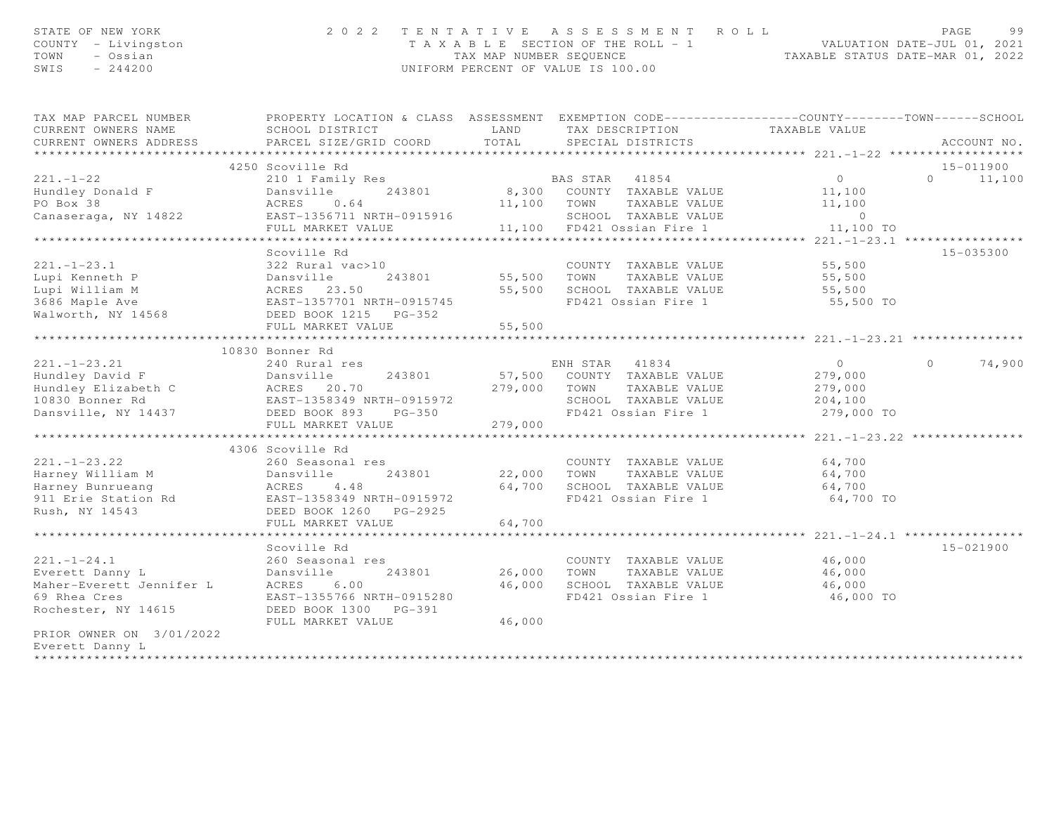STATE OF NEW YORK
COUNTY - Livingston
TOWN - Ossian
SWIS - 244200

# 2022 TENTATIVE ASSESSMENT ROLL

TAXABLE SECTION OF THE ROLL - 1
TAX MAP NUMBER SEQUENCE
UNIFORM PERCENT OF VALUE IS 100.00

VALUATION DATE-JUL 01, 2021
TAXABLE STATUS DATE-MAR 01, 2022

| TAX MAP PARCEL NUMBER / CURRENT OWNERS NAME / CURRENT OWNERS ADDRESS | PROPERTY LOCATION & CLASS / SCHOOL DISTRICT / PARCEL SIZE/GRID COORD | ASSESSMENT LAND | TOTAL | EXEMPTION CODE / TAX DESCRIPTION / SPECIAL DISTRICTS | COUNTY TAXABLE VALUE | TOWN | SCHOOL | ACCOUNT NO. |
|---|---|---|---|---|---|---|---|---|
| **221.-1-22** | 4250 Scoville Rd | | | | | | | 15-011900 |
| 221.-1-22 | 210 1 Family Res | | | BAS STAR 41854 | 0 | 0 | 11,100 | |
| Hundley Donald F | Dansville 243801 | 8,300 | | COUNTY TAXABLE VALUE | 11,100 | | | |
| PO Box 38 | ACRES 0.64 | | 11,100 | TOWN TAXABLE VALUE | 11,100 | | | |
| Canaseraga, NY 14822 | EAST-1356711 NRTH-0915916 | | | SCHOOL TAXABLE VALUE | 0 | | | |
| | FULL MARKET VALUE | | 11,100 | FD421 Ossian Fire 1 | 11,100 TO | | | |
| **221.-1-23.1** | Scoville Rd | | | | | | | 15-035300 |
| 221.-1-23.1 | 322 Rural vac>10 | | | COUNTY TAXABLE VALUE | 55,500 | | | |
| Lupi Kenneth P | Dansville 243801 | 55,500 | | TOWN TAXABLE VALUE | 55,500 | | | |
| Lupi William M | ACRES 23.50 | | 55,500 | SCHOOL TAXABLE VALUE | 55,500 | | | |
| 3686 Maple Ave | EAST-1357701 NRTH-0915745 | | | FD421 Ossian Fire 1 | 55,500 TO | | | |
| Walworth, NY 14568 | DEED BOOK 1215 PG-352 | | | | | | | |
| | FULL MARKET VALUE | | 55,500 | | | | | |
| **221.-1-23.21** | 10830 Bonner Rd | | | | | | | |
| 221.-1-23.21 | 240 Rural res | | | ENH STAR 41834 | 0 | 0 | 74,900 | |
| Hundley David F | Dansville 243801 | 57,500 | | COUNTY TAXABLE VALUE | 279,000 | | | |
| Hundley Elizabeth C | ACRES 20.70 | | 279,000 | TOWN TAXABLE VALUE | 279,000 | | | |
| 10830 Bonner Rd | EAST-1358349 NRTH-0915972 | | | SCHOOL TAXABLE VALUE | 204,100 | | | |
| Dansville, NY 14437 | DEED BOOK 893 PG-350 | | | FD421 Ossian Fire 1 | 279,000 TO | | | |
| | FULL MARKET VALUE | | 279,000 | | | | | |
| **221.-1-23.22** | 4306 Scoville Rd | | | | | | | |
| 221.-1-23.22 | 260 Seasonal res | | | COUNTY TAXABLE VALUE | 64,700 | | | |
| Harney William M | Dansville 243801 | 22,000 | | TOWN TAXABLE VALUE | 64,700 | | | |
| Harney Bunrueang | ACRES 4.48 | | 64,700 | SCHOOL TAXABLE VALUE | 64,700 | | | |
| 911 Erie Station Rd | EAST-1358349 NRTH-0915972 | | | FD421 Ossian Fire 1 | 64,700 TO | | | |
| Rush, NY 14543 | DEED BOOK 1260 PG-2925 | | | | | | | |
| | FULL MARKET VALUE | | 64,700 | | | | | |
| **221.-1-24.1** | Scoville Rd | | | | | | | 15-021900 |
| 221.-1-24.1 | 260 Seasonal res | | | COUNTY TAXABLE VALUE | 46,000 | | | |
| Everett Danny L | Dansville 243801 | 26,000 | | TOWN TAXABLE VALUE | 46,000 | | | |
| Maher-Everett Jennifer L | ACRES 6.00 | | 46,000 | SCHOOL TAXABLE VALUE | 46,000 | | | |
| 69 Rhea Cres | EAST-1355766 NRTH-0915280 | | | FD421 Ossian Fire 1 | 46,000 TO | | | |
| Rochester, NY 14615 | DEED BOOK 1300 PG-391 | | | | | | | |
| | FULL MARKET VALUE | | 46,000 | | | | | |
| PRIOR OWNER ON 3/01/2022 | | | | | | | | |
| Everett Danny L | | | | | | | | |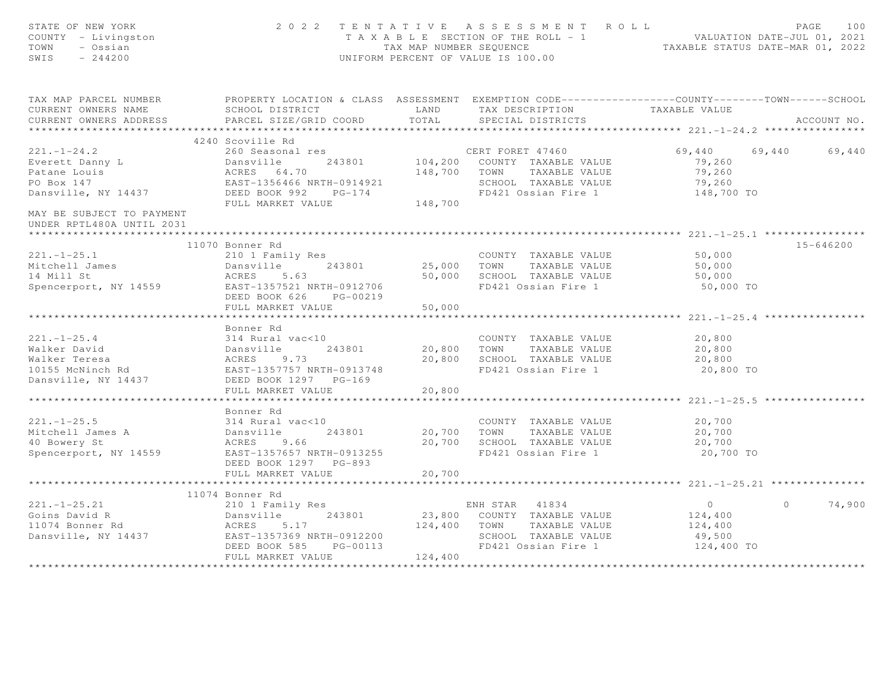STATE OF NEW YORK
COUNTY - Livingston
TOWN - Ossian
SWIS - 244200

# 2022 TENTATIVE ASSESSMENT ROLL

TAXABLE SECTION OF THE ROLL - 1
TAX MAP NUMBER SEQUENCE
UNIFORM PERCENT OF VALUE IS 100.00

VALUATION DATE-JUL 01, 2021
TAXABLE STATUS DATE-MAR 01, 2022

| TAX MAP PARCEL NUMBER / CURRENT OWNERS NAME / CURRENT OWNERS ADDRESS | PROPERTY LOCATION & CLASS / SCHOOL DISTRICT / PARCEL SIZE/GRID COORD | ASSESSMENT LAND / TOTAL | EXEMPTION CODE / TAX DESCRIPTION / SPECIAL DISTRICTS | COUNTY TAXABLE VALUE | TOWN | SCHOOL | ACCOUNT NO. |
|---|---|---|---|---|---|---|---|
| **221.-1-24.2** | 4240 Scoville Rd | | | | | | |
| 221.-1-24.2 | 260 Seasonal res | | CERT FORET 47460 | 69,440 | 69,440 | 69,440 | |
| Everett Danny L | Dansville 243801 | 104,200 | COUNTY TAXABLE VALUE | 79,260 | | | |
| Patane Louis | ACRES 64.70 | 148,700 | TOWN TAXABLE VALUE | 79,260 | | | |
| PO Box 147 | EAST-1356466 NRTH-0914921 | | SCHOOL TAXABLE VALUE | 79,260 | | | |
| Dansville, NY 14437 | DEED BOOK 992 PG-174 | | FD421 Ossian Fire 1 | 148,700 TO | | | |
| | FULL MARKET VALUE | 148,700 | | | | | |
| MAY BE SUBJECT TO PAYMENT UNDER RPTL480A UNTIL 2031 | | | | | | | |
| **221.-1-25.1** | 11070 Bonner Rd | | | | | | 15-646200 |
| 221.-1-25.1 | 210 1 Family Res | | COUNTY TAXABLE VALUE | 50,000 | | | |
| Mitchell James | Dansville 243801 | 25,000 | TOWN TAXABLE VALUE | 50,000 | | | |
| 14 Mill St | ACRES 5.63 | 50,000 | SCHOOL TAXABLE VALUE | 50,000 | | | |
| Spencerport, NY 14559 | EAST-1357521 NRTH-0912706 | | FD421 Ossian Fire 1 | 50,000 TO | | | |
| | DEED BOOK 626 PG-00219 | | | | | | |
| | FULL MARKET VALUE | 50,000 | | | | | |
| **221.-1-25.4** | Bonner Rd | | | | | | |
| 221.-1-25.4 | 314 Rural vac<10 | | COUNTY TAXABLE VALUE | 20,800 | | | |
| Walker David | Dansville 243801 | 20,800 | TOWN TAXABLE VALUE | 20,800 | | | |
| Walker Teresa | ACRES 9.73 | 20,800 | SCHOOL TAXABLE VALUE | 20,800 | | | |
| 10155 McNinch Rd | EAST-1357757 NRTH-0913748 | | FD421 Ossian Fire 1 | 20,800 TO | | | |
| Dansville, NY 14437 | DEED BOOK 1297 PG-169 | | | | | | |
| | FULL MARKET VALUE | 20,800 | | | | | |
| **221.-1-25.5** | Bonner Rd | | | | | | |
| 221.-1-25.5 | 314 Rural vac<10 | | COUNTY TAXABLE VALUE | 20,700 | | | |
| Mitchell James A | Dansville 243801 | 20,700 | TOWN TAXABLE VALUE | 20,700 | | | |
| 40 Bowery St | ACRES 9.66 | 20,700 | SCHOOL TAXABLE VALUE | 20,700 | | | |
| Spencerport, NY 14559 | EAST-1357657 NRTH-0913255 | | FD421 Ossian Fire 1 | 20,700 TO | | | |
| | DEED BOOK 1297 PG-893 | | | | | | |
| | FULL MARKET VALUE | 20,700 | | | | | |
| **221.-1-25.21** | 11074 Bonner Rd | | | | | | |
| 221.-1-25.21 | 210 1 Family Res | | ENH STAR 41834 | 0 | 0 | 74,900 | |
| Goins David R | Dansville 243801 | 23,800 | COUNTY TAXABLE VALUE | 124,400 | | | |
| 11074 Bonner Rd | ACRES 5.17 | 124,400 | TOWN TAXABLE VALUE | 124,400 | | | |
| Dansville, NY 14437 | EAST-1357369 NRTH-0912200 | | SCHOOL TAXABLE VALUE | 49,500 | | | |
| | DEED BOOK 585 PG-00113 | | FD421 Ossian Fire 1 | 124,400 TO | | | |
| | FULL MARKET VALUE | 124,400 | | | | | |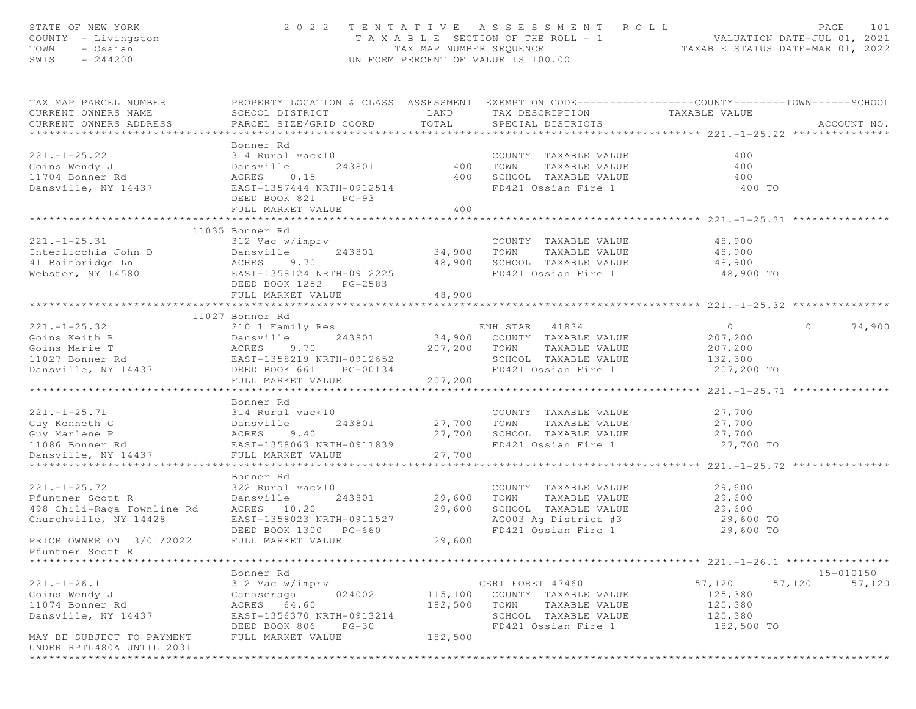STATE OF NEW YORK
COUNTY - Livingston
TOWN - Ossian
SWIS - 244200

2022 TENTATIVE ASSESSMENT ROLL
TAXABLE SECTION OF THE ROLL - 1
TAX MAP NUMBER SEQUENCE
UNIFORM PERCENT OF VALUE IS 100.00

VALUATION DATE-JUL 01, 2021
TAXABLE STATUS DATE-MAR 01, 2022

| TAX MAP PARCEL NUMBER / CURRENT OWNERS NAME / CURRENT OWNERS ADDRESS | PROPERTY LOCATION & CLASS / SCHOOL DISTRICT / PARCEL SIZE/GRID COORD | ASSESSMENT LAND / TOTAL | EXEMPTION CODE / TAX DESCRIPTION / SPECIAL DISTRICTS | COUNTY TAXABLE VALUE | TOWN | SCHOOL | ACCOUNT NO. |
|---|---|---|---|---|---|---|---|
| **221.-1-25.22** | Bonner Rd | | | | | | |
| 221.-1-25.22 | 314 Rural vac<10 | | COUNTY TAXABLE VALUE | 400 | | | |
| Goins Wendy J | Dansville 243801 | 400 | TOWN TAXABLE VALUE | 400 | | | |
| 11704 Bonner Rd | ACRES 0.15 | 400 | SCHOOL TAXABLE VALUE | 400 | | | |
| Dansville, NY 14437 | EAST-1357444 NRTH-0912514 | | FD421 Ossian Fire 1 | 400 TO | | | |
| | DEED BOOK 821 PG-93 | | | | | | |
| | FULL MARKET VALUE | 400 | | | | | |
| **221.-1-25.31** | 11035 Bonner Rd | | | | | | |
| 221.-1-25.31 | 312 Vac w/imprv | | COUNTY TAXABLE VALUE | 48,900 | | | |
| Interlicchia John D | Dansville 243801 | 34,900 | TOWN TAXABLE VALUE | 48,900 | | | |
| 41 Bainbridge Ln | ACRES 9.70 | 48,900 | SCHOOL TAXABLE VALUE | 48,900 | | | |
| Webster, NY 14580 | EAST-1358124 NRTH-0912225 | | FD421 Ossian Fire 1 | 48,900 TO | | | |
| | DEED BOOK 1252 PG-2583 | | | | | | |
| | FULL MARKET VALUE | 48,900 | | | | | |
| **221.-1-25.32** | 11027 Bonner Rd | | | | | | |
| 221.-1-25.32 | 210 1 Family Res | | ENH STAR 41834 | 0 | 0 | 74,900 | |
| Goins Keith R | Dansville 243801 | 34,900 | COUNTY TAXABLE VALUE | 207,200 | | | |
| Goins Marie T | ACRES 9.70 | 207,200 | TOWN TAXABLE VALUE | 207,200 | | | |
| 11027 Bonner Rd | EAST-1358219 NRTH-0912652 | | SCHOOL TAXABLE VALUE | 132,300 | | | |
| Dansville, NY 14437 | DEED BOOK 661 PG-00134 | | FD421 Ossian Fire 1 | 207,200 TO | | | |
| | FULL MARKET VALUE | 207,200 | | | | | |
| **221.-1-25.71** | Bonner Rd | | | | | | |
| 221.-1-25.71 | 314 Rural vac<10 | | COUNTY TAXABLE VALUE | 27,700 | | | |
| Guy Kenneth G | Dansville 243801 | 27,700 | TOWN TAXABLE VALUE | 27,700 | | | |
| Guy Marlene P | ACRES 9.40 | 27,700 | SCHOOL TAXABLE VALUE | 27,700 | | | |
| 11086 Bonner Rd | EAST-1358063 NRTH-0911839 | | FD421 Ossian Fire 1 | 27,700 TO | | | |
| Dansville, NY 14437 | FULL MARKET VALUE | 27,700 | | | | | |
| **221.-1-25.72** | Bonner Rd | | | | | | |
| 221.-1-25.72 | 322 Rural vac>10 | | COUNTY TAXABLE VALUE | 29,600 | | | |
| Pfuntner Scott R | Dansville 243801 | 29,600 | TOWN TAXABLE VALUE | 29,600 | | | |
| 498 Chili-Raga Townline Rd | ACRES 10.20 | 29,600 | SCHOOL TAXABLE VALUE | 29,600 | | | |
| Churchville, NY 14428 | EAST-1358023 NRTH-0911527 | | AG003 Ag District #3 | 29,600 TO | | | |
| | DEED BOOK 1300 PG-660 | | FD421 Ossian Fire 1 | 29,600 TO | | | |
| PRIOR OWNER ON 3/01/2022 | FULL MARKET VALUE | 29,600 | | | | | |
| Pfuntner Scott R | | | | | | | |
| **221.-1-26.1** | Bonner Rd | | | | | | 15-010150 |
| 221.-1-26.1 | 312 Vac w/imprv | | CERT FORET 47460 | 57,120 | 57,120 | 57,120 | |
| Goins Wendy J | Canaseraga 024002 | 115,100 | COUNTY TAXABLE VALUE | 125,380 | | | |
| 11074 Bonner Rd | ACRES 64.60 | 182,500 | TOWN TAXABLE VALUE | 125,380 | | | |
| Dansville, NY 14437 | EAST-1356370 NRTH-0913214 | | SCHOOL TAXABLE VALUE | 125,380 | | | |
| | DEED BOOK 806 PG-30 | | FD421 Ossian Fire 1 | 182,500 TO | | | |
| MAY BE SUBJECT TO PAYMENT | FULL MARKET VALUE | 182,500 | | | | | |
| UNDER RPTL480A UNTIL 2031 | | | | | | | |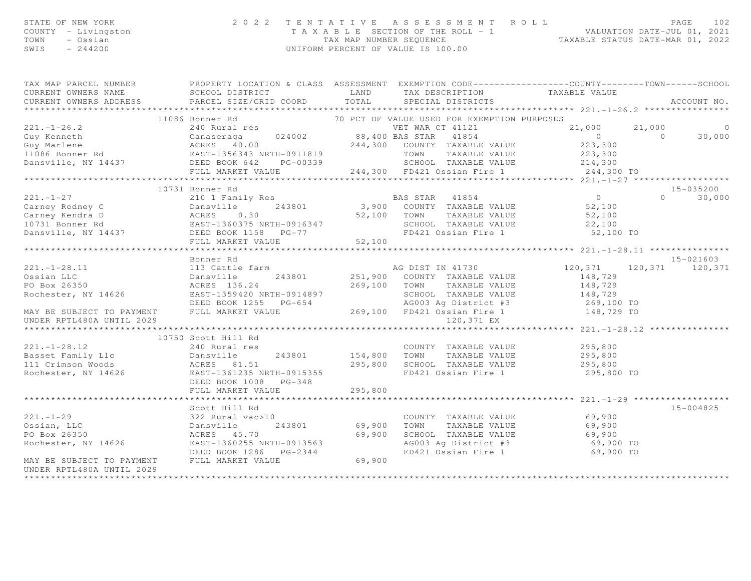STATE OF NEW YORK
COUNTY - Livingston
TOWN - Ossian
SWIS - 244200

2 0 2 2 T E N T A T I V E A S S E S S M E N T R O L L
T A X A B L E SECTION OF THE ROLL - 1
TAX MAP NUMBER SEQUENCE
UNIFORM PERCENT OF VALUE IS 100.00

VALUATION DATE-JUL 01, 2021
TAXABLE STATUS DATE-MAR 01, 2022

```
TAX MAP PARCEL NUMBER          PROPERTY LOCATION & CLASS  ASSESSMENT  EXEMPTION CODE------------------COUNTY--------TOWN------SCHOOL
CURRENT OWNERS NAME            SCHOOL DISTRICT               LAND      TAX DESCRIPTION            TAXABLE VALUE
CURRENT OWNERS ADDRESS         PARCEL SIZE/GRID COORD        TOTAL     SPECIAL DISTRICTS                                    ACCOUNT NO.
******************************************************************************************************* 221.-1-26.2 ****************
                 11086 Bonner Rd                          70 PCT OF VALUE USED FOR EXEMPTION PURPOSES
221.-1-26.2                    240 Rural res                         VET WAR CT 41121             21,000      21,000           0
Guy Kenneth                    Canaseraga      024002        88,400 BAS STAR   41854                  0           0      30,000
Guy Marlene                    ACRES   40.00                244,300   COUNTY  TAXABLE VALUE         223,300
11086 Bonner Rd                EAST-1356343 NRTH-0911819              TOWN    TAXABLE VALUE         223,300
Dansville, NY 14437            DEED BOOK 642     PG-00339             SCHOOL  TAXABLE VALUE         214,300
                               FULL MARKET VALUE            244,300   FD421 Ossian Fire 1            244,300 TO
******************************************************************************************************* 221.-1-27 ******************
                 10731 Bonner Rd                                                                                   15-035200
221.-1-27                      210 1 Family Res                       BAS STAR   41854                  0           0      30,000
Carney Rodney C                Dansville       243801         3,900   COUNTY  TAXABLE VALUE          52,100
Carney Kendra D                ACRES    0.30                 52,100   TOWN    TAXABLE VALUE          52,100
10731 Bonner Rd                EAST-1360375 NRTH-0916347              SCHOOL  TAXABLE VALUE          22,100
Dansville, NY 14437            DEED BOOK 1158    PG-77                FD421 Ossian Fire 1             52,100 TO
                               FULL MARKET VALUE             52,100
******************************************************************************************************* 221.-1-28.11 ***************
                               Bonner Rd                                                                           15-021603
221.-1-28.11                   113 Cattle farm                        AG DIST IN 41730            120,371     120,371     120,371
Ossian LLC                     Dansville       243801       251,900   COUNTY  TAXABLE VALUE         148,729
PO Box 26350                   ACRES  136.24                269,100   TOWN    TAXABLE VALUE         148,729
Rochester, NY 14626            EAST-1359420 NRTH-0914897              SCHOOL  TAXABLE VALUE         148,729
                               DEED BOOK 1255    PG-654               AG003 Ag District #3           269,100 TO
MAY BE SUBJECT TO PAYMENT      FULL MARKET VALUE            269,100   FD421 Ossian Fire 1            148,729 TO
UNDER RPTL480A UNTIL 2029                                                       120,371 EX
******************************************************************************************************* 221.-1-28.12 ***************
                 10750 Scott Hill Rd
221.-1-28.12                   240 Rural res                          COUNTY  TAXABLE VALUE         295,800
Basset Family Llc              Dansville       243801       154,800   TOWN    TAXABLE VALUE         295,800
111 Crimson Woods              ACRES   81.51                295,800   SCHOOL  TAXABLE VALUE         295,800
Rochester, NY 14626            EAST-1361235 NRTH-0915355              FD421 Ossian Fire 1            295,800 TO
                               DEED BOOK 1008    PG-348
                               FULL MARKET VALUE            295,800
******************************************************************************************************* 221.-1-29 ******************
                               Scott Hill Rd                                                                       15-004825
221.-1-29                      322 Rural vac>10                       COUNTY  TAXABLE VALUE          69,900
Ossian, LLC                    Dansville       243801        69,900   TOWN    TAXABLE VALUE          69,900
PO Box 26350                   ACRES   45.70                 69,900   SCHOOL  TAXABLE VALUE          69,900
Rochester, NY 14626            EAST-1360255 NRTH-0913563              AG003 Ag District #3            69,900 TO
                               DEED BOOK 1286    PG-2344              FD421 Ossian Fire 1             69,900 TO
MAY BE SUBJECT TO PAYMENT      FULL MARKET VALUE             69,900
UNDER RPTL480A UNTIL 2029
************************************************************************************************************************************
```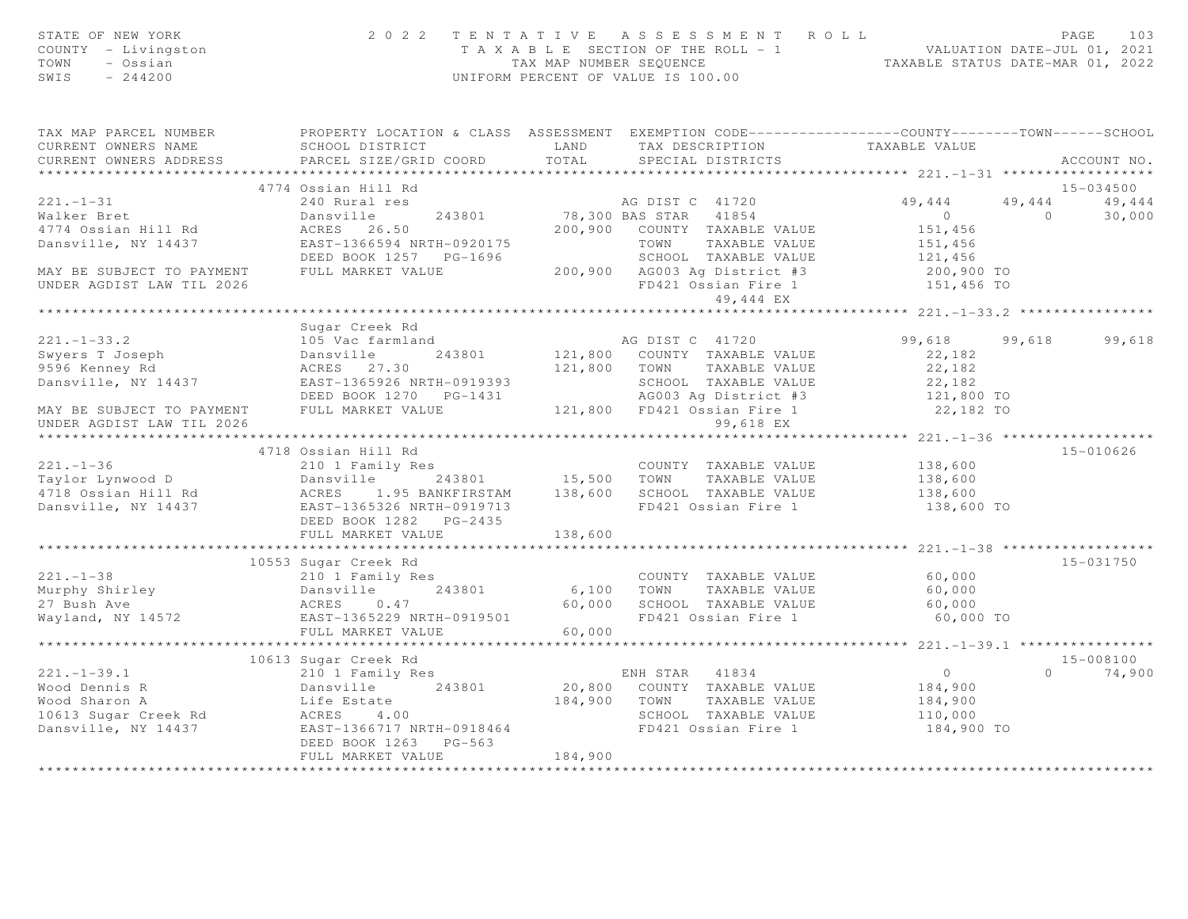STATE OF NEW YORK
COUNTY - Livingston
TOWN - Ossian
SWIS - 244200

# 2022 TENTATIVE ASSESSMENT ROLL

TAXABLE SECTION OF THE ROLL - 1
TAX MAP NUMBER SEQUENCE
UNIFORM PERCENT OF VALUE IS 100.00

VALUATION DATE-JUL 01, 2021
TAXABLE STATUS DATE-MAR 01, 2022

| TAX MAP PARCEL NUMBER / CURRENT OWNERS NAME / CURRENT OWNERS ADDRESS | PROPERTY LOCATION & CLASS / SCHOOL DISTRICT / PARCEL SIZE/GRID COORD | ASSESSMENT LAND / TOTAL | EXEMPTION CODE / TAX DESCRIPTION / SPECIAL DISTRICTS | COUNTY TAXABLE VALUE | TOWN | SCHOOL | ACCOUNT NO. |
|---|---|---|---|---|---|---|---|
| **221.-1-31** | 4774 Ossian Hill Rd | | | | | | 15-034500 |
| 221.-1-31 | 240 Rural res | | AG DIST C 41720 | 49,444 | 49,444 | 49,444 | |
| Walker Bret | Dansville 243801 | 78,300 | BAS STAR 41854 | 0 | 0 | 30,000 | |
| 4774 Ossian Hill Rd | ACRES 26.50 | 200,900 | COUNTY TAXABLE VALUE | 151,456 | | | |
| Dansville, NY 14437 | EAST-1366594 NRTH-0920175 | | TOWN TAXABLE VALUE | 151,456 | | | |
| | DEED BOOK 1257 PG-1696 | | SCHOOL TAXABLE VALUE | 121,456 | | | |
| MAY BE SUBJECT TO PAYMENT | FULL MARKET VALUE | 200,900 | AG003 Ag District #3 | 200,900 TO | | | |
| UNDER AGDIST LAW TIL 2026 | | | FD421 Ossian Fire 1 | 151,456 TO | | | |
| | | | 49,444 EX | | | | |
| **221.-1-33.2** | Sugar Creek Rd | | | | | | |
| 221.-1-33.2 | 105 Vac farmland | | AG DIST C 41720 | 99,618 | 99,618 | 99,618 | |
| Swyers T Joseph | Dansville 243801 | 121,800 | COUNTY TAXABLE VALUE | 22,182 | | | |
| 9596 Kenney Rd | ACRES 27.30 | 121,800 | TOWN TAXABLE VALUE | 22,182 | | | |
| Dansville, NY 14437 | EAST-1365926 NRTH-0919393 | | SCHOOL TAXABLE VALUE | 22,182 | | | |
| | DEED BOOK 1270 PG-1431 | | AG003 Ag District #3 | 121,800 TO | | | |
| MAY BE SUBJECT TO PAYMENT | FULL MARKET VALUE | 121,800 | FD421 Ossian Fire 1 | 22,182 TO | | | |
| UNDER AGDIST LAW TIL 2026 | | | 99,618 EX | | | | |
| **221.-1-36** | 4718 Ossian Hill Rd | | | | | | 15-010626 |
| 221.-1-36 | 210 1 Family Res | | COUNTY TAXABLE VALUE | 138,600 | | | |
| Taylor Lynwood D | Dansville 243801 | 15,500 | TOWN TAXABLE VALUE | 138,600 | | | |
| 4718 Ossian Hill Rd | ACRES 1.95 BANKFIRSTAM | 138,600 | SCHOOL TAXABLE VALUE | 138,600 | | | |
| Dansville, NY 14437 | EAST-1365326 NRTH-0919713 | | FD421 Ossian Fire 1 | 138,600 TO | | | |
| | DEED BOOK 1282 PG-2435 | | | | | | |
| | FULL MARKET VALUE | 138,600 | | | | | |
| **221.-1-38** | 10553 Sugar Creek Rd | | | | | | 15-031750 |
| 221.-1-38 | 210 1 Family Res | | COUNTY TAXABLE VALUE | 60,000 | | | |
| Murphy Shirley | Dansville 243801 | 6,100 | TOWN TAXABLE VALUE | 60,000 | | | |
| 27 Bush Ave | ACRES 0.47 | 60,000 | SCHOOL TAXABLE VALUE | 60,000 | | | |
| Wayland, NY 14572 | EAST-1365229 NRTH-0919501 | | FD421 Ossian Fire 1 | 60,000 TO | | | |
| | FULL MARKET VALUE | 60,000 | | | | | |
| **221.-1-39.1** | 10613 Sugar Creek Rd | | | | | | 15-008100 |
| 221.-1-39.1 | 210 1 Family Res | | ENH STAR 41834 | 0 | 0 | 74,900 | |
| Wood Dennis R | Dansville 243801 | 20,800 | COUNTY TAXABLE VALUE | 184,900 | | | |
| Wood Sharon A | Life Estate | 184,900 | TOWN TAXABLE VALUE | 184,900 | | | |
| 10613 Sugar Creek Rd | ACRES 4.00 | | SCHOOL TAXABLE VALUE | 110,000 | | | |
| Dansville, NY 14437 | EAST-1366717 NRTH-0918464 | | FD421 Ossian Fire 1 | 184,900 TO | | | |
| | DEED BOOK 1263 PG-563 | | | | | | |
| | FULL MARKET VALUE | 184,900 | | | | | |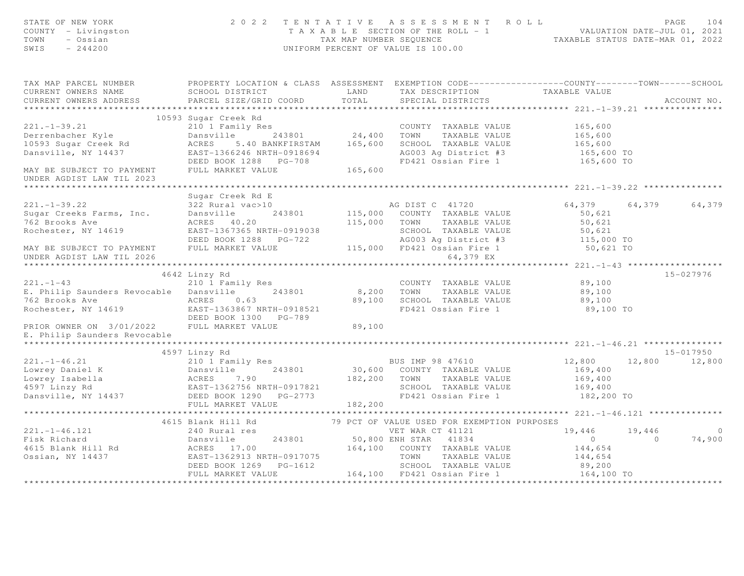STATE OF NEW YORK
COUNTY - Livingston
TOWN - Ossian
SWIS - 244200

2022 TENTATIVE ASSESSMENT ROLL
TAXABLE SECTION OF THE ROLL - 1
TAX MAP NUMBER SEQUENCE
UNIFORM PERCENT OF VALUE IS 100.00

VALUATION DATE-JUL 01, 2021
TAXABLE STATUS DATE-MAR 01, 2022

```
TAX MAP PARCEL NUMBER          PROPERTY LOCATION & CLASS  ASSESSMENT  EXEMPTION CODE------------------COUNTY--------TOWN------SCHOOL
CURRENT OWNERS NAME            SCHOOL DISTRICT               LAND      TAX DESCRIPTION            TAXABLE VALUE
CURRENT OWNERS ADDRESS         PARCEL SIZE/GRID COORD        TOTAL     SPECIAL DISTRICTS                                    ACCOUNT NO.
******************************************************************************************************* 221.-1-39.21 ***************
                     10593 Sugar Creek Rd
221.-1-39.21                   210 1 Family Res                        COUNTY  TAXABLE VALUE           165,600
Derrenbacher Kyle              Dansville      243801        24,400     TOWN    TAXABLE VALUE           165,600
10593 Sugar Creek Rd           ACRES    5.40 BANKFIRSTAM   165,600     SCHOOL  TAXABLE VALUE           165,600
Dansville, NY 14437            EAST-1366246 NRTH-0918694               AG003 Ag District #3             165,600 TO
                               DEED BOOK 1288   PG-708                 FD421 Ossian Fire 1              165,600 TO
MAY BE SUBJECT TO PAYMENT      FULL MARKET VALUE           165,600
UNDER AGDIST LAW TIL 2023
******************************************************************************************************* 221.-1-39.22 ***************
                               Sugar Creek Rd E
221.-1-39.22                   322 Rural vac>10                        AG DIST C  41720              64,379      64,379      64,379
Sugar Creeks Farms, Inc.       Dansville      243801       115,000     COUNTY  TAXABLE VALUE            50,621
762 Brooks Ave                 ACRES   40.20               115,000     TOWN    TAXABLE VALUE            50,621
Rochester, NY 14619            EAST-1367365 NRTH-0919038               SCHOOL  TAXABLE VALUE            50,621
                               DEED BOOK 1288   PG-722                 AG003 Ag District #3             115,000 TO
MAY BE SUBJECT TO PAYMENT      FULL MARKET VALUE           115,000     FD421 Ossian Fire 1               50,621 TO
UNDER AGDIST LAW TIL 2026                                                         64,379 EX
******************************************************************************************************* 221.-1-43 ******************
                     4642 Linzy Rd                                                                                15-027976
221.-1-43                      210 1 Family Res                        COUNTY  TAXABLE VALUE            89,100
E. Philip Saunders Revocable   Dansville      243801         8,200     TOWN    TAXABLE VALUE            89,100
762 Brooks Ave                 ACRES    0.63                89,100     SCHOOL  TAXABLE VALUE            89,100
Rochester, NY 14619            EAST-1363867 NRTH-0918521               FD421 Ossian Fire 1               89,100 TO
                               DEED BOOK 1300   PG-789
PRIOR OWNER ON 3/01/2022       FULL MARKET VALUE            89,100
E. Philip Saunders Revocable
******************************************************************************************************* 221.-1-46.21 ***************
                     4597 Linzy Rd                                                                                15-017950
221.-1-46.21                   210 1 Family Res                        BUS IMP 98 47610              12,800      12,800      12,800
Lowrey Daniel K                Dansville      243801        30,600     COUNTY  TAXABLE VALUE           169,400
Lowrey Isabella                ACRES    7.90               182,200     TOWN    TAXABLE VALUE           169,400
4597 Linzy Rd                  EAST-1362756 NRTH-0917821               SCHOOL  TAXABLE VALUE           169,400
Dansville, NY 14437            DEED BOOK 1290   PG-2773                FD421 Ossian Fire 1              182,200 TO
                               FULL MARKET VALUE           182,200
******************************************************************************************************* 221.-1-46.121 **************
                     4615 Blank Hill Rd              79 PCT OF VALUE USED FOR EXEMPTION PURPOSES
221.-1-46.121                  240 Rural res                           VET WAR CT 41121              19,446      19,446           0
Fisk Richard                   Dansville      243801        50,800 ENH STAR   41834                   0           0      74,900
4615 Blank Hill Rd             ACRES   17.00               164,100     COUNTY  TAXABLE VALUE           144,654
Ossian, NY 14437               EAST-1362913 NRTH-0917075               TOWN    TAXABLE VALUE           144,654
                               DEED BOOK 1269   PG-1612                SCHOOL  TAXABLE VALUE            89,200
                               FULL MARKET VALUE           164,100     FD421 Ossian Fire 1              164,100 TO
************************************************************************************************************************************
```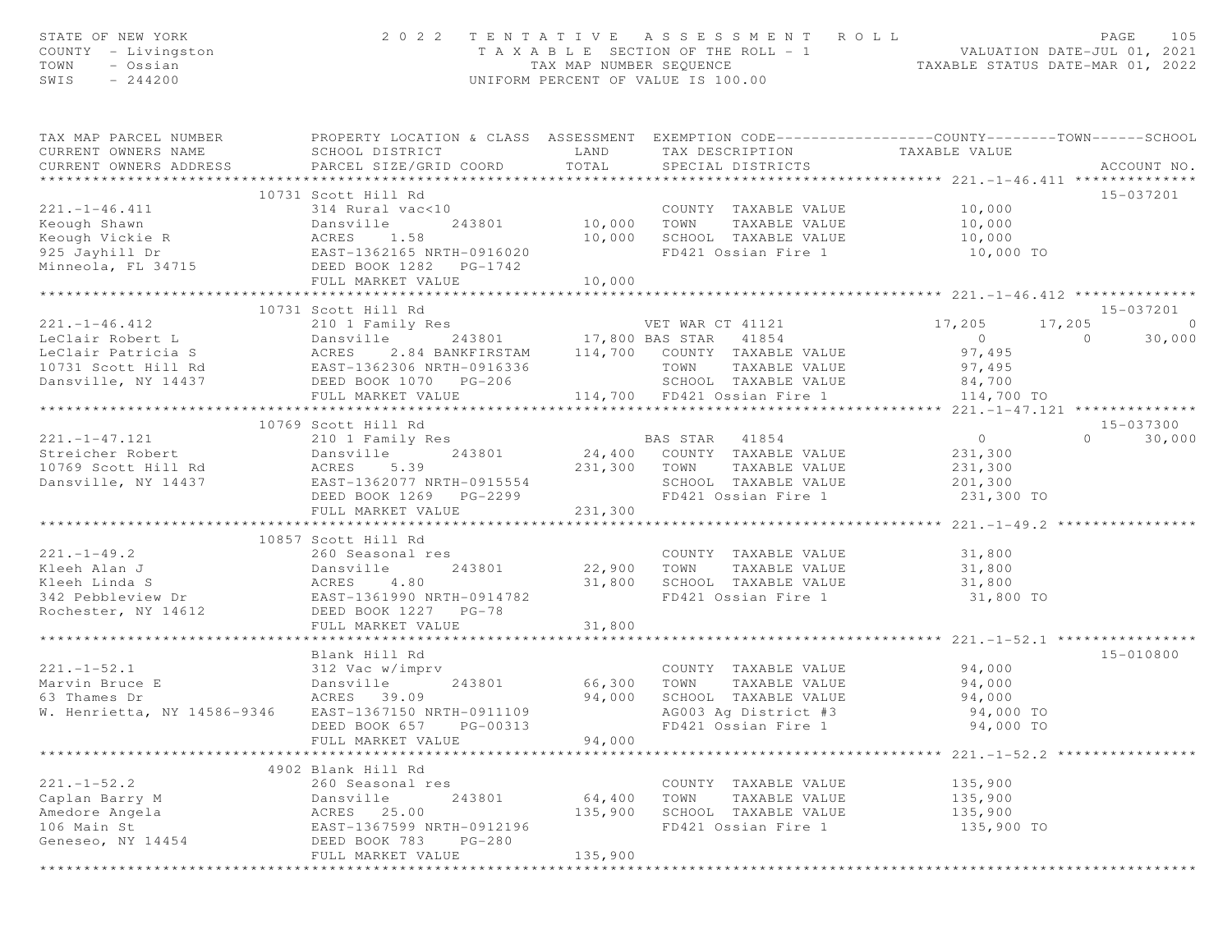STATE OF NEW YORK
COUNTY - Livingston
TOWN - Ossian
SWIS - 244200

# 2022 TENTATIVE ASSESSMENT ROLL

TAXABLE SECTION OF THE ROLL - 1
TAX MAP NUMBER SEQUENCE
UNIFORM PERCENT OF VALUE IS 100.00

VALUATION DATE-JUL 01, 2021
TAXABLE STATUS DATE-MAR 01, 2022

| TAX MAP PARCEL NUMBER / CURRENT OWNERS NAME / CURRENT OWNERS ADDRESS | PROPERTY LOCATION & CLASS / SCHOOL DISTRICT / PARCEL SIZE/GRID COORD | ASSESSMENT LAND | ASSESSMENT TOTAL | EXEMPTION CODE / TAX DESCRIPTION / SPECIAL DISTRICTS | COUNTY TAXABLE VALUE | TOWN | SCHOOL | ACCOUNT NO. |
|---|---|---|---|---|---|---|---|---|
| **221.-1-46.411** | 10731 Scott Hill Rd | | | | | | | 15-037201 |
| 221.-1-46.411 | 314 Rural vac<10 | | | COUNTY TAXABLE VALUE | 10,000 | | | |
| Keough Shawn | Dansville 243801 | 10,000 | | TOWN TAXABLE VALUE | 10,000 | | | |
| Keough Vickie R | ACRES 1.58 | | 10,000 | SCHOOL TAXABLE VALUE | 10,000 | | | |
| 925 Jayhill Dr | EAST-1362165 NRTH-0916020 | | | FD421 Ossian Fire 1 | 10,000 TO | | | |
| Minneola, FL 34715 | DEED BOOK 1282 PG-1742 | | | | | | | |
| | FULL MARKET VALUE | | 10,000 | | | | | |
| **221.-1-46.412** | 10731 Scott Hill Rd | | | | | | | 15-037201 |
| 221.-1-46.412 | 210 1 Family Res | | | VET WAR CT 41121 | 17,205 | 17,205 | 0 | |
| LeClair Robert L | Dansville 243801 | 17,800 | | BAS STAR 41854 | 0 | 0 | 30,000 | |
| LeClair Patricia S | ACRES 2.84 BANKFIRSTAM | | 114,700 | COUNTY TAXABLE VALUE | 97,495 | | | |
| 10731 Scott Hill Rd | EAST-1362306 NRTH-0916336 | | | TOWN TAXABLE VALUE | 97,495 | | | |
| Dansville, NY 14437 | DEED BOOK 1070 PG-206 | | | SCHOOL TAXABLE VALUE | 84,700 | | | |
| | FULL MARKET VALUE | | 114,700 | FD421 Ossian Fire 1 | 114,700 TO | | | |
| **221.-1-47.121** | 10769 Scott Hill Rd | | | | | | | 15-037300 |
| 221.-1-47.121 | 210 1 Family Res | | | BAS STAR 41854 | 0 | 0 | 30,000 | |
| Streicher Robert | Dansville 243801 | 24,400 | | COUNTY TAXABLE VALUE | 231,300 | | | |
| 10769 Scott Hill Rd | ACRES 5.39 | | 231,300 | TOWN TAXABLE VALUE | 231,300 | | | |
| Dansville, NY 14437 | EAST-1362077 NRTH-0915554 | | | SCHOOL TAXABLE VALUE | 201,300 | | | |
| | DEED BOOK 1269 PG-2299 | | | FD421 Ossian Fire 1 | 231,300 TO | | | |
| | FULL MARKET VALUE | | 231,300 | | | | | |
| **221.-1-49.2** | 10857 Scott Hill Rd | | | | | | | |
| 221.-1-49.2 | 260 Seasonal res | | | COUNTY TAXABLE VALUE | 31,800 | | | |
| Kleeh Alan J | Dansville 243801 | 22,900 | | TOWN TAXABLE VALUE | 31,800 | | | |
| Kleeh Linda S | ACRES 4.80 | | 31,800 | SCHOOL TAXABLE VALUE | 31,800 | | | |
| 342 Pebbleview Dr | EAST-1361990 NRTH-0914782 | | | FD421 Ossian Fire 1 | 31,800 TO | | | |
| Rochester, NY 14612 | DEED BOOK 1227 PG-78 | | | | | | | |
| | FULL MARKET VALUE | | 31,800 | | | | | |
| **221.-1-52.1** | Blank Hill Rd | | | | | | | 15-010800 |
| 221.-1-52.1 | 312 Vac w/imprv | | | COUNTY TAXABLE VALUE | 94,000 | | | |
| Marvin Bruce E | Dansville 243801 | 66,300 | | TOWN TAXABLE VALUE | 94,000 | | | |
| 63 Thames Dr | ACRES 39.09 | | 94,000 | SCHOOL TAXABLE VALUE | 94,000 | | | |
| W. Henrietta, NY 14586-9346 | EAST-1367150 NRTH-0911109 | | | AG003 Ag District #3 | 94,000 TO | | | |
| | DEED BOOK 657 PG-00313 | | | FD421 Ossian Fire 1 | 94,000 TO | | | |
| | FULL MARKET VALUE | | 94,000 | | | | | |
| **221.-1-52.2** | 4902 Blank Hill Rd | | | | | | | |
| 221.-1-52.2 | 260 Seasonal res | | | COUNTY TAXABLE VALUE | 135,900 | | | |
| Caplan Barry M | Dansville 243801 | 64,400 | | TOWN TAXABLE VALUE | 135,900 | | | |
| Amedore Angela | ACRES 25.00 | | 135,900 | SCHOOL TAXABLE VALUE | 135,900 | | | |
| 106 Main St | EAST-1367599 NRTH-0912196 | | | FD421 Ossian Fire 1 | 135,900 TO | | | |
| Geneseo, NY 14454 | DEED BOOK 783 PG-280 | | | | | | | |
| | FULL MARKET VALUE | | 135,900 | | | | | |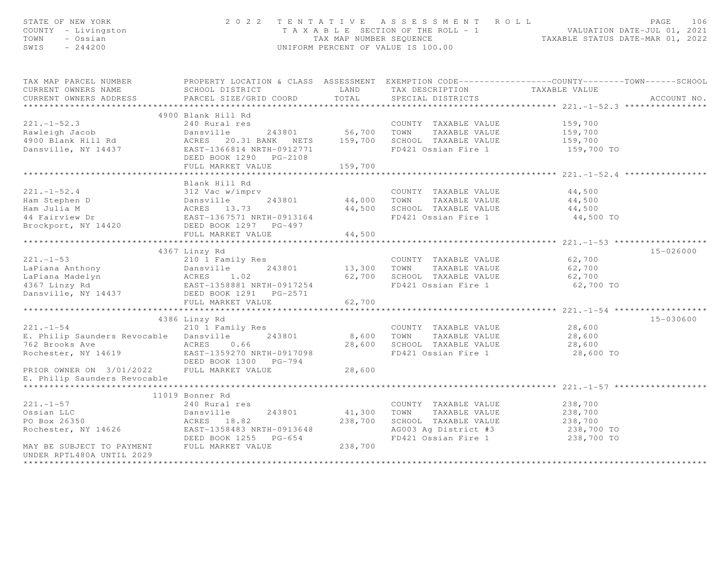STATE OF NEW YORK
COUNTY - Livingston
TOWN - Ossian
SWIS - 244200

# 2022 TENTATIVE ASSESSMENT ROLL

TAXABLE SECTION OF THE ROLL - 1
TAX MAP NUMBER SEQUENCE
UNIFORM PERCENT OF VALUE IS 100.00

VALUATION DATE-JUL 01, 2021
TAXABLE STATUS DATE-MAR 01, 2022

| TAX MAP PARCEL NUMBER / CURRENT OWNERS NAME / CURRENT OWNERS ADDRESS | PROPERTY LOCATION & CLASS / SCHOOL DISTRICT / PARCEL SIZE/GRID COORD | ASSESSMENT LAND | ASSESSMENT TOTAL | EXEMPTION CODE / TAX DESCRIPTION / SPECIAL DISTRICTS | TAXABLE VALUE (COUNTY / TOWN / SCHOOL) | ACCOUNT NO. |
|---|---|---|---|---|---|---|
| **221.-1-52.3** | 4900 Blank Hill Rd | | | | | |
| 221.-1-52.3 | 240 Rural res | | | COUNTY TAXABLE VALUE | 159,700 | |
| Rawleigh Jacob | Dansville 243801 | 56,700 | | TOWN TAXABLE VALUE | 159,700 | |
| 4900 Blank Hill Rd | ACRES 20.31 BANK NETS | | 159,700 | SCHOOL TAXABLE VALUE | 159,700 | |
| Dansville, NY 14437 | EAST-1366814 NRTH-0912771 | | | FD421 Ossian Fire 1 | 159,700 TO | |
| | DEED BOOK 1290 PG-2108 | | | | | |
| | FULL MARKET VALUE | | 159,700 | | | |
| **221.-1-52.4** | Blank Hill Rd | | | | | |
| 221.-1-52.4 | 312 Vac w/imprv | | | COUNTY TAXABLE VALUE | 44,500 | |
| Ham Stephen D | Dansville 243801 | 44,000 | | TOWN TAXABLE VALUE | 44,500 | |
| Ham Julia M | ACRES 13.73 | | 44,500 | SCHOOL TAXABLE VALUE | 44,500 | |
| 44 Fairview Dr | EAST-1367571 NRTH-0913164 | | | FD421 Ossian Fire 1 | 44,500 TO | |
| Brockport, NY 14420 | DEED BOOK 1297 PG-497 | | | | | |
| | FULL MARKET VALUE | | 44,500 | | | |
| **221.-1-53** | 4367 Linzy Rd | | | | | 15-026000 |
| 221.-1-53 | 210 1 Family Res | | | COUNTY TAXABLE VALUE | 62,700 | |
| LaPiana Anthony | Dansville 243801 | 13,300 | | TOWN TAXABLE VALUE | 62,700 | |
| LaPiana Madelyn | ACRES 1.02 | | 62,700 | SCHOOL TAXABLE VALUE | 62,700 | |
| 4367 Linzy Rd | EAST-1358881 NRTH-0917254 | | | FD421 Ossian Fire 1 | 62,700 TO | |
| Dansville, NY 14437 | DEED BOOK 1291 PG-2571 | | | | | |
| | FULL MARKET VALUE | | 62,700 | | | |
| **221.-1-54** | 4386 Linzy Rd | | | | | 15-030600 |
| 221.-1-54 | 210 1 Family Res | | | COUNTY TAXABLE VALUE | 28,600 | |
| E. Philip Saunders Revocable | Dansville 243801 | 8,600 | | TOWN TAXABLE VALUE | 28,600 | |
| 762 Brooks Ave | ACRES 0.66 | | 28,600 | SCHOOL TAXABLE VALUE | 28,600 | |
| Rochester, NY 14619 | EAST-1359270 NRTH-0917098 | | | FD421 Ossian Fire 1 | 28,600 TO | |
| | DEED BOOK 1300 PG-794 | | | | | |
| PRIOR OWNER ON 3/01/2022 | FULL MARKET VALUE | | 28,600 | | | |
| E. Philip Saunders Revocable | | | | | | |
| **221.-1-57** | 11019 Bonner Rd | | | | | |
| 221.-1-57 | 240 Rural res | | | COUNTY TAXABLE VALUE | 238,700 | |
| Ossian LLC | Dansville 243801 | 41,300 | | TOWN TAXABLE VALUE | 238,700 | |
| PO Box 26350 | ACRES 18.82 | | 238,700 | SCHOOL TAXABLE VALUE | 238,700 | |
| Rochester, NY 14626 | EAST-1358483 NRTH-0913648 | | | AG003 Ag District #3 | 238,700 TO | |
| | DEED BOOK 1255 PG-654 | | | FD421 Ossian Fire 1 | 238,700 TO | |
| MAY BE SUBJECT TO PAYMENT | FULL MARKET VALUE | | 238,700 | | | |
| UNDER RPTL480A UNTIL 2029 | | | | | | |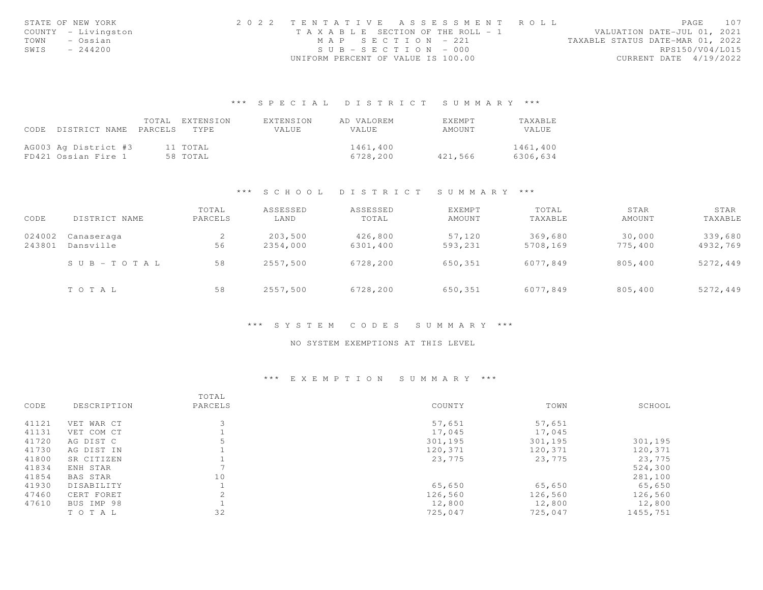STATE OF NEW YORK
COUNTY - Livingston
TOWN - Ossian
SWIS - 244200

2022 TENTATIVE ASSESSMENT ROLL
TAXABLE SECTION OF THE ROLL - 1
MAP SECTION - 221
SUB-SECTION - 000
UNIFORM PERCENT OF VALUE IS 100.00

VALUATION DATE-JUL 01, 2021
TAXABLE STATUS DATE-MAR 01, 2022
RPS150/V04/L015
CURRENT DATE 4/19/2022

## *** SPECIAL DISTRICT SUMMARY ***

| CODE | DISTRICT NAME | TOTAL PARCELS | EXTENSION TYPE | EXTENSION VALUE | AD VALOREM VALUE | EXEMPT AMOUNT | TAXABLE VALUE |
|---|---|---|---|---|---|---|---|
| AG003 | Ag District #3 | 11 | TOTAL | | 1461,400 | | 1461,400 |
| FD421 | Ossian Fire 1 | 58 | TOTAL | | 6728,200 | 421,566 | 6306,634 |

## *** SCHOOL DISTRICT SUMMARY ***

| CODE | DISTRICT NAME | TOTAL PARCELS | ASSESSED LAND | ASSESSED TOTAL | EXEMPT AMOUNT | TOTAL TAXABLE | STAR AMOUNT | STAR TAXABLE |
|---|---|---|---|---|---|---|---|---|
| 024002 | Canaseraga | 2 | 203,500 | 426,800 | 57,120 | 369,680 | 30,000 | 339,680 |
| 243801 | Dansville | 56 | 2354,000 | 6301,400 | 593,231 | 5708,169 | 775,400 | 4932,769 |
| | SUB-TOTAL | 58 | 2557,500 | 6728,200 | 650,351 | 6077,849 | 805,400 | 5272,449 |
| | TOTAL | 58 | 2557,500 | 6728,200 | 650,351 | 6077,849 | 805,400 | 5272,449 |

## *** SYSTEM CODES SUMMARY ***

NO SYSTEM EXEMPTIONS AT THIS LEVEL

## *** EXEMPTION SUMMARY ***

| CODE | DESCRIPTION | TOTAL PARCELS | COUNTY | TOWN | SCHOOL |
|---|---|---|---|---|---|
| 41121 | VET WAR CT | 3 | 57,651 | 57,651 | |
| 41131 | VET COM CT | 1 | 17,045 | 17,045 | |
| 41720 | AG DIST C | 5 | 301,195 | 301,195 | 301,195 |
| 41730 | AG DIST IN | 1 | 120,371 | 120,371 | 120,371 |
| 41800 | SR CITIZEN | 1 | 23,775 | 23,775 | 23,775 |
| 41834 | ENH STAR | 7 | | | 524,300 |
| 41854 | BAS STAR | 10 | | | 281,100 |
| 41930 | DISABILITY | 1 | 65,650 | 65,650 | 65,650 |
| 47460 | CERT FORET | 2 | 126,560 | 126,560 | 126,560 |
| 47610 | BUS IMP 98 | 1 | 12,800 | 12,800 | 12,800 |
| | TOTAL | 32 | 725,047 | 725,047 | 1455,751 |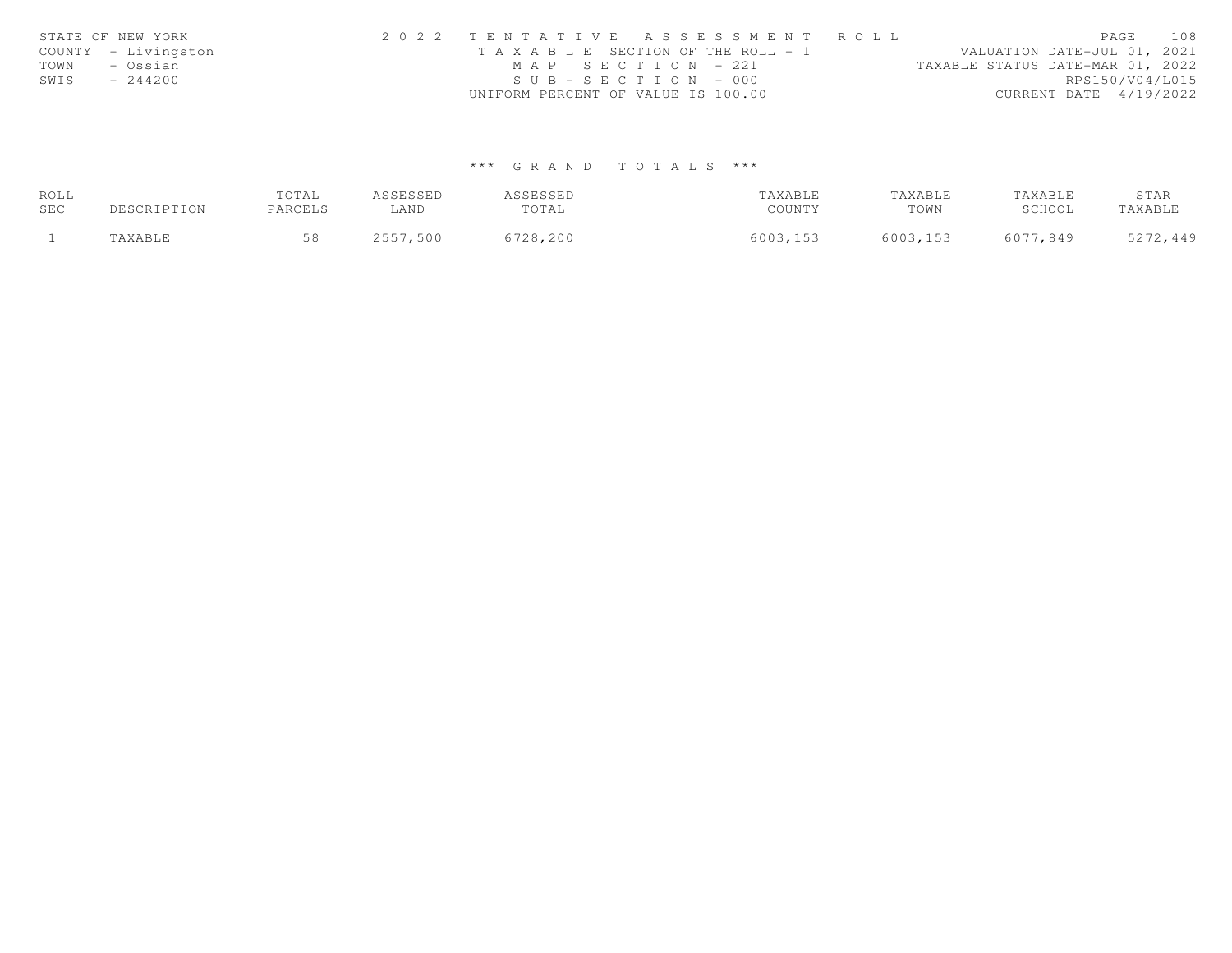STATE OF NEW YORK 2 0 2 2 T E N T A T I V E A S S E S S M E N T R O L L
COUNTY - Livingston T A X A B L E SECTION OF THE ROLL - 1 VALUATION DATE-JUL 01, 2021
TOWN - Ossian M A P S E C T I O N - 221 TAXABLE STATUS DATE-MAR 01, 2022
SWIS - 244200 S U B - S E C T I O N - 000 RPS150/V04/L015
UNIFORM PERCENT OF VALUE IS 100.00 CURRENT DATE 4/19/2022

*** G R A N D T O T A L S ***

| ROLL SEC | DESCRIPTION | TOTAL PARCELS | ASSESSED LAND | ASSESSED TOTAL | TAXABLE COUNTY | TAXABLE TOWN | TAXABLE SCHOOL | STAR TAXABLE |
|---|---|---|---|---|---|---|---|---|
| 1 | TAXABLE | 58 | 2557,500 | 6728,200 | 6003,153 | 6003,153 | 6077,849 | 5272,449 |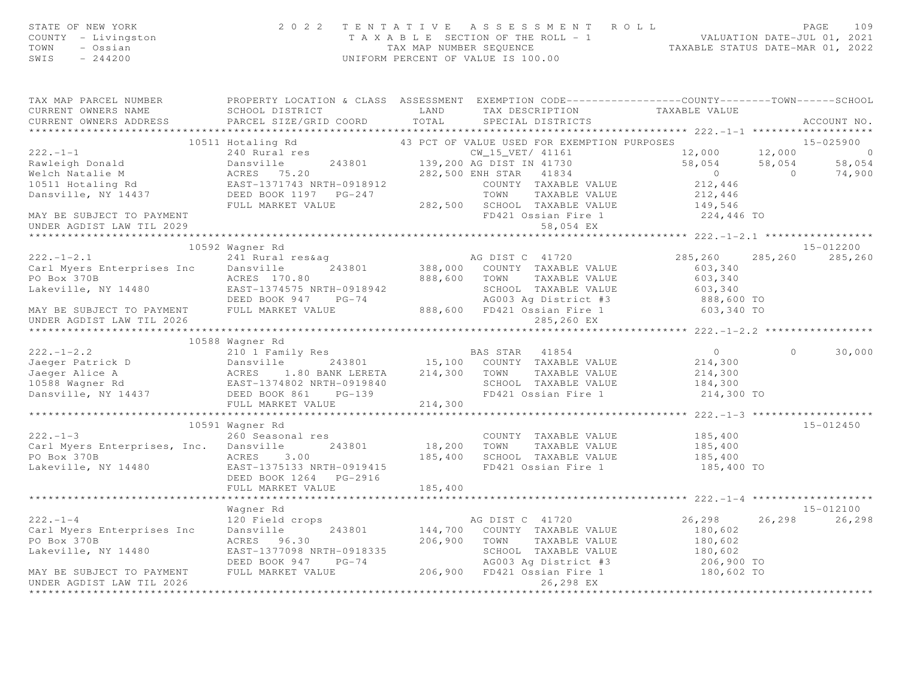STATE OF NEW YORK
COUNTY - Livingston
TOWN - Ossian
SWIS - 244200

2 0 2 2 TENTATIVE ASSESSMENT ROLL
TAXABLE SECTION OF THE ROLL - 1
TAX MAP NUMBER SEQUENCE
UNIFORM PERCENT OF VALUE IS 100.00

VALUATION DATE-JUL 01, 2021
TAXABLE STATUS DATE-MAR 01, 2022

```
TAX MAP PARCEL NUMBER          PROPERTY LOCATION & CLASS  ASSESSMENT  EXEMPTION CODE------------------COUNTY--------TOWN------SCHOOL
CURRENT OWNERS NAME            SCHOOL DISTRICT               LAND      TAX DESCRIPTION            TAXABLE VALUE
CURRENT OWNERS ADDRESS         PARCEL SIZE/GRID COORD        TOTAL     SPECIAL DISTRICTS                                      ACCOUNT NO.
****************************************************************************************************** 222.-1-1 *******************
                       10511 Hotaling Rd                  43 PCT OF VALUE USED FOR EXEMPTION PURPOSES                      15-025900
222.-1-1                       240 Rural res                        CW_15_VET/ 41161              12,000      12,000            0
Rawleigh Donald                Dansville       243801       139,200 AG DIST IN 41730              58,054      58,054       58,054
Welch Natalie M                ACRES  75.20                 282,500 ENH STAR   41834                   0           0       74,900
10511 Hotaling Rd              EAST-1371743 NRTH-0918912              COUNTY  TAXABLE VALUE          212,446
Dansville, NY 14437            DEED BOOK 1197   PG-247                TOWN    TAXABLE VALUE          212,446
                               FULL MARKET VALUE            282,500   SCHOOL  TAXABLE VALUE          149,546
MAY BE SUBJECT TO PAYMENT                                             FD421 Ossian Fire 1              224,446 TO
UNDER AGDIST LAW TIL 2029                                                        58,054 EX
****************************************************************************************************** 222.-1-2.1 *****************
                       10592 Wagner Rd                                                                                     15-012200
222.-1-2.1                     241 Rural res&ag                       AG DIST C  41720           285,260     285,260      285,260
Carl Myers Enterprises Inc     Dansville       243801       388,000   COUNTY  TAXABLE VALUE          603,340
PO Box 370B                    ACRES 170.80                 888,600   TOWN    TAXABLE VALUE          603,340
Lakeville, NY 14480            EAST-1374575 NRTH-0918942              SCHOOL  TAXABLE VALUE          603,340
                               DEED BOOK 947    PG-74                 AG003 Ag District #3             888,600 TO
MAY BE SUBJECT TO PAYMENT      FULL MARKET VALUE            888,600   FD421 Ossian Fire 1              603,340 TO
UNDER AGDIST LAW TIL 2026                                                        285,260 EX
****************************************************************************************************** 222.-1-2.2 *****************
                       10588 Wagner Rd
222.-1-2.2                     210 1 Family Res                       BAS STAR   41854                 0           0       30,000
Jaeger Patrick D               Dansville       243801        15,100   COUNTY  TAXABLE VALUE          214,300
Jaeger Alice A                 ACRES   1.80 BANK LERETA     214,300   TOWN    TAXABLE VALUE          214,300
10588 Wagner Rd                EAST-1374802 NRTH-0919840              SCHOOL  TAXABLE VALUE          184,300
Dansville, NY 14437            DEED BOOK 861    PG-139                FD421 Ossian Fire 1              214,300 TO
                               FULL MARKET VALUE            214,300
****************************************************************************************************** 222.-1-3 *******************
                       10591 Wagner Rd                                                                                     15-012450
222.-1-3                       260 Seasonal res                       COUNTY  TAXABLE VALUE          185,400
Carl Myers Enterprises, Inc.   Dansville       243801        18,200   TOWN    TAXABLE VALUE          185,400
PO Box 370B                    ACRES   3.00                 185,400   SCHOOL  TAXABLE VALUE          185,400
Lakeville, NY 14480            EAST-1375133 NRTH-0919415              FD421 Ossian Fire 1              185,400 TO
                               DEED BOOK 1264   PG-2916
                               FULL MARKET VALUE            185,400
****************************************************************************************************** 222.-1-4 *******************
                             Wagner Rd                                                                                     15-012100
222.-1-4                       120 Field crops                        AG DIST C  41720            26,298      26,298       26,298
Carl Myers Enterprises Inc     Dansville       243801       144,700   COUNTY  TAXABLE VALUE          180,602
PO Box 370B                    ACRES  96.30                 206,900   TOWN    TAXABLE VALUE          180,602
Lakeville, NY 14480            EAST-1377098 NRTH-0918335              SCHOOL  TAXABLE VALUE          180,602
                               DEED BOOK 947    PG-74                 AG003 Ag District #3             206,900 TO
MAY BE SUBJECT TO PAYMENT      FULL MARKET VALUE            206,900   FD421 Ossian Fire 1              180,602 TO
UNDER AGDIST LAW TIL 2026                                                         26,298 EX
************************************************************************************************************************************
```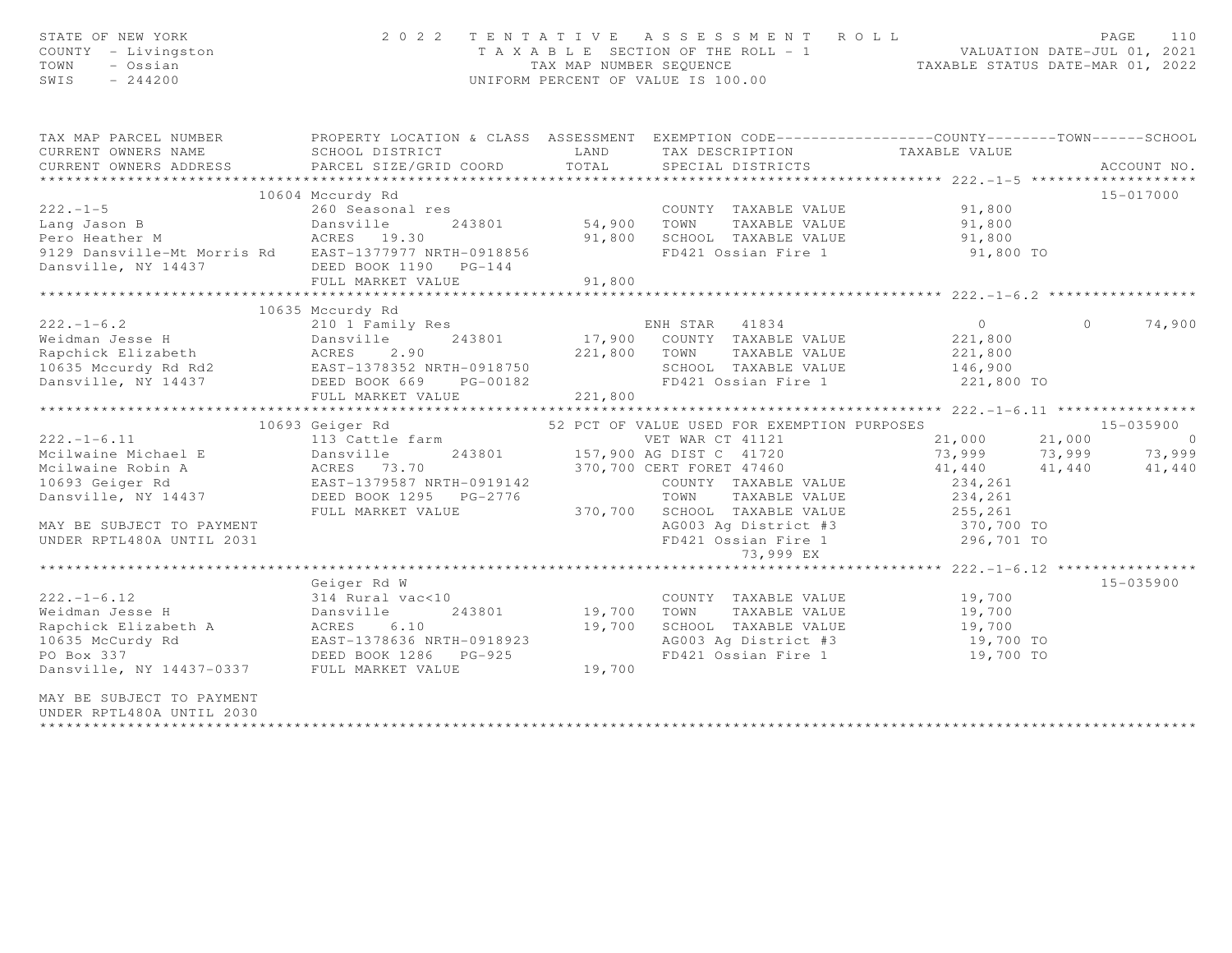STATE OF NEW YORK
COUNTY - Livingston
TOWN - Ossian
SWIS - 244200

2022 TENTATIVE ASSESSMENT ROLL
TAXABLE SECTION OF THE ROLL - 1
TAX MAP NUMBER SEQUENCE
UNIFORM PERCENT OF VALUE IS 100.00

VALUATION DATE-JUL 01, 2021
TAXABLE STATUS DATE-MAR 01, 2022

| TAX MAP PARCEL NUMBER / CURRENT OWNERS NAME / CURRENT OWNERS ADDRESS | PROPERTY LOCATION & CLASS / SCHOOL DISTRICT / PARCEL SIZE/GRID COORD | ASSESSMENT LAND / TOTAL | EXEMPTION CODE / TAX DESCRIPTION / SPECIAL DISTRICTS | COUNTY | TOWN | SCHOOL | ACCOUNT NO. |
|---|---|---|---|---|---|---|---|
| **222.-1-5** | 10604 Mccurdy Rd | | | | | | 15-017000 |
| 222.-1-5 | 260 Seasonal res | | COUNTY TAXABLE VALUE | 91,800 | | | |
| Lang Jason B | Dansville 243801 | 54,900 | TOWN TAXABLE VALUE | 91,800 | | | |
| Pero Heather M | ACRES 19.30 | 91,800 | SCHOOL TAXABLE VALUE | 91,800 | | | |
| 9129 Dansville-Mt Morris Rd | EAST-1377977 NRTH-0918856 | | FD421 Ossian Fire 1 | 91,800 TO | | | |
| Dansville, NY 14437 | DEED BOOK 1190 PG-144 | | | | | | |
| | FULL MARKET VALUE | 91,800 | | | | | |
| **222.-1-6.2** | 10635 Mccurdy Rd | | | | | | |
| 222.-1-6.2 | 210 1 Family Res | | ENH STAR 41834 | 0 | 0 | 74,900 | |
| Weidman Jesse H | Dansville 243801 | 17,900 | COUNTY TAXABLE VALUE | 221,800 | | | |
| Rapchick Elizabeth | ACRES 2.90 | 221,800 | TOWN TAXABLE VALUE | 221,800 | | | |
| 10635 Mccurdy Rd Rd2 | EAST-1378352 NRTH-0918750 | | SCHOOL TAXABLE VALUE | 146,900 | | | |
| Dansville, NY 14437 | DEED BOOK 669 PG-00182 | | FD421 Ossian Fire 1 | 221,800 TO | | | |
| | FULL MARKET VALUE | 221,800 | | | | | |
| **222.-1-6.11** | 10693 Geiger Rd | | 52 PCT OF VALUE USED FOR EXEMPTION PURPOSES | | | | 15-035900 |
| 222.-1-6.11 | 113 Cattle farm | | VET WAR CT 41121 | 21,000 | 21,000 | 0 | |
| Mcilwaine Michael E | Dansville 243801 | 157,900 | AG DIST C 41720 | 73,999 | 73,999 | 73,999 | |
| Mcilwaine Robin A | ACRES 73.70 | 370,700 | CERT FORET 47460 | 41,440 | 41,440 | 41,440 | |
| 10693 Geiger Rd | EAST-1379587 NRTH-0919142 | | COUNTY TAXABLE VALUE | 234,261 | | | |
| Dansville, NY 14437 | DEED BOOK 1295 PG-2776 | | TOWN TAXABLE VALUE | 234,261 | | | |
| | FULL MARKET VALUE | 370,700 | SCHOOL TAXABLE VALUE | 255,261 | | | |
| MAY BE SUBJECT TO PAYMENT | | | AG003 Ag District #3 | 370,700 TO | | | |
| UNDER RPTL480A UNTIL 2031 | | | FD421 Ossian Fire 1 | 296,701 TO | | | |
| | | | 73,999 EX | | | | |
| **222.-1-6.12** | Geiger Rd W | | | | | | 15-035900 |
| 222.-1-6.12 | 314 Rural vac<10 | | COUNTY TAXABLE VALUE | 19,700 | | | |
| Weidman Jesse H | Dansville 243801 | 19,700 | TOWN TAXABLE VALUE | 19,700 | | | |
| Rapchick Elizabeth A | ACRES 6.10 | 19,700 | SCHOOL TAXABLE VALUE | 19,700 | | | |
| 10635 McCurdy Rd | EAST-1378636 NRTH-0918923 | | AG003 Ag District #3 | 19,700 TO | | | |
| PO Box 337 | DEED BOOK 1286 PG-925 | | FD421 Ossian Fire 1 | 19,700 TO | | | |
| Dansville, NY 14437-0337 | FULL MARKET VALUE | 19,700 | | | | | |
| MAY BE SUBJECT TO PAYMENT | | | | | | | |
| UNDER RPTL480A UNTIL 2030 | | | | | | | |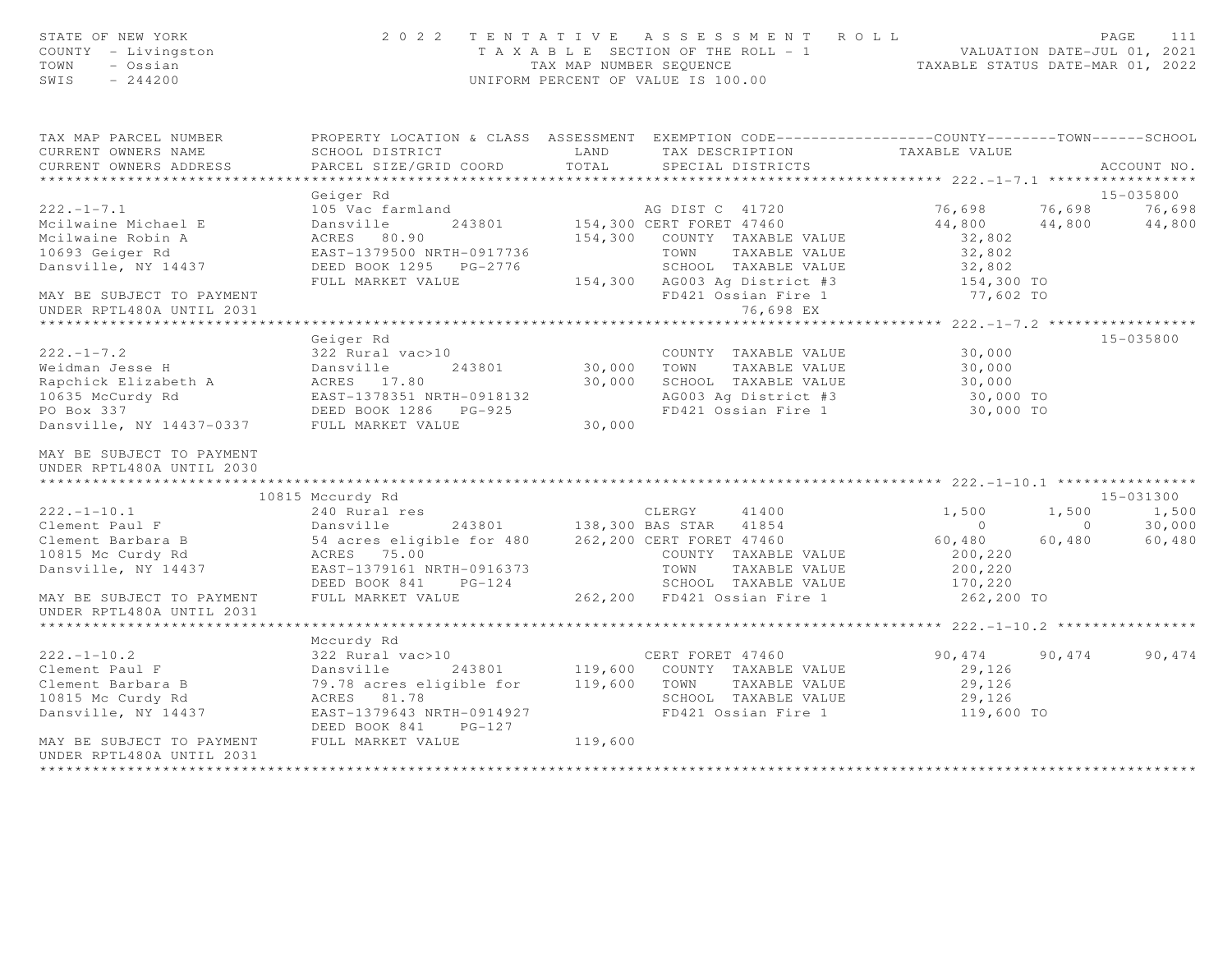STATE OF NEW YORK — 2022 TENTATIVE ASSESSMENT ROLL
COUNTY - Livingston — TAXABLE SECTION OF THE ROLL - 1 — VALUATION DATE-JUL 01, 2021
TOWN - Ossian — TAX MAP NUMBER SEQUENCE — TAXABLE STATUS DATE-MAR 01, 2022
SWIS - 244200 — UNIFORM PERCENT OF VALUE IS 100.00

| TAX MAP PARCEL NUMBER / CURRENT OWNERS NAME / CURRENT OWNERS ADDRESS | PROPERTY LOCATION & CLASS / SCHOOL DISTRICT / PARCEL SIZE/GRID COORD | ASSESSMENT LAND / TOTAL | EXEMPTION CODE / TAX DESCRIPTION / SPECIAL DISTRICTS | COUNTY TAXABLE VALUE | TOWN | SCHOOL / ACCOUNT NO. |
|---|---|---|---|---|---|---|
| | Geiger Rd | | | | | 15-035800 |
| 222.-1-7.1 | 105 Vac farmland | | AG DIST C 41720 | 76,698 | 76,698 | 76,698 |
| Mcilwaine Michael E | Dansville 243801 | 154,300 | CERT FORET 47460 | 44,800 | 44,800 | 44,800 |
| Mcilwaine Robin A | ACRES 80.90 | 154,300 | COUNTY TAXABLE VALUE | 32,802 | | |
| 10693 Geiger Rd | EAST-1379500 NRTH-0917736 | | TOWN TAXABLE VALUE | 32,802 | | |
| Dansville, NY 14437 | DEED BOOK 1295 PG-2776 | | SCHOOL TAXABLE VALUE | 32,802 | | |
| | FULL MARKET VALUE | 154,300 | AG003 Ag District #3 | 154,300 TO | | |
| MAY BE SUBJECT TO PAYMENT | | | FD421 Ossian Fire 1 | 77,602 TO | | |
| UNDER RPTL480A UNTIL 2031 | | | 76,698 EX | | | |
| | Geiger Rd | | | | | 15-035800 |
| 222.-1-7.2 | 322 Rural vac>10 | | COUNTY TAXABLE VALUE | 30,000 | | |
| Weidman Jesse H | Dansville 243801 | 30,000 | TOWN TAXABLE VALUE | 30,000 | | |
| Rapchick Elizabeth A | ACRES 17.80 | 30,000 | SCHOOL TAXABLE VALUE | 30,000 | | |
| 10635 McCurdy Rd | EAST-1378351 NRTH-0918132 | | AG003 Ag District #3 | 30,000 TO | | |
| PO Box 337 | DEED BOOK 1286 PG-925 | | FD421 Ossian Fire 1 | 30,000 TO | | |
| Dansville, NY 14437-0337 | FULL MARKET VALUE | 30,000 | | | | |
| MAY BE SUBJECT TO PAYMENT | | | | | | |
| UNDER RPTL480A UNTIL 2030 | | | | | | |
| | 10815 Mccurdy Rd | | | | | 15-031300 |
| 222.-1-10.1 | 240 Rural res | | CLERGY 41400 | 1,500 | 1,500 | 1,500 |
| Clement Paul F | Dansville 243801 | 138,300 | BAS STAR 41854 | 0 | 0 | 30,000 |
| Clement Barbara B | 54 acres eligible for 480 | 262,200 | CERT FORET 47460 | 60,480 | 60,480 | 60,480 |
| 10815 Mc Curdy Rd | ACRES 75.00 | | COUNTY TAXABLE VALUE | 200,220 | | |
| Dansville, NY 14437 | EAST-1379161 NRTH-0916373 | | TOWN TAXABLE VALUE | 200,220 | | |
| | DEED BOOK 841 PG-124 | | SCHOOL TAXABLE VALUE | 170,220 | | |
| MAY BE SUBJECT TO PAYMENT | FULL MARKET VALUE | 262,200 | FD421 Ossian Fire 1 | 262,200 TO | | |
| UNDER RPTL480A UNTIL 2031 | | | | | | |
| | Mccurdy Rd | | | | | |
| 222.-1-10.2 | 322 Rural vac>10 | | CERT FORET 47460 | 90,474 | 90,474 | 90,474 |
| Clement Paul F | Dansville 243801 | 119,600 | COUNTY TAXABLE VALUE | 29,126 | | |
| Clement Barbara B | 79.78 acres eligible for | 119,600 | TOWN TAXABLE VALUE | 29,126 | | |
| 10815 Mc Curdy Rd | ACRES 81.78 | | SCHOOL TAXABLE VALUE | 29,126 | | |
| Dansville, NY 14437 | EAST-1379643 NRTH-0914927 | | FD421 Ossian Fire 1 | 119,600 TO | | |
| | DEED BOOK 841 PG-127 | | | | | |
| MAY BE SUBJECT TO PAYMENT | FULL MARKET VALUE | 119,600 | | | | |
| UNDER RPTL480A UNTIL 2031 | | | | | | |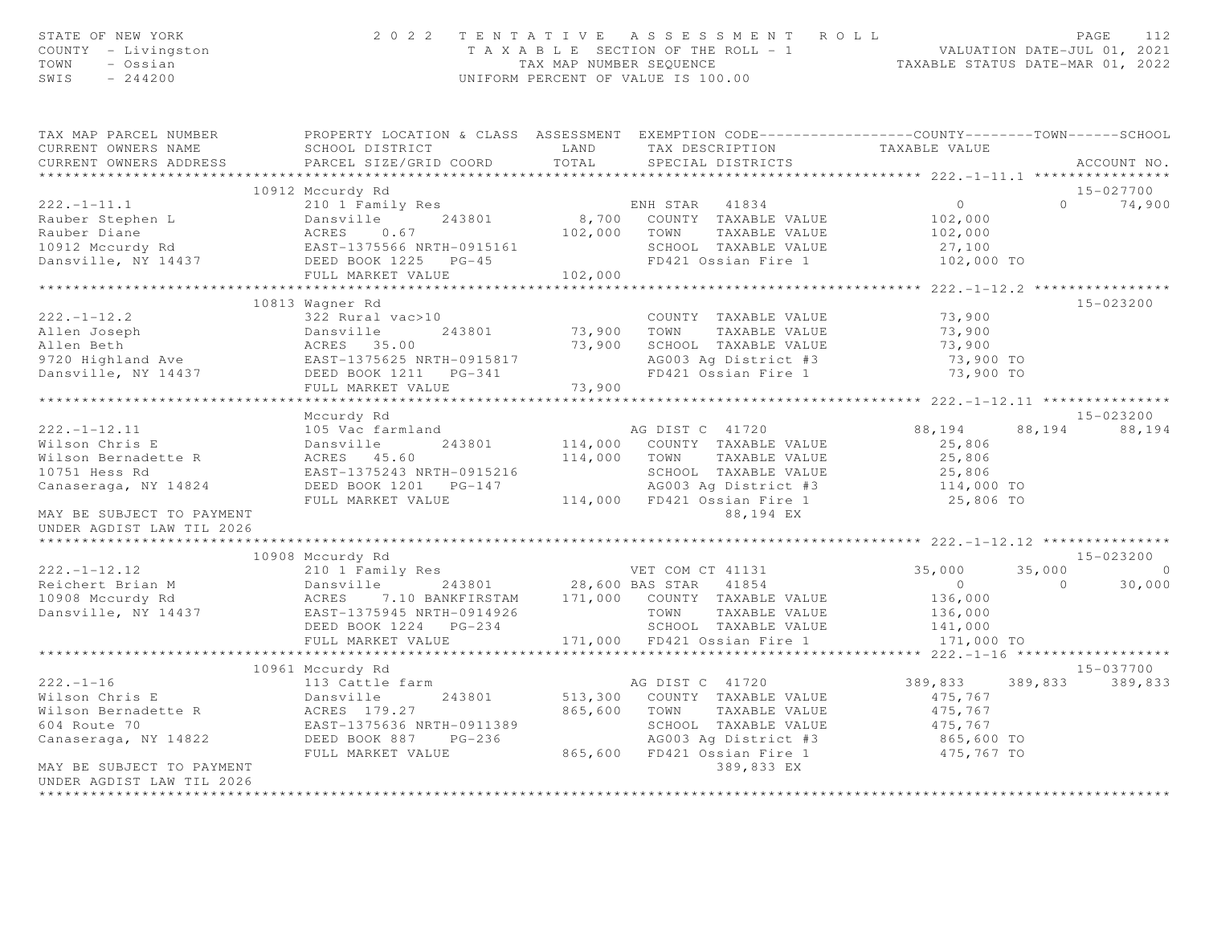STATE OF NEW YORK — 2022 TENTATIVE ASSESSMENT ROLL
COUNTY - Livingston — TAXABLE SECTION OF THE ROLL - 1 — VALUATION DATE-JUL 01, 2021
TOWN - Ossian — TAX MAP NUMBER SEQUENCE — TAXABLE STATUS DATE-MAR 01, 2022
SWIS - 244200 — UNIFORM PERCENT OF VALUE IS 100.00

| TAX MAP PARCEL NUMBER / CURRENT OWNERS NAME / CURRENT OWNERS ADDRESS | PROPERTY LOCATION & CLASS / SCHOOL DISTRICT / PARCEL SIZE/GRID COORD | ASSESSMENT LAND / TOTAL | EXEMPTION CODE / TAX DESCRIPTION / SPECIAL DISTRICTS | COUNTY TAXABLE VALUE | TOWN | SCHOOL | ACCOUNT NO. |
|---|---|---|---|---|---|---|---|
| **222.-1-11.1** | 10912 Mccurdy Rd | | | | | | 15-027700 |
| 222.-1-11.1 | 210 1 Family Res | | ENH STAR 41834 | 0 | 0 | 74,900 | |
| Rauber Stephen L | Dansville 243801 | 8,700 | COUNTY TAXABLE VALUE | 102,000 | | | |
| Rauber Diane | ACRES 0.67 | 102,000 | TOWN TAXABLE VALUE | 102,000 | | | |
| 10912 Mccurdy Rd | EAST-1375566 NRTH-0915161 | | SCHOOL TAXABLE VALUE | 27,100 | | | |
| Dansville, NY 14437 | DEED BOOK 1225 PG-45 | | FD421 Ossian Fire 1 | 102,000 TO | | | |
| | FULL MARKET VALUE | 102,000 | | | | | |
| **222.-1-12.2** | 10813 Wagner Rd | | | | | | 15-023200 |
| 222.-1-12.2 | 322 Rural vac>10 | | COUNTY TAXABLE VALUE | 73,900 | | | |
| Allen Joseph | Dansville 243801 | 73,900 | TOWN TAXABLE VALUE | 73,900 | | | |
| Allen Beth | ACRES 35.00 | 73,900 | SCHOOL TAXABLE VALUE | 73,900 | | | |
| 9720 Highland Ave | EAST-1375625 NRTH-0915817 | | AG003 Ag District #3 | 73,900 TO | | | |
| Dansville, NY 14437 | DEED BOOK 1211 PG-341 | | FD421 Ossian Fire 1 | 73,900 TO | | | |
| | FULL MARKET VALUE | 73,900 | | | | | |
| **222.-1-12.11** | Mccurdy Rd | | | | | | 15-023200 |
| 222.-1-12.11 | 105 Vac farmland | | AG DIST C 41720 | 88,194 | 88,194 | 88,194 | |
| Wilson Chris E | Dansville 243801 | 114,000 | COUNTY TAXABLE VALUE | 25,806 | | | |
| Wilson Bernadette R | ACRES 45.60 | 114,000 | TOWN TAXABLE VALUE | 25,806 | | | |
| 10751 Hess Rd | EAST-1375243 NRTH-0915216 | | SCHOOL TAXABLE VALUE | 25,806 | | | |
| Canaseraga, NY 14824 | DEED BOOK 1201 PG-147 | | AG003 Ag District #3 | 114,000 TO | | | |
| | FULL MARKET VALUE | 114,000 | FD421 Ossian Fire 1 | 25,806 TO | | | |
| MAY BE SUBJECT TO PAYMENT | | | 88,194 EX | | | | |
| UNDER AGDIST LAW TIL 2026 | | | | | | | |
| **222.-1-12.12** | 10908 Mccurdy Rd | | | | | | 15-023200 |
| 222.-1-12.12 | 210 1 Family Res | | VET COM CT 41131 | 35,000 | 35,000 | 0 | |
| Reichert Brian M | Dansville 243801 | 28,600 | BAS STAR 41854 | 0 | 0 | 30,000 | |
| 10908 Mccurdy Rd | ACRES 7.10 BANKFIRSTAM | 171,000 | COUNTY TAXABLE VALUE | 136,000 | | | |
| Dansville, NY 14437 | EAST-1375945 NRTH-0914926 | | TOWN TAXABLE VALUE | 136,000 | | | |
| | DEED BOOK 1224 PG-234 | | SCHOOL TAXABLE VALUE | 141,000 | | | |
| | FULL MARKET VALUE | 171,000 | FD421 Ossian Fire 1 | 171,000 TO | | | |
| **222.-1-16** | 10961 Mccurdy Rd | | | | | | 15-037700 |
| 222.-1-16 | 113 Cattle farm | | AG DIST C 41720 | 389,833 | 389,833 | 389,833 | |
| Wilson Chris E | Dansville 243801 | 513,300 | COUNTY TAXABLE VALUE | 475,767 | | | |
| Wilson Bernadette R | ACRES 179.27 | 865,600 | TOWN TAXABLE VALUE | 475,767 | | | |
| 604 Route 70 | EAST-1375636 NRTH-0911389 | | SCHOOL TAXABLE VALUE | 475,767 | | | |
| Canaseraga, NY 14822 | DEED BOOK 887 PG-236 | | AG003 Ag District #3 | 865,600 TO | | | |
| | FULL MARKET VALUE | 865,600 | FD421 Ossian Fire 1 | 475,767 TO | | | |
| MAY BE SUBJECT TO PAYMENT | | | 389,833 EX | | | | |
| UNDER AGDIST LAW TIL 2026 | | | | | | | |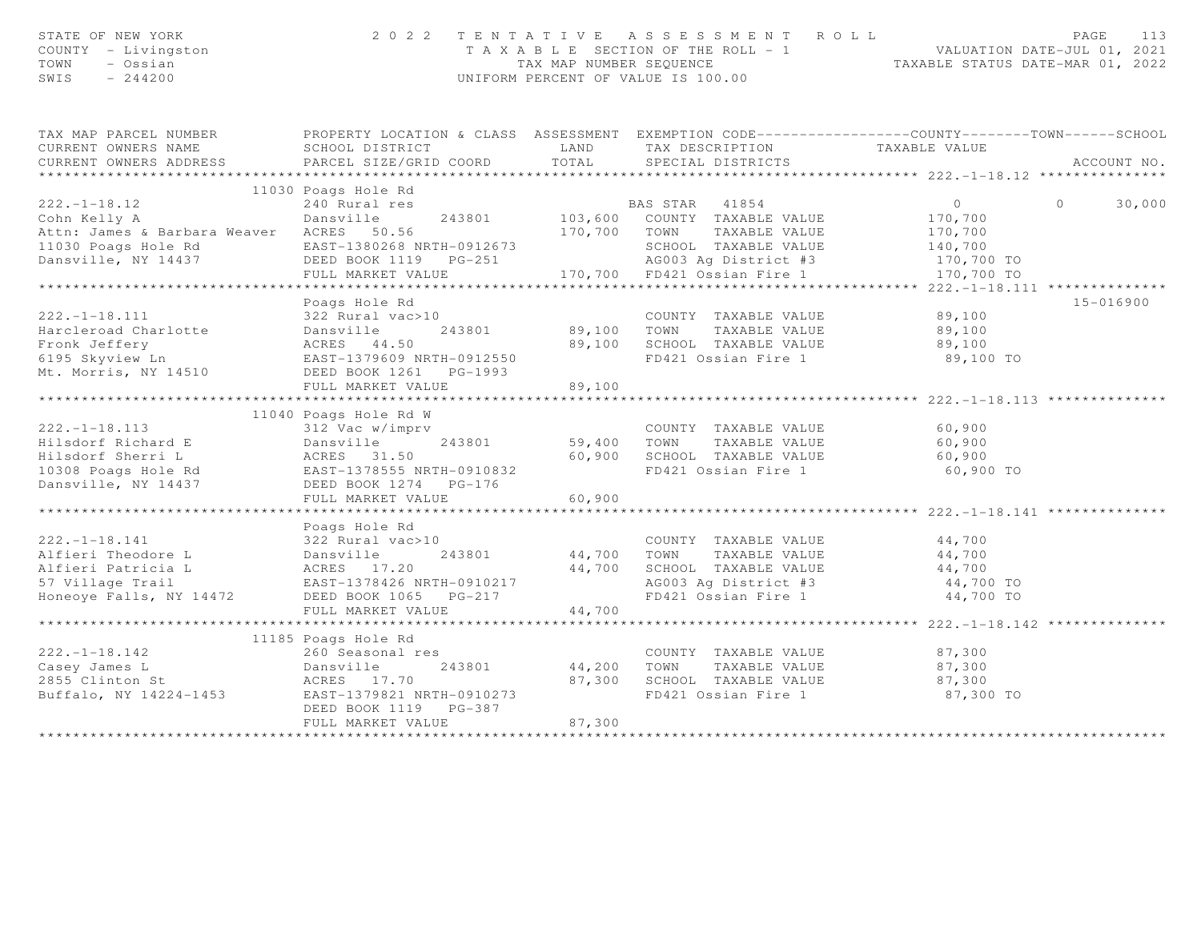STATE OF NEW YORK — 2022 TENTATIVE ASSESSMENT ROLL
COUNTY - Livingston — TAXABLE SECTION OF THE ROLL - 1 — VALUATION DATE-JUL 01, 2021
TOWN - Ossian — TAX MAP NUMBER SEQUENCE — TAXABLE STATUS DATE-MAR 01, 2022
SWIS - 244200 — UNIFORM PERCENT OF VALUE IS 100.00

| TAX MAP PARCEL NUMBER / CURRENT OWNERS NAME / CURRENT OWNERS ADDRESS | PROPERTY LOCATION & CLASS / SCHOOL DISTRICT / PARCEL SIZE/GRID COORD | ASSESSMENT LAND / TOTAL | EXEMPTION CODE / TAX DESCRIPTION / SPECIAL DISTRICTS | COUNTY | TOWN | SCHOOL | ACCOUNT NO. |
|---|---|---|---|---|---|---|---|
| **222.-1-18.12** | 11030 Poags Hole Rd | | | | | | |
| 222.-1-18.12 | 240 Rural res | | BAS STAR 41854 | 0 | 0 | 30,000 | |
| Cohn Kelly A | Dansville 243801 | 103,600 | COUNTY TAXABLE VALUE | 170,700 | | | |
| Attn: James & Barbara Weaver | ACRES 50.56 | 170,700 | TOWN TAXABLE VALUE | | 170,700 | | |
| 11030 Poags Hole Rd | EAST-1380268 NRTH-0912673 | | SCHOOL TAXABLE VALUE | | | 140,700 | |
| Dansville, NY 14437 | DEED BOOK 1119 PG-251 | | AG003 Ag District #3 | 170,700 TO | | | |
| | FULL MARKET VALUE | 170,700 | FD421 Ossian Fire 1 | 170,700 TO | | | |
| **222.-1-18.111** | Poags Hole Rd | | | | | | 15-016900 |
| 222.-1-18.111 | 322 Rural vac>10 | | COUNTY TAXABLE VALUE | 89,100 | | | |
| Harcleroad Charlotte | Dansville 243801 | 89,100 | TOWN TAXABLE VALUE | | 89,100 | | |
| Fronk Jeffery | ACRES 44.50 | 89,100 | SCHOOL TAXABLE VALUE | | | 89,100 | |
| 6195 Skyview Ln | EAST-1379609 NRTH-0912550 | | FD421 Ossian Fire 1 | 89,100 TO | | | |
| Mt. Morris, NY 14510 | DEED BOOK 1261 PG-1993 | | | | | | |
| | FULL MARKET VALUE | 89,100 | | | | | |
| **222.-1-18.113** | 11040 Poags Hole Rd W | | | | | | |
| 222.-1-18.113 | 312 Vac w/imprv | | COUNTY TAXABLE VALUE | 60,900 | | | |
| Hilsdorf Richard E | Dansville 243801 | 59,400 | TOWN TAXABLE VALUE | | 60,900 | | |
| Hilsdorf Sherri L | ACRES 31.50 | 60,900 | SCHOOL TAXABLE VALUE | | | 60,900 | |
| 10308 Poags Hole Rd | EAST-1378555 NRTH-0910832 | | FD421 Ossian Fire 1 | 60,900 TO | | | |
| Dansville, NY 14437 | DEED BOOK 1274 PG-176 | | | | | | |
| | FULL MARKET VALUE | 60,900 | | | | | |
| **222.-1-18.141** | Poags Hole Rd | | | | | | |
| 222.-1-18.141 | 322 Rural vac>10 | | COUNTY TAXABLE VALUE | 44,700 | | | |
| Alfieri Theodore L | Dansville 243801 | 44,700 | TOWN TAXABLE VALUE | | 44,700 | | |
| Alfieri Patricia L | ACRES 17.20 | 44,700 | SCHOOL TAXABLE VALUE | | | 44,700 | |
| 57 Village Trail | EAST-1378426 NRTH-0910217 | | AG003 Ag District #3 | 44,700 TO | | | |
| Honeoye Falls, NY 14472 | DEED BOOK 1065 PG-217 | | FD421 Ossian Fire 1 | 44,700 TO | | | |
| | FULL MARKET VALUE | 44,700 | | | | | |
| **222.-1-18.142** | 11185 Poags Hole Rd | | | | | | |
| 222.-1-18.142 | 260 Seasonal res | | COUNTY TAXABLE VALUE | 87,300 | | | |
| Casey James L | Dansville 243801 | 44,200 | TOWN TAXABLE VALUE | | 87,300 | | |
| 2855 Clinton St | ACRES 17.70 | 87,300 | SCHOOL TAXABLE VALUE | | | 87,300 | |
| Buffalo, NY 14224-1453 | EAST-1379821 NRTH-0910273 | | FD421 Ossian Fire 1 | 87,300 TO | | | |
| | DEED BOOK 1119 PG-387 | | | | | | |
| | FULL MARKET VALUE | 87,300 | | | | | |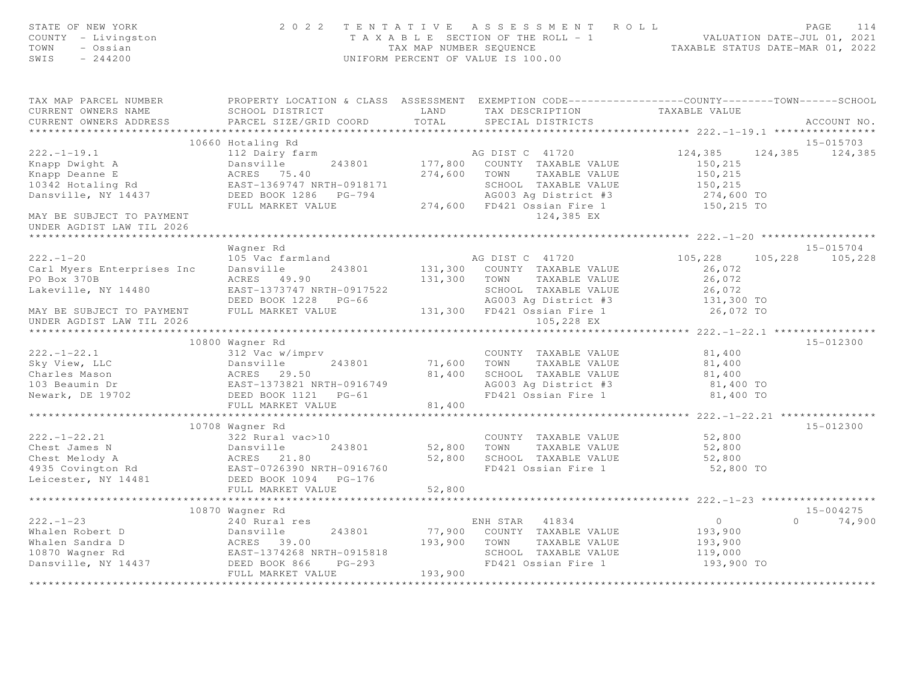STATE OF NEW YORK
COUNTY - Livingston
TOWN - Ossian
SWIS - 244200

2 0 2 2 TENTATIVE ASSESSMENT ROLL
TAXABLE SECTION OF THE ROLL - 1
TAX MAP NUMBER SEQUENCE
UNIFORM PERCENT OF VALUE IS 100.00

VALUATION DATE-JUL 01, 2021
TAXABLE STATUS DATE-MAR 01, 2022

| TAX MAP PARCEL NUMBER / CURRENT OWNERS NAME / CURRENT OWNERS ADDRESS | PROPERTY LOCATION & CLASS / SCHOOL DISTRICT / PARCEL SIZE/GRID COORD | ASSESSMENT LAND / TOTAL | EXEMPTION CODE / TAX DESCRIPTION / SPECIAL DISTRICTS | COUNTY | TOWN | SCHOOL | ACCOUNT NO. |
|---|---|---|---|---|---|---|---|
| **222.-1-19.1** | 10660 Hotaling Rd | | | | | | 15-015703 |
| 222.-1-19.1 | 112 Dairy farm | | AG DIST C 41720 | 124,385 | 124,385 | 124,385 | |
| Knapp Dwight A | Dansville 243801 | 177,800 | COUNTY TAXABLE VALUE | 150,215 | | | |
| Knapp Deanne E | ACRES 75.40 | 274,600 | TOWN TAXABLE VALUE | 150,215 | | | |
| 10342 Hotaling Rd | EAST-1369747 NRTH-0918171 | | SCHOOL TAXABLE VALUE | 150,215 | | | |
| Dansville, NY 14437 | DEED BOOK 1286 PG-794 | | AG003 Ag District #3 | 274,600 TO | | | |
| | FULL MARKET VALUE | 274,600 | FD421 Ossian Fire 1 | 150,215 TO | | | |
| MAY BE SUBJECT TO PAYMENT | | | 124,385 EX | | | | |
| UNDER AGDIST LAW TIL 2026 | | | | | | | |
| **222.-1-20** | Wagner Rd | | | | | | 15-015704 |
| 222.-1-20 | 105 Vac farmland | | AG DIST C 41720 | 105,228 | 105,228 | 105,228 | |
| Carl Myers Enterprises Inc | Dansville 243801 | 131,300 | COUNTY TAXABLE VALUE | 26,072 | | | |
| PO Box 370B | ACRES 49.90 | 131,300 | TOWN TAXABLE VALUE | 26,072 | | | |
| Lakeville, NY 14480 | EAST-1373747 NRTH-0917522 | | SCHOOL TAXABLE VALUE | 26,072 | | | |
| | DEED BOOK 1228 PG-66 | | AG003 Ag District #3 | 131,300 TO | | | |
| MAY BE SUBJECT TO PAYMENT | FULL MARKET VALUE | 131,300 | FD421 Ossian Fire 1 | 26,072 TO | | | |
| UNDER AGDIST LAW TIL 2026 | | | 105,228 EX | | | | |
| **222.-1-22.1** | 10800 Wagner Rd | | | | | | 15-012300 |
| 222.-1-22.1 | 312 Vac w/imprv | | COUNTY TAXABLE VALUE | 81,400 | | | |
| Sky View, LLC | Dansville 243801 | 71,600 | TOWN TAXABLE VALUE | 81,400 | | | |
| Charles Mason | ACRES 29.50 | 81,400 | SCHOOL TAXABLE VALUE | 81,400 | | | |
| 103 Beaumin Dr | EAST-1373821 NRTH-0916749 | | AG003 Ag District #3 | 81,400 TO | | | |
| Newark, DE 19702 | DEED BOOK 1121 PG-61 | | FD421 Ossian Fire 1 | 81,400 TO | | | |
| | FULL MARKET VALUE | 81,400 | | | | | |
| **222.-1-22.21** | 10708 Wagner Rd | | | | | | 15-012300 |
| 222.-1-22.21 | 322 Rural vac>10 | | COUNTY TAXABLE VALUE | 52,800 | | | |
| Chest James N | Dansville 243801 | 52,800 | TOWN TAXABLE VALUE | 52,800 | | | |
| Chest Melody A | ACRES 21.80 | 52,800 | SCHOOL TAXABLE VALUE | 52,800 | | | |
| 4935 Covington Rd | EAST-0726390 NRTH-0916760 | | FD421 Ossian Fire 1 | 52,800 TO | | | |
| Leicester, NY 14481 | DEED BOOK 1094 PG-176 | | | | | | |
| | FULL MARKET VALUE | 52,800 | | | | | |
| **222.-1-23** | 10870 Wagner Rd | | | | | | 15-004275 |
| 222.-1-23 | 240 Rural res | | ENH STAR 41834 | 0 | 0 | 74,900 | |
| Whalen Robert D | Dansville 243801 | 77,900 | COUNTY TAXABLE VALUE | 193,900 | | | |
| Whalen Sandra D | ACRES 39.00 | 193,900 | TOWN TAXABLE VALUE | 193,900 | | | |
| 10870 Wagner Rd | EAST-1374268 NRTH-0915818 | | SCHOOL TAXABLE VALUE | 119,000 | | | |
| Dansville, NY 14437 | DEED BOOK 866 PG-293 | | FD421 Ossian Fire 1 | 193,900 TO | | | |
| | FULL MARKET VALUE | 193,900 | | | | | |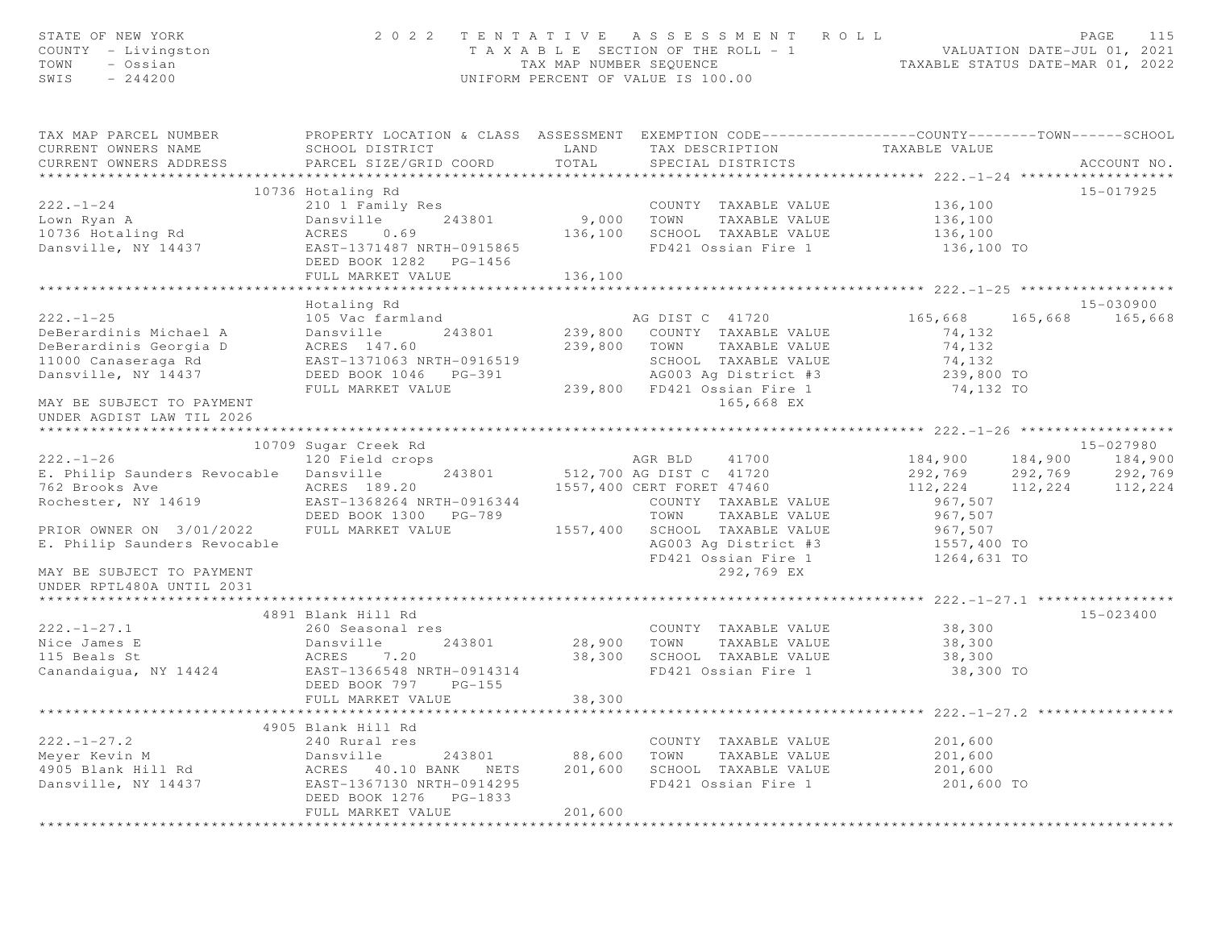STATE OF NEW YORK — 2022 TENTATIVE ASSESSMENT ROLL
COUNTY - Livingston — TAXABLE SECTION OF THE ROLL - 1 — VALUATION DATE-JUL 01, 2021
TOWN - Ossian — TAX MAP NUMBER SEQUENCE — TAXABLE STATUS DATE-MAR 01, 2022
SWIS - 244200 — UNIFORM PERCENT OF VALUE IS 100.00

| TAX MAP PARCEL NUMBER / CURRENT OWNERS NAME / CURRENT OWNERS ADDRESS | PROPERTY LOCATION & CLASS / SCHOOL DISTRICT / PARCEL SIZE/GRID COORD | ASSESSMENT LAND / TOTAL | EXEMPTION CODE / TAX DESCRIPTION / SPECIAL DISTRICTS | COUNTY TAXABLE VALUE | TOWN | SCHOOL | ACCOUNT NO. |
|---|---|---|---|---|---|---|---|
| **222.-1-24** | 10736 Hotaling Rd | | | | | | 15-017925 |
| 222.-1-24 | 210 1 Family Res | | COUNTY TAXABLE VALUE | 136,100 | | | |
| Lown Ryan A | Dansville 243801 | 9,000 | TOWN TAXABLE VALUE | 136,100 | | | |
| 10736 Hotaling Rd | ACRES 0.69 | 136,100 | SCHOOL TAXABLE VALUE | 136,100 | | | |
| Dansville, NY 14437 | EAST-1371487 NRTH-0915865 | | FD421 Ossian Fire 1 | 136,100 TO | | | |
| | DEED BOOK 1282 PG-1456 | | | | | | |
| | FULL MARKET VALUE | 136,100 | | | | | |
| **222.-1-25** | Hotaling Rd | | | | | | 15-030900 |
| 222.-1-25 | 105 Vac farmland | | AG DIST C 41720 | 165,668 | 165,668 | 165,668 | |
| DeBerardinis Michael A | Dansville 243801 | 239,800 | COUNTY TAXABLE VALUE | 74,132 | | | |
| DeBerardinis Georgia D | ACRES 147.60 | 239,800 | TOWN TAXABLE VALUE | 74,132 | | | |
| 11000 Canaseraga Rd | EAST-1371063 NRTH-0916519 | | SCHOOL TAXABLE VALUE | 74,132 | | | |
| Dansville, NY 14437 | DEED BOOK 1046 PG-391 | | AG003 Ag District #3 | 239,800 TO | | | |
| | FULL MARKET VALUE | 239,800 | FD421 Ossian Fire 1 | 74,132 TO | | | |
| MAY BE SUBJECT TO PAYMENT | | | 165,668 EX | | | | |
| UNDER AGDIST LAW TIL 2026 | | | | | | | |
| **222.-1-26** | 10709 Sugar Creek Rd | | | | | | 15-027980 |
| 222.-1-26 | 120 Field crops | | AGR BLD 41700 | 184,900 | 184,900 | 184,900 | |
| E. Philip Saunders Revocable | Dansville 243801 | 512,700 | AG DIST C 41720 | 292,769 | 292,769 | 292,769 | |
| 762 Brooks Ave | ACRES 189.20 | 1557,400 | CERT FORET 47460 | 112,224 | 112,224 | 112,224 | |
| Rochester, NY 14619 | EAST-1368264 NRTH-0916344 | | COUNTY TAXABLE VALUE | 967,507 | | | |
| | DEED BOOK 1300 PG-789 | | TOWN TAXABLE VALUE | 967,507 | | | |
| PRIOR OWNER ON 3/01/2022 | FULL MARKET VALUE | 1557,400 | SCHOOL TAXABLE VALUE | 967,507 | | | |
| E. Philip Saunders Revocable | | | AG003 Ag District #3 | 1557,400 TO | | | |
| | | | FD421 Ossian Fire 1 | 1264,631 TO | | | |
| MAY BE SUBJECT TO PAYMENT | | | 292,769 EX | | | | |
| UNDER RPTL480A UNTIL 2031 | | | | | | | |
| **222.-1-27.1** | 4891 Blank Hill Rd | | | | | | 15-023400 |
| 222.-1-27.1 | 260 Seasonal res | | COUNTY TAXABLE VALUE | 38,300 | | | |
| Nice James E | Dansville 243801 | 28,900 | TOWN TAXABLE VALUE | 38,300 | | | |
| 115 Beals St | ACRES 7.20 | 38,300 | SCHOOL TAXABLE VALUE | 38,300 | | | |
| Canandaigua, NY 14424 | EAST-1366548 NRTH-0914314 | | FD421 Ossian Fire 1 | 38,300 TO | | | |
| | DEED BOOK 797 PG-155 | | | | | | |
| | FULL MARKET VALUE | 38,300 | | | | | |
| **222.-1-27.2** | 4905 Blank Hill Rd | | | | | | |
| 222.-1-27.2 | 240 Rural res | | COUNTY TAXABLE VALUE | 201,600 | | | |
| Meyer Kevin M | Dansville 243801 | 88,600 | TOWN TAXABLE VALUE | 201,600 | | | |
| 4905 Blank Hill Rd | ACRES 40.10 BANK NETS | 201,600 | SCHOOL TAXABLE VALUE | 201,600 | | | |
| Dansville, NY 14437 | EAST-1367130 NRTH-0914295 | | FD421 Ossian Fire 1 | 201,600 TO | | | |
| | DEED BOOK 1276 PG-1833 | | | | | | |
| | FULL MARKET VALUE | 201,600 | | | | | |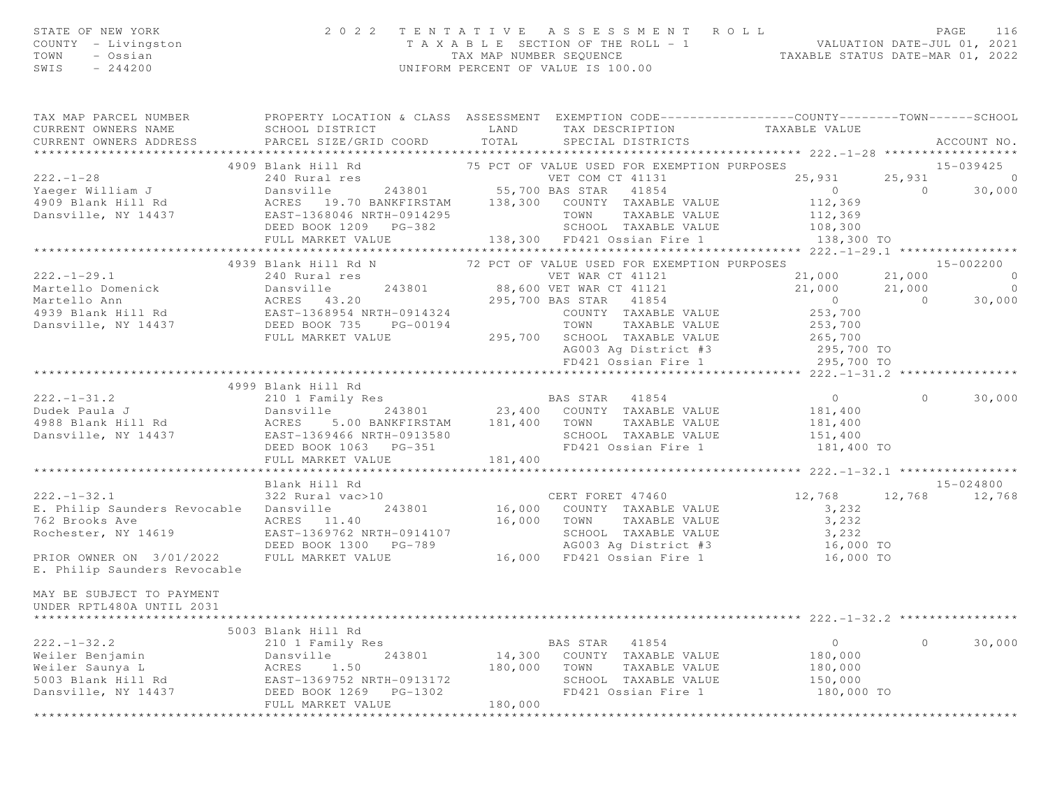STATE OF NEW YORK
COUNTY - Livingston
TOWN - Ossian
SWIS - 244200

# 2022 TENTATIVE ASSESSMENT ROLL

TAXABLE SECTION OF THE ROLL - 1
TAX MAP NUMBER SEQUENCE
UNIFORM PERCENT OF VALUE IS 100.00

VALUATION DATE-JUL 01, 2021
TAXABLE STATUS DATE-MAR 01, 2022

| TAX MAP PARCEL NUMBER / CURRENT OWNERS NAME / CURRENT OWNERS ADDRESS | PROPERTY LOCATION & CLASS / SCHOOL DISTRICT / PARCEL SIZE/GRID COORD | ASSESSMENT LAND / TOTAL | EXEMPTION CODE / TAX DESCRIPTION / SPECIAL DISTRICTS | COUNTY TAXABLE VALUE | TOWN | SCHOOL / ACCOUNT NO. |
|---|---|---|---|---|---|---|
| **222.-1-28** | 4909 Blank Hill Rd | | 75 PCT OF VALUE USED FOR EXEMPTION PURPOSES | | | 15-039425 |
| 222.-1-28 | 240 Rural res | | VET COM CT 41131 | 25,931 | 25,931 | 0 |
| Yaeger William J | Dansville 243801 | 55,700 | BAS STAR 41854 | 0 | 0 | 30,000 |
| 4909 Blank Hill Rd | ACRES 19.70 BANKFIRSTAM | 138,300 | COUNTY TAXABLE VALUE | 112,369 | | |
| Dansville, NY 14437 | EAST-1368046 NRTH-0914295 | | TOWN TAXABLE VALUE | 112,369 | | |
| | DEED BOOK 1209 PG-382 | | SCHOOL TAXABLE VALUE | 108,300 | | |
| | FULL MARKET VALUE | 138,300 | FD421 Ossian Fire 1 | 138,300 TO | | |
| **222.-1-29.1** | 4939 Blank Hill Rd N | | 72 PCT OF VALUE USED FOR EXEMPTION PURPOSES | | | 15-002200 |
| 222.-1-29.1 | 240 Rural res | | VET WAR CT 41121 | 21,000 | 21,000 | 0 |
| Martello Domenick | Dansville 243801 | 88,600 | VET WAR CT 41121 | 21,000 | 21,000 | 0 |
| Martello Ann | ACRES 43.20 | 295,700 | BAS STAR 41854 | 0 | 0 | 30,000 |
| 4939 Blank Hill Rd | EAST-1368954 NRTH-0914324 | | COUNTY TAXABLE VALUE | 253,700 | | |
| Dansville, NY 14437 | DEED BOOK 735 PG-00194 | | TOWN TAXABLE VALUE | 253,700 | | |
| | FULL MARKET VALUE | 295,700 | SCHOOL TAXABLE VALUE | 265,700 | | |
| | | | AG003 Ag District #3 | 295,700 TO | | |
| | | | FD421 Ossian Fire 1 | 295,700 TO | | |
| **222.-1-31.2** | 4999 Blank Hill Rd | | | | | |
| 222.-1-31.2 | 210 1 Family Res | | BAS STAR 41854 | 0 | 0 | 30,000 |
| Dudek Paula J | Dansville 243801 | 23,400 | COUNTY TAXABLE VALUE | 181,400 | | |
| 4988 Blank Hill Rd | ACRES 5.00 BANKFIRSTAM | 181,400 | TOWN TAXABLE VALUE | 181,400 | | |
| Dansville, NY 14437 | EAST-1369466 NRTH-0913580 | | SCHOOL TAXABLE VALUE | 151,400 | | |
| | DEED BOOK 1063 PG-351 | | FD421 Ossian Fire 1 | 181,400 TO | | |
| | FULL MARKET VALUE | 181,400 | | | | |
| **222.-1-32.1** | Blank Hill Rd | | | | | 15-024800 |
| 222.-1-32.1 | 322 Rural vac>10 | | CERT FORET 47460 | 12,768 | 12,768 | 12,768 |
| E. Philip Saunders Revocable | Dansville 243801 | 16,000 | COUNTY TAXABLE VALUE | 3,232 | | |
| 762 Brooks Ave | ACRES 11.40 | 16,000 | TOWN TAXABLE VALUE | 3,232 | | |
| Rochester, NY 14619 | EAST-1369762 NRTH-0914107 | | SCHOOL TAXABLE VALUE | 3,232 | | |
| | DEED BOOK 1300 PG-789 | | AG003 Ag District #3 | 16,000 TO | | |
| PRIOR OWNER ON 3/01/2022 | FULL MARKET VALUE | 16,000 | FD421 Ossian Fire 1 | 16,000 TO | | |
| E. Philip Saunders Revocable | | | | | | |
| MAY BE SUBJECT TO PAYMENT UNDER RPTL480A UNTIL 2031 | | | | | | |
| **222.-1-32.2** | 5003 Blank Hill Rd | | | | | |
| 222.-1-32.2 | 210 1 Family Res | | BAS STAR 41854 | 0 | 0 | 30,000 |
| Weiler Benjamin | Dansville 243801 | 14,300 | COUNTY TAXABLE VALUE | 180,000 | | |
| Weiler Saunya L | ACRES 1.50 | 180,000 | TOWN TAXABLE VALUE | 180,000 | | |
| 5003 Blank Hill Rd | EAST-1369752 NRTH-0913172 | | SCHOOL TAXABLE VALUE | 150,000 | | |
| Dansville, NY 14437 | DEED BOOK 1269 PG-1302 | | FD421 Ossian Fire 1 | 180,000 TO | | |
| | FULL MARKET VALUE | 180,000 | | | | |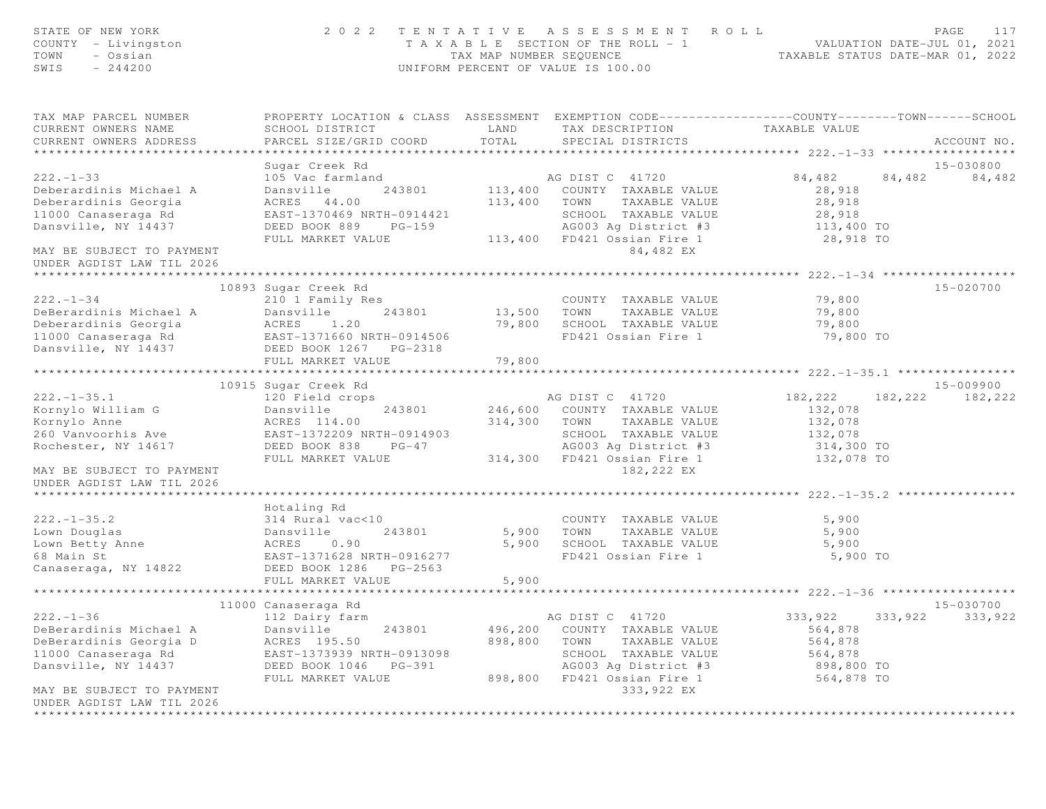STATE OF NEW YORK — 2022 TENTATIVE ASSESSMENT ROLL — PAGE 117
COUNTY - Livingston — TAXABLE SECTION OF THE ROLL - 1 — VALUATION DATE-JUL 01, 2021
TOWN - Ossian — TAX MAP NUMBER SEQUENCE — TAXABLE STATUS DATE-MAR 01, 2022
SWIS - 244200 — UNIFORM PERCENT OF VALUE IS 100.00

| TAX MAP PARCEL NUMBER / CURRENT OWNERS NAME / CURRENT OWNERS ADDRESS | PROPERTY LOCATION & CLASS / SCHOOL DISTRICT / PARCEL SIZE/GRID COORD | ASSESSMENT LAND / TOTAL | EXEMPTION CODE / TAX DESCRIPTION / SPECIAL DISTRICTS | COUNTY TAXABLE VALUE | TOWN | SCHOOL | ACCOUNT NO. |
|---|---|---|---|---|---|---|---|
| **222.-1-33** | Sugar Creek Rd | | | | | | 15-030800 |
| 222.-1-33 | 105 Vac farmland | | AG DIST C 41720 | 84,482 | 84,482 | 84,482 | |
| Deberardinis Michael A | Dansville 243801 | 113,400 | COUNTY TAXABLE VALUE | 28,918 | | | |
| Deberardinis Georgia | ACRES 44.00 | 113,400 | TOWN TAXABLE VALUE | 28,918 | | | |
| 11000 Canaseraga Rd | EAST-1370469 NRTH-0914421 | | SCHOOL TAXABLE VALUE | 28,918 | | | |
| Dansville, NY 14437 | DEED BOOK 889 PG-159 | | AG003 Ag District #3 | 113,400 TO | | | |
| | FULL MARKET VALUE | 113,400 | FD421 Ossian Fire 1 | 28,918 TO | | | |
| MAY BE SUBJECT TO PAYMENT | | | 84,482 EX | | | | |
| UNDER AGDIST LAW TIL 2026 | | | | | | | |
| **222.-1-34** | 10893 Sugar Creek Rd | | | | | | 15-020700 |
| 222.-1-34 | 210 1 Family Res | | COUNTY TAXABLE VALUE | 79,800 | | | |
| DeBerardinis Michael A | Dansville 243801 | 13,500 | TOWN TAXABLE VALUE | 79,800 | | | |
| Deberardinis Georgia | ACRES 1.20 | 79,800 | SCHOOL TAXABLE VALUE | 79,800 | | | |
| 11000 Canaseraga Rd | EAST-1371660 NRTH-0914506 | | FD421 Ossian Fire 1 | 79,800 TO | | | |
| Dansville, NY 14437 | DEED BOOK 1267 PG-2318 | | | | | | |
| | FULL MARKET VALUE | 79,800 | | | | | |
| **222.-1-35.1** | 10915 Sugar Creek Rd | | | | | | 15-009900 |
| 222.-1-35.1 | 120 Field crops | | AG DIST C 41720 | 182,222 | 182,222 | 182,222 | |
| Kornylo William G | Dansville 243801 | 246,600 | COUNTY TAXABLE VALUE | 132,078 | | | |
| Kornylo Anne | ACRES 114.00 | 314,300 | TOWN TAXABLE VALUE | 132,078 | | | |
| 260 Vanvoorhis Ave | EAST-1372209 NRTH-0914903 | | SCHOOL TAXABLE VALUE | 132,078 | | | |
| Rochester, NY 14617 | DEED BOOK 838 PG-47 | | AG003 Ag District #3 | 314,300 TO | | | |
| | FULL MARKET VALUE | 314,300 | FD421 Ossian Fire 1 | 132,078 TO | | | |
| MAY BE SUBJECT TO PAYMENT | | | 182,222 EX | | | | |
| UNDER AGDIST LAW TIL 2026 | | | | | | | |
| **222.-1-35.2** | Hotaling Rd | | | | | | |
| 222.-1-35.2 | 314 Rural vac<10 | | COUNTY TAXABLE VALUE | 5,900 | | | |
| Lown Douglas | Dansville 243801 | 5,900 | TOWN TAXABLE VALUE | 5,900 | | | |
| Lown Betty Anne | ACRES 0.90 | 5,900 | SCHOOL TAXABLE VALUE | 5,900 | | | |
| 68 Main St | EAST-1371628 NRTH-0916277 | | FD421 Ossian Fire 1 | 5,900 TO | | | |
| Canaseraga, NY 14822 | DEED BOOK 1286 PG-2563 | | | | | | |
| | FULL MARKET VALUE | 5,900 | | | | | |
| **222.-1-36** | 11000 Canaseraga Rd | | | | | | 15-030700 |
| 222.-1-36 | 112 Dairy farm | | AG DIST C 41720 | 333,922 | 333,922 | 333,922 | |
| DeBerardinis Michael A | Dansville 243801 | 496,200 | COUNTY TAXABLE VALUE | 564,878 | | | |
| DeBerardinis Georgia D | ACRES 195.50 | 898,800 | TOWN TAXABLE VALUE | 564,878 | | | |
| 11000 Canaseraga Rd | EAST-1373939 NRTH-0913098 | | SCHOOL TAXABLE VALUE | 564,878 | | | |
| Dansville, NY 14437 | DEED BOOK 1046 PG-391 | | AG003 Ag District #3 | 898,800 TO | | | |
| | FULL MARKET VALUE | 898,800 | FD421 Ossian Fire 1 | 564,878 TO | | | |
| MAY BE SUBJECT TO PAYMENT | | | 333,922 EX | | | | |
| UNDER AGDIST LAW TIL 2026 | | | | | | | |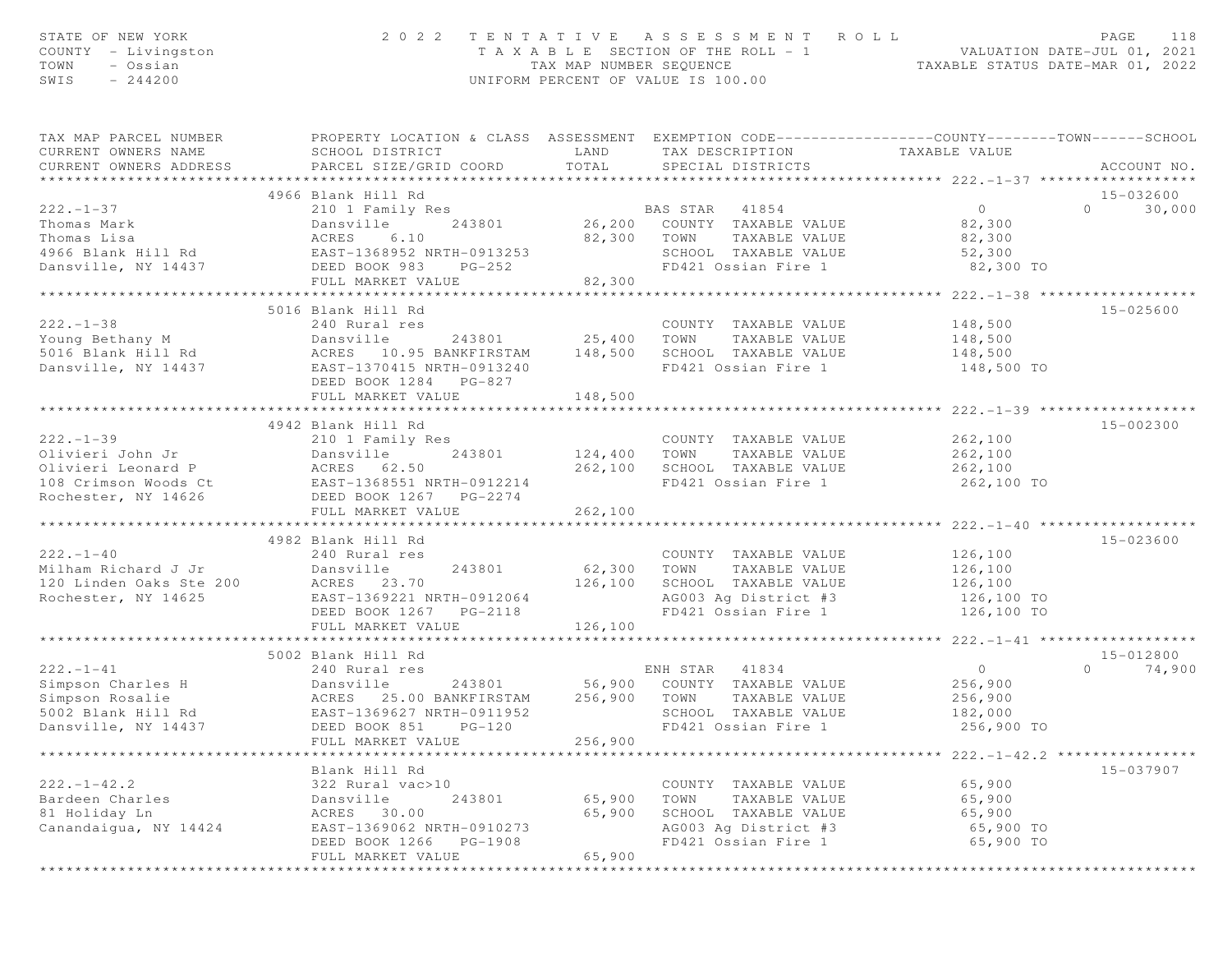STATE OF NEW YORK — 2022 TENTATIVE ASSESSMENT ROLL
COUNTY - Livingston — TAXABLE SECTION OF THE ROLL - 1 — VALUATION DATE-JUL 01, 2021
TOWN - Ossian — TAX MAP NUMBER SEQUENCE — TAXABLE STATUS DATE-MAR 01, 2022
SWIS - 244200 — UNIFORM PERCENT OF VALUE IS 100.00

| TAX MAP PARCEL NUMBER / CURRENT OWNERS NAME / CURRENT OWNERS ADDRESS | PROPERTY LOCATION & CLASS / SCHOOL DISTRICT / PARCEL SIZE/GRID COORD | ASSESSMENT LAND | TOTAL | EXEMPTION CODE / TAX DESCRIPTION / SPECIAL DISTRICTS | COUNTY TAXABLE VALUE | TOWN | SCHOOL | ACCOUNT NO. |
|---|---|---|---|---|---|---|---|---|
| **222.-1-37** | 4966 Blank Hill Rd | | | | | | | 15-032600 |
| 222.-1-37 | 210 1 Family Res | | | BAS STAR 41854 | 0 | 0 | 30,000 | |
| Thomas Mark | Dansville 243801 | 26,200 | | COUNTY TAXABLE VALUE | 82,300 | | | |
| Thomas Lisa | ACRES 6.10 | | 82,300 | TOWN TAXABLE VALUE | 82,300 | | | |
| 4966 Blank Hill Rd | EAST-1368952 NRTH-0913253 | | | SCHOOL TAXABLE VALUE | 52,300 | | | |
| Dansville, NY 14437 | DEED BOOK 983 PG-252 | | | FD421 Ossian Fire 1 | 82,300 TO | | | |
| | FULL MARKET VALUE | | 82,300 | | | | | |
| **222.-1-38** | 5016 Blank Hill Rd | | | | | | | 15-025600 |
| 222.-1-38 | 240 Rural res | | | COUNTY TAXABLE VALUE | 148,500 | | | |
| Young Bethany M | Dansville 243801 | 25,400 | | TOWN TAXABLE VALUE | 148,500 | | | |
| 5016 Blank Hill Rd | ACRES 10.95 BANKFIRSTAM | | 148,500 | SCHOOL TAXABLE VALUE | 148,500 | | | |
| Dansville, NY 14437 | EAST-1370415 NRTH-0913240 | | | FD421 Ossian Fire 1 | 148,500 TO | | | |
| | DEED BOOK 1284 PG-827 | | | | | | | |
| | FULL MARKET VALUE | | 148,500 | | | | | |
| **222.-1-39** | 4942 Blank Hill Rd | | | | | | | 15-002300 |
| 222.-1-39 | 210 1 Family Res | | | COUNTY TAXABLE VALUE | 262,100 | | | |
| Olivieri John Jr | Dansville 243801 | 124,400 | | TOWN TAXABLE VALUE | 262,100 | | | |
| Olivieri Leonard P | ACRES 62.50 | | 262,100 | SCHOOL TAXABLE VALUE | 262,100 | | | |
| 108 Crimson Woods Ct | EAST-1368551 NRTH-0912214 | | | FD421 Ossian Fire 1 | 262,100 TO | | | |
| Rochester, NY 14626 | DEED BOOK 1267 PG-2274 | | | | | | | |
| | FULL MARKET VALUE | | 262,100 | | | | | |
| **222.-1-40** | 4982 Blank Hill Rd | | | | | | | 15-023600 |
| 222.-1-40 | 240 Rural res | | | COUNTY TAXABLE VALUE | 126,100 | | | |
| Milham Richard J Jr | Dansville 243801 | 62,300 | | TOWN TAXABLE VALUE | 126,100 | | | |
| 120 Linden Oaks Ste 200 | ACRES 23.70 | | 126,100 | SCHOOL TAXABLE VALUE | 126,100 | | | |
| Rochester, NY 14625 | EAST-1369221 NRTH-0912064 | | | AG003 Ag District #3 | 126,100 TO | | | |
| | DEED BOOK 1267 PG-2118 | | | FD421 Ossian Fire 1 | 126,100 TO | | | |
| | FULL MARKET VALUE | | 126,100 | | | | | |
| **222.-1-41** | 5002 Blank Hill Rd | | | | | | | 15-012800 |
| 222.-1-41 | 240 Rural res | | | ENH STAR 41834 | 0 | 0 | 74,900 | |
| Simpson Charles H | Dansville 243801 | 56,900 | | COUNTY TAXABLE VALUE | 256,900 | | | |
| Simpson Rosalie | ACRES 25.00 BANKFIRSTAM | | 256,900 | TOWN TAXABLE VALUE | 256,900 | | | |
| 5002 Blank Hill Rd | EAST-1369627 NRTH-0911952 | | | SCHOOL TAXABLE VALUE | 182,000 | | | |
| Dansville, NY 14437 | DEED BOOK 851 PG-120 | | | FD421 Ossian Fire 1 | 256,900 TO | | | |
| | FULL MARKET VALUE | | 256,900 | | | | | |
| **222.-1-42.2** | Blank Hill Rd | | | | | | | 15-037907 |
| 222.-1-42.2 | 322 Rural vac>10 | | | COUNTY TAXABLE VALUE | 65,900 | | | |
| Bardeen Charles | Dansville 243801 | 65,900 | | TOWN TAXABLE VALUE | 65,900 | | | |
| 81 Holiday Ln | ACRES 30.00 | | 65,900 | SCHOOL TAXABLE VALUE | 65,900 | | | |
| Canandaigua, NY 14424 | EAST-1369062 NRTH-0910273 | | | AG003 Ag District #3 | 65,900 TO | | | |
| | DEED BOOK 1266 PG-1908 | | | FD421 Ossian Fire 1 | 65,900 TO | | | |
| | FULL MARKET VALUE | | 65,900 | | | | | |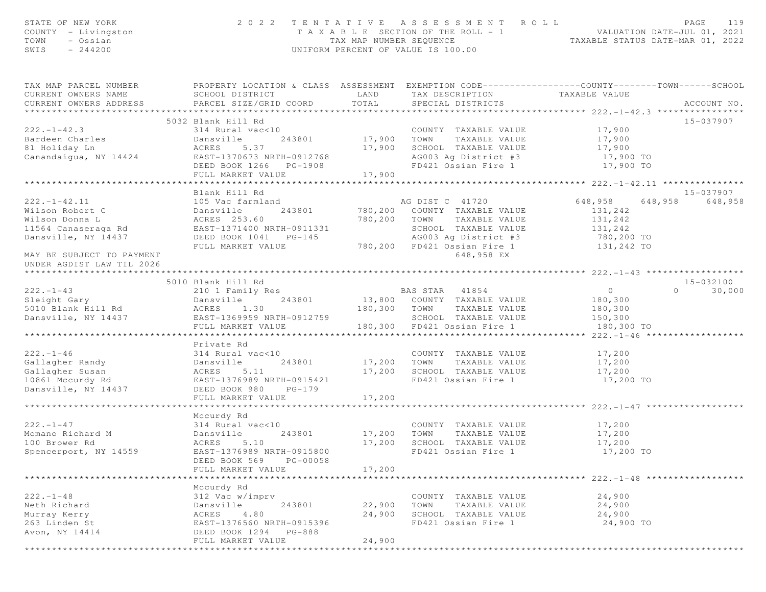STATE OF NEW YORK
COUNTY - Livingston
TOWN - Ossian
SWIS - 244200

# 2022 TENTATIVE ASSESSMENT ROLL

TAXABLE SECTION OF THE ROLL - 1
TAX MAP NUMBER SEQUENCE
UNIFORM PERCENT OF VALUE IS 100.00

VALUATION DATE-JUL 01, 2021
TAXABLE STATUS DATE-MAR 01, 2022

| TAX MAP PARCEL NUMBER / CURRENT OWNERS NAME / CURRENT OWNERS ADDRESS | PROPERTY LOCATION & CLASS / SCHOOL DISTRICT / PARCEL SIZE/GRID COORD | ASSESSMENT LAND / TOTAL | EXEMPTION CODE / TAX DESCRIPTION / SPECIAL DISTRICTS | COUNTY TAXABLE VALUE | TOWN | SCHOOL | ACCOUNT NO. |
|---|---|---|---|---|---|---|---|
| **222.-1-42.3** | 5032 Blank Hill Rd | | | | | | 15-037907 |
| 222.-1-42.3 | 314 Rural vac<10 | | COUNTY TAXABLE VALUE | 17,900 | | | |
| Bardeen Charles | Dansville 243801 | 17,900 | TOWN TAXABLE VALUE | 17,900 | | | |
| 81 Holiday Ln | ACRES 5.37 | 17,900 | SCHOOL TAXABLE VALUE | 17,900 | | | |
| Canandaigua, NY 14424 | EAST-1370673 NRTH-0912768 | | AG003 Ag District #3 | 17,900 TO | | | |
| | DEED BOOK 1266 PG-1908 | | FD421 Ossian Fire 1 | 17,900 TO | | | |
| | FULL MARKET VALUE | 17,900 | | | | | |
| **222.-1-42.11** | Blank Hill Rd | | | | | | 15-037907 |
| 222.-1-42.11 | 105 Vac farmland | | AG DIST C 41720 | 648,958 | 648,958 | 648,958 | |
| Wilson Robert C | Dansville 243801 | 780,200 | COUNTY TAXABLE VALUE | 131,242 | | | |
| Wilson Donna L | ACRES 253.60 | 780,200 | TOWN TAXABLE VALUE | 131,242 | | | |
| 11564 Canaseraga Rd | EAST-1371400 NRTH-0911331 | | SCHOOL TAXABLE VALUE | 131,242 | | | |
| Dansville, NY 14437 | DEED BOOK 1041 PG-145 | | AG003 Ag District #3 | 780,200 TO | | | |
| | FULL MARKET VALUE | 780,200 | FD421 Ossian Fire 1 | 131,242 TO | | | |
| MAY BE SUBJECT TO PAYMENT | | | 648,958 EX | | | | |
| UNDER AGDIST LAW TIL 2026 | | | | | | | |
| **222.-1-43** | 5010 Blank Hill Rd | | | | | | 15-032100 |
| 222.-1-43 | 210 1 Family Res | | BAS STAR 41854 | 0 | 0 | 30,000 | |
| Sleight Gary | Dansville 243801 | 13,800 | COUNTY TAXABLE VALUE | 180,300 | | | |
| 5010 Blank Hill Rd | ACRES 1.30 | 180,300 | TOWN TAXABLE VALUE | 180,300 | | | |
| Dansville, NY 14437 | EAST-1369959 NRTH-0912759 | | SCHOOL TAXABLE VALUE | 150,300 | | | |
| | FULL MARKET VALUE | 180,300 | FD421 Ossian Fire 1 | 180,300 TO | | | |
| **222.-1-46** | Private Rd | | | | | | |
| 222.-1-46 | 314 Rural vac<10 | | COUNTY TAXABLE VALUE | 17,200 | | | |
| Gallagher Randy | Dansville 243801 | 17,200 | TOWN TAXABLE VALUE | 17,200 | | | |
| Gallagher Susan | ACRES 5.11 | 17,200 | SCHOOL TAXABLE VALUE | 17,200 | | | |
| 10861 Mccurdy Rd | EAST-1376989 NRTH-0915421 | | FD421 Ossian Fire 1 | 17,200 TO | | | |
| Dansville, NY 14437 | DEED BOOK 980 PG-179 | | | | | | |
| | FULL MARKET VALUE | 17,200 | | | | | |
| **222.-1-47** | Mccurdy Rd | | | | | | |
| 222.-1-47 | 314 Rural vac<10 | | COUNTY TAXABLE VALUE | 17,200 | | | |
| Momano Richard M | Dansville 243801 | 17,200 | TOWN TAXABLE VALUE | 17,200 | | | |
| 100 Brower Rd | ACRES 5.10 | 17,200 | SCHOOL TAXABLE VALUE | 17,200 | | | |
| Spencerport, NY 14559 | EAST-1376989 NRTH-0915800 | | FD421 Ossian Fire 1 | 17,200 TO | | | |
| | DEED BOOK 569 PG-00058 | | | | | | |
| | FULL MARKET VALUE | 17,200 | | | | | |
| **222.-1-48** | Mccurdy Rd | | | | | | |
| 222.-1-48 | 312 Vac w/imprv | | COUNTY TAXABLE VALUE | 24,900 | | | |
| Neth Richard | Dansville 243801 | 22,900 | TOWN TAXABLE VALUE | 24,900 | | | |
| Murray Kerry | ACRES 4.80 | 24,900 | SCHOOL TAXABLE VALUE | 24,900 | | | |
| 263 Linden St | EAST-1376560 NRTH-0915396 | | FD421 Ossian Fire 1 | 24,900 TO | | | |
| Avon, NY 14414 | DEED BOOK 1294 PG-888 | | | | | | |
| | FULL MARKET VALUE | 24,900 | | | | | |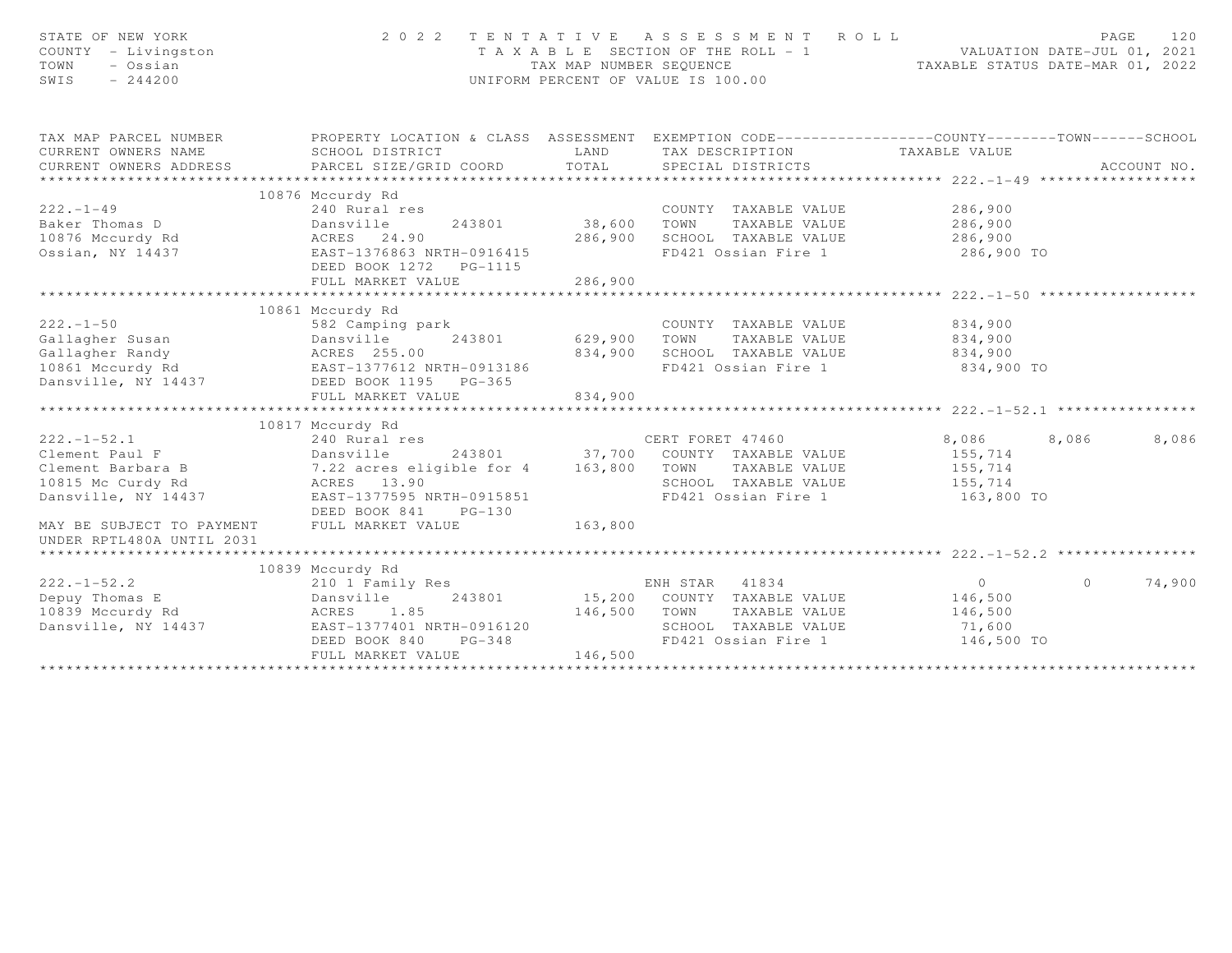STATE OF NEW YORK
COUNTY - Livingston
TOWN - Ossian
SWIS - 244200

2022 TENTATIVE ASSESSMENT ROLL
TAXABLE SECTION OF THE ROLL - 1
TAX MAP NUMBER SEQUENCE
UNIFORM PERCENT OF VALUE IS 100.00

VALUATION DATE-JUL 01, 2021
TAXABLE STATUS DATE-MAR 01, 2022

| TAX MAP PARCEL NUMBER / CURRENT OWNERS NAME / CURRENT OWNERS ADDRESS | PROPERTY LOCATION & CLASS / SCHOOL DISTRICT / PARCEL SIZE/GRID COORD | ASSESSMENT LAND / TOTAL | EXEMPTION CODE / TAX DESCRIPTION / SPECIAL DISTRICTS | COUNTY | TOWN | SCHOOL |
|---|---|---|---|---|---|---|
| **222.-1-49** | 10876 Mccurdy Rd | | | | | |
| 222.-1-49 | 240 Rural res | | COUNTY TAXABLE VALUE | 286,900 | | |
| Baker Thomas D | Dansville 243801 | 38,600 | TOWN TAXABLE VALUE | 286,900 | | |
| 10876 Mccurdy Rd | ACRES 24.90 | 286,900 | SCHOOL TAXABLE VALUE | 286,900 | | |
| Ossian, NY 14437 | EAST-1376863 NRTH-0916415 | | FD421 Ossian Fire 1 | 286,900 TO | | |
| | DEED BOOK 1272 PG-1115 | | | | | |
| | FULL MARKET VALUE | 286,900 | | | | |
| **222.-1-50** | 10861 Mccurdy Rd | | | | | |
| 222.-1-50 | 582 Camping park | | COUNTY TAXABLE VALUE | 834,900 | | |
| Gallagher Susan | Dansville 243801 | 629,900 | TOWN TAXABLE VALUE | 834,900 | | |
| Gallagher Randy | ACRES 255.00 | 834,900 | SCHOOL TAXABLE VALUE | 834,900 | | |
| 10861 Mccurdy Rd | EAST-1377612 NRTH-0913186 | | FD421 Ossian Fire 1 | 834,900 TO | | |
| Dansville, NY 14437 | DEED BOOK 1195 PG-365 | | | | | |
| | FULL MARKET VALUE | 834,900 | | | | |
| **222.-1-52.1** | 10817 Mccurdy Rd | | | | | |
| 222.-1-52.1 | 240 Rural res | | CERT FORET 47460 | 8,086 | 8,086 | 8,086 |
| Clement Paul F | Dansville 243801 | 37,700 | COUNTY TAXABLE VALUE | 155,714 | | |
| Clement Barbara B | 7.22 acres eligible for 4 | 163,800 | TOWN TAXABLE VALUE | 155,714 | | |
| 10815 Mc Curdy Rd | ACRES 13.90 | | SCHOOL TAXABLE VALUE | 155,714 | | |
| Dansville, NY 14437 | EAST-1377595 NRTH-0915851 | | FD421 Ossian Fire 1 | 163,800 TO | | |
| | DEED BOOK 841 PG-130 | | | | | |
| MAY BE SUBJECT TO PAYMENT UNDER RPTL480A UNTIL 2031 | FULL MARKET VALUE | 163,800 | | | | |
| **222.-1-52.2** | 10839 Mccurdy Rd | | | | | |
| 222.-1-52.2 | 210 1 Family Res | | ENH STAR 41834 | 0 | 0 | 74,900 |
| Depuy Thomas E | Dansville 243801 | 15,200 | COUNTY TAXABLE VALUE | 146,500 | | |
| 10839 Mccurdy Rd | ACRES 1.85 | 146,500 | TOWN TAXABLE VALUE | 146,500 | | |
| Dansville, NY 14437 | EAST-1377401 NRTH-0916120 | | SCHOOL TAXABLE VALUE | 71,600 | | |
| | DEED BOOK 840 PG-348 | | FD421 Ossian Fire 1 | 146,500 TO | | |
| | FULL MARKET VALUE | 146,500 | | | | |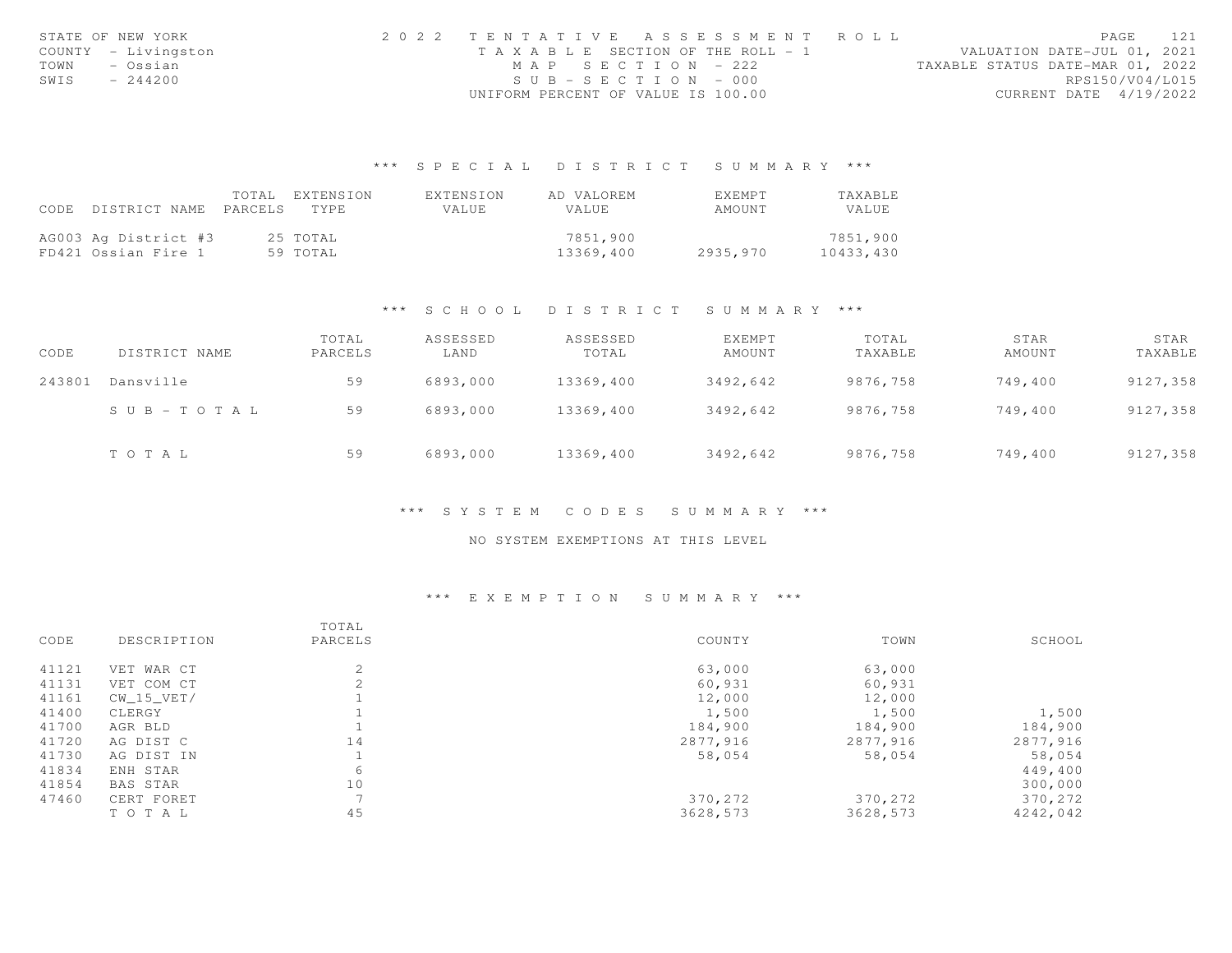STATE OF NEW YORK
COUNTY - Livingston
TOWN - Ossian
SWIS - 244200

2022 TENTATIVE ASSESSMENT ROLL
TAXABLE SECTION OF THE ROLL - 1
MAP SECTION - 222
SUB-SECTION - 000
UNIFORM PERCENT OF VALUE IS 100.00

VALUATION DATE-JUL 01, 2021
TAXABLE STATUS DATE-MAR 01, 2022
RPS150/V04/L015
CURRENT DATE 4/19/2022

## *** SPECIAL DISTRICT SUMMARY ***

| CODE | DISTRICT NAME | TOTAL PARCELS | EXTENSION TYPE | EXTENSION VALUE | AD VALOREM VALUE | EXEMPT AMOUNT | TAXABLE VALUE |
|---|---|---|---|---|---|---|---|
| AG003 | Ag District #3 | 25 | TOTAL | | 7851,900 | | 7851,900 |
| FD421 | Ossian Fire 1 | 59 | TOTAL | | 13369,400 | 2935,970 | 10433,430 |

## *** SCHOOL DISTRICT SUMMARY ***

| CODE | DISTRICT NAME | TOTAL PARCELS | ASSESSED LAND | ASSESSED TOTAL | EXEMPT AMOUNT | TOTAL TAXABLE | STAR AMOUNT | STAR TAXABLE |
|---|---|---|---|---|---|---|---|---|
| 243801 | Dansville | 59 | 6893,000 | 13369,400 | 3492,642 | 9876,758 | 749,400 | 9127,358 |
| | SUB-TOTAL | 59 | 6893,000 | 13369,400 | 3492,642 | 9876,758 | 749,400 | 9127,358 |
| | TOTAL | 59 | 6893,000 | 13369,400 | 3492,642 | 9876,758 | 749,400 | 9127,358 |

## *** SYSTEM CODES SUMMARY ***

NO SYSTEM EXEMPTIONS AT THIS LEVEL

## *** EXEMPTION SUMMARY ***

| CODE | DESCRIPTION | TOTAL PARCELS | COUNTY | TOWN | SCHOOL |
|---|---|---|---|---|---|
| 41121 | VET WAR CT | 2 | 63,000 | 63,000 | |
| 41131 | VET COM CT | 2 | 60,931 | 60,931 | |
| 41161 | CW_15_VET/ | 1 | 12,000 | 12,000 | |
| 41400 | CLERGY | 1 | 1,500 | 1,500 | 1,500 |
| 41700 | AGR BLD | 1 | 184,900 | 184,900 | 184,900 |
| 41720 | AG DIST C | 14 | 2877,916 | 2877,916 | 2877,916 |
| 41730 | AG DIST IN | 1 | 58,054 | 58,054 | 58,054 |
| 41834 | ENH STAR | 6 | | | 449,400 |
| 41854 | BAS STAR | 10 | | | 300,000 |
| 47460 | CERT FORET | 7 | 370,272 | 370,272 | 370,272 |
| | TOTAL | 45 | 3628,573 | 3628,573 | 4242,042 |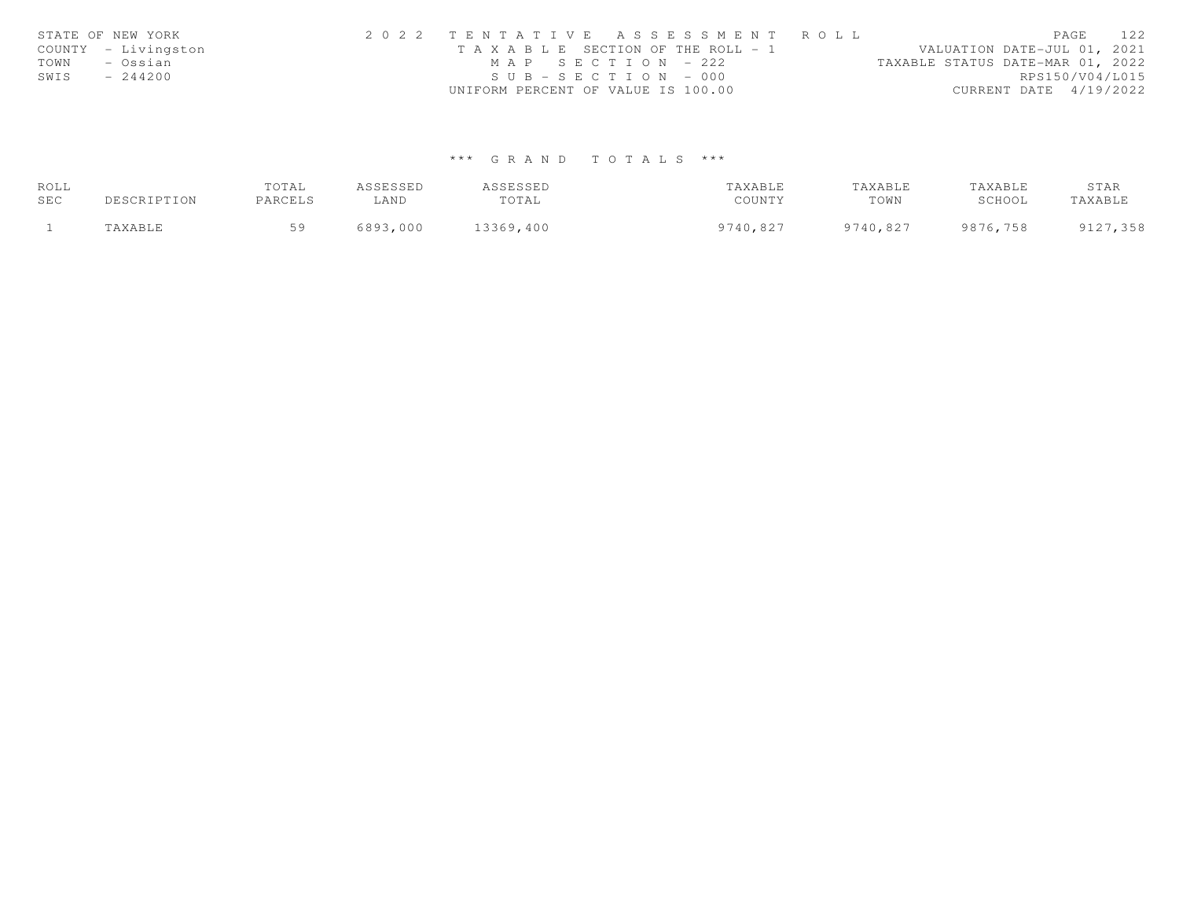STATE OF NEW YORK
COUNTY - Livingston
TOWN - Ossian
SWIS - 244200

2022 TENTATIVE ASSESSMENT ROLL
TAXABLE SECTION OF THE ROLL - 1
MAP SECTION - 222
SUB-SECTION - 000
UNIFORM PERCENT OF VALUE IS 100.00

VALUATION DATE-JUL 01, 2021
TAXABLE STATUS DATE-MAR 01, 2022
RPS150/V04/L015
CURRENT DATE 4/19/2022

## *** GRAND TOTALS ***

| ROLL SEC | DESCRIPTION | TOTAL PARCELS | ASSESSED LAND | ASSESSED TOTAL | TAXABLE COUNTY | TAXABLE TOWN | TAXABLE SCHOOL | STAR TAXABLE |
|---|---|---|---|---|---|---|---|---|
| 1 | TAXABLE | 59 | 6893,000 | 13369,400 | 9740,827 | 9740,827 | 9876,758 | 9127,358 |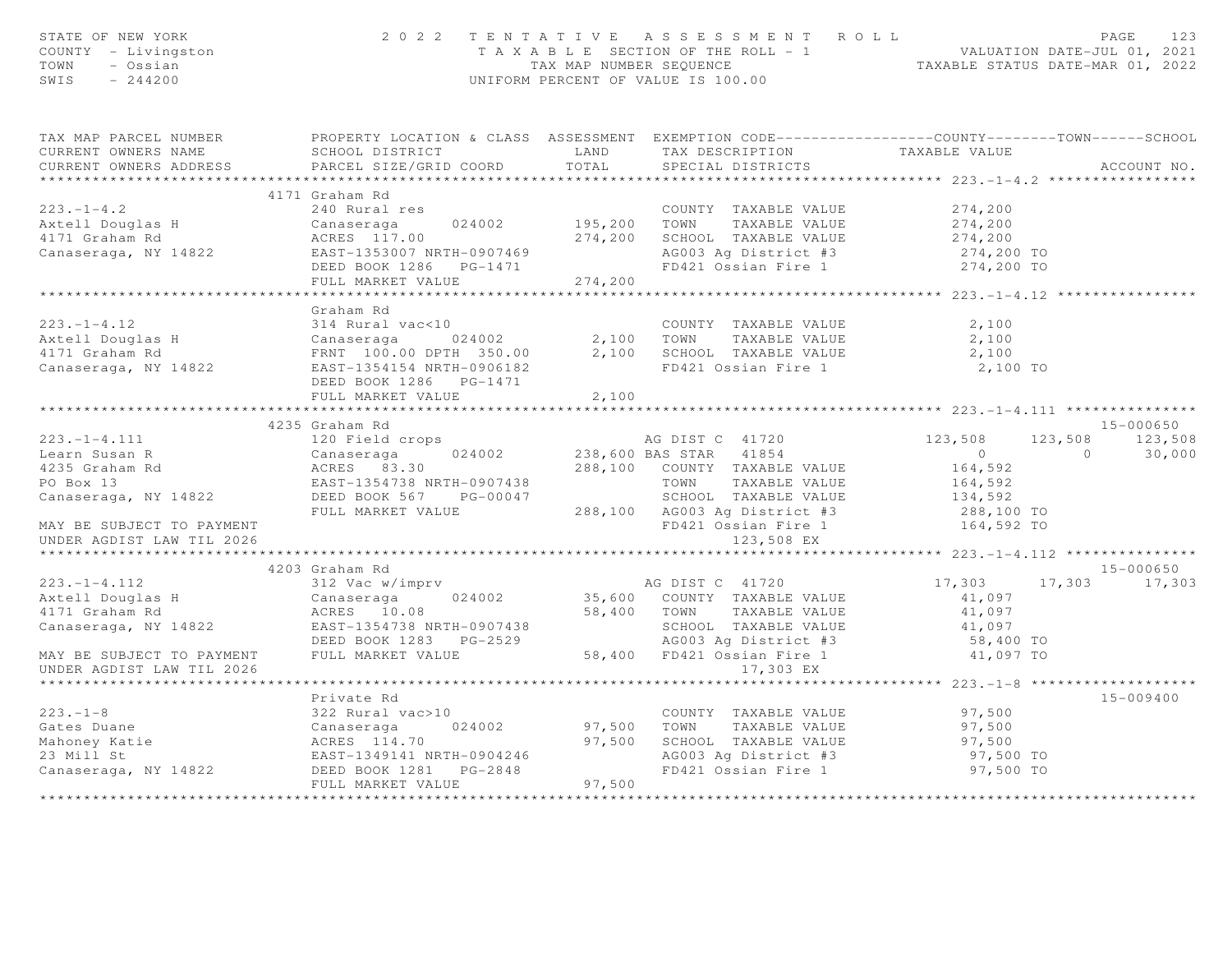STATE OF NEW YORK
COUNTY - Livingston
TOWN - Ossian
SWIS - 244200

2 0 2 2 T E N T A T I V E A S S E S S M E N T R O L L
T A X A B L E SECTION OF THE ROLL - 1
TAX MAP NUMBER SEQUENCE
UNIFORM PERCENT OF VALUE IS 100.00

VALUATION DATE-JUL 01, 2021
TAXABLE STATUS DATE-MAR 01, 2022

```
TAX MAP PARCEL NUMBER          PROPERTY LOCATION & CLASS  ASSESSMENT  EXEMPTION CODE------------------COUNTY--------TOWN------SCHOOL
CURRENT OWNERS NAME            SCHOOL DISTRICT               LAND      TAX DESCRIPTION            TAXABLE VALUE
CURRENT OWNERS ADDRESS         PARCEL SIZE/GRID COORD        TOTAL     SPECIAL DISTRICTS                                        ACCOUNT NO.
******************************************************************************************************* 223.-1-4.2 *****************
                         4171 Graham Rd
223.-1-4.2                     240 Rural res                           COUNTY  TAXABLE VALUE          274,200
Axtell Douglas H               Canaseraga      024002       195,200    TOWN    TAXABLE VALUE          274,200
4171 Graham Rd                 ACRES 117.00                 274,200    SCHOOL  TAXABLE VALUE          274,200
Canaseraga, NY 14822           EAST-1353007 NRTH-0907469               AG003 Ag District #3            274,200 TO
                               DEED BOOK 1286   PG-1471                FD421 Ossian Fire 1             274,200 TO
                               FULL MARKET VALUE            274,200
******************************************************************************************************* 223.-1-4.12 ****************
                               Graham Rd
223.-1-4.12                    314 Rural vac<10                        COUNTY  TAXABLE VALUE            2,100
Axtell Douglas H               Canaseraga      024002         2,100    TOWN    TAXABLE VALUE            2,100
4171 Graham Rd                 FRNT 100.00 DPTH 350.00        2,100    SCHOOL  TAXABLE VALUE            2,100
Canaseraga, NY 14822           EAST-1354154 NRTH-0906182               FD421 Ossian Fire 1               2,100 TO
                               DEED BOOK 1286   PG-1471
                               FULL MARKET VALUE              2,100
******************************************************************************************************* 223.-1-4.111 ***************
                         4235 Graham Rd                                                                                 15-000650
223.-1-4.111                   120 Field crops                         AG DIST C  41720           123,508     123,508     123,508
Learn Susan R                  Canaseraga      024002       238,600 BAS STAR   41854                    0           0      30,000
4235 Graham Rd                 ACRES  83.30                 288,100    COUNTY  TAXABLE VALUE          164,592
PO Box 13                      EAST-1354738 NRTH-0907438               TOWN    TAXABLE VALUE          164,592
Canaseraga, NY 14822           DEED BOOK 567    PG-00047               SCHOOL  TAXABLE VALUE          134,592
                               FULL MARKET VALUE            288,100    AG003 Ag District #3            288,100 TO
MAY BE SUBJECT TO PAYMENT                                              FD421 Ossian Fire 1             164,592 TO
UNDER AGDIST LAW TIL 2026                                                    123,508 EX
******************************************************************************************************* 223.-1-4.112 ***************
                         4203 Graham Rd                                                                                 15-000650
223.-1-4.112                   312 Vac w/imprv                         AG DIST C  41720            17,303      17,303      17,303
Axtell Douglas H               Canaseraga      024002        35,600    COUNTY  TAXABLE VALUE           41,097
4171 Graham Rd                 ACRES  10.08                  58,400    TOWN    TAXABLE VALUE           41,097
Canaseraga, NY 14822           EAST-1354738 NRTH-0907438               SCHOOL  TAXABLE VALUE           41,097
                               DEED BOOK 1283   PG-2529                AG003 Ag District #3             58,400 TO
MAY BE SUBJECT TO PAYMENT      FULL MARKET VALUE             58,400    FD421 Ossian Fire 1              41,097 TO
UNDER AGDIST LAW TIL 2026                                                     17,303 EX
******************************************************************************************************* 223.-1-8 *******************
                               Private Rd                                                                               15-009400
223.-1-8                       322 Rural vac>10                        COUNTY  TAXABLE VALUE           97,500
Gates Duane                    Canaseraga      024002        97,500    TOWN    TAXABLE VALUE           97,500
Mahoney Katie                  ACRES 114.70                  97,500    SCHOOL  TAXABLE VALUE           97,500
23 Mill St                     EAST-1349141 NRTH-0904246               AG003 Ag District #3             97,500 TO
Canaseraga, NY 14822           DEED BOOK 1281   PG-2848                FD421 Ossian Fire 1              97,500 TO
                               FULL MARKET VALUE             97,500
************************************************************************************************************************************
```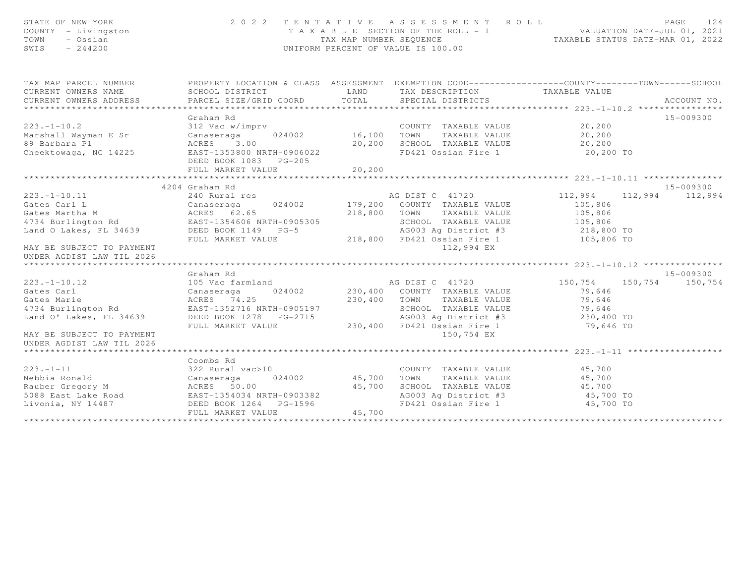STATE OF NEW YORK
COUNTY - Livingston
TOWN - Ossian
SWIS - 244200

2022 TENTATIVE ASSESSMENT ROLL
TAXABLE SECTION OF THE ROLL - 1
TAX MAP NUMBER SEQUENCE
UNIFORM PERCENT OF VALUE IS 100.00

VALUATION DATE-JUL 01, 2021
TAXABLE STATUS DATE-MAR 01, 2022

| TAX MAP PARCEL NUMBER / CURRENT OWNERS NAME / CURRENT OWNERS ADDRESS | PROPERTY LOCATION & CLASS / SCHOOL DISTRICT / PARCEL SIZE/GRID COORD | ASSESSMENT LAND / TOTAL | EXEMPTION CODE / TAX DESCRIPTION / SPECIAL DISTRICTS | COUNTY | TOWN | SCHOOL | ACCOUNT NO. |
|---|---|---|---|---|---|---|---|
| **223.-1-10.2** | Graham Rd | | | | | | 15-009300 |
| 223.-1-10.2 | 312 Vac w/imprv | | COUNTY TAXABLE VALUE | 20,200 | | | |
| Marshall Wayman E Sr | Canaseraga 024002 | 16,100 | TOWN TAXABLE VALUE | 20,200 | | | |
| 89 Barbara Pl | ACRES 3.00 | 20,200 | SCHOOL TAXABLE VALUE | 20,200 | | | |
| Cheektowaga, NC 14225 | EAST-1353800 NRTH-0906022 | | FD421 Ossian Fire 1 | 20,200 TO | | | |
| | DEED BOOK 1083 PG-205 | | | | | | |
| | FULL MARKET VALUE | 20,200 | | | | | |
| **223.-1-10.11** | 4204 Graham Rd | | | | | | 15-009300 |
| 223.-1-10.11 | 240 Rural res | | AG DIST C 41720 | 112,994 | 112,994 | 112,994 | |
| Gates Carl L | Canaseraga 024002 | 179,200 | COUNTY TAXABLE VALUE | 105,806 | | | |
| Gates Martha M | ACRES 62.65 | 218,800 | TOWN TAXABLE VALUE | 105,806 | | | |
| 4734 Burlington Rd | EAST-1354606 NRTH-0905305 | | SCHOOL TAXABLE VALUE | 105,806 | | | |
| Land O Lakes, FL 34639 | DEED BOOK 1149 PG-5 | | AG003 Ag District #3 | 218,800 TO | | | |
| | FULL MARKET VALUE | 218,800 | FD421 Ossian Fire 1 | 105,806 TO | | | |
| MAY BE SUBJECT TO PAYMENT | | | 112,994 EX | | | | |
| UNDER AGDIST LAW TIL 2026 | | | | | | | |
| **223.-1-10.12** | Graham Rd | | | | | | 15-009300 |
| 223.-1-10.12 | 105 Vac farmland | | AG DIST C 41720 | 150,754 | 150,754 | 150,754 | |
| Gates Carl | Canaseraga 024002 | 230,400 | COUNTY TAXABLE VALUE | 79,646 | | | |
| Gates Marie | ACRES 74.25 | 230,400 | TOWN TAXABLE VALUE | 79,646 | | | |
| 4734 Burlington Rd | EAST-1352716 NRTH-0905197 | | SCHOOL TAXABLE VALUE | 79,646 | | | |
| Land O' Lakes, FL 34639 | DEED BOOK 1278 PG-2715 | | AG003 Ag District #3 | 230,400 TO | | | |
| | FULL MARKET VALUE | 230,400 | FD421 Ossian Fire 1 | 79,646 TO | | | |
| MAY BE SUBJECT TO PAYMENT | | | 150,754 EX | | | | |
| UNDER AGDIST LAW TIL 2026 | | | | | | | |
| **223.-1-11** | Coombs Rd | | | | | | |
| 223.-1-11 | 322 Rural vac>10 | | COUNTY TAXABLE VALUE | 45,700 | | | |
| Nebbia Ronald | Canaseraga 024002 | 45,700 | TOWN TAXABLE VALUE | 45,700 | | | |
| Rauber Gregory M | ACRES 50.00 | 45,700 | SCHOOL TAXABLE VALUE | 45,700 | | | |
| 5088 East Lake Road | EAST-1354034 NRTH-0903382 | | AG003 Ag District #3 | 45,700 TO | | | |
| Livonia, NY 14487 | DEED BOOK 1264 PG-1596 | | FD421 Ossian Fire 1 | 45,700 TO | | | |
| | FULL MARKET VALUE | 45,700 | | | | | |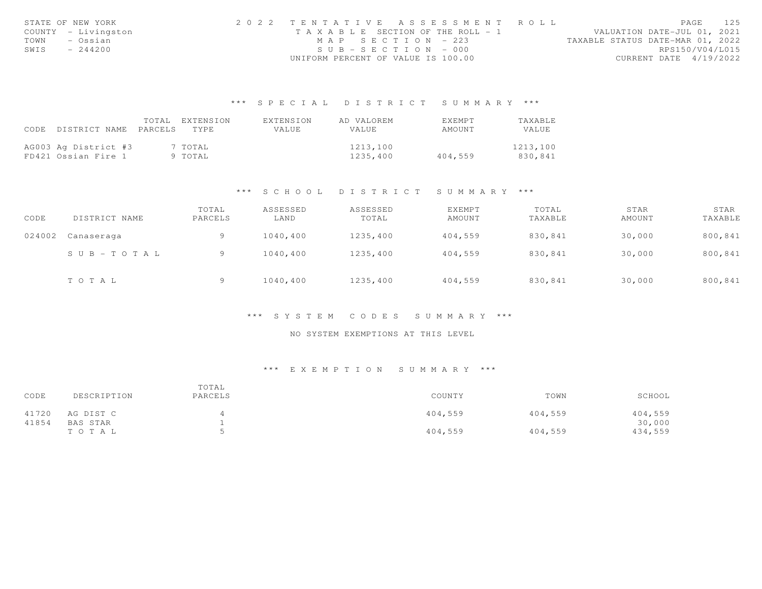STATE OF NEW YORK
COUNTY - Livingston
TOWN - Ossian
SWIS - 244200

2 0 2 2 T E N T A T I V E A S S E S S M E N T R O L L
T A X A B L E SECTION OF THE ROLL - 1
M A P S E C T I O N - 223
S U B - S E C T I O N - 000
UNIFORM PERCENT OF VALUE IS 100.00

VALUATION DATE-JUL 01, 2021
TAXABLE STATUS DATE-MAR 01, 2022
RPS150/V04/L015
CURRENT DATE 4/19/2022

## \*\*\* S P E C I A L D I S T R I C T S U M M A R Y \*\*\*

| CODE | DISTRICT NAME | TOTAL PARCELS | EXTENSION TYPE | EXTENSION VALUE | AD VALOREM VALUE | EXEMPT AMOUNT | TAXABLE VALUE |
|---|---|---|---|---|---|---|---|
| AG003 | Ag District #3 | 7 | TOTAL | | 1213,100 | | 1213,100 |
| FD421 | Ossian Fire 1 | 9 | TOTAL | | 1235,400 | 404,559 | 830,841 |

## \*\*\* S C H O O L D I S T R I C T S U M M A R Y \*\*\*

| CODE | DISTRICT NAME | TOTAL PARCELS | ASSESSED LAND | ASSESSED TOTAL | EXEMPT AMOUNT | TOTAL TAXABLE | STAR AMOUNT | STAR TAXABLE |
|---|---|---|---|---|---|---|---|---|
| 024002 | Canaseraga | 9 | 1040,400 | 1235,400 | 404,559 | 830,841 | 30,000 | 800,841 |
| | S U B - T O T A L | 9 | 1040,400 | 1235,400 | 404,559 | 830,841 | 30,000 | 800,841 |
| | T O T A L | 9 | 1040,400 | 1235,400 | 404,559 | 830,841 | 30,000 | 800,841 |

## \*\*\* S Y S T E M C O D E S S U M M A R Y \*\*\*

NO SYSTEM EXEMPTIONS AT THIS LEVEL

## \*\*\* E X E M P T I O N S U M M A R Y \*\*\*

| CODE | DESCRIPTION | TOTAL PARCELS | COUNTY | TOWN | SCHOOL |
|---|---|---|---|---|---|
| 41720 | AG DIST C | 4 | 404,559 | 404,559 | 404,559 |
| 41854 | BAS STAR | 1 | | | 30,000 |
| | T O T A L | 5 | 404,559 | 404,559 | 434,559 |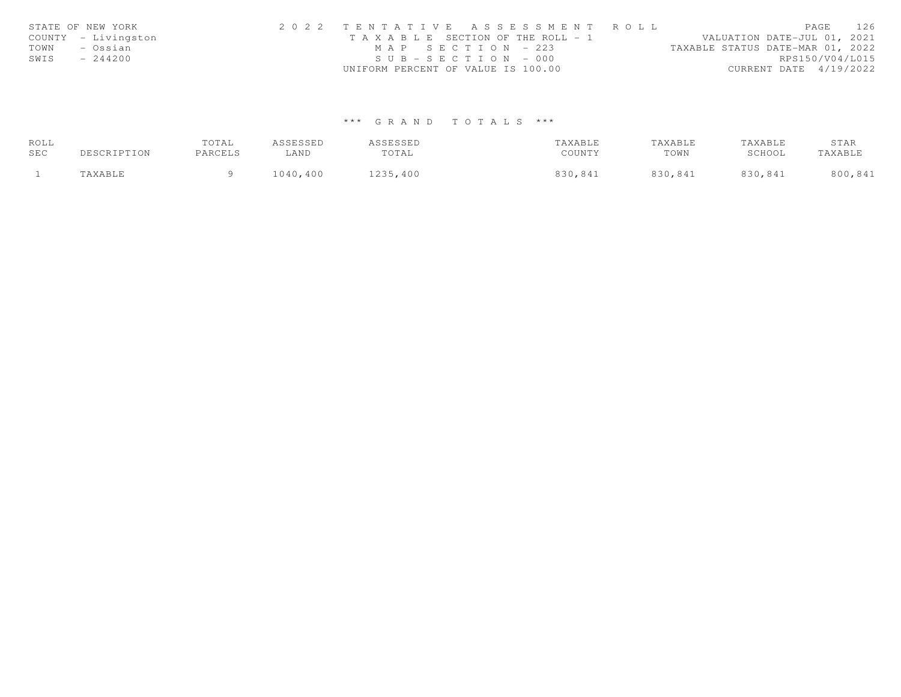STATE OF NEW YORK
COUNTY - Livingston
TOWN - Ossian
SWIS - 244200

2 0 2 2 T E N T A T I V E A S S E S S M E N T R O L L
T A X A B L E SECTION OF THE ROLL - 1
M A P S E C T I O N - 223
S U B - S E C T I O N - 000
UNIFORM PERCENT OF VALUE IS 100.00

VALUATION DATE-JUL 01, 2021
TAXABLE STATUS DATE-MAR 01, 2022
RPS150/V04/L015
CURRENT DATE 4/19/2022

### *** G R A N D T O T A L S ***

| ROLL SEC | DESCRIPTION | TOTAL PARCELS | ASSESSED LAND | ASSESSED TOTAL | TAXABLE COUNTY | TAXABLE TOWN | TAXABLE SCHOOL | STAR TAXABLE |
|---|---|---|---|---|---|---|---|---|
| 1 | TAXABLE | 9 | 1040,400 | 1235,400 | 830,841 | 830,841 | 830,841 | 800,841 |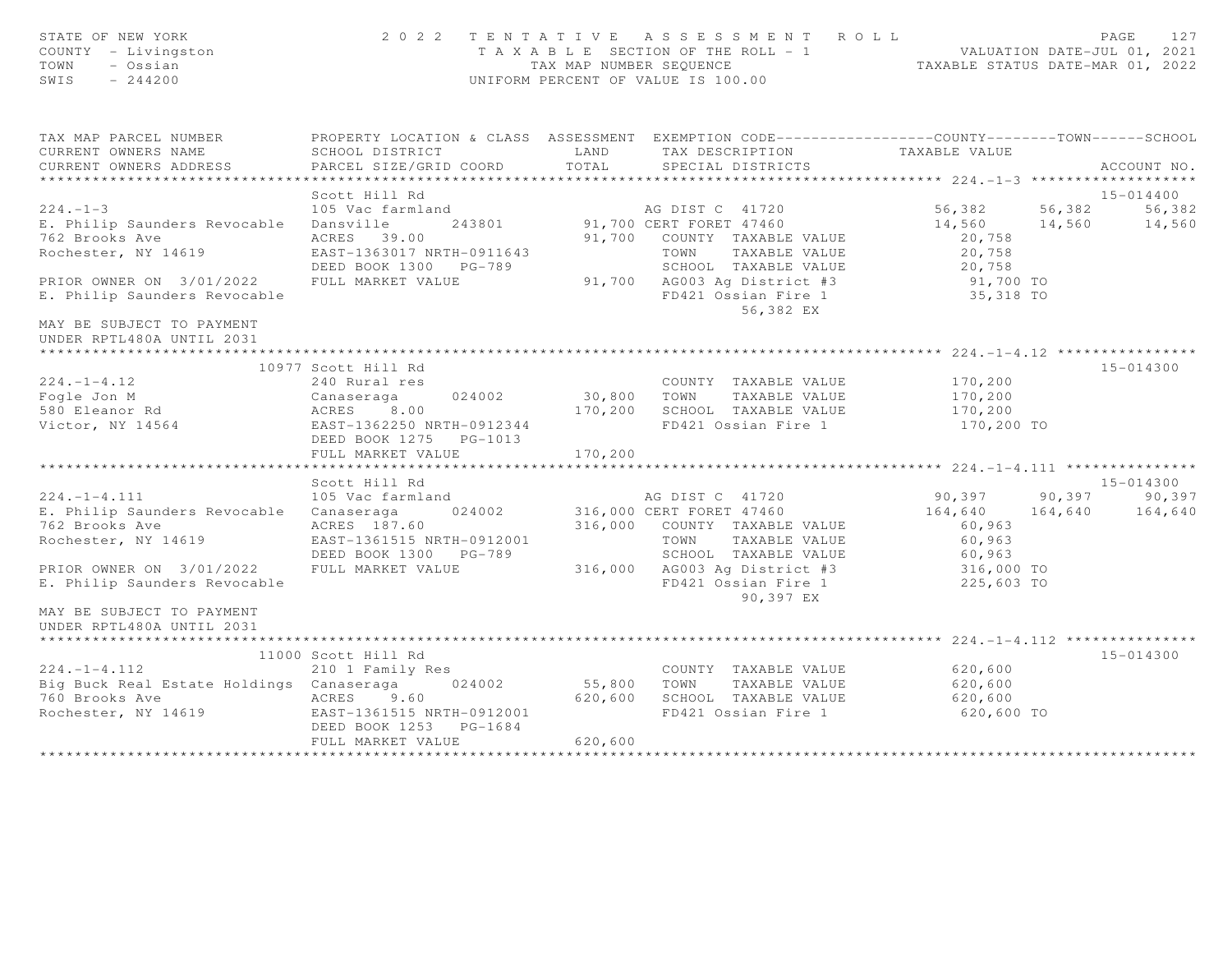STATE OF NEW YORK — 2022 TENTATIVE ASSESSMENT ROLL
COUNTY - Livingston — TAXABLE SECTION OF THE ROLL - 1 — VALUATION DATE-JUL 01, 2021
TOWN - Ossian — TAX MAP NUMBER SEQUENCE — TAXABLE STATUS DATE-MAR 01, 2022
SWIS - 244200 — UNIFORM PERCENT OF VALUE IS 100.00

| TAX MAP PARCEL NUMBER / CURRENT OWNERS NAME / CURRENT OWNERS ADDRESS | PROPERTY LOCATION & CLASS / SCHOOL DISTRICT / PARCEL SIZE/GRID COORD | ASSESSMENT LAND / TOTAL | EXEMPTION CODE / TAX DESCRIPTION / SPECIAL DISTRICTS | COUNTY TAXABLE VALUE | TOWN | SCHOOL | ACCOUNT NO. |
|---|---|---|---|---|---|---|---|
| **224.-1-3** | Scott Hill Rd | | | | | | 15-014400 |
| 224.-1-3 | 105 Vac farmland | | AG DIST C 41720 | 56,382 | 56,382 | 56,382 | |
| E. Philip Saunders Revocable | Dansville 243801 | 91,700 | CERT FORET 47460 | 14,560 | 14,560 | 14,560 | |
| 762 Brooks Ave | ACRES 39.00 | 91,700 | COUNTY TAXABLE VALUE | 20,758 | | | |
| Rochester, NY 14619 | EAST-1363017 NRTH-0911643 | | TOWN TAXABLE VALUE | 20,758 | | | |
| | DEED BOOK 1300 PG-789 | | SCHOOL TAXABLE VALUE | 20,758 | | | |
| PRIOR OWNER ON 3/01/2022 | FULL MARKET VALUE | 91,700 | AG003 Ag District #3 | 91,700 TO | | | |
| E. Philip Saunders Revocable | | | FD421 Ossian Fire 1 | 35,318 TO | | | |
| | | | 56,382 EX | | | | |
| MAY BE SUBJECT TO PAYMENT UNDER RPTL480A UNTIL 2031 | | | | | | | |
| **224.-1-4.12** | 10977 Scott Hill Rd | | | | | | 15-014300 |
| 224.-1-4.12 | 240 Rural res | | COUNTY TAXABLE VALUE | 170,200 | | | |
| Fogle Jon M | Canaseraga 024002 | 30,800 | TOWN TAXABLE VALUE | 170,200 | | | |
| 580 Eleanor Rd | ACRES 8.00 | 170,200 | SCHOOL TAXABLE VALUE | 170,200 | | | |
| Victor, NY 14564 | EAST-1362250 NRTH-0912344 | | FD421 Ossian Fire 1 | 170,200 TO | | | |
| | DEED BOOK 1275 PG-1013 | | | | | | |
| | FULL MARKET VALUE | 170,200 | | | | | |
| **224.-1-4.111** | Scott Hill Rd | | | | | | 15-014300 |
| 224.-1-4.111 | 105 Vac farmland | | AG DIST C 41720 | 90,397 | 90,397 | 90,397 | |
| E. Philip Saunders Revocable | Canaseraga 024002 | 316,000 | CERT FORET 47460 | 164,640 | 164,640 | 164,640 | |
| 762 Brooks Ave | ACRES 187.60 | 316,000 | COUNTY TAXABLE VALUE | 60,963 | | | |
| Rochester, NY 14619 | EAST-1361515 NRTH-0912001 | | TOWN TAXABLE VALUE | 60,963 | | | |
| | DEED BOOK 1300 PG-789 | | SCHOOL TAXABLE VALUE | 60,963 | | | |
| PRIOR OWNER ON 3/01/2022 | FULL MARKET VALUE | 316,000 | AG003 Ag District #3 | 316,000 TO | | | |
| E. Philip Saunders Revocable | | | FD421 Ossian Fire 1 | 225,603 TO | | | |
| | | | 90,397 EX | | | | |
| MAY BE SUBJECT TO PAYMENT UNDER RPTL480A UNTIL 2031 | | | | | | | |
| **224.-1-4.112** | 11000 Scott Hill Rd | | | | | | 15-014300 |
| 224.-1-4.112 | 210 1 Family Res | | COUNTY TAXABLE VALUE | 620,600 | | | |
| Big Buck Real Estate Holdings | Canaseraga 024002 | 55,800 | TOWN TAXABLE VALUE | 620,600 | | | |
| 760 Brooks Ave | ACRES 9.60 | 620,600 | SCHOOL TAXABLE VALUE | 620,600 | | | |
| Rochester, NY 14619 | EAST-1361515 NRTH-0912001 | | FD421 Ossian Fire 1 | 620,600 TO | | | |
| | DEED BOOK 1253 PG-1684 | | | | | | |
| | FULL MARKET VALUE | 620,600 | | | | | |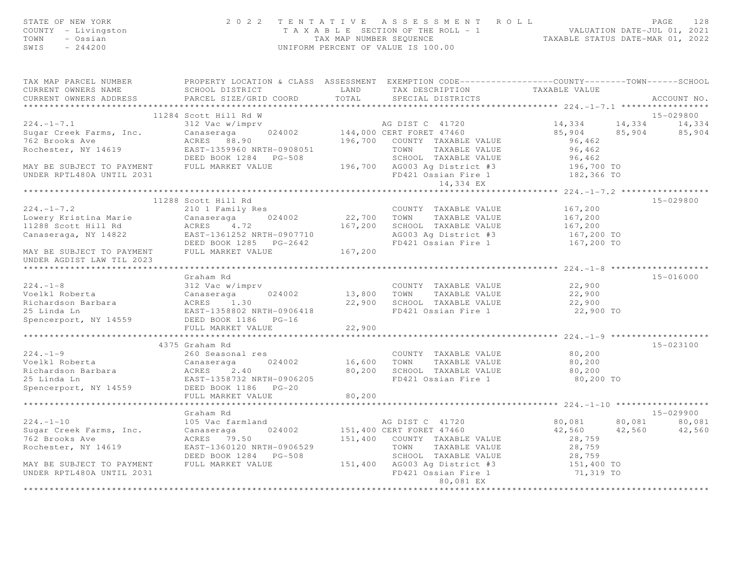STATE OF NEW YORK
COUNTY - Livingston
TOWN - Ossian
SWIS - 244200

2 0 2 2 TENTATIVE ASSESSMENT ROLL
TAXABLE SECTION OF THE ROLL - 1
TAX MAP NUMBER SEQUENCE
UNIFORM PERCENT OF VALUE IS 100.00

VALUATION DATE-JUL 01, 2021
TAXABLE STATUS DATE-MAR 01, 2022

```
TAX MAP PARCEL NUMBER          PROPERTY LOCATION & CLASS  ASSESSMENT  EXEMPTION CODE------------------COUNTY--------TOWN------SCHOOL
CURRENT OWNERS NAME            SCHOOL DISTRICT               LAND      TAX DESCRIPTION            TAXABLE VALUE
CURRENT OWNERS ADDRESS         PARCEL SIZE/GRID COORD        TOTAL     SPECIAL DISTRICTS                                      ACCOUNT NO.
******************************************************************************************************* 224.-1-7.1 *****************
                          11284 Scott Hill Rd W                                                                          15-029800
224.-1-7.1                     312 Vac w/imprv                          AG DIST C  41720             14,334      14,334      14,334
Sugar Creek Farms, Inc.        Canaseraga      024002        144,000 CERT FORET 47460              85,904      85,904      85,904
762 Brooks Ave                 ACRES   88.90                 196,700   COUNTY  TAXABLE VALUE          96,462
Rochester, NY 14619            EAST-1359960 NRTH-0908051                TOWN    TAXABLE VALUE          96,462
                               DEED BOOK 1284   PG-508                  SCHOOL  TAXABLE VALUE          96,462
MAY BE SUBJECT TO PAYMENT      FULL MARKET VALUE             196,700   AG003 Ag District #3          196,700 TO
UNDER RPTL480A UNTIL 2031                                              FD421 Ossian Fire 1           182,366 TO
                                                                                   14,334 EX
******************************************************************************************************* 224.-1-7.2 *****************
                          11288 Scott Hill Rd                                                                            15-029800
224.-1-7.2                     210 1 Family Res                        COUNTY  TAXABLE VALUE         167,200
Lowery Kristina Marie          Canaseraga      024002         22,700   TOWN    TAXABLE VALUE         167,200
11288 Scott Hill Rd            ACRES    4.72                 167,200   SCHOOL  TAXABLE VALUE         167,200
Canaseraga, NY 14822           EAST-1361252 NRTH-0907710                AG003 Ag District #3          167,200 TO
                               DEED BOOK 1285   PG-2642                 FD421 Ossian Fire 1           167,200 TO
MAY BE SUBJECT TO PAYMENT      FULL MARKET VALUE             167,200
UNDER AGDIST LAW TIL 2023
******************************************************************************************************* 224.-1-8 *******************
                               Graham Rd                                                                                 15-016000
224.-1-8                       312 Vac w/imprv                         COUNTY  TAXABLE VALUE          22,900
Voelkl Roberta                 Canaseraga      024002         13,800   TOWN    TAXABLE VALUE          22,900
Richardson Barbara             ACRES    1.30                  22,900   SCHOOL  TAXABLE VALUE          22,900
25 Linda Ln                    EAST-1358802 NRTH-0906418                FD421 Ossian Fire 1            22,900 TO
Spencerport, NY 14559          DEED BOOK 1186   PG-16
                               FULL MARKET VALUE              22,900
******************************************************************************************************* 224.-1-9 *******************
                           4375 Graham Rd                                                                                15-023100
224.-1-9                       260 Seasonal res                        COUNTY  TAXABLE VALUE          80,200
Voelkl Roberta                 Canaseraga      024002         16,600   TOWN    TAXABLE VALUE          80,200
Richardson Barbara             ACRES    2.40                  80,200   SCHOOL  TAXABLE VALUE          80,200
25 Linda Ln                    EAST-1358732 NRTH-0906205                FD421 Ossian Fire 1            80,200 TO
Spencerport, NY 14559          DEED BOOK 1186   PG-20
                               FULL MARKET VALUE              80,200
******************************************************************************************************* 224.-1-10 ******************
                               Graham Rd                                                                                 15-029900
224.-1-10                      105 Vac farmland                         AG DIST C  41720             80,081      80,081      80,081
Sugar Creek Farms, Inc.        Canaseraga      024002        151,400 CERT FORET 47460              42,560      42,560      42,560
762 Brooks Ave                 ACRES   79.50                 151,400   COUNTY  TAXABLE VALUE          28,759
Rochester, NY 14619            EAST-1360120 NRTH-0906529                TOWN    TAXABLE VALUE          28,759
                               DEED BOOK 1284   PG-508                  SCHOOL  TAXABLE VALUE          28,759
MAY BE SUBJECT TO PAYMENT      FULL MARKET VALUE             151,400   AG003 Ag District #3          151,400 TO
UNDER RPTL480A UNTIL 2031                                              FD421 Ossian Fire 1            71,319 TO
                                                                                   80,081 EX
************************************************************************************************************************************
```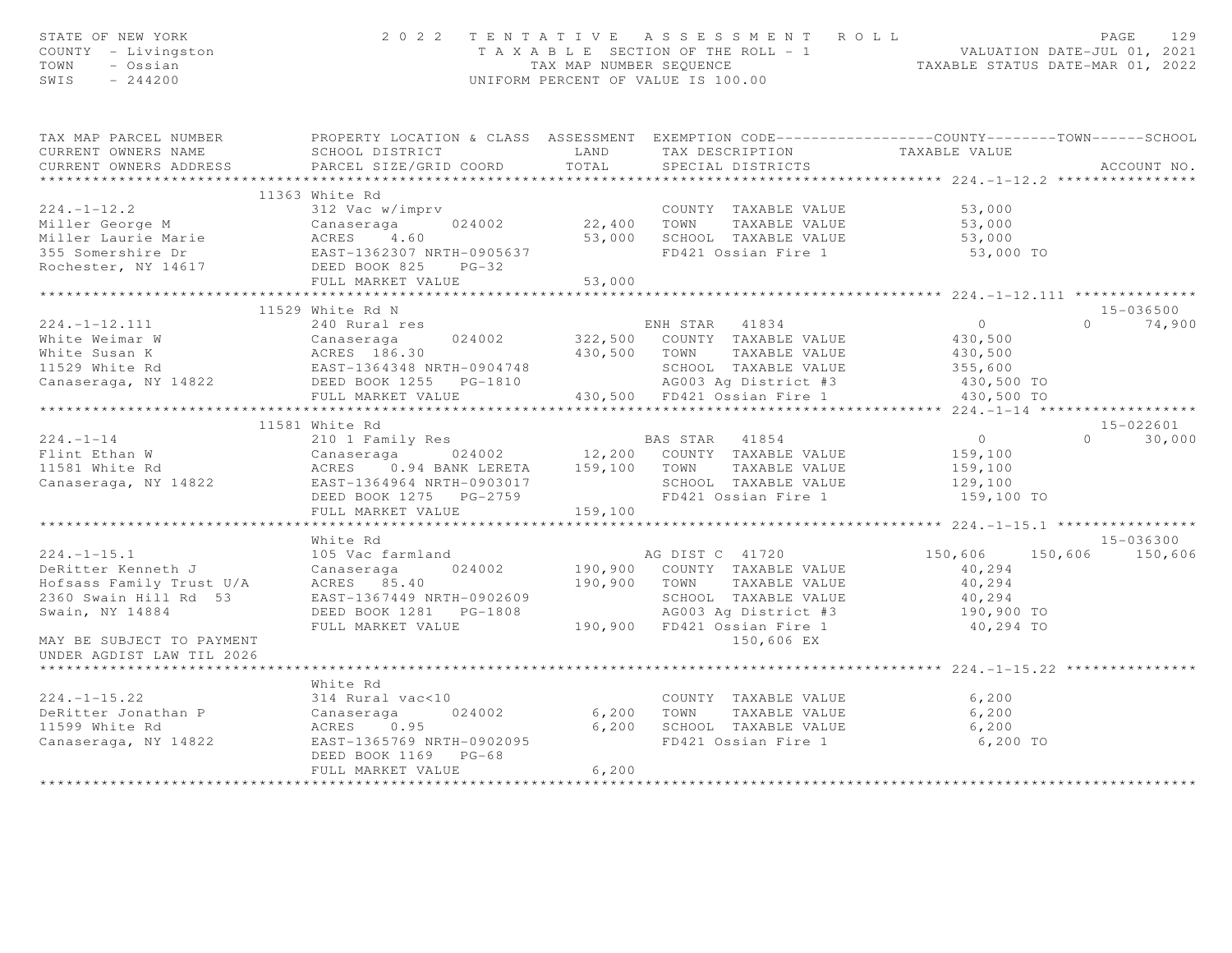STATE OF NEW YORK
COUNTY - Livingston
TOWN - Ossian
SWIS - 244200

2 0 2 2 TENTATIVE ASSESSMENT ROLL
TAXABLE SECTION OF THE ROLL - 1
TAX MAP NUMBER SEQUENCE
UNIFORM PERCENT OF VALUE IS 100.00

VALUATION DATE-JUL 01, 2021
TAXABLE STATUS DATE-MAR 01, 2022

| TAX MAP PARCEL NUMBER / CURRENT OWNERS NAME / CURRENT OWNERS ADDRESS | PROPERTY LOCATION & CLASS / SCHOOL DISTRICT / PARCEL SIZE/GRID COORD | ASSESSMENT LAND / TOTAL | EXEMPTION CODE / TAX DESCRIPTION / SPECIAL DISTRICTS | COUNTY TAXABLE VALUE | TOWN | SCHOOL / ACCOUNT NO. |
|---|---|---|---|---|---|---|
| **224.-1-12.2** | 11363 White Rd | | | | | |
| 224.-1-12.2 | 312 Vac w/imprv | | COUNTY TAXABLE VALUE | 53,000 | | |
| Miller George M | Canaseraga 024002 | 22,400 | TOWN TAXABLE VALUE | 53,000 | | |
| Miller Laurie Marie | ACRES 4.60 | 53,000 | SCHOOL TAXABLE VALUE | 53,000 | | |
| 355 Somershire Dr | EAST-1362307 NRTH-0905637 | | FD421 Ossian Fire 1 | 53,000 TO | | |
| Rochester, NY 14617 | DEED BOOK 825 PG-32 | | | | | |
| | FULL MARKET VALUE | 53,000 | | | | |
| **224.-1-12.111** | 11529 White Rd N | | | | | 15-036500 |
| 224.-1-12.111 | 240 Rural res | | ENH STAR 41834 | 0 | 0 | 74,900 |
| White Weimar W | Canaseraga 024002 | 322,500 | COUNTY TAXABLE VALUE | 430,500 | | |
| White Susan K | ACRES 186.30 | 430,500 | TOWN TAXABLE VALUE | 430,500 | | |
| 11529 White Rd | EAST-1364348 NRTH-0904748 | | SCHOOL TAXABLE VALUE | 355,600 | | |
| Canaseraga, NY 14822 | DEED BOOK 1255 PG-1810 | | AG003 Ag District #3 | 430,500 TO | | |
| | FULL MARKET VALUE | 430,500 | FD421 Ossian Fire 1 | 430,500 TO | | |
| **224.-1-14** | 11581 White Rd | | | | | 15-022601 |
| 224.-1-14 | 210 1 Family Res | | BAS STAR 41854 | 0 | 0 | 30,000 |
| Flint Ethan W | Canaseraga 024002 | 12,200 | COUNTY TAXABLE VALUE | 159,100 | | |
| 11581 White Rd | ACRES 0.94 BANK LERETA | 159,100 | TOWN TAXABLE VALUE | 159,100 | | |
| Canaseraga, NY 14822 | EAST-1364964 NRTH-0903017 | | SCHOOL TAXABLE VALUE | 129,100 | | |
| | DEED BOOK 1275 PG-2759 | | FD421 Ossian Fire 1 | 159,100 TO | | |
| | FULL MARKET VALUE | 159,100 | | | | |
| **224.-1-15.1** | White Rd | | | | | 15-036300 |
| 224.-1-15.1 | 105 Vac farmland | | AG DIST C 41720 | 150,606 | 150,606 | 150,606 |
| DeRitter Kenneth J | Canaseraga 024002 | 190,900 | COUNTY TAXABLE VALUE | 40,294 | | |
| Hofsass Family Trust U/A | ACRES 85.40 | 190,900 | TOWN TAXABLE VALUE | 40,294 | | |
| 2360 Swain Hill Rd 53 | EAST-1367449 NRTH-0902609 | | SCHOOL TAXABLE VALUE | 40,294 | | |
| Swain, NY 14884 | DEED BOOK 1281 PG-1808 | | AG003 Ag District #3 | 190,900 TO | | |
| | FULL MARKET VALUE | 190,900 | FD421 Ossian Fire 1 | 40,294 TO | | |
| MAY BE SUBJECT TO PAYMENT | | | 150,606 EX | | | |
| UNDER AGDIST LAW TIL 2026 | | | | | | |
| **224.-1-15.22** | White Rd | | | | | |
| 224.-1-15.22 | 314 Rural vac<10 | | COUNTY TAXABLE VALUE | 6,200 | | |
| DeRitter Jonathan P | Canaseraga 024002 | 6,200 | TOWN TAXABLE VALUE | 6,200 | | |
| 11599 White Rd | ACRES 0.95 | 6,200 | SCHOOL TAXABLE VALUE | 6,200 | | |
| Canaseraga, NY 14822 | EAST-1365769 NRTH-0902095 | | FD421 Ossian Fire 1 | 6,200 TO | | |
| | DEED BOOK 1169 PG-68 | | | | | |
| | FULL MARKET VALUE | 6,200 | | | | |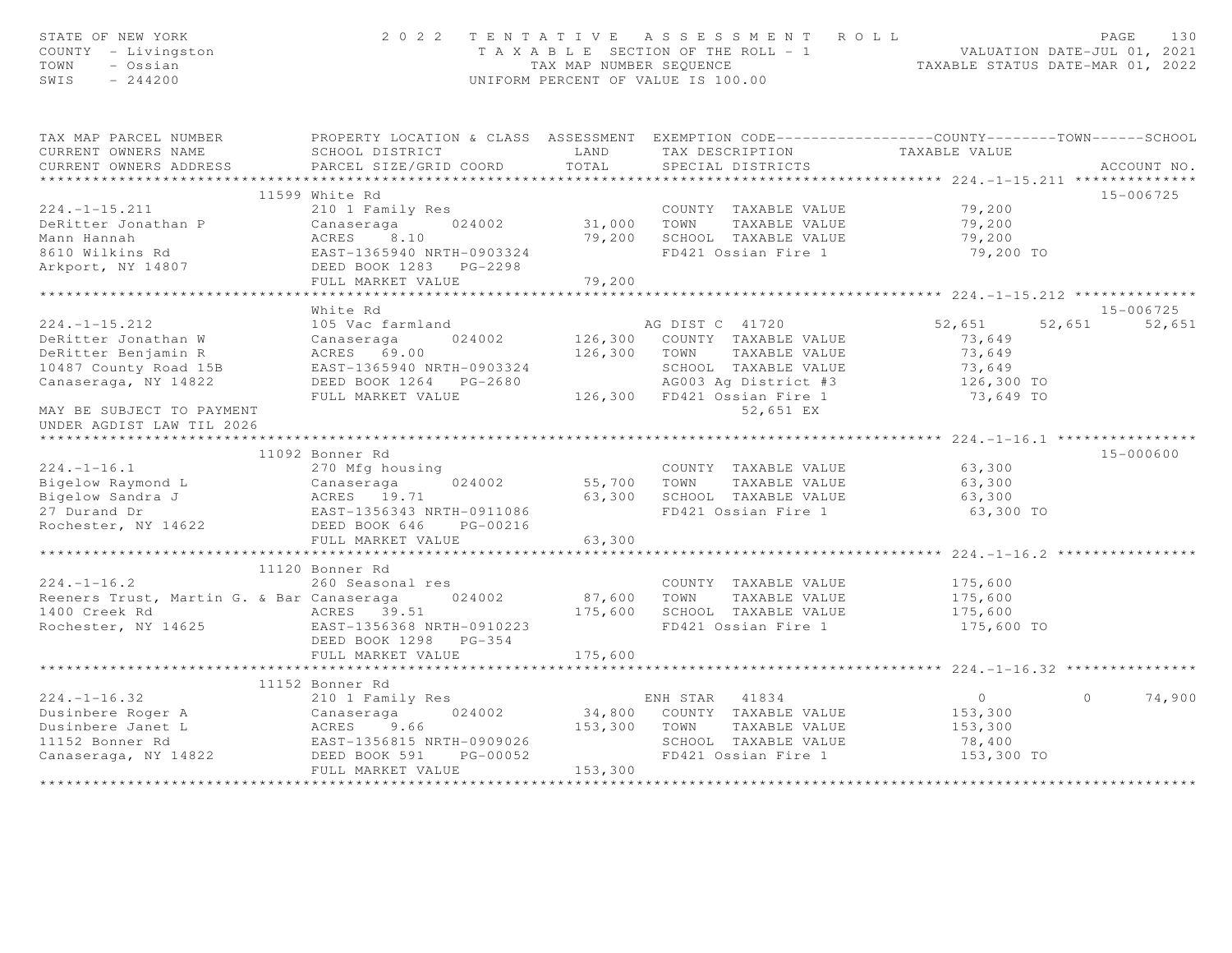STATE OF NEW YORK
COUNTY - Livingston
TOWN - Ossian
SWIS - 244200

# 2022 TENTATIVE ASSESSMENT ROLL

TAXABLE SECTION OF THE ROLL - 1
TAX MAP NUMBER SEQUENCE
UNIFORM PERCENT OF VALUE IS 100.00

VALUATION DATE-JUL 01, 2021
TAXABLE STATUS DATE-MAR 01, 2022

| TAX MAP PARCEL NUMBER / CURRENT OWNERS NAME / CURRENT OWNERS ADDRESS | PROPERTY LOCATION & CLASS / SCHOOL DISTRICT / PARCEL SIZE/GRID COORD | ASSESSMENT LAND / TOTAL | EXEMPTION CODE / TAX DESCRIPTION / SPECIAL DISTRICTS | COUNTY TAXABLE VALUE | TOWN | SCHOOL | ACCOUNT NO. |
|---|---|---|---|---|---|---|---|
| **224.-1-15.211** | 11599 White Rd | | | | | | 15-006725 |
| 224.-1-15.211 | 210 1 Family Res | | COUNTY TAXABLE VALUE | 79,200 | | | |
| DeRitter Jonathan P | Canaseraga 024002 | 31,000 | TOWN TAXABLE VALUE | 79,200 | | | |
| Mann Hannah | ACRES 8.10 | 79,200 | SCHOOL TAXABLE VALUE | 79,200 | | | |
| 8610 Wilkins Rd | EAST-1365940 NRTH-0903324 | | FD421 Ossian Fire 1 | 79,200 TO | | | |
| Arkport, NY 14807 | DEED BOOK 1283 PG-2298 | | | | | | |
| | FULL MARKET VALUE | 79,200 | | | | | |
| **224.-1-15.212** | White Rd | | | | | | 15-006725 |
| 224.-1-15.212 | 105 Vac farmland | | AG DIST C 41720 | 52,651 | 52,651 | 52,651 | |
| DeRitter Jonathan W | Canaseraga 024002 | 126,300 | COUNTY TAXABLE VALUE | 73,649 | | | |
| DeRitter Benjamin R | ACRES 69.00 | 126,300 | TOWN TAXABLE VALUE | 73,649 | | | |
| 10487 County Road 15B | EAST-1365940 NRTH-0903324 | | SCHOOL TAXABLE VALUE | 73,649 | | | |
| Canaseraga, NY 14822 | DEED BOOK 1264 PG-2680 | | AG003 Ag District #3 | 126,300 TO | | | |
| | FULL MARKET VALUE | 126,300 | FD421 Ossian Fire 1 | 73,649 TO | | | |
| MAY BE SUBJECT TO PAYMENT | | | 52,651 EX | | | | |
| UNDER AGDIST LAW TIL 2026 | | | | | | | |
| **224.-1-16.1** | 11092 Bonner Rd | | | | | | 15-000600 |
| 224.-1-16.1 | 270 Mfg housing | | COUNTY TAXABLE VALUE | 63,300 | | | |
| Bigelow Raymond L | Canaseraga 024002 | 55,700 | TOWN TAXABLE VALUE | 63,300 | | | |
| Bigelow Sandra J | ACRES 19.71 | 63,300 | SCHOOL TAXABLE VALUE | 63,300 | | | |
| 27 Durand Dr | EAST-1356343 NRTH-0911086 | | FD421 Ossian Fire 1 | 63,300 TO | | | |
| Rochester, NY 14622 | DEED BOOK 646 PG-00216 | | | | | | |
| | FULL MARKET VALUE | 63,300 | | | | | |
| **224.-1-16.2** | 11120 Bonner Rd | | | | | | |
| 224.-1-16.2 | 260 Seasonal res | | COUNTY TAXABLE VALUE | 175,600 | | | |
| Reeners Trust, Martin G. & Bar | Canaseraga 024002 | 87,600 | TOWN TAXABLE VALUE | 175,600 | | | |
| 1400 Creek Rd | ACRES 39.51 | 175,600 | SCHOOL TAXABLE VALUE | 175,600 | | | |
| Rochester, NY 14625 | EAST-1356368 NRTH-0910223 | | FD421 Ossian Fire 1 | 175,600 TO | | | |
| | DEED BOOK 1298 PG-354 | | | | | | |
| | FULL MARKET VALUE | 175,600 | | | | | |
| **224.-1-16.32** | 11152 Bonner Rd | | | | | | |
| 224.-1-16.32 | 210 1 Family Res | | ENH STAR 41834 | 0 | 0 | 74,900 | |
| Dusinbere Roger A | Canaseraga 024002 | 34,800 | COUNTY TAXABLE VALUE | 153,300 | | | |
| Dusinbere Janet L | ACRES 9.66 | 153,300 | TOWN TAXABLE VALUE | 153,300 | | | |
| 11152 Bonner Rd | EAST-1356815 NRTH-0909026 | | SCHOOL TAXABLE VALUE | 78,400 | | | |
| Canaseraga, NY 14822 | DEED BOOK 591 PG-00052 | | FD421 Ossian Fire 1 | 153,300 TO | | | |
| | FULL MARKET VALUE | 153,300 | | | | | |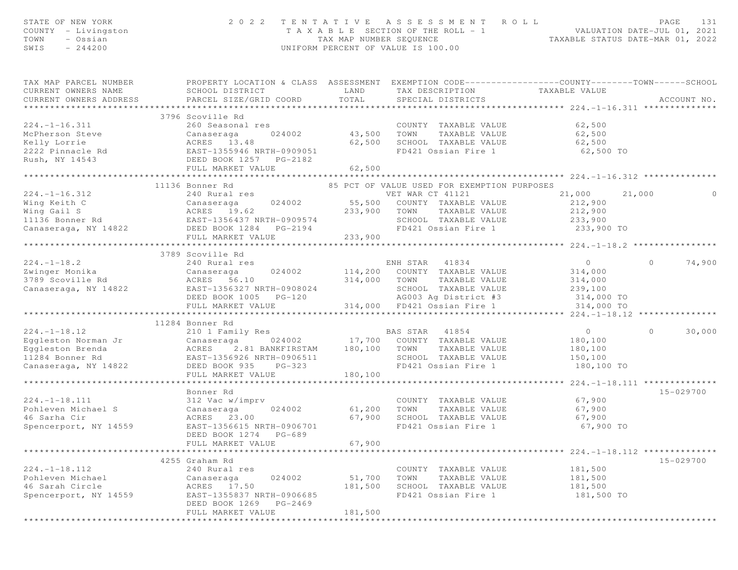STATE OF NEW YORK
COUNTY - Livingston
TOWN - Ossian
SWIS - 244200

2022 TENTATIVE ASSESSMENT ROLL
TAXABLE SECTION OF THE ROLL - 1
TAX MAP NUMBER SEQUENCE
UNIFORM PERCENT OF VALUE IS 100.00

VALUATION DATE-JUL 01, 2021
TAXABLE STATUS DATE-MAR 01, 2022

| TAX MAP PARCEL NUMBER / CURRENT OWNERS NAME / CURRENT OWNERS ADDRESS | PROPERTY LOCATION & CLASS / SCHOOL DISTRICT / PARCEL SIZE/GRID COORD | ASSESSMENT LAND / TOTAL | EXEMPTION CODE / TAX DESCRIPTION / SPECIAL DISTRICTS | COUNTY | TOWN | SCHOOL | ACCOUNT NO. |
|---|---|---|---|---|---|---|---|
| **224.-1-16.311** | 3796 Scoville Rd | | | | | | |
| 224.-1-16.311 | 260 Seasonal res | | COUNTY TAXABLE VALUE | 62,500 | | | |
| McPherson Steve | Canaseraga 024002 | 43,500 | TOWN TAXABLE VALUE | 62,500 | | | |
| Kelly Lorrie | ACRES 13.48 | 62,500 | SCHOOL TAXABLE VALUE | 62,500 | | | |
| 2222 Pinnacle Rd | EAST-1355946 NRTH-0909051 | | FD421 Ossian Fire 1 | 62,500 TO | | | |
| Rush, NY 14543 | DEED BOOK 1257 PG-2182 | | | | | | |
| | FULL MARKET VALUE | 62,500 | | | | | |
| **224.-1-16.312** | 11136 Bonner Rd | | 85 PCT OF VALUE USED FOR EXEMPTION PURPOSES | | | | |
| 224.-1-16.312 | 240 Rural res | | VET WAR CT 41121 | 21,000 | 21,000 | 0 | |
| Wing Keith C | Canaseraga 024002 | 55,500 | COUNTY TAXABLE VALUE | 212,900 | | | |
| Wing Gail S | ACRES 19.62 | 233,900 | TOWN TAXABLE VALUE | 212,900 | | | |
| 11136 Bonner Rd | EAST-1356437 NRTH-0909574 | | SCHOOL TAXABLE VALUE | 233,900 | | | |
| Canaseraga, NY 14822 | DEED BOOK 1284 PG-2194 | | FD421 Ossian Fire 1 | 233,900 TO | | | |
| | FULL MARKET VALUE | 233,900 | | | | | |
| **224.-1-18.2** | 3789 Scoville Rd | | | | | | |
| 224.-1-18.2 | 240 Rural res | | ENH STAR 41834 | 0 | 0 | 74,900 | |
| Zwinger Monika | Canaseraga 024002 | 114,200 | COUNTY TAXABLE VALUE | 314,000 | | | |
| 3789 Scoville Rd | ACRES 56.10 | 314,000 | TOWN TAXABLE VALUE | 314,000 | | | |
| Canaseraga, NY 14822 | EAST-1356327 NRTH-0908024 | | SCHOOL TAXABLE VALUE | 239,100 | | | |
| | DEED BOOK 1005 PG-120 | | AG003 Ag District #3 | 314,000 TO | | | |
| | FULL MARKET VALUE | 314,000 | FD421 Ossian Fire 1 | 314,000 TO | | | |
| **224.-1-18.12** | 11284 Bonner Rd | | | | | | |
| 224.-1-18.12 | 210 1 Family Res | | BAS STAR 41854 | 0 | 0 | 30,000 | |
| Eggleston Norman Jr | Canaseraga 024002 | 17,700 | COUNTY TAXABLE VALUE | 180,100 | | | |
| Eggleston Brenda | ACRES 2.81 BANKFIRSTAM | 180,100 | TOWN TAXABLE VALUE | 180,100 | | | |
| 11284 Bonner Rd | EAST-1356926 NRTH-0906511 | | SCHOOL TAXABLE VALUE | 150,100 | | | |
| Canaseraga, NY 14822 | DEED BOOK 935 PG-323 | | FD421 Ossian Fire 1 | 180,100 TO | | | |
| | FULL MARKET VALUE | 180,100 | | | | | |
| **224.-1-18.111** | Bonner Rd | | | | | | 15-029700 |
| 224.-1-18.111 | 312 Vac w/imprv | | COUNTY TAXABLE VALUE | 67,900 | | | |
| Pohleven Michael S | Canaseraga 024002 | 61,200 | TOWN TAXABLE VALUE | 67,900 | | | |
| 46 Sarha Cir | ACRES 23.00 | 67,900 | SCHOOL TAXABLE VALUE | 67,900 | | | |
| Spencerport, NY 14559 | EAST-1356615 NRTH-0906701 | | FD421 Ossian Fire 1 | 67,900 TO | | | |
| | DEED BOOK 1274 PG-689 | | | | | | |
| | FULL MARKET VALUE | 67,900 | | | | | |
| **224.-1-18.112** | 4255 Graham Rd | | | | | | 15-029700 |
| 224.-1-18.112 | 240 Rural res | | COUNTY TAXABLE VALUE | 181,500 | | | |
| Pohleven Michael | Canaseraga 024002 | 51,700 | TOWN TAXABLE VALUE | 181,500 | | | |
| 46 Sarah Circle | ACRES 17.50 | 181,500 | SCHOOL TAXABLE VALUE | 181,500 | | | |
| Spencerport, NY 14559 | EAST-1355837 NRTH-0906685 | | FD421 Ossian Fire 1 | 181,500 TO | | | |
| | DEED BOOK 1269 PG-2469 | | | | | | |
| | FULL MARKET VALUE | 181,500 | | | | | |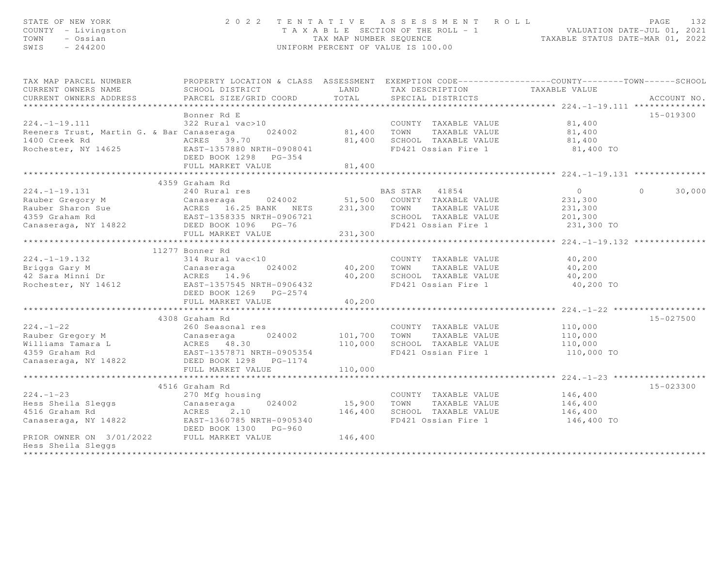STATE OF NEW YORK
COUNTY - Livingston
TOWN - Ossian
SWIS - 244200

2 0 2 2 T E N T A T I V E A S S E S S M E N T R O L L
T A X A B L E SECTION OF THE ROLL - 1
TAX MAP NUMBER SEQUENCE
UNIFORM PERCENT OF VALUE IS 100.00

VALUATION DATE-JUL 01, 2021
TAXABLE STATUS DATE-MAR 01, 2022

| TAX MAP PARCEL NUMBER / CURRENT OWNERS NAME / CURRENT OWNERS ADDRESS | PROPERTY LOCATION & CLASS / SCHOOL DISTRICT / PARCEL SIZE/GRID COORD | ASSESSMENT LAND / TOTAL | EXEMPTION CODE / TAX DESCRIPTION / SPECIAL DISTRICTS | COUNTY | TOWN | SCHOOL TAXABLE VALUE | ACCOUNT NO. |
|---|---|---|---|---|---|---|---|
| **224.-1-19.111** | Bonner Rd E | | | | | | 15-019300 |
| 224.-1-19.111 | 322 Rural vac>10 | | COUNTY TAXABLE VALUE | 81,400 | | | |
| Reeners Trust, Martin G. & Bar | Canaseraga 024002 | 81,400 | TOWN TAXABLE VALUE | 81,400 | | | |
| 1400 Creek Rd | ACRES 39.70 | 81,400 | SCHOOL TAXABLE VALUE | 81,400 | | | |
| Rochester, NY 14625 | EAST-1357880 NRTH-0908041 | | FD421 Ossian Fire 1 | 81,400 TO | | | |
| | DEED BOOK 1298 PG-354 | | | | | | |
| | FULL MARKET VALUE | 81,400 | | | | | |
| **224.-1-19.131** | 4359 Graham Rd | | | | | | |
| 224.-1-19.131 | 240 Rural res | | BAS STAR 41854 | 0 | 0 | 30,000 | |
| Rauber Gregory M | Canaseraga 024002 | 51,500 | COUNTY TAXABLE VALUE | 231,300 | | | |
| Rauber Sharon Sue | ACRES 16.25 BANK NETS | 231,300 | TOWN TAXABLE VALUE | 231,300 | | | |
| 4359 Graham Rd | EAST-1358335 NRTH-0906721 | | SCHOOL TAXABLE VALUE | 201,300 | | | |
| Canaseraga, NY 14822 | DEED BOOK 1096 PG-76 | | FD421 Ossian Fire 1 | 231,300 TO | | | |
| | FULL MARKET VALUE | 231,300 | | | | | |
| **224.-1-19.132** | 11277 Bonner Rd | | | | | | |
| 224.-1-19.132 | 314 Rural vac<10 | | COUNTY TAXABLE VALUE | 40,200 | | | |
| Briggs Gary M | Canaseraga 024002 | 40,200 | TOWN TAXABLE VALUE | 40,200 | | | |
| 42 Sara Minni Dr | ACRES 14.96 | 40,200 | SCHOOL TAXABLE VALUE | 40,200 | | | |
| Rochester, NY 14612 | EAST-1357545 NRTH-0906432 | | FD421 Ossian Fire 1 | 40,200 TO | | | |
| | DEED BOOK 1269 PG-2574 | | | | | | |
| | FULL MARKET VALUE | 40,200 | | | | | |
| **224.-1-22** | 4308 Graham Rd | | | | | | 15-027500 |
| 224.-1-22 | 260 Seasonal res | | COUNTY TAXABLE VALUE | 110,000 | | | |
| Rauber Gregory M | Canaseraga 024002 | 101,700 | TOWN TAXABLE VALUE | 110,000 | | | |
| Williams Tamara L | ACRES 48.30 | 110,000 | SCHOOL TAXABLE VALUE | 110,000 | | | |
| 4359 Graham Rd | EAST-1357871 NRTH-0905354 | | FD421 Ossian Fire 1 | 110,000 TO | | | |
| Canaseraga, NY 14822 | DEED BOOK 1298 PG-1174 | | | | | | |
| | FULL MARKET VALUE | 110,000 | | | | | |
| **224.-1-23** | 4516 Graham Rd | | | | | | 15-023300 |
| 224.-1-23 | 270 Mfg housing | | COUNTY TAXABLE VALUE | 146,400 | | | |
| Hess Sheila Sleggs | Canaseraga 024002 | 15,900 | TOWN TAXABLE VALUE | 146,400 | | | |
| 4516 Graham Rd | ACRES 2.10 | 146,400 | SCHOOL TAXABLE VALUE | 146,400 | | | |
| Canaseraga, NY 14822 | EAST-1360785 NRTH-0905340 | | FD421 Ossian Fire 1 | 146,400 TO | | | |
| | DEED BOOK 1300 PG-960 | | | | | | |
| PRIOR OWNER ON 3/01/2022 | FULL MARKET VALUE | 146,400 | | | | | |
| Hess Sheila Sleggs | | | | | | | |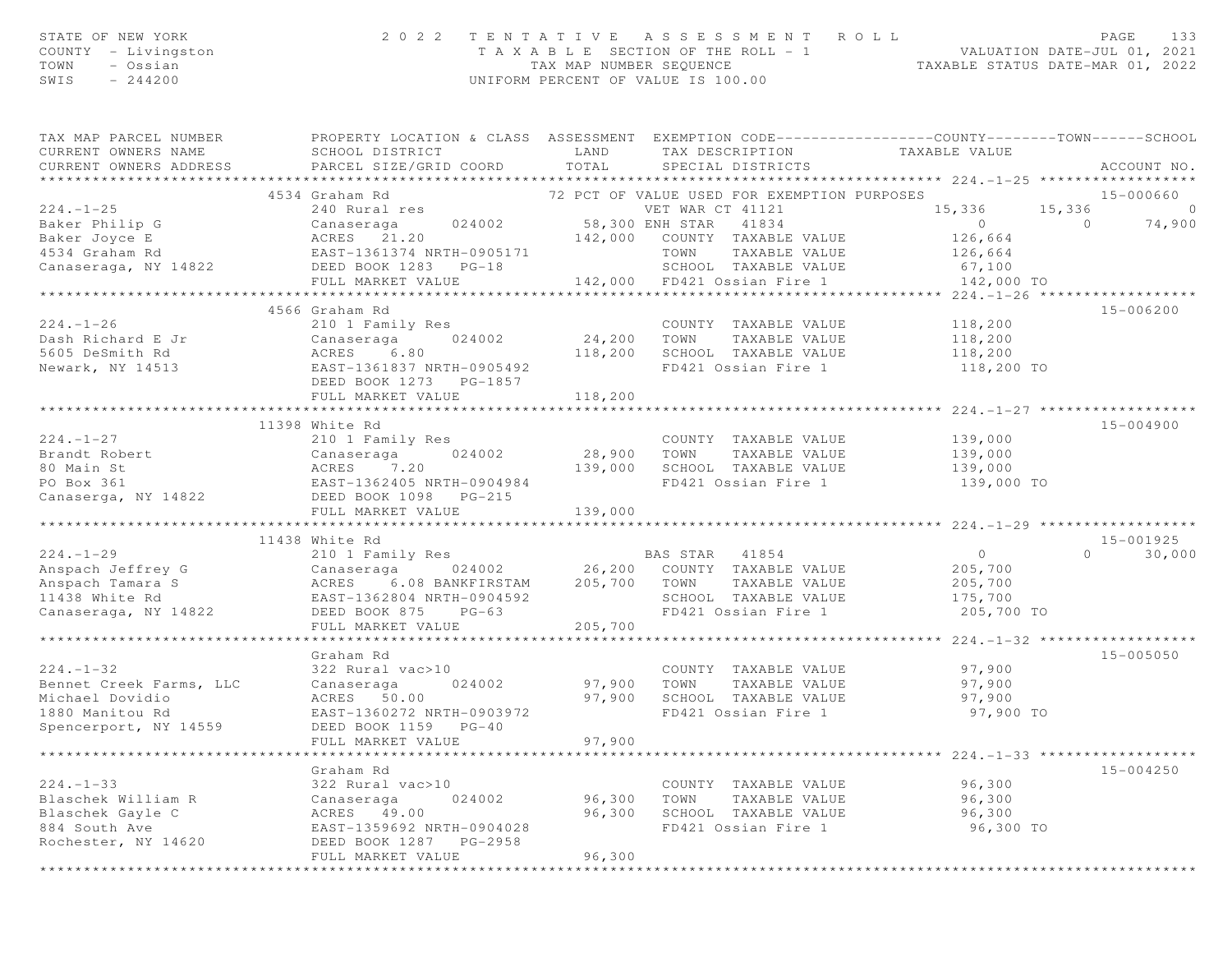STATE OF NEW YORK — 2022 TENTATIVE ASSESSMENT ROLL — PAGE 133
COUNTY - Livingston — TAXABLE SECTION OF THE ROLL - 1 — VALUATION DATE-JUL 01, 2021
TOWN - Ossian — TAX MAP NUMBER SEQUENCE — TAXABLE STATUS DATE-MAR 01, 2022
SWIS - 244200 — UNIFORM PERCENT OF VALUE IS 100.00

| TAX MAP PARCEL NUMBER / CURRENT OWNERS NAME / CURRENT OWNERS ADDRESS | PROPERTY LOCATION & CLASS / SCHOOL DISTRICT / PARCEL SIZE/GRID COORD | ASSESSMENT LAND / TOTAL | EXEMPTION CODE / TAX DESCRIPTION / SPECIAL DISTRICTS | COUNTY | TOWN | SCHOOL / TAXABLE VALUE | ACCOUNT NO. |
|---|---|---|---|---|---|---|---|
| **224.-1-25** | 4534 Graham Rd | | 72 PCT OF VALUE USED FOR EXEMPTION PURPOSES | | | | 15-000660 |
| 224.-1-25 | 240 Rural res | | VET WAR CT 41121 | 15,336 | 15,336 | 0 | |
| Baker Philip G | Canaseraga 024002 | 58,300 | ENH STAR 41834 | 0 | 0 | 74,900 | |
| Baker Joyce E | ACRES 21.20 | 142,000 | COUNTY TAXABLE VALUE | 126,664 | | | |
| 4534 Graham Rd | EAST-1361374 NRTH-0905171 | | TOWN TAXABLE VALUE | 126,664 | | | |
| Canaseraga, NY 14822 | DEED BOOK 1283 PG-18 | | SCHOOL TAXABLE VALUE | 67,100 | | | |
| | FULL MARKET VALUE | 142,000 | FD421 Ossian Fire 1 | 142,000 TO | | | |
| **224.-1-26** | 4566 Graham Rd | | | | | | 15-006200 |
| 224.-1-26 | 210 1 Family Res | | COUNTY TAXABLE VALUE | 118,200 | | | |
| Dash Richard E Jr | Canaseraga 024002 | 24,200 | TOWN TAXABLE VALUE | 118,200 | | | |
| 5605 DeSmith Rd | ACRES 6.80 | 118,200 | SCHOOL TAXABLE VALUE | 118,200 | | | |
| Newark, NY 14513 | EAST-1361837 NRTH-0905492 | | FD421 Ossian Fire 1 | 118,200 TO | | | |
| | DEED BOOK 1273 PG-1857 | | | | | | |
| | FULL MARKET VALUE | 118,200 | | | | | |
| **224.-1-27** | 11398 White Rd | | | | | | 15-004900 |
| 224.-1-27 | 210 1 Family Res | | COUNTY TAXABLE VALUE | 139,000 | | | |
| Brandt Robert | Canaseraga 024002 | 28,900 | TOWN TAXABLE VALUE | 139,000 | | | |
| 80 Main St | ACRES 7.20 | 139,000 | SCHOOL TAXABLE VALUE | 139,000 | | | |
| PO Box 361 | EAST-1362405 NRTH-0904984 | | FD421 Ossian Fire 1 | 139,000 TO | | | |
| Canaserga, NY 14822 | DEED BOOK 1098 PG-215 | | | | | | |
| | FULL MARKET VALUE | 139,000 | | | | | |
| **224.-1-29** | 11438 White Rd | | | | | | 15-001925 |
| 224.-1-29 | 210 1 Family Res | | BAS STAR 41854 | 0 | 0 | 30,000 | |
| Anspach Jeffrey G | Canaseraga 024002 | 26,200 | COUNTY TAXABLE VALUE | 205,700 | | | |
| Anspach Tamara S | ACRES 6.08 BANKFIRSTAM | 205,700 | TOWN TAXABLE VALUE | 205,700 | | | |
| 11438 White Rd | EAST-1362804 NRTH-0904592 | | SCHOOL TAXABLE VALUE | 175,700 | | | |
| Canaseraga, NY 14822 | DEED BOOK 875 PG-63 | | FD421 Ossian Fire 1 | 205,700 TO | | | |
| | FULL MARKET VALUE | 205,700 | | | | | |
| **224.-1-32** | Graham Rd | | | | | | 15-005050 |
| 224.-1-32 | 322 Rural vac>10 | | COUNTY TAXABLE VALUE | 97,900 | | | |
| Bennet Creek Farms, LLC | Canaseraga 024002 | 97,900 | TOWN TAXABLE VALUE | 97,900 | | | |
| Michael Dovidio | ACRES 50.00 | 97,900 | SCHOOL TAXABLE VALUE | 97,900 | | | |
| 1880 Manitou Rd | EAST-1360272 NRTH-0903972 | | FD421 Ossian Fire 1 | 97,900 TO | | | |
| Spencerport, NY 14559 | DEED BOOK 1159 PG-40 | | | | | | |
| | FULL MARKET VALUE | 97,900 | | | | | |
| **224.-1-33** | Graham Rd | | | | | | 15-004250 |
| 224.-1-33 | 322 Rural vac>10 | | COUNTY TAXABLE VALUE | 96,300 | | | |
| Blaschek William R | Canaseraga 024002 | 96,300 | TOWN TAXABLE VALUE | 96,300 | | | |
| Blaschek Gayle C | ACRES 49.00 | 96,300 | SCHOOL TAXABLE VALUE | 96,300 | | | |
| 884 South Ave | EAST-1359692 NRTH-0904028 | | FD421 Ossian Fire 1 | 96,300 TO | | | |
| Rochester, NY 14620 | DEED BOOK 1287 PG-2958 | | | | | | |
| | FULL MARKET VALUE | 96,300 | | | | | |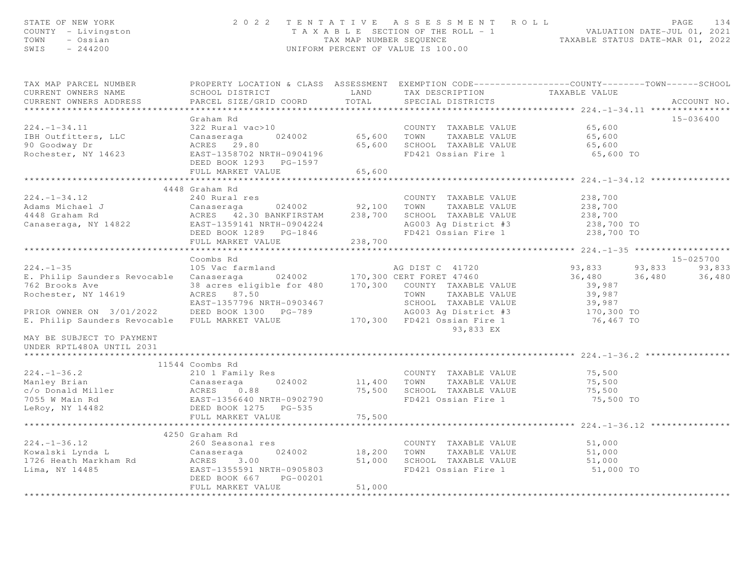STATE OF NEW YORK
COUNTY - Livingston
TOWN - Ossian
SWIS - 244200

2022 TENTATIVE ASSESSMENT ROLL
TAXABLE SECTION OF THE ROLL - 1
TAX MAP NUMBER SEQUENCE
UNIFORM PERCENT OF VALUE IS 100.00

VALUATION DATE-JUL 01, 2021
TAXABLE STATUS DATE-MAR 01, 2022

| TAX MAP PARCEL NUMBER / CURRENT OWNERS NAME / CURRENT OWNERS ADDRESS | PROPERTY LOCATION & CLASS / SCHOOL DISTRICT / PARCEL SIZE/GRID COORD | ASSESSMENT LAND / TOTAL | EXEMPTION CODE / TAX DESCRIPTION / SPECIAL DISTRICTS | COUNTY TAXABLE VALUE | TOWN | SCHOOL | ACCOUNT NO. |
|---|---|---|---|---|---|---|---|
| **224.-1-34.11** | Graham Rd | | | | | | 15-036400 |
| 224.-1-34.11 | 322 Rural vac>10 | | COUNTY TAXABLE VALUE | 65,600 | | | |
| IBH Outfitters, LLC | Canaseraga 024002 | 65,600 | TOWN TAXABLE VALUE | 65,600 | | | |
| 90 Goodway Dr | ACRES 29.80 | 65,600 | SCHOOL TAXABLE VALUE | 65,600 | | | |
| Rochester, NY 14623 | EAST-1358702 NRTH-0904196 | | FD421 Ossian Fire 1 | 65,600 TO | | | |
| | DEED BOOK 1293 PG-1597 | | | | | | |
| | FULL MARKET VALUE | 65,600 | | | | | |
| **224.-1-34.12** | 4448 Graham Rd | | | | | | |
| 224.-1-34.12 | 240 Rural res | | COUNTY TAXABLE VALUE | 238,700 | | | |
| Adams Michael J | Canaseraga 024002 | 92,100 | TOWN TAXABLE VALUE | 238,700 | | | |
| 4448 Graham Rd | ACRES 42.30 BANKFIRSTAM | 238,700 | SCHOOL TAXABLE VALUE | 238,700 | | | |
| Canaseraga, NY 14822 | EAST-1359141 NRTH-0904224 | | AG003 Ag District #3 | 238,700 TO | | | |
| | DEED BOOK 1289 PG-1846 | | FD421 Ossian Fire 1 | 238,700 TO | | | |
| | FULL MARKET VALUE | 238,700 | | | | | |
| **224.-1-35** | Coombs Rd | | | | | | 15-025700 |
| 224.-1-35 | 105 Vac farmland | | AG DIST C 41720 | 93,833 | 93,833 | 93,833 | |
| E. Philip Saunders Revocable | Canaseraga 024002 | 170,300 | CERT FORET 47460 | 36,480 | 36,480 | 36,480 | |
| 762 Brooks Ave | 38 acres eligible for 480 | 170,300 | COUNTY TAXABLE VALUE | 39,987 | | | |
| Rochester, NY 14619 | ACRES 87.50 | | TOWN TAXABLE VALUE | 39,987 | | | |
| | EAST-1357796 NRTH-0903467 | | SCHOOL TAXABLE VALUE | 39,987 | | | |
| PRIOR OWNER ON 3/01/2022 | DEED BOOK 1300 PG-789 | | AG003 Ag District #3 | 170,300 TO | | | |
| E. Philip Saunders Revocable | FULL MARKET VALUE | 170,300 | FD421 Ossian Fire 1 | 76,467 TO | | | |
| | | | 93,833 EX | | | | |
| MAY BE SUBJECT TO PAYMENT UNDER RPTL480A UNTIL 2031 | | | | | | | |
| **224.-1-36.2** | 11544 Coombs Rd | | | | | | |
| 224.-1-36.2 | 210 1 Family Res | | COUNTY TAXABLE VALUE | 75,500 | | | |
| Manley Brian | Canaseraga 024002 | 11,400 | TOWN TAXABLE VALUE | 75,500 | | | |
| c/o Donald Miller | ACRES 0.88 | 75,500 | SCHOOL TAXABLE VALUE | 75,500 | | | |
| 7055 W Main Rd | EAST-1356640 NRTH-0902790 | | FD421 Ossian Fire 1 | 75,500 TO | | | |
| LeRoy, NY 14482 | DEED BOOK 1275 PG-535 | | | | | | |
| | FULL MARKET VALUE | 75,500 | | | | | |
| **224.-1-36.12** | 4250 Graham Rd | | | | | | |
| 224.-1-36.12 | 260 Seasonal res | | COUNTY TAXABLE VALUE | 51,000 | | | |
| Kowalski Lynda L | Canaseraga 024002 | 18,200 | TOWN TAXABLE VALUE | 51,000 | | | |
| 1726 Heath Markham Rd | ACRES 3.00 | 51,000 | SCHOOL TAXABLE VALUE | 51,000 | | | |
| Lima, NY 14485 | EAST-1355591 NRTH-0905803 | | FD421 Ossian Fire 1 | 51,000 TO | | | |
| | DEED BOOK 667 PG-00201 | | | | | | |
| | FULL MARKET VALUE | 51,000 | | | | | |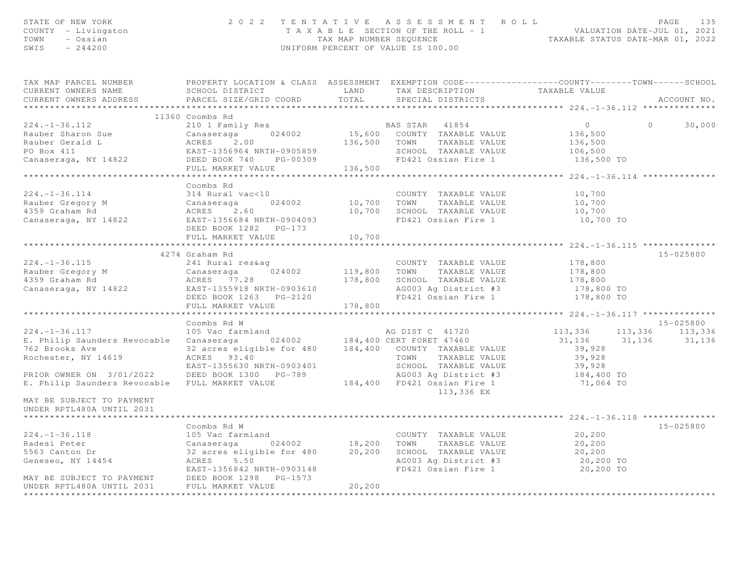STATE OF NEW YORK
COUNTY - Livingston
TOWN - Ossian
SWIS - 244200

2022 TENTATIVE ASSESSMENT ROLL
TAXABLE SECTION OF THE ROLL - 1
TAX MAP NUMBER SEQUENCE
UNIFORM PERCENT OF VALUE IS 100.00

VALUATION DATE-JUL 01, 2021
TAXABLE STATUS DATE-MAR 01, 2022

| TAX MAP PARCEL NUMBER / CURRENT OWNERS NAME / CURRENT OWNERS ADDRESS | PROPERTY LOCATION & CLASS / SCHOOL DISTRICT / PARCEL SIZE/GRID COORD | ASSESSMENT LAND / TOTAL | EXEMPTION CODE / TAX DESCRIPTION / SPECIAL DISTRICTS | COUNTY TAXABLE VALUE | TOWN | SCHOOL | ACCOUNT NO. |
|---|---|---|---|---|---|---|---|
| **224.-1-36.112** | 11360 Coombs Rd | | | | | | |
| 224.-1-36.112 | 210 1 Family Res | | BAS STAR 41854 | 0 | 0 | 30,000 | |
| Rauber Sharon Sue | Canaseraga 024002 | 15,600 | COUNTY TAXABLE VALUE | 136,500 | | | |
| Rauber Gerald L | ACRES 2.00 | 136,500 | TOWN TAXABLE VALUE | 136,500 | | | |
| PO Box 411 | EAST-1356964 NRTH-0905859 | | SCHOOL TAXABLE VALUE | 106,500 | | | |
| Canaseraga, NY 14822 | DEED BOOK 740 PG-00309 | | FD421 Ossian Fire 1 | 136,500 TO | | | |
| | FULL MARKET VALUE | 136,500 | | | | | |
| **224.-1-36.114** | Coombs Rd | | | | | | |
| 224.-1-36.114 | 314 Rural vac<10 | | COUNTY TAXABLE VALUE | 10,700 | | | |
| Rauber Gregory M | Canaseraga 024002 | 10,700 | TOWN TAXABLE VALUE | 10,700 | | | |
| 4359 Graham Rd | ACRES 2.60 | 10,700 | SCHOOL TAXABLE VALUE | 10,700 | | | |
| Canaseraga, NY 14822 | EAST-1356684 NRTH-0904093 | | FD421 Ossian Fire 1 | 10,700 TO | | | |
| | DEED BOOK 1282 PG-173 | | | | | | |
| | FULL MARKET VALUE | 10,700 | | | | | |
| **224.-1-36.115** | 4274 Graham Rd | | | | | | 15-025800 |
| 224.-1-36.115 | 241 Rural res&ag | | COUNTY TAXABLE VALUE | 178,800 | | | |
| Rauber Gregory M | Canaseraga 024002 | 119,800 | TOWN TAXABLE VALUE | 178,800 | | | |
| 4359 Graham Rd | ACRES 77.28 | 178,800 | SCHOOL TAXABLE VALUE | 178,800 | | | |
| Canaseraga, NY 14822 | EAST-1355918 NRTH-0903610 | | AG003 Ag District #3 | 178,800 TO | | | |
| | DEED BOOK 1263 PG-2120 | | FD421 Ossian Fire 1 | 178,800 TO | | | |
| | FULL MARKET VALUE | 178,800 | | | | | |
| **224.-1-36.117** | Coombs Rd W | | | | | | 15-025800 |
| 224.-1-36.117 | 105 Vac farmland | | AG DIST C 41720 | 113,336 | 113,336 | 113,336 | |
| E. Philip Saunders Revocable | Canaseraga 024002 | 184,400 | CERT FORET 47460 | 31,136 | 31,136 | 31,136 | |
| 762 Brooks Ave | 32 acres eligible for 480 | 184,400 | COUNTY TAXABLE VALUE | 39,928 | | | |
| Rochester, NY 14619 | ACRES 93.40 | | TOWN TAXABLE VALUE | 39,928 | | | |
| | EAST-1355630 NRTH-0903401 | | SCHOOL TAXABLE VALUE | 39,928 | | | |
| PRIOR OWNER ON 3/01/2022 | DEED BOOK 1300 PG-789 | | AG003 Ag District #3 | 184,400 TO | | | |
| E. Philip Saunders Revocable | FULL MARKET VALUE | 184,400 | FD421 Ossian Fire 1 | 71,064 TO | | | |
| | | | 113,336 EX | | | | |
| MAY BE SUBJECT TO PAYMENT UNDER RPTL480A UNTIL 2031 | | | | | | | |
| **224.-1-36.118** | Coombs Rd W | | | | | | 15-025800 |
| 224.-1-36.118 | 105 Vac farmland | | COUNTY TAXABLE VALUE | 20,200 | | | |
| Radesi Peter | Canaseraga 024002 | 18,200 | TOWN TAXABLE VALUE | 20,200 | | | |
| 5563 Canton Dr | 32 acres eligible for 480 | 20,200 | SCHOOL TAXABLE VALUE | 20,200 | | | |
| Geneseo, NY 14454 | ACRES 5.50 | | AG003 Ag District #3 | 20,200 TO | | | |
| | EAST-1356842 NRTH-0903148 | | FD421 Ossian Fire 1 | 20,200 TO | | | |
| MAY BE SUBJECT TO PAYMENT | DEED BOOK 1298 PG-1573 | | | | | | |
| UNDER RPTL480A UNTIL 2031 | FULL MARKET VALUE | 20,200 | | | | | |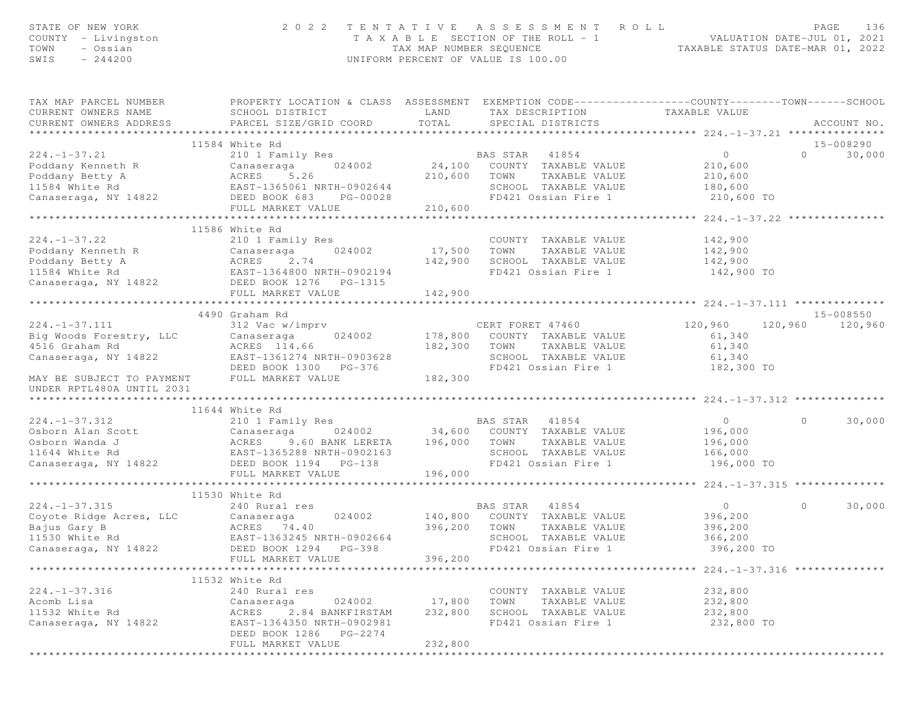STATE OF NEW YORK — 2022 TENTATIVE ASSESSMENT ROLL
COUNTY - Livingston — TAXABLE SECTION OF THE ROLL - 1 — VALUATION DATE-JUL 01, 2021
TOWN - Ossian — TAX MAP NUMBER SEQUENCE — TAXABLE STATUS DATE-MAR 01, 2022
SWIS - 244200 — UNIFORM PERCENT OF VALUE IS 100.00

| TAX MAP PARCEL NUMBER / CURRENT OWNERS NAME / CURRENT OWNERS ADDRESS | PROPERTY LOCATION & CLASS / SCHOOL DISTRICT / PARCEL SIZE/GRID COORD | ASSESSMENT LAND / TOTAL | EXEMPTION CODE / TAX DESCRIPTION / SPECIAL DISTRICTS | COUNTY TAXABLE VALUE | TOWN | SCHOOL | ACCOUNT NO. |
|---|---|---|---|---|---|---|---|
| **224.-1-37.21** | 11584 White Rd | | | | | | 15-008290 |
| | 210 1 Family Res | | BAS STAR 41854 | 0 | 0 | 30,000 | |
| Poddany Kenneth R | Canaseraga 024002 | 24,100 | COUNTY TAXABLE VALUE | 210,600 | | | |
| Poddany Betty A | ACRES 5.26 | 210,600 | TOWN TAXABLE VALUE | 210,600 | | | |
| 11584 White Rd | EAST-1365061 NRTH-0902644 | | SCHOOL TAXABLE VALUE | 180,600 | | | |
| Canaseraga, NY 14822 | DEED BOOK 683 PG-00028 | | FD421 Ossian Fire 1 | 210,600 TO | | | |
| | FULL MARKET VALUE | 210,600 | | | | | |
| **224.-1-37.22** | 11586 White Rd | | | | | | |
| | 210 1 Family Res | | COUNTY TAXABLE VALUE | 142,900 | | | |
| Poddany Kenneth R | Canaseraga 024002 | 17,500 | TOWN TAXABLE VALUE | 142,900 | | | |
| Poddany Betty A | ACRES 2.74 | 142,900 | SCHOOL TAXABLE VALUE | 142,900 | | | |
| 11584 White Rd | EAST-1364800 NRTH-0902194 | | FD421 Ossian Fire 1 | 142,900 TO | | | |
| Canaseraga, NY 14822 | DEED BOOK 1276 PG-1315 | | | | | | |
| | FULL MARKET VALUE | 142,900 | | | | | |
| **224.-1-37.111** | 4490 Graham Rd | | | | | | 15-008550 |
| | 312 Vac w/imprv | | CERT FORET 47460 | 120,960 | 120,960 | 120,960 | |
| Big Woods Forestry, LLC | Canaseraga 024002 | 178,800 | COUNTY TAXABLE VALUE | 61,340 | | | |
| 4516 Graham Rd | ACRES 114.66 | 182,300 | TOWN TAXABLE VALUE | 61,340 | | | |
| Canaseraga, NY 14822 | EAST-1361274 NRTH-0903628 | | SCHOOL TAXABLE VALUE | 61,340 | | | |
| | DEED BOOK 1300 PG-376 | | FD421 Ossian Fire 1 | 182,300 TO | | | |
| MAY BE SUBJECT TO PAYMENT UNDER RPTL480A UNTIL 2031 | FULL MARKET VALUE | 182,300 | | | | | |
| **224.-1-37.312** | 11644 White Rd | | | | | | |
| | 210 1 Family Res | | BAS STAR 41854 | 0 | 0 | 30,000 | |
| Osborn Alan Scott | Canaseraga 024002 | 34,600 | COUNTY TAXABLE VALUE | 196,000 | | | |
| Osborn Wanda J | ACRES 9.60 BANK LERETA | 196,000 | TOWN TAXABLE VALUE | 196,000 | | | |
| 11644 White Rd | EAST-1365288 NRTH-0902163 | | SCHOOL TAXABLE VALUE | 166,000 | | | |
| Canaseraga, NY 14822 | DEED BOOK 1194 PG-138 | | FD421 Ossian Fire 1 | 196,000 TO | | | |
| | FULL MARKET VALUE | 196,000 | | | | | |
| **224.-1-37.315** | 11530 White Rd | | | | | | |
| | 240 Rural res | | BAS STAR 41854 | 0 | 0 | 30,000 | |
| Coyote Ridge Acres, LLC | Canaseraga 024002 | 140,800 | COUNTY TAXABLE VALUE | 396,200 | | | |
| Bajus Gary B | ACRES 74.40 | 396,200 | TOWN TAXABLE VALUE | 396,200 | | | |
| 11530 White Rd | EAST-1363245 NRTH-0902664 | | SCHOOL TAXABLE VALUE | 366,200 | | | |
| Canaseraga, NY 14822 | DEED BOOK 1294 PG-398 | | FD421 Ossian Fire 1 | 396,200 TO | | | |
| | FULL MARKET VALUE | 396,200 | | | | | |
| **224.-1-37.316** | 11532 White Rd | | | | | | |
| | 240 Rural res | | COUNTY TAXABLE VALUE | 232,800 | | | |
| Acomb Lisa | Canaseraga 024002 | 17,800 | TOWN TAXABLE VALUE | 232,800 | | | |
| 11532 White Rd | ACRES 2.84 BANKFIRSTAM | 232,800 | SCHOOL TAXABLE VALUE | 232,800 | | | |
| Canaseraga, NY 14822 | EAST-1364350 NRTH-0902981 | | FD421 Ossian Fire 1 | 232,800 TO | | | |
| | DEED BOOK 1286 PG-2274 | | | | | | |
| | FULL MARKET VALUE | 232,800 | | | | | |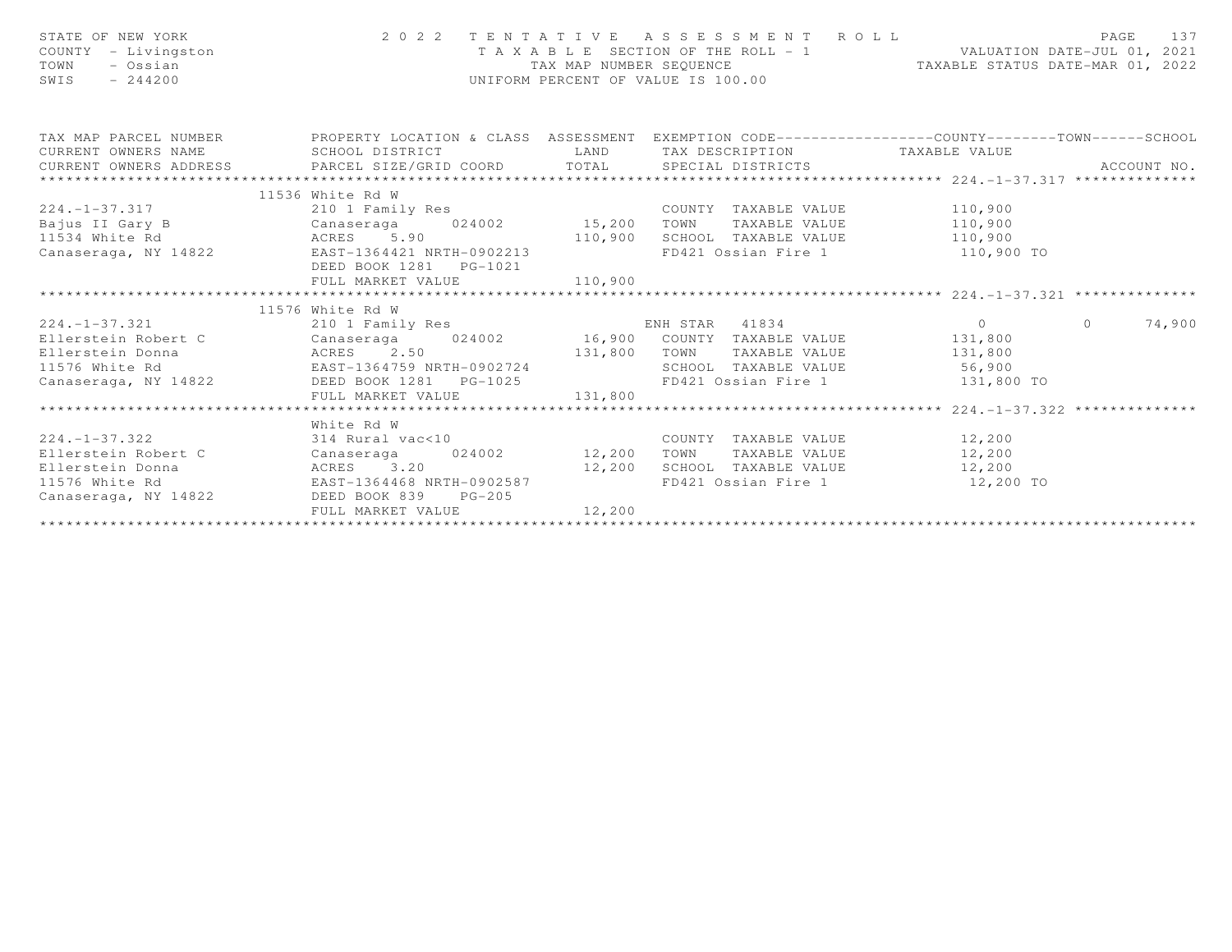STATE OF NEW YORK — 2022 TENTATIVE ASSESSMENT ROLL
COUNTY - Livingston — TAXABLE SECTION OF THE ROLL - 1 — VALUATION DATE-JUL 01, 2021
TOWN - Ossian — TAX MAP NUMBER SEQUENCE — TAXABLE STATUS DATE-MAR 01, 2022
SWIS - 244200 — UNIFORM PERCENT OF VALUE IS 100.00

| TAX MAP PARCEL NUMBER / CURRENT OWNERS NAME / CURRENT OWNERS ADDRESS | PROPERTY LOCATION & CLASS / SCHOOL DISTRICT / PARCEL SIZE/GRID COORD | ASSESSMENT LAND | ASSESSMENT TOTAL | EXEMPTION CODE / TAX DESCRIPTION / SPECIAL DISTRICTS | COUNTY TAXABLE VALUE | TOWN | SCHOOL | ACCOUNT NO. |
|---|---|---|---|---|---|---|---|---|
| **224.-1-37.317** | 11536 White Rd W | | | | | | | |
| 224.-1-37.317 | 210 1 Family Res | | | COUNTY TAXABLE VALUE | 110,900 | | | |
| Bajus II Gary B | Canaseraga 024002 | 15,200 | | TOWN TAXABLE VALUE | 110,900 | | | |
| 11534 White Rd | ACRES 5.90 | | 110,900 | SCHOOL TAXABLE VALUE | 110,900 | | | |
| Canaseraga, NY 14822 | EAST-1364421 NRTH-0902213 | | | FD421 Ossian Fire 1 | 110,900 TO | | | |
| | DEED BOOK 1281 PG-1021 | | | | | | | |
| | FULL MARKET VALUE | | 110,900 | | | | | |
| **224.-1-37.321** | 11576 White Rd W | | | | | | | |
| 224.-1-37.321 | 210 1 Family Res | | | ENH STAR 41834 | 0 | 0 | 74,900 | |
| Ellerstein Robert C | Canaseraga 024002 | 16,900 | | COUNTY TAXABLE VALUE | 131,800 | | | |
| Ellerstein Donna | ACRES 2.50 | | 131,800 | TOWN TAXABLE VALUE | 131,800 | | | |
| 11576 White Rd | EAST-1364759 NRTH-0902724 | | | SCHOOL TAXABLE VALUE | 56,900 | | | |
| Canaseraga, NY 14822 | DEED BOOK 1281 PG-1025 | | | FD421 Ossian Fire 1 | 131,800 TO | | | |
| | FULL MARKET VALUE | | 131,800 | | | | | |
| **224.-1-37.322** | White Rd W | | | | | | | |
| 224.-1-37.322 | 314 Rural vac<10 | | | COUNTY TAXABLE VALUE | 12,200 | | | |
| Ellerstein Robert C | Canaseraga 024002 | 12,200 | | TOWN TAXABLE VALUE | 12,200 | | | |
| Ellerstein Donna | ACRES 3.20 | | 12,200 | SCHOOL TAXABLE VALUE | 12,200 | | | |
| 11576 White Rd | EAST-1364468 NRTH-0902587 | | | FD421 Ossian Fire 1 | 12,200 TO | | | |
| Canaseraga, NY 14822 | DEED BOOK 839 PG-205 | | | | | | | |
| | FULL MARKET VALUE | | 12,200 | | | | | |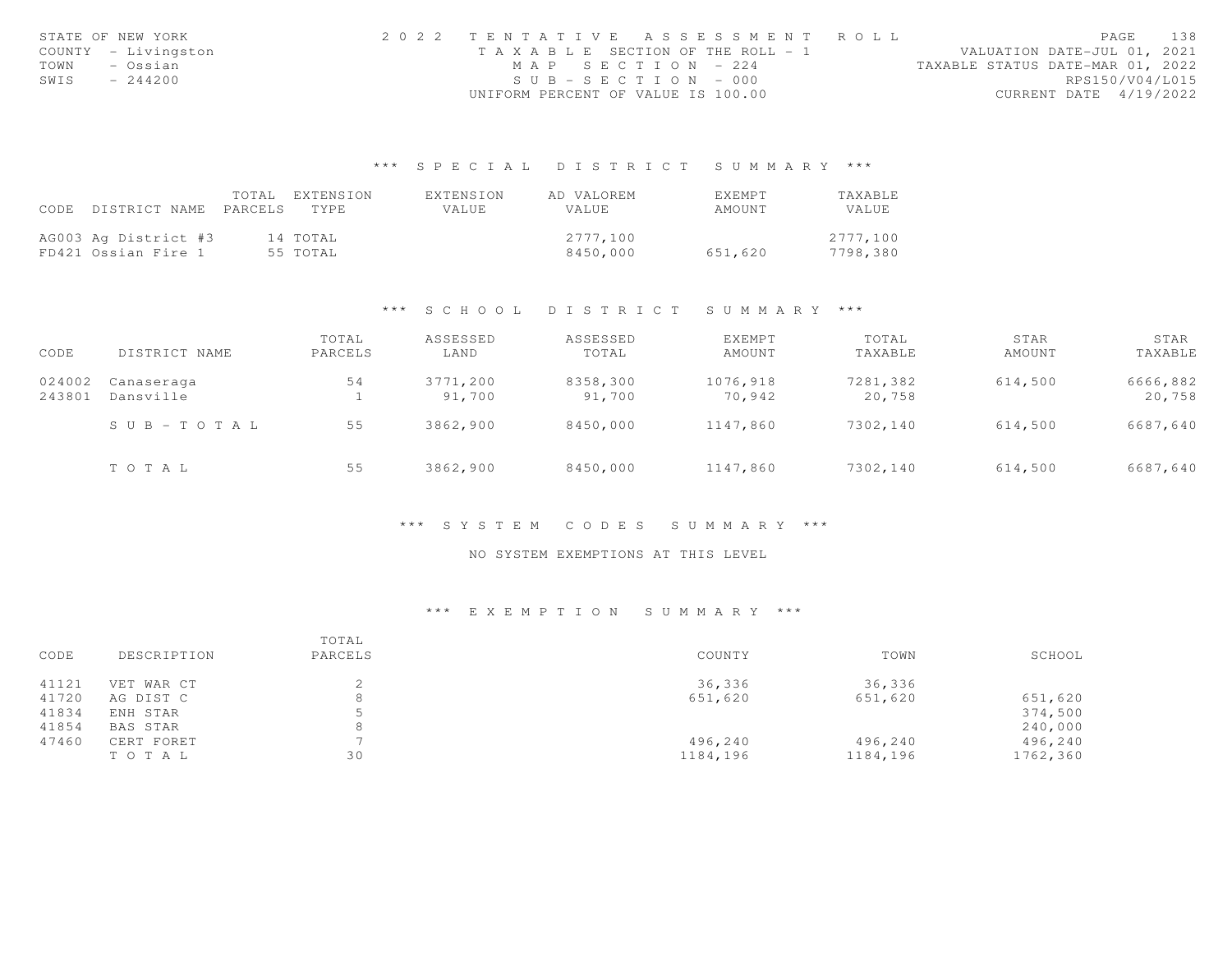STATE OF NEW YORK
COUNTY - Livingston
TOWN - Ossian
SWIS - 244200

2022 TENTATIVE ASSESSMENT ROLL
TAXABLE SECTION OF THE ROLL - 1
MAP SECTION - 224
SUB-SECTION - 000
UNIFORM PERCENT OF VALUE IS 100.00

VALUATION DATE-JUL 01, 2021
TAXABLE STATUS DATE-MAR 01, 2022
RPS150/V04/L015
CURRENT DATE 4/19/2022

## *** SPECIAL DISTRICT SUMMARY ***

| CODE | DISTRICT NAME | TOTAL PARCELS | EXTENSION TYPE | EXTENSION VALUE | AD VALOREM VALUE | EXEMPT AMOUNT | TAXABLE VALUE |
|---|---|---|---|---|---|---|---|
| AG003 | Ag District #3 | 14 | TOTAL | | 2777,100 | | 2777,100 |
| FD421 | Ossian Fire 1 | 55 | TOTAL | | 8450,000 | 651,620 | 7798,380 |

## *** SCHOOL DISTRICT SUMMARY ***

| CODE | DISTRICT NAME | TOTAL PARCELS | ASSESSED LAND | ASSESSED TOTAL | EXEMPT AMOUNT | TOTAL TAXABLE | STAR AMOUNT | STAR TAXABLE |
|---|---|---|---|---|---|---|---|---|
| 024002 | Canaseraga | 54 | 3771,200 | 8358,300 | 1076,918 | 7281,382 | 614,500 | 6666,882 |
| 243801 | Dansville | 1 | 91,700 | 91,700 | 70,942 | 20,758 | | 20,758 |
| | SUB-TOTAL | 55 | 3862,900 | 8450,000 | 1147,860 | 7302,140 | 614,500 | 6687,640 |
| | TOTAL | 55 | 3862,900 | 8450,000 | 1147,860 | 7302,140 | 614,500 | 6687,640 |

## *** SYSTEM CODES SUMMARY ***

NO SYSTEM EXEMPTIONS AT THIS LEVEL

## *** EXEMPTION SUMMARY ***

| CODE | DESCRIPTION | TOTAL PARCELS | COUNTY | TOWN | SCHOOL |
|---|---|---|---|---|---|
| 41121 | VET WAR CT | 2 | 36,336 | 36,336 | |
| 41720 | AG DIST C | 8 | 651,620 | 651,620 | 651,620 |
| 41834 | ENH STAR | 5 | | | 374,500 |
| 41854 | BAS STAR | 8 | | | 240,000 |
| 47460 | CERT FORET | 7 | 496,240 | 496,240 | 496,240 |
| | TOTAL | 30 | 1184,196 | 1184,196 | 1762,360 |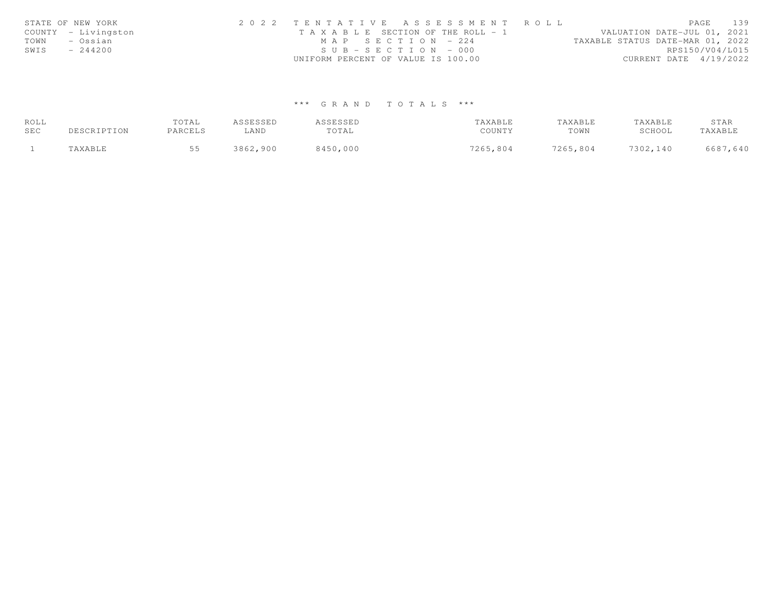STATE OF NEW YORK
COUNTY - Livingston
TOWN - Ossian
SWIS - 244200

2 0 2 2 T E N T A T I V E A S S E S S M E N T R O L L
T A X A B L E SECTION OF THE ROLL - 1
M A P S E C T I O N - 224
S U B - S E C T I O N - 000
UNIFORM PERCENT OF VALUE IS 100.00

VALUATION DATE-JUL 01, 2021
TAXABLE STATUS DATE-MAR 01, 2022
RPS150/V04/L015
CURRENT DATE 4/19/2022

*** G R A N D T O T A L S ***

| ROLL SEC | DESCRIPTION | TOTAL PARCELS | ASSESSED LAND | ASSESSED TOTAL | TAXABLE COUNTY | TAXABLE TOWN | TAXABLE SCHOOL | STAR TAXABLE |
|---|---|---|---|---|---|---|---|---|
| 1 | TAXABLE | 55 | 3862,900 | 8450,000 | 7265,804 | 7265,804 | 7302,140 | 6687,640 |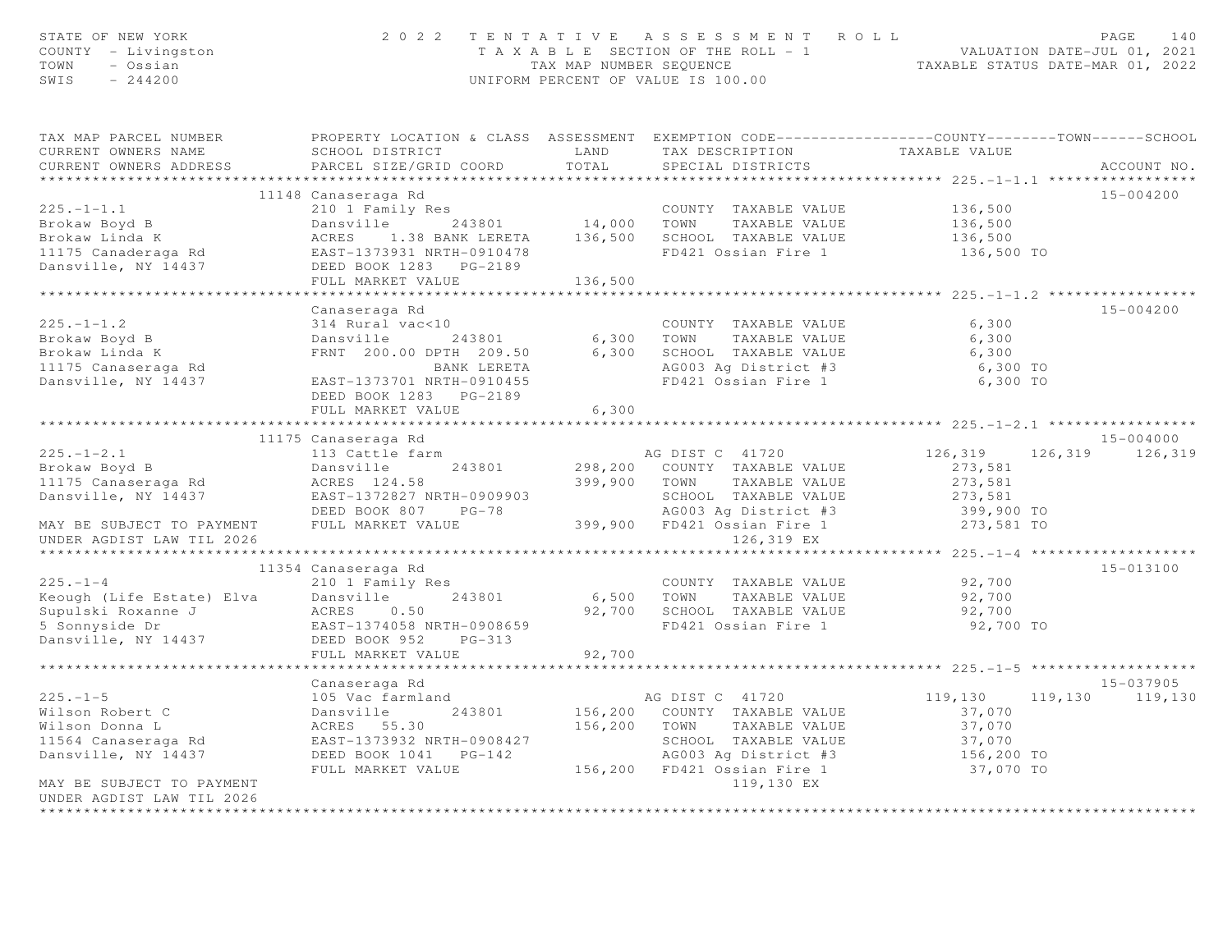STATE OF NEW YORK
COUNTY - Livingston
TOWN - Ossian
SWIS - 244200

2 0 2 2 T E N T A T I V E A S S E S S M E N T R O L L
T A X A B L E SECTION OF THE ROLL - 1
TAX MAP NUMBER SEQUENCE
UNIFORM PERCENT OF VALUE IS 100.00

VALUATION DATE-JUL 01, 2021
TAXABLE STATUS DATE-MAR 01, 2022

| TAX MAP PARCEL NUMBER / CURRENT OWNERS NAME / CURRENT OWNERS ADDRESS | PROPERTY LOCATION & CLASS / SCHOOL DISTRICT / PARCEL SIZE/GRID COORD | ASSESSMENT LAND | TOTAL | EXEMPTION CODE / TAX DESCRIPTION / SPECIAL DISTRICTS | COUNTY TAXABLE VALUE | TOWN | SCHOOL | ACCOUNT NO. |
|---|---|---|---|---|---|---|---|---|
| **225.-1-1.1** | 11148 Canaseraga Rd | | | | | | | 15-004200 |
| 225.-1-1.1 | 210 1 Family Res | | | COUNTY TAXABLE VALUE | 136,500 | | | |
| Brokaw Boyd B | Dansville 243801 | 14,000 | | TOWN TAXABLE VALUE | 136,500 | | | |
| Brokaw Linda K | ACRES 1.38 BANK LERETA | | 136,500 | SCHOOL TAXABLE VALUE | 136,500 | | | |
| 11175 Canaderaga Rd | EAST-1373931 NRTH-0910478 | | | FD421 Ossian Fire 1 | 136,500 TO | | | |
| Dansville, NY 14437 | DEED BOOK 1283 PG-2189 | | | | | | | |
| | FULL MARKET VALUE | | 136,500 | | | | | |
| **225.-1-1.2** | Canaseraga Rd | | | | | | | 15-004200 |
| 225.-1-1.2 | 314 Rural vac<10 | | | COUNTY TAXABLE VALUE | 6,300 | | | |
| Brokaw Boyd B | Dansville 243801 | 6,300 | | TOWN TAXABLE VALUE | 6,300 | | | |
| Brokaw Linda K | FRNT 200.00 DPTH 209.50 | | 6,300 | SCHOOL TAXABLE VALUE | 6,300 | | | |
| 11175 Canaseraga Rd | BANK LERETA | | | AG003 Ag District #3 | 6,300 TO | | | |
| Dansville, NY 14437 | EAST-1373701 NRTH-0910455 | | | FD421 Ossian Fire 1 | 6,300 TO | | | |
| | DEED BOOK 1283 PG-2189 | | | | | | | |
| | FULL MARKET VALUE | | 6,300 | | | | | |
| **225.-1-2.1** | 11175 Canaseraga Rd | | | | | | | 15-004000 |
| 225.-1-2.1 | 113 Cattle farm | | | AG DIST C 41720 | 126,319 | 126,319 | 126,319 | |
| Brokaw Boyd B | Dansville 243801 | 298,200 | | COUNTY TAXABLE VALUE | 273,581 | | | |
| 11175 Canaseraga Rd | ACRES 124.58 | | 399,900 | TOWN TAXABLE VALUE | 273,581 | | | |
| Dansville, NY 14437 | EAST-1372827 NRTH-0909903 | | | SCHOOL TAXABLE VALUE | 273,581 | | | |
| | DEED BOOK 807 PG-78 | | | AG003 Ag District #3 | 399,900 TO | | | |
| MAY BE SUBJECT TO PAYMENT | FULL MARKET VALUE | | 399,900 | FD421 Ossian Fire 1 | 273,581 TO | | | |
| UNDER AGDIST LAW TIL 2026 | | | | 126,319 EX | | | | |
| **225.-1-4** | 11354 Canaseraga Rd | | | | | | | 15-013100 |
| 225.-1-4 | 210 1 Family Res | | | COUNTY TAXABLE VALUE | 92,700 | | | |
| Keough (Life Estate) Elva | Dansville 243801 | 6,500 | | TOWN TAXABLE VALUE | 92,700 | | | |
| Supulski Roxanne J | ACRES 0.50 | | 92,700 | SCHOOL TAXABLE VALUE | 92,700 | | | |
| 5 Sonnyside Dr | EAST-1374058 NRTH-0908659 | | | FD421 Ossian Fire 1 | 92,700 TO | | | |
| Dansville, NY 14437 | DEED BOOK 952 PG-313 | | | | | | | |
| | FULL MARKET VALUE | | 92,700 | | | | | |
| **225.-1-5** | Canaseraga Rd | | | | | | | 15-037905 |
| 225.-1-5 | 105 Vac farmland | | | AG DIST C 41720 | 119,130 | 119,130 | 119,130 | |
| Wilson Robert C | Dansville 243801 | 156,200 | | COUNTY TAXABLE VALUE | 37,070 | | | |
| Wilson Donna L | ACRES 55.30 | | 156,200 | TOWN TAXABLE VALUE | 37,070 | | | |
| 11564 Canaseraga Rd | EAST-1373932 NRTH-0908427 | | | SCHOOL TAXABLE VALUE | 37,070 | | | |
| Dansville, NY 14437 | DEED BOOK 1041 PG-142 | | | AG003 Ag District #3 | 156,200 TO | | | |
| | FULL MARKET VALUE | | 156,200 | FD421 Ossian Fire 1 | 37,070 TO | | | |
| MAY BE SUBJECT TO PAYMENT | | | | 119,130 EX | | | | |
| UNDER AGDIST LAW TIL 2026 | | | | | | | | |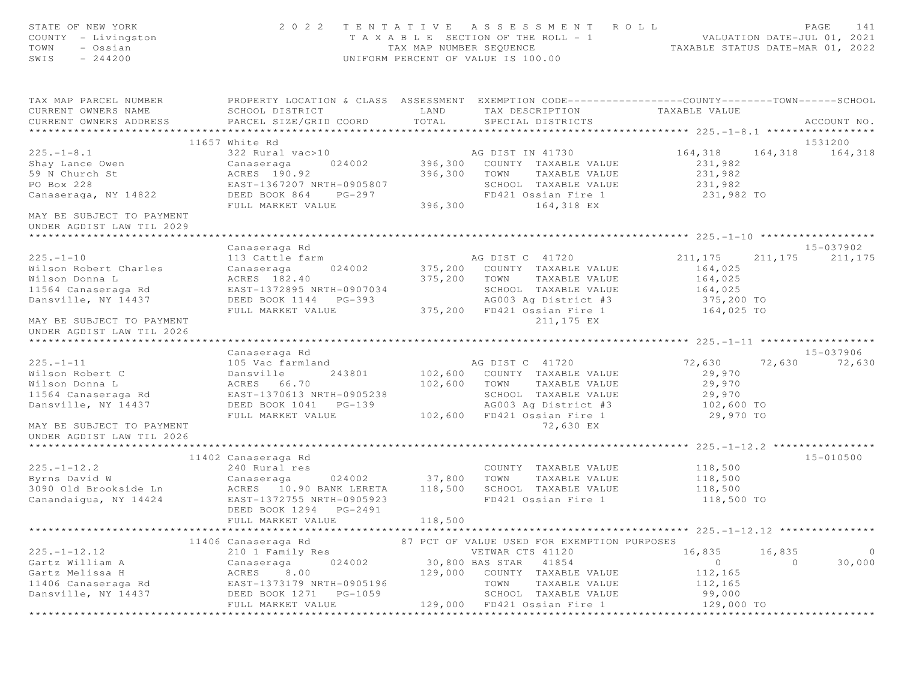STATE OF NEW YORK
COUNTY - Livingston
TOWN - Ossian
SWIS - 244200

2 0 2 2 T E N T A T I V E A S S E S S M E N T R O L L
T A X A B L E SECTION OF THE ROLL - 1
TAX MAP NUMBER SEQUENCE
UNIFORM PERCENT OF VALUE IS 100.00

VALUATION DATE-JUL 01, 2021
TAXABLE STATUS DATE-MAR 01, 2022

| TAX MAP PARCEL NUMBER / CURRENT OWNERS NAME / CURRENT OWNERS ADDRESS | PROPERTY LOCATION & CLASS / SCHOOL DISTRICT / PARCEL SIZE/GRID COORD | ASSESSMENT LAND / TOTAL | EXEMPTION CODE / TAX DESCRIPTION / SPECIAL DISTRICTS | COUNTY TAXABLE VALUE | TOWN | SCHOOL | ACCOUNT NO. |
|---|---|---|---|---|---|---|---|
| **225.-1-8.1** | 11657 White Rd | | | | | | 1531200 |
| 225.-1-8.1 | 322 Rural vac>10 | | AG DIST IN 41730 | 164,318 | 164,318 | 164,318 | |
| Shay Lance Owen | Canaseraga 024002 | 396,300 | COUNTY TAXABLE VALUE | 231,982 | | | |
| 59 N Church St | ACRES 190.92 | 396,300 | TOWN TAXABLE VALUE | 231,982 | | | |
| PO Box 228 | EAST-1367207 NRTH-0905807 | | SCHOOL TAXABLE VALUE | 231,982 | | | |
| Canaseraga, NY 14822 | DEED BOOK 864 PG-297 | | FD421 Ossian Fire 1 | 231,982 TO | | | |
| | FULL MARKET VALUE | 396,300 | 164,318 EX | | | | |
| MAY BE SUBJECT TO PAYMENT UNDER AGDIST LAW TIL 2029 | | | | | | | |
| **225.-1-10** | Canaseraga Rd | | | | | | 15-037902 |
| 225.-1-10 | 113 Cattle farm | | AG DIST C 41720 | 211,175 | 211,175 | 211,175 | |
| Wilson Robert Charles | Canaseraga 024002 | 375,200 | COUNTY TAXABLE VALUE | 164,025 | | | |
| Wilson Donna L | ACRES 182.40 | 375,200 | TOWN TAXABLE VALUE | 164,025 | | | |
| 11564 Canaseraga Rd | EAST-1372895 NRTH-0907034 | | SCHOOL TAXABLE VALUE | 164,025 | | | |
| Dansville, NY 14437 | DEED BOOK 1144 PG-393 | | AG003 Ag District #3 | 375,200 TO | | | |
| | FULL MARKET VALUE | 375,200 | FD421 Ossian Fire 1 | 164,025 TO | | | |
| MAY BE SUBJECT TO PAYMENT UNDER AGDIST LAW TIL 2026 | | | 211,175 EX | | | | |
| **225.-1-11** | Canaseraga Rd | | | | | | 15-037906 |
| 225.-1-11 | 105 Vac farmland | | AG DIST C 41720 | 72,630 | 72,630 | 72,630 | |
| Wilson Robert C | Dansville 243801 | 102,600 | COUNTY TAXABLE VALUE | 29,970 | | | |
| Wilson Donna L | ACRES 66.70 | 102,600 | TOWN TAXABLE VALUE | 29,970 | | | |
| 11564 Canaseraga Rd | EAST-1370613 NRTH-0905238 | | SCHOOL TAXABLE VALUE | 29,970 | | | |
| Dansville, NY 14437 | DEED BOOK 1041 PG-139 | | AG003 Ag District #3 | 102,600 TO | | | |
| | FULL MARKET VALUE | 102,600 | FD421 Ossian Fire 1 | 29,970 TO | | | |
| MAY BE SUBJECT TO PAYMENT UNDER AGDIST LAW TIL 2026 | | | 72,630 EX | | | | |
| **225.-1-12.2** | 11402 Canaseraga Rd | | | | | | 15-010500 |
| 225.-1-12.2 | 240 Rural res | | COUNTY TAXABLE VALUE | 118,500 | | | |
| Byrns David W | Canaseraga 024002 | 37,800 | TOWN TAXABLE VALUE | 118,500 | | | |
| 3090 Old Brookside Ln | ACRES 10.90 BANK LERETA | 118,500 | SCHOOL TAXABLE VALUE | 118,500 | | | |
| Canandaigua, NY 14424 | EAST-1372755 NRTH-0905923 | | FD421 Ossian Fire 1 | 118,500 TO | | | |
| | DEED BOOK 1294 PG-2491 | | | | | | |
| | FULL MARKET VALUE | 118,500 | | | | | |
| **225.-1-12.12** | 11406 Canaseraga Rd | | 87 PCT OF VALUE USED FOR EXEMPTION PURPOSES | | | | |
| 225.-1-12.12 | 210 1 Family Res | | VETWAR CTS 41120 | 16,835 | 16,835 | 0 | |
| Gartz William A | Canaseraga 024002 | 30,800 | BAS STAR 41854 | 0 | 0 | 30,000 | |
| Gartz Melissa H | ACRES 8.00 | 129,000 | COUNTY TAXABLE VALUE | 112,165 | | | |
| 11406 Canaseraga Rd | EAST-1373179 NRTH-0905196 | | TOWN TAXABLE VALUE | 112,165 | | | |
| Dansville, NY 14437 | DEED BOOK 1271 PG-1059 | | SCHOOL TAXABLE VALUE | 99,000 | | | |
| | FULL MARKET VALUE | 129,000 | FD421 Ossian Fire 1 | 129,000 TO | | | |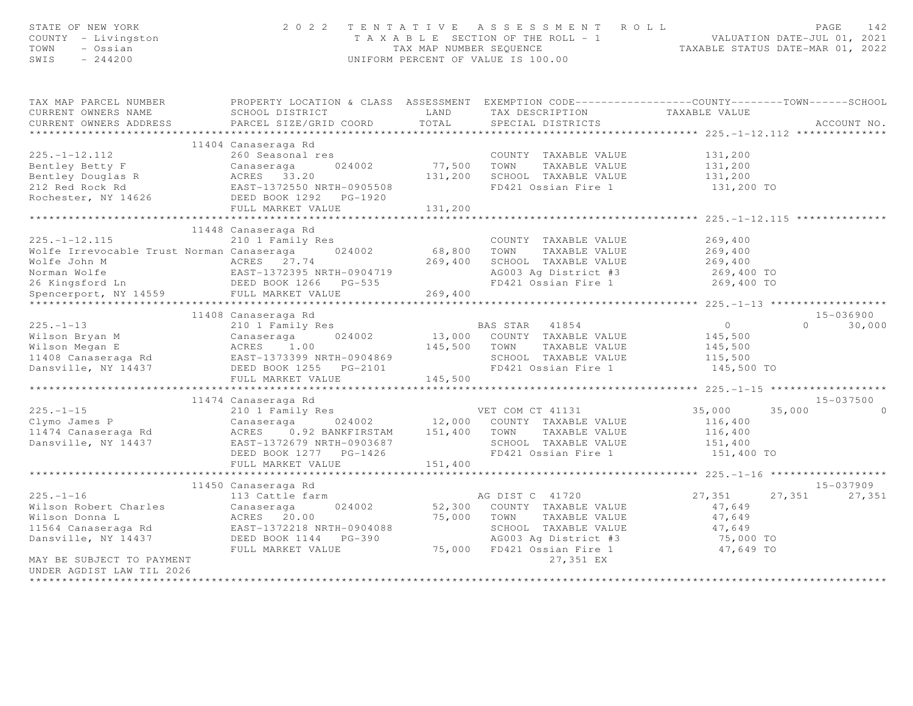STATE OF NEW YORK
COUNTY - Livingston
TOWN - Ossian
SWIS - 244200

2 0 2 2 T E N T A T I V E A S S E S S M E N T R O L L
T A X A B L E SECTION OF THE ROLL - 1
TAX MAP NUMBER SEQUENCE
UNIFORM PERCENT OF VALUE IS 100.00

VALUATION DATE-JUL 01, 2021
TAXABLE STATUS DATE-MAR 01, 2022

| TAX MAP PARCEL NUMBER / CURRENT OWNERS NAME / CURRENT OWNERS ADDRESS | PROPERTY LOCATION & CLASS / SCHOOL DISTRICT / PARCEL SIZE/GRID COORD | ASSESSMENT LAND / TOTAL | EXEMPTION CODE / TAX DESCRIPTION / SPECIAL DISTRICTS | COUNTY | TOWN | SCHOOL | ACCOUNT NO. |
|---|---|---|---|---|---|---|---|
| **225.-1-12.112** | 11404 Canaseraga Rd | | | | | | |
| 225.-1-12.112 | 260 Seasonal res | | COUNTY TAXABLE VALUE | 131,200 | | | |
| Bentley Betty F | Canaseraga 024002 | 77,500 | TOWN TAXABLE VALUE | 131,200 | | | |
| Bentley Douglas R | ACRES 33.20 | 131,200 | SCHOOL TAXABLE VALUE | 131,200 | | | |
| 212 Red Rock Rd | EAST-1372550 NRTH-0905508 | | FD421 Ossian Fire 1 | 131,200 TO | | | |
| Rochester, NY 14626 | DEED BOOK 1292 PG-1920 | | | | | | |
| | FULL MARKET VALUE | 131,200 | | | | | |
| **225.-1-12.115** | 11448 Canaseraga Rd | | | | | | |
| 225.-1-12.115 | 210 1 Family Res | | COUNTY TAXABLE VALUE | 269,400 | | | |
| Wolfe Irrevocable Trust Norman | Canaseraga 024002 | 68,800 | TOWN TAXABLE VALUE | 269,400 | | | |
| Wolfe John M | ACRES 27.74 | 269,400 | SCHOOL TAXABLE VALUE | 269,400 | | | |
| Norman Wolfe | EAST-1372395 NRTH-0904719 | | AG003 Ag District #3 | 269,400 TO | | | |
| 26 Kingsford Ln | DEED BOOK 1266 PG-535 | | FD421 Ossian Fire 1 | 269,400 TO | | | |
| Spencerport, NY 14559 | FULL MARKET VALUE | 269,400 | | | | | |
| **225.-1-13** | 11408 Canaseraga Rd | | | | | | 15-036900 |
| 225.-1-13 | 210 1 Family Res | | BAS STAR 41854 | 0 | 0 | 30,000 | |
| Wilson Bryan M | Canaseraga 024002 | 13,000 | COUNTY TAXABLE VALUE | 145,500 | | | |
| Wilson Megan E | ACRES 1.00 | 145,500 | TOWN TAXABLE VALUE | 145,500 | | | |
| 11408 Canaseraga Rd | EAST-1373399 NRTH-0904869 | | SCHOOL TAXABLE VALUE | 115,500 | | | |
| Dansville, NY 14437 | DEED BOOK 1255 PG-2101 | | FD421 Ossian Fire 1 | 145,500 TO | | | |
| | FULL MARKET VALUE | 145,500 | | | | | |
| **225.-1-15** | 11474 Canaseraga Rd | | | | | | 15-037500 |
| 225.-1-15 | 210 1 Family Res | | VET COM CT 41131 | 35,000 | 35,000 | 0 | |
| Clymo James P | Canaseraga 024002 | 12,000 | COUNTY TAXABLE VALUE | 116,400 | | | |
| 11474 Canaseraga Rd | ACRES 0.92 BANKFIRSTAM | 151,400 | TOWN TAXABLE VALUE | 116,400 | | | |
| Dansville, NY 14437 | EAST-1372679 NRTH-0903687 | | SCHOOL TAXABLE VALUE | 151,400 | | | |
| | DEED BOOK 1277 PG-1426 | | FD421 Ossian Fire 1 | 151,400 TO | | | |
| | FULL MARKET VALUE | 151,400 | | | | | |
| **225.-1-16** | 11450 Canaseraga Rd | | | | | | 15-037909 |
| 225.-1-16 | 113 Cattle farm | | AG DIST C 41720 | 27,351 | 27,351 | 27,351 | |
| Wilson Robert Charles | Canaseraga 024002 | 52,300 | COUNTY TAXABLE VALUE | 47,649 | | | |
| Wilson Donna L | ACRES 20.00 | 75,000 | TOWN TAXABLE VALUE | 47,649 | | | |
| 11564 Canaseraga Rd | EAST-1372218 NRTH-0904088 | | SCHOOL TAXABLE VALUE | 47,649 | | | |
| Dansville, NY 14437 | DEED BOOK 1144 PG-390 | | AG003 Ag District #3 | 75,000 TO | | | |
| | FULL MARKET VALUE | 75,000 | FD421 Ossian Fire 1 | 47,649 TO | | | |
| MAY BE SUBJECT TO PAYMENT | | | 27,351 EX | | | | |
| UNDER AGDIST LAW TIL 2026 | | | | | | | |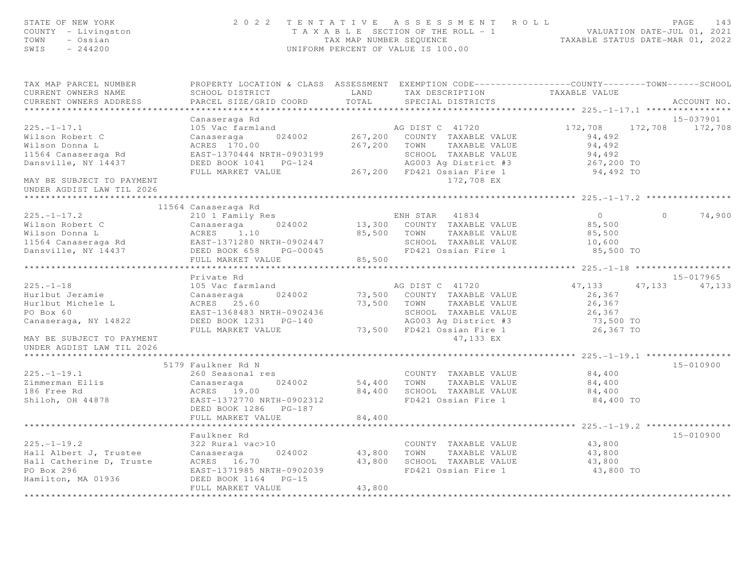STATE OF NEW YORK — 2022 TENTATIVE ASSESSMENT ROLL — PAGE 143
COUNTY - Livingston — TAXABLE SECTION OF THE ROLL - 1 — VALUATION DATE-JUL 01, 2021
TOWN - Ossian — TAX MAP NUMBER SEQUENCE — TAXABLE STATUS DATE-MAR 01, 2022
SWIS - 244200 — UNIFORM PERCENT OF VALUE IS 100.00

| TAX MAP PARCEL NUMBER / CURRENT OWNERS NAME / CURRENT OWNERS ADDRESS | PROPERTY LOCATION & CLASS / SCHOOL DISTRICT / PARCEL SIZE/GRID COORD | ASSESSMENT LAND | TOTAL | EXEMPTION CODE / TAX DESCRIPTION / SPECIAL DISTRICTS | COUNTY TAXABLE VALUE | TOWN | SCHOOL | ACCOUNT NO. |
|---|---|---|---|---|---|---|---|---|
| **225.-1-17.1** | Canaseraga Rd | | | | | | | 15-037901 |
| 225.-1-17.1 | 105 Vac farmland | | | AG DIST C 41720 | 172,708 | 172,708 | 172,708 | |
| Wilson Robert C | Canaseraga 024002 | 267,200 | | COUNTY TAXABLE VALUE | 94,492 | | | |
| Wilson Donna L | ACRES 170.00 | | 267,200 | TOWN TAXABLE VALUE | 94,492 | | | |
| 11564 Canaseraga Rd | EAST-1370444 NRTH-0903199 | | | SCHOOL TAXABLE VALUE | 94,492 | | | |
| Dansville, NY 14437 | DEED BOOK 1041 PG-124 | | | AG003 Ag District #3 | 267,200 TO | | | |
| | FULL MARKET VALUE | | 267,200 | FD421 Ossian Fire 1 | 94,492 TO | | | |
| MAY BE SUBJECT TO PAYMENT | | | | 172,708 EX | | | | |
| UNDER AGDIST LAW TIL 2026 | | | | | | | | |
| **225.-1-17.2** | 11564 Canaseraga Rd | | | | | | | |
| 225.-1-17.2 | 210 1 Family Res | | | ENH STAR 41834 | 0 | 0 | 74,900 | |
| Wilson Robert C | Canaseraga 024002 | 13,300 | | COUNTY TAXABLE VALUE | 85,500 | | | |
| Wilson Donna L | ACRES 1.10 | | 85,500 | TOWN TAXABLE VALUE | 85,500 | | | |
| 11564 Canaseraga Rd | EAST-1371280 NRTH-0902447 | | | SCHOOL TAXABLE VALUE | 10,600 | | | |
| Dansville, NY 14437 | DEED BOOK 658 PG-00045 | | | FD421 Ossian Fire 1 | 85,500 TO | | | |
| | FULL MARKET VALUE | | 85,500 | | | | | |
| **225.-1-18** | Private Rd | | | | | | | 15-017965 |
| 225.-1-18 | 105 Vac farmland | | | AG DIST C 41720 | 47,133 | 47,133 | 47,133 | |
| Hurlbut Jeramie | Canaseraga 024002 | 73,500 | | COUNTY TAXABLE VALUE | 26,367 | | | |
| Hurlbut Michele L | ACRES 25.60 | | 73,500 | TOWN TAXABLE VALUE | 26,367 | | | |
| PO Box 60 | EAST-1368483 NRTH-0902436 | | | SCHOOL TAXABLE VALUE | 26,367 | | | |
| Canaseraga, NY 14822 | DEED BOOK 1231 PG-140 | | | AG003 Ag District #3 | 73,500 TO | | | |
| | FULL MARKET VALUE | | 73,500 | FD421 Ossian Fire 1 | 26,367 TO | | | |
| MAY BE SUBJECT TO PAYMENT | | | | 47,133 EX | | | | |
| UNDER AGDIST LAW TIL 2026 | | | | | | | | |
| **225.-1-19.1** | 5179 Faulkner Rd N | | | | | | | 15-010900 |
| 225.-1-19.1 | 260 Seasonal res | | | COUNTY TAXABLE VALUE | 84,400 | | | |
| Zimmerman Ellis | Canaseraga 024002 | 54,400 | | TOWN TAXABLE VALUE | 84,400 | | | |
| 186 Free Rd | ACRES 19.00 | | 84,400 | SCHOOL TAXABLE VALUE | 84,400 | | | |
| Shiloh, OH 44878 | EAST-1372770 NRTH-0902312 | | | FD421 Ossian Fire 1 | 84,400 TO | | | |
| | DEED BOOK 1286 PG-187 | | | | | | | |
| | FULL MARKET VALUE | | 84,400 | | | | | |
| **225.-1-19.2** | Faulkner Rd | | | | | | | 15-010900 |
| 225.-1-19.2 | 322 Rural vac>10 | | | COUNTY TAXABLE VALUE | 43,800 | | | |
| Hall Albert J, Trustee | Canaseraga 024002 | 43,800 | | TOWN TAXABLE VALUE | 43,800 | | | |
| Hall Catherine D, Truste | ACRES 16.70 | | 43,800 | SCHOOL TAXABLE VALUE | 43,800 | | | |
| PO Box 296 | EAST-1371985 NRTH-0902039 | | | FD421 Ossian Fire 1 | 43,800 TO | | | |
| Hamilton, MA 01936 | DEED BOOK 1164 PG-15 | | | | | | | |
| | FULL MARKET VALUE | | 43,800 | | | | | |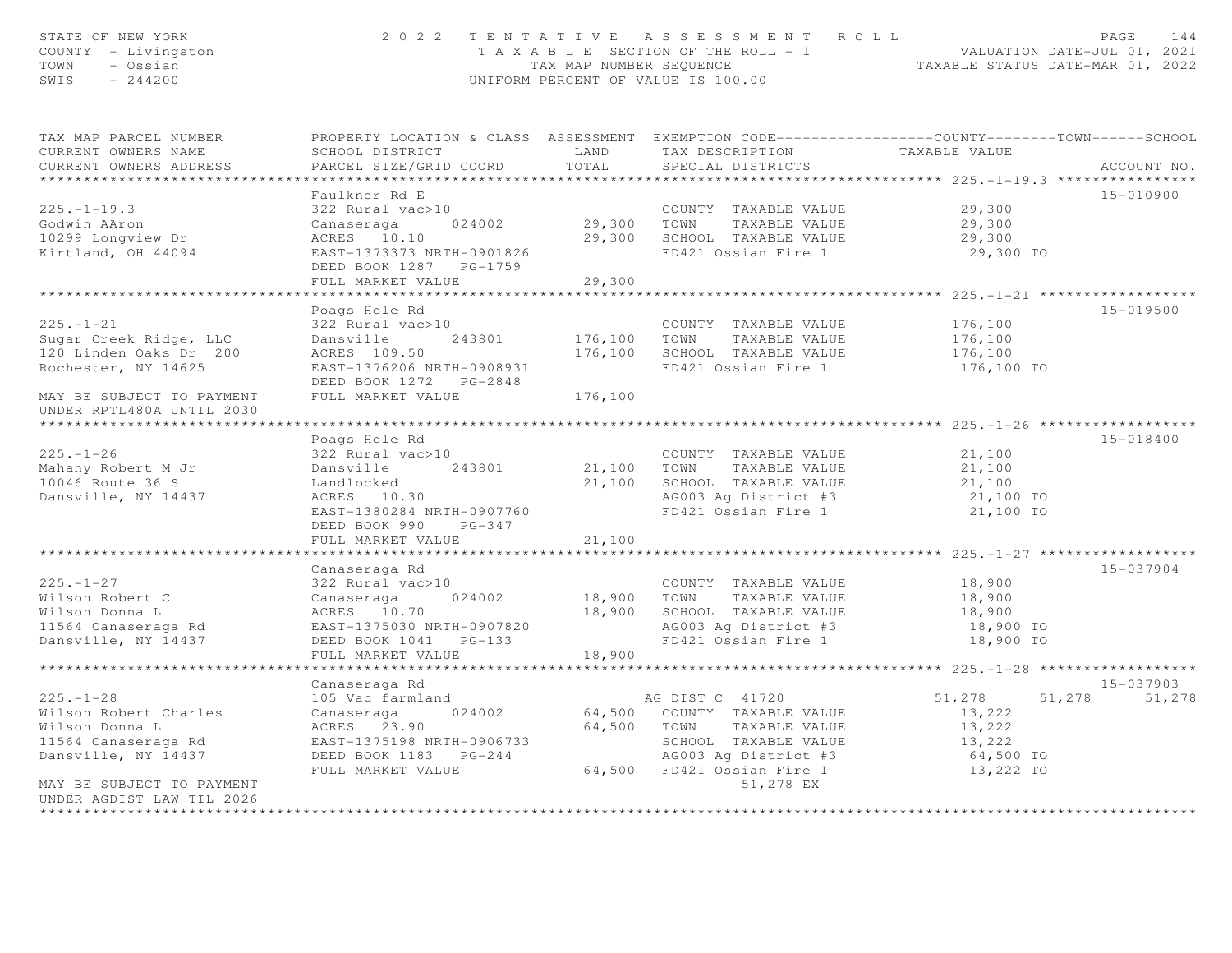STATE OF NEW YORK
COUNTY - Livingston
TOWN - Ossian
SWIS - 244200

# 2022 TENTATIVE ASSESSMENT ROLL

TAXABLE SECTION OF THE ROLL - 1
TAX MAP NUMBER SEQUENCE
UNIFORM PERCENT OF VALUE IS 100.00

VALUATION DATE-JUL 01, 2021
TAXABLE STATUS DATE-MAR 01, 2022

| TAX MAP PARCEL NUMBER / CURRENT OWNERS NAME / CURRENT OWNERS ADDRESS | PROPERTY LOCATION & CLASS / SCHOOL DISTRICT / PARCEL SIZE/GRID COORD | ASSESSMENT LAND | TOTAL | EXEMPTION CODE / TAX DESCRIPTION / SPECIAL DISTRICTS | COUNTY TAXABLE VALUE | TOWN | SCHOOL | ACCOUNT NO. |
|---|---|---|---|---|---|---|---|---|
| **225.-1-19.3** | Faulkner Rd E | | | | | | | 15-010900 |
| 225.-1-19.3 | 322 Rural vac>10 | | | COUNTY TAXABLE VALUE | 29,300 | | | |
| Godwin AAron | Canaseraga 024002 | 29,300 | | TOWN TAXABLE VALUE | 29,300 | | | |
| 10299 Longview Dr | ACRES 10.10 | | 29,300 | SCHOOL TAXABLE VALUE | 29,300 | | | |
| Kirtland, OH 44094 | EAST-1373373 NRTH-0901826 | | | FD421 Ossian Fire 1 | 29,300 TO | | | |
| | DEED BOOK 1287 PG-1759 | | | | | | | |
| | FULL MARKET VALUE | | 29,300 | | | | | |
| **225.-1-21** | Poags Hole Rd | | | | | | | 15-019500 |
| 225.-1-21 | 322 Rural vac>10 | | | COUNTY TAXABLE VALUE | 176,100 | | | |
| Sugar Creek Ridge, LLC | Dansville 243801 | 176,100 | | TOWN TAXABLE VALUE | 176,100 | | | |
| 120 Linden Oaks Dr 200 | ACRES 109.50 | | 176,100 | SCHOOL TAXABLE VALUE | 176,100 | | | |
| Rochester, NY 14625 | EAST-1376206 NRTH-0908931 | | | FD421 Ossian Fire 1 | 176,100 TO | | | |
| | DEED BOOK 1272 PG-2848 | | | | | | | |
| MAY BE SUBJECT TO PAYMENT UNDER RPTL480A UNTIL 2030 | FULL MARKET VALUE | | 176,100 | | | | | |
| **225.-1-26** | Poags Hole Rd | | | | | | | 15-018400 |
| 225.-1-26 | 322 Rural vac>10 | | | COUNTY TAXABLE VALUE | 21,100 | | | |
| Mahany Robert M Jr | Dansville 243801 | 21,100 | | TOWN TAXABLE VALUE | 21,100 | | | |
| 10046 Route 36 S | Landlocked | | 21,100 | SCHOOL TAXABLE VALUE | 21,100 | | | |
| Dansville, NY 14437 | ACRES 10.30 | | | AG003 Ag District #3 | 21,100 TO | | | |
| | EAST-1380284 NRTH-0907760 | | | FD421 Ossian Fire 1 | 21,100 TO | | | |
| | DEED BOOK 990 PG-347 | | | | | | | |
| | FULL MARKET VALUE | | 21,100 | | | | | |
| **225.-1-27** | Canaseraga Rd | | | | | | | 15-037904 |
| 225.-1-27 | 322 Rural vac>10 | | | COUNTY TAXABLE VALUE | 18,900 | | | |
| Wilson Robert C | Canaseraga 024002 | 18,900 | | TOWN TAXABLE VALUE | 18,900 | | | |
| Wilson Donna L | ACRES 10.70 | | 18,900 | SCHOOL TAXABLE VALUE | 18,900 | | | |
| 11564 Canaseraga Rd | EAST-1375030 NRTH-0907820 | | | AG003 Ag District #3 | 18,900 TO | | | |
| Dansville, NY 14437 | DEED BOOK 1041 PG-133 | | | FD421 Ossian Fire 1 | 18,900 TO | | | |
| | FULL MARKET VALUE | | 18,900 | | | | | |
| **225.-1-28** | Canaseraga Rd | | | | | | | 15-037903 |
| 225.-1-28 | 105 Vac farmland | | | AG DIST C 41720 | 51,278 | 51,278 | 51,278 | |
| Wilson Robert Charles | Canaseraga 024002 | 64,500 | | COUNTY TAXABLE VALUE | 13,222 | | | |
| Wilson Donna L | ACRES 23.90 | | 64,500 | TOWN TAXABLE VALUE | 13,222 | | | |
| 11564 Canaseraga Rd | EAST-1375198 NRTH-0906733 | | | SCHOOL TAXABLE VALUE | 13,222 | | | |
| Dansville, NY 14437 | DEED BOOK 1183 PG-244 | | | AG003 Ag District #3 | 64,500 TO | | | |
| | FULL MARKET VALUE | | 64,500 | FD421 Ossian Fire 1 | 13,222 TO | | | |
| MAY BE SUBJECT TO PAYMENT UNDER AGDIST LAW TIL 2026 | | | | 51,278 EX | | | | |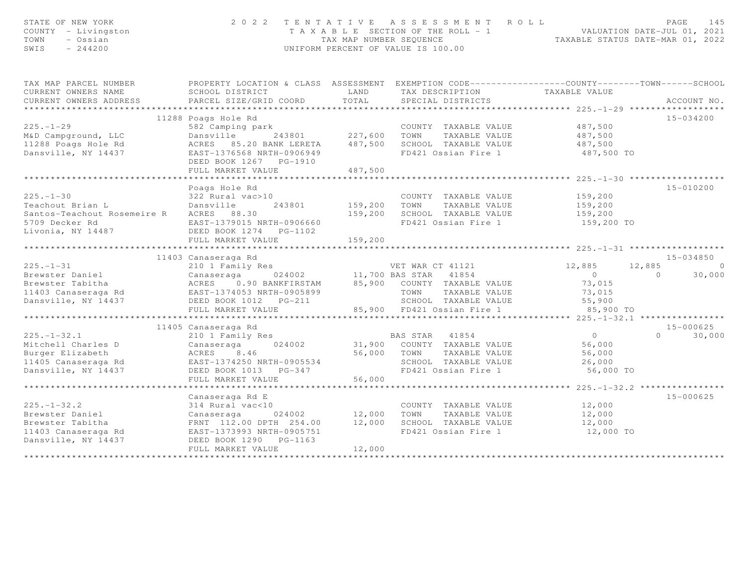STATE OF NEW YORK
COUNTY - Livingston
TOWN - Ossian
SWIS - 244200

2 0 2 2 TENTATIVE ASSESSMENT ROLL
TAXABLE SECTION OF THE ROLL - 1
TAX MAP NUMBER SEQUENCE
UNIFORM PERCENT OF VALUE IS 100.00

VALUATION DATE-JUL 01, 2021
TAXABLE STATUS DATE-MAR 01, 2022

| TAX MAP PARCEL NUMBER / CURRENT OWNERS NAME / CURRENT OWNERS ADDRESS | PROPERTY LOCATION & CLASS / SCHOOL DISTRICT / PARCEL SIZE/GRID COORD | ASSESSMENT LAND / TOTAL | EXEMPTION CODE / TAX DESCRIPTION / SPECIAL DISTRICTS | COUNTY TAXABLE VALUE | TOWN | SCHOOL | ACCOUNT NO. |
|---|---|---|---|---|---|---|---|
| **225.-1-29** | 11288 Poags Hole Rd | | | | | | 15-034200 |
| 225.-1-29 | 582 Camping park | | COUNTY TAXABLE VALUE | 487,500 | | | |
| M&D Campground, LLC | Dansville 243801 | 227,600 | TOWN TAXABLE VALUE | 487,500 | | | |
| 11288 Poags Hole Rd | ACRES 85.20 BANK LERETA | 487,500 | SCHOOL TAXABLE VALUE | 487,500 | | | |
| Dansville, NY 14437 | EAST-1376568 NRTH-0906949 | | FD421 Ossian Fire 1 | 487,500 TO | | | |
| | DEED BOOK 1267 PG-1910 | | | | | | |
| | FULL MARKET VALUE | 487,500 | | | | | |
| **225.-1-30** | Poags Hole Rd | | | | | | 15-010200 |
| 225.-1-30 | 322 Rural vac>10 | | COUNTY TAXABLE VALUE | 159,200 | | | |
| Teachout Brian L | Dansville 243801 | 159,200 | TOWN TAXABLE VALUE | 159,200 | | | |
| Santos-Teachout Rosemeire R | ACRES 88.30 | 159,200 | SCHOOL TAXABLE VALUE | 159,200 | | | |
| 5709 Decker Rd | EAST-1379015 NRTH-0906660 | | FD421 Ossian Fire 1 | 159,200 TO | | | |
| Livonia, NY 14487 | DEED BOOK 1274 PG-1102 | | | | | | |
| | FULL MARKET VALUE | 159,200 | | | | | |
| **225.-1-31** | 11403 Canaseraga Rd | | | | | | 15-034850 |
| 225.-1-31 | 210 1 Family Res | | VET WAR CT 41121 | 12,885 | 12,885 | 0 | |
| Brewster Daniel | Canaseraga 024002 | 11,700 | BAS STAR 41854 | 0 | 0 | 30,000 | |
| Brewster Tabitha | ACRES 0.90 BANKFIRSTAM | 85,900 | COUNTY TAXABLE VALUE | 73,015 | | | |
| 11403 Canaseraga Rd | EAST-1374053 NRTH-0905899 | | TOWN TAXABLE VALUE | 73,015 | | | |
| Dansville, NY 14437 | DEED BOOK 1012 PG-211 | | SCHOOL TAXABLE VALUE | 55,900 | | | |
| | FULL MARKET VALUE | 85,900 | FD421 Ossian Fire 1 | 85,900 TO | | | |
| **225.-1-32.1** | 11405 Canaseraga Rd | | | | | | 15-000625 |
| 225.-1-32.1 | 210 1 Family Res | | BAS STAR 41854 | 0 | 0 | 30,000 | |
| Mitchell Charles D | Canaseraga 024002 | 31,900 | COUNTY TAXABLE VALUE | 56,000 | | | |
| Burger Elizabeth | ACRES 8.46 | 56,000 | TOWN TAXABLE VALUE | 56,000 | | | |
| 11405 Canaseraga Rd | EAST-1374250 NRTH-0905534 | | SCHOOL TAXABLE VALUE | 26,000 | | | |
| Dansville, NY 14437 | DEED BOOK 1013 PG-347 | | FD421 Ossian Fire 1 | 56,000 TO | | | |
| | FULL MARKET VALUE | 56,000 | | | | | |
| **225.-1-32.2** | Canaseraga Rd E | | | | | | 15-000625 |
| 225.-1-32.2 | 314 Rural vac<10 | | COUNTY TAXABLE VALUE | 12,000 | | | |
| Brewster Daniel | Canaseraga 024002 | 12,000 | TOWN TAXABLE VALUE | 12,000 | | | |
| Brewster Tabitha | FRNT 112.00 DPTH 254.00 | 12,000 | SCHOOL TAXABLE VALUE | 12,000 | | | |
| 11403 Canaseraga Rd | EAST-1373993 NRTH-0905751 | | FD421 Ossian Fire 1 | 12,000 TO | | | |
| Dansville, NY 14437 | DEED BOOK 1290 PG-1163 | | | | | | |
| | FULL MARKET VALUE | 12,000 | | | | | |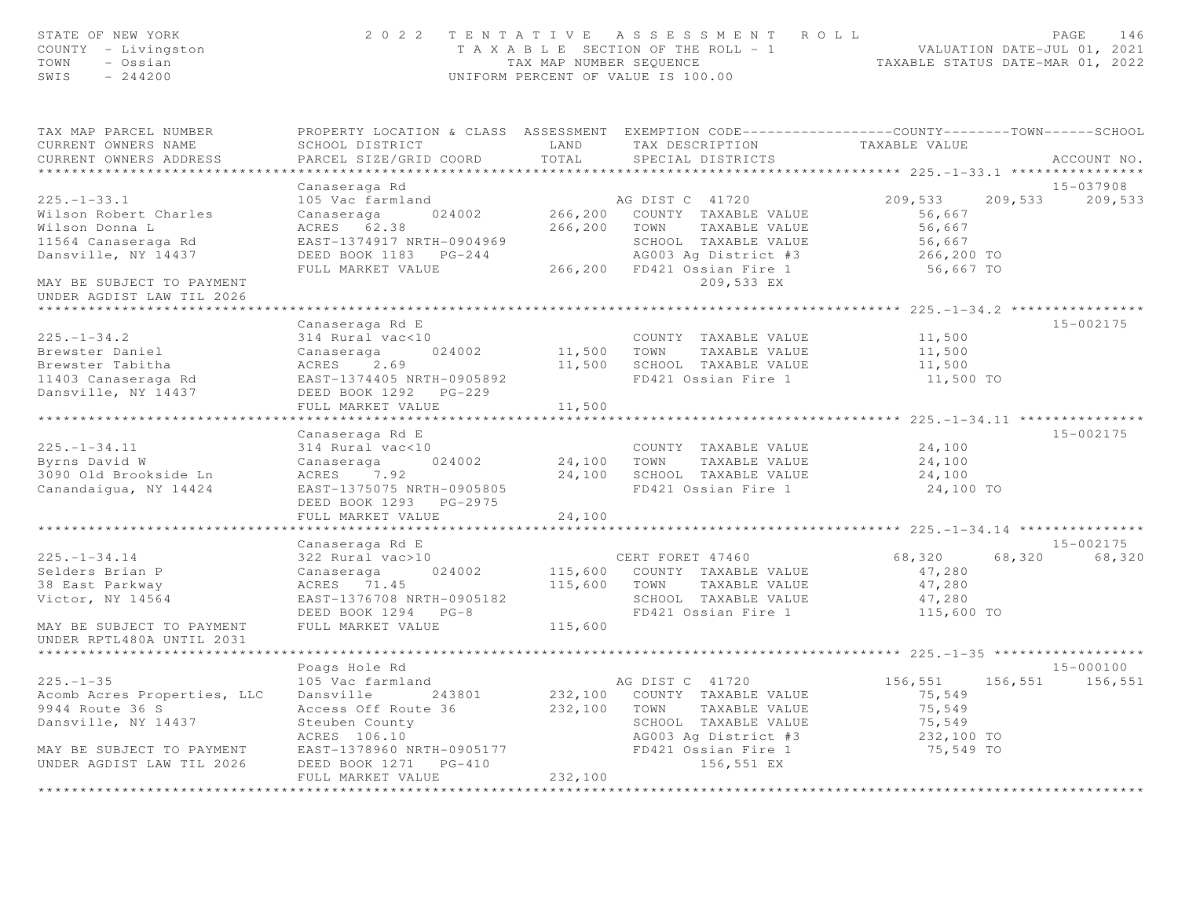STATE OF NEW YORK
COUNTY - Livingston
TOWN - Ossian
SWIS - 244200

2022 TENTATIVE ASSESSMENT ROLL
TAXABLE SECTION OF THE ROLL - 1
TAX MAP NUMBER SEQUENCE
UNIFORM PERCENT OF VALUE IS 100.00

VALUATION DATE-JUL 01, 2021
TAXABLE STATUS DATE-MAR 01, 2022

| TAX MAP PARCEL NUMBER / CURRENT OWNERS NAME / CURRENT OWNERS ADDRESS | PROPERTY LOCATION & CLASS / SCHOOL DISTRICT / PARCEL SIZE/GRID COORD | ASSESSMENT LAND / TOTAL | EXEMPTION CODE / TAX DESCRIPTION / SPECIAL DISTRICTS | COUNTY | TOWN | SCHOOL / ACCOUNT NO. |
|---|---|---|---|---|---|---|
| **225.-1-33.1** | Canaseraga Rd | | | | | 15-037908 |
| 225.-1-33.1 | 105 Vac farmland | | AG DIST C 41720 | 209,533 | 209,533 | 209,533 |
| Wilson Robert Charles | Canaseraga 024002 | 266,200 | COUNTY TAXABLE VALUE | 56,667 | | |
| Wilson Donna L | ACRES 62.38 | 266,200 | TOWN TAXABLE VALUE | 56,667 | | |
| 11564 Canaseraga Rd | EAST-1374917 NRTH-0904969 | | SCHOOL TAXABLE VALUE | 56,667 | | |
| Dansville, NY 14437 | DEED BOOK 1183 PG-244 | | AG003 Ag District #3 | 266,200 TO | | |
| | FULL MARKET VALUE | 266,200 | FD421 Ossian Fire 1 | 56,667 TO | | |
| MAY BE SUBJECT TO PAYMENT | | | 209,533 EX | | | |
| UNDER AGDIST LAW TIL 2026 | | | | | | |
| **225.-1-34.2** | Canaseraga Rd E | | | | | 15-002175 |
| 225.-1-34.2 | 314 Rural vac<10 | | COUNTY TAXABLE VALUE | 11,500 | | |
| Brewster Daniel | Canaseraga 024002 | 11,500 | TOWN TAXABLE VALUE | 11,500 | | |
| Brewster Tabitha | ACRES 2.69 | 11,500 | SCHOOL TAXABLE VALUE | 11,500 | | |
| 11403 Canaseraga Rd | EAST-1374405 NRTH-0905892 | | FD421 Ossian Fire 1 | 11,500 TO | | |
| Dansville, NY 14437 | DEED BOOK 1292 PG-229 | | | | | |
| | FULL MARKET VALUE | 11,500 | | | | |
| **225.-1-34.11** | Canaseraga Rd E | | | | | 15-002175 |
| 225.-1-34.11 | 314 Rural vac<10 | | COUNTY TAXABLE VALUE | 24,100 | | |
| Byrns David W | Canaseraga 024002 | 24,100 | TOWN TAXABLE VALUE | 24,100 | | |
| 3090 Old Brookside Ln | ACRES 7.92 | 24,100 | SCHOOL TAXABLE VALUE | 24,100 | | |
| Canandaigua, NY 14424 | EAST-1375075 NRTH-0905805 | | FD421 Ossian Fire 1 | 24,100 TO | | |
| | DEED BOOK 1293 PG-2975 | | | | | |
| | FULL MARKET VALUE | 24,100 | | | | |
| **225.-1-34.14** | Canaseraga Rd E | | | | | 15-002175 |
| 225.-1-34.14 | 322 Rural vac>10 | | CERT FORET 47460 | 68,320 | 68,320 | 68,320 |
| Selders Brian P | Canaseraga 024002 | 115,600 | COUNTY TAXABLE VALUE | 47,280 | | |
| 38 East Parkway | ACRES 71.45 | 115,600 | TOWN TAXABLE VALUE | 47,280 | | |
| Victor, NY 14564 | EAST-1376708 NRTH-0905182 | | SCHOOL TAXABLE VALUE | 47,280 | | |
| | DEED BOOK 1294 PG-8 | | FD421 Ossian Fire 1 | 115,600 TO | | |
| MAY BE SUBJECT TO PAYMENT | FULL MARKET VALUE | 115,600 | | | | |
| UNDER RPTL480A UNTIL 2031 | | | | | | |
| **225.-1-35** | Poags Hole Rd | | | | | 15-000100 |
| 225.-1-35 | 105 Vac farmland | | AG DIST C 41720 | 156,551 | 156,551 | 156,551 |
| Acomb Acres Properties, LLC | Dansville 243801 | 232,100 | COUNTY TAXABLE VALUE | 75,549 | | |
| 9944 Route 36 S | Access Off Route 36 | 232,100 | TOWN TAXABLE VALUE | 75,549 | | |
| Dansville, NY 14437 | Steuben County | | SCHOOL TAXABLE VALUE | 75,549 | | |
| | ACRES 106.10 | | AG003 Ag District #3 | 232,100 TO | | |
| MAY BE SUBJECT TO PAYMENT | EAST-1378960 NRTH-0905177 | | FD421 Ossian Fire 1 | 75,549 TO | | |
| UNDER AGDIST LAW TIL 2026 | DEED BOOK 1271 PG-410 | | 156,551 EX | | | |
| | FULL MARKET VALUE | 232,100 | | | | |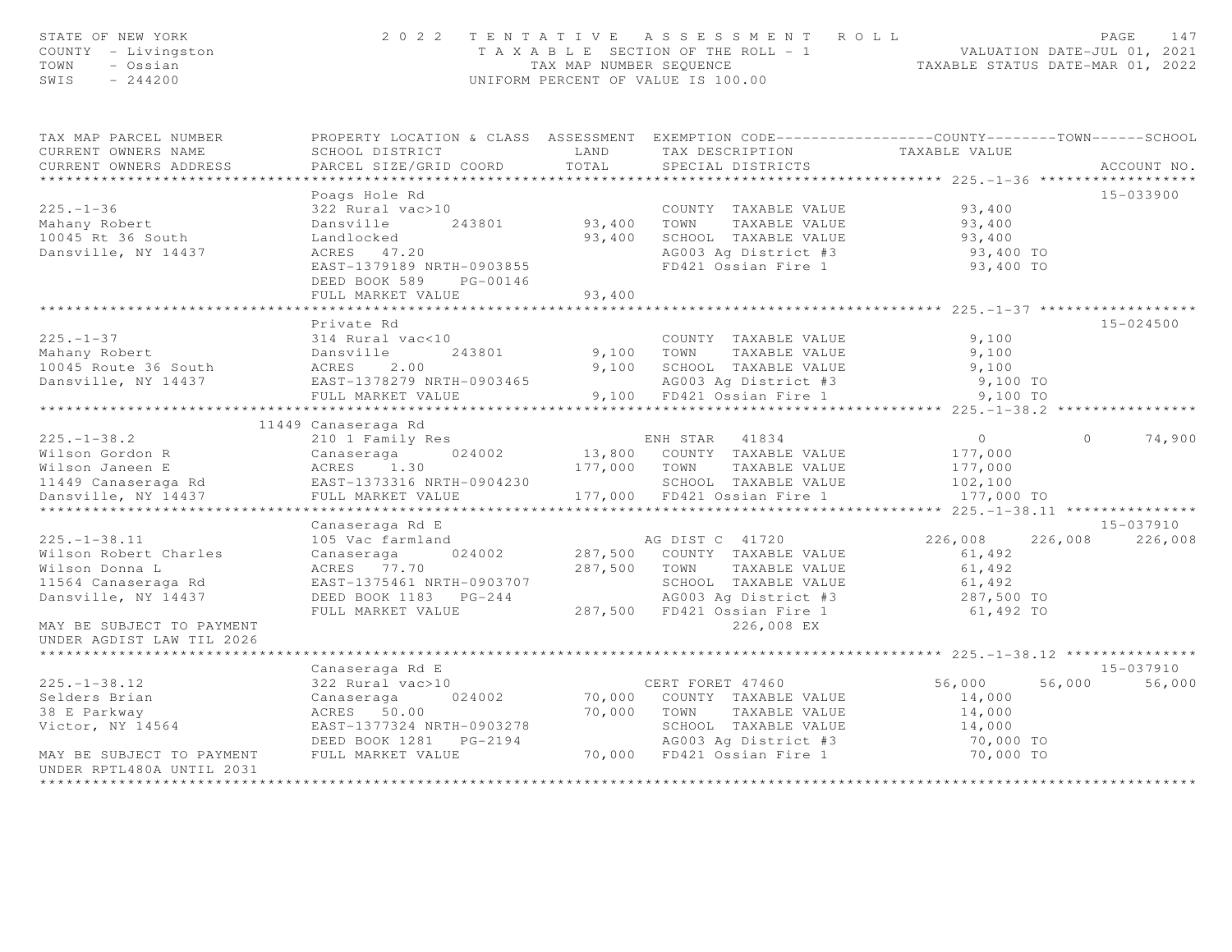STATE OF NEW YORK
COUNTY - Livingston
TOWN - Ossian
SWIS - 244200

2022 TENTATIVE ASSESSMENT ROLL
TAXABLE SECTION OF THE ROLL - 1
TAX MAP NUMBER SEQUENCE
UNIFORM PERCENT OF VALUE IS 100.00

VALUATION DATE-JUL 01, 2021
TAXABLE STATUS DATE-MAR 01, 2022

| TAX MAP PARCEL NUMBER / CURRENT OWNERS NAME / CURRENT OWNERS ADDRESS | PROPERTY LOCATION & CLASS / SCHOOL DISTRICT / PARCEL SIZE/GRID COORD | ASSESSMENT LAND | ASSESSMENT TOTAL | EXEMPTION CODE / TAX DESCRIPTION / SPECIAL DISTRICTS | COUNTY TAXABLE VALUE | TOWN | SCHOOL | ACCOUNT NO. |
|---|---|---|---|---|---|---|---|---|
| **225.-1-36** | Poags Hole Rd | | | | | | | 15-033900 |
| 225.-1-36 | 322 Rural vac>10 | | | COUNTY TAXABLE VALUE | 93,400 | | | |
| Mahany Robert | Dansville 243801 | 93,400 | | TOWN TAXABLE VALUE | 93,400 | | | |
| 10045 Rt 36 South | Landlocked | | 93,400 | SCHOOL TAXABLE VALUE | 93,400 | | | |
| Dansville, NY 14437 | ACRES 47.20 | | | AG003 Ag District #3 | 93,400 TO | | | |
| | EAST-1379189 NRTH-0903855 | | | FD421 Ossian Fire 1 | 93,400 TO | | | |
| | DEED BOOK 589 PG-00146 | | | | | | | |
| | FULL MARKET VALUE | | 93,400 | | | | | |
| **225.-1-37** | Private Rd | | | | | | | 15-024500 |
| 225.-1-37 | 314 Rural vac<10 | | | COUNTY TAXABLE VALUE | 9,100 | | | |
| Mahany Robert | Dansville 243801 | 9,100 | | TOWN TAXABLE VALUE | 9,100 | | | |
| 10045 Route 36 South | ACRES 2.00 | | 9,100 | SCHOOL TAXABLE VALUE | 9,100 | | | |
| Dansville, NY 14437 | EAST-1378279 NRTH-0903465 | | | AG003 Ag District #3 | 9,100 TO | | | |
| | FULL MARKET VALUE | | 9,100 | FD421 Ossian Fire 1 | 9,100 TO | | | |
| **225.-1-38.2** | 11449 Canaseraga Rd | | | | | | | |
| 225.-1-38.2 | 210 1 Family Res | | | ENH STAR 41834 | 0 | 0 | 74,900 | |
| Wilson Gordon R | Canaseraga 024002 | 13,800 | | COUNTY TAXABLE VALUE | 177,000 | | | |
| Wilson Janeen E | ACRES 1.30 | | 177,000 | TOWN TAXABLE VALUE | 177,000 | | | |
| 11449 Canaseraga Rd | EAST-1373316 NRTH-0904230 | | | SCHOOL TAXABLE VALUE | 102,100 | | | |
| Dansville, NY 14437 | FULL MARKET VALUE | | 177,000 | FD421 Ossian Fire 1 | 177,000 TO | | | |
| **225.-1-38.11** | Canaseraga Rd E | | | | | | | 15-037910 |
| 225.-1-38.11 | 105 Vac farmland | | | AG DIST C 41720 | 226,008 | 226,008 | 226,008 | |
| Wilson Robert Charles | Canaseraga 024002 | 287,500 | | COUNTY TAXABLE VALUE | 61,492 | | | |
| Wilson Donna L | ACRES 77.70 | | 287,500 | TOWN TAXABLE VALUE | 61,492 | | | |
| 11564 Canaseraga Rd | EAST-1375461 NRTH-0903707 | | | SCHOOL TAXABLE VALUE | 61,492 | | | |
| Dansville, NY 14437 | DEED BOOK 1183 PG-244 | | | AG003 Ag District #3 | 287,500 TO | | | |
| | FULL MARKET VALUE | | 287,500 | FD421 Ossian Fire 1 | 61,492 TO | | | |
| MAY BE SUBJECT TO PAYMENT UNDER AGDIST LAW TIL 2026 | | | | 226,008 EX | | | | |
| **225.-1-38.12** | Canaseraga Rd E | | | | | | | 15-037910 |
| 225.-1-38.12 | 322 Rural vac>10 | | | CERT FORET 47460 | 56,000 | 56,000 | 56,000 | |
| Selders Brian | Canaseraga 024002 | 70,000 | | COUNTY TAXABLE VALUE | 14,000 | | | |
| 38 E Parkway | ACRES 50.00 | | 70,000 | TOWN TAXABLE VALUE | 14,000 | | | |
| Victor, NY 14564 | EAST-1377324 NRTH-0903278 | | | SCHOOL TAXABLE VALUE | 14,000 | | | |
| | DEED BOOK 1281 PG-2194 | | | AG003 Ag District #3 | 70,000 TO | | | |
| MAY BE SUBJECT TO PAYMENT UNDER RPTL480A UNTIL 2031 | FULL MARKET VALUE | | 70,000 | FD421 Ossian Fire 1 | 70,000 TO | | | |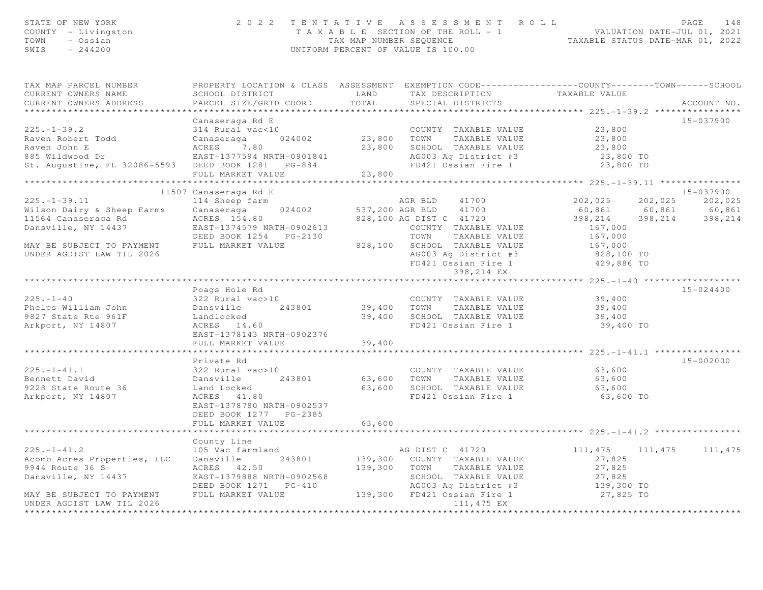STATE OF NEW YORK — 2022 TENTATIVE ASSESSMENT ROLL
COUNTY - Livingston — TAXABLE SECTION OF THE ROLL - 1 — VALUATION DATE-JUL 01, 2021
TOWN - Ossian — TAX MAP NUMBER SEQUENCE — TAXABLE STATUS DATE-MAR 01, 2022
SWIS - 244200 — UNIFORM PERCENT OF VALUE IS 100.00

| TAX MAP PARCEL NUMBER / CURRENT OWNERS NAME / CURRENT OWNERS ADDRESS | PROPERTY LOCATION & CLASS / SCHOOL DISTRICT / PARCEL SIZE/GRID COORD | ASSESSMENT LAND / TOTAL | EXEMPTION CODE / TAX DESCRIPTION / SPECIAL DISTRICTS | COUNTY TAXABLE VALUE | TOWN | SCHOOL | ACCOUNT NO. |
|---|---|---|---|---|---|---|---|
| **225.-1-39.2** | Canaseraga Rd E | | | | | | 15-037900 |
| 225.-1-39.2 | 314 Rural vac<10 | | COUNTY TAXABLE VALUE | 23,800 | | | |
| Raven Robert Todd | Canaseraga 024002 | 23,800 | TOWN TAXABLE VALUE | 23,800 | | | |
| Raven John E | ACRES 7.80 | 23,800 | SCHOOL TAXABLE VALUE | 23,800 | | | |
| 885 Wildwood Dr | EAST-1377594 NRTH-0901841 | | AG003 Ag District #3 | 23,800 TO | | | |
| St. Augustine, FL 32086-5593 | DEED BOOK 1281 PG-884 | | FD421 Ossian Fire 1 | 23,800 TO | | | |
| | FULL MARKET VALUE | 23,800 | | | | | |
| **225.-1-39.11** | 11507 Canaseraga Rd E | | | | | | 15-037900 |
| 225.-1-39.11 | 114 Sheep farm | | AGR BLD 41700 | 202,025 | 202,025 | 202,025 | |
| Wilson Dairy & Sheep Farms | Canaseraga 024002 | 537,200 | AGR BLD 41700 | 60,861 | 60,861 | 60,861 | |
| 11564 Canaseraga Rd | ACRES 154.80 | 828,100 | AG DIST C 41720 | 398,214 | 398,214 | 398,214 | |
| Dansville, NY 14437 | EAST-1374579 NRTH-0902613 | | COUNTY TAXABLE VALUE | 167,000 | | | |
| | DEED BOOK 1254 PG-2130 | | TOWN TAXABLE VALUE | 167,000 | | | |
| MAY BE SUBJECT TO PAYMENT | FULL MARKET VALUE | 828,100 | SCHOOL TAXABLE VALUE | 167,000 | | | |
| UNDER AGDIST LAW TIL 2026 | | | AG003 Ag District #3 | 828,100 TO | | | |
| | | | FD421 Ossian Fire 1 | 429,886 TO | | | |
| | | | 398,214 EX | | | | |
| **225.-1-40** | Poags Hole Rd | | | | | | 15-024400 |
| 225.-1-40 | 322 Rural vac>10 | | COUNTY TAXABLE VALUE | 39,400 | | | |
| Phelps William John | Dansville 243801 | 39,400 | TOWN TAXABLE VALUE | 39,400 | | | |
| 9827 State Rte 961F | Landlocked | 39,400 | SCHOOL TAXABLE VALUE | 39,400 | | | |
| Arkport, NY 14807 | ACRES 14.60 | | FD421 Ossian Fire 1 | 39,400 TO | | | |
| | EAST-1378143 NRTH-0902376 | | | | | | |
| | FULL MARKET VALUE | 39,400 | | | | | |
| **225.-1-41.1** | Private Rd | | | | | | 15-002000 |
| 225.-1-41.1 | 322 Rural vac>10 | | COUNTY TAXABLE VALUE | 63,600 | | | |
| Bennett David | Dansville 243801 | 63,600 | TOWN TAXABLE VALUE | 63,600 | | | |
| 9228 State Route 36 | Land Locked | 63,600 | SCHOOL TAXABLE VALUE | 63,600 | | | |
| Arkport, NY 14807 | ACRES 41.80 | | FD421 Ossian Fire 1 | 63,600 TO | | | |
| | EAST-1378780 NRTH-0902537 | | | | | | |
| | DEED BOOK 1277 PG-2385 | | | | | | |
| | FULL MARKET VALUE | 63,600 | | | | | |
| **225.-1-41.2** | County Line | | | | | | |
| 225.-1-41.2 | 105 Vac farmland | | AG DIST C 41720 | 111,475 | 111,475 | 111,475 | |
| Acomb Acres Properties, LLC | Dansville 243801 | 139,300 | COUNTY TAXABLE VALUE | 27,825 | | | |
| 9944 Route 36 S | ACRES 42.50 | 139,300 | TOWN TAXABLE VALUE | 27,825 | | | |
| Dansville, NY 14437 | EAST-1379888 NRTH-0902568 | | SCHOOL TAXABLE VALUE | 27,825 | | | |
| | DEED BOOK 1271 PG-410 | | AG003 Ag District #3 | 139,300 TO | | | |
| MAY BE SUBJECT TO PAYMENT | FULL MARKET VALUE | 139,300 | FD421 Ossian Fire 1 | 27,825 TO | | | |
| UNDER AGDIST LAW TIL 2026 | | | 111,475 EX | | | | |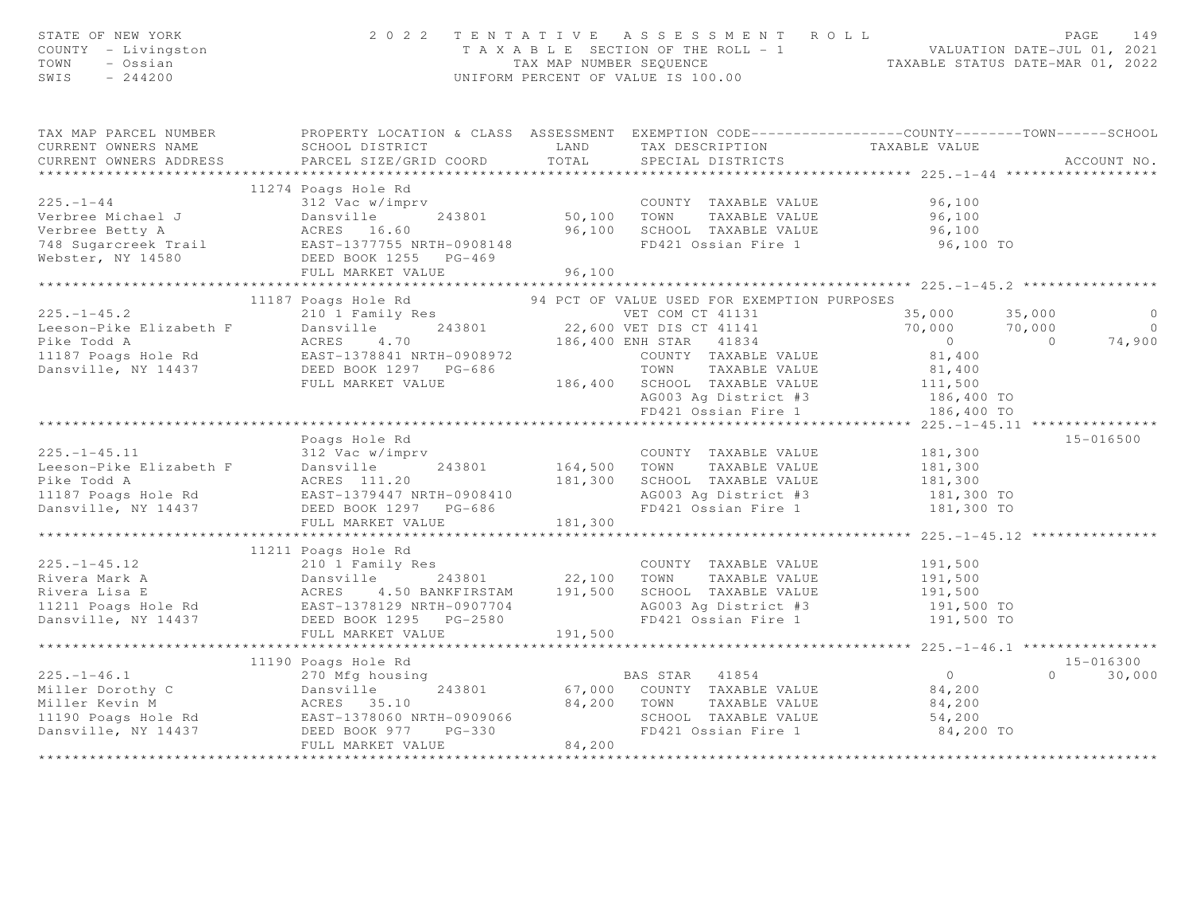STATE OF NEW YORK — 2022 TENTATIVE ASSESSMENT ROLL — PAGE 149
COUNTY - Livingston — TAXABLE SECTION OF THE ROLL - 1 — VALUATION DATE-JUL 01, 2021
TOWN - Ossian — TAX MAP NUMBER SEQUENCE — TAXABLE STATUS DATE-MAR 01, 2022
SWIS - 244200 — UNIFORM PERCENT OF VALUE IS 100.00

| TAX MAP PARCEL NUMBER / CURRENT OWNERS NAME / CURRENT OWNERS ADDRESS | PROPERTY LOCATION & CLASS / SCHOOL DISTRICT / PARCEL SIZE/GRID COORD | ASSESSMENT LAND / TOTAL | EXEMPTION CODE / TAX DESCRIPTION / SPECIAL DISTRICTS | COUNTY TAXABLE VALUE | TOWN | SCHOOL | ACCOUNT NO. |
|---|---|---|---|---|---|---|---|
| **225.-1-44** | 11274 Poags Hole Rd | | | | | | |
| | 312 Vac w/imprv | | COUNTY TAXABLE VALUE | 96,100 | | | |
| Verbree Michael J | Dansville 243801 | 50,100 | TOWN TAXABLE VALUE | 96,100 | | | |
| Verbree Betty A | ACRES 16.60 | 96,100 | SCHOOL TAXABLE VALUE | 96,100 | | | |
| 748 Sugarcreek Trail | EAST-1377755 NRTH-0908148 | | FD421 Ossian Fire 1 | 96,100 TO | | | |
| Webster, NY 14580 | DEED BOOK 1255 PG-469 | | | | | | |
| | FULL MARKET VALUE | 96,100 | | | | | |
| **225.-1-45.2** | 11187 Poags Hole Rd | | 94 PCT OF VALUE USED FOR EXEMPTION PURPOSES | | | | |
| | 210 1 Family Res | | VET COM CT 41131 | 35,000 | 35,000 | 0 | |
| Leeson-Pike Elizabeth F | Dansville 243801 | 22,600 | VET DIS CT 41141 | 70,000 | 70,000 | 0 | |
| Pike Todd A | ACRES 4.70 | 186,400 | ENH STAR 41834 | 0 | 0 | 74,900 | |
| 11187 Poags Hole Rd | EAST-1378841 NRTH-0908972 | | COUNTY TAXABLE VALUE | 81,400 | | | |
| Dansville, NY 14437 | DEED BOOK 1297 PG-686 | | TOWN TAXABLE VALUE | 81,400 | | | |
| | FULL MARKET VALUE | 186,400 | SCHOOL TAXABLE VALUE | 111,500 | | | |
| | | | AG003 Ag District #3 | 186,400 TO | | | |
| | | | FD421 Ossian Fire 1 | 186,400 TO | | | |
| **225.-1-45.11** | Poags Hole Rd | | | | | | 15-016500 |
| | 312 Vac w/imprv | | COUNTY TAXABLE VALUE | 181,300 | | | |
| Leeson-Pike Elizabeth F | Dansville 243801 | 164,500 | TOWN TAXABLE VALUE | 181,300 | | | |
| Pike Todd A | ACRES 111.20 | 181,300 | SCHOOL TAXABLE VALUE | 181,300 | | | |
| 11187 Poags Hole Rd | EAST-1379447 NRTH-0908410 | | AG003 Ag District #3 | 181,300 TO | | | |
| Dansville, NY 14437 | DEED BOOK 1297 PG-686 | | FD421 Ossian Fire 1 | 181,300 TO | | | |
| | FULL MARKET VALUE | 181,300 | | | | | |
| **225.-1-45.12** | 11211 Poags Hole Rd | | | | | | |
| | 210 1 Family Res | | COUNTY TAXABLE VALUE | 191,500 | | | |
| Rivera Mark A | Dansville 243801 | 22,100 | TOWN TAXABLE VALUE | 191,500 | | | |
| Rivera Lisa E | ACRES 4.50 BANKFIRSTAM | 191,500 | SCHOOL TAXABLE VALUE | 191,500 | | | |
| 11211 Poags Hole Rd | EAST-1378129 NRTH-0907704 | | AG003 Ag District #3 | 191,500 TO | | | |
| Dansville, NY 14437 | DEED BOOK 1295 PG-2580 | | FD421 Ossian Fire 1 | 191,500 TO | | | |
| | FULL MARKET VALUE | 191,500 | | | | | |
| **225.-1-46.1** | 11190 Poags Hole Rd | | | | | | 15-016300 |
| | 270 Mfg housing | | BAS STAR 41854 | 0 | 0 | 30,000 | |
| Miller Dorothy C | Dansville 243801 | 67,000 | COUNTY TAXABLE VALUE | 84,200 | | | |
| Miller Kevin M | ACRES 35.10 | 84,200 | TOWN TAXABLE VALUE | 84,200 | | | |
| 11190 Poags Hole Rd | EAST-1378060 NRTH-0909066 | | SCHOOL TAXABLE VALUE | 54,200 | | | |
| Dansville, NY 14437 | DEED BOOK 977 PG-330 | | FD421 Ossian Fire 1 | 84,200 TO | | | |
| | FULL MARKET VALUE | 84,200 | | | | | |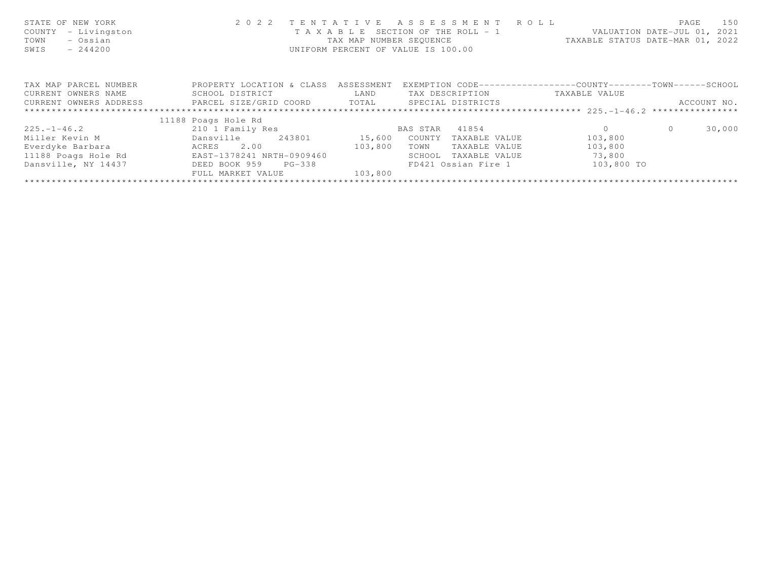STATE OF NEW YORK
COUNTY - Livingston
TOWN - Ossian
SWIS - 244200

2022 TENTATIVE ASSESSMENT ROLL
TAXABLE SECTION OF THE ROLL - 1
TAX MAP NUMBER SEQUENCE
UNIFORM PERCENT OF VALUE IS 100.00

VALUATION DATE-JUL 01, 2021
TAXABLE STATUS DATE-MAR 01, 2022

| TAX MAP PARCEL NUMBER / CURRENT OWNERS NAME / CURRENT OWNERS ADDRESS | PROPERTY LOCATION & CLASS / SCHOOL DISTRICT / PARCEL SIZE/GRID COORD | ASSESSMENT LAND / TOTAL | EXEMPTION CODE / TAX DESCRIPTION / SPECIAL DISTRICTS | COUNTY TAXABLE VALUE | TOWN | SCHOOL / ACCOUNT NO. |
|---|---|---|---|---|---|---|
| 225.-1-46.2 | 11188 Poags Hole Rd | | | | | |
| 225.-1-46.2 | 210 1 Family Res | | BAS STAR 41854 | 0 | 0 | 30,000 |
| Miller Kevin M | Dansville 243801 | 15,600 | COUNTY TAXABLE VALUE | 103,800 | | |
| Everdyke Barbara | ACRES 2.00 | 103,800 | TOWN TAXABLE VALUE | 103,800 | | |
| 11188 Poags Hole Rd | EAST-1378241 NRTH-0909460 | | SCHOOL TAXABLE VALUE | 73,800 | | |
| Dansville, NY 14437 | DEED BOOK 959 PG-338 | | FD421 Ossian Fire 1 | 103,800 TO | | |
| | FULL MARKET VALUE | 103,800 | | | | |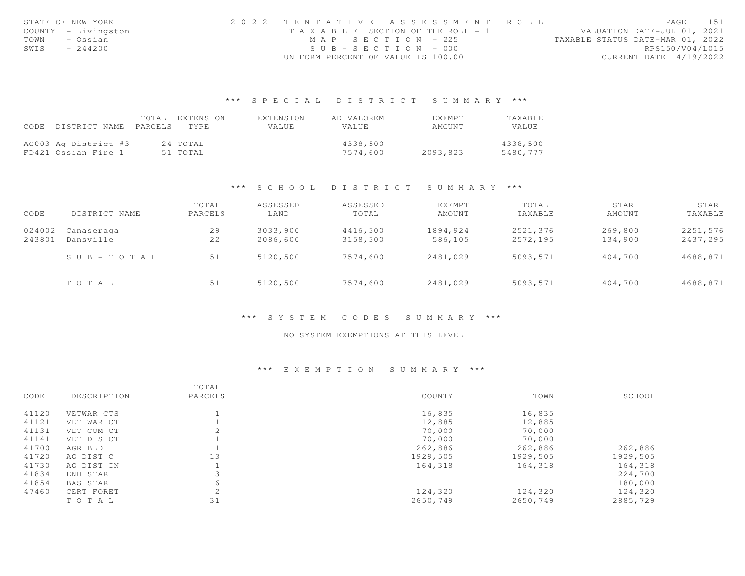STATE OF NEW YORK
COUNTY - Livingston
TOWN - Ossian
SWIS - 244200

2022 TENTATIVE ASSESSMENT ROLL
TAXABLE SECTION OF THE ROLL - 1
MAP SECTION - 225
SUB-SECTION - 000
UNIFORM PERCENT OF VALUE IS 100.00

VALUATION DATE-JUL 01, 2021
TAXABLE STATUS DATE-MAR 01, 2022
RPS150/V04/L015
CURRENT DATE 4/19/2022

## *** SPECIAL DISTRICT SUMMARY ***

| CODE | DISTRICT NAME | TOTAL PARCELS | EXTENSION TYPE | EXTENSION VALUE | AD VALOREM VALUE | EXEMPT AMOUNT | TAXABLE VALUE |
|---|---|---|---|---|---|---|---|
| AG003 | Ag District #3 | 24 | TOTAL | | 4338,500 | | 4338,500 |
| FD421 | Ossian Fire 1 | 51 | TOTAL | | 7574,600 | 2093,823 | 5480,777 |

## *** SCHOOL DISTRICT SUMMARY ***

| CODE | DISTRICT NAME | TOTAL PARCELS | ASSESSED LAND | ASSESSED TOTAL | EXEMPT AMOUNT | TOTAL TAXABLE | STAR AMOUNT | STAR TAXABLE |
|---|---|---|---|---|---|---|---|---|
| 024002 | Canaseraga | 29 | 3033,900 | 4416,300 | 1894,924 | 2521,376 | 269,800 | 2251,576 |
| 243801 | Dansville | 22 | 2086,600 | 3158,300 | 586,105 | 2572,195 | 134,900 | 2437,295 |
| | SUB-TOTAL | 51 | 5120,500 | 7574,600 | 2481,029 | 5093,571 | 404,700 | 4688,871 |
| | TOTAL | 51 | 5120,500 | 7574,600 | 2481,029 | 5093,571 | 404,700 | 4688,871 |

## *** SYSTEM CODES SUMMARY ***

NO SYSTEM EXEMPTIONS AT THIS LEVEL

## *** EXEMPTION SUMMARY ***

| CODE | DESCRIPTION | TOTAL PARCELS | COUNTY | TOWN | SCHOOL |
|---|---|---|---|---|---|
| 41120 | VETWAR CTS | 1 | 16,835 | 16,835 | |
| 41121 | VET WAR CT | 1 | 12,885 | 12,885 | |
| 41131 | VET COM CT | 2 | 70,000 | 70,000 | |
| 41141 | VET DIS CT | 1 | 70,000 | 70,000 | |
| 41700 | AGR BLD | 1 | 262,886 | 262,886 | 262,886 |
| 41720 | AG DIST C | 13 | 1929,505 | 1929,505 | 1929,505 |
| 41730 | AG DIST IN | 1 | 164,318 | 164,318 | 164,318 |
| 41834 | ENH STAR | 3 | | | 224,700 |
| 41854 | BAS STAR | 6 | | | 180,000 |
| 47460 | CERT FORET | 2 | 124,320 | 124,320 | 124,320 |
| | TOTAL | 31 | 2650,749 | 2650,749 | 2885,729 |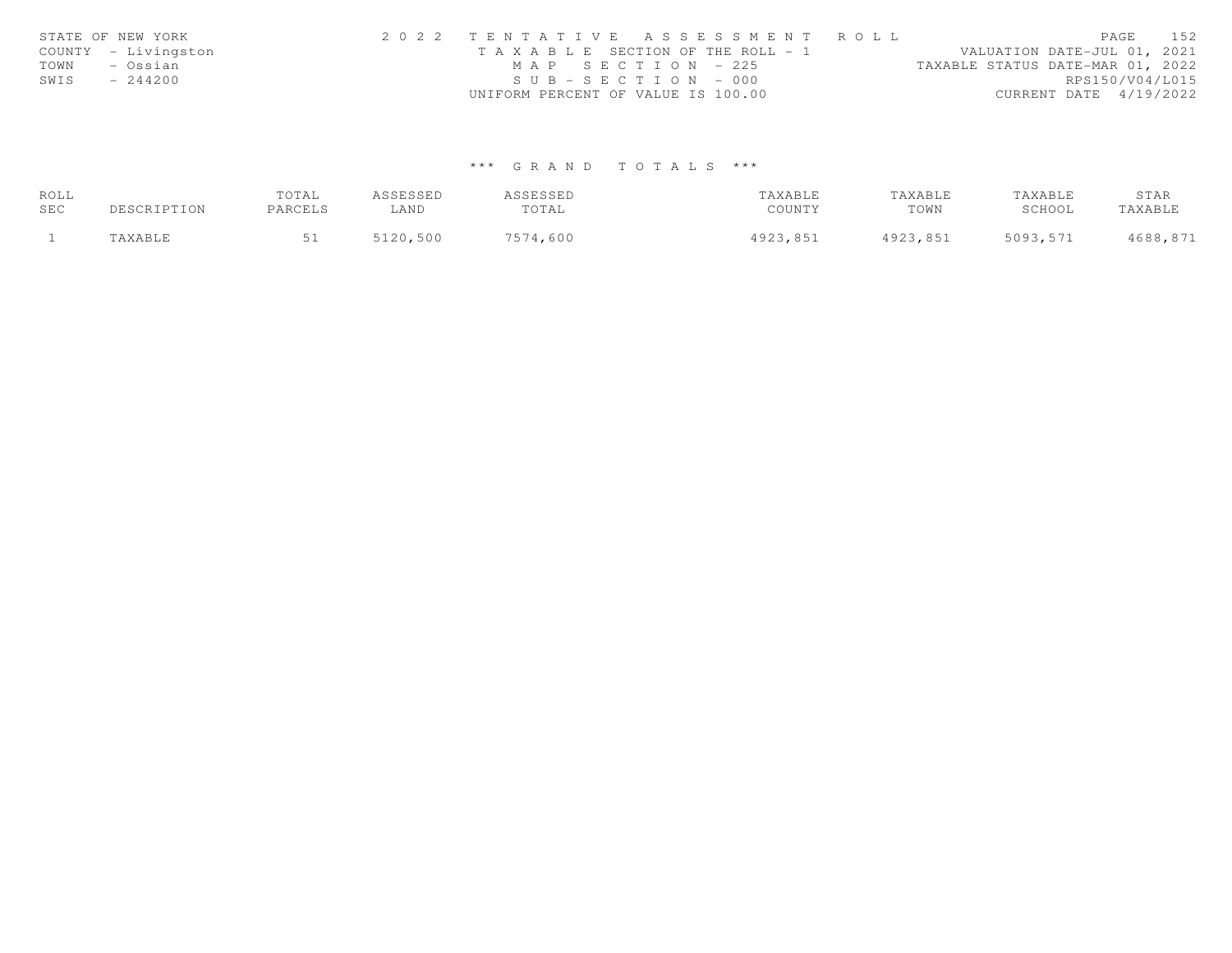STATE OF NEW YORK
COUNTY - Livingston
TOWN - Ossian
SWIS - 244200

2 0 2 2 T E N T A T I V E A S S E S S M E N T R O L L
T A X A B L E SECTION OF THE ROLL - 1
M A P S E C T I O N - 225
S U B - S E C T I O N - 000
UNIFORM PERCENT OF VALUE IS 100.00

VALUATION DATE-JUL 01, 2021
TAXABLE STATUS DATE-MAR 01, 2022
RPS150/V04/L015
CURRENT DATE 4/19/2022

*** G R A N D T O T A L S ***

| ROLL SEC | DESCRIPTION | TOTAL PARCELS | ASSESSED LAND | ASSESSED TOTAL | TAXABLE COUNTY | TAXABLE TOWN | TAXABLE SCHOOL | STAR TAXABLE |
|---|---|---|---|---|---|---|---|---|
| 1 | TAXABLE | 51 | 5120,500 | 7574,600 | 4923,851 | 4923,851 | 5093,571 | 4688,871 |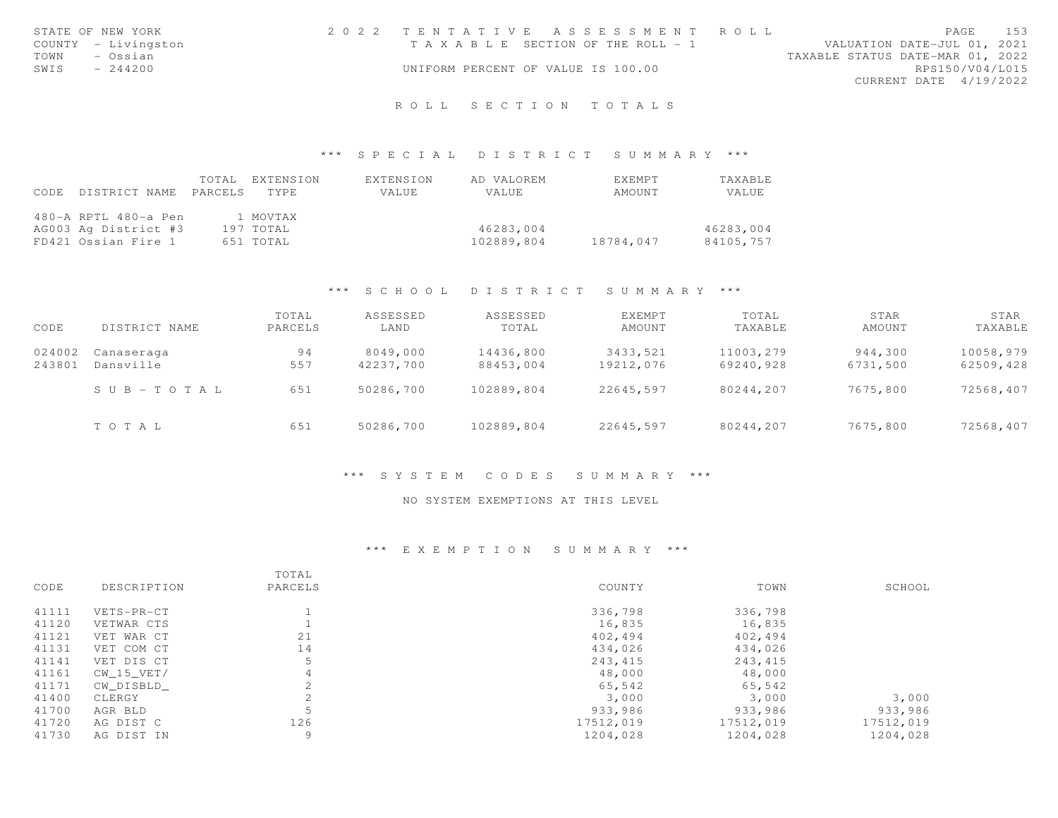STATE OF NEW YORK
COUNTY - Livingston
TOWN - Ossian
SWIS - 244200

# 2022 TENTATIVE ASSESSMENT ROLL

TAXABLE SECTION OF THE ROLL - 1

UNIFORM PERCENT OF VALUE IS 100.00

VALUATION DATE-JUL 01, 2021
TAXABLE STATUS DATE-MAR 01, 2022
RPS150/V04/L015
CURRENT DATE 4/19/2022

## ROLL SECTION TOTALS

### *** SPECIAL DISTRICT SUMMARY ***

| CODE | DISTRICT NAME | TOTAL PARCELS | EXTENSION TYPE | EXTENSION VALUE | AD VALOREM VALUE | EXEMPT AMOUNT | TAXABLE VALUE |
|---|---|---|---|---|---|---|---|
| 480-A | RPTL 480-a Pen | 1 | MOVTAX | | | | |
| AG003 | Ag District #3 | 197 | TOTAL | | 46283,004 | | 46283,004 |
| FD421 | Ossian Fire 1 | 651 | TOTAL | | 102889,804 | 18784,047 | 84105,757 |

### *** SCHOOL DISTRICT SUMMARY ***

| CODE | DISTRICT NAME | TOTAL PARCELS | ASSESSED LAND | ASSESSED TOTAL | EXEMPT AMOUNT | TOTAL TAXABLE | STAR AMOUNT | STAR TAXABLE |
|---|---|---|---|---|---|---|---|---|
| 024002 | Canaseraga | 94 | 8049,000 | 14436,800 | 3433,521 | 11003,279 | 944,300 | 10058,979 |
| 243801 | Dansville | 557 | 42237,700 | 88453,004 | 19212,076 | 69240,928 | 6731,500 | 62509,428 |
| | SUB-TOTAL | 651 | 50286,700 | 102889,804 | 22645,597 | 80244,207 | 7675,800 | 72568,407 |
| | TOTAL | 651 | 50286,700 | 102889,804 | 22645,597 | 80244,207 | 7675,800 | 72568,407 |

### *** SYSTEM CODES SUMMARY ***

NO SYSTEM EXEMPTIONS AT THIS LEVEL

### *** EXEMPTION SUMMARY ***

| CODE | DESCRIPTION | TOTAL PARCELS | COUNTY | TOWN | SCHOOL |
|---|---|---|---|---|---|
| 41111 | VETS-PR-CT | 1 | 336,798 | 336,798 | |
| 41120 | VETWAR CTS | 1 | 16,835 | 16,835 | |
| 41121 | VET WAR CT | 21 | 402,494 | 402,494 | |
| 41131 | VET COM CT | 14 | 434,026 | 434,026 | |
| 41141 | VET DIS CT | 5 | 243,415 | 243,415 | |
| 41161 | CW_15_VET/ | 4 | 48,000 | 48,000 | |
| 41171 | CW_DISBLD_ | 2 | 65,542 | 65,542 | |
| 41400 | CLERGY | 2 | 3,000 | 3,000 | 3,000 |
| 41700 | AGR BLD | 5 | 933,986 | 933,986 | 933,986 |
| 41720 | AG DIST C | 126 | 17512,019 | 17512,019 | 17512,019 |
| 41730 | AG DIST IN | 9 | 1204,028 | 1204,028 | 1204,028 |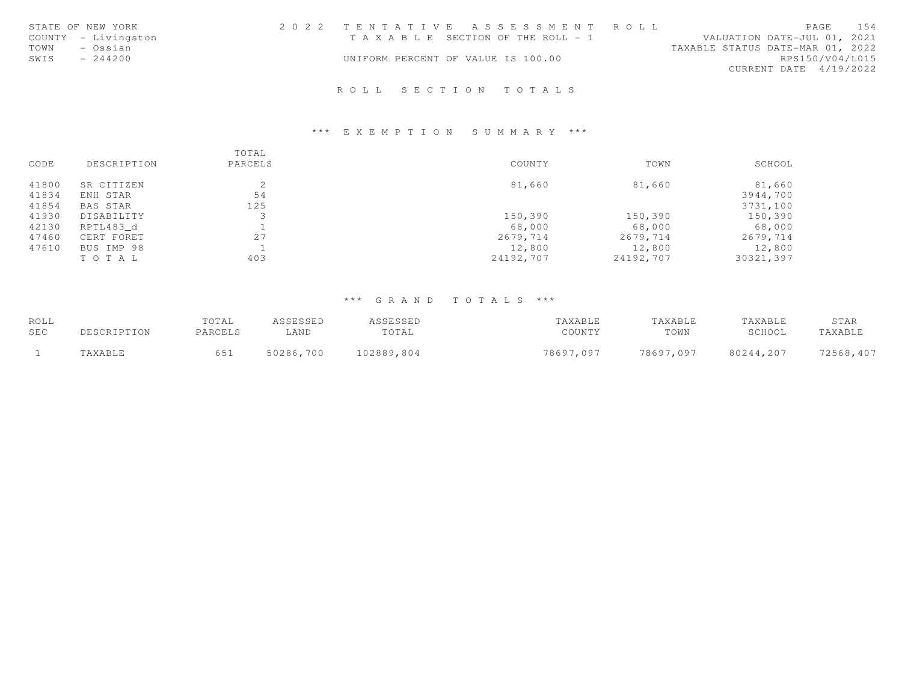STATE OF NEW YORK
COUNTY - Livingston
TOWN - Ossian
SWIS - 244200

2022 TENTATIVE ASSESSMENT ROLL
TAXABLE SECTION OF THE ROLL - 1
UNIFORM PERCENT OF VALUE IS 100.00

VALUATION DATE-JUL 01, 2021
TAXABLE STATUS DATE-MAR 01, 2022
RPS150/V04/L015
CURRENT DATE 4/19/2022

## ROLL SECTION TOTALS

### *** EXEMPTION SUMMARY ***

| CODE | DESCRIPTION | TOTAL PARCELS | COUNTY | TOWN | SCHOOL |
|---|---|---|---|---|---|
| 41800 | SR CITIZEN | 2 | 81,660 | 81,660 | 81,660 |
| 41834 | ENH STAR | 54 | | | 3944,700 |
| 41854 | BAS STAR | 125 | | | 3731,100 |
| 41930 | DISABILITY | 3 | 150,390 | 150,390 | 150,390 |
| 42130 | RPTL483_d | 1 | 68,000 | 68,000 | 68,000 |
| 47460 | CERT FORET | 27 | 2679,714 | 2679,714 | 2679,714 |
| 47610 | BUS IMP 98 | 1 | 12,800 | 12,800 | 12,800 |
| | TOTAL | 403 | 24192,707 | 24192,707 | 30321,397 |

### *** GRAND TOTALS ***

| ROLL SEC | DESCRIPTION | TOTAL PARCELS | ASSESSED LAND | ASSESSED TOTAL | TAXABLE COUNTY | TAXABLE TOWN | TAXABLE SCHOOL | STAR TAXABLE |
|---|---|---|---|---|---|---|---|---|
| 1 | TAXABLE | 651 | 50286,700 | 102889,804 | 78697,097 | 78697,097 | 80244,207 | 72568,407 |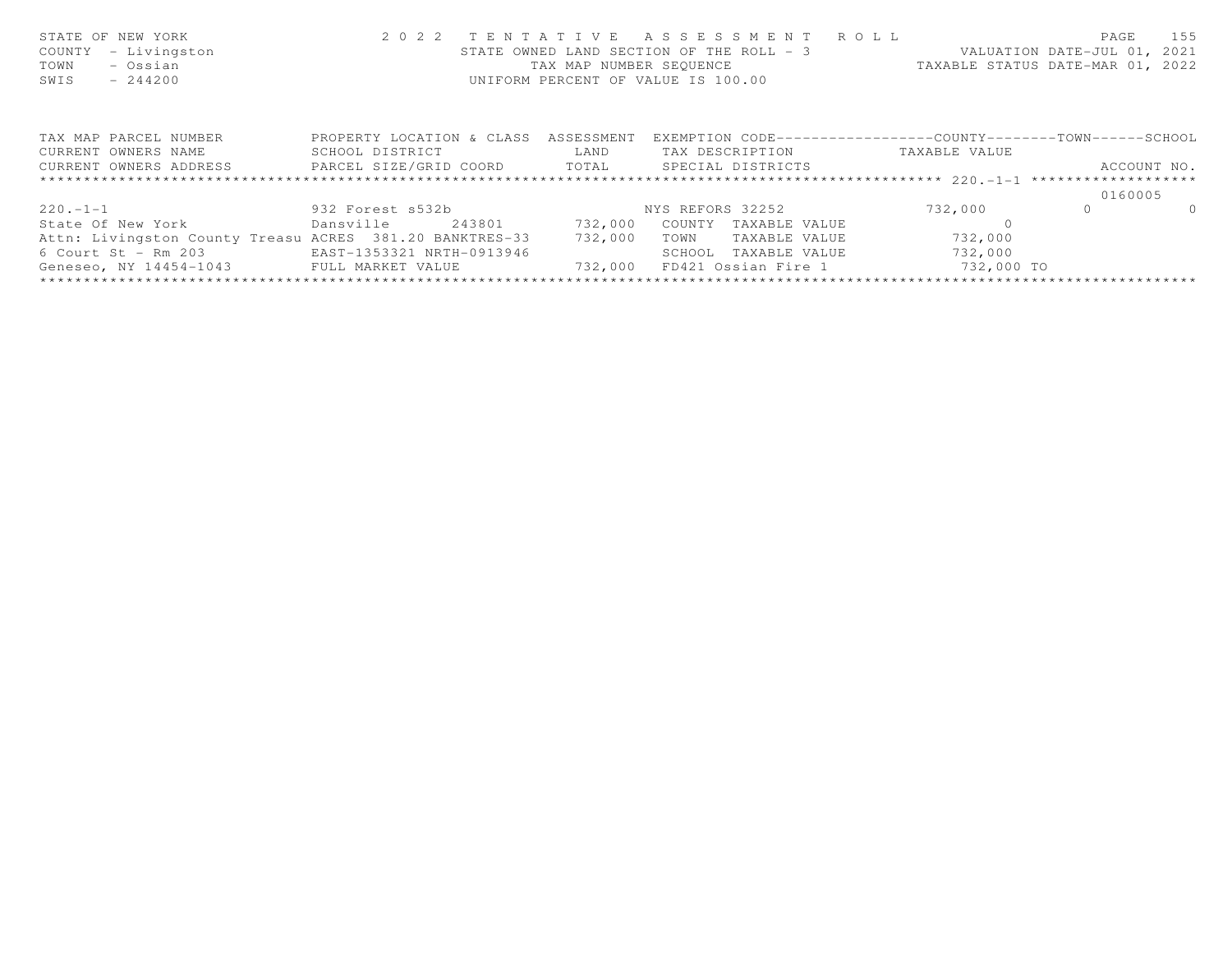STATE OF NEW YORK
COUNTY - Livingston
TOWN - Ossian
SWIS - 244200

2 0 2 2 T E N T A T I V E A S S E S S M E N T R O L L
STATE OWNED LAND SECTION OF THE ROLL - 3
TAX MAP NUMBER SEQUENCE
UNIFORM PERCENT OF VALUE IS 100.00

VALUATION DATE-JUL 01, 2021
TAXABLE STATUS DATE-MAR 01, 2022

| TAX MAP PARCEL NUMBER / CURRENT OWNERS NAME / CURRENT OWNERS ADDRESS | PROPERTY LOCATION & CLASS / SCHOOL DISTRICT / PARCEL SIZE/GRID COORD | ASSESSMENT LAND / TOTAL | EXEMPTION CODE / TAX DESCRIPTION / SPECIAL DISTRICTS | COUNTY TAXABLE VALUE | TOWN | SCHOOL / ACCOUNT NO. |
|---|---|---|---|---|---|---|
| 220.-1-1 | 932 Forest s532b | | NYS REFORS 32252 | 732,000 | 0 | 0 |
| | | | | | | 0160005 |
| State Of New York | Dansville 243801 | 732,000 | COUNTY TAXABLE VALUE | 0 | | |
| Attn: Livingston County Treasu | ACRES 381.20 BANKTRES-33 | 732,000 | TOWN TAXABLE VALUE | 732,000 | | |
| 6 Court St - Rm 203 | EAST-1353321 NRTH-0913946 | | SCHOOL TAXABLE VALUE | 732,000 | | |
| Geneseo, NY 14454-1043 | FULL MARKET VALUE | 732,000 | FD421 Ossian Fire 1 | 732,000 TO | | |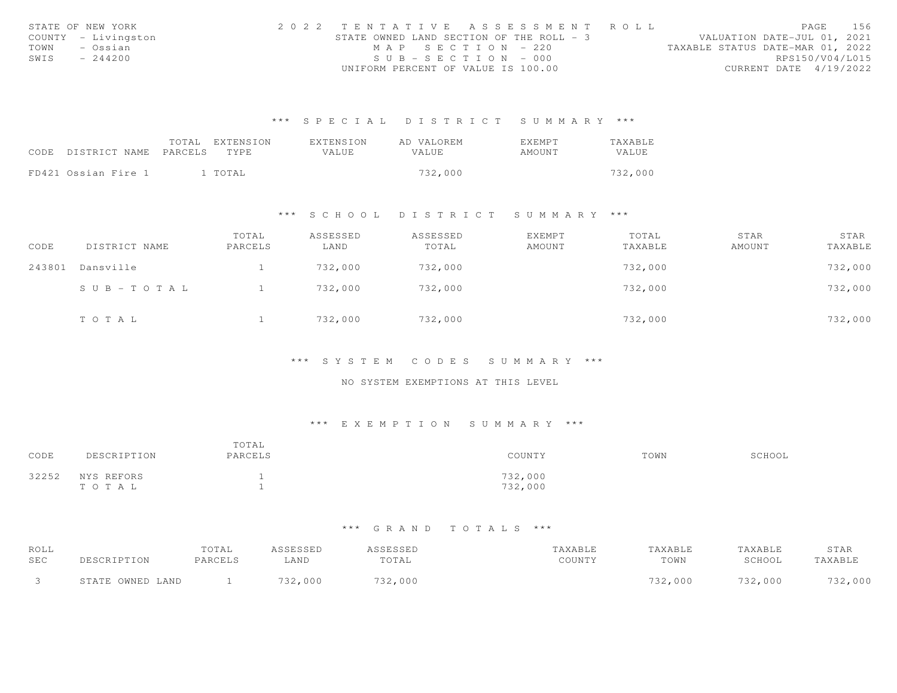STATE OF NEW YORK
COUNTY - Livingston
TOWN - Ossian
SWIS - 244200

2022 TENTATIVE ASSESSMENT ROLL
STATE OWNED LAND SECTION OF THE ROLL - 3
MAP SECTION - 220
SUB-SECTION - 000
UNIFORM PERCENT OF VALUE IS 100.00

VALUATION DATE-JUL 01, 2021
TAXABLE STATUS DATE-MAR 01, 2022
RPS150/V04/L015
CURRENT DATE 4/19/2022

### *** SPECIAL DISTRICT SUMMARY ***

| CODE | DISTRICT NAME | TOTAL PARCELS | EXTENSION TYPE | EXTENSION VALUE | AD VALOREM VALUE | EXEMPT AMOUNT | TAXABLE VALUE |
|---|---|---|---|---|---|---|---|
| FD421 | Ossian Fire 1 | 1 | TOTAL | | 732,000 | | 732,000 |

### *** SCHOOL DISTRICT SUMMARY ***

| CODE | DISTRICT NAME | TOTAL PARCELS | ASSESSED LAND | ASSESSED TOTAL | EXEMPT AMOUNT | TOTAL TAXABLE | STAR AMOUNT | STAR TAXABLE |
|---|---|---|---|---|---|---|---|---|
| 243801 | Dansville | 1 | 732,000 | 732,000 | | 732,000 | | 732,000 |
| | SUB-TOTAL | 1 | 732,000 | 732,000 | | 732,000 | | 732,000 |
| | TOTAL | 1 | 732,000 | 732,000 | | 732,000 | | 732,000 |

### *** SYSTEM CODES SUMMARY ***

NO SYSTEM EXEMPTIONS AT THIS LEVEL

### *** EXEMPTION SUMMARY ***

| CODE | DESCRIPTION | TOTAL PARCELS | COUNTY | TOWN | SCHOOL |
|---|---|---|---|---|---|
| 32252 | NYS REFORS | 1 | 732,000 | | |
| | TOTAL | 1 | 732,000 | | |

### *** GRAND TOTALS ***

| ROLL SEC | DESCRIPTION | TOTAL PARCELS | ASSESSED LAND | ASSESSED TOTAL | TAXABLE COUNTY | TAXABLE TOWN | TAXABLE SCHOOL | STAR TAXABLE |
|---|---|---|---|---|---|---|---|---|
| 3 | STATE OWNED LAND | 1 | 732,000 | 732,000 | | 732,000 | 732,000 | 732,000 |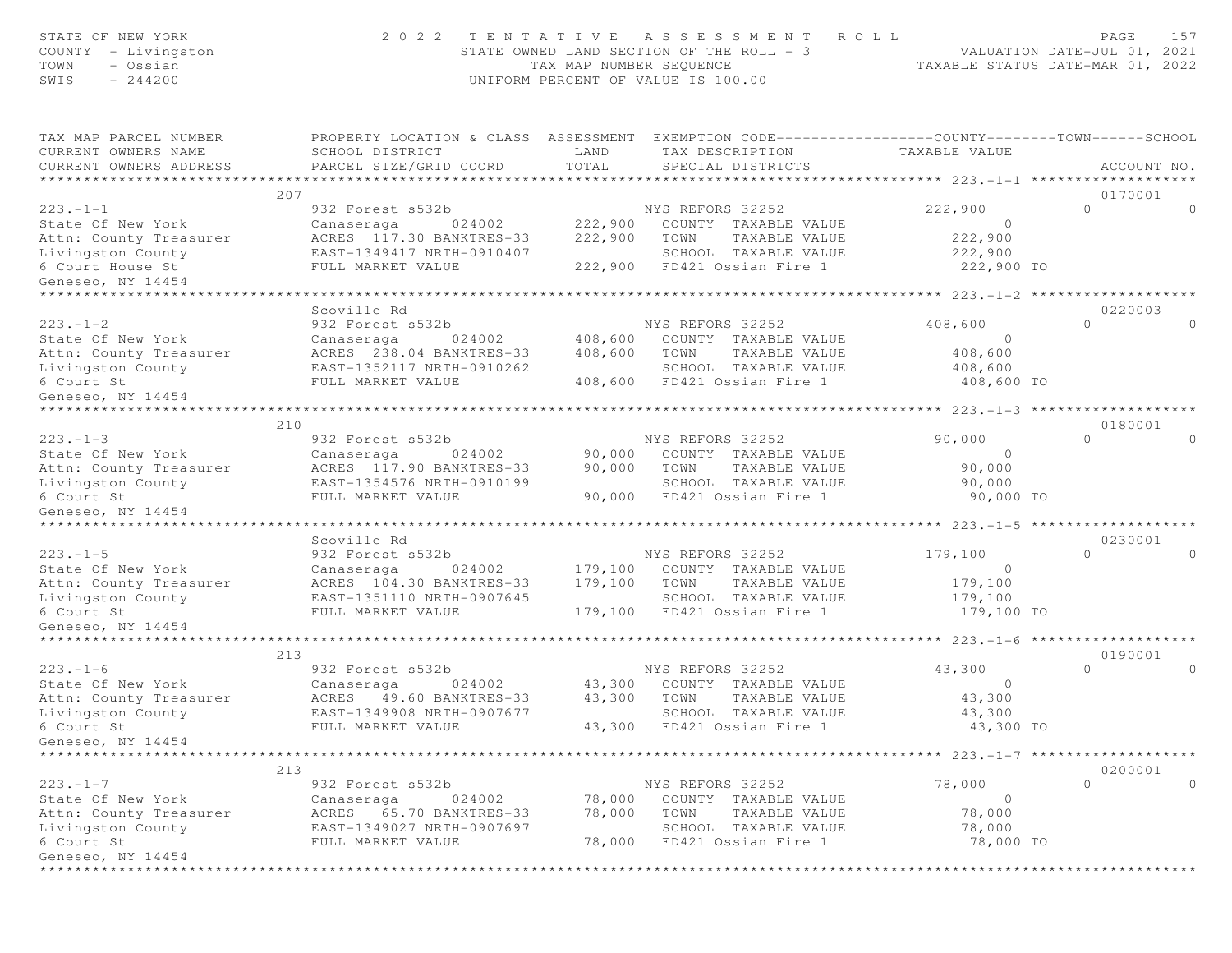STATE OF NEW YORK
COUNTY - Livingston
TOWN - Ossian
SWIS - 244200

# 2022 TENTATIVE ASSESSMENT ROLL

STATE OWNED LAND SECTION OF THE ROLL - 3
TAX MAP NUMBER SEQUENCE
UNIFORM PERCENT OF VALUE IS 100.00

VALUATION DATE-JUL 01, 2021
TAXABLE STATUS DATE-MAR 01, 2022

| TAX MAP PARCEL NUMBER / CURRENT OWNERS NAME / CURRENT OWNERS ADDRESS | PROPERTY LOCATION & CLASS / SCHOOL DISTRICT / PARCEL SIZE/GRID COORD | ASSESSMENT LAND / TOTAL | EXEMPTION CODE / TAX DESCRIPTION / SPECIAL DISTRICTS | COUNTY | TOWN | SCHOOL | ACCOUNT NO. |
|---|---|---|---|---|---|---|---|
| **223.-1-1** | 207 | | | | | | 0170001 |
| 223.-1-1 | 932 Forest s532b | | NYS REFORS 32252 | 222,900 | 0 | 0 | |
| State Of New York | Canaseraga 024002 | 222,900 | COUNTY TAXABLE VALUE | 0 | | | |
| Attn: County Treasurer | ACRES 117.30 BANKTRES-33 | 222,900 | TOWN TAXABLE VALUE | 222,900 | | | |
| Livingston County | EAST-1349417 NRTH-0910407 | | SCHOOL TAXABLE VALUE | 222,900 | | | |
| 6 Court House St | FULL MARKET VALUE | 222,900 | FD421 Ossian Fire 1 | 222,900 TO | | | |
| Geneseo, NY 14454 | | | | | | | |
| **223.-1-2** | Scoville Rd | | | | | | 0220003 |
| 223.-1-2 | 932 Forest s532b | | NYS REFORS 32252 | 408,600 | 0 | 0 | |
| State Of New York | Canaseraga 024002 | 408,600 | COUNTY TAXABLE VALUE | 0 | | | |
| Attn: County Treasurer | ACRES 238.04 BANKTRES-33 | 408,600 | TOWN TAXABLE VALUE | 408,600 | | | |
| Livingston County | EAST-1352117 NRTH-0910262 | | SCHOOL TAXABLE VALUE | 408,600 | | | |
| 6 Court St | FULL MARKET VALUE | 408,600 | FD421 Ossian Fire 1 | 408,600 TO | | | |
| Geneseo, NY 14454 | | | | | | | |
| **223.-1-3** | 210 | | | | | | 0180001 |
| 223.-1-3 | 932 Forest s532b | | NYS REFORS 32252 | 90,000 | 0 | 0 | |
| State Of New York | Canaseraga 024002 | 90,000 | COUNTY TAXABLE VALUE | 0 | | | |
| Attn: County Treasurer | ACRES 117.90 BANKTRES-33 | 90,000 | TOWN TAXABLE VALUE | 90,000 | | | |
| Livingston County | EAST-1354576 NRTH-0910199 | | SCHOOL TAXABLE VALUE | 90,000 | | | |
| 6 Court St | FULL MARKET VALUE | 90,000 | FD421 Ossian Fire 1 | 90,000 TO | | | |
| Geneseo, NY 14454 | | | | | | | |
| **223.-1-5** | Scoville Rd | | | | | | 0230001 |
| 223.-1-5 | 932 Forest s532b | | NYS REFORS 32252 | 179,100 | 0 | 0 | |
| State Of New York | Canaseraga 024002 | 179,100 | COUNTY TAXABLE VALUE | 0 | | | |
| Attn: County Treasurer | ACRES 104.30 BANKTRES-33 | 179,100 | TOWN TAXABLE VALUE | 179,100 | | | |
| Livingston County | EAST-1351110 NRTH-0907645 | | SCHOOL TAXABLE VALUE | 179,100 | | | |
| 6 Court St | FULL MARKET VALUE | 179,100 | FD421 Ossian Fire 1 | 179,100 TO | | | |
| Geneseo, NY 14454 | | | | | | | |
| **223.-1-6** | 213 | | | | | | 0190001 |
| 223.-1-6 | 932 Forest s532b | | NYS REFORS 32252 | 43,300 | 0 | 0 | |
| State Of New York | Canaseraga 024002 | 43,300 | COUNTY TAXABLE VALUE | 0 | | | |
| Attn: County Treasurer | ACRES 49.60 BANKTRES-33 | 43,300 | TOWN TAXABLE VALUE | 43,300 | | | |
| Livingston County | EAST-1349908 NRTH-0907677 | | SCHOOL TAXABLE VALUE | 43,300 | | | |
| 6 Court St | FULL MARKET VALUE | 43,300 | FD421 Ossian Fire 1 | 43,300 TO | | | |
| Geneseo, NY 14454 | | | | | | | |
| **223.-1-7** | 213 | | | | | | 0200001 |
| 223.-1-7 | 932 Forest s532b | | NYS REFORS 32252 | 78,000 | 0 | 0 | |
| State Of New York | Canaseraga 024002 | 78,000 | COUNTY TAXABLE VALUE | 0 | | | |
| Attn: County Treasurer | ACRES 65.70 BANKTRES-33 | 78,000 | TOWN TAXABLE VALUE | 78,000 | | | |
| Livingston County | EAST-1349027 NRTH-0907697 | | SCHOOL TAXABLE VALUE | 78,000 | | | |
| 6 Court St | FULL MARKET VALUE | 78,000 | FD421 Ossian Fire 1 | 78,000 TO | | | |
| Geneseo, NY 14454 | | | | | | | |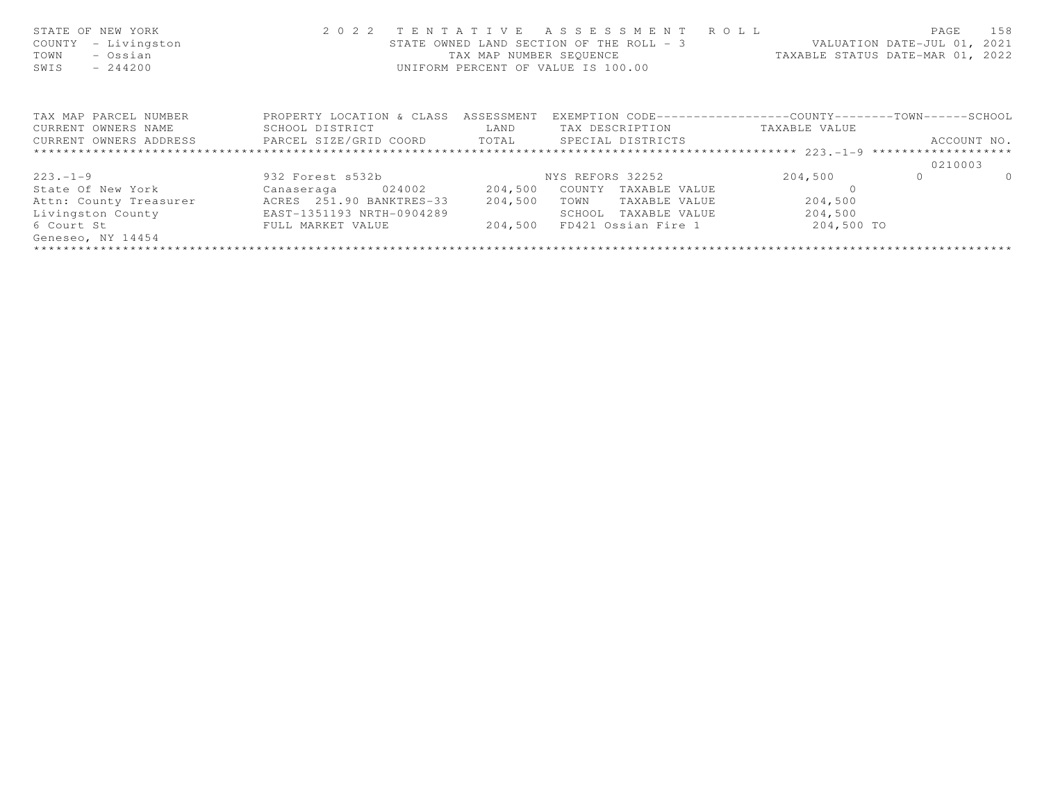STATE OF NEW YORK
COUNTY - Livingston
TOWN - Ossian
SWIS - 244200

2 0 2 2 T E N T A T I V E A S S E S S M E N T R O L L
STATE OWNED LAND SECTION OF THE ROLL - 3
TAX MAP NUMBER SEQUENCE
UNIFORM PERCENT OF VALUE IS 100.00

VALUATION DATE-JUL 01, 2021
TAXABLE STATUS DATE-MAR 01, 2022

| TAX MAP PARCEL NUMBER / CURRENT OWNERS NAME / CURRENT OWNERS ADDRESS | PROPERTY LOCATION & CLASS / SCHOOL DISTRICT / PARCEL SIZE/GRID COORD | ASSESSMENT / LAND / TOTAL | EXEMPTION CODE / TAX DESCRIPTION / SPECIAL DISTRICTS | COUNTY TAXABLE VALUE | TOWN | SCHOOL / ACCOUNT NO. |
|---|---|---|---|---|---|---|
| ******** 223.-1-9 ******** | | | | | | |
| | | | | | | 0210003 |
| 223.-1-9 | 932 Forest s532b | | NYS REFORS 32252 | 204,500 | 0 | 0 |
| State Of New York | Canaseraga 024002 | 204,500 | COUNTY TAXABLE VALUE | 0 | | |
| Attn: County Treasurer | ACRES 251.90 BANKTRES-33 | 204,500 | TOWN TAXABLE VALUE | 204,500 | | |
| Livingston County | EAST-1351193 NRTH-0904289 | | SCHOOL TAXABLE VALUE | 204,500 | | |
| 6 Court St | FULL MARKET VALUE | 204,500 | FD421 Ossian Fire 1 | 204,500 TO | | |
| Geneseo, NY 14454 | | | | | | |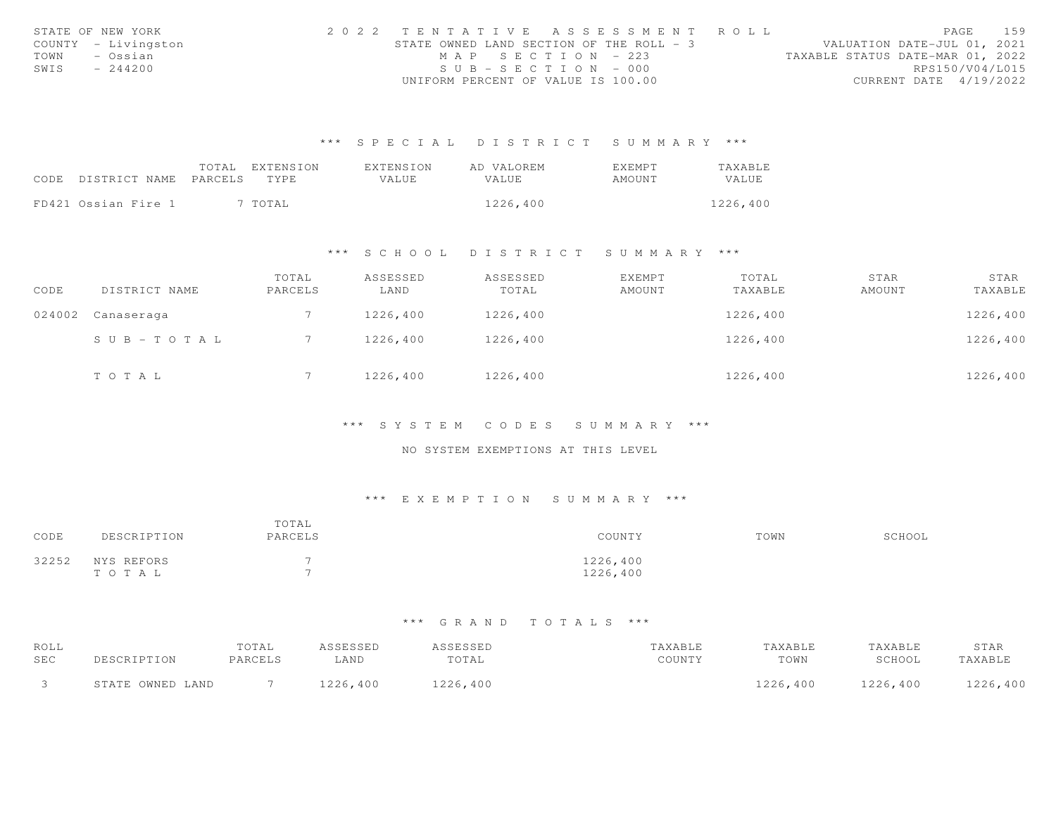STATE OF NEW YORK
COUNTY - Livingston
TOWN - Ossian
SWIS - 244200

2 0 2 2 TENTATIVE ASSESSMENT ROLL
STATE OWNED LAND SECTION OF THE ROLL - 3
MAP SECTION - 223
SUB-SECTION - 000
UNIFORM PERCENT OF VALUE IS 100.00

VALUATION DATE-JUL 01, 2021
TAXABLE STATUS DATE-MAR 01, 2022
RPS150/V04/L015
CURRENT DATE 4/19/2022

## \*\*\* SPECIAL DISTRICT SUMMARY \*\*\*

| CODE DISTRICT NAME | TOTAL PARCELS | EXTENSION TYPE | EXTENSION VALUE | AD VALOREM VALUE | EXEMPT AMOUNT | TAXABLE VALUE |
|---|---|---|---|---|---|---|
| FD421 Ossian Fire 1 | 7 | TOTAL | | 1226,400 | | 1226,400 |

## \*\*\* SCHOOL DISTRICT SUMMARY \*\*\*

| CODE | DISTRICT NAME | TOTAL PARCELS | ASSESSED LAND | ASSESSED TOTAL | EXEMPT AMOUNT | TOTAL TAXABLE | STAR AMOUNT | STAR TAXABLE |
|---|---|---|---|---|---|---|---|---|
| 024002 | Canaseraga | 7 | 1226,400 | 1226,400 | | 1226,400 | | 1226,400 |
| | SUB-TOTAL | 7 | 1226,400 | 1226,400 | | 1226,400 | | 1226,400 |
| | TOTAL | 7 | 1226,400 | 1226,400 | | 1226,400 | | 1226,400 |

## \*\*\* SYSTEM CODES SUMMARY \*\*\*

NO SYSTEM EXEMPTIONS AT THIS LEVEL

## \*\*\* EXEMPTION SUMMARY \*\*\*

| CODE | DESCRIPTION | TOTAL PARCELS | COUNTY | TOWN | SCHOOL |
|---|---|---|---|---|---|
| 32252 | NYS REFORS | 7 | 1226,400 | | |
| | TOTAL | 7 | 1226,400 | | |

## \*\*\* GRAND TOTALS \*\*\*

| ROLL SEC | DESCRIPTION | TOTAL PARCELS | ASSESSED LAND | ASSESSED TOTAL | TAXABLE COUNTY | TAXABLE TOWN | TAXABLE SCHOOL | STAR TAXABLE |
|---|---|---|---|---|---|---|---|---|
| 3 | STATE OWNED LAND | 7 | 1226,400 | 1226,400 | | 1226,400 | 1226,400 | 1226,400 |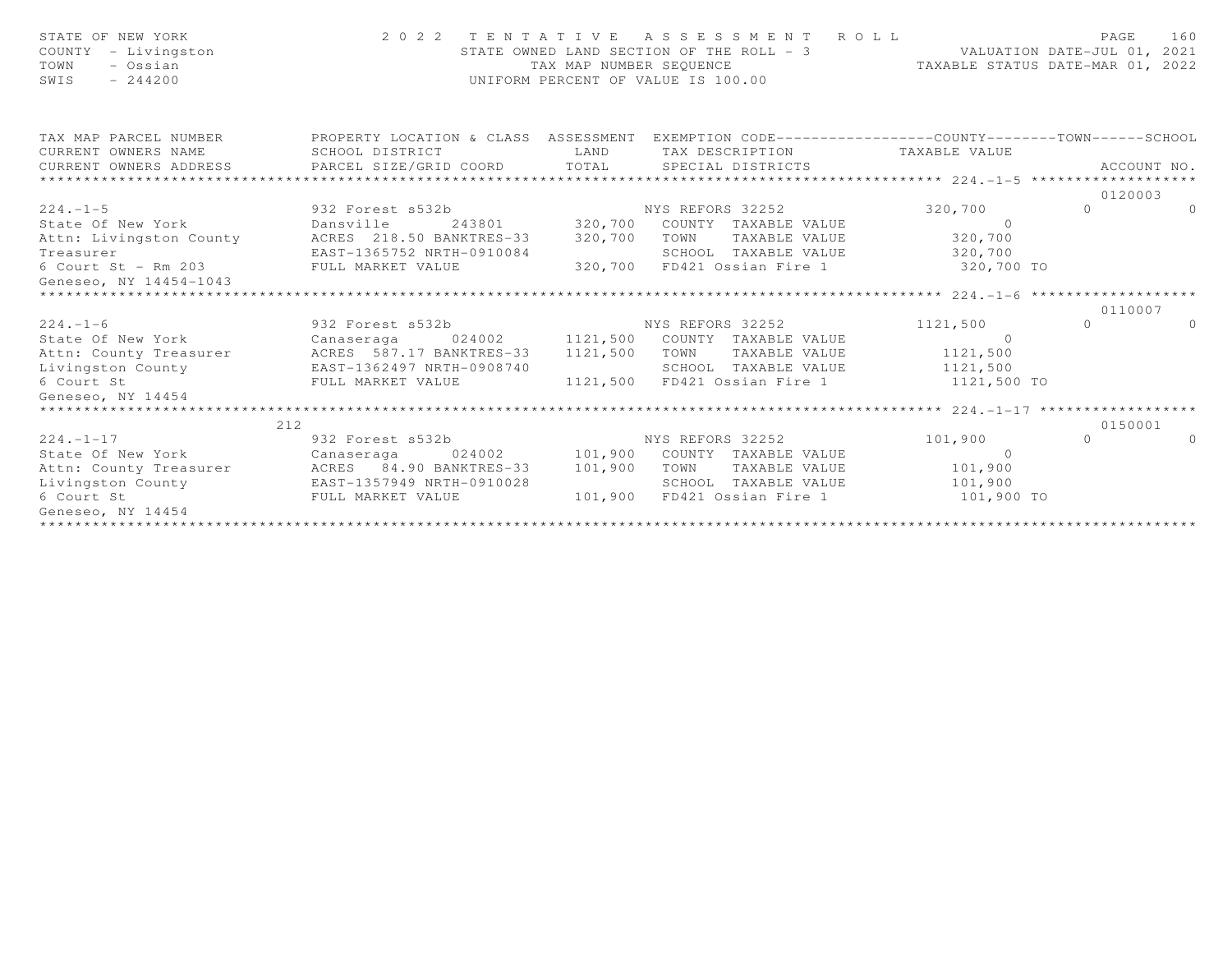STATE OF NEW YORK
COUNTY - Livingston
TOWN - Ossian
SWIS - 244200

2 0 2 2 TENTATIVE ASSESSMENT ROLL
STATE OWNED LAND SECTION OF THE ROLL - 3
TAX MAP NUMBER SEQUENCE
UNIFORM PERCENT OF VALUE IS 100.00

VALUATION DATE-JUL 01, 2021
TAXABLE STATUS DATE-MAR 01, 2022

| TAX MAP PARCEL NUMBER / CURRENT OWNERS NAME / CURRENT OWNERS ADDRESS | PROPERTY LOCATION & CLASS / SCHOOL DISTRICT / PARCEL SIZE/GRID COORD | ASSESSMENT LAND / TOTAL | EXEMPTION CODE / TAX DESCRIPTION / SPECIAL DISTRICTS | COUNTY TAXABLE VALUE | TOWN | SCHOOL / ACCOUNT NO. |
|---|---|---|---|---|---|---|
| **224.-1-5** | | | | | | 0120003 |
| 224.-1-5 | 932 Forest s532b | | NYS REFORS 32252 | 320,700 | 0 | 0 |
| State Of New York | Dansville 243801 | 320,700 | COUNTY TAXABLE VALUE | 0 | | |
| Attn: Livingston County | ACRES 218.50 BANKTRES-33 | 320,700 | TOWN TAXABLE VALUE | 320,700 | | |
| Treasurer | EAST-1365752 NRTH-0910084 | | SCHOOL TAXABLE VALUE | 320,700 | | |
| 6 Court St - Rm 203 | FULL MARKET VALUE | 320,700 | FD421 Ossian Fire 1 | 320,700 TO | | |
| Geneseo, NY 14454-1043 | | | | | | |
| **224.-1-6** | | | | | | 0110007 |
| 224.-1-6 | 932 Forest s532b | | NYS REFORS 32252 | 1121,500 | 0 | 0 |
| State Of New York | Canaseraga 024002 | 1121,500 | COUNTY TAXABLE VALUE | 0 | | |
| Attn: County Treasurer | ACRES 587.17 BANKTRES-33 | 1121,500 | TOWN TAXABLE VALUE | 1121,500 | | |
| Livingston County | EAST-1362497 NRTH-0908740 | | SCHOOL TAXABLE VALUE | 1121,500 | | |
| 6 Court St | FULL MARKET VALUE | 1121,500 | FD421 Ossian Fire 1 | 1121,500 TO | | |
| Geneseo, NY 14454 | | | | | | |
| **224.-1-17** | 212 | | | | | 0150001 |
| 224.-1-17 | 932 Forest s532b | | NYS REFORS 32252 | 101,900 | 0 | 0 |
| State Of New York | Canaseraga 024002 | 101,900 | COUNTY TAXABLE VALUE | 0 | | |
| Attn: County Treasurer | ACRES 84.90 BANKTRES-33 | 101,900 | TOWN TAXABLE VALUE | 101,900 | | |
| Livingston County | EAST-1357949 NRTH-0910028 | | SCHOOL TAXABLE VALUE | 101,900 | | |
| 6 Court St | FULL MARKET VALUE | 101,900 | FD421 Ossian Fire 1 | 101,900 TO | | |
| Geneseo, NY 14454 | | | | | | |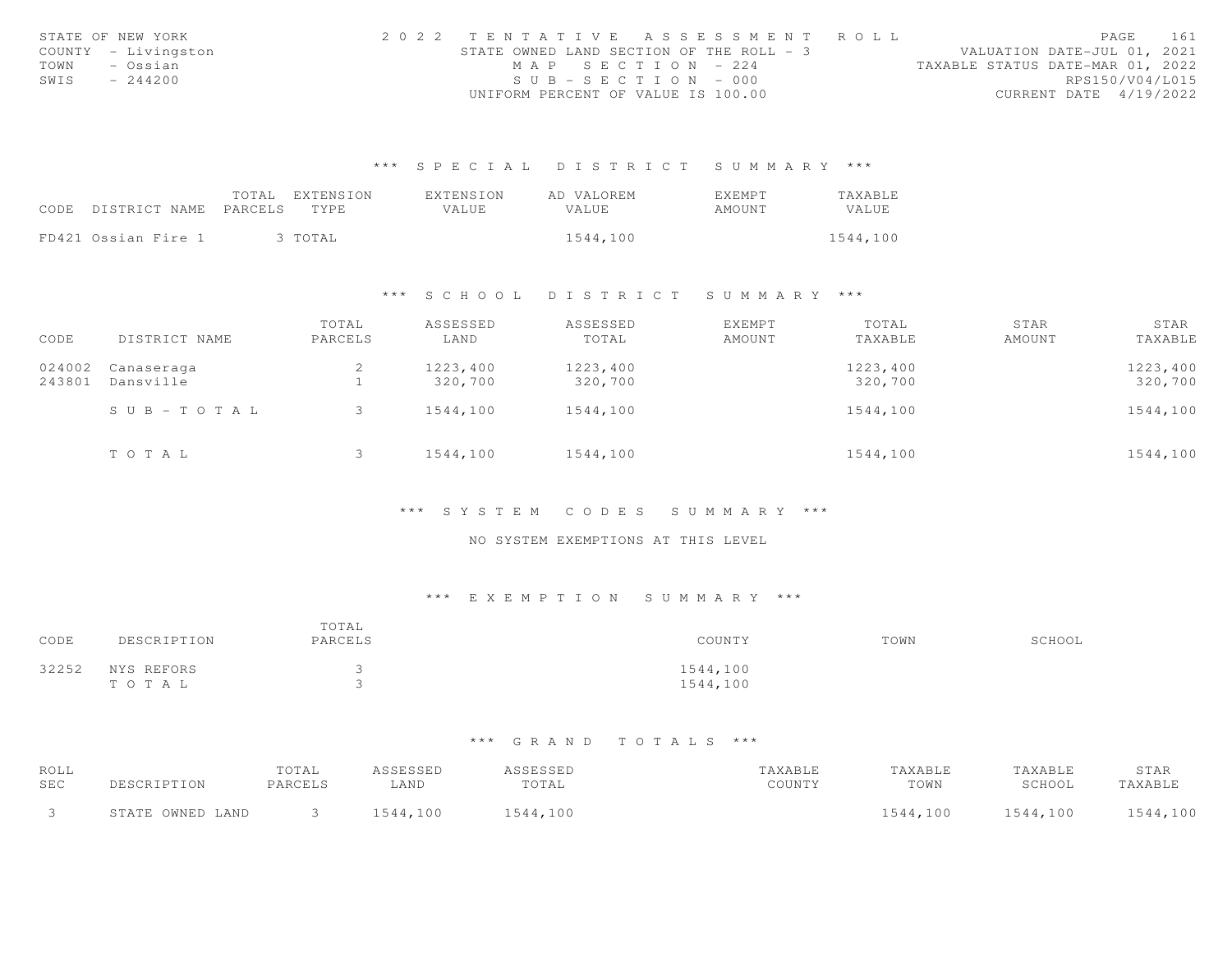STATE OF NEW YORK
COUNTY - Livingston
TOWN - Ossian
SWIS - 244200

2022 TENTATIVE ASSESSMENT ROLL
STATE OWNED LAND SECTION OF THE ROLL - 3
MAP SECTION - 224
SUB-SECTION - 000
UNIFORM PERCENT OF VALUE IS 100.00

VALUATION DATE-JUL 01, 2021
TAXABLE STATUS DATE-MAR 01, 2022
RPS150/V04/L015
CURRENT DATE 4/19/2022

### *** SPECIAL DISTRICT SUMMARY ***

| CODE | DISTRICT NAME | TOTAL PARCELS | EXTENSION TYPE | EXTENSION VALUE | AD VALOREM VALUE | EXEMPT AMOUNT | TAXABLE VALUE |
|---|---|---|---|---|---|---|---|
| FD421 | Ossian Fire 1 | 3 | TOTAL | | 1544,100 | | 1544,100 |

### *** SCHOOL DISTRICT SUMMARY ***

| CODE | DISTRICT NAME | TOTAL PARCELS | ASSESSED LAND | ASSESSED TOTAL | EXEMPT AMOUNT | TOTAL TAXABLE | STAR AMOUNT | STAR TAXABLE |
|---|---|---|---|---|---|---|---|---|
| 024002 | Canaseraga | 2 | 1223,400 | 1223,400 | | 1223,400 | | 1223,400 |
| 243801 | Dansville | 1 | 320,700 | 320,700 | | 320,700 | | 320,700 |
| | SUB-TOTAL | 3 | 1544,100 | 1544,100 | | 1544,100 | | 1544,100 |
| | TOTAL | 3 | 1544,100 | 1544,100 | | 1544,100 | | 1544,100 |

### *** SYSTEM CODES SUMMARY ***

NO SYSTEM EXEMPTIONS AT THIS LEVEL

### *** EXEMPTION SUMMARY ***

| CODE | DESCRIPTION | TOTAL PARCELS | COUNTY | TOWN | SCHOOL |
|---|---|---|---|---|---|
| 32252 | NYS REFORS | 3 | 1544,100 | | |
| | TOTAL | 3 | 1544,100 | | |

### *** GRAND TOTALS ***

| ROLL SEC | DESCRIPTION | TOTAL PARCELS | ASSESSED LAND | ASSESSED TOTAL | TAXABLE COUNTY | TAXABLE TOWN | TAXABLE SCHOOL | STAR TAXABLE |
|---|---|---|---|---|---|---|---|---|
| 3 | STATE OWNED LAND | 3 | 1544,100 | 1544,100 | | 1544,100 | 1544,100 | 1544,100 |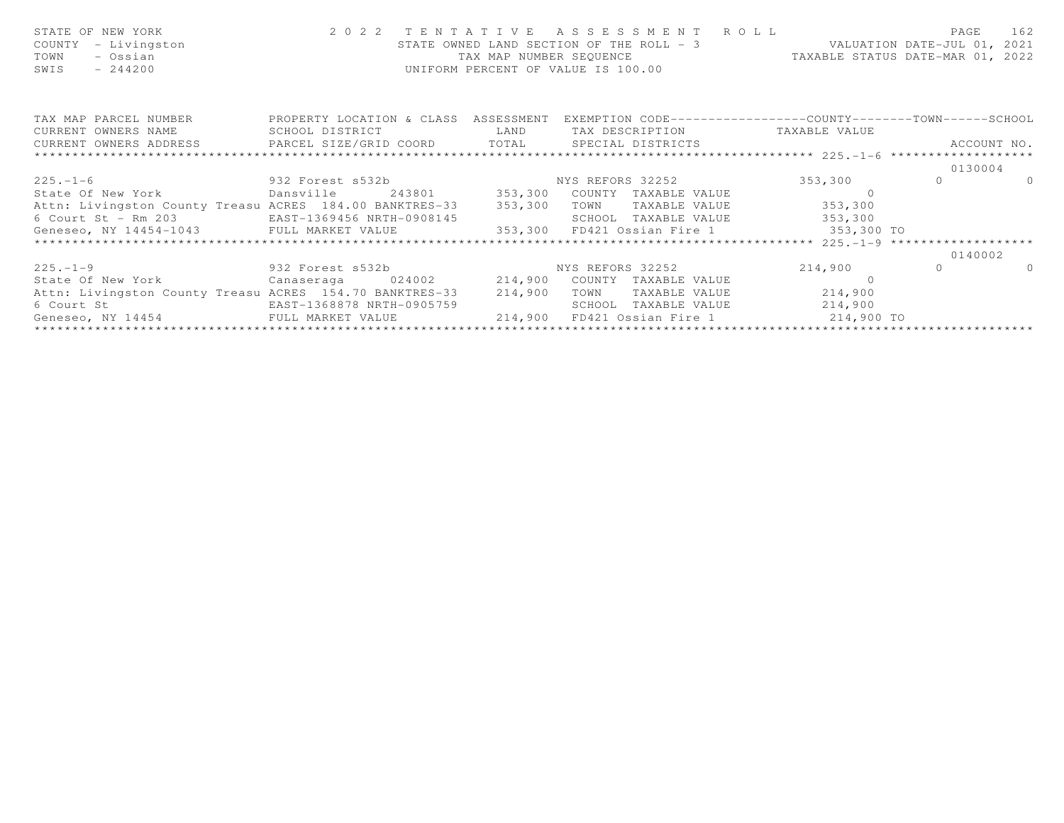STATE OF NEW YORK — 2 0 2 2 T E N T A T I V E A S S E S S M E N T R O L L
COUNTY - Livingston — STATE OWNED LAND SECTION OF THE ROLL - 3 — VALUATION DATE-JUL 01, 2021
TOWN - Ossian — TAX MAP NUMBER SEQUENCE — TAXABLE STATUS DATE-MAR 01, 2022
SWIS - 244200 — UNIFORM PERCENT OF VALUE IS 100.00

| TAX MAP PARCEL NUMBER / CURRENT OWNERS NAME / CURRENT OWNERS ADDRESS | PROPERTY LOCATION & CLASS / SCHOOL DISTRICT / PARCEL SIZE/GRID COORD | ASSESSMENT LAND / TOTAL | EXEMPTION CODE / TAX DESCRIPTION / SPECIAL DISTRICTS | COUNTY TAXABLE VALUE | TOWN | SCHOOL | ACCOUNT NO. |
|---|---|---|---|---|---|---|---|
| ******** 225.-1-6 ******** | | | | | | | 0130004 |
| 225.-1-6 | 932 Forest s532b | | NYS REFORS 32252 | 353,300 | 0 | 0 | |
| State Of New York | Dansville 243801 | 353,300 | COUNTY TAXABLE VALUE | 0 | | | |
| Attn: Livingston County Treasu | ACRES 184.00 BANKTRES-33 | 353,300 | TOWN TAXABLE VALUE | 353,300 | | | |
| 6 Court St - Rm 203 | EAST-1369456 NRTH-0908145 | | SCHOOL TAXABLE VALUE | 353,300 | | | |
| Geneseo, NY 14454-1043 | FULL MARKET VALUE | 353,300 | FD421 Ossian Fire 1 | 353,300 TO | | | |
| ******** 225.-1-9 ******** | | | | | | | 0140002 |
| 225.-1-9 | 932 Forest s532b | | NYS REFORS 32252 | 214,900 | 0 | 0 | |
| State Of New York | Canaseraga 024002 | 214,900 | COUNTY TAXABLE VALUE | 0 | | | |
| Attn: Livingston County Treasu | ACRES 154.70 BANKTRES-33 | 214,900 | TOWN TAXABLE VALUE | 214,900 | | | |
| 6 Court St | EAST-1368878 NRTH-0905759 | | SCHOOL TAXABLE VALUE | 214,900 | | | |
| Geneseo, NY 14454 | FULL MARKET VALUE | 214,900 | FD421 Ossian Fire 1 | 214,900 TO | | | |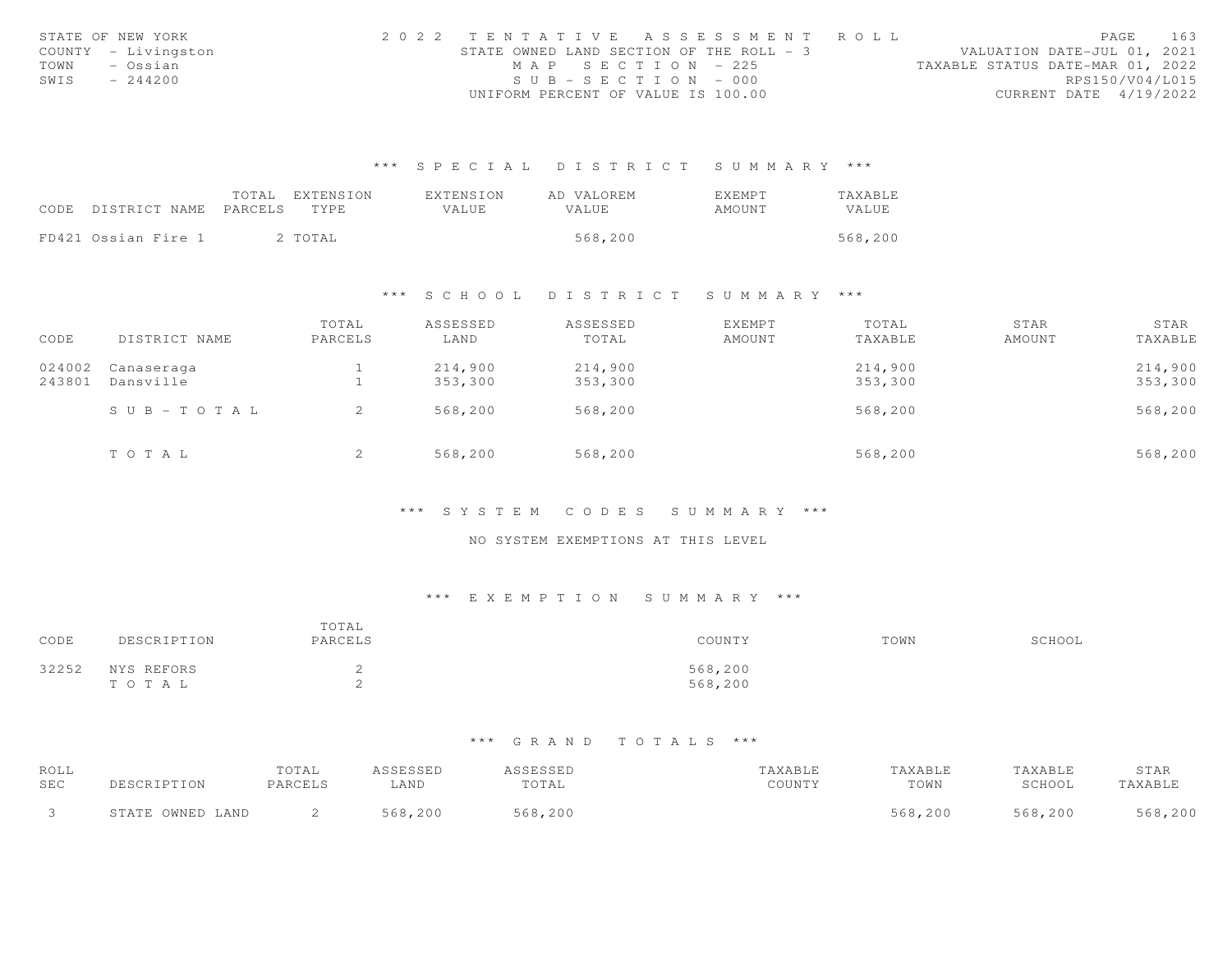STATE OF NEW YORK
COUNTY - Livingston
TOWN - Ossian
SWIS - 244200

2022 TENTATIVE ASSESSMENT ROLL
STATE OWNED LAND SECTION OF THE ROLL - 3
MAP SECTION - 225
SUB-SECTION - 000
UNIFORM PERCENT OF VALUE IS 100.00

VALUATION DATE-JUL 01, 2021
TAXABLE STATUS DATE-MAR 01, 2022
RPS150/V04/L015
CURRENT DATE 4/19/2022

## *** SPECIAL DISTRICT SUMMARY ***

| CODE | DISTRICT NAME | TOTAL PARCELS | EXTENSION TYPE | EXTENSION VALUE | AD VALOREM VALUE | EXEMPT AMOUNT | TAXABLE VALUE |
|---|---|---|---|---|---|---|---|
| FD421 | Ossian Fire 1 | 2 | TOTAL | | 568,200 | | 568,200 |

## *** SCHOOL DISTRICT SUMMARY ***

| CODE | DISTRICT NAME | TOTAL PARCELS | ASSESSED LAND | ASSESSED TOTAL | EXEMPT AMOUNT | TOTAL TAXABLE | STAR AMOUNT | STAR TAXABLE |
|---|---|---|---|---|---|---|---|---|
| 024002 | Canaseraga | 1 | 214,900 | 214,900 | | 214,900 | | 214,900 |
| 243801 | Dansville | 1 | 353,300 | 353,300 | | 353,300 | | 353,300 |
| | SUB-TOTAL | 2 | 568,200 | 568,200 | | 568,200 | | 568,200 |
| | TOTAL | 2 | 568,200 | 568,200 | | 568,200 | | 568,200 |

## *** SYSTEM CODES SUMMARY ***

NO SYSTEM EXEMPTIONS AT THIS LEVEL

## *** EXEMPTION SUMMARY ***

| CODE | DESCRIPTION | TOTAL PARCELS | COUNTY | TOWN | SCHOOL |
|---|---|---|---|---|---|
| 32252 | NYS REFORS | 2 | 568,200 | | |
| | TOTAL | 2 | 568,200 | | |

## *** GRAND TOTALS ***

| ROLL SEC | DESCRIPTION | TOTAL PARCELS | ASSESSED LAND | ASSESSED TOTAL | TAXABLE COUNTY | TAXABLE TOWN | TAXABLE SCHOOL | STAR TAXABLE |
|---|---|---|---|---|---|---|---|---|
| 3 | STATE OWNED LAND | 2 | 568,200 | 568,200 | | 568,200 | 568,200 | 568,200 |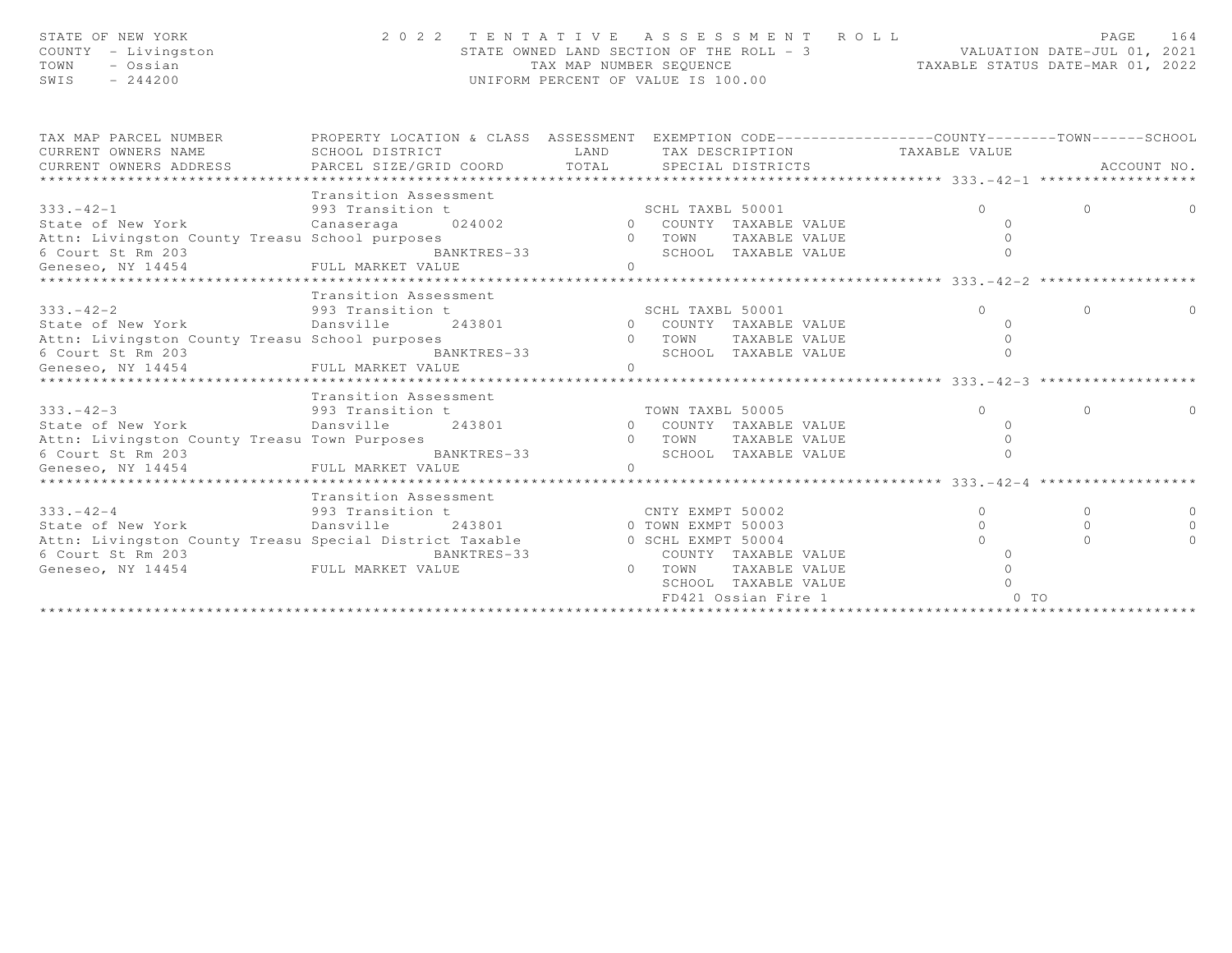STATE OF NEW YORK
COUNTY - Livingston
TOWN - Ossian
SWIS - 244200

2 0 2 2 T E N T A T I V E A S S E S S M E N T R O L L
STATE OWNED LAND SECTION OF THE ROLL - 3
TAX MAP NUMBER SEQUENCE
UNIFORM PERCENT OF VALUE IS 100.00

VALUATION DATE-JUL 01, 2021
TAXABLE STATUS DATE-MAR 01, 2022

| TAX MAP PARCEL NUMBER / CURRENT OWNERS NAME / CURRENT OWNERS ADDRESS | PROPERTY LOCATION & CLASS / SCHOOL DISTRICT / PARCEL SIZE/GRID COORD | ASSESSMENT LAND / TOTAL | EXEMPTION CODE / TAX DESCRIPTION / SPECIAL DISTRICTS | COUNTY TAXABLE VALUE | TOWN | SCHOOL / ACCOUNT NO. |
|---|---|---|---|---|---|---|
| **333.-42-1** | Transition Assessment | | | | | |
| 333.-42-1 | 993 Transition t | | SCHL TAXBL 50001 | 0 | 0 | 0 |
| State of New York | Canaseraga 024002 | 0 | COUNTY TAXABLE VALUE | 0 | | |
| Attn: Livingston County Treasu | School purposes | 0 | TOWN TAXABLE VALUE | 0 | | |
| 6 Court St Rm 203 | BANKTRES-33 | | SCHOOL TAXABLE VALUE | 0 | | |
| Geneseo, NY 14454 | FULL MARKET VALUE | 0 | | | | |
| **333.-42-2** | Transition Assessment | | | | | |
| 333.-42-2 | 993 Transition t | | SCHL TAXBL 50001 | 0 | 0 | 0 |
| State of New York | Dansville 243801 | 0 | COUNTY TAXABLE VALUE | 0 | | |
| Attn: Livingston County Treasu | School purposes | 0 | TOWN TAXABLE VALUE | 0 | | |
| 6 Court St Rm 203 | BANKTRES-33 | | SCHOOL TAXABLE VALUE | 0 | | |
| Geneseo, NY 14454 | FULL MARKET VALUE | 0 | | | | |
| **333.-42-3** | Transition Assessment | | | | | |
| 333.-42-3 | 993 Transition t | | TOWN TAXBL 50005 | 0 | 0 | 0 |
| State of New York | Dansville 243801 | 0 | COUNTY TAXABLE VALUE | 0 | | |
| Attn: Livingston County Treasu | Town Purposes | 0 | TOWN TAXABLE VALUE | 0 | | |
| 6 Court St Rm 203 | BANKTRES-33 | | SCHOOL TAXABLE VALUE | 0 | | |
| Geneseo, NY 14454 | FULL MARKET VALUE | 0 | | | | |
| **333.-42-4** | Transition Assessment | | | | | |
| 333.-42-4 | 993 Transition t | | CNTY EXMPT 50002 | 0 | 0 | 0 |
| State of New York | Dansville 243801 | 0 | TOWN EXMPT 50003 | 0 | 0 | 0 |
| Attn: Livingston County Treasu | Special District Taxable | 0 | SCHL EXMPT 50004 | 0 | 0 | 0 |
| 6 Court St Rm 203 | BANKTRES-33 | | COUNTY TAXABLE VALUE | 0 | | |
| Geneseo, NY 14454 | FULL MARKET VALUE | 0 | TOWN TAXABLE VALUE | 0 | | |
| | | | SCHOOL TAXABLE VALUE | 0 | | |
| | | | FD421 Ossian Fire 1 | 0 TO | | |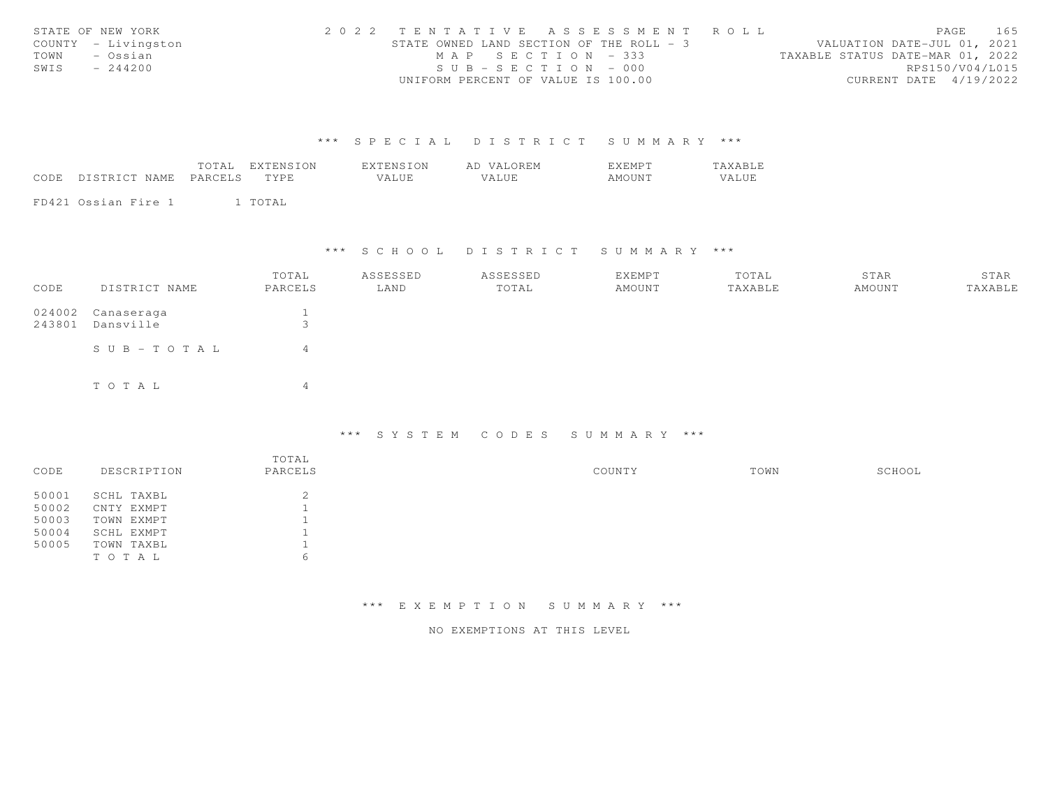STATE OF NEW YORK
COUNTY - Livingston
TOWN - Ossian
SWIS - 244200

2 0 2 2 T E N T A T I V E A S S E S S M E N T R O L L
STATE OWNED LAND SECTION OF THE ROLL - 3
M A P S E C T I O N - 333
S U B - S E C T I O N - 000
UNIFORM PERCENT OF VALUE IS 100.00

VALUATION DATE-JUL 01, 2021
TAXABLE STATUS DATE-MAR 01, 2022
RPS150/V04/L015
CURRENT DATE 4/19/2022

### *** S P E C I A L D I S T R I C T S U M M A R Y ***

| CODE | DISTRICT NAME | TOTAL PARCELS | EXTENSION TYPE | EXTENSION VALUE | AD VALOREM VALUE | EXEMPT AMOUNT | TAXABLE VALUE |
|---|---|---|---|---|---|---|---|
| FD421 | Ossian Fire 1 | 1 | TOTAL | | | | |

### *** S C H O O L D I S T R I C T S U M M A R Y ***

| CODE | DISTRICT NAME | TOTAL PARCELS | ASSESSED LAND | ASSESSED TOTAL | EXEMPT AMOUNT | TOTAL TAXABLE | STAR AMOUNT | STAR TAXABLE |
|---|---|---|---|---|---|---|---|---|
| 024002 | Canaseraga | 1 | | | | | | |
| 243801 | Dansville | 3 | | | | | | |
| | S U B - T O T A L | 4 | | | | | | |
| | T O T A L | 4 | | | | | | |

### *** S Y S T E M C O D E S S U M M A R Y ***

| CODE | DESCRIPTION | TOTAL PARCELS | COUNTY | TOWN | SCHOOL |
|---|---|---|---|---|---|
| 50001 | SCHL TAXBL | 2 | | | |
| 50002 | CNTY EXMPT | 1 | | | |
| 50003 | TOWN EXMPT | 1 | | | |
| 50004 | SCHL EXMPT | 1 | | | |
| 50005 | TOWN TAXBL | 1 | | | |
| | T O T A L | 6 | | | |

### *** E X E M P T I O N S U M M A R Y ***

NO EXEMPTIONS AT THIS LEVEL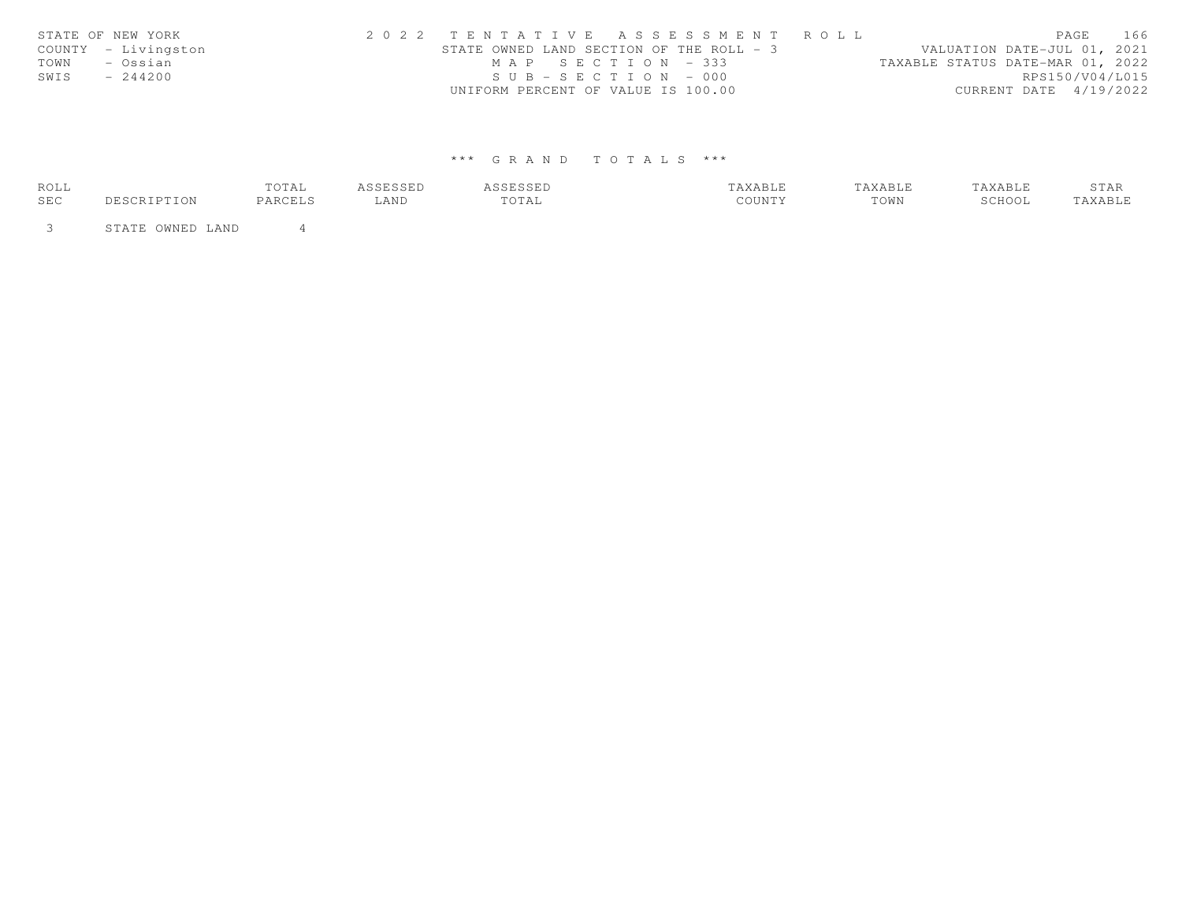STATE OF NEW YORK
COUNTY - Livingston
TOWN - Ossian
SWIS - 244200

2 0 2 2 T E N T A T I V E A S S E S S M E N T R O L L
STATE OWNED LAND SECTION OF THE ROLL - 3
M A P S E C T I O N - 333
S U B - S E C T I O N - 000
UNIFORM PERCENT OF VALUE IS 100.00

VALUATION DATE-JUL 01, 2021
TAXABLE STATUS DATE-MAR 01, 2022
RPS150/V04/L015
CURRENT DATE 4/19/2022

\*\*\* G R A N D T O T A L S \*\*\*

| ROLL SEC | DESCRIPTION | TOTAL PARCELS | ASSESSED LAND | ASSESSED TOTAL | TAXABLE COUNTY | TAXABLE TOWN | TAXABLE SCHOOL | STAR TAXABLE |
|---|---|---|---|---|---|---|---|---|
| 3 | STATE OWNED LAND | 4 | | | | | | |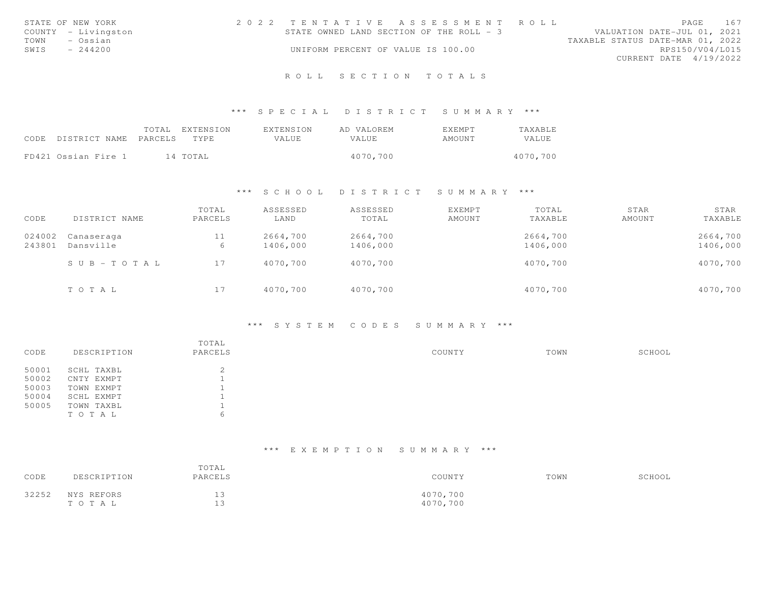STATE OF NEW YORK
COUNTY - Livingston
TOWN - Ossian
SWIS - 244200

2022 TENTATIVE ASSESSMENT ROLL
STATE OWNED LAND SECTION OF THE ROLL - 3
UNIFORM PERCENT OF VALUE IS 100.00

VALUATION DATE-JUL 01, 2021
TAXABLE STATUS DATE-MAR 01, 2022
RPS150/V04/L015
CURRENT DATE 4/19/2022

# ROLL SECTION TOTALS

## *** SPECIAL DISTRICT SUMMARY ***

| CODE | DISTRICT NAME | TOTAL PARCELS | EXTENSION TYPE | EXTENSION VALUE | AD VALOREM VALUE | EXEMPT AMOUNT | TAXABLE VALUE |
|---|---|---|---|---|---|---|---|
| FD421 | Ossian Fire 1 | 14 | TOTAL | | 4070,700 | | 4070,700 |

## *** SCHOOL DISTRICT SUMMARY ***

| CODE | DISTRICT NAME | TOTAL PARCELS | ASSESSED LAND | ASSESSED TOTAL | EXEMPT AMOUNT | TOTAL TAXABLE | STAR AMOUNT | STAR TAXABLE |
|---|---|---|---|---|---|---|---|---|
| 024002 | Canaseraga | 11 | 2664,700 | 2664,700 | | 2664,700 | | 2664,700 |
| 243801 | Dansville | 6 | 1406,000 | 1406,000 | | 1406,000 | | 1406,000 |
| | SUB-TOTAL | 17 | 4070,700 | 4070,700 | | 4070,700 | | 4070,700 |
| | TOTAL | 17 | 4070,700 | 4070,700 | | 4070,700 | | 4070,700 |

## *** SYSTEM CODES SUMMARY ***

| CODE | DESCRIPTION | TOTAL PARCELS | COUNTY | TOWN | SCHOOL |
|---|---|---|---|---|---|
| 50001 | SCHL TAXBL | 2 | | | |
| 50002 | CNTY EXMPT | 1 | | | |
| 50003 | TOWN EXMPT | 1 | | | |
| 50004 | SCHL EXMPT | 1 | | | |
| 50005 | TOWN TAXBL | 1 | | | |
| | TOTAL | 6 | | | |

## *** EXEMPTION SUMMARY ***

| CODE | DESCRIPTION | TOTAL PARCELS | COUNTY | TOWN | SCHOOL |
|---|---|---|---|---|---|
| 32252 | NYS REFORS | 13 | 4070,700 | | |
| | TOTAL | 13 | 4070,700 | | |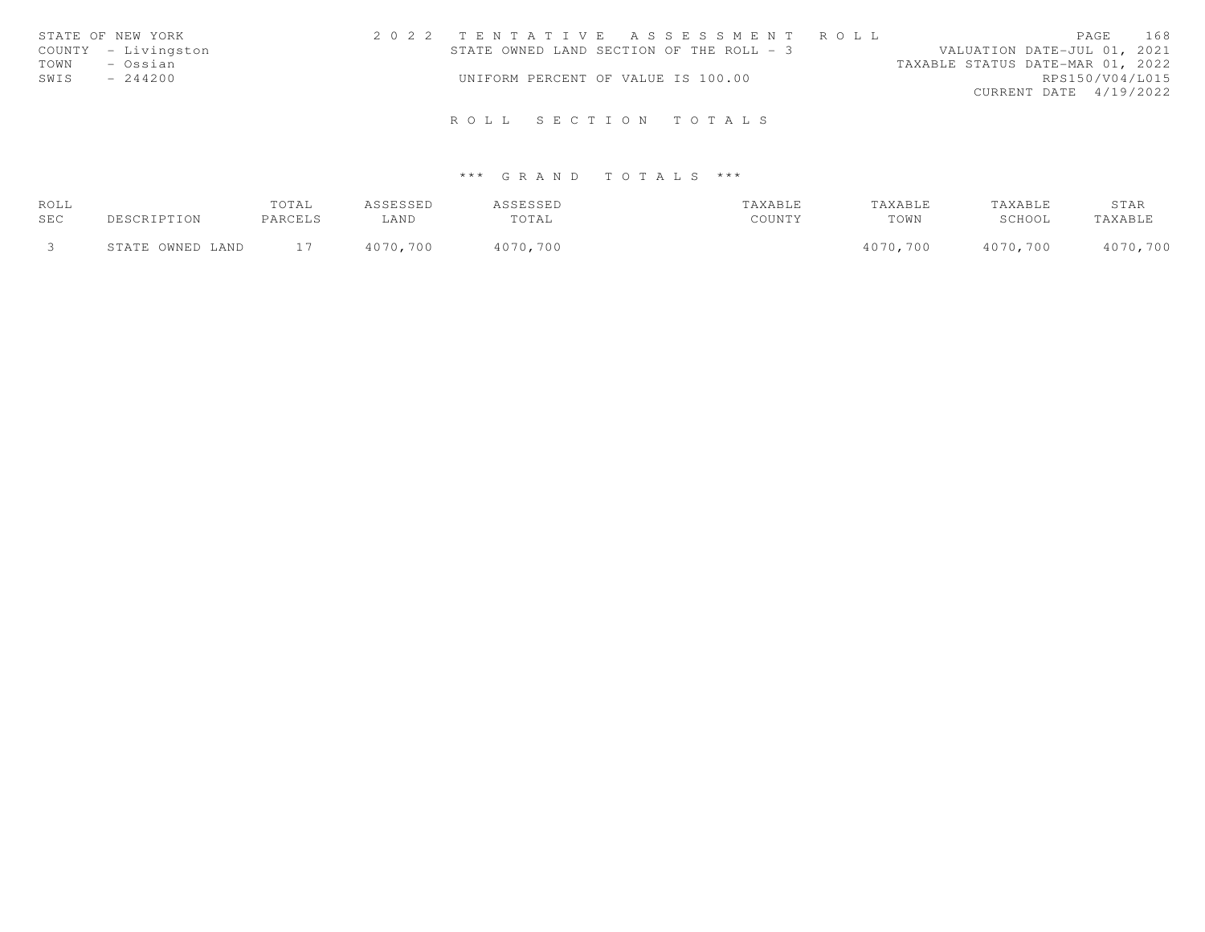STATE OF NEW YORK
COUNTY - Livingston
TOWN - Ossian
SWIS - 244200

2 0 2 2 T E N T A T I V E A S S E S S M E N T R O L L
STATE OWNED LAND SECTION OF THE ROLL - 3
UNIFORM PERCENT OF VALUE IS 100.00

VALUATION DATE-JUL 01, 2021
TAXABLE STATUS DATE-MAR 01, 2022
RPS150/V04/L015
CURRENT DATE 4/19/2022

## R O L L S E C T I O N T O T A L S

### \*\*\* G R A N D T O T A L S \*\*\*

| ROLL SEC | DESCRIPTION | TOTAL PARCELS | ASSESSED LAND | ASSESSED TOTAL | TAXABLE COUNTY | TAXABLE TOWN | TAXABLE SCHOOL | STAR TAXABLE |
|---|---|---|---|---|---|---|---|---|
| 3 | STATE OWNED LAND | 17 | 4070,700 | 4070,700 | | 4070,700 | 4070,700 | 4070,700 |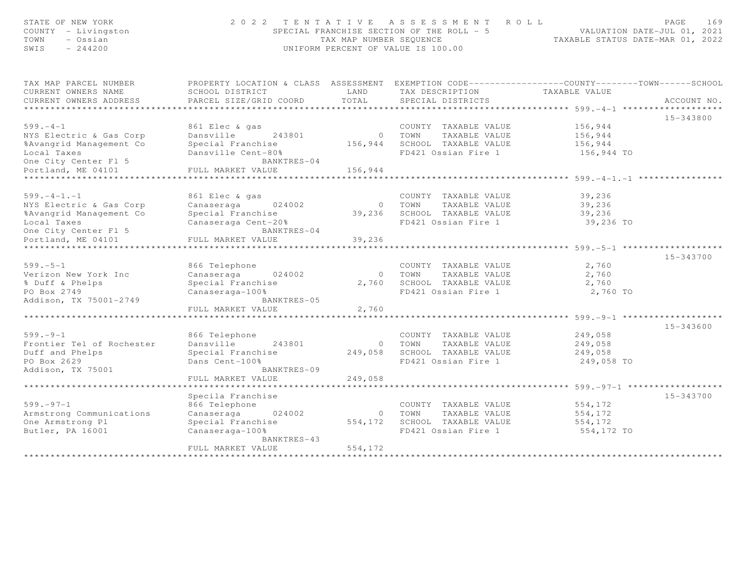STATE OF NEW YORK
COUNTY - Livingston
TOWN - Ossian
SWIS - 244200

2022 TENTATIVE ASSESSMENT ROLL
SPECIAL FRANCHISE SECTION OF THE ROLL - 5
TAX MAP NUMBER SEQUENCE
UNIFORM PERCENT OF VALUE IS 100.00

VALUATION DATE-JUL 01, 2021
TAXABLE STATUS DATE-MAR 01, 2022

| TAX MAP PARCEL NUMBER / CURRENT OWNERS NAME / CURRENT OWNERS ADDRESS | PROPERTY LOCATION & CLASS / SCHOOL DISTRICT / PARCEL SIZE/GRID COORD | ASSESSMENT LAND | TOTAL | EXEMPTION CODE / TAX DESCRIPTION / SPECIAL DISTRICTS | TAXABLE VALUE (COUNTY/TOWN/SCHOOL) | ACCOUNT NO. |
|---|---|---|---|---|---|---|
| **599.-4-1** | | | | | | 15-343800 |
| 599.-4-1 | 861 Elec & gas | | | COUNTY TAXABLE VALUE | 156,944 | |
| NYS Electric & Gas Corp | Dansville 243801 | 0 | | TOWN TAXABLE VALUE | 156,944 | |
| %Avangrid Management Co | Special Franchise | | 156,944 | SCHOOL TAXABLE VALUE | 156,944 | |
| Local Taxes | Dansville Cent-80% | | | FD421 Ossian Fire 1 | 156,944 TO | |
| One City Center Fl 5 | BANKTRES-04 | | | | | |
| Portland, ME 04101 | FULL MARKET VALUE | | 156,944 | | | |
| **599.-4-1.-1** | | | | | | |
| 599.-4-1.-1 | 861 Elec & gas | | | COUNTY TAXABLE VALUE | 39,236 | |
| NYS Electric & Gas Corp | Canaseraga 024002 | 0 | | TOWN TAXABLE VALUE | 39,236 | |
| %Avangrid Management Co | Special Franchise | | 39,236 | SCHOOL TAXABLE VALUE | 39,236 | |
| Local Taxes | Canaseraga Cent-20% | | | FD421 Ossian Fire 1 | 39,236 TO | |
| One City Center Fl 5 | BANKTRES-04 | | | | | |
| Portland, ME 04101 | FULL MARKET VALUE | | 39,236 | | | |
| **599.-5-1** | | | | | | 15-343700 |
| 599.-5-1 | 866 Telephone | | | COUNTY TAXABLE VALUE | 2,760 | |
| Verizon New York Inc | Canaseraga 024002 | 0 | | TOWN TAXABLE VALUE | 2,760 | |
| % Duff & Phelps | Special Franchise | | 2,760 | SCHOOL TAXABLE VALUE | 2,760 | |
| PO Box 2749 | Canaseraga-100% | | | FD421 Ossian Fire 1 | 2,760 TO | |
| Addison, TX 75001-2749 | BANKTRES-05 | | | | | |
| | FULL MARKET VALUE | | 2,760 | | | |
| **599.-9-1** | | | | | | 15-343600 |
| 599.-9-1 | 866 Telephone | | | COUNTY TAXABLE VALUE | 249,058 | |
| Frontier Tel of Rochester | Dansville 243801 | 0 | | TOWN TAXABLE VALUE | 249,058 | |
| Duff and Phelps | Special Franchise | | 249,058 | SCHOOL TAXABLE VALUE | 249,058 | |
| PO Box 2629 | Dans Cent-100% | | | FD421 Ossian Fire 1 | 249,058 TO | |
| Addison, TX 75001 | BANKTRES-09 | | | | | |
| | FULL MARKET VALUE | | 249,058 | | | |
| **599.-97-1** | Specila Franchise | | | | | 15-343700 |
| 599.-97-1 | 866 Telephone | | | COUNTY TAXABLE VALUE | 554,172 | |
| Armstrong Communications | Canaseraga 024002 | 0 | | TOWN TAXABLE VALUE | 554,172 | |
| One Armstrong Pl | Special Franchise | | 554,172 | SCHOOL TAXABLE VALUE | 554,172 | |
| Butler, PA 16001 | Canaseraga-100% | | | FD421 Ossian Fire 1 | 554,172 TO | |
| | BANKTRES-43 | | | | | |
| | FULL MARKET VALUE | | 554,172 | | | |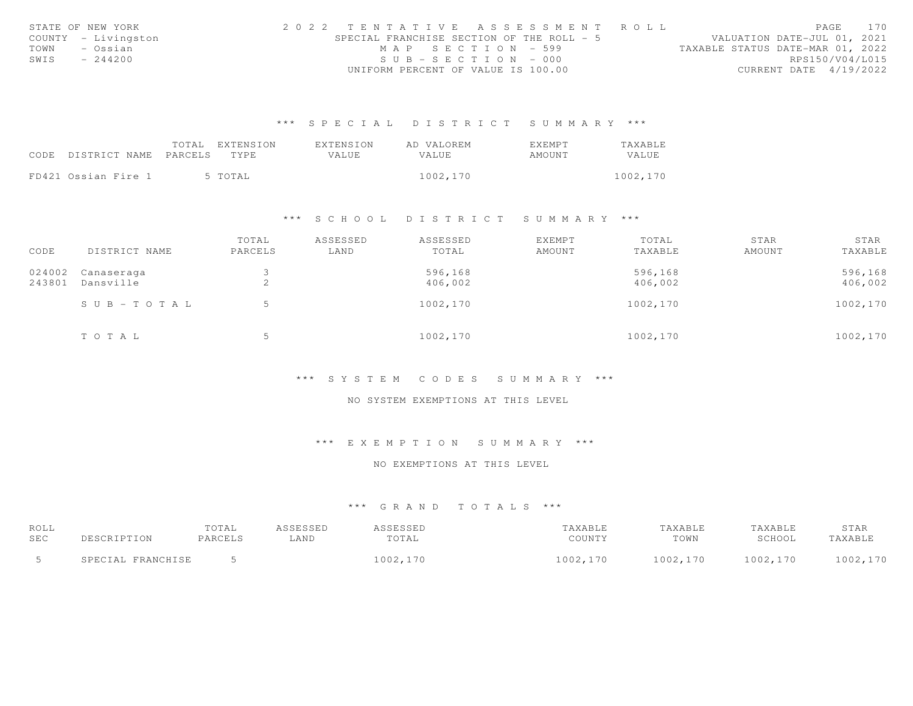STATE OF NEW YORK
COUNTY - Livingston
TOWN - Ossian
SWIS - 244200

2 0 2 2 TENTATIVE ASSESSMENT ROLL
SPECIAL FRANCHISE SECTION OF THE ROLL - 5
MAP SECTION - 599
SUB-SECTION - 000
UNIFORM PERCENT OF VALUE IS 100.00

VALUATION DATE-JUL 01, 2021
TAXABLE STATUS DATE-MAR 01, 2022
RPS150/V04/L015
CURRENT DATE 4/19/2022

### *** SPECIAL DISTRICT SUMMARY ***

| CODE | DISTRICT NAME | TOTAL PARCELS | EXTENSION TYPE | EXTENSION VALUE | AD VALOREM VALUE | EXEMPT AMOUNT | TAXABLE VALUE |
|---|---|---|---|---|---|---|---|
| FD421 | Ossian Fire 1 | 5 | TOTAL | | 1002,170 | | 1002,170 |

### *** SCHOOL DISTRICT SUMMARY ***

| CODE | DISTRICT NAME | TOTAL PARCELS | ASSESSED LAND | ASSESSED TOTAL | EXEMPT AMOUNT | TOTAL TAXABLE | STAR AMOUNT | STAR TAXABLE |
|---|---|---|---|---|---|---|---|---|
| 024002 | Canaseraga | 3 | | 596,168 | | 596,168 | | 596,168 |
| 243801 | Dansville | 2 | | 406,002 | | 406,002 | | 406,002 |
| | SUB-TOTAL | 5 | | 1002,170 | | 1002,170 | | 1002,170 |
| | TOTAL | 5 | | 1002,170 | | 1002,170 | | 1002,170 |

### *** SYSTEM CODES SUMMARY ***

NO SYSTEM EXEMPTIONS AT THIS LEVEL

### *** EXEMPTION SUMMARY ***

NO EXEMPTIONS AT THIS LEVEL

### *** GRAND TOTALS ***

| ROLL SEC | DESCRIPTION | TOTAL PARCELS | ASSESSED LAND | ASSESSED TOTAL | TAXABLE COUNTY | TAXABLE TOWN | TAXABLE SCHOOL | STAR TAXABLE |
|---|---|---|---|---|---|---|---|---|
| 5 | SPECIAL FRANCHISE | 5 | | 1002,170 | 1002,170 | 1002,170 | 1002,170 | 1002,170 |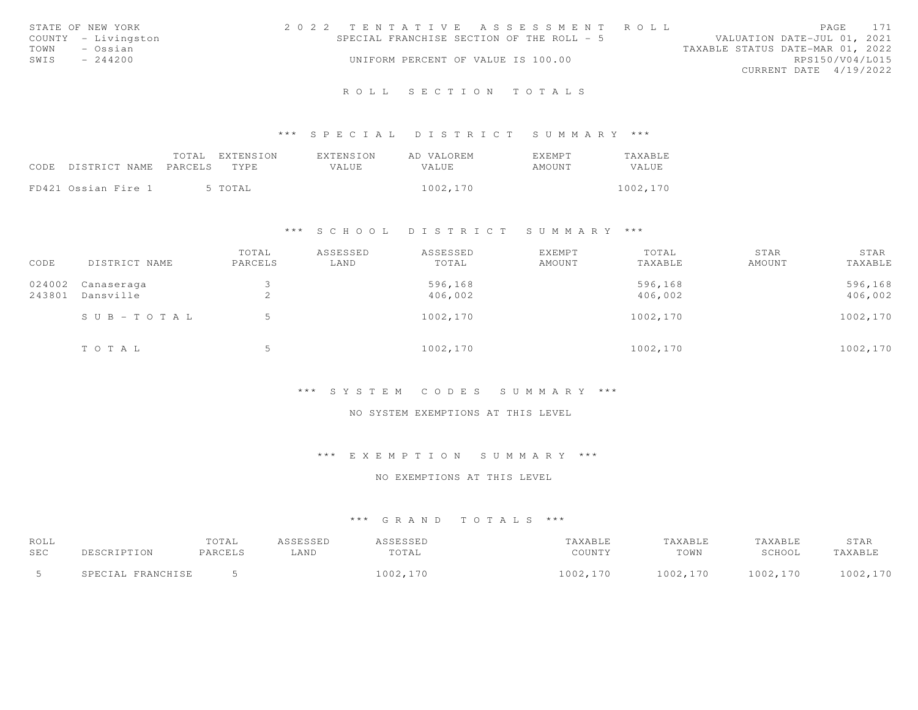STATE OF NEW YORK
COUNTY - Livingston
TOWN - Ossian
SWIS - 244200

# 2022 TENTATIVE ASSESSMENT ROLL

SPECIAL FRANCHISE SECTION OF THE ROLL - 5

UNIFORM PERCENT OF VALUE IS 100.00

VALUATION DATE-JUL 01, 2021
TAXABLE STATUS DATE-MAR 01, 2022
RPS150/V04/L015
CURRENT DATE 4/19/2022

## ROLL SECTION TOTALS

### *** SPECIAL DISTRICT SUMMARY ***

| CODE | DISTRICT NAME | TOTAL PARCELS | EXTENSION TYPE | EXTENSION VALUE | AD VALOREM VALUE | EXEMPT AMOUNT | TAXABLE VALUE |
|---|---|---|---|---|---|---|---|
| FD421 | Ossian Fire 1 | 5 | TOTAL | | 1002,170 | | 1002,170 |

### *** SCHOOL DISTRICT SUMMARY ***

| CODE | DISTRICT NAME | TOTAL PARCELS | ASSESSED LAND | ASSESSED TOTAL | EXEMPT AMOUNT | TOTAL TAXABLE | STAR AMOUNT | STAR TAXABLE |
|---|---|---|---|---|---|---|---|---|
| 024002 | Canaseraga | 3 | | 596,168 | | 596,168 | | 596,168 |
| 243801 | Dansville | 2 | | 406,002 | | 406,002 | | 406,002 |
| | SUB-TOTAL | 5 | | 1002,170 | | 1002,170 | | 1002,170 |
| | TOTAL | 5 | | 1002,170 | | 1002,170 | | 1002,170 |

### *** SYSTEM CODES SUMMARY ***

NO SYSTEM EXEMPTIONS AT THIS LEVEL

### *** EXEMPTION SUMMARY ***

NO EXEMPTIONS AT THIS LEVEL

### *** GRAND TOTALS ***

| ROLL SEC | DESCRIPTION | TOTAL PARCELS | ASSESSED LAND | ASSESSED TOTAL | TAXABLE COUNTY | TAXABLE TOWN | TAXABLE SCHOOL | STAR TAXABLE |
|---|---|---|---|---|---|---|---|---|
| 5 | SPECIAL FRANCHISE | 5 | | 1002,170 | 1002,170 | 1002,170 | 1002,170 | 1002,170 |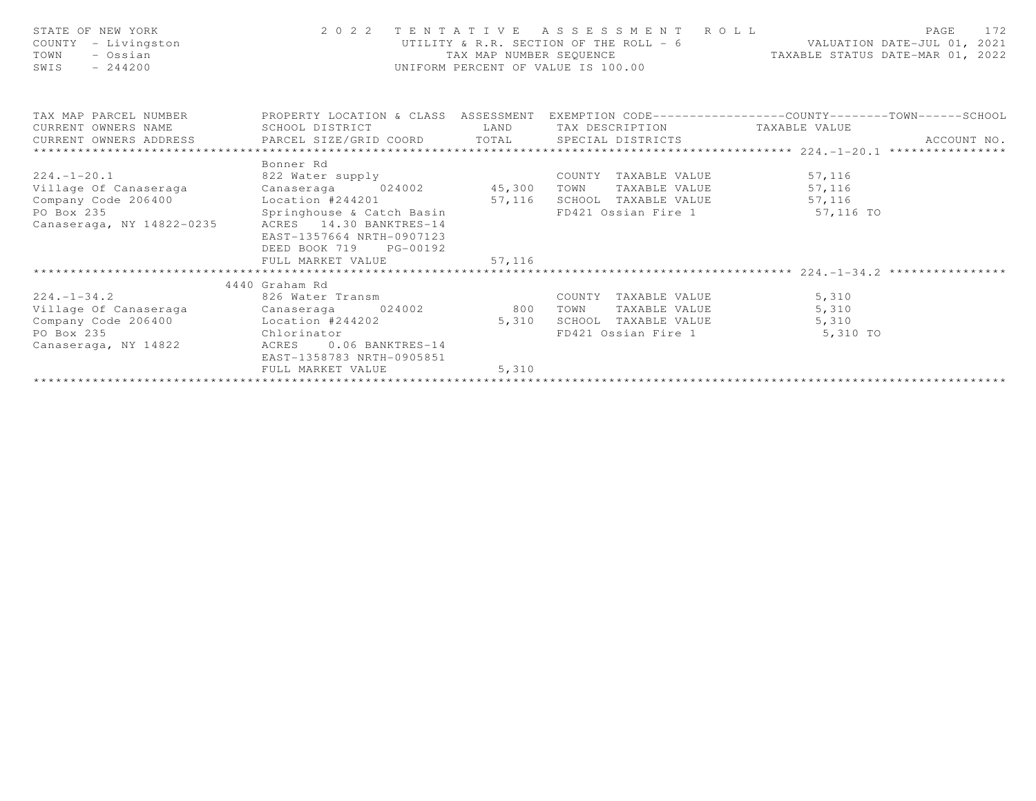STATE OF NEW YORK
COUNTY - Livingston
TOWN - Ossian
SWIS - 244200

**2022 TENTATIVE ASSESSMENT ROLL**
UTILITY & R.R. SECTION OF THE ROLL - 6
TAX MAP NUMBER SEQUENCE
UNIFORM PERCENT OF VALUE IS 100.00

VALUATION DATE-JUL 01, 2021
TAXABLE STATUS DATE-MAR 01, 2022

| TAX MAP PARCEL NUMBER / CURRENT OWNERS NAME / CURRENT OWNERS ADDRESS | PROPERTY LOCATION & CLASS / SCHOOL DISTRICT / PARCEL SIZE/GRID COORD | ASSESSMENT LAND | TOTAL | EXEMPTION CODE / TAX DESCRIPTION / SPECIAL DISTRICTS | TAXABLE VALUE (COUNTY / TOWN / SCHOOL) | ACCOUNT NO. |
|---|---|---|---|---|---|---|
| **224.-1-20.1** | Bonner Rd | | | | | |
| 224.-1-20.1 | 822 Water supply | | | COUNTY TAXABLE VALUE | 57,116 | |
| Village Of Canaseraga | Canaseraga 024002 | 45,300 | | TOWN TAXABLE VALUE | 57,116 | |
| Company Code 206400 | Location #244201 | | 57,116 | SCHOOL TAXABLE VALUE | 57,116 | |
| PO Box 235 | Springhouse & Catch Basin | | | FD421 Ossian Fire 1 | 57,116 TO | |
| Canaseraga, NY 14822-0235 | ACRES 14.30 BANKTRES-14 | | | | | |
| | EAST-1357664 NRTH-0907123 | | | | | |
| | DEED BOOK 719 PG-00192 | | | | | |
| | FULL MARKET VALUE | | 57,116 | | | |
| **224.-1-34.2** | 4440 Graham Rd | | | | | |
| 224.-1-34.2 | 826 Water Transm | | | COUNTY TAXABLE VALUE | 5,310 | |
| Village Of Canaseraga | Canaseraga 024002 | 800 | | TOWN TAXABLE VALUE | 5,310 | |
| Company Code 206400 | Location #244202 | | 5,310 | SCHOOL TAXABLE VALUE | 5,310 | |
| PO Box 235 | Chlorinator | | | FD421 Ossian Fire 1 | 5,310 TO | |
| Canaseraga, NY 14822 | ACRES 0.06 BANKTRES-14 | | | | | |
| | EAST-1358783 NRTH-0905851 | | | | | |
| | FULL MARKET VALUE | | 5,310 | | | |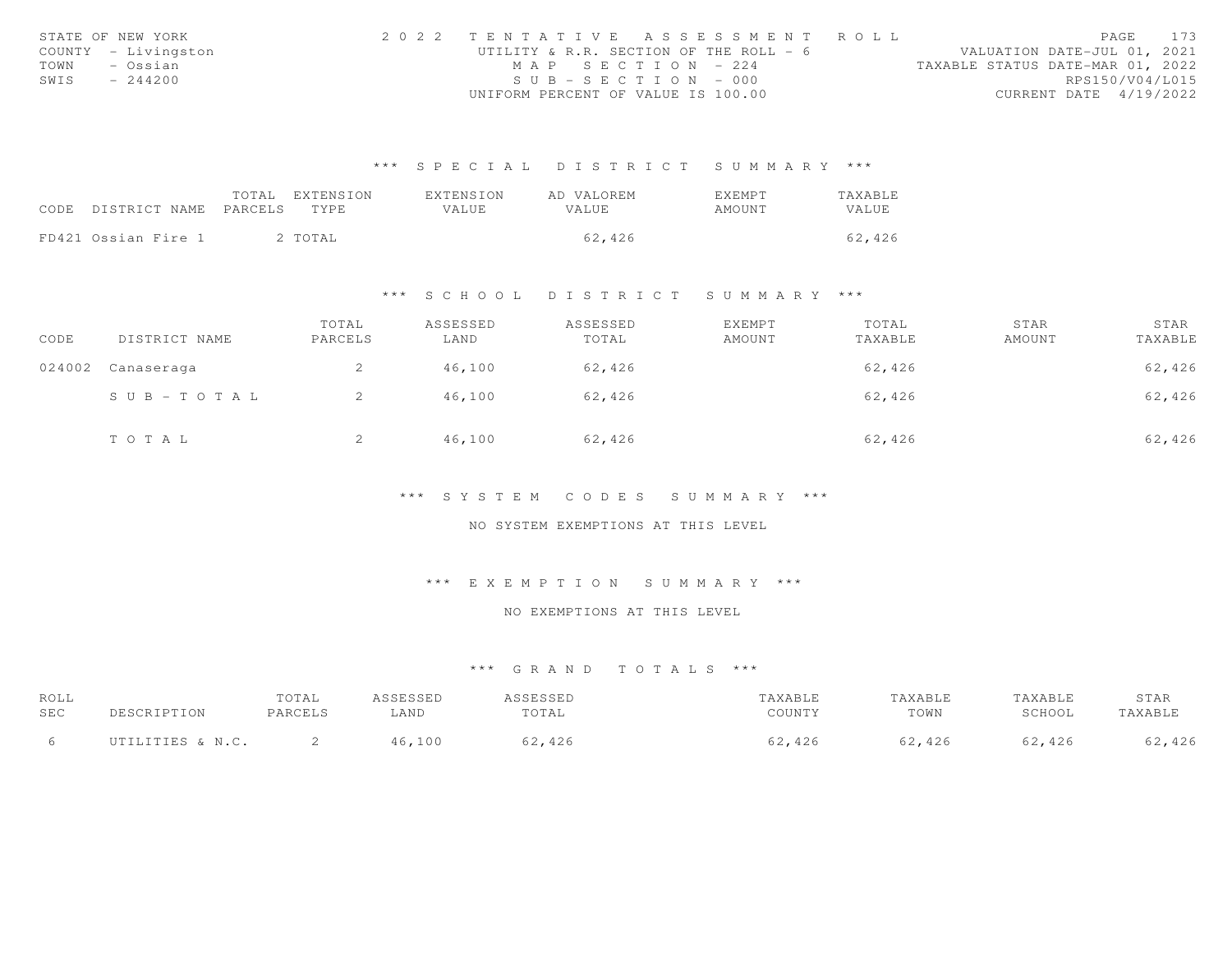STATE OF NEW YORK
COUNTY - Livingston
TOWN - Ossian
SWIS - 244200

2022 TENTATIVE ASSESSMENT ROLL
UTILITY & R.R. SECTION OF THE ROLL - 6
MAP SECTION - 224
SUB-SECTION - 000
UNIFORM PERCENT OF VALUE IS 100.00

VALUATION DATE-JUL 01, 2021
TAXABLE STATUS DATE-MAR 01, 2022
RPS150/V04/L015
CURRENT DATE 4/19/2022

## *** SPECIAL DISTRICT SUMMARY ***

| CODE DISTRICT NAME | TOTAL PARCELS | EXTENSION TYPE | EXTENSION VALUE | AD VALOREM VALUE | EXEMPT AMOUNT | TAXABLE VALUE |
|---|---|---|---|---|---|---|
| FD421 Ossian Fire 1 | 2 | TOTAL | | 62,426 | | 62,426 |

## *** SCHOOL DISTRICT SUMMARY ***

| CODE | DISTRICT NAME | TOTAL PARCELS | ASSESSED LAND | ASSESSED TOTAL | EXEMPT AMOUNT | TOTAL TAXABLE | STAR AMOUNT | STAR TAXABLE |
|---|---|---|---|---|---|---|---|---|
| 024002 | Canaseraga | 2 | 46,100 | 62,426 | | 62,426 | | 62,426 |
| | SUB-TOTAL | 2 | 46,100 | 62,426 | | 62,426 | | 62,426 |
| | TOTAL | 2 | 46,100 | 62,426 | | 62,426 | | 62,426 |

## *** SYSTEM CODES SUMMARY ***

NO SYSTEM EXEMPTIONS AT THIS LEVEL

## *** EXEMPTION SUMMARY ***

NO EXEMPTIONS AT THIS LEVEL

## *** GRAND TOTALS ***

| ROLL SEC | DESCRIPTION | TOTAL PARCELS | ASSESSED LAND | ASSESSED TOTAL | TAXABLE COUNTY | TAXABLE TOWN | TAXABLE SCHOOL | STAR TAXABLE |
|---|---|---|---|---|---|---|---|---|
| 6 | UTILITIES & N.C. | 2 | 46,100 | 62,426 | 62,426 | 62,426 | 62,426 | 62,426 |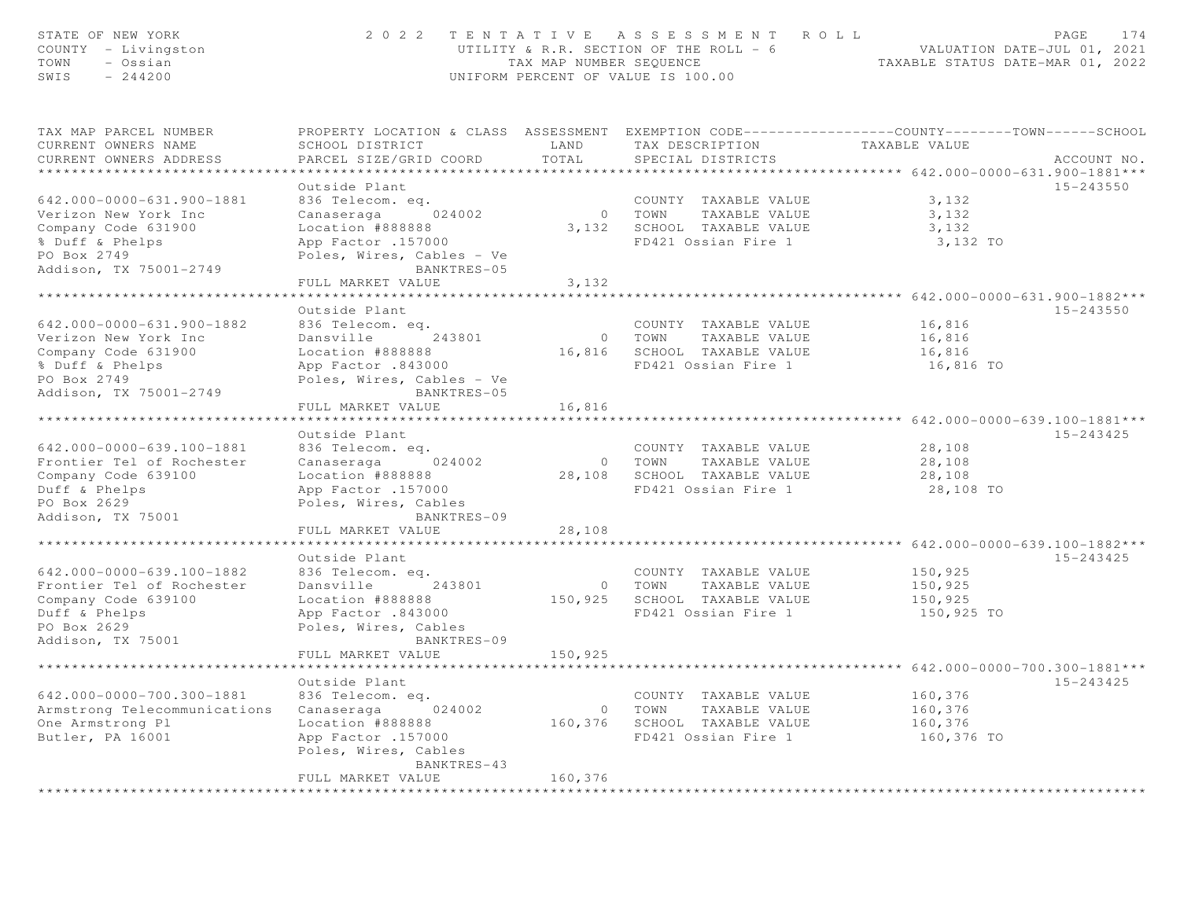STATE OF NEW YORK
COUNTY - Livingston
TOWN - Ossian
SWIS - 244200

# 2022 TENTATIVE ASSESSMENT ROLL

UTILITY & R.R. SECTION OF THE ROLL - 6
TAX MAP NUMBER SEQUENCE
UNIFORM PERCENT OF VALUE IS 100.00

VALUATION DATE-JUL 01, 2021
TAXABLE STATUS DATE-MAR 01, 2022

| TAX MAP PARCEL NUMBER / CURRENT OWNERS NAME / CURRENT OWNERS ADDRESS | PROPERTY LOCATION & CLASS / SCHOOL DISTRICT / PARCEL SIZE/GRID COORD | ASSESSMENT LAND | ASSESSMENT TOTAL | EXEMPTION CODE / TAX DESCRIPTION / SPECIAL DISTRICTS | TAXABLE VALUE (COUNTY / TOWN / SCHOOL) | ACCOUNT NO. |
|---|---|---|---|---|---|---|
| 642.000-0000-631.900-1881 | Outside Plant | | | | | 15-243550 |
| 642.000-0000-631.900-1881 | 836 Telecom. eq. | | | COUNTY TAXABLE VALUE | 3,132 | |
| Verizon New York Inc | Canaseraga 024002 | 0 | | TOWN TAXABLE VALUE | 3,132 | |
| Company Code 631900 | Location #888888 | | 3,132 | SCHOOL TAXABLE VALUE | 3,132 | |
| % Duff & Phelps | App Factor .157000 | | | FD421 Ossian Fire 1 | 3,132 TO | |
| PO Box 2749 | Poles, Wires, Cables - Ve | | | | | |
| Addison, TX 75001-2749 | BANKTRES-05 | | | | | |
| | FULL MARKET VALUE | | 3,132 | | | |
| 642.000-0000-631.900-1882 | Outside Plant | | | | | 15-243550 |
| 642.000-0000-631.900-1882 | 836 Telecom. eq. | | | COUNTY TAXABLE VALUE | 16,816 | |
| Verizon New York Inc | Dansville 243801 | 0 | | TOWN TAXABLE VALUE | 16,816 | |
| Company Code 631900 | Location #888888 | | 16,816 | SCHOOL TAXABLE VALUE | 16,816 | |
| % Duff & Phelps | App Factor .843000 | | | FD421 Ossian Fire 1 | 16,816 TO | |
| PO Box 2749 | Poles, Wires, Cables - Ve | | | | | |
| Addison, TX 75001-2749 | BANKTRES-05 | | | | | |
| | FULL MARKET VALUE | | 16,816 | | | |
| 642.000-0000-639.100-1881 | Outside Plant | | | | | 15-243425 |
| 642.000-0000-639.100-1881 | 836 Telecom. eq. | | | COUNTY TAXABLE VALUE | 28,108 | |
| Frontier Tel of Rochester | Canaseraga 024002 | 0 | | TOWN TAXABLE VALUE | 28,108 | |
| Company Code 639100 | Location #888888 | | 28,108 | SCHOOL TAXABLE VALUE | 28,108 | |
| Duff & Phelps | App Factor .157000 | | | FD421 Ossian Fire 1 | 28,108 TO | |
| PO Box 2629 | Poles, Wires, Cables | | | | | |
| Addison, TX 75001 | BANKTRES-09 | | | | | |
| | FULL MARKET VALUE | | 28,108 | | | |
| 642.000-0000-639.100-1882 | Outside Plant | | | | | 15-243425 |
| 642.000-0000-639.100-1882 | 836 Telecom. eq. | | | COUNTY TAXABLE VALUE | 150,925 | |
| Frontier Tel of Rochester | Dansville 243801 | 0 | | TOWN TAXABLE VALUE | 150,925 | |
| Company Code 639100 | Location #888888 | | 150,925 | SCHOOL TAXABLE VALUE | 150,925 | |
| Duff & Phelps | App Factor .843000 | | | FD421 Ossian Fire 1 | 150,925 TO | |
| PO Box 2629 | Poles, Wires, Cables | | | | | |
| Addison, TX 75001 | BANKTRES-09 | | | | | |
| | FULL MARKET VALUE | | 150,925 | | | |
| 642.000-0000-700.300-1881 | Outside Plant | | | | | 15-243425 |
| 642.000-0000-700.300-1881 | 836 Telecom. eq. | | | COUNTY TAXABLE VALUE | 160,376 | |
| Armstrong Telecommunications | Canaseraga 024002 | 0 | | TOWN TAXABLE VALUE | 160,376 | |
| One Armstrong Pl | Location #888888 | | 160,376 | SCHOOL TAXABLE VALUE | 160,376 | |
| Butler, PA 16001 | App Factor .157000 | | | FD421 Ossian Fire 1 | 160,376 TO | |
| | Poles, Wires, Cables | | | | | |
| | BANKTRES-43 | | | | | |
| | FULL MARKET VALUE | | 160,376 | | | |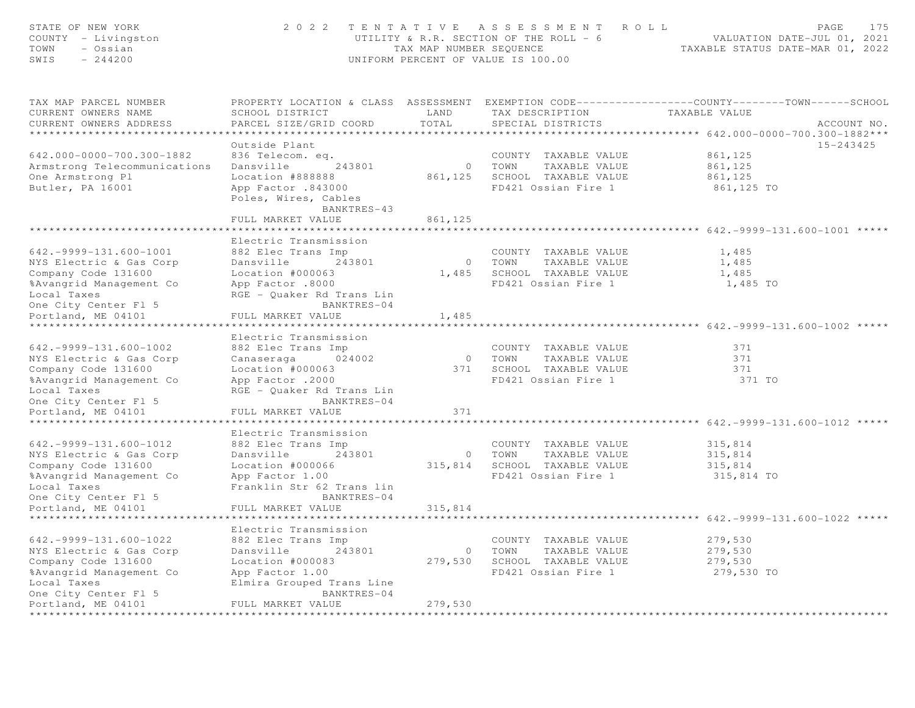STATE OF NEW YORK — 2022 TENTATIVE ASSESSMENT ROLL
COUNTY - Livingston — UTILITY & R.R. SECTION OF THE ROLL - 6 — VALUATION DATE-JUL 01, 2021
TOWN - Ossian — TAX MAP NUMBER SEQUENCE — TAXABLE STATUS DATE-MAR 01, 2022
SWIS - 244200 — UNIFORM PERCENT OF VALUE IS 100.00

| TAX MAP PARCEL NUMBER / CURRENT OWNERS NAME / CURRENT OWNERS ADDRESS | PROPERTY LOCATION & CLASS / SCHOOL DISTRICT / PARCEL SIZE/GRID COORD | ASSESSMENT LAND / TOTAL | EXEMPTION CODE / TAX DESCRIPTION / SPECIAL DISTRICTS | TAXABLE VALUE (COUNTY / TOWN / SCHOOL) | ACCOUNT NO. |
|---|---|---|---|---|---|
| **642.000-0000-700.300-1882** | Outside Plant | | | | 15-243425 |
| 642.000-0000-700.300-1882 | 836 Telecom. eq. | | COUNTY TAXABLE VALUE | 861,125 | |
| Armstrong Telecommunications | Dansville 243801 | 0 | TOWN TAXABLE VALUE | 861,125 | |
| One Armstrong Pl | Location #888888 | 861,125 | SCHOOL TAXABLE VALUE | 861,125 | |
| Butler, PA 16001 | App Factor .843000 | | FD421 Ossian Fire 1 | 861,125 TO | |
| | Poles, Wires, Cables | | | | |
| | BANKTRES-43 | | | | |
| | FULL MARKET VALUE | 861,125 | | | |
| **642.-9999-131.600-1001** | Electric Transmission | | | | |
| 642.-9999-131.600-1001 | 882 Elec Trans Imp | | COUNTY TAXABLE VALUE | 1,485 | |
| NYS Electric & Gas Corp | Dansville 243801 | 0 | TOWN TAXABLE VALUE | 1,485 | |
| Company Code 131600 | Location #000063 | 1,485 | SCHOOL TAXABLE VALUE | 1,485 | |
| %Avangrid Management Co | App Factor .8000 | | FD421 Ossian Fire 1 | 1,485 TO | |
| Local Taxes | RGE - Quaker Rd Trans Lin | | | | |
| One City Center Fl 5 | BANKTRES-04 | | | | |
| Portland, ME 04101 | FULL MARKET VALUE | 1,485 | | | |
| **642.-9999-131.600-1002** | Electric Transmission | | | | |
| 642.-9999-131.600-1002 | 882 Elec Trans Imp | | COUNTY TAXABLE VALUE | 371 | |
| NYS Electric & Gas Corp | Canaseraga 024002 | 0 | TOWN TAXABLE VALUE | 371 | |
| Company Code 131600 | Location #000063 | 371 | SCHOOL TAXABLE VALUE | 371 | |
| %Avangrid Management Co | App Factor .2000 | | FD421 Ossian Fire 1 | 371 TO | |
| Local Taxes | RGE - Quaker Rd Trans Lin | | | | |
| One City Center Fl 5 | BANKTRES-04 | | | | |
| Portland, ME 04101 | FULL MARKET VALUE | 371 | | | |
| **642.-9999-131.600-1012** | Electric Transmission | | | | |
| 642.-9999-131.600-1012 | 882 Elec Trans Imp | | COUNTY TAXABLE VALUE | 315,814 | |
| NYS Electric & Gas Corp | Dansville 243801 | 0 | TOWN TAXABLE VALUE | 315,814 | |
| Company Code 131600 | Location #000066 | 315,814 | SCHOOL TAXABLE VALUE | 315,814 | |
| %Avangrid Management Co | App Factor 1.00 | | FD421 Ossian Fire 1 | 315,814 TO | |
| Local Taxes | Franklin Str 62 Trans lin | | | | |
| One City Center Fl 5 | BANKTRES-04 | | | | |
| Portland, ME 04101 | FULL MARKET VALUE | 315,814 | | | |
| **642.-9999-131.600-1022** | Electric Transmission | | | | |
| 642.-9999-131.600-1022 | 882 Elec Trans Imp | | COUNTY TAXABLE VALUE | 279,530 | |
| NYS Electric & Gas Corp | Dansville 243801 | 0 | TOWN TAXABLE VALUE | 279,530 | |
| Company Code 131600 | Location #000083 | 279,530 | SCHOOL TAXABLE VALUE | 279,530 | |
| %Avangrid Management Co | App Factor 1.00 | | FD421 Ossian Fire 1 | 279,530 TO | |
| Local Taxes | Elmira Grouped Trans Line | | | | |
| One City Center Fl 5 | BANKTRES-04 | | | | |
| Portland, ME 04101 | FULL MARKET VALUE | 279,530 | | | |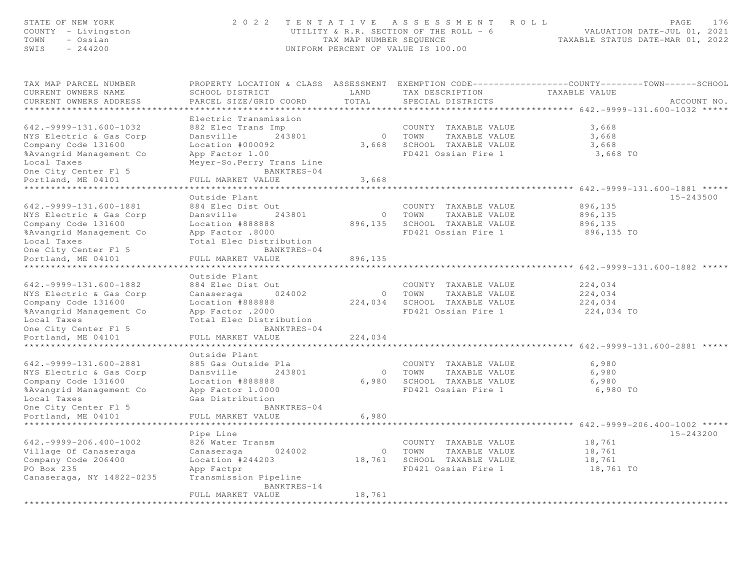STATE OF NEW YORK — 2022 TENTATIVE ASSESSMENT ROLL — PAGE 176
COUNTY - Livingston — UTILITY & R.R. SECTION OF THE ROLL - 6 — VALUATION DATE-JUL 01, 2021
TOWN - Ossian — TAX MAP NUMBER SEQUENCE — TAXABLE STATUS DATE-MAR 01, 2022
SWIS - 244200 — UNIFORM PERCENT OF VALUE IS 100.00

| TAX MAP PARCEL NUMBER / CURRENT OWNERS NAME / CURRENT OWNERS ADDRESS | PROPERTY LOCATION & CLASS / SCHOOL DISTRICT / PARCEL SIZE/GRID COORD | ASSESSMENT LAND / TOTAL | EXEMPTION CODE / TAX DESCRIPTION / SPECIAL DISTRICTS | COUNTY / TOWN / SCHOOL TAXABLE VALUE | ACCOUNT NO. |
|---|---|---|---|---|---|
| **642.-9999-131.600-1032** | Electric Transmission | | | | |
| 642.-9999-131.600-1032 | 882 Elec Trans Imp | | COUNTY TAXABLE VALUE | 3,668 | |
| NYS Electric & Gas Corp | Dansville 243801 | 0 | TOWN TAXABLE VALUE | 3,668 | |
| Company Code 131600 | Location #000092 | 3,668 | SCHOOL TAXABLE VALUE | 3,668 | |
| %Avangrid Management Co | App Factor 1.00 | | FD421 Ossian Fire 1 | 3,668 TO | |
| Local Taxes | Meyer-So.Perry Trans Line | | | | |
| One City Center Fl 5 | BANKTRES-04 | | | | |
| Portland, ME 04101 | FULL MARKET VALUE | 3,668 | | | |
| **642.-9999-131.600-1881** | Outside Plant | | | | 15-243500 |
| 642.-9999-131.600-1881 | 884 Elec Dist Out | | COUNTY TAXABLE VALUE | 896,135 | |
| NYS Electric & Gas Corp | Dansville 243801 | 0 | TOWN TAXABLE VALUE | 896,135 | |
| Company Code 131600 | Location #888888 | 896,135 | SCHOOL TAXABLE VALUE | 896,135 | |
| %Avangrid Management Co | App Factor .8000 | | FD421 Ossian Fire 1 | 896,135 TO | |
| Local Taxes | Total Elec Distribution | | | | |
| One City Center Fl 5 | BANKTRES-04 | | | | |
| Portland, ME 04101 | FULL MARKET VALUE | 896,135 | | | |
| **642.-9999-131.600-1882** | Outside Plant | | | | |
| 642.-9999-131.600-1882 | 884 Elec Dist Out | | COUNTY TAXABLE VALUE | 224,034 | |
| NYS Electric & Gas Corp | Canaseraga 024002 | 0 | TOWN TAXABLE VALUE | 224,034 | |
| Company Code 131600 | Location #888888 | 224,034 | SCHOOL TAXABLE VALUE | 224,034 | |
| %Avangrid Management Co | App Factor .2000 | | FD421 Ossian Fire 1 | 224,034 TO | |
| Local Taxes | Total Elec Distribution | | | | |
| One City Center Fl 5 | BANKTRES-04 | | | | |
| Portland, ME 04101 | FULL MARKET VALUE | 224,034 | | | |
| **642.-9999-131.600-2881** | Outside Plant | | | | |
| 642.-9999-131.600-2881 | 885 Gas Outside Pla | | COUNTY TAXABLE VALUE | 6,980 | |
| NYS Electric & Gas Corp | Dansville 243801 | 0 | TOWN TAXABLE VALUE | 6,980 | |
| Company Code 131600 | Location #888888 | 6,980 | SCHOOL TAXABLE VALUE | 6,980 | |
| %Avangrid Management Co | App Factor 1.0000 | | FD421 Ossian Fire 1 | 6,980 TO | |
| Local Taxes | Gas Distribution | | | | |
| One City Center Fl 5 | BANKTRES-04 | | | | |
| Portland, ME 04101 | FULL MARKET VALUE | 6,980 | | | |
| **642.-9999-206.400-1002** | Pipe Line | | | | 15-243200 |
| 642.-9999-206.400-1002 | 826 Water Transm | | COUNTY TAXABLE VALUE | 18,761 | |
| Village Of Canaseraga | Canaseraga 024002 | 0 | TOWN TAXABLE VALUE | 18,761 | |
| Company Code 206400 | Location #244203 | 18,761 | SCHOOL TAXABLE VALUE | 18,761 | |
| PO Box 235 | App Factpr | | FD421 Ossian Fire 1 | 18,761 TO | |
| Canaseraga, NY 14822-0235 | Transmission Pipeline | | | | |
| | BANKTRES-14 | | | | |
| | FULL MARKET VALUE | 18,761 | | | |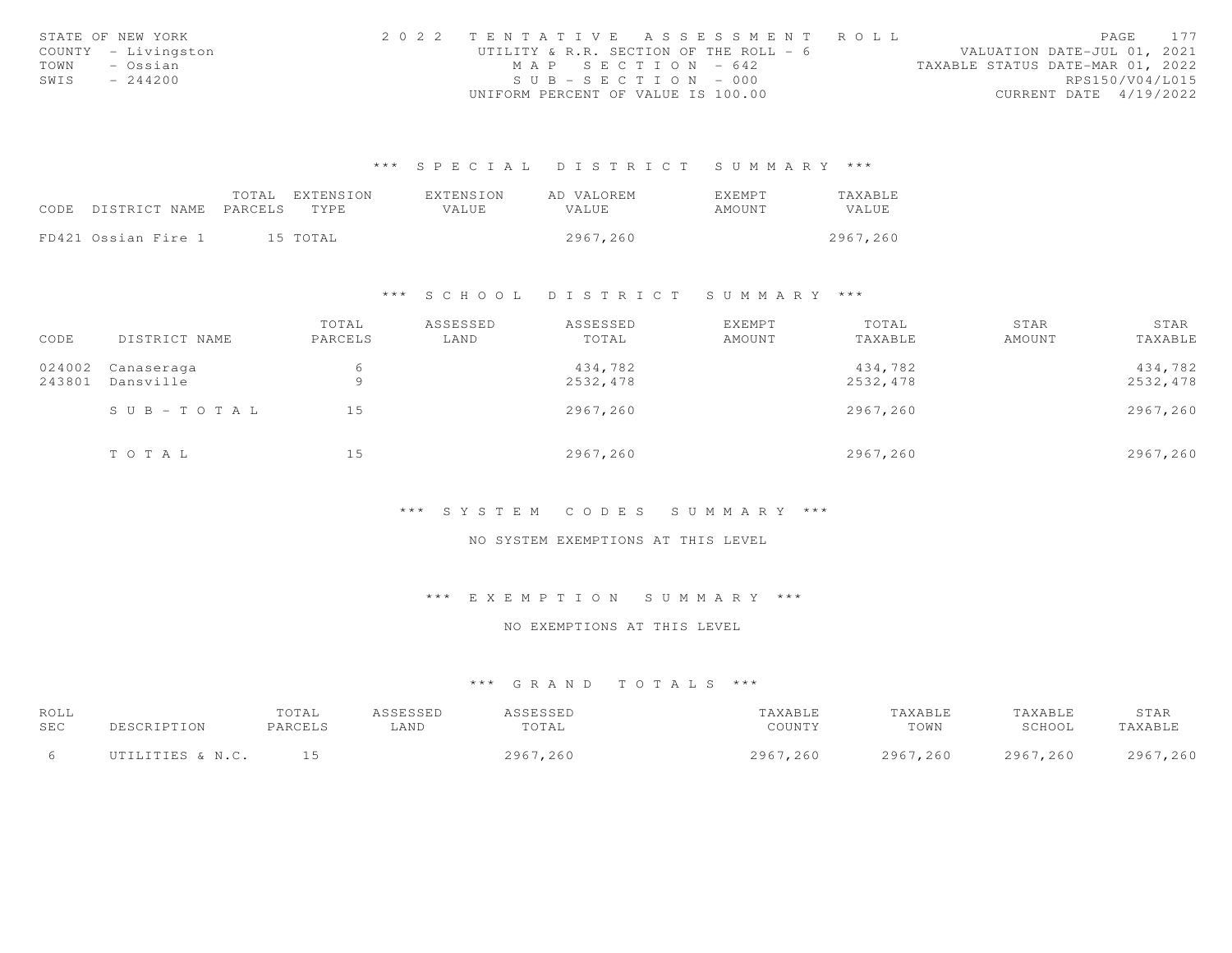STATE OF NEW YORK
COUNTY - Livingston
TOWN - Ossian
SWIS - 244200

2 0 2 2 TENTATIVE ASSESSMENT ROLL
UTILITY & R.R. SECTION OF THE ROLL - 6
MAP SECTION - 642
SUB-SECTION - 000
UNIFORM PERCENT OF VALUE IS 100.00

VALUATION DATE-JUL 01, 2021
TAXABLE STATUS DATE-MAR 01, 2022
RPS150/V04/L015
CURRENT DATE 4/19/2022

### *** SPECIAL DISTRICT SUMMARY ***

| CODE | DISTRICT NAME | TOTAL PARCELS | EXTENSION TYPE | EXTENSION VALUE | AD VALOREM VALUE | EXEMPT AMOUNT | TAXABLE VALUE |
|---|---|---|---|---|---|---|---|
| FD421 | Ossian Fire 1 | 15 | TOTAL | | 2967,260 | | 2967,260 |

### *** SCHOOL DISTRICT SUMMARY ***

| CODE | DISTRICT NAME | TOTAL PARCELS | ASSESSED LAND | ASSESSED TOTAL | EXEMPT AMOUNT | TOTAL TAXABLE | STAR AMOUNT | STAR TAXABLE |
|---|---|---|---|---|---|---|---|---|
| 024002 | Canaseraga | 6 | | 434,782 | | 434,782 | | 434,782 |
| 243801 | Dansville | 9 | | 2532,478 | | 2532,478 | | 2532,478 |
| | SUB-TOTAL | 15 | | 2967,260 | | 2967,260 | | 2967,260 |
| | TOTAL | 15 | | 2967,260 | | 2967,260 | | 2967,260 |

### *** SYSTEM CODES SUMMARY ***

NO SYSTEM EXEMPTIONS AT THIS LEVEL

### *** EXEMPTION SUMMARY ***

NO EXEMPTIONS AT THIS LEVEL

### *** GRAND TOTALS ***

| ROLL SEC | DESCRIPTION | TOTAL PARCELS | ASSESSED LAND | ASSESSED TOTAL | TAXABLE COUNTY | TAXABLE TOWN | TAXABLE SCHOOL | STAR TAXABLE |
|---|---|---|---|---|---|---|---|---|
| 6 | UTILITIES & N.C. | 15 | | 2967,260 | 2967,260 | 2967,260 | 2967,260 | 2967,260 |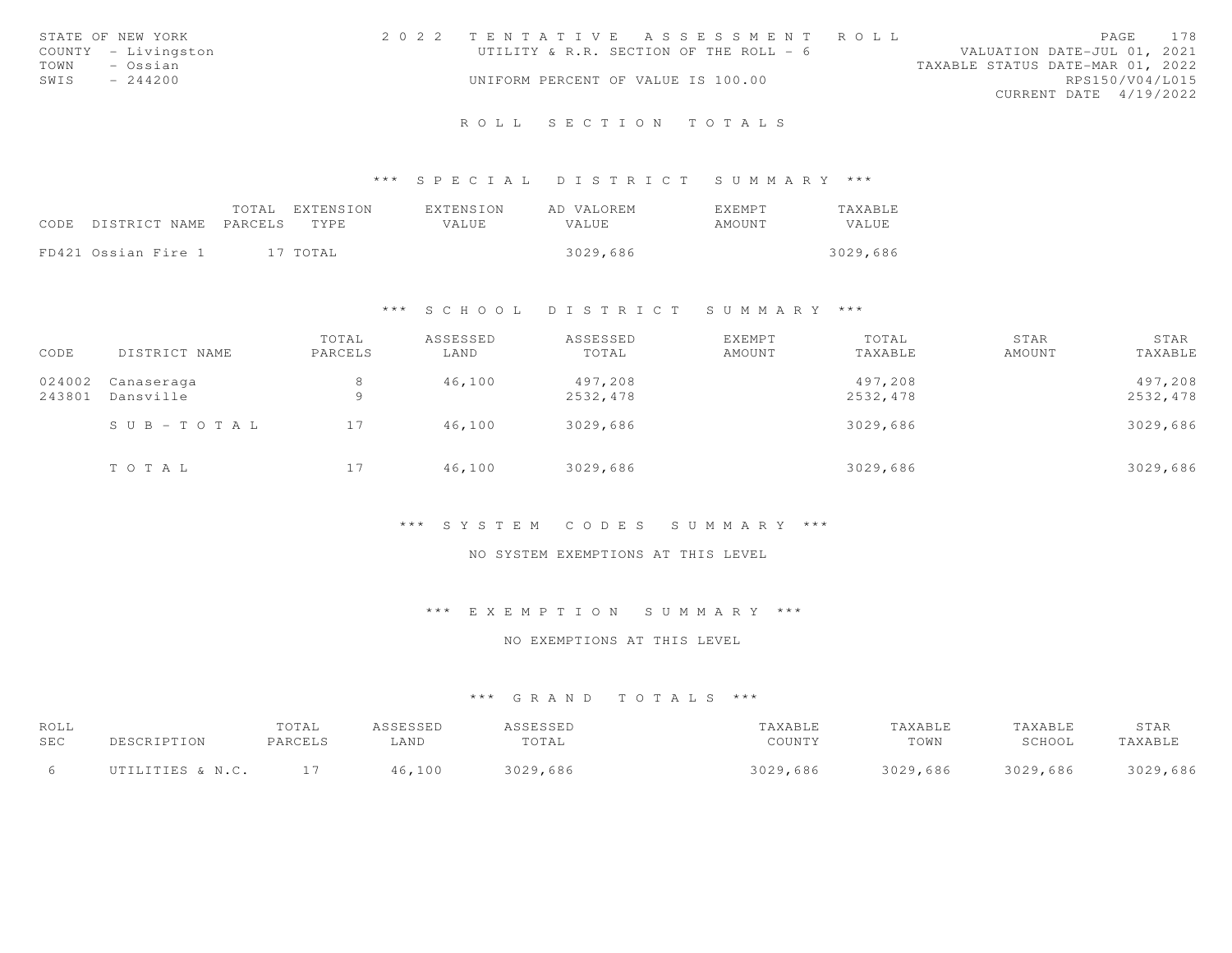STATE OF NEW YORK
COUNTY - Livingston
TOWN - Ossian
SWIS - 244200

2 0 2 2 TENTATIVE ASSESSMENT ROLL
UTILITY & R.R. SECTION OF THE ROLL - 6
UNIFORM PERCENT OF VALUE IS 100.00

VALUATION DATE-JUL 01, 2021
TAXABLE STATUS DATE-MAR 01, 2022
RPS150/V04/L015
CURRENT DATE 4/19/2022

## ROLL SECTION TOTALS

### *** SPECIAL DISTRICT SUMMARY ***

| CODE | DISTRICT NAME | TOTAL PARCELS | EXTENSION TYPE | EXTENSION VALUE | AD VALOREM VALUE | EXEMPT AMOUNT | TAXABLE VALUE |
|---|---|---|---|---|---|---|---|
| FD421 | Ossian Fire 1 | 17 | TOTAL | | 3029,686 | | 3029,686 |

### *** SCHOOL DISTRICT SUMMARY ***

| CODE | DISTRICT NAME | TOTAL PARCELS | ASSESSED LAND | ASSESSED TOTAL | EXEMPT AMOUNT | TOTAL TAXABLE | STAR AMOUNT | STAR TAXABLE |
|---|---|---|---|---|---|---|---|---|
| 024002 | Canaseraga | 8 | 46,100 | 497,208 | | 497,208 | | 497,208 |
| 243801 | Dansville | 9 | | 2532,478 | | 2532,478 | | 2532,478 |
| | SUB-TOTAL | 17 | 46,100 | 3029,686 | | 3029,686 | | 3029,686 |
| | TOTAL | 17 | 46,100 | 3029,686 | | 3029,686 | | 3029,686 |

### *** SYSTEM CODES SUMMARY ***

NO SYSTEM EXEMPTIONS AT THIS LEVEL

### *** EXEMPTION SUMMARY ***

NO EXEMPTIONS AT THIS LEVEL

### *** GRAND TOTALS ***

| ROLL SEC | DESCRIPTION | TOTAL PARCELS | ASSESSED LAND | ASSESSED TOTAL | TAXABLE COUNTY | TAXABLE TOWN | TAXABLE SCHOOL | STAR TAXABLE |
|---|---|---|---|---|---|---|---|---|
| 6 | UTILITIES & N.C. | 17 | 46,100 | 3029,686 | 3029,686 | 3029,686 | 3029,686 | 3029,686 |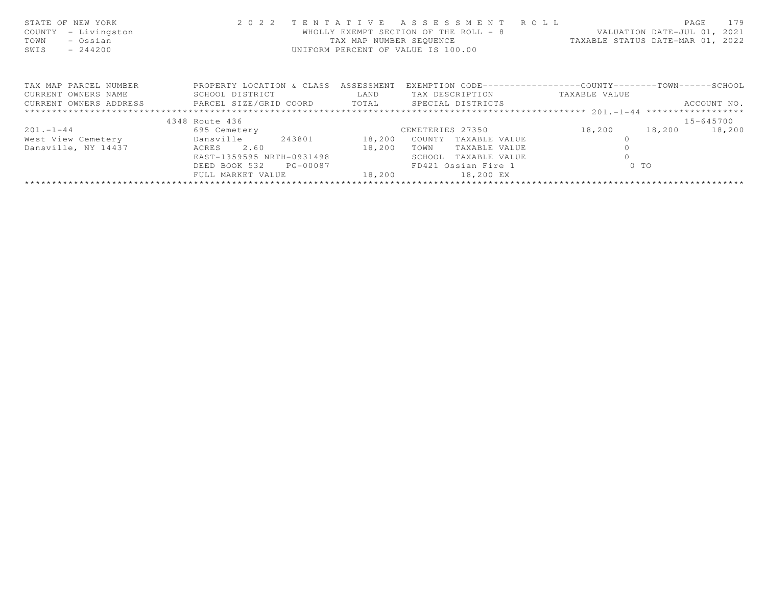STATE OF NEW YORK — COUNTY - Livingston — TOWN - Ossian — SWIS - 244200

2 0 2 2 T E N T A T I V E A S S E S S M E N T R O L L
WHOLLY EXEMPT SECTION OF THE ROLL - 8
TAX MAP NUMBER SEQUENCE
UNIFORM PERCENT OF VALUE IS 100.00

VALUATION DATE-JUL 01, 2021
TAXABLE STATUS DATE-MAR 01, 2022

| TAX MAP PARCEL NUMBER / CURRENT OWNERS NAME / CURRENT OWNERS ADDRESS | PROPERTY LOCATION & CLASS / SCHOOL DISTRICT / PARCEL SIZE/GRID COORD | ASSESSMENT LAND / TOTAL | EXEMPTION CODE / TAX DESCRIPTION / SPECIAL DISTRICTS | COUNTY TAXABLE VALUE | TOWN | SCHOOL / ACCOUNT NO. |
|---|---|---|---|---|---|---|
| 201.-1-44 | 4348 Route 436 | | | | | 15-645700 |
| 201.-1-44 | 695 Cemetery | | CEMETERIES 27350 | 18,200 | 18,200 | 18,200 |
| West View Cemetery | Dansville 243801 | 18,200 | COUNTY TAXABLE VALUE | 0 | | |
| Dansville, NY 14437 | ACRES 2.60 | 18,200 | TOWN TAXABLE VALUE | 0 | | |
| | EAST-1359595 NRTH-0931498 | | SCHOOL TAXABLE VALUE | 0 | | |
| | DEED BOOK 532 PG-00087 | | FD421 Ossian Fire 1 | 0 TO | | |
| | FULL MARKET VALUE | 18,200 | 18,200 EX | | | |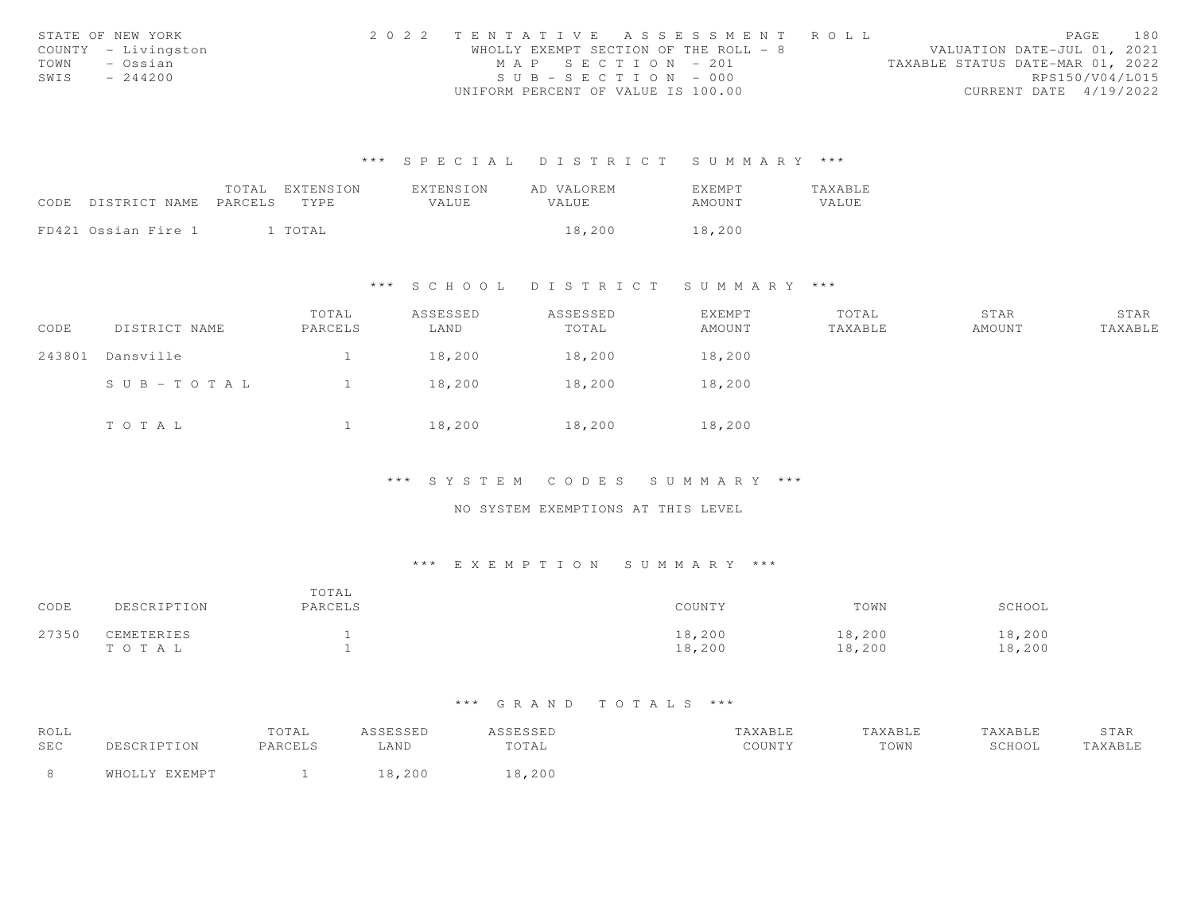STATE OF NEW YORK
COUNTY - Livingston
TOWN - Ossian
SWIS - 244200

2 0 2 2 T E N T A T I V E A S S E S S M E N T R O L L
WHOLLY EXEMPT SECTION OF THE ROLL - 8
M A P S E C T I O N - 201
S U B - S E C T I O N - 000
UNIFORM PERCENT OF VALUE IS 100.00

PAGE 180
VALUATION DATE-JUL 01, 2021
TAXABLE STATUS DATE-MAR 01, 2022
RPS150/V04/L015
CURRENT DATE 4/19/2022

### *** S P E C I A L D I S T R I C T S U M M A R Y ***

| CODE | DISTRICT NAME | TOTAL PARCELS | EXTENSION TYPE | EXTENSION VALUE | AD VALOREM VALUE | EXEMPT AMOUNT | TAXABLE VALUE |
|---|---|---|---|---|---|---|---|
| FD421 | Ossian Fire 1 | 1 | TOTAL | | 18,200 | 18,200 | |

### *** S C H O O L D I S T R I C T S U M M A R Y ***

| CODE | DISTRICT NAME | TOTAL PARCELS | ASSESSED LAND | ASSESSED TOTAL | EXEMPT AMOUNT | TOTAL TAXABLE | STAR AMOUNT | STAR TAXABLE |
|---|---|---|---|---|---|---|---|---|
| 243801 | Dansville | 1 | 18,200 | 18,200 | 18,200 | | | |
| | S U B - T O T A L | 1 | 18,200 | 18,200 | 18,200 | | | |
| | T O T A L | 1 | 18,200 | 18,200 | 18,200 | | | |

### *** S Y S T E M C O D E S S U M M A R Y ***

NO SYSTEM EXEMPTIONS AT THIS LEVEL

### *** E X E M P T I O N S U M M A R Y ***

| CODE | DESCRIPTION | TOTAL PARCELS | COUNTY | TOWN | SCHOOL |
|---|---|---|---|---|---|
| 27350 | CEMETERIES | 1 | 18,200 | 18,200 | 18,200 |
| | T O T A L | 1 | 18,200 | 18,200 | 18,200 |

### *** G R A N D T O T A L S ***

| ROLL SEC | DESCRIPTION | TOTAL PARCELS | ASSESSED LAND | ASSESSED TOTAL | TAXABLE COUNTY | TAXABLE TOWN | TAXABLE SCHOOL | STAR TAXABLE |
|---|---|---|---|---|---|---|---|---|
| 8 | WHOLLY EXEMPT | 1 | 18,200 | 18,200 | | | | |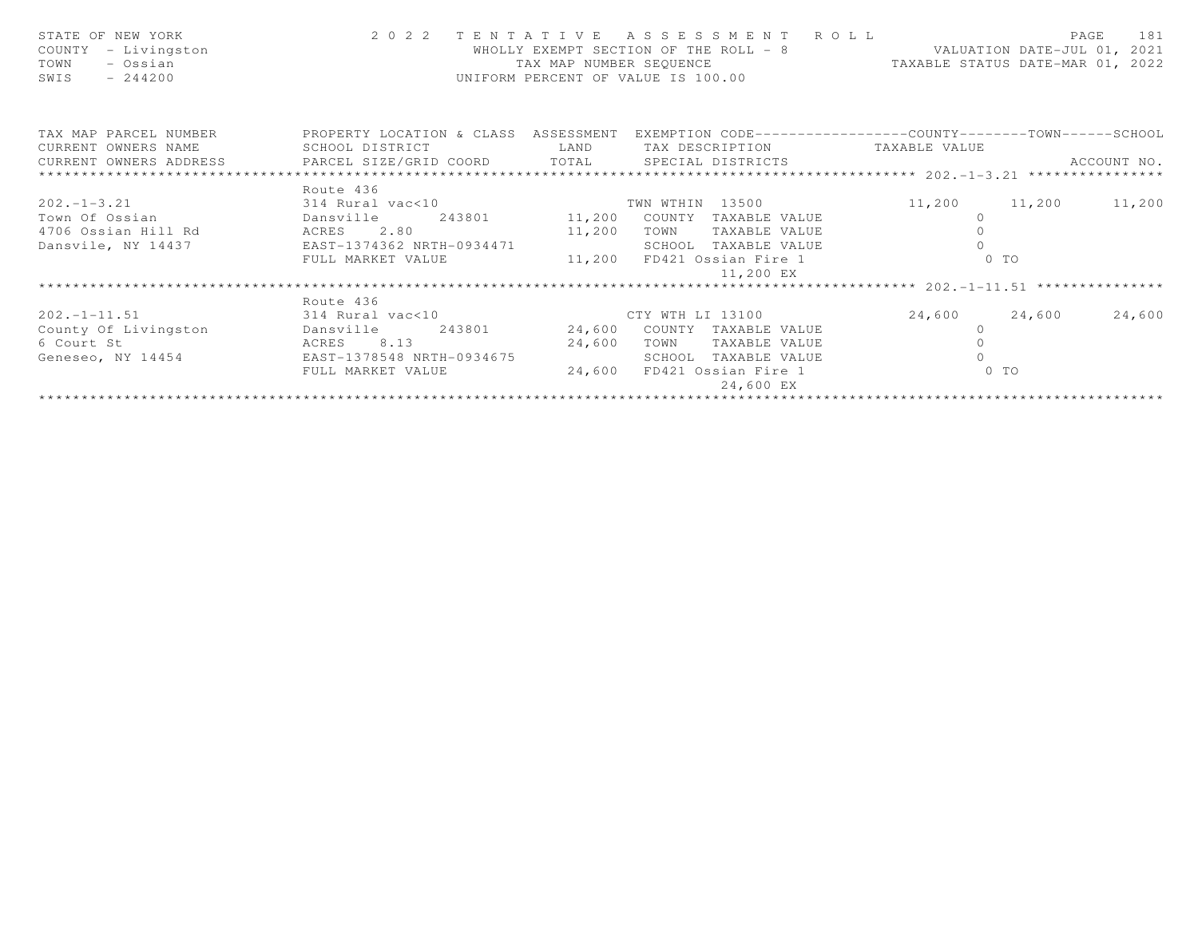STATE OF NEW YORK
COUNTY - Livingston
TOWN - Ossian
SWIS - 244200

2 0 2 2 T E N T A T I V E A S S E S S M E N T R O L L
WHOLLY EXEMPT SECTION OF THE ROLL - 8
TAX MAP NUMBER SEQUENCE
UNIFORM PERCENT OF VALUE IS 100.00

VALUATION DATE-JUL 01, 2021
TAXABLE STATUS DATE-MAR 01, 2022

| TAX MAP PARCEL NUMBER / CURRENT OWNERS NAME / CURRENT OWNERS ADDRESS | PROPERTY LOCATION & CLASS / SCHOOL DISTRICT / PARCEL SIZE/GRID COORD | ASSESSMENT LAND / TOTAL | EXEMPTION CODE / TAX DESCRIPTION / SPECIAL DISTRICTS | COUNTY TAXABLE VALUE | TOWN | SCHOOL | ACCOUNT NO. |
|---|---|---|---|---|---|---|---|
| **202.-1-3.21** | Route 436 | | | | | | |
| 202.-1-3.21 | 314 Rural vac<10 | | TWN WTHIN 13500 | 11,200 | 11,200 | 11,200 | |
| Town Of Ossian | Dansville 243801 | 11,200 | COUNTY TAXABLE VALUE | 0 | | | |
| 4706 Ossian Hill Rd | ACRES 2.80 | 11,200 | TOWN TAXABLE VALUE | 0 | | | |
| Dansvile, NY 14437 | EAST-1374362 NRTH-0934471 | | SCHOOL TAXABLE VALUE | 0 | | | |
| | FULL MARKET VALUE | 11,200 | FD421 Ossian Fire 1 | 0 TO | | | |
| | | | 11,200 EX | | | | |
| **202.-1-11.51** | Route 436 | | | | | | |
| 202.-1-11.51 | 314 Rural vac<10 | | CTY WTH LI 13100 | 24,600 | 24,600 | 24,600 | |
| County Of Livingston | Dansville 243801 | 24,600 | COUNTY TAXABLE VALUE | 0 | | | |
| 6 Court St | ACRES 8.13 | 24,600 | TOWN TAXABLE VALUE | 0 | | | |
| Geneseo, NY 14454 | EAST-1378548 NRTH-0934675 | | SCHOOL TAXABLE VALUE | 0 | | | |
| | FULL MARKET VALUE | 24,600 | FD421 Ossian Fire 1 | 0 TO | | | |
| | | | 24,600 EX | | | | |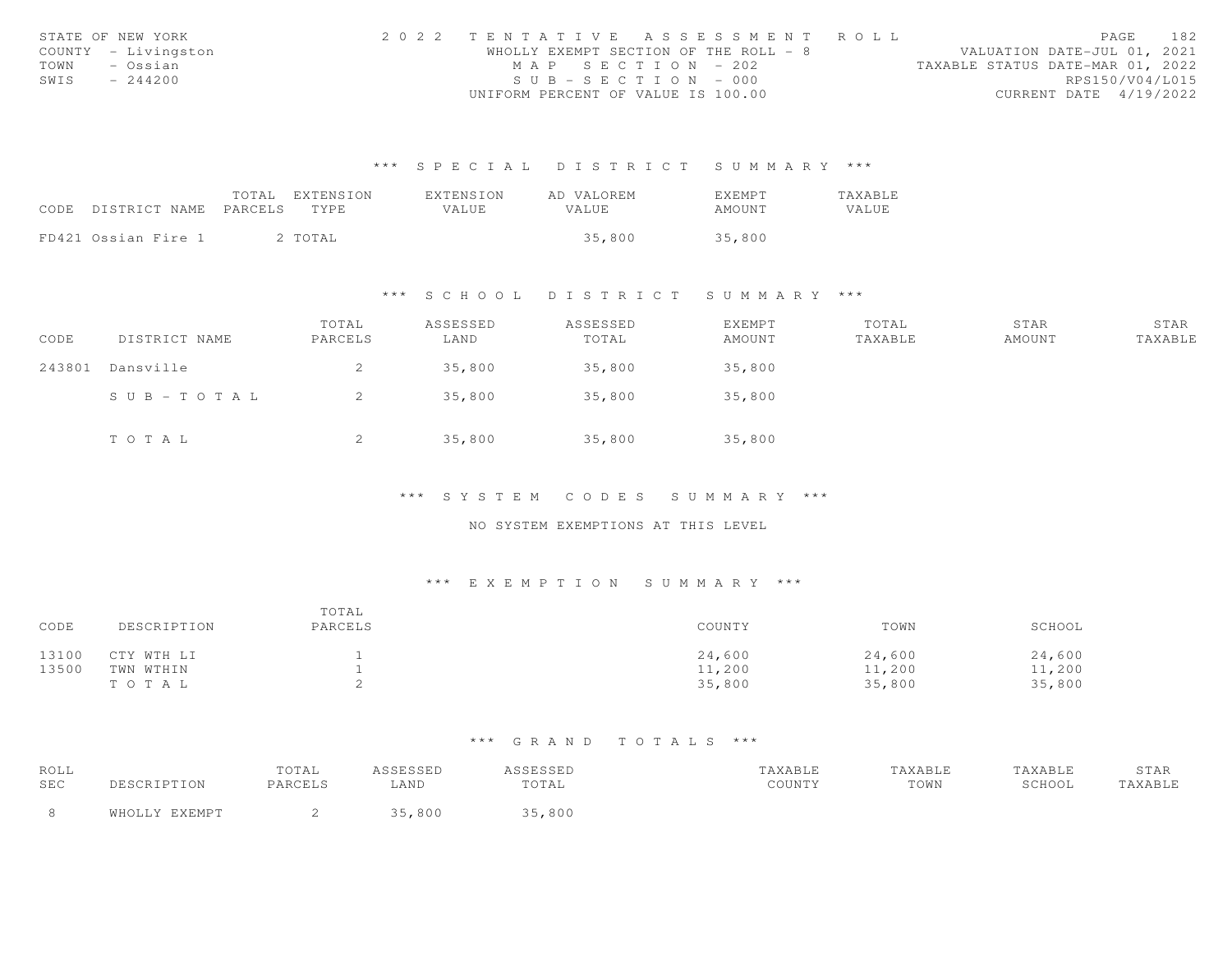STATE OF NEW YORK
COUNTY - Livingston
TOWN - Ossian
SWIS - 244200

2022 TENTATIVE ASSESSMENT ROLL
WHOLLY EXEMPT SECTION OF THE ROLL - 8
MAP SECTION - 202
SUB-SECTION - 000
UNIFORM PERCENT OF VALUE IS 100.00

VALUATION DATE-JUL 01, 2021
TAXABLE STATUS DATE-MAR 01, 2022
RPS150/V04/L015
CURRENT DATE 4/19/2022

### *** SPECIAL DISTRICT SUMMARY ***

| CODE DISTRICT NAME | TOTAL PARCELS | EXTENSION TYPE | EXTENSION VALUE | AD VALOREM VALUE | EXEMPT AMOUNT | TAXABLE VALUE |
|---|---|---|---|---|---|---|
| FD421 Ossian Fire 1 | 2 | TOTAL | | 35,800 | 35,800 | |

### *** SCHOOL DISTRICT SUMMARY ***

| CODE | DISTRICT NAME | TOTAL PARCELS | ASSESSED LAND | ASSESSED TOTAL | EXEMPT AMOUNT | TOTAL TAXABLE | STAR AMOUNT | STAR TAXABLE |
|---|---|---|---|---|---|---|---|---|
| 243801 | Dansville | 2 | 35,800 | 35,800 | 35,800 | | | |
| | SUB-TOTAL | 2 | 35,800 | 35,800 | 35,800 | | | |
| | TOTAL | 2 | 35,800 | 35,800 | 35,800 | | | |

### *** SYSTEM CODES SUMMARY ***

NO SYSTEM EXEMPTIONS AT THIS LEVEL

### *** EXEMPTION SUMMARY ***

| CODE | DESCRIPTION | TOTAL PARCELS | COUNTY | TOWN | SCHOOL |
|---|---|---|---|---|---|
| 13100 | CTY WTH LI | 1 | 24,600 | 24,600 | 24,600 |
| 13500 | TWN WTHIN | 1 | 11,200 | 11,200 | 11,200 |
| | TOTAL | 2 | 35,800 | 35,800 | 35,800 |

### *** GRAND TOTALS ***

| ROLL SEC | DESCRIPTION | TOTAL PARCELS | ASSESSED LAND | ASSESSED TOTAL | TAXABLE COUNTY | TAXABLE TOWN | TAXABLE SCHOOL | STAR TAXABLE |
|---|---|---|---|---|---|---|---|---|
| 8 | WHOLLY EXEMPT | 2 | 35,800 | 35,800 | | | | |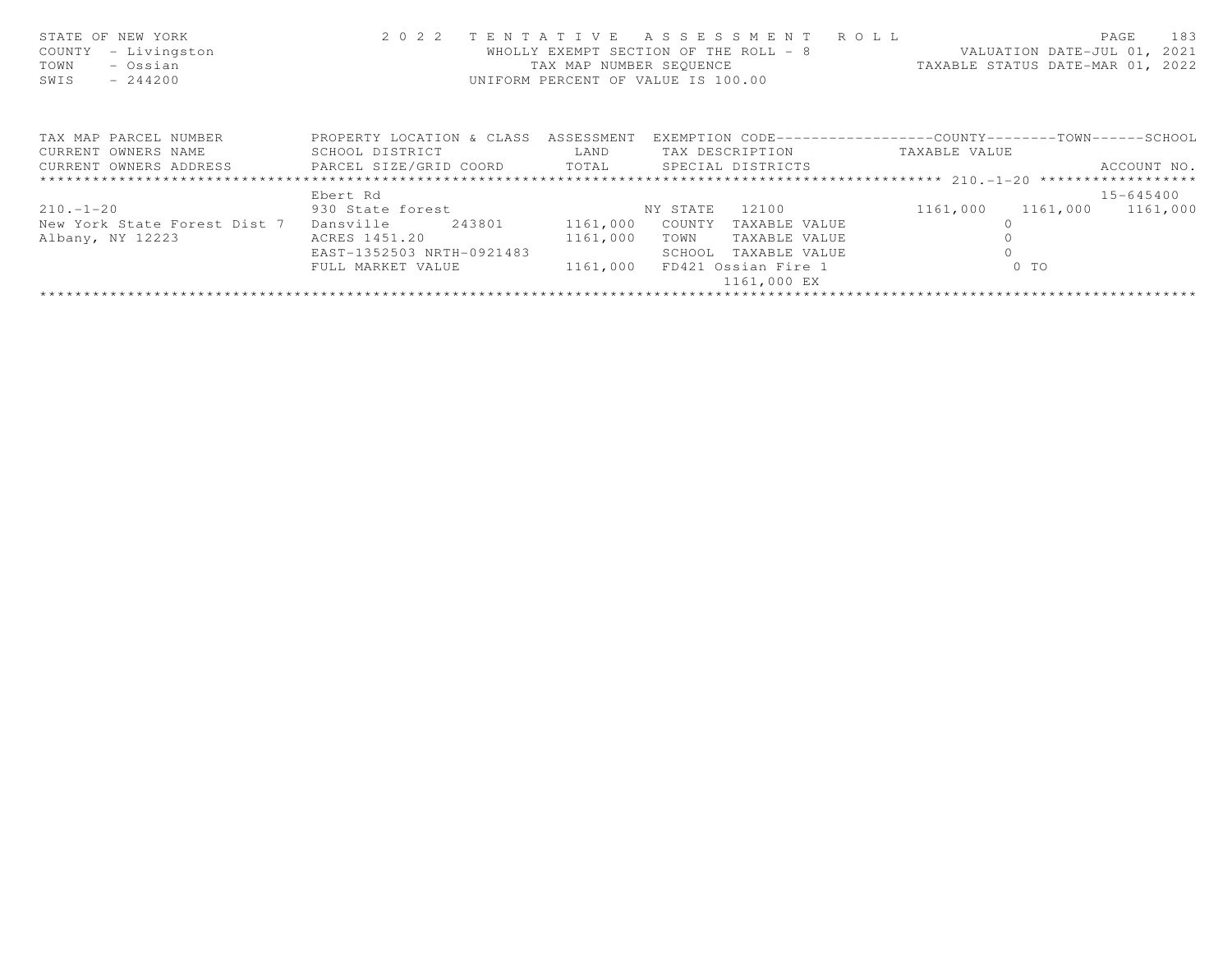STATE OF NEW YORK
COUNTY - Livingston
TOWN - Ossian
SWIS - 244200

2 0 2 2 TENTATIVE ASSESSMENT ROLL
WHOLLY EXEMPT SECTION OF THE ROLL - 8
TAX MAP NUMBER SEQUENCE
UNIFORM PERCENT OF VALUE IS 100.00

VALUATION DATE-JUL 01, 2021
TAXABLE STATUS DATE-MAR 01, 2022

| TAX MAP PARCEL NUMBER / CURRENT OWNERS NAME / CURRENT OWNERS ADDRESS | PROPERTY LOCATION & CLASS / SCHOOL DISTRICT / PARCEL SIZE/GRID COORD | ASSESSMENT LAND / TOTAL | EXEMPTION CODE / TAX DESCRIPTION / SPECIAL DISTRICTS | COUNTY TAXABLE VALUE | TOWN | SCHOOL / ACCOUNT NO. |
|---|---|---|---|---|---|---|
| ******** 210.-1-20 ******** | | | | | | |
| | Ebert Rd | | | | | 15-645400 |
| 210.-1-20 | 930 State forest | | NY STATE 12100 | 1161,000 | 1161,000 | 1161,000 |
| New York State Forest Dist 7 | Dansville 243801 | 1161,000 | COUNTY TAXABLE VALUE | 0 | | |
| Albany, NY 12223 | ACRES 1451.20 | 1161,000 | TOWN TAXABLE VALUE | 0 | | |
| | EAST-1352503 NRTH-0921483 | | SCHOOL TAXABLE VALUE | 0 | | |
| | FULL MARKET VALUE | 1161,000 | FD421 Ossian Fire 1 | 0 TO | | |
| | | | 1161,000 EX | | | |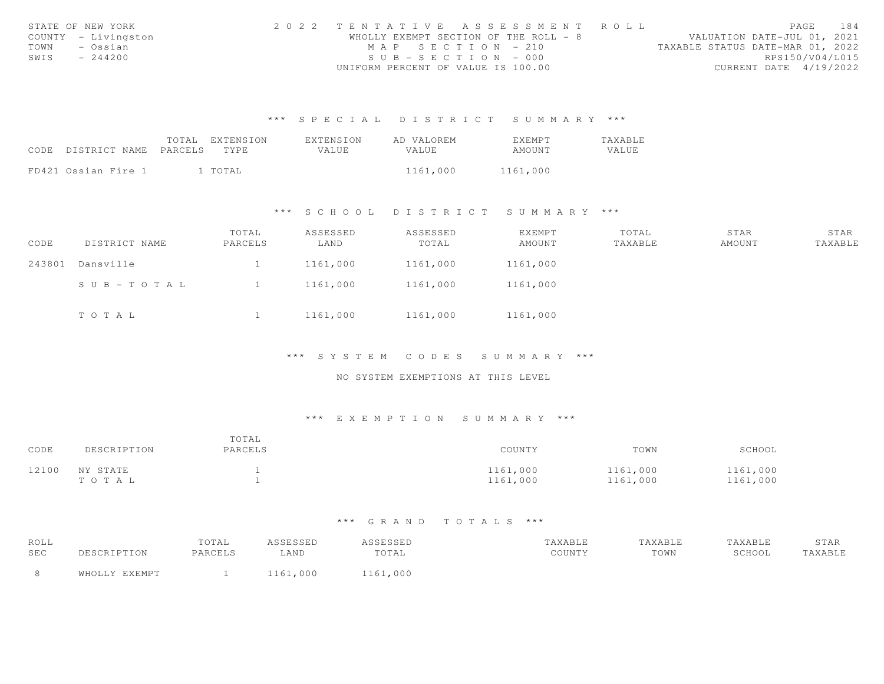STATE OF NEW YORK
COUNTY - Livingston
TOWN - Ossian
SWIS - 244200

2 0 2 2 T E N T A T I V E A S S E S S M E N T R O L L
WHOLLY EXEMPT SECTION OF THE ROLL - 8
M A P S E C T I O N - 210
S U B - S E C T I O N - 000
UNIFORM PERCENT OF VALUE IS 100.00

VALUATION DATE-JUL 01, 2021
TAXABLE STATUS DATE-MAR 01, 2022
RPS150/V04/L015
CURRENT DATE 4/19/2022

### *** S P E C I A L D I S T R I C T S U M M A R Y ***

| CODE | DISTRICT NAME | TOTAL PARCELS | EXTENSION TYPE | EXTENSION VALUE | AD VALOREM VALUE | EXEMPT AMOUNT | TAXABLE VALUE |
|---|---|---|---|---|---|---|---|
| FD421 | Ossian Fire 1 | 1 | TOTAL | | 1161,000 | 1161,000 | |

### *** S C H O O L D I S T R I C T S U M M A R Y ***

| CODE | DISTRICT NAME | TOTAL PARCELS | ASSESSED LAND | ASSESSED TOTAL | EXEMPT AMOUNT | TOTAL TAXABLE | STAR AMOUNT | STAR TAXABLE |
|---|---|---|---|---|---|---|---|---|
| 243801 | Dansville | 1 | 1161,000 | 1161,000 | 1161,000 | | | |
| | S U B - T O T A L | 1 | 1161,000 | 1161,000 | 1161,000 | | | |
| | T O T A L | 1 | 1161,000 | 1161,000 | 1161,000 | | | |

### *** S Y S T E M C O D E S S U M M A R Y ***

NO SYSTEM EXEMPTIONS AT THIS LEVEL

### *** E X E M P T I O N S U M M A R Y ***

| CODE | DESCRIPTION | TOTAL PARCELS | COUNTY | TOWN | SCHOOL |
|---|---|---|---|---|---|
| 12100 | NY STATE | 1 | 1161,000 | 1161,000 | 1161,000 |
| | T O T A L | 1 | 1161,000 | 1161,000 | 1161,000 |

### *** G R A N D T O T A L S ***

| ROLL SEC | DESCRIPTION | TOTAL PARCELS | ASSESSED LAND | ASSESSED TOTAL | TAXABLE COUNTY | TAXABLE TOWN | TAXABLE SCHOOL | STAR TAXABLE |
|---|---|---|---|---|---|---|---|---|
| 8 | WHOLLY EXEMPT | 1 | 1161,000 | 1161,000 | | | | |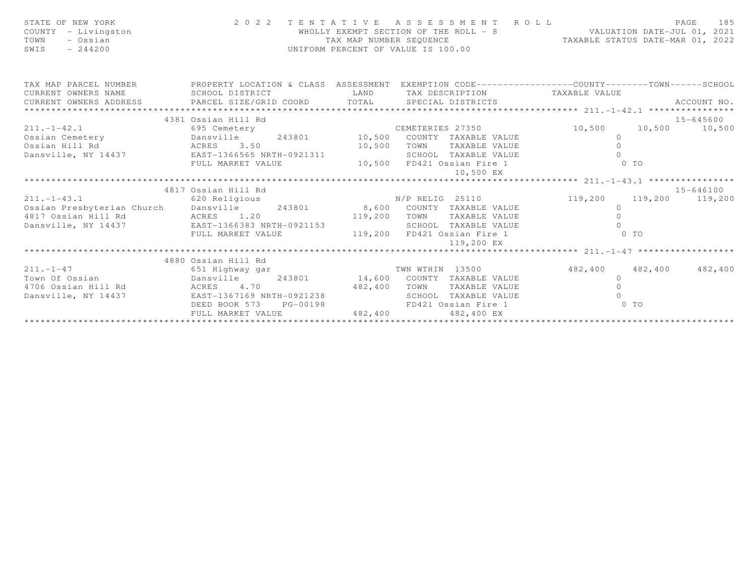STATE OF NEW YORK — 2022 TENTATIVE ASSESSMENT ROLL — PAGE 185
COUNTY - Livingston — WHOLLY EXEMPT SECTION OF THE ROLL - 8 — VALUATION DATE-JUL 01, 2021
TOWN - Ossian — TAX MAP NUMBER SEQUENCE — TAXABLE STATUS DATE-MAR 01, 2022
SWIS - 244200 — UNIFORM PERCENT OF VALUE IS 100.00

| TAX MAP PARCEL NUMBER / CURRENT OWNERS NAME / CURRENT OWNERS ADDRESS | PROPERTY LOCATION & CLASS / SCHOOL DISTRICT / PARCEL SIZE/GRID COORD | ASSESSMENT LAND | ASSESSMENT TOTAL | EXEMPTION CODE / TAX DESCRIPTION / SPECIAL DISTRICTS | COUNTY | TOWN | SCHOOL | ACCOUNT NO. |
|---|---|---|---|---|---|---|---|---|
| **211.-1-42.1** | 4381 Ossian Hill Rd | | | | | | | 15-645600 |
| 211.-1-42.1 | 695 Cemetery | | | CEMETERIES 27350 | 10,500 | 10,500 | 10,500 | |
| Ossian Cemetery | Dansville 243801 | 10,500 | | COUNTY TAXABLE VALUE | 0 | | | |
| Ossian Hill Rd | ACRES 3.50 | | 10,500 | TOWN TAXABLE VALUE | 0 | | | |
| Dansville, NY 14437 | EAST-1366565 NRTH-0921311 | | | SCHOOL TAXABLE VALUE | 0 | | | |
| | FULL MARKET VALUE | | 10,500 | FD421 Ossian Fire 1 | 0 TO | | | |
| | | | | 10,500 EX | | | | |
| **211.-1-43.1** | 4817 Ossian Hill Rd | | | | | | | 15-646100 |
| 211.-1-43.1 | 620 Religious | | | N/P RELIG 25110 | 119,200 | 119,200 | 119,200 | |
| Ossian Presbyterian Church | Dansville 243801 | 8,600 | | COUNTY TAXABLE VALUE | 0 | | | |
| 4817 Ossian Hill Rd | ACRES 1.20 | | 119,200 | TOWN TAXABLE VALUE | 0 | | | |
| Dansville, NY 14437 | EAST-1366383 NRTH-0921153 | | | SCHOOL TAXABLE VALUE | 0 | | | |
| | FULL MARKET VALUE | | 119,200 | FD421 Ossian Fire 1 | 0 TO | | | |
| | | | | 119,200 EX | | | | |
| **211.-1-47** | 4880 Ossian Hill Rd | | | | | | | |
| 211.-1-47 | 651 Highway gar | | | TWN WTHIN 13500 | 482,400 | 482,400 | 482,400 | |
| Town Of Ossian | Dansville 243801 | 14,600 | | COUNTY TAXABLE VALUE | 0 | | | |
| 4706 Ossian Hill Rd | ACRES 4.70 | | 482,400 | TOWN TAXABLE VALUE | 0 | | | |
| Dansville, NY 14437 | EAST-1367169 NRTH-0921238 | | | SCHOOL TAXABLE VALUE | 0 | | | |
| | DEED BOOK 573 PG-00198 | | | FD421 Ossian Fire 1 | 0 TO | | | |
| | FULL MARKET VALUE | | 482,400 | 482,400 EX | | | | |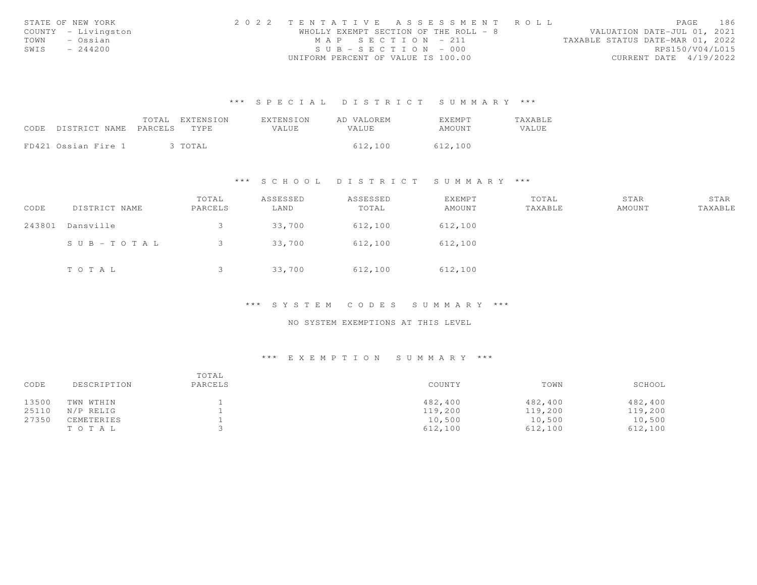STATE OF NEW YORK
COUNTY - Livingston
TOWN - Ossian
SWIS - 244200

2 0 2 2 TENTATIVE ASSESSMENT ROLL
WHOLLY EXEMPT SECTION OF THE ROLL - 8
MAP SECTION - 211
SUB-SECTION - 000
UNIFORM PERCENT OF VALUE IS 100.00

VALUATION DATE-JUL 01, 2021
TAXABLE STATUS DATE-MAR 01, 2022
RPS150/V04/L015
CURRENT DATE 4/19/2022

### *** SPECIAL DISTRICT SUMMARY ***

| CODE DISTRICT NAME | TOTAL PARCELS | EXTENSION TYPE | EXTENSION VALUE | AD VALOREM VALUE | EXEMPT AMOUNT | TAXABLE VALUE |
|---|---|---|---|---|---|---|
| FD421 Ossian Fire 1 | 3 | TOTAL | | 612,100 | 612,100 | |

### *** SCHOOL DISTRICT SUMMARY ***

| CODE | DISTRICT NAME | TOTAL PARCELS | ASSESSED LAND | ASSESSED TOTAL | EXEMPT AMOUNT | TOTAL TAXABLE | STAR AMOUNT | STAR TAXABLE |
|---|---|---|---|---|---|---|---|---|
| 243801 | Dansville | 3 | 33,700 | 612,100 | 612,100 | | | |
| | SUB-TOTAL | 3 | 33,700 | 612,100 | 612,100 | | | |
| | TOTAL | 3 | 33,700 | 612,100 | 612,100 | | | |

### *** SYSTEM CODES SUMMARY ***

NO SYSTEM EXEMPTIONS AT THIS LEVEL

### *** EXEMPTION SUMMARY ***

| CODE | DESCRIPTION | TOTAL PARCELS | COUNTY | TOWN | SCHOOL |
|---|---|---|---|---|---|
| 13500 | TWN WTHIN | 1 | 482,400 | 482,400 | 482,400 |
| 25110 | N/P RELIG | 1 | 119,200 | 119,200 | 119,200 |
| 27350 | CEMETERIES | 1 | 10,500 | 10,500 | 10,500 |
| | TOTAL | 3 | 612,100 | 612,100 | 612,100 |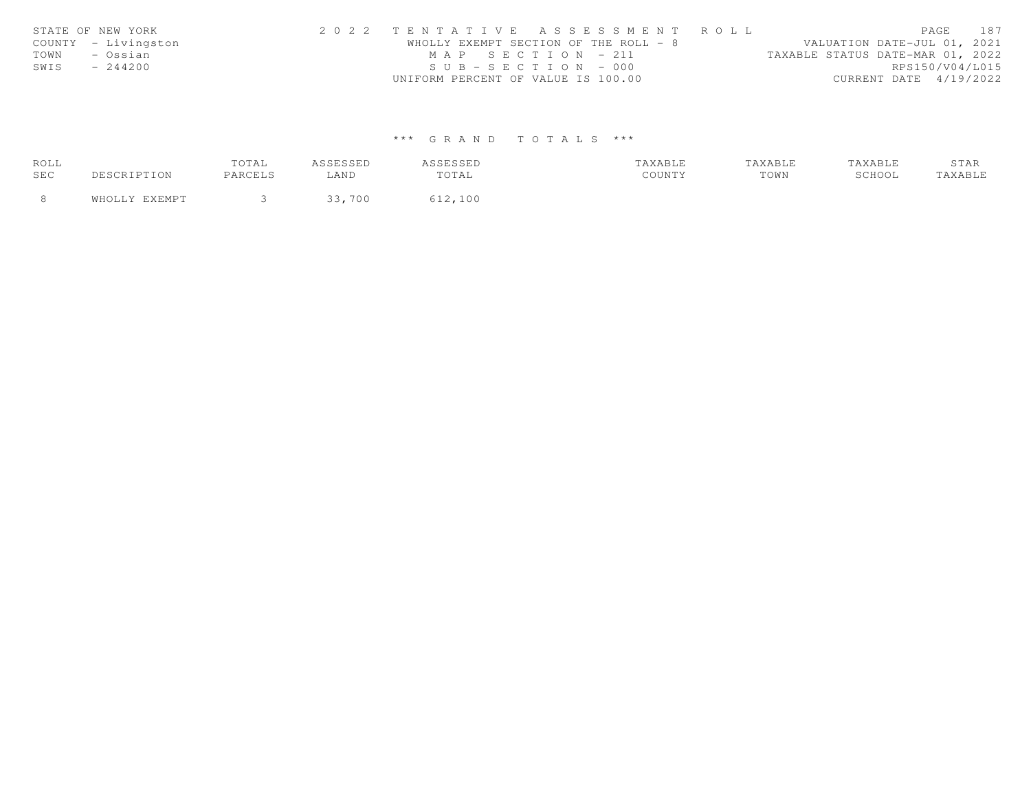STATE OF NEW YORK
COUNTY - Livingston
TOWN - Ossian
SWIS - 244200

2 0 2 2 T E N T A T I V E A S S E S S M E N T R O L L
WHOLLY EXEMPT SECTION OF THE ROLL - 8
M A P S E C T I O N - 211
S U B - S E C T I O N - 000
UNIFORM PERCENT OF VALUE IS 100.00

VALUATION DATE-JUL 01, 2021
TAXABLE STATUS DATE-MAR 01, 2022
RPS150/V04/L015
CURRENT DATE 4/19/2022

\*\*\* G R A N D T O T A L S \*\*\*

| ROLL SEC | DESCRIPTION | TOTAL PARCELS | ASSESSED LAND | ASSESSED TOTAL | TAXABLE COUNTY | TAXABLE TOWN | TAXABLE SCHOOL | STAR TAXABLE |
|---|---|---|---|---|---|---|---|---|
| 8 | WHOLLY EXEMPT | 3 | 33,700 | 612,100 | | | | |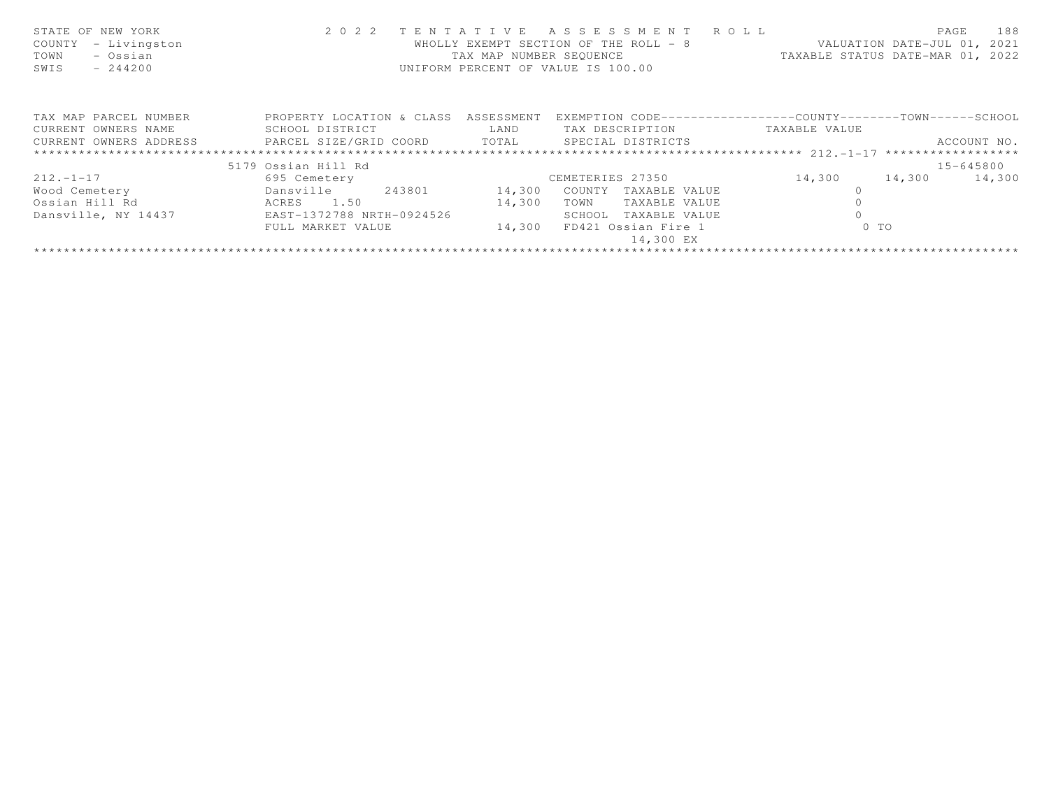STATE OF NEW YORK
COUNTY - Livingston
TOWN - Ossian
SWIS - 244200

2 0 2 2 T E N T A T I V E A S S E S S M E N T R O L L
WHOLLY EXEMPT SECTION OF THE ROLL - 8
TAX MAP NUMBER SEQUENCE
UNIFORM PERCENT OF VALUE IS 100.00

VALUATION DATE-JUL 01, 2021
TAXABLE STATUS DATE-MAR 01, 2022

| TAX MAP PARCEL NUMBER<br>CURRENT OWNERS NAME<br>CURRENT OWNERS ADDRESS | PROPERTY LOCATION & CLASS<br>SCHOOL DISTRICT<br>PARCEL SIZE/GRID COORD | ASSESSMENT<br>LAND<br>TOTAL | EXEMPTION CODE<br>TAX DESCRIPTION<br>SPECIAL DISTRICTS | COUNTY<br>TAXABLE VALUE | TOWN | SCHOOL<br>ACCOUNT NO. |
|---|---|---|---|---|---|---|
| | 5179 Ossian Hill Rd | | | | | 15-645800 |
| 212.-1-17 | 695 Cemetery | | CEMETERIES 27350 | 14,300 | 14,300 | 14,300 |
| Wood Cemetery | Dansville 243801 | 14,300 | COUNTY TAXABLE VALUE | 0 | | |
| Ossian Hill Rd | ACRES 1.50 | 14,300 | TOWN TAXABLE VALUE | 0 | | |
| Dansville, NY 14437 | EAST-1372788 NRTH-0924526 | | SCHOOL TAXABLE VALUE | 0 | | |
| | FULL MARKET VALUE | 14,300 | FD421 Ossian Fire 1<br>14,300 EX | 0 TO | | |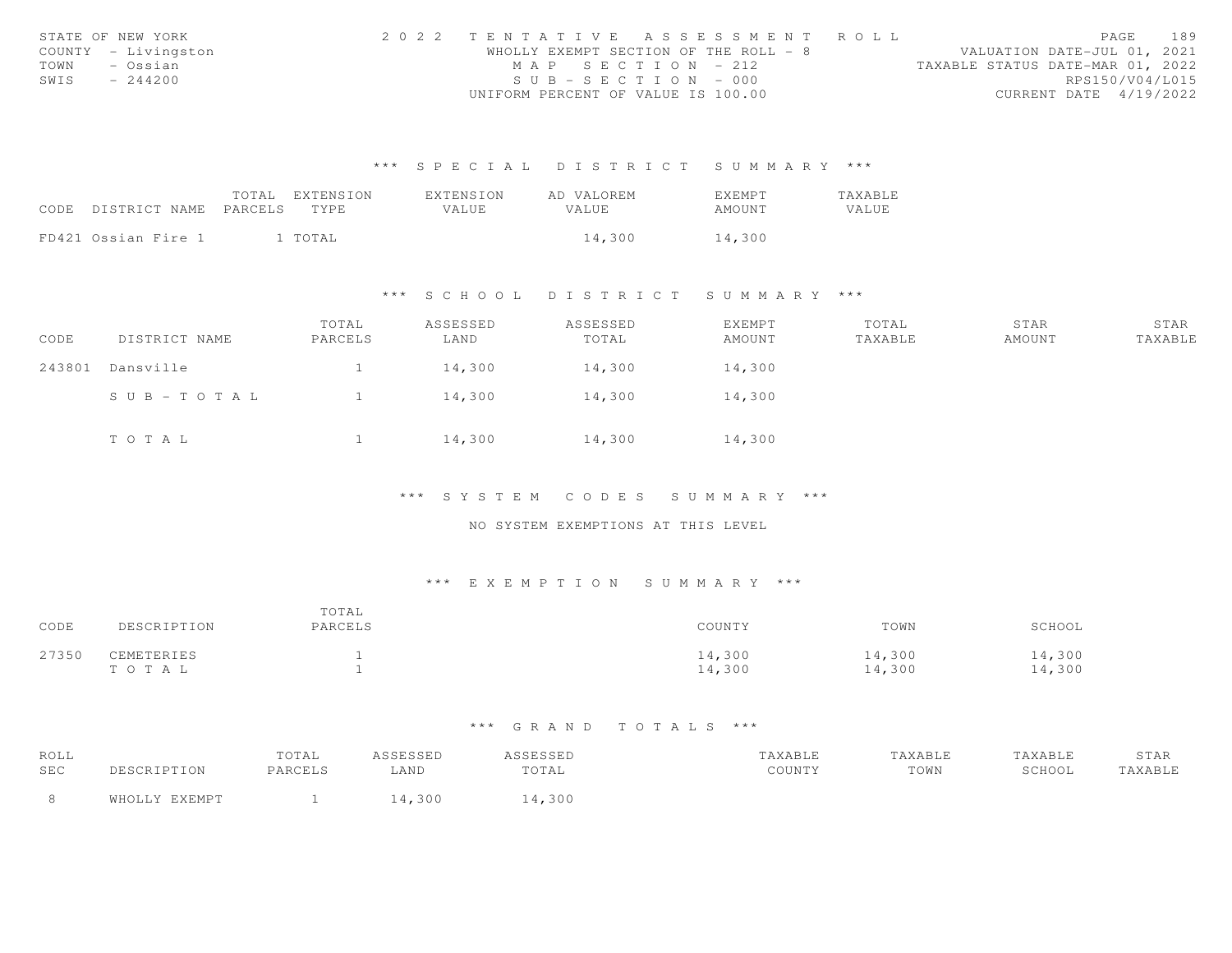STATE OF NEW YORK
COUNTY - Livingston
TOWN - Ossian
SWIS - 244200

2022 TENTATIVE ASSESSMENT ROLL
WHOLLY EXEMPT SECTION OF THE ROLL - 8
MAP SECTION - 212
SUB-SECTION - 000
UNIFORM PERCENT OF VALUE IS 100.00

VALUATION DATE-JUL 01, 2021
TAXABLE STATUS DATE-MAR 01, 2022
RPS150/V04/L015
CURRENT DATE 4/19/2022

## *** SPECIAL DISTRICT SUMMARY ***

| CODE DISTRICT NAME | TOTAL PARCELS | EXTENSION TYPE | EXTENSION VALUE | AD VALOREM VALUE | EXEMPT AMOUNT | TAXABLE VALUE |
|---|---|---|---|---|---|---|
| FD421 Ossian Fire 1 | 1 | TOTAL | | 14,300 | 14,300 | |

## *** SCHOOL DISTRICT SUMMARY ***

| CODE | DISTRICT NAME | TOTAL PARCELS | ASSESSED LAND | ASSESSED TOTAL | EXEMPT AMOUNT | TOTAL TAXABLE | STAR AMOUNT | STAR TAXABLE |
|---|---|---|---|---|---|---|---|---|
| 243801 | Dansville | 1 | 14,300 | 14,300 | 14,300 | | | |
| | SUB-TOTAL | 1 | 14,300 | 14,300 | 14,300 | | | |
| | TOTAL | 1 | 14,300 | 14,300 | 14,300 | | | |

## *** SYSTEM CODES SUMMARY ***

NO SYSTEM EXEMPTIONS AT THIS LEVEL

## *** EXEMPTION SUMMARY ***

| CODE | DESCRIPTION | TOTAL PARCELS | COUNTY | TOWN | SCHOOL |
|---|---|---|---|---|---|
| 27350 | CEMETERIES | 1 | 14,300 | 14,300 | 14,300 |
| | TOTAL | 1 | 14,300 | 14,300 | 14,300 |

## *** GRAND TOTALS ***

| ROLL SEC | DESCRIPTION | TOTAL PARCELS | ASSESSED LAND | ASSESSED TOTAL | TAXABLE COUNTY | TAXABLE TOWN | TAXABLE SCHOOL | STAR TAXABLE |
|---|---|---|---|---|---|---|---|---|
| 8 | WHOLLY EXEMPT | 1 | 14,300 | 14,300 | | | | |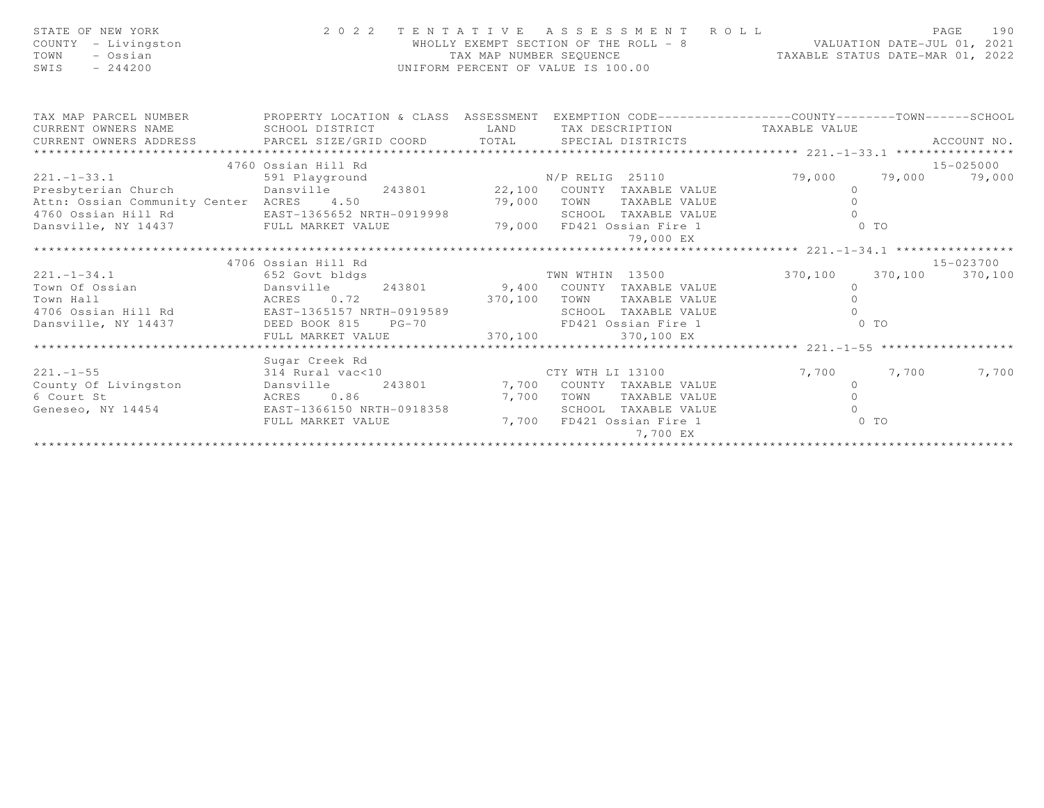STATE OF NEW YORK
COUNTY - Livingston
TOWN - Ossian
SWIS - 244200

2022 TENTATIVE ASSESSMENT ROLL
WHOLLY EXEMPT SECTION OF THE ROLL - 8
TAX MAP NUMBER SEQUENCE
UNIFORM PERCENT OF VALUE IS 100.00

VALUATION DATE-JUL 01, 2021
TAXABLE STATUS DATE-MAR 01, 2022

| TAX MAP PARCEL NUMBER / CURRENT OWNERS NAME / CURRENT OWNERS ADDRESS | PROPERTY LOCATION & CLASS / SCHOOL DISTRICT / PARCEL SIZE/GRID COORD | ASSESSMENT LAND / TOTAL | EXEMPTION CODE / TAX DESCRIPTION / SPECIAL DISTRICTS | COUNTY TAXABLE VALUE | TOWN | SCHOOL / ACCOUNT NO. |
|---|---|---|---|---|---|---|
| 221.-1-33.1 | 4760 Ossian Hill Rd | | | | | 15-025000 |
| 221.-1-33.1 | 591 Playground | | N/P RELIG 25110 | 79,000 | 79,000 | 79,000 |
| Presbyterian Church | Dansville 243801 | 22,100 | COUNTY TAXABLE VALUE | 0 | | |
| Attn: Ossian Community Center | ACRES 4.50 | 79,000 | TOWN TAXABLE VALUE | 0 | | |
| 4760 Ossian Hill Rd | EAST-1365652 NRTH-0919998 | | SCHOOL TAXABLE VALUE | 0 | | |
| Dansville, NY 14437 | FULL MARKET VALUE | 79,000 | FD421 Ossian Fire 1 | 0 TO | | |
| | | | 79,000 EX | | | |
| 221.-1-34.1 | 4706 Ossian Hill Rd | | | | | 15-023700 |
| 221.-1-34.1 | 652 Govt bldgs | | TWN WTHIN 13500 | 370,100 | 370,100 | 370,100 |
| Town Of Ossian | Dansville 243801 | 9,400 | COUNTY TAXABLE VALUE | 0 | | |
| Town Hall | ACRES 0.72 | 370,100 | TOWN TAXABLE VALUE | 0 | | |
| 4706 Ossian Hill Rd | EAST-1365157 NRTH-0919589 | | SCHOOL TAXABLE VALUE | 0 | | |
| Dansville, NY 14437 | DEED BOOK 815 PG-70 | | FD421 Ossian Fire 1 | 0 TO | | |
| | FULL MARKET VALUE | 370,100 | 370,100 EX | | | |
| 221.-1-55 | Sugar Creek Rd | | | | | |
| 221.-1-55 | 314 Rural vac<10 | | CTY WTH LI 13100 | 7,700 | 7,700 | 7,700 |
| County Of Livingston | Dansville 243801 | 7,700 | COUNTY TAXABLE VALUE | 0 | | |
| 6 Court St | ACRES 0.86 | 7,700 | TOWN TAXABLE VALUE | 0 | | |
| Geneseo, NY 14454 | EAST-1366150 NRTH-0918358 | | SCHOOL TAXABLE VALUE | 0 | | |
| | FULL MARKET VALUE | 7,700 | FD421 Ossian Fire 1 | 0 TO | | |
| | | | 7,700 EX | | | |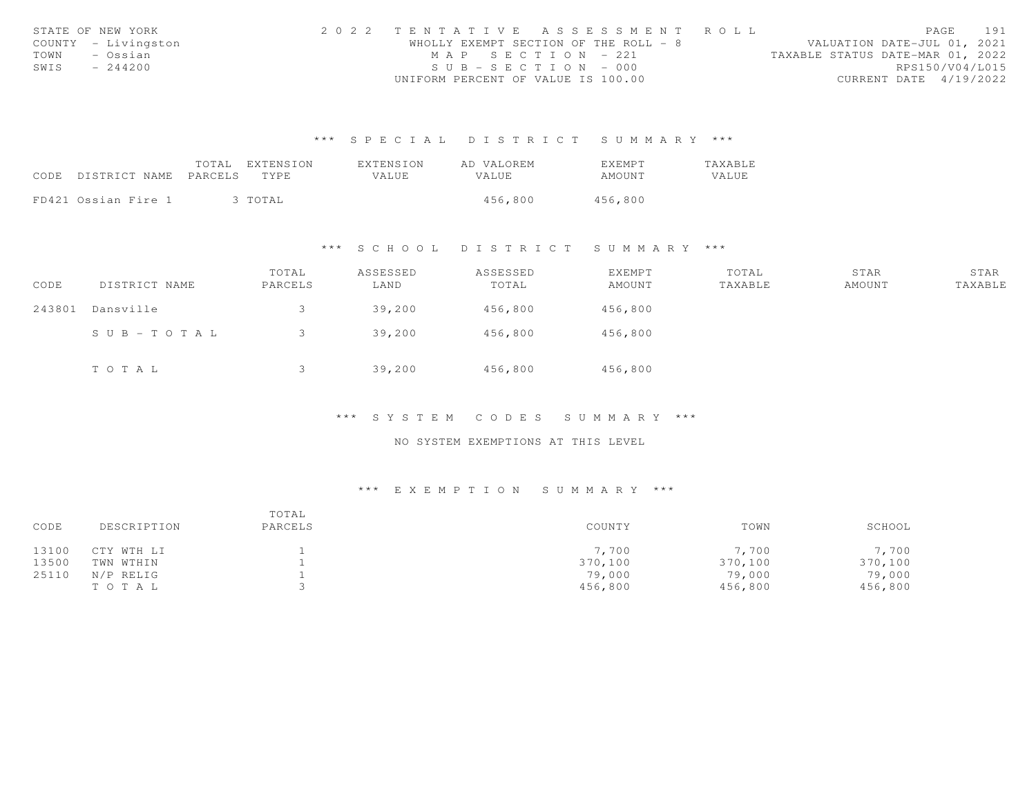STATE OF NEW YORK
COUNTY - Livingston
TOWN - Ossian
SWIS - 244200

2022 TENTATIVE ASSESSMENT ROLL
WHOLLY EXEMPT SECTION OF THE ROLL - 8
MAP SECTION - 221
SUB-SECTION - 000
UNIFORM PERCENT OF VALUE IS 100.00

VALUATION DATE-JUL 01, 2021
TAXABLE STATUS DATE-MAR 01, 2022
RPS150/V04/L015
CURRENT DATE 4/19/2022

## *** SPECIAL DISTRICT SUMMARY ***

| CODE DISTRICT NAME | TOTAL PARCELS | EXTENSION TYPE | EXTENSION VALUE | AD VALOREM VALUE | EXEMPT AMOUNT | TAXABLE VALUE |
|---|---|---|---|---|---|---|
| FD421 Ossian Fire 1 | 3 | TOTAL | | 456,800 | 456,800 | |

## *** SCHOOL DISTRICT SUMMARY ***

| CODE | DISTRICT NAME | TOTAL PARCELS | ASSESSED LAND | ASSESSED TOTAL | EXEMPT AMOUNT | TOTAL TAXABLE | STAR AMOUNT | STAR TAXABLE |
|---|---|---|---|---|---|---|---|---|
| 243801 | Dansville | 3 | 39,200 | 456,800 | 456,800 | | | |
| | SUB-TOTAL | 3 | 39,200 | 456,800 | 456,800 | | | |
| | TOTAL | 3 | 39,200 | 456,800 | 456,800 | | | |

## *** SYSTEM CODES SUMMARY ***

NO SYSTEM EXEMPTIONS AT THIS LEVEL

## *** EXEMPTION SUMMARY ***

| CODE | DESCRIPTION | TOTAL PARCELS | COUNTY | TOWN | SCHOOL |
|---|---|---|---|---|---|
| 13100 | CTY WTH LI | 1 | 7,700 | 7,700 | 7,700 |
| 13500 | TWN WTHIN | 1 | 370,100 | 370,100 | 370,100 |
| 25110 | N/P RELIG | 1 | 79,000 | 79,000 | 79,000 |
| | TOTAL | 3 | 456,800 | 456,800 | 456,800 |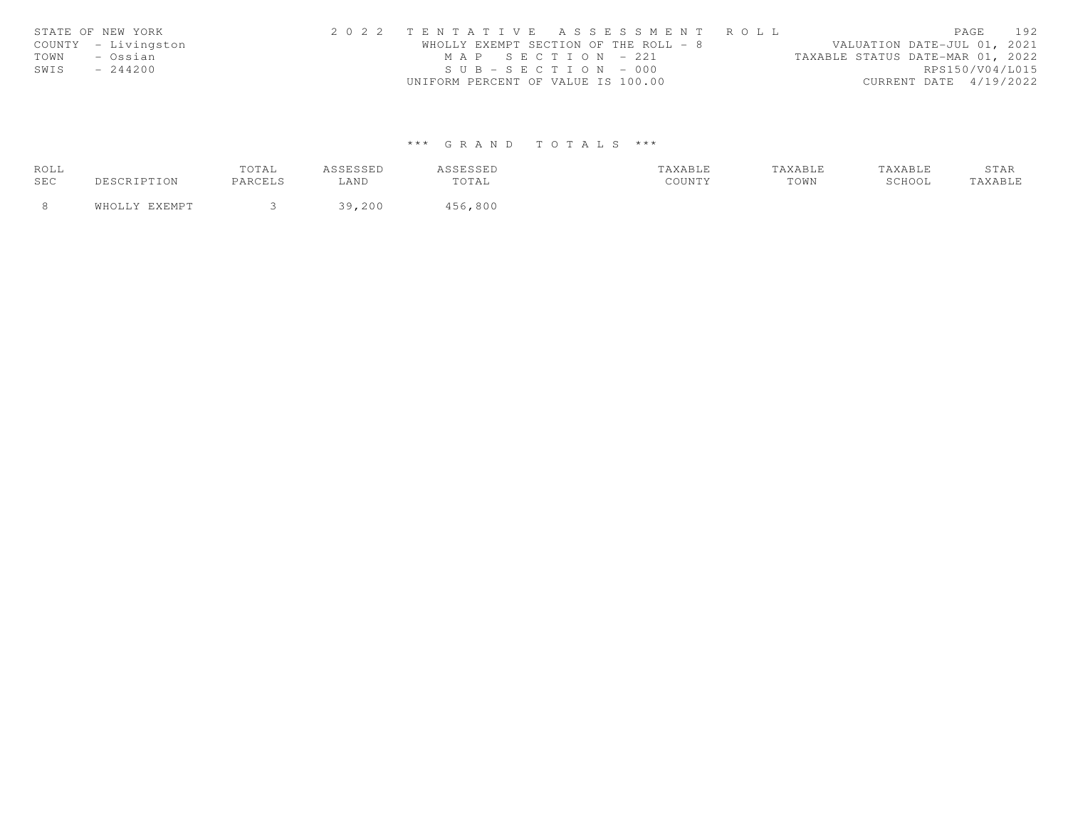STATE OF NEW YORK
COUNTY - Livingston
TOWN - Ossian
SWIS - 244200

2 0 2 2 TENTATIVE ASSESSMENT ROLL
WHOLLY EXEMPT SECTION OF THE ROLL - 8
MAP SECTION - 221
SUB-SECTION - 000
UNIFORM PERCENT OF VALUE IS 100.00

VALUATION DATE-JUL 01, 2021
TAXABLE STATUS DATE-MAR 01, 2022
RPS150/V04/L015
CURRENT DATE 4/19/2022

### *** GRAND TOTALS ***

| ROLL SEC | DESCRIPTION | TOTAL PARCELS | ASSESSED LAND | ASSESSED TOTAL | TAXABLE COUNTY | TAXABLE TOWN | TAXABLE SCHOOL | STAR TAXABLE |
|---|---|---|---|---|---|---|---|---|
| 8 | WHOLLY EXEMPT | 3 | 39,200 | 456,800 | | | | |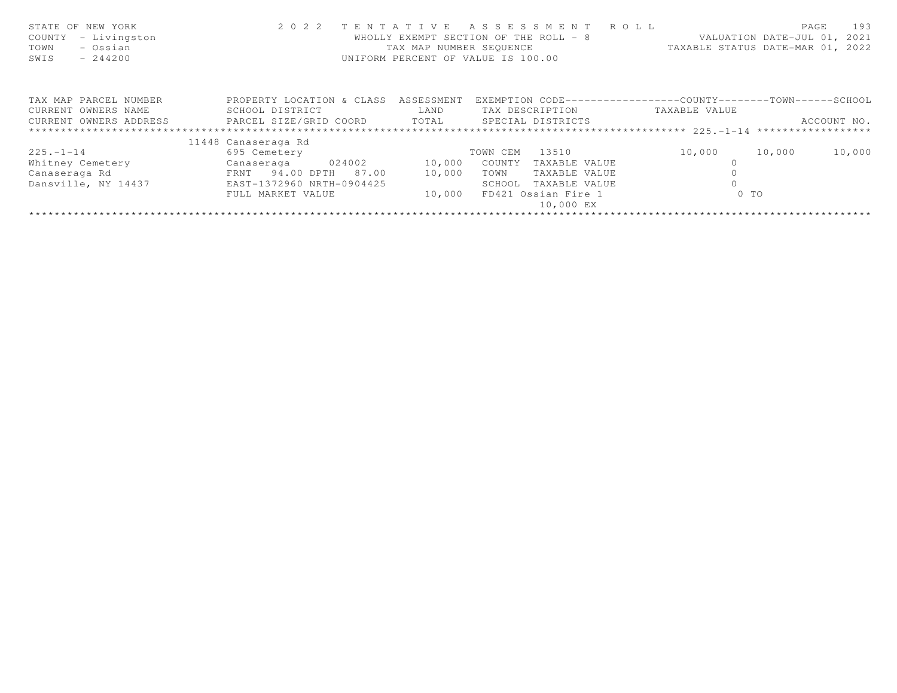STATE OF NEW YORK
COUNTY - Livingston
TOWN - Ossian
SWIS - 244200

2 0 2 2 T E N T A T I V E A S S E S S M E N T R O L L
WHOLLY EXEMPT SECTION OF THE ROLL - 8
TAX MAP NUMBER SEQUENCE
UNIFORM PERCENT OF VALUE IS 100.00

VALUATION DATE-JUL 01, 2021
TAXABLE STATUS DATE-MAR 01, 2022

| TAX MAP PARCEL NUMBER / CURRENT OWNERS NAME / CURRENT OWNERS ADDRESS | PROPERTY LOCATION & CLASS / SCHOOL DISTRICT / PARCEL SIZE/GRID COORD | ASSESSMENT LAND / TOTAL | EXEMPTION CODE / TAX DESCRIPTION / SPECIAL DISTRICTS | COUNTY TAXABLE VALUE | TOWN | SCHOOL / ACCOUNT NO. |
|---|---|---|---|---|---|---|
| | 11448 Canaseraga Rd | | | | | |
| 225.-1-14 | 695 Cemetery | | TOWN CEM 13510 | 10,000 | 10,000 | 10,000 |
| Whitney Cemetery | Canaseraga 024002 | 10,000 | COUNTY TAXABLE VALUE | 0 | | |
| Canaseraga Rd | FRNT 94.00 DPTH 87.00 | 10,000 | TOWN TAXABLE VALUE | 0 | | |
| Dansville, NY 14437 | EAST-1372960 NRTH-0904425 | | SCHOOL TAXABLE VALUE | 0 | | |
| | FULL MARKET VALUE | 10,000 | FD421 Ossian Fire 1 | 0 TO | | |
| | | | 10,000 EX | | | |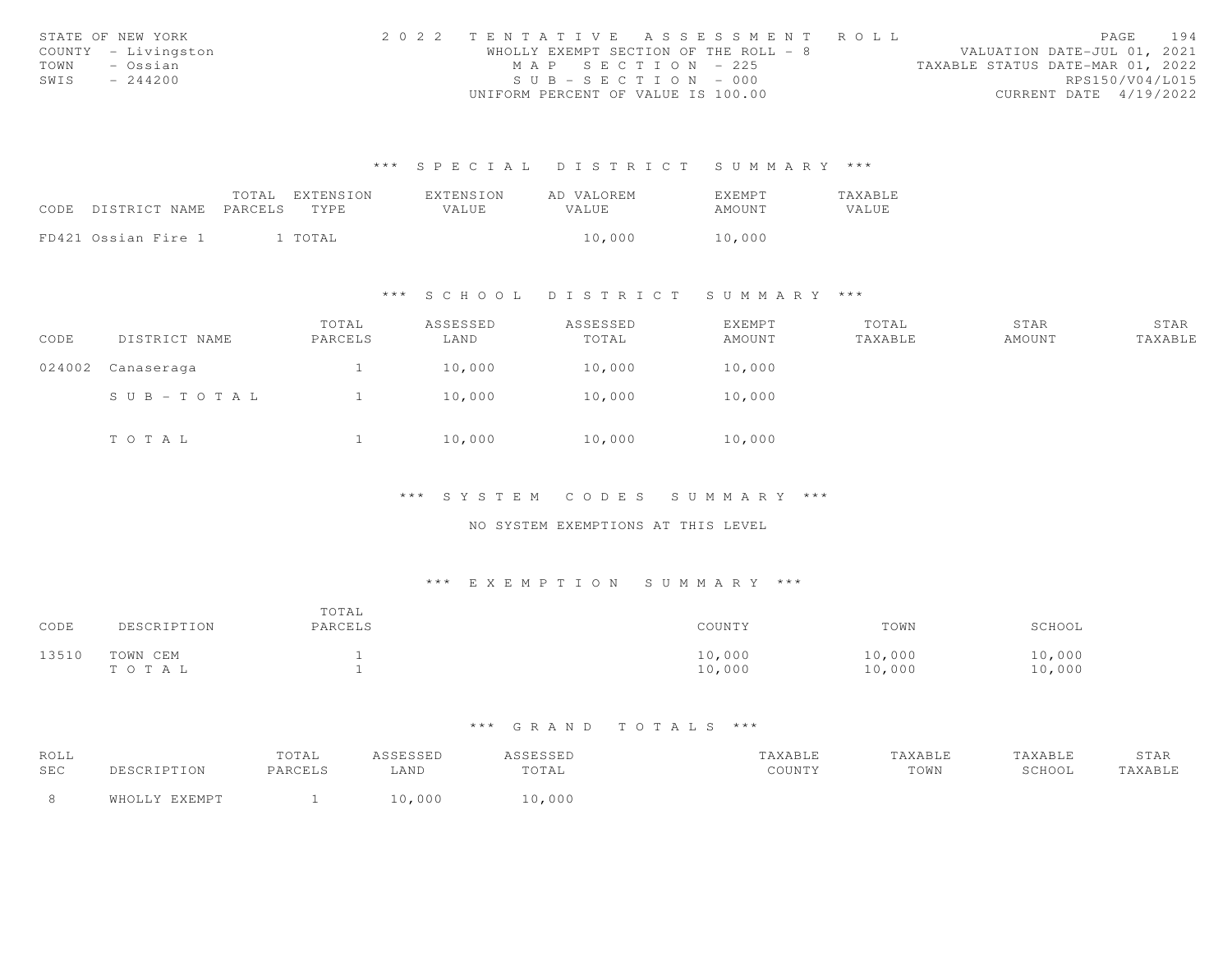STATE OF NEW YORK
COUNTY - Livingston
TOWN - Ossian
SWIS - 244200

2 0 2 2 TENTATIVE ASSESSMENT ROLL
WHOLLY EXEMPT SECTION OF THE ROLL - 8
MAP SECTION - 225
SUB-SECTION - 000
UNIFORM PERCENT OF VALUE IS 100.00

VALUATION DATE-JUL 01, 2021
TAXABLE STATUS DATE-MAR 01, 2022
RPS150/V04/L015
CURRENT DATE 4/19/2022

### *** SPECIAL DISTRICT SUMMARY ***

| CODE | DISTRICT NAME | TOTAL PARCELS | EXTENSION TYPE | EXTENSION VALUE | AD VALOREM VALUE | EXEMPT AMOUNT | TAXABLE VALUE |
|---|---|---|---|---|---|---|---|
| FD421 | Ossian Fire 1 | 1 | TOTAL | | 10,000 | 10,000 | |

### *** SCHOOL DISTRICT SUMMARY ***

| CODE | DISTRICT NAME | TOTAL PARCELS | ASSESSED LAND | ASSESSED TOTAL | EXEMPT AMOUNT | TOTAL TAXABLE | STAR AMOUNT | STAR TAXABLE |
|---|---|---|---|---|---|---|---|---|
| 024002 | Canaseraga | 1 | 10,000 | 10,000 | 10,000 | | | |
| | SUB-TOTAL | 1 | 10,000 | 10,000 | 10,000 | | | |
| | TOTAL | 1 | 10,000 | 10,000 | 10,000 | | | |

### *** SYSTEM CODES SUMMARY ***

NO SYSTEM EXEMPTIONS AT THIS LEVEL

### *** EXEMPTION SUMMARY ***

| CODE | DESCRIPTION | TOTAL PARCELS | COUNTY | TOWN | SCHOOL |
|---|---|---|---|---|---|
| 13510 | TOWN CEM | 1 | 10,000 | 10,000 | 10,000 |
| | TOTAL | 1 | 10,000 | 10,000 | 10,000 |

### *** GRAND TOTALS ***

| ROLL SEC | DESCRIPTION | TOTAL PARCELS | ASSESSED LAND | ASSESSED TOTAL | TAXABLE COUNTY | TAXABLE TOWN | TAXABLE SCHOOL | STAR TAXABLE |
|---|---|---|---|---|---|---|---|---|
| 8 | WHOLLY EXEMPT | 1 | 10,000 | 10,000 | | | | |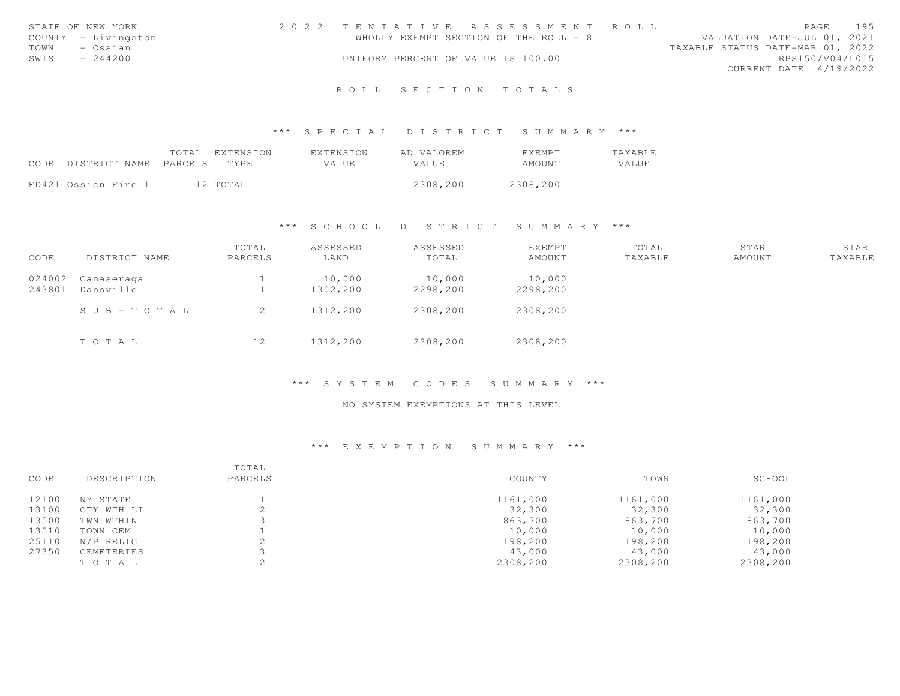STATE OF NEW YORK — 2022 TENTATIVE ASSESSMENT ROLL
COUNTY - Livingston — WHOLLY EXEMPT SECTION OF THE ROLL - 8 — VALUATION DATE-JUL 01, 2021
TOWN - Ossian — TAXABLE STATUS DATE-MAR 01, 2022
SWIS - 244200 — UNIFORM PERCENT OF VALUE IS 100.00 — RPS150/V04/L015
CURRENT DATE 4/19/2022

# ROLL SECTION TOTALS

## *** SPECIAL DISTRICT SUMMARY ***

| CODE | DISTRICT NAME | TOTAL PARCELS | EXTENSION TYPE | EXTENSION VALUE | AD VALOREM VALUE | EXEMPT AMOUNT | TAXABLE VALUE |
|---|---|---|---|---|---|---|---|
| FD421 | Ossian Fire 1 | 12 | TOTAL | | 2308,200 | 2308,200 | |

## *** SCHOOL DISTRICT SUMMARY ***

| CODE | DISTRICT NAME | TOTAL PARCELS | ASSESSED LAND | ASSESSED TOTAL | EXEMPT AMOUNT | TOTAL TAXABLE | STAR AMOUNT | STAR TAXABLE |
|---|---|---|---|---|---|---|---|---|
| 024002 | Canaseraga | 1 | 10,000 | 10,000 | 10,000 | | | |
| 243801 | Dansville | 11 | 1302,200 | 2298,200 | 2298,200 | | | |
| | SUB-TOTAL | 12 | 1312,200 | 2308,200 | 2308,200 | | | |
| | TOTAL | 12 | 1312,200 | 2308,200 | 2308,200 | | | |

## *** SYSTEM CODES SUMMARY ***

NO SYSTEM EXEMPTIONS AT THIS LEVEL

## *** EXEMPTION SUMMARY ***

| CODE | DESCRIPTION | TOTAL PARCELS | COUNTY | TOWN | SCHOOL |
|---|---|---|---|---|---|
| 12100 | NY STATE | 1 | 1161,000 | 1161,000 | 1161,000 |
| 13100 | CTY WTH LI | 2 | 32,300 | 32,300 | 32,300 |
| 13500 | TWN WTHIN | 3 | 863,700 | 863,700 | 863,700 |
| 13510 | TOWN CEM | 1 | 10,000 | 10,000 | 10,000 |
| 25110 | N/P RELIG | 2 | 198,200 | 198,200 | 198,200 |
| 27350 | CEMETERIES | 3 | 43,000 | 43,000 | 43,000 |
| | TOTAL | 12 | 2308,200 | 2308,200 | 2308,200 |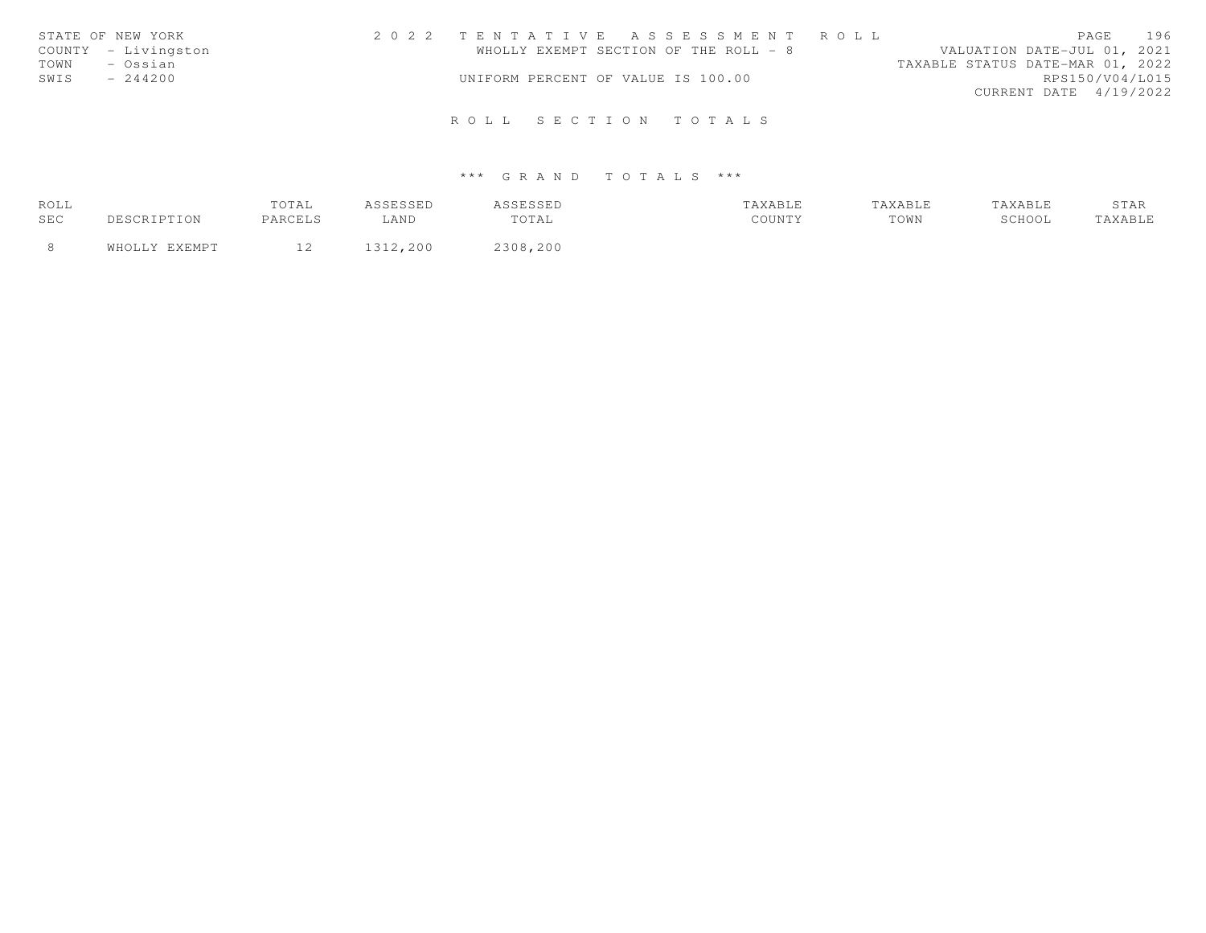STATE OF NEW YORK
COUNTY - Livingston
TOWN - Ossian
SWIS - 244200

2 0 2 2 T E N T A T I V E A S S E S S M E N T R O L L
WHOLLY EXEMPT SECTION OF THE ROLL - 8
UNIFORM PERCENT OF VALUE IS 100.00

VALUATION DATE-JUL 01, 2021
TAXABLE STATUS DATE-MAR 01, 2022
RPS150/V04/L015
CURRENT DATE 4/19/2022

R O L L S E C T I O N T O T A L S

\*\*\* G R A N D T O T A L S \*\*\*

| ROLL SEC | DESCRIPTION | TOTAL PARCELS | ASSESSED LAND | ASSESSED TOTAL | TAXABLE COUNTY | TAXABLE TOWN | TAXABLE SCHOOL | STAR TAXABLE |
|---|---|---|---|---|---|---|---|---|
| 8 | WHOLLY EXEMPT | 12 | 1312,200 | 2308,200 | | | | |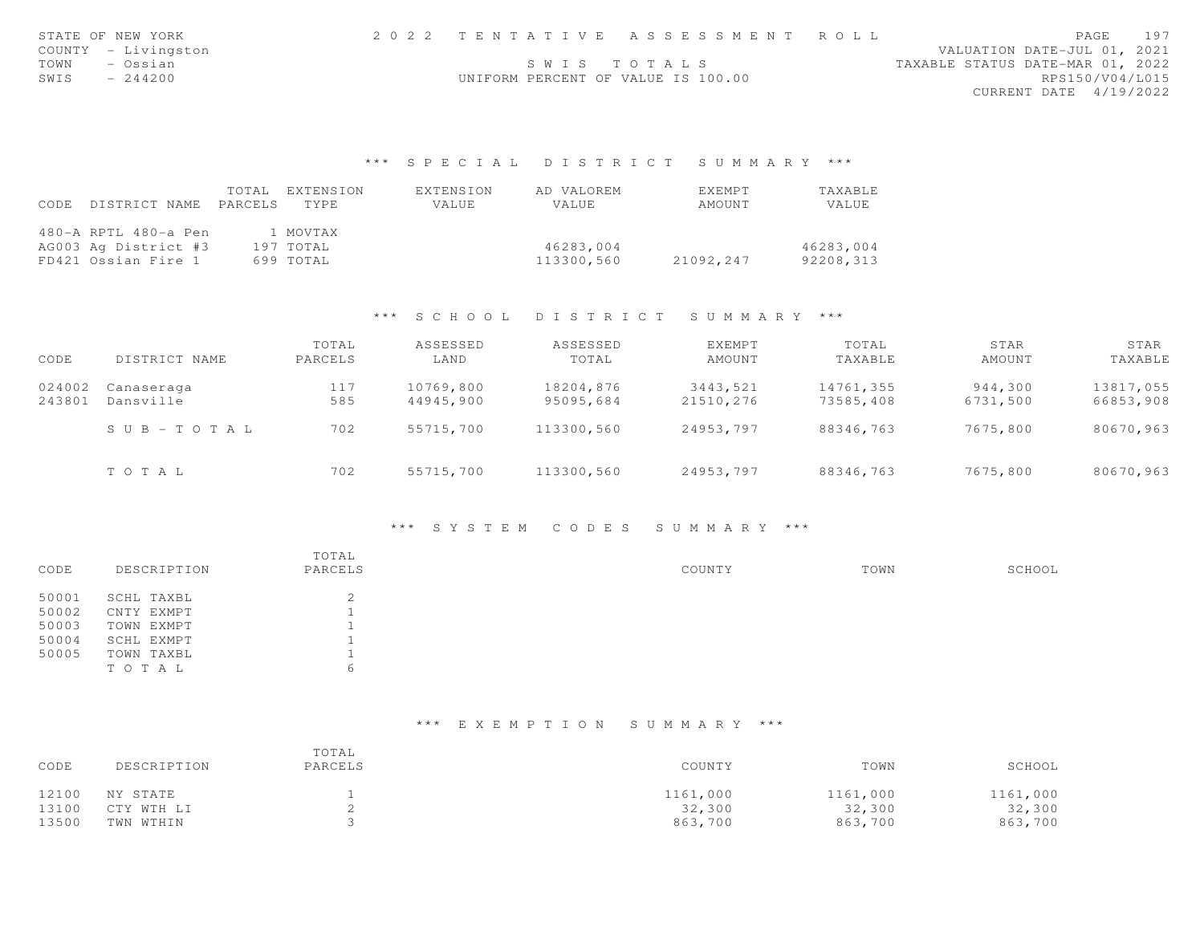STATE OF NEW YORK
COUNTY - Livingston
TOWN - Ossian
SWIS - 244200

2022 TENTATIVE ASSESSMENT ROLL
SWIS TOTALS
UNIFORM PERCENT OF VALUE IS 100.00

VALUATION DATE-JUL 01, 2021
TAXABLE STATUS DATE-MAR 01, 2022
RPS150/V04/L015
CURRENT DATE 4/19/2022

## *** SPECIAL DISTRICT SUMMARY ***

| CODE DISTRICT NAME | TOTAL PARCELS | EXTENSION TYPE | EXTENSION VALUE | AD VALOREM VALUE | EXEMPT AMOUNT | TAXABLE VALUE |
|---|---|---|---|---|---|---|
| 480-A RPTL 480-a Pen | 1 | MOVTAX | | | | |
| AG003 Ag District #3 | 197 | TOTAL | | 46283,004 | | 46283,004 |
| FD421 Ossian Fire 1 | 699 | TOTAL | | 113300,560 | 21092,247 | 92208,313 |

## *** SCHOOL DISTRICT SUMMARY ***

| CODE | DISTRICT NAME | TOTAL PARCELS | ASSESSED LAND | ASSESSED TOTAL | EXEMPT AMOUNT | TOTAL TAXABLE | STAR AMOUNT | STAR TAXABLE |
|---|---|---|---|---|---|---|---|---|
| 024002 | Canaseraga | 117 | 10769,800 | 18204,876 | 3443,521 | 14761,355 | 944,300 | 13817,055 |
| 243801 | Dansville | 585 | 44945,900 | 95095,684 | 21510,276 | 73585,408 | 6731,500 | 66853,908 |
| | SUB-TOTAL | 702 | 55715,700 | 113300,560 | 24953,797 | 88346,763 | 7675,800 | 80670,963 |
| | TOTAL | 702 | 55715,700 | 113300,560 | 24953,797 | 88346,763 | 7675,800 | 80670,963 |

## *** SYSTEM CODES SUMMARY ***

| CODE | DESCRIPTION | TOTAL PARCELS | COUNTY | TOWN | SCHOOL |
|---|---|---|---|---|---|
| 50001 | SCHL TAXBL | 2 | | | |
| 50002 | CNTY EXMPT | 1 | | | |
| 50003 | TOWN EXMPT | 1 | | | |
| 50004 | SCHL EXMPT | 1 | | | |
| 50005 | TOWN TAXBL | 1 | | | |
| | TOTAL | 6 | | | |

## *** EXEMPTION SUMMARY ***

| CODE | DESCRIPTION | TOTAL PARCELS | COUNTY | TOWN | SCHOOL |
|---|---|---|---|---|---|
| 12100 | NY STATE | 1 | 1161,000 | 1161,000 | 1161,000 |
| 13100 | CTY WTH LI | 2 | 32,300 | 32,300 | 32,300 |
| 13500 | TWN WTHIN | 3 | 863,700 | 863,700 | 863,700 |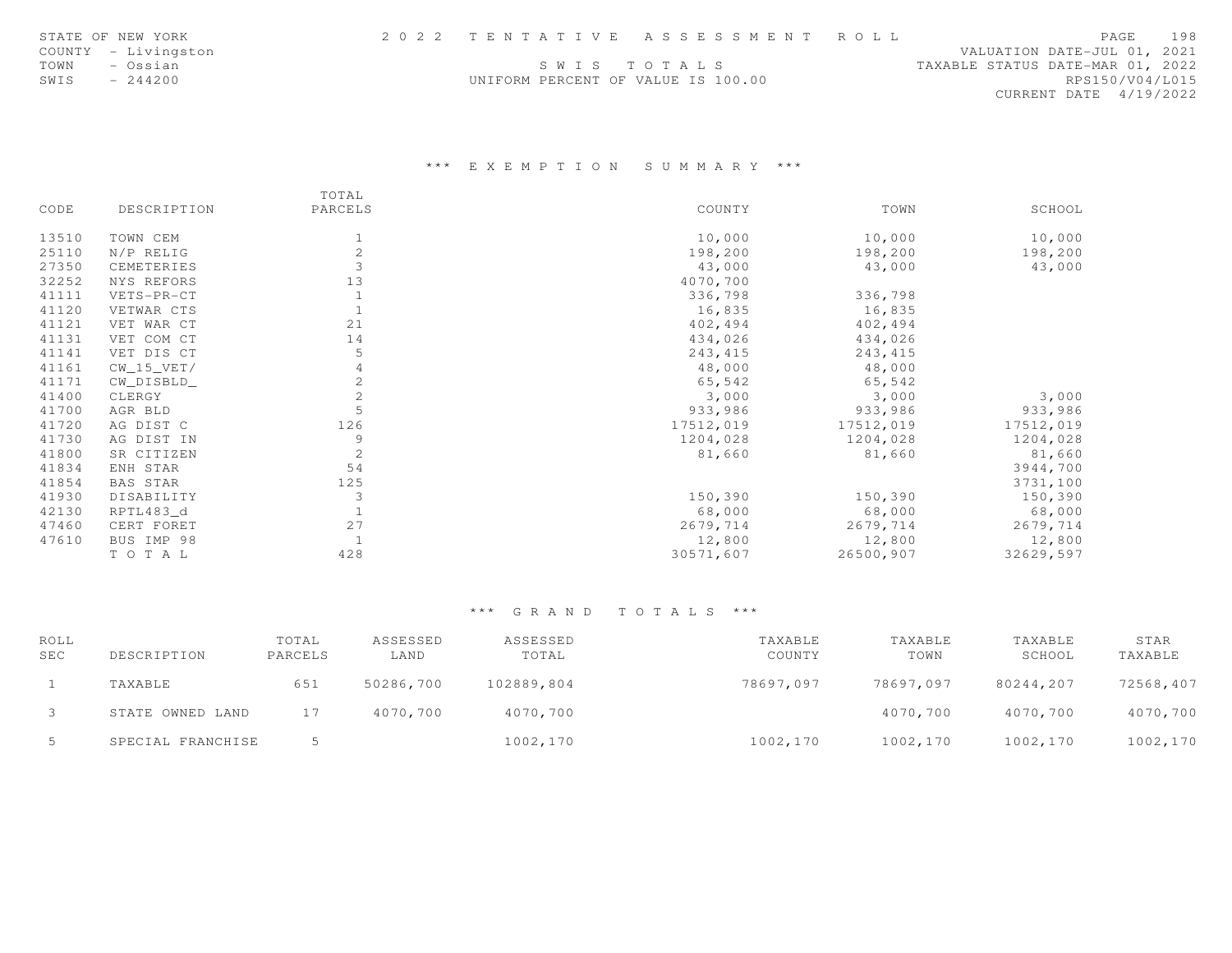STATE OF NEW YORK
COUNTY - Livingston
TOWN - Ossian
SWIS - 244200

2022 TENTATIVE ASSESSMENT ROLL

SWIS TOTALS

UNIFORM PERCENT OF VALUE IS 100.00

VALUATION DATE-JUL 01, 2021
TAXABLE STATUS DATE-MAR 01, 2022
RPS150/V04/L015
CURRENT DATE 4/19/2022

### *** EXEMPTION SUMMARY ***

| CODE | DESCRIPTION | TOTAL PARCELS | COUNTY | TOWN | SCHOOL |
|---|---|---|---|---|---|
| 13510 | TOWN CEM | 1 | 10,000 | 10,000 | 10,000 |
| 25110 | N/P RELIG | 2 | 198,200 | 198,200 | 198,200 |
| 27350 | CEMETERIES | 3 | 43,000 | 43,000 | 43,000 |
| 32252 | NYS REFORS | 13 | 4070,700 | | |
| 41111 | VETS-PR-CT | 1 | 336,798 | 336,798 | |
| 41120 | VETWAR CTS | 1 | 16,835 | 16,835 | |
| 41121 | VET WAR CT | 21 | 402,494 | 402,494 | |
| 41131 | VET COM CT | 14 | 434,026 | 434,026 | |
| 41141 | VET DIS CT | 5 | 243,415 | 243,415 | |
| 41161 | CW_15_VET/ | 4 | 48,000 | 48,000 | |
| 41171 | CW_DISBLD_ | 2 | 65,542 | 65,542 | |
| 41400 | CLERGY | 2 | 3,000 | 3,000 | 3,000 |
| 41700 | AGR BLD | 5 | 933,986 | 933,986 | 933,986 |
| 41720 | AG DIST C | 126 | 17512,019 | 17512,019 | 17512,019 |
| 41730 | AG DIST IN | 9 | 1204,028 | 1204,028 | 1204,028 |
| 41800 | SR CITIZEN | 2 | 81,660 | 81,660 | 81,660 |
| 41834 | ENH STAR | 54 | | | 3944,700 |
| 41854 | BAS STAR | 125 | | | 3731,100 |
| 41930 | DISABILITY | 3 | 150,390 | 150,390 | 150,390 |
| 42130 | RPTL483_d | 1 | 68,000 | 68,000 | 68,000 |
| 47460 | CERT FORET | 27 | 2679,714 | 2679,714 | 2679,714 |
| 47610 | BUS IMP 98 | 1 | 12,800 | 12,800 | 12,800 |
| | TOTAL | 428 | 30571,607 | 26500,907 | 32629,597 |

### *** GRAND TOTALS ***

| ROLL SEC | DESCRIPTION | TOTAL PARCELS | ASSESSED LAND | ASSESSED TOTAL | TAXABLE COUNTY | TAXABLE TOWN | TAXABLE SCHOOL | STAR TAXABLE |
|---|---|---|---|---|---|---|---|---|
| 1 | TAXABLE | 651 | 50286,700 | 102889,804 | 78697,097 | 78697,097 | 80244,207 | 72568,407 |
| 3 | STATE OWNED LAND | 17 | 4070,700 | 4070,700 | | 4070,700 | 4070,700 | 4070,700 |
| 5 | SPECIAL FRANCHISE | 5 | | 1002,170 | 1002,170 | 1002,170 | 1002,170 | 1002,170 |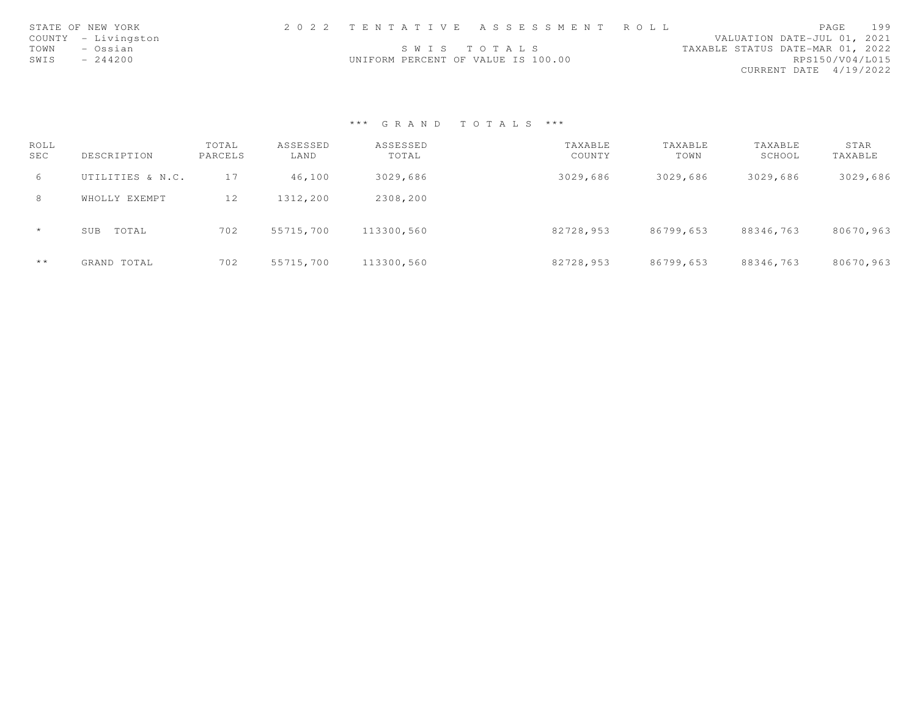STATE OF NEW YORK
COUNTY - Livingston
TOWN - Ossian
SWIS - 244200

2 0 2 2 T E N T A T I V E A S S E S S M E N T R O L L

S W I S T O T A L S

UNIFORM PERCENT OF VALUE IS 100.00

VALUATION DATE-JUL 01, 2021
TAXABLE STATUS DATE-MAR 01, 2022
RPS150/V04/L015
CURRENT DATE 4/19/2022

### *** G R A N D T O T A L S ***

| ROLL SEC | DESCRIPTION | TOTAL PARCELS | ASSESSED LAND | ASSESSED TOTAL | TAXABLE COUNTY | TAXABLE TOWN | TAXABLE SCHOOL | STAR TAXABLE |
|---|---|---|---|---|---|---|---|---|
| 6 | UTILITIES & N.C. | 17 | 46,100 | 3029,686 | 3029,686 | 3029,686 | 3029,686 | 3029,686 |
| 8 | WHOLLY EXEMPT | 12 | 1312,200 | 2308,200 | | | | |
| * | SUB TOTAL | 702 | 55715,700 | 113300,560 | 82728,953 | 86799,653 | 88346,763 | 80670,963 |
| ** | GRAND TOTAL | 702 | 55715,700 | 113300,560 | 82728,953 | 86799,653 | 88346,763 | 80670,963 |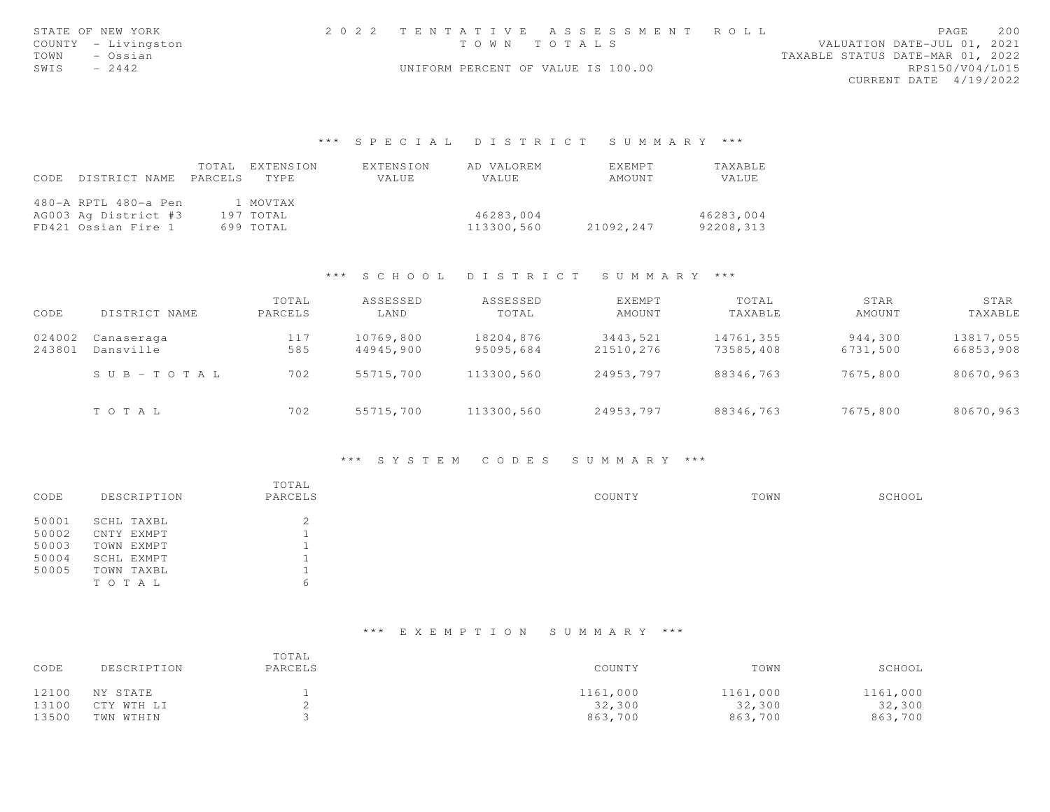STATE OF NEW YORK
COUNTY - Livingston
TOWN - Ossian
SWIS - 2442

# 2022 TENTATIVE ASSESSMENT ROLL
## TOWN TOTALS
UNIFORM PERCENT OF VALUE IS 100.00

VALUATION DATE-JUL 01, 2021
TAXABLE STATUS DATE-MAR 01, 2022
RPS150/V04/L015
CURRENT DATE 4/19/2022

### *** SPECIAL DISTRICT SUMMARY ***

| CODE DISTRICT NAME | TOTAL PARCELS | EXTENSION TYPE | EXTENSION VALUE | AD VALOREM VALUE | EXEMPT AMOUNT | TAXABLE VALUE |
|---|---|---|---|---|---|---|
| 480-A RPTL 480-a Pen | 1 | MOVTAX | | | | |
| AG003 Ag District #3 | 197 | TOTAL | | 46283,004 | | 46283,004 |
| FD421 Ossian Fire 1 | 699 | TOTAL | | 113300,560 | 21092,247 | 92208,313 |

### *** SCHOOL DISTRICT SUMMARY ***

| CODE | DISTRICT NAME | TOTAL PARCELS | ASSESSED LAND | ASSESSED TOTAL | EXEMPT AMOUNT | TOTAL TAXABLE | STAR AMOUNT | STAR TAXABLE |
|---|---|---|---|---|---|---|---|---|
| 024002 | Canaseraga | 117 | 10769,800 | 18204,876 | 3443,521 | 14761,355 | 944,300 | 13817,055 |
| 243801 | Dansville | 585 | 44945,900 | 95095,684 | 21510,276 | 73585,408 | 6731,500 | 66853,908 |
| | S U B - T O T A L | 702 | 55715,700 | 113300,560 | 24953,797 | 88346,763 | 7675,800 | 80670,963 |
| | T O T A L | 702 | 55715,700 | 113300,560 | 24953,797 | 88346,763 | 7675,800 | 80670,963 |

### *** SYSTEM CODES SUMMARY ***

| CODE | DESCRIPTION | TOTAL PARCELS | COUNTY | TOWN | SCHOOL |
|---|---|---|---|---|---|
| 50001 | SCHL TAXBL | 2 | | | |
| 50002 | CNTY EXMPT | 1 | | | |
| 50003 | TOWN EXMPT | 1 | | | |
| 50004 | SCHL EXMPT | 1 | | | |
| 50005 | TOWN TAXBL | 1 | | | |
| | T O T A L | 6 | | | |

### *** EXEMPTION SUMMARY ***

| CODE | DESCRIPTION | TOTAL PARCELS | COUNTY | TOWN | SCHOOL |
|---|---|---|---|---|---|
| 12100 | NY STATE | 1 | 1161,000 | 1161,000 | 1161,000 |
| 13100 | CTY WTH LI | 2 | 32,300 | 32,300 | 32,300 |
| 13500 | TWN WTHIN | 3 | 863,700 | 863,700 | 863,700 |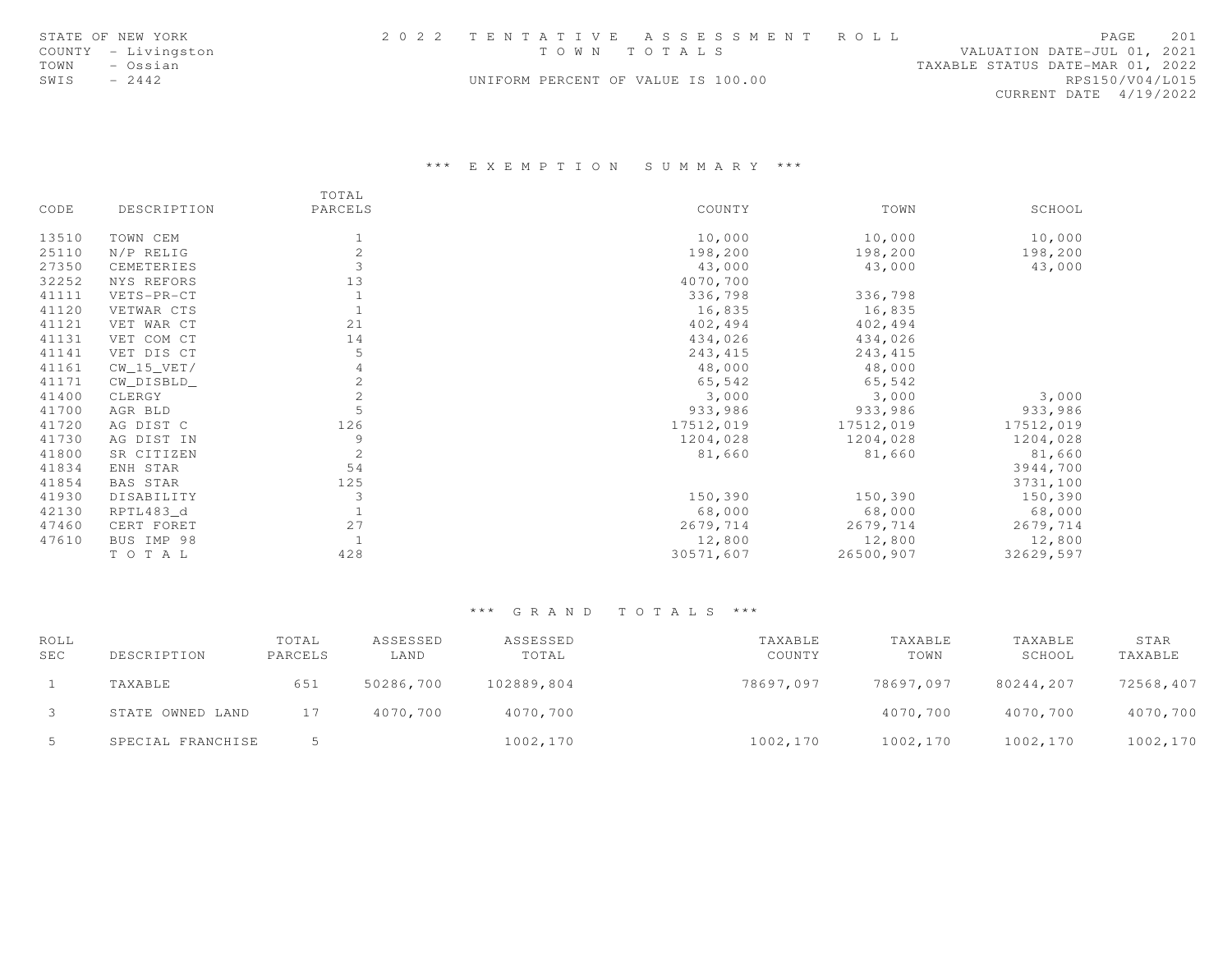STATE OF NEW YORK | 2 0 2 2 T E N T A T I V E A S S E S S M E N T R O L L
COUNTY - Livingston | T O W N T O T A L S | VALUATION DATE-JUL 01, 2021
TOWN - Ossian | | TAXABLE STATUS DATE-MAR 01, 2022
SWIS - 2442 | UNIFORM PERCENT OF VALUE IS 100.00 | RPS150/V04/L015
CURRENT DATE 4/19/2022

## *** E X E M P T I O N S U M M A R Y ***

| CODE | DESCRIPTION | TOTAL PARCELS | COUNTY | TOWN | SCHOOL |
|---|---|---|---|---|---|
| 13510 | TOWN CEM | 1 | 10,000 | 10,000 | 10,000 |
| 25110 | N/P RELIG | 2 | 198,200 | 198,200 | 198,200 |
| 27350 | CEMETERIES | 3 | 43,000 | 43,000 | 43,000 |
| 32252 | NYS REFORS | 13 | 4070,700 | | |
| 41111 | VETS-PR-CT | 1 | 336,798 | 336,798 | |
| 41120 | VETWAR CTS | 1 | 16,835 | 16,835 | |
| 41121 | VET WAR CT | 21 | 402,494 | 402,494 | |
| 41131 | VET COM CT | 14 | 434,026 | 434,026 | |
| 41141 | VET DIS CT | 5 | 243,415 | 243,415 | |
| 41161 | CW_15_VET/ | 4 | 48,000 | 48,000 | |
| 41171 | CW_DISBLD_ | 2 | 65,542 | 65,542 | |
| 41400 | CLERGY | 2 | 3,000 | 3,000 | 3,000 |
| 41700 | AGR BLD | 5 | 933,986 | 933,986 | 933,986 |
| 41720 | AG DIST C | 126 | 17512,019 | 17512,019 | 17512,019 |
| 41730 | AG DIST IN | 9 | 1204,028 | 1204,028 | 1204,028 |
| 41800 | SR CITIZEN | 2 | 81,660 | 81,660 | 81,660 |
| 41834 | ENH STAR | 54 | | | 3944,700 |
| 41854 | BAS STAR | 125 | | | 3731,100 |
| 41930 | DISABILITY | 3 | 150,390 | 150,390 | 150,390 |
| 42130 | RPTL483_d | 1 | 68,000 | 68,000 | 68,000 |
| 47460 | CERT FORET | 27 | 2679,714 | 2679,714 | 2679,714 |
| 47610 | BUS IMP 98 | 1 | 12,800 | 12,800 | 12,800 |
| | T O T A L | 428 | 30571,607 | 26500,907 | 32629,597 |

## *** G R A N D T O T A L S ***

| ROLL SEC | DESCRIPTION | TOTAL PARCELS | ASSESSED LAND | ASSESSED TOTAL | TAXABLE COUNTY | TAXABLE TOWN | TAXABLE SCHOOL | STAR TAXABLE |
|---|---|---|---|---|---|---|---|---|
| 1 | TAXABLE | 651 | 50286,700 | 102889,804 | 78697,097 | 78697,097 | 80244,207 | 72568,407 |
| 3 | STATE OWNED LAND | 17 | 4070,700 | 4070,700 | | 4070,700 | 4070,700 | 4070,700 |
| 5 | SPECIAL FRANCHISE | 5 | | 1002,170 | 1002,170 | 1002,170 | 1002,170 | 1002,170 |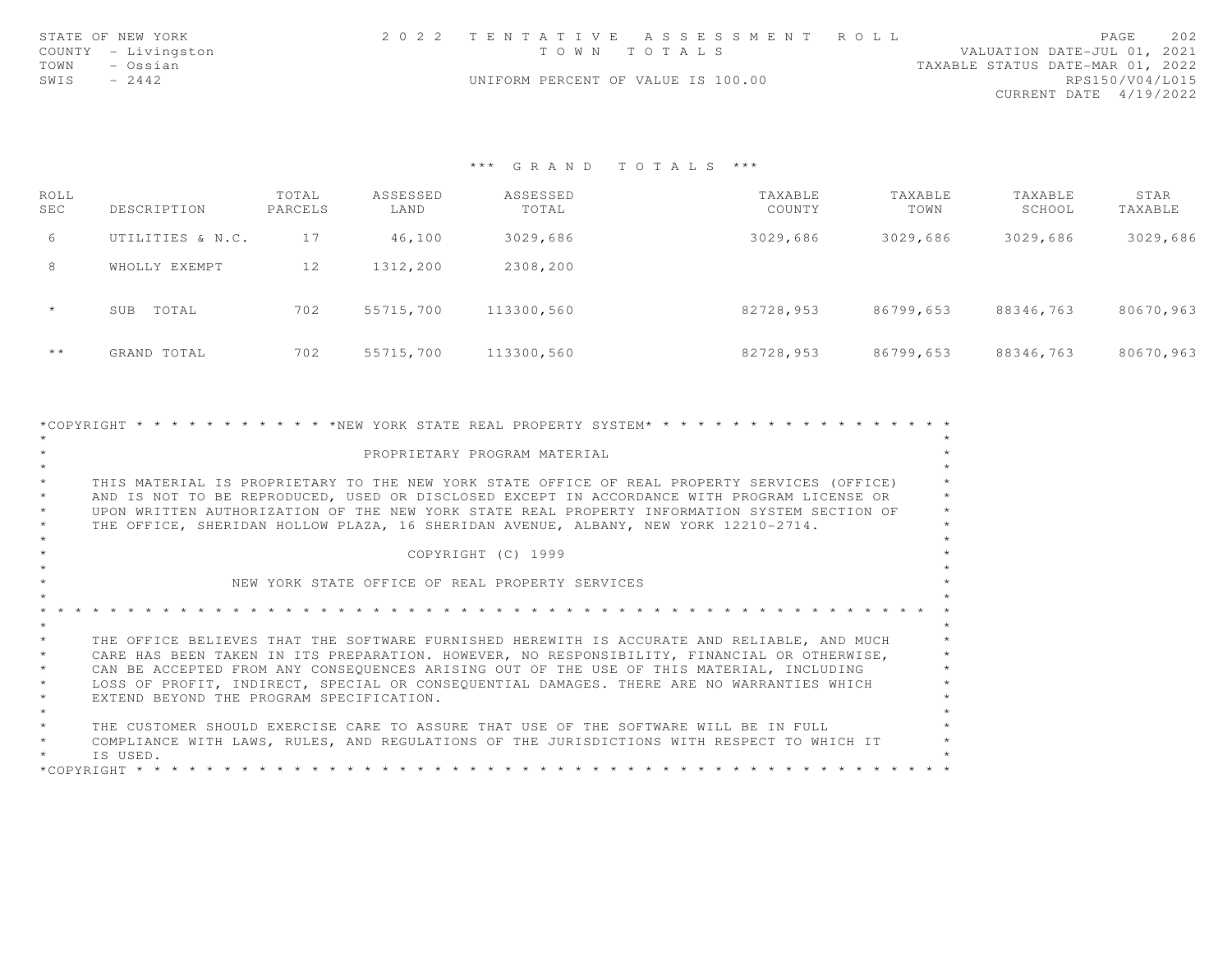STATE OF NEW YORK
COUNTY - Livingston
TOWN - Ossian
SWIS - 2442

2022 TENTATIVE ASSESSMENT ROLL
TOWN TOTALS
UNIFORM PERCENT OF VALUE IS 100.00

VALUATION DATE-JUL 01, 2021
TAXABLE STATUS DATE-MAR 01, 2022
RPS150/V04/L015
CURRENT DATE 4/19/2022

## *** GRAND TOTALS ***

| ROLL SEC | DESCRIPTION | TOTAL PARCELS | ASSESSED LAND | ASSESSED TOTAL | TAXABLE COUNTY | TAXABLE TOWN | TAXABLE SCHOOL | STAR TAXABLE |
|---|---|---|---|---|---|---|---|---|
| 6 | UTILITIES & N.C. | 17 | 46,100 | 3029,686 | 3029,686 | 3029,686 | 3029,686 | 3029,686 |
| 8 | WHOLLY EXEMPT | 12 | 1312,200 | 2308,200 | | | | |
| * | SUB TOTAL | 702 | 55715,700 | 113300,560 | 82728,953 | 86799,653 | 88346,763 | 80670,963 |
| ** | GRAND TOTAL | 702 | 55715,700 | 113300,560 | 82728,953 | 86799,653 | 88346,763 | 80670,963 |

*COPYRIGHT * * * * * * * * * * * *NEW YORK STATE REAL PROPERTY SYSTEM* * * * * * * * * * * * * * * * * *

PROPRIETARY PROGRAM MATERIAL

THIS MATERIAL IS PROPRIETARY TO THE NEW YORK STATE OFFICE OF REAL PROPERTY SERVICES (OFFICE) AND IS NOT TO BE REPRODUCED, USED OR DISCLOSED EXCEPT IN ACCORDANCE WITH PROGRAM LICENSE OR UPON WRITTEN AUTHORIZATION OF THE NEW YORK STATE REAL PROPERTY INFORMATION SYSTEM SECTION OF THE OFFICE, SHERIDAN HOLLOW PLAZA, 16 SHERIDAN AVENUE, ALBANY, NEW YORK 12210-2714.

COPYRIGHT (C) 1999

NEW YORK STATE OFFICE OF REAL PROPERTY SERVICES

THE OFFICE BELIEVES THAT THE SOFTWARE FURNISHED HEREWITH IS ACCURATE AND RELIABLE, AND MUCH CARE HAS BEEN TAKEN IN ITS PREPARATION. HOWEVER, NO RESPONSIBILITY, FINANCIAL OR OTHERWISE, CAN BE ACCEPTED FROM ANY CONSEQUENCES ARISING OUT OF THE USE OF THIS MATERIAL, INCLUDING LOSS OF PROFIT, INDIRECT, SPECIAL OR CONSEQUENTIAL DAMAGES. THERE ARE NO WARRANTIES WHICH EXTEND BEYOND THE PROGRAM SPECIFICATION.

THE CUSTOMER SHOULD EXERCISE CARE TO ASSURE THAT USE OF THE SOFTWARE WILL BE IN FULL COMPLIANCE WITH LAWS, RULES, AND REGULATIONS OF THE JURISDICTIONS WITH RESPECT TO WHICH IT IS USED.

*COPYRIGHT * * * * * * * * * * * * * * * * * * * * * * * * * * * * * * * * * * * * * * * * * * * * * *